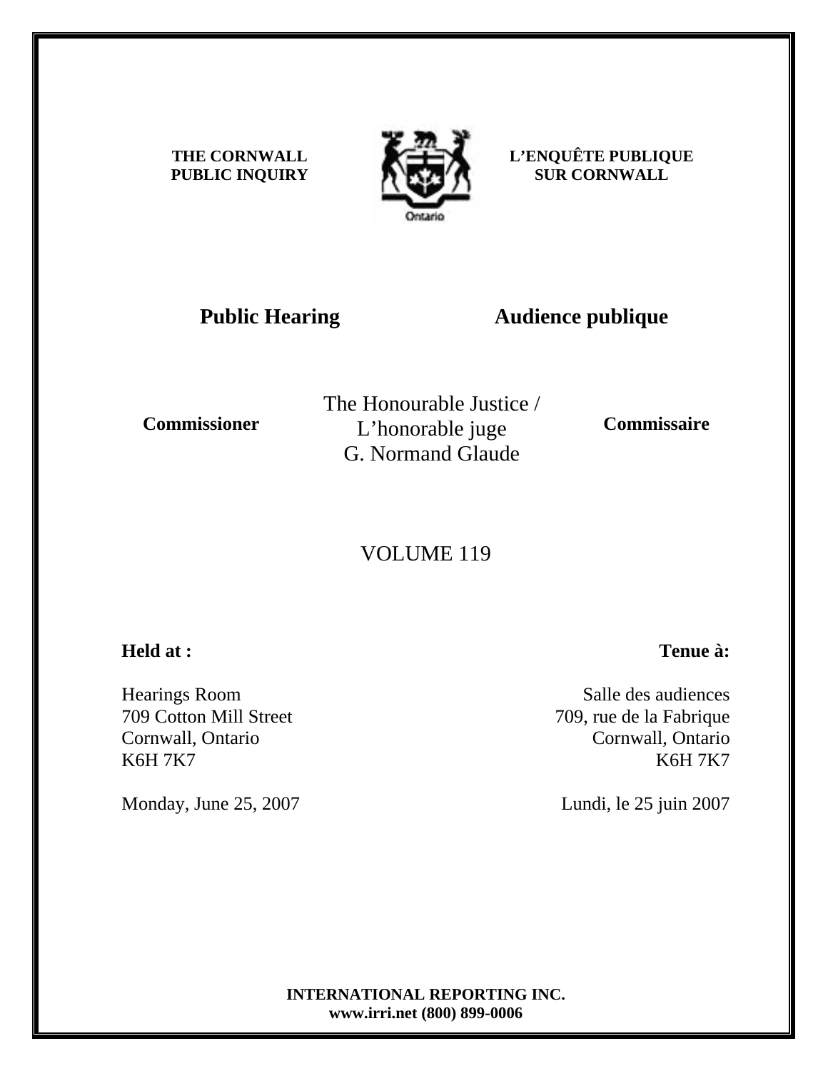**THE CORNWALL PUBLIC INQUIRY**

**L'ENQUÊTE PUBLIQUE SUR CORNWALL**

Ontario

## Public Hearing

## Audience publique

**Commissioner**

The Honourable Justice /
L'honorable juge
G. Normand Glaude

**Commissaire**

VOLUME 119

**Held at :**

Hearings Room
709 Cotton Mill Street
Cornwall, Ontario
K6H 7K7

Monday, June 25, 2007

**Tenue à:**

Salle des audiences
709, rue de la Fabrique
Cornwall, Ontario
K6H 7K7

Lundi, le 25 juin 2007

**INTERNATIONAL REPORTING INC.**
**www.irri.net (800) 899-0006**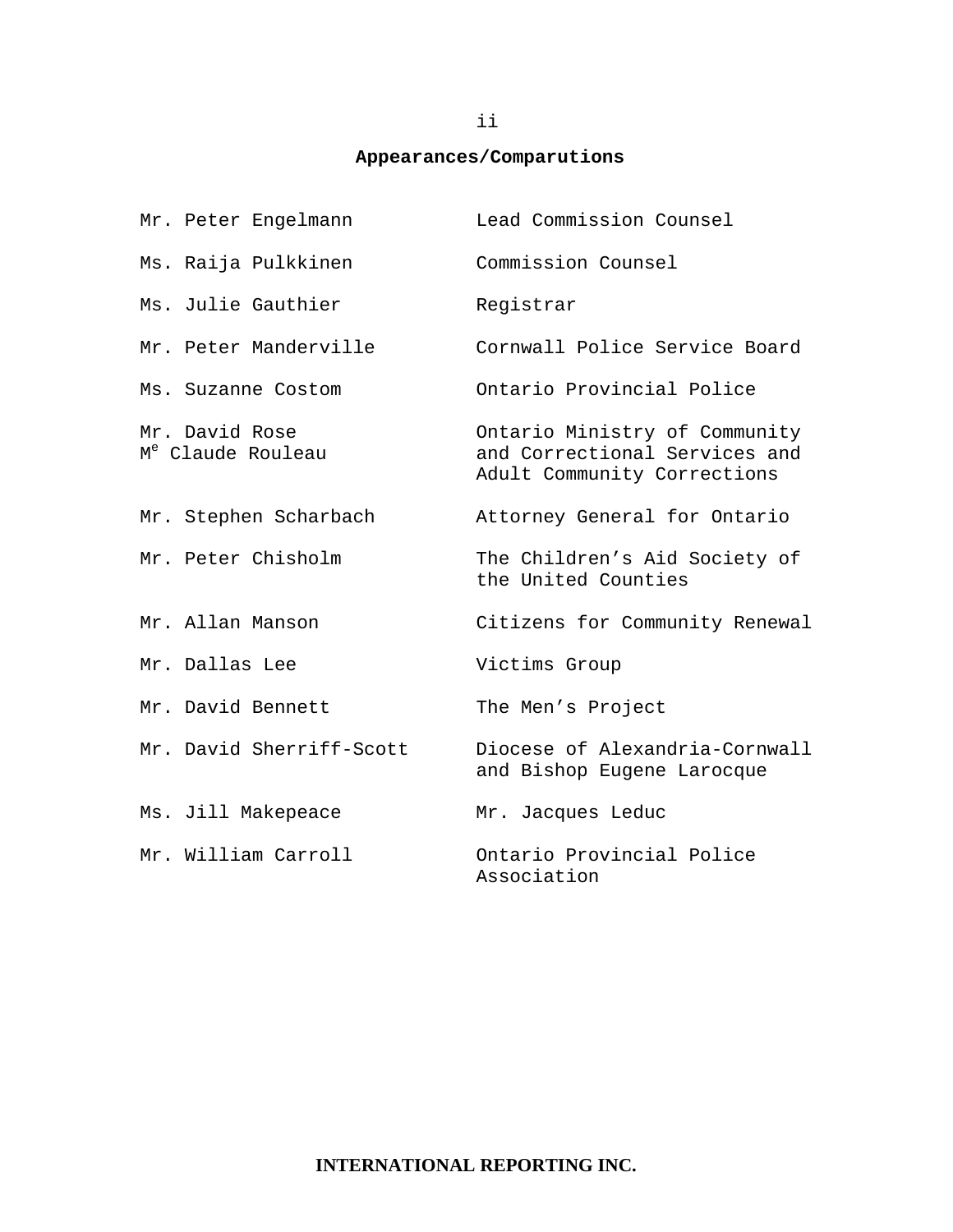## Appearances/Comparutions

| | |
|---|---|
| Mr. Peter Engelmann | Lead Commission Counsel |
| Ms. Raija Pulkkinen | Commission Counsel |
| Ms. Julie Gauthier | Registrar |
| Mr. Peter Manderville | Cornwall Police Service Board |
| Ms. Suzanne Costom | Ontario Provincial Police |
| Mr. David Rose<br>Me Claude Rouleau | Ontario Ministry of Community and Correctional Services and Adult Community Corrections |
| Mr. Stephen Scharbach | Attorney General for Ontario |
| Mr. Peter Chisholm | The Children's Aid Society of the United Counties |
| Mr. Allan Manson | Citizens for Community Renewal |
| Mr. Dallas Lee | Victims Group |
| Mr. David Bennett | The Men's Project |
| Mr. David Sherriff-Scott | Diocese of Alexandria-Cornwall and Bishop Eugene Larocque |
| Ms. Jill Makepeace | Mr. Jacques Leduc |
| Mr. William Carroll | Ontario Provincial Police Association |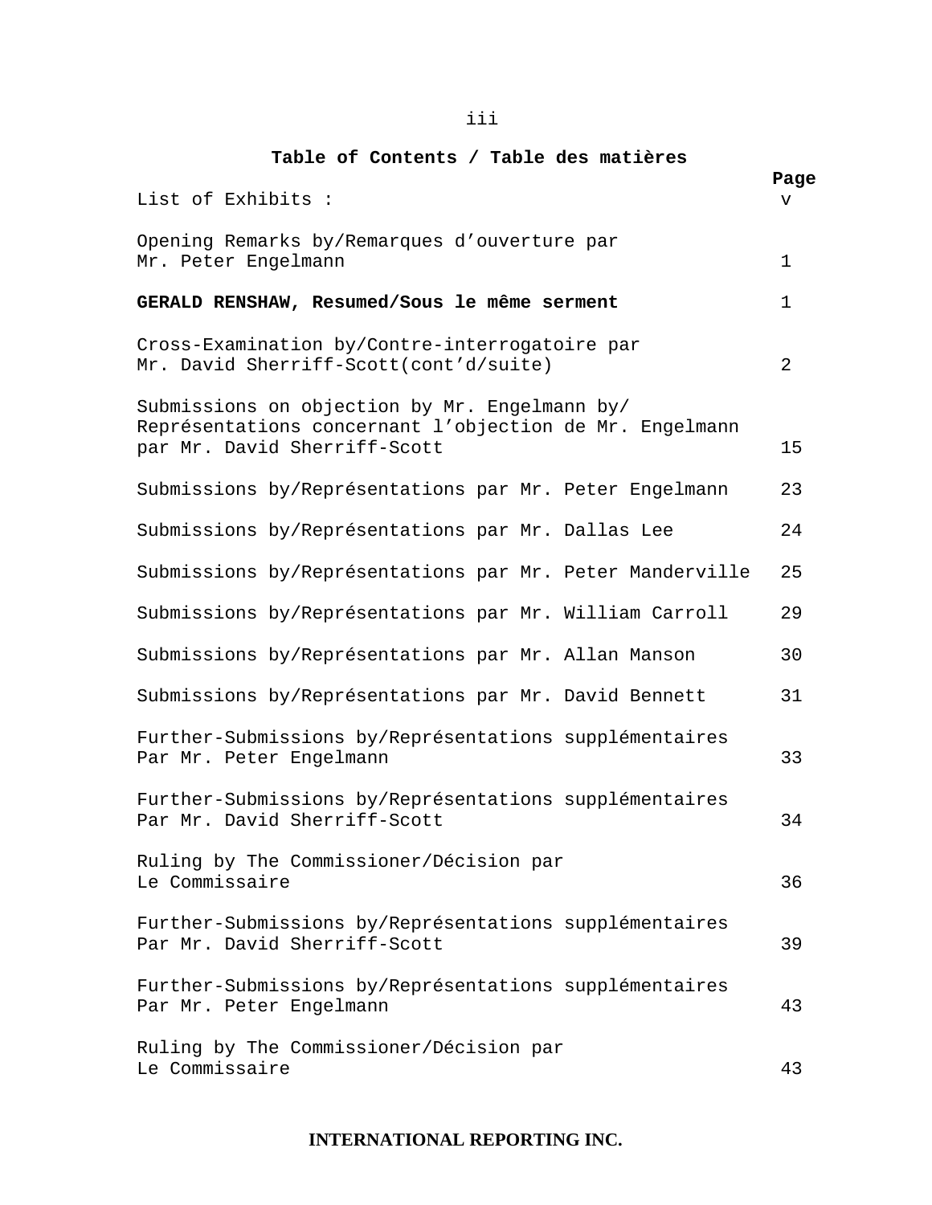## Table of Contents / Table des matières

| | Page |
|---|---|
| List of Exhibits : | v |
| Opening Remarks by/Remarques d'ouverture par Mr. Peter Engelmann | 1 |
| **GERALD RENSHAW, Resumed/Sous le même serment** | 1 |
| Cross-Examination by/Contre-interrogatoire par Mr. David Sherriff-Scott(cont'd/suite) | 2 |
| Submissions on objection by Mr. Engelmann by/ Représentations concernant l'objection de Mr. Engelmann par Mr. David Sherriff-Scott | 15 |
| Submissions by/Représentations par Mr. Peter Engelmann | 23 |
| Submissions by/Représentations par Mr. Dallas Lee | 24 |
| Submissions by/Représentations par Mr. Peter Manderville | 25 |
| Submissions by/Représentations par Mr. William Carroll | 29 |
| Submissions by/Représentations par Mr. Allan Manson | 30 |
| Submissions by/Représentations par Mr. David Bennett | 31 |
| Further-Submissions by/Représentations supplémentaires Par Mr. Peter Engelmann | 33 |
| Further-Submissions by/Représentations supplémentaires Par Mr. David Sherriff-Scott | 34 |
| Ruling by The Commissioner/Décision par Le Commissaire | 36 |
| Further-Submissions by/Représentations supplémentaires Par Mr. David Sherriff-Scott | 39 |
| Further-Submissions by/Représentations supplémentaires Par Mr. Peter Engelmann | 43 |
| Ruling by The Commissioner/Décision par Le Commissaire | 43 |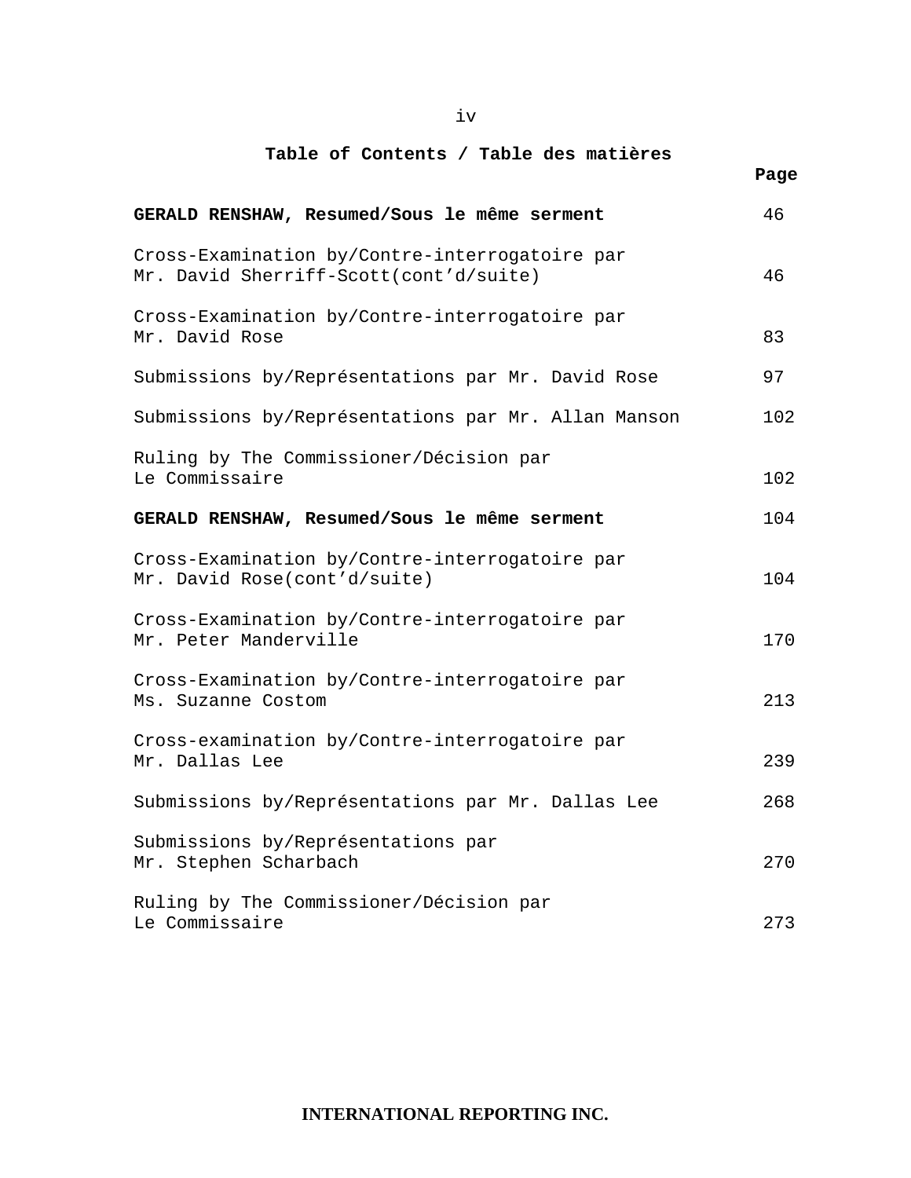# Table of Contents / Table des matières

| | Page |
|---|---|
| **GERALD RENSHAW, Resumed/Sous le même serment** | 46 |
| Cross-Examination by/Contre-interrogatoire par Mr. David Sherriff-Scott(cont'd/suite) | 46 |
| Cross-Examination by/Contre-interrogatoire par Mr. David Rose | 83 |
| Submissions by/Représentations par Mr. David Rose | 97 |
| Submissions by/Représentations par Mr. Allan Manson | 102 |
| Ruling by The Commissioner/Décision par Le Commissaire | 102 |
| **GERALD RENSHAW, Resumed/Sous le même serment** | 104 |
| Cross-Examination by/Contre-interrogatoire par Mr. David Rose(cont'd/suite) | 104 |
| Cross-Examination by/Contre-interrogatoire par Mr. Peter Manderville | 170 |
| Cross-Examination by/Contre-interrogatoire par Ms. Suzanne Costom | 213 |
| Cross-examination by/Contre-interrogatoire par Mr. Dallas Lee | 239 |
| Submissions by/Représentations par Mr. Dallas Lee | 268 |
| Submissions by/Représentations par Mr. Stephen Scharbach | 270 |
| Ruling by The Commissioner/Décision par Le Commissaire | 273 |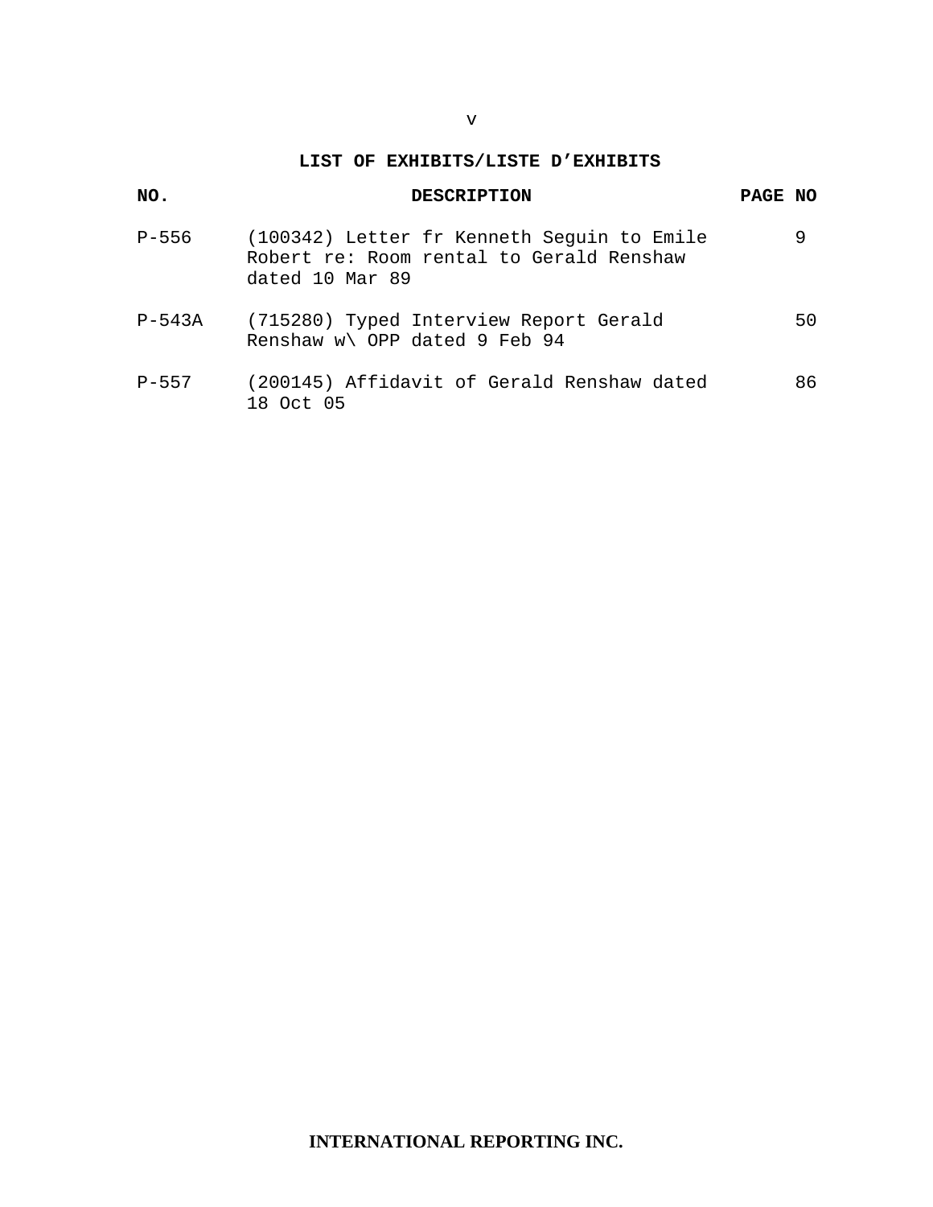## LIST OF EXHIBITS/LISTE D'EXHIBITS

| NO. | DESCRIPTION | PAGE NO |
|---|---|---|
| P-556 | (100342) Letter fr Kenneth Seguin to Emile Robert re: Room rental to Gerald Renshaw dated 10 Mar 89 | 9 |
| P-543A | (715280) Typed Interview Report Gerald Renshaw w\ OPP dated 9 Feb 94 | 50 |
| P-557 | (200145) Affidavit of Gerald Renshaw dated 18 Oct 05 | 86 |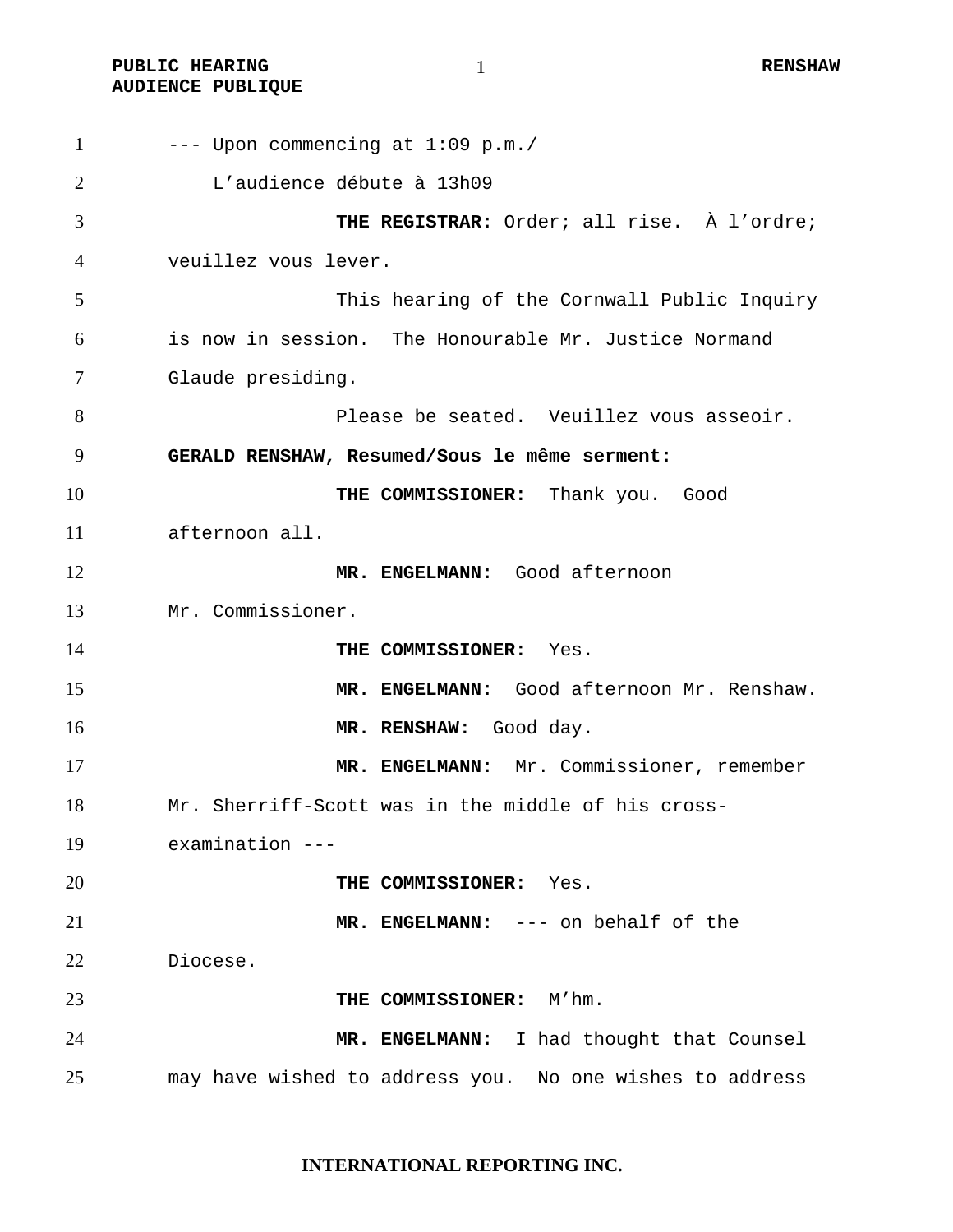--- Upon commencing at 1:09 p.m./
L'audience débute à 13h09

**THE REGISTRAR:** Order; all rise. À l'ordre; veuillez vous lever.

This hearing of the Cornwall Public Inquiry is now in session. The Honourable Mr. Justice Normand Glaude presiding.

Please be seated. Veuillez vous asseoir.

**GERALD RENSHAW, Resumed/Sous le même serment:**

**THE COMMISSIONER:** Thank you. Good afternoon all.

**MR. ENGELMANN:** Good afternoon Mr. Commissioner.

**THE COMMISSIONER:** Yes.

**MR. ENGELMANN:** Good afternoon Mr. Renshaw.

**MR. RENSHAW:** Good day.

**MR. ENGELMANN:** Mr. Commissioner, remember Mr. Sherriff-Scott was in the middle of his cross-examination ---

**THE COMMISSIONER:** Yes.

**MR. ENGELMANN:** --- on behalf of the Diocese.

**THE COMMISSIONER:** M'hm.

**MR. ENGELMANN:** I had thought that Counsel may have wished to address you. No one wishes to address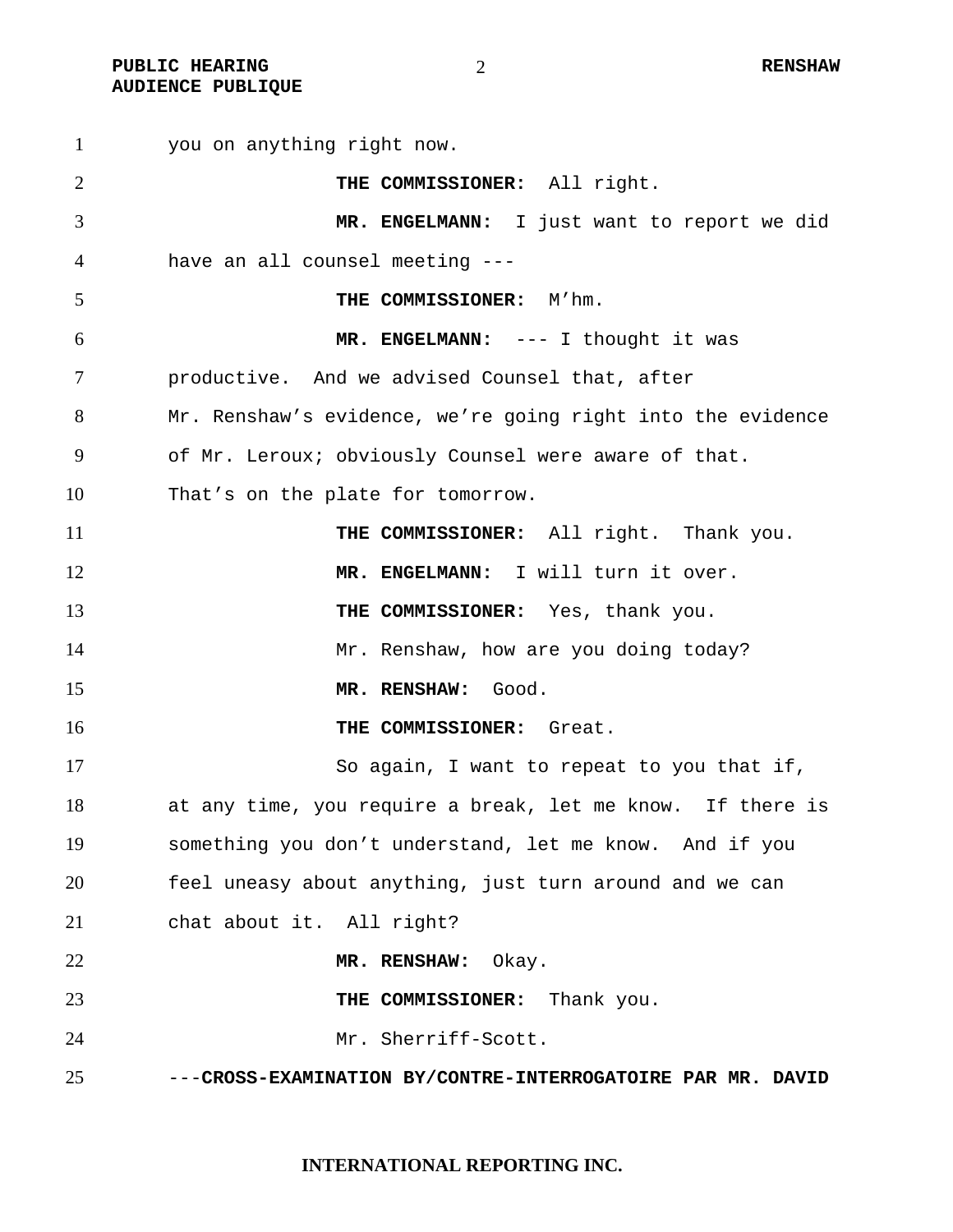you on anything right now.

**THE COMMISSIONER:** All right.

**MR. ENGELMANN:** I just want to report we did have an all counsel meeting ---

**THE COMMISSIONER:** M'hm.

**MR. ENGELMANN:** --- I thought it was productive. And we advised Counsel that, after Mr. Renshaw's evidence, we're going right into the evidence of Mr. Leroux; obviously Counsel were aware of that. That's on the plate for tomorrow.

**THE COMMISSIONER:** All right. Thank you.

**MR. ENGELMANN:** I will turn it over.

**THE COMMISSIONER:** Yes, thank you.

Mr. Renshaw, how are you doing today?

**MR. RENSHAW:** Good.

**THE COMMISSIONER:** Great.

So again, I want to repeat to you that if, at any time, you require a break, let me know. If there is something you don't understand, let me know. And if you feel uneasy about anything, just turn around and we can chat about it. All right?

**MR. RENSHAW:** Okay.

**THE COMMISSIONER:** Thank you.

Mr. Sherriff-Scott.

---**CROSS-EXAMINATION BY/CONTRE-INTERROGATOIRE PAR MR. DAVID**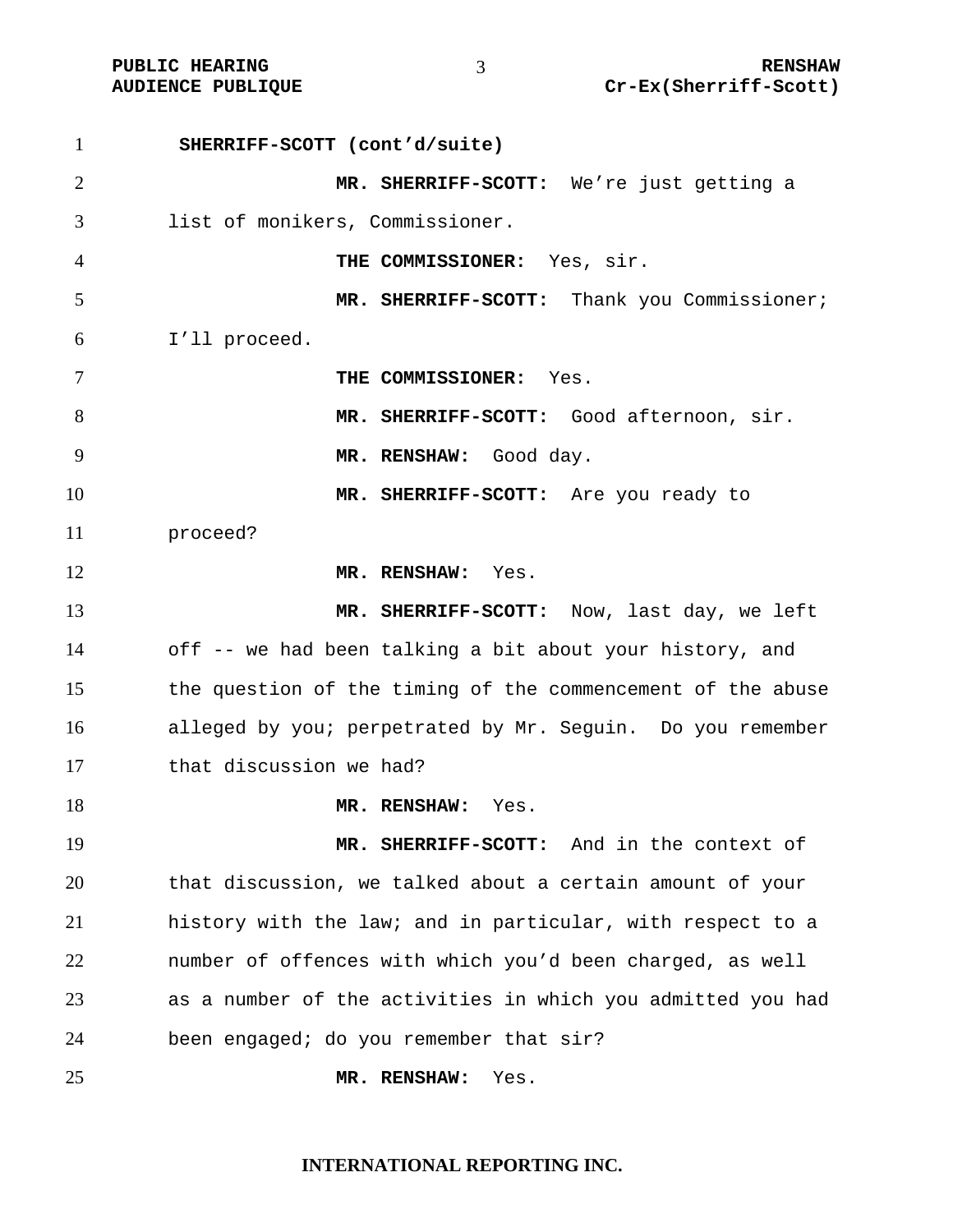**SHERRIFF-SCOTT (cont'd/suite)**

**MR. SHERRIFF-SCOTT:** We're just getting a list of monikers, Commissioner.

**THE COMMISSIONER:** Yes, sir.

**MR. SHERRIFF-SCOTT:** Thank you Commissioner; I'll proceed.

**THE COMMISSIONER:** Yes.

**MR. SHERRIFF-SCOTT:** Good afternoon, sir.

**MR. RENSHAW:** Good day.

**MR. SHERRIFF-SCOTT:** Are you ready to proceed?

**MR. RENSHAW:** Yes.

**MR. SHERRIFF-SCOTT:** Now, last day, we left off -- we had been talking a bit about your history, and the question of the timing of the commencement of the abuse alleged by you; perpetrated by Mr. Seguin. Do you remember that discussion we had?

**MR. RENSHAW:** Yes.

**MR. SHERRIFF-SCOTT:** And in the context of that discussion, we talked about a certain amount of your history with the law; and in particular, with respect to a number of offences with which you'd been charged, as well as a number of the activities in which you admitted you had been engaged; do you remember that sir?

**MR. RENSHAW:** Yes.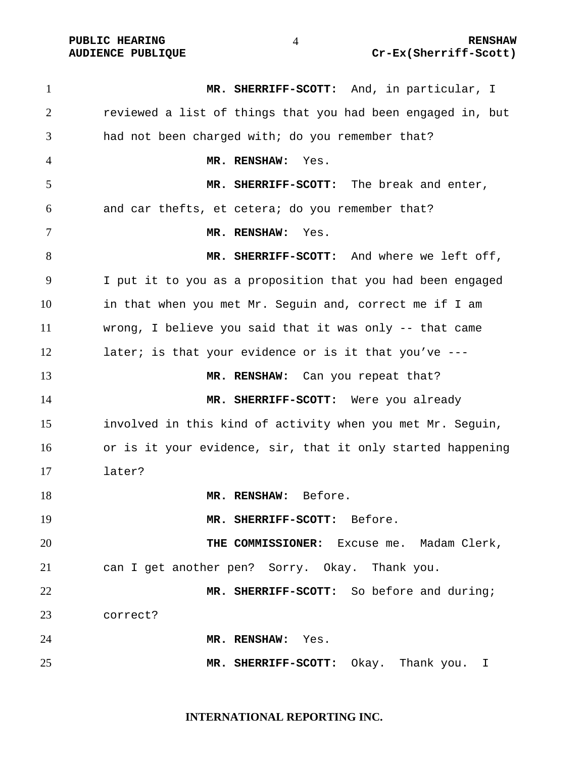**MR. SHERRIFF-SCOTT:** And, in particular, I reviewed a list of things that you had been engaged in, but had not been charged with; do you remember that?

**MR. RENSHAW:** Yes.

**MR. SHERRIFF-SCOTT:** The break and enter, and car thefts, et cetera; do you remember that?

**MR. RENSHAW:** Yes.

**MR. SHERRIFF-SCOTT:** And where we left off, I put it to you as a proposition that you had been engaged in that when you met Mr. Seguin and, correct me if I am wrong, I believe you said that it was only -- that came later; is that your evidence or is it that you've ---

**MR. RENSHAW:** Can you repeat that?

**MR. SHERRIFF-SCOTT:** Were you already involved in this kind of activity when you met Mr. Seguin, or is it your evidence, sir, that it only started happening later?

**MR. RENSHAW:** Before.

**MR. SHERRIFF-SCOTT:** Before.

**THE COMMISSIONER:** Excuse me. Madam Clerk, can I get another pen? Sorry. Okay. Thank you.

**MR. SHERRIFF-SCOTT:** So before and during; correct?

**MR. RENSHAW:** Yes.

**MR. SHERRIFF-SCOTT:** Okay. Thank you. I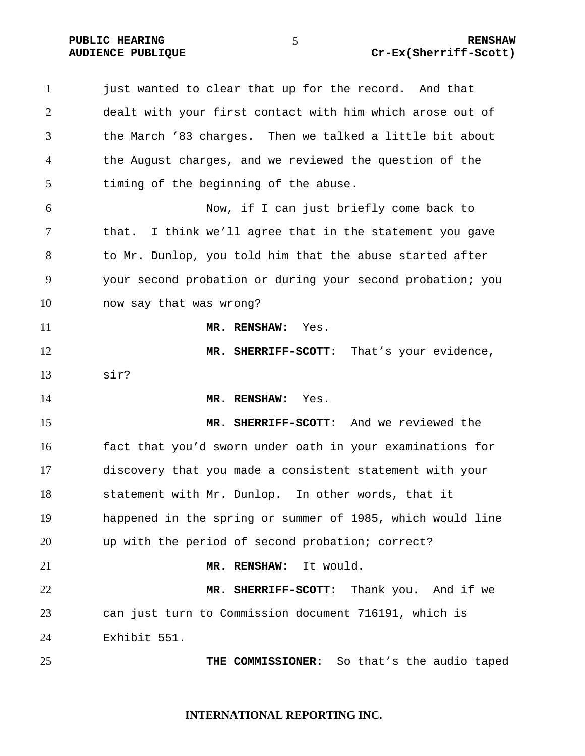just wanted to clear that up for the record. And that dealt with your first contact with him which arose out of the March ’83 charges. Then we talked a little bit about the August charges, and we reviewed the question of the timing of the beginning of the abuse.

Now, if I can just briefly come back to that. I think we’ll agree that in the statement you gave to Mr. Dunlop, you told him that the abuse started after your second probation or during your second probation; you now say that was wrong?

**MR. RENSHAW:** Yes.

**MR. SHERRIFF-SCOTT:** That’s your evidence, sir?

**MR. RENSHAW:** Yes.

**MR. SHERRIFF-SCOTT:** And we reviewed the fact that you’d sworn under oath in your examinations for discovery that you made a consistent statement with your statement with Mr. Dunlop. In other words, that it happened in the spring or summer of 1985, which would line up with the period of second probation; correct?

**MR. RENSHAW:** It would.

**MR. SHERRIFF-SCOTT:** Thank you. And if we can just turn to Commission document 716191, which is Exhibit 551.

**THE COMMISSIONER:** So that’s the audio taped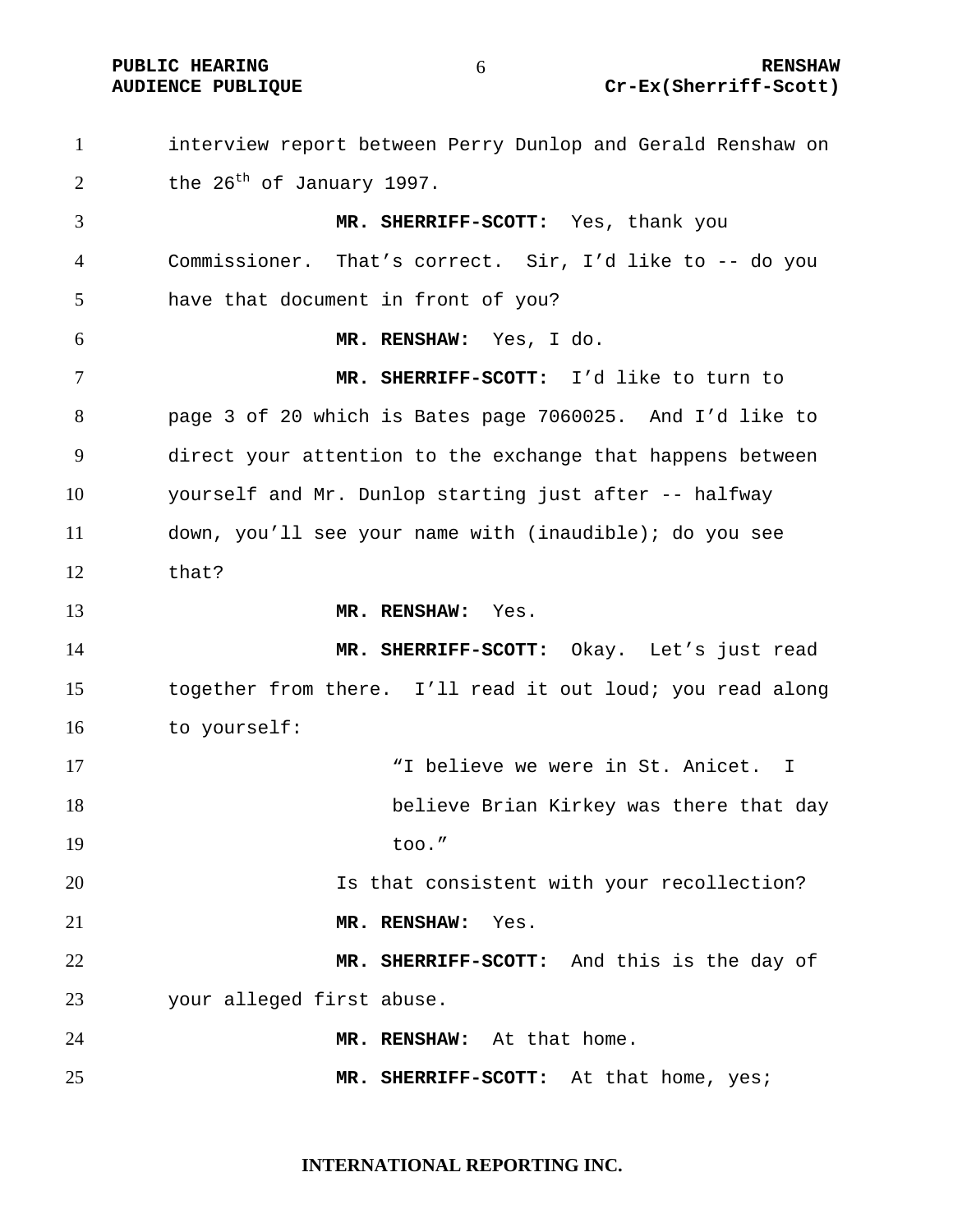interview report between Perry Dunlop and Gerald Renshaw on the 26th of January 1997.

**MR. SHERRIFF-SCOTT:** Yes, thank you Commissioner. That's correct. Sir, I'd like to -- do you have that document in front of you?

**MR. RENSHAW:** Yes, I do.

**MR. SHERRIFF-SCOTT:** I'd like to turn to page 3 of 20 which is Bates page 7060025. And I'd like to direct your attention to the exchange that happens between yourself and Mr. Dunlop starting just after -- halfway down, you'll see your name with (inaudible); do you see that?

**MR. RENSHAW:** Yes.

**MR. SHERRIFF-SCOTT:** Okay. Let's just read together from there. I'll read it out loud; you read along to yourself:

> "I believe we were in St. Anicet. I believe Brian Kirkey was there that day too."

Is that consistent with your recollection?

**MR. RENSHAW:** Yes.

**MR. SHERRIFF-SCOTT:** And this is the day of your alleged first abuse.

**MR. RENSHAW:** At that home.

**MR. SHERRIFF-SCOTT:** At that home, yes;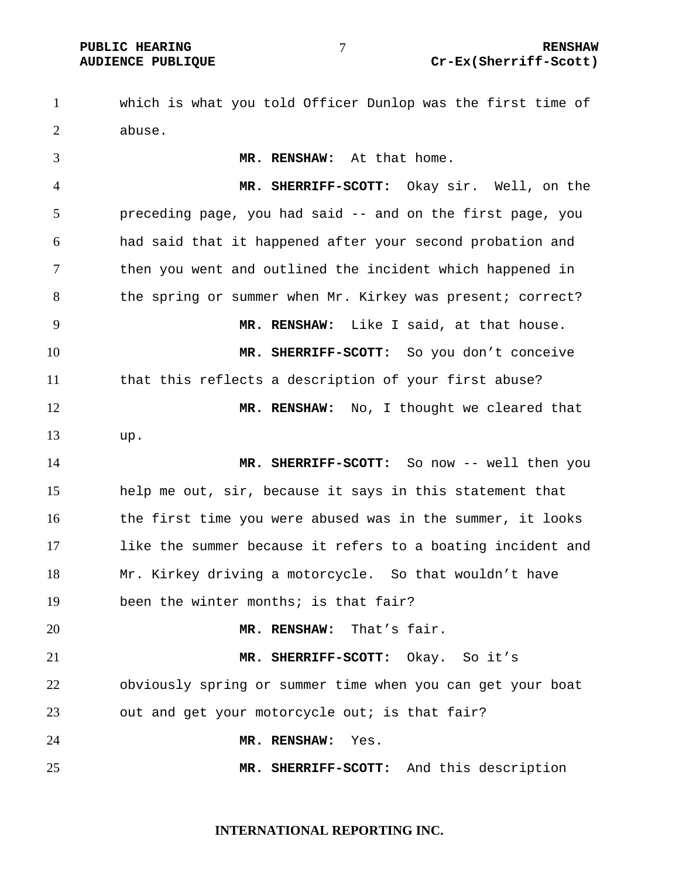which is what you told Officer Dunlop was the first time of abuse.

**MR. RENSHAW:** At that home.

**MR. SHERRIFF-SCOTT:** Okay sir. Well, on the preceding page, you had said -- and on the first page, you had said that it happened after your second probation and then you went and outlined the incident which happened in the spring or summer when Mr. Kirkey was present; correct?

**MR. RENSHAW:** Like I said, at that house.

**MR. SHERRIFF-SCOTT:** So you don't conceive that this reflects a description of your first abuse?

**MR. RENSHAW:** No, I thought we cleared that up.

**MR. SHERRIFF-SCOTT:** So now -- well then you help me out, sir, because it says in this statement that the first time you were abused was in the summer, it looks like the summer because it refers to a boating incident and Mr. Kirkey driving a motorcycle. So that wouldn't have been the winter months; is that fair?

**MR. RENSHAW:** That's fair.

**MR. SHERRIFF-SCOTT:** Okay. So it's obviously spring or summer time when you can get your boat out and get your motorcycle out; is that fair?

**MR. RENSHAW:** Yes.

**MR. SHERRIFF-SCOTT:** And this description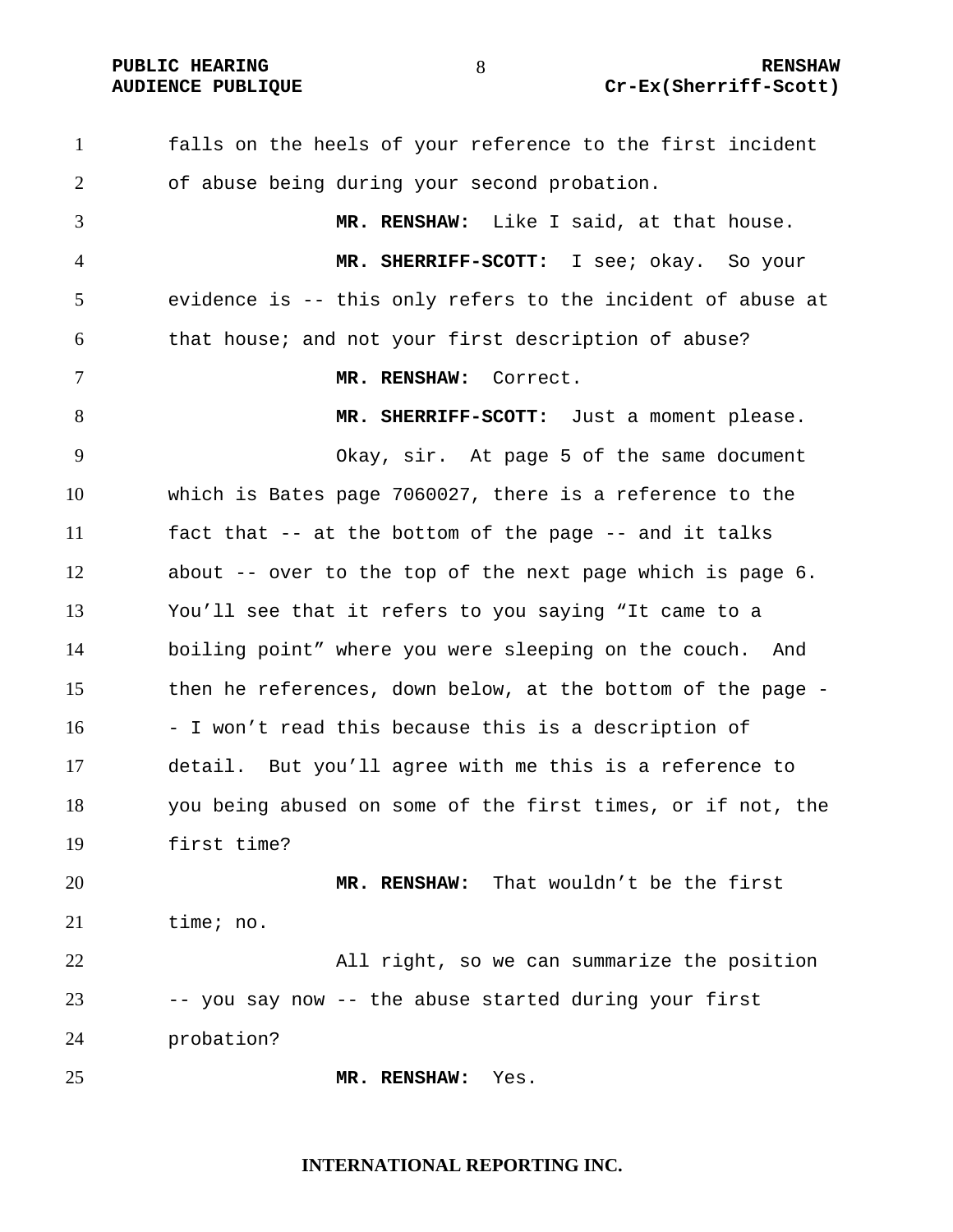falls on the heels of your reference to the first incident of abuse being during your second probation.

**MR. RENSHAW:** Like I said, at that house.

**MR. SHERRIFF-SCOTT:** I see; okay. So your evidence is -- this only refers to the incident of abuse at that house; and not your first description of abuse?

**MR. RENSHAW:** Correct.

**MR. SHERRIFF-SCOTT:** Just a moment please.

Okay, sir. At page 5 of the same document which is Bates page 7060027, there is a reference to the fact that -- at the bottom of the page -- and it talks about -- over to the top of the next page which is page 6. You'll see that it refers to you saying "It came to a boiling point" where you were sleeping on the couch. And then he references, down below, at the bottom of the page -- I won't read this because this is a description of detail. But you'll agree with me this is a reference to you being abused on some of the first times, or if not, the first time?

**MR. RENSHAW:** That wouldn't be the first time; no.

All right, so we can summarize the position -- you say now -- the abuse started during your first probation?

**MR. RENSHAW:** Yes.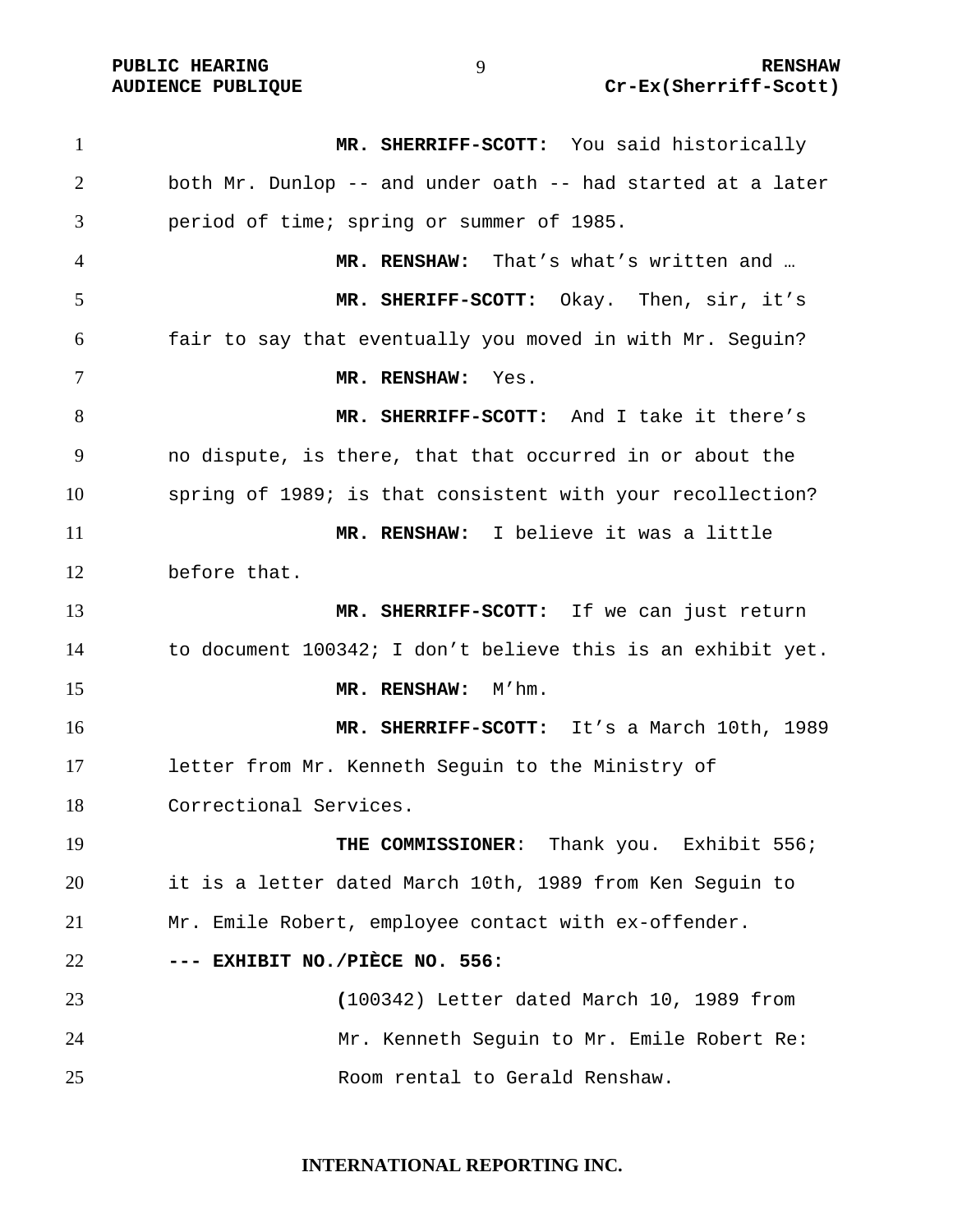**MR. SHERRIFF-SCOTT:** You said historically both Mr. Dunlop -- and under oath -- had started at a later period of time; spring or summer of 1985.

**MR. RENSHAW:** That's what's written and …

**MR. SHERIFF-SCOTT:** Okay. Then, sir, it's fair to say that eventually you moved in with Mr. Seguin?

**MR. RENSHAW:** Yes.

**MR. SHERRIFF-SCOTT:** And I take it there's no dispute, is there, that that occurred in or about the spring of 1989; is that consistent with your recollection?

**MR. RENSHAW:** I believe it was a little before that.

**MR. SHERRIFF-SCOTT:** If we can just return to document 100342; I don't believe this is an exhibit yet.

**MR. RENSHAW:** M'hm.

**MR. SHERRIFF-SCOTT:** It's a March 10th, 1989 letter from Mr. Kenneth Seguin to the Ministry of Correctional Services.

**THE COMMISSIONER**: Thank you. Exhibit 556; it is a letter dated March 10th, 1989 from Ken Seguin to Mr. Emile Robert, employee contact with ex-offender.

**--- EXHIBIT NO./PIÈCE NO. 556:**

(100342) Letter dated March 10, 1989 from Mr. Kenneth Seguin to Mr. Emile Robert Re: Room rental to Gerald Renshaw.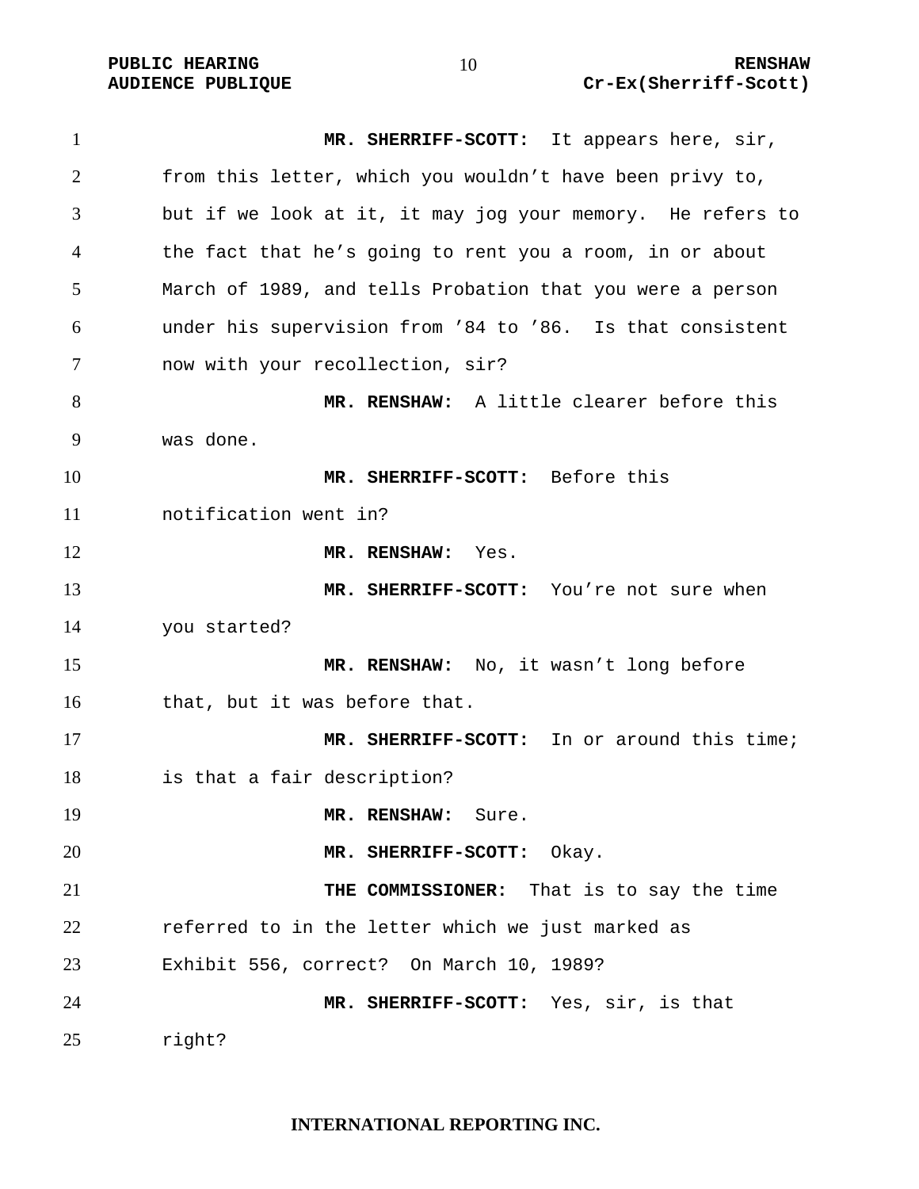**MR. SHERRIFF-SCOTT:** It appears here, sir, from this letter, which you wouldn't have been privy to, but if we look at it, it may jog your memory. He refers to the fact that he's going to rent you a room, in or about March of 1989, and tells Probation that you were a person under his supervision from '84 to '86. Is that consistent now with your recollection, sir?

**MR. RENSHAW:** A little clearer before this was done.

**MR. SHERRIFF-SCOTT:** Before this notification went in?

**MR. RENSHAW:** Yes.

**MR. SHERRIFF-SCOTT:** You're not sure when you started?

**MR. RENSHAW:** No, it wasn't long before that, but it was before that.

**MR. SHERRIFF-SCOTT:** In or around this time; is that a fair description?

**MR. RENSHAW:** Sure.

**MR. SHERRIFF-SCOTT:** Okay.

**THE COMMISSIONER:** That is to say the time referred to in the letter which we just marked as Exhibit 556, correct? On March 10, 1989?

**MR. SHERRIFF-SCOTT:** Yes, sir, is that right?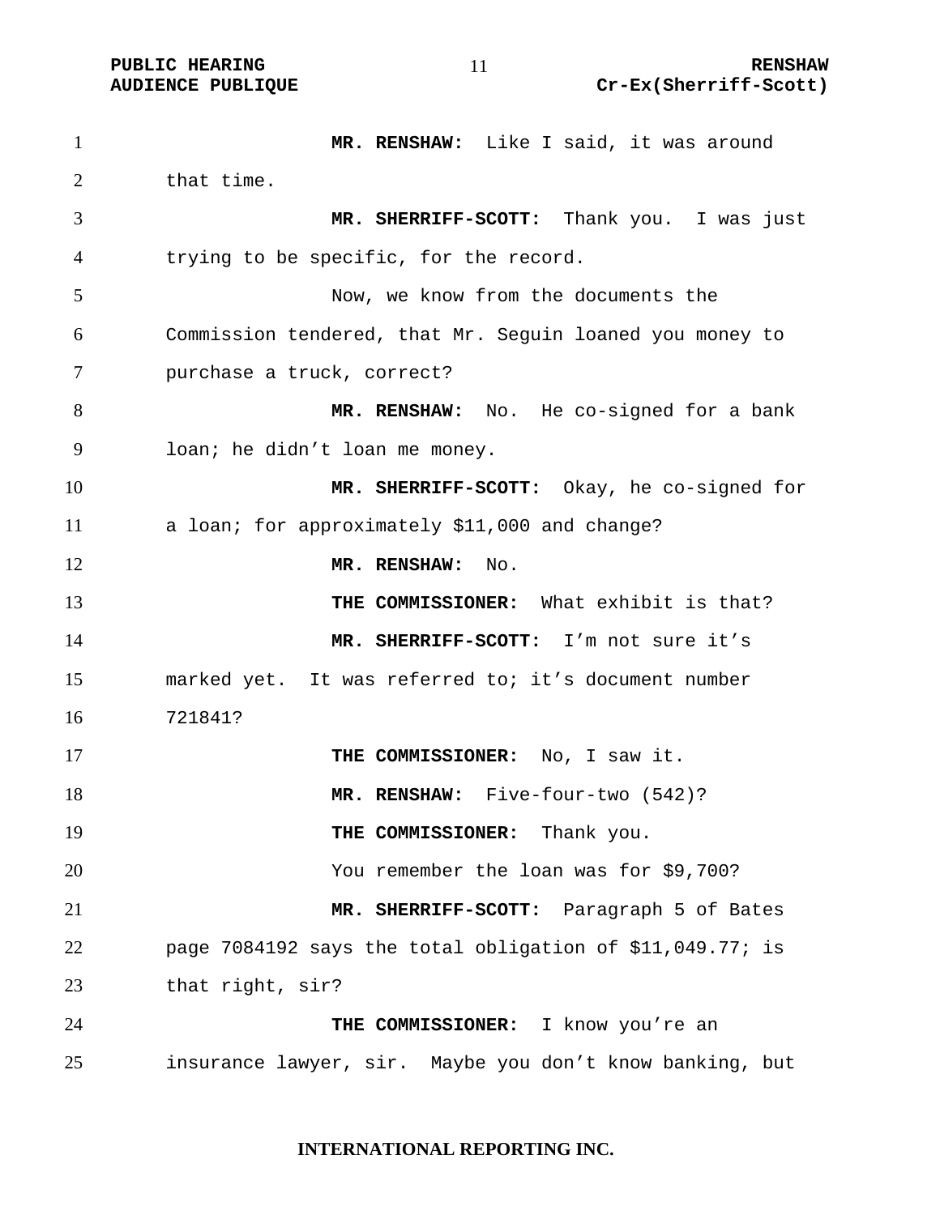**MR. RENSHAW:** Like I said, it was around that time.

**MR. SHERRIFF-SCOTT:** Thank you. I was just trying to be specific, for the record.

Now, we know from the documents the Commission tendered, that Mr. Seguin loaned you money to purchase a truck, correct?

**MR. RENSHAW:** No. He co-signed for a bank loan; he didn't loan me money.

**MR. SHERRIFF-SCOTT:** Okay, he co-signed for a loan; for approximately $11,000 and change?

**MR. RENSHAW:** No.

**THE COMMISSIONER:** What exhibit is that?

**MR. SHERRIFF-SCOTT:** I'm not sure it's marked yet. It was referred to; it's document number 721841?

**THE COMMISSIONER:** No, I saw it.

**MR. RENSHAW:** Five-four-two (542)?

**THE COMMISSIONER:** Thank you.

You remember the loan was for $9,700?

**MR. SHERRIFF-SCOTT:** Paragraph 5 of Bates page 7084192 says the total obligation of $11,049.77; is that right, sir?

**THE COMMISSIONER:** I know you're an insurance lawyer, sir. Maybe you don't know banking, but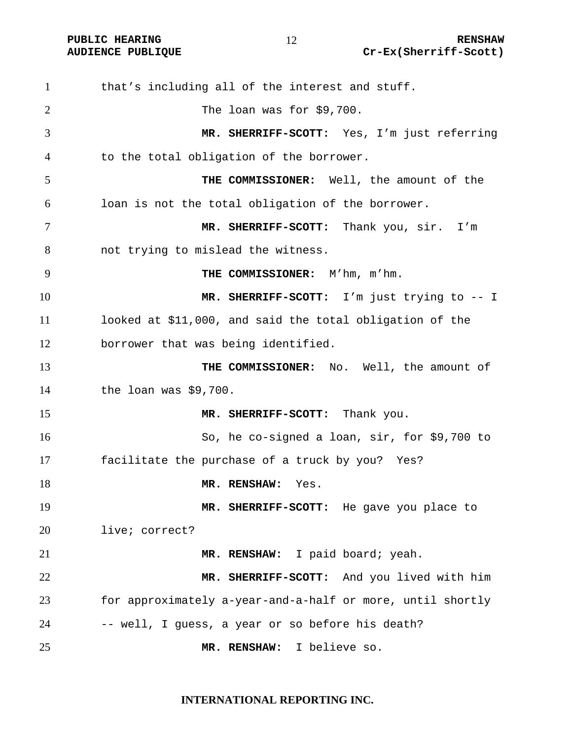that's including all of the interest and stuff.

The loan was for $9,700.

**MR. SHERRIFF-SCOTT:** Yes, I'm just referring to the total obligation of the borrower.

**THE COMMISSIONER:** Well, the amount of the loan is not the total obligation of the borrower.

**MR. SHERRIFF-SCOTT:** Thank you, sir. I'm not trying to mislead the witness.

**THE COMMISSIONER:** M'hm, m'hm.

**MR. SHERRIFF-SCOTT:** I'm just trying to -- I looked at $11,000, and said the total obligation of the borrower that was being identified.

**THE COMMISSIONER:** No. Well, the amount of the loan was $9,700.

**MR. SHERRIFF-SCOTT:** Thank you.

So, he co-signed a loan, sir, for $9,700 to facilitate the purchase of a truck by you? Yes?

**MR. RENSHAW:** Yes.

**MR. SHERRIFF-SCOTT:** He gave you place to live; correct?

**MR. RENSHAW:** I paid board; yeah.

**MR. SHERRIFF-SCOTT:** And you lived with him for approximately a-year-and-a-half or more, until shortly -- well, I guess, a year or so before his death?

**MR. RENSHAW:** I believe so.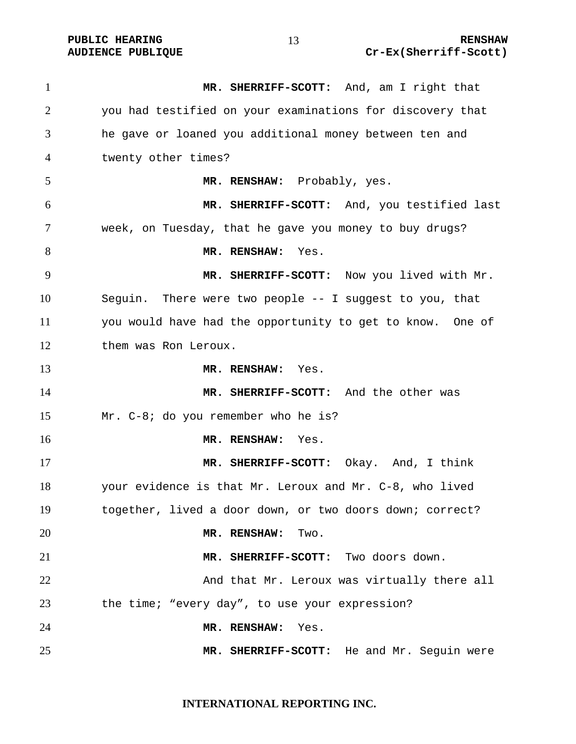**MR. SHERRIFF-SCOTT:** And, am I right that you had testified on your examinations for discovery that he gave or loaned you additional money between ten and twenty other times?

**MR. RENSHAW:** Probably, yes.

**MR. SHERRIFF-SCOTT:** And, you testified last week, on Tuesday, that he gave you money to buy drugs?

**MR. RENSHAW:** Yes.

**MR. SHERRIFF-SCOTT:** Now you lived with Mr. Seguin. There were two people -- I suggest to you, that you would have had the opportunity to get to know. One of them was Ron Leroux.

**MR. RENSHAW:** Yes.

**MR. SHERRIFF-SCOTT:** And the other was Mr. C-8; do you remember who he is?

**MR. RENSHAW:** Yes.

**MR. SHERRIFF-SCOTT:** Okay. And, I think your evidence is that Mr. Leroux and Mr. C-8, who lived together, lived a door down, or two doors down; correct?

**MR. RENSHAW:** Two.

**MR. SHERRIFF-SCOTT:** Two doors down.

And that Mr. Leroux was virtually there all the time; “every day”, to use your expression?

**MR. RENSHAW:** Yes.

**MR. SHERRIFF-SCOTT:** He and Mr. Seguin were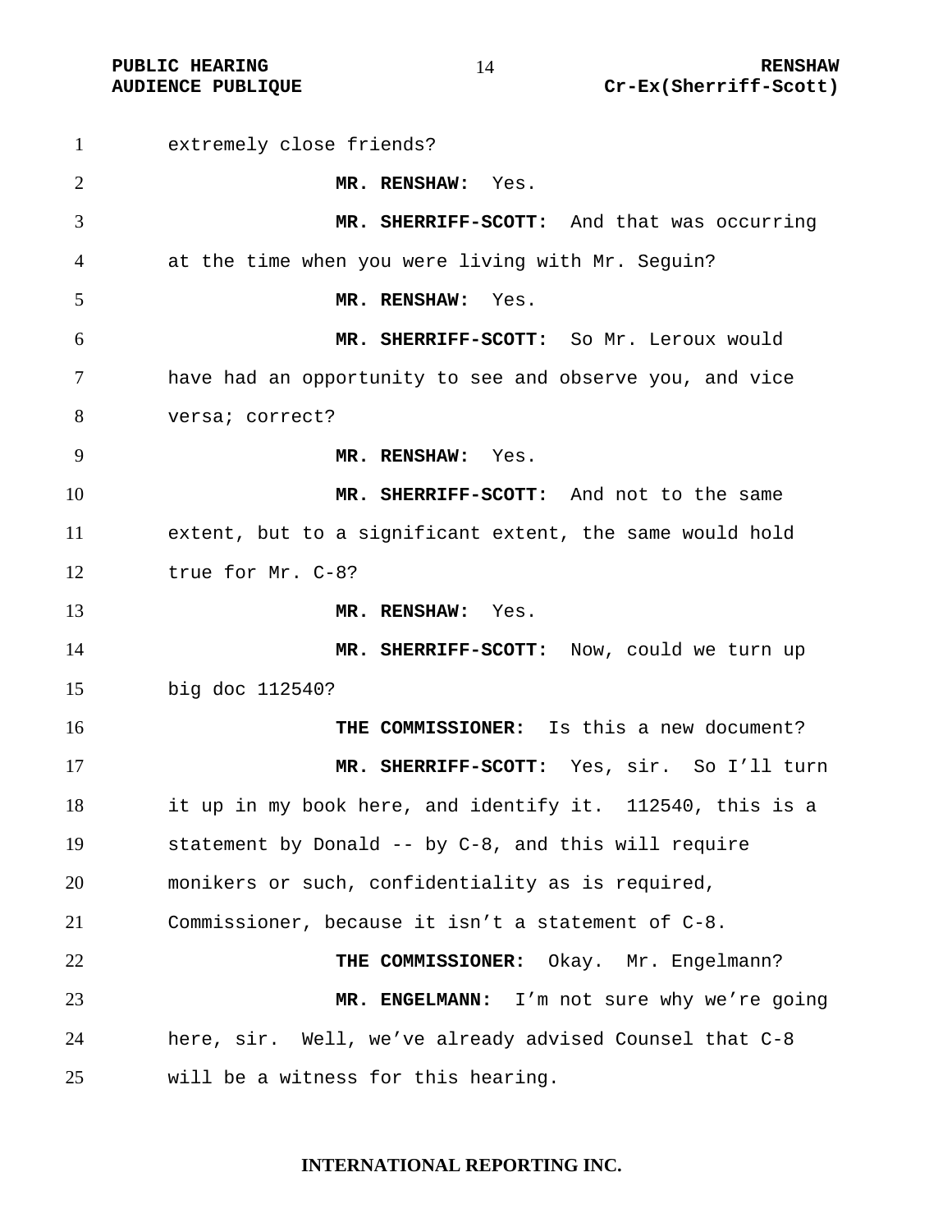extremely close friends?

**MR. RENSHAW:** Yes.

**MR. SHERRIFF-SCOTT:** And that was occurring at the time when you were living with Mr. Seguin?

**MR. RENSHAW:** Yes.

**MR. SHERRIFF-SCOTT:** So Mr. Leroux would have had an opportunity to see and observe you, and vice versa; correct?

**MR. RENSHAW:** Yes.

**MR. SHERRIFF-SCOTT:** And not to the same extent, but to a significant extent, the same would hold true for Mr. C-8?

**MR. RENSHAW:** Yes.

**MR. SHERRIFF-SCOTT:** Now, could we turn up big doc 112540?

**THE COMMISSIONER:** Is this a new document?

**MR. SHERRIFF-SCOTT:** Yes, sir. So I'll turn it up in my book here, and identify it. 112540, this is a statement by Donald -- by C-8, and this will require monikers or such, confidentiality as is required, Commissioner, because it isn't a statement of C-8.

**THE COMMISSIONER:** Okay. Mr. Engelmann?

**MR. ENGELMANN:** I'm not sure why we're going here, sir. Well, we've already advised Counsel that C-8 will be a witness for this hearing.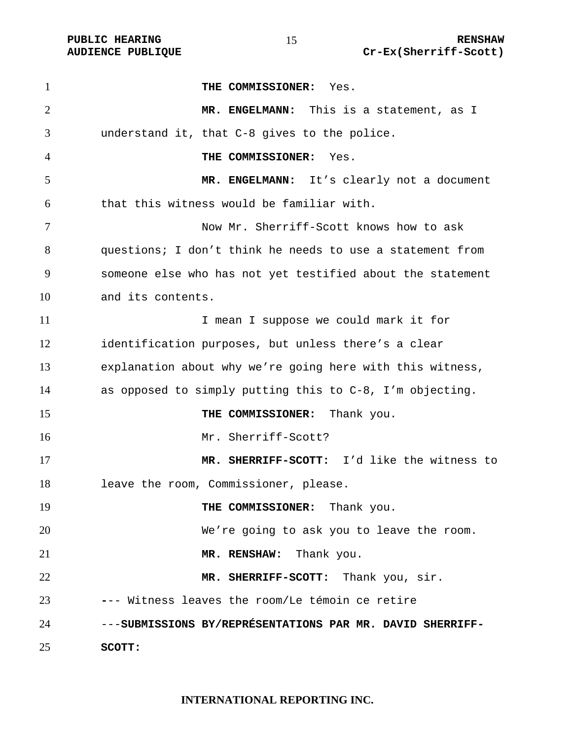**THE COMMISSIONER:** Yes.

**MR. ENGELMANN:** This is a statement, as I understand it, that C-8 gives to the police.

**THE COMMISSIONER:** Yes.

**MR. ENGELMANN:** It's clearly not a document that this witness would be familiar with.

Now Mr. Sherriff-Scott knows how to ask questions; I don't think he needs to use a statement from someone else who has not yet testified about the statement and its contents.

I mean I suppose we could mark it for identification purposes, but unless there's a clear explanation about why we're going here with this witness, as opposed to simply putting this to C-8, I'm objecting.

**THE COMMISSIONER:** Thank you.

Mr. Sherriff-Scott?

**MR. SHERRIFF-SCOTT:** I'd like the witness to leave the room, Commissioner, please.

**THE COMMISSIONER:** Thank you.

We're going to ask you to leave the room.

**MR. RENSHAW:** Thank you.

**MR. SHERRIFF-SCOTT:** Thank you, sir.

--- Witness leaves the room/Le témoin ce retire

---**SUBMISSIONS BY/REPRÉSENTATIONS PAR MR. DAVID SHERRIFF-SCOTT:**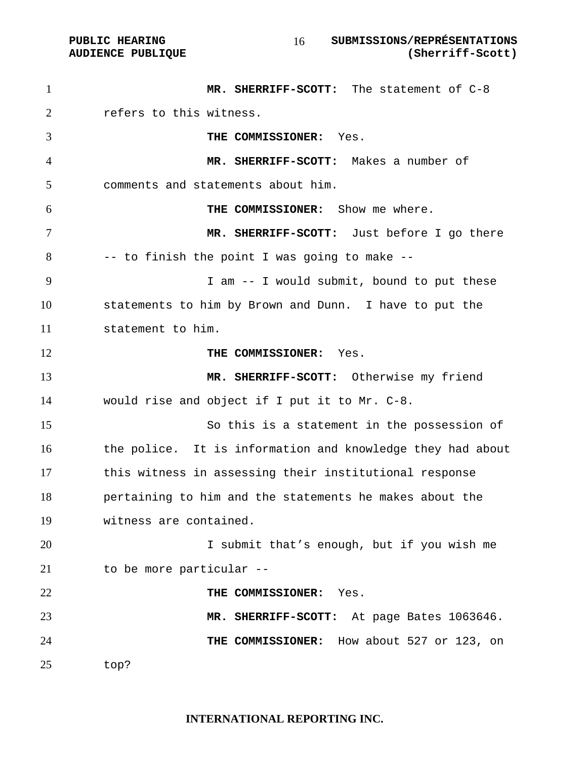**MR. SHERRIFF-SCOTT:** The statement of C-8 refers to this witness.

**THE COMMISSIONER:** Yes.

**MR. SHERRIFF-SCOTT:** Makes a number of comments and statements about him.

**THE COMMISSIONER:** Show me where.

**MR. SHERRIFF-SCOTT:** Just before I go there -- to finish the point I was going to make --

I am -- I would submit, bound to put these statements to him by Brown and Dunn. I have to put the statement to him.

**THE COMMISSIONER:** Yes.

**MR. SHERRIFF-SCOTT:** Otherwise my friend would rise and object if I put it to Mr. C-8.

So this is a statement in the possession of the police. It is information and knowledge they had about this witness in assessing their institutional response pertaining to him and the statements he makes about the witness are contained.

I submit that's enough, but if you wish me to be more particular --

**THE COMMISSIONER:** Yes.

**MR. SHERRIFF-SCOTT:** At page Bates 1063646.

**THE COMMISSIONER:** How about 527 or 123, on top?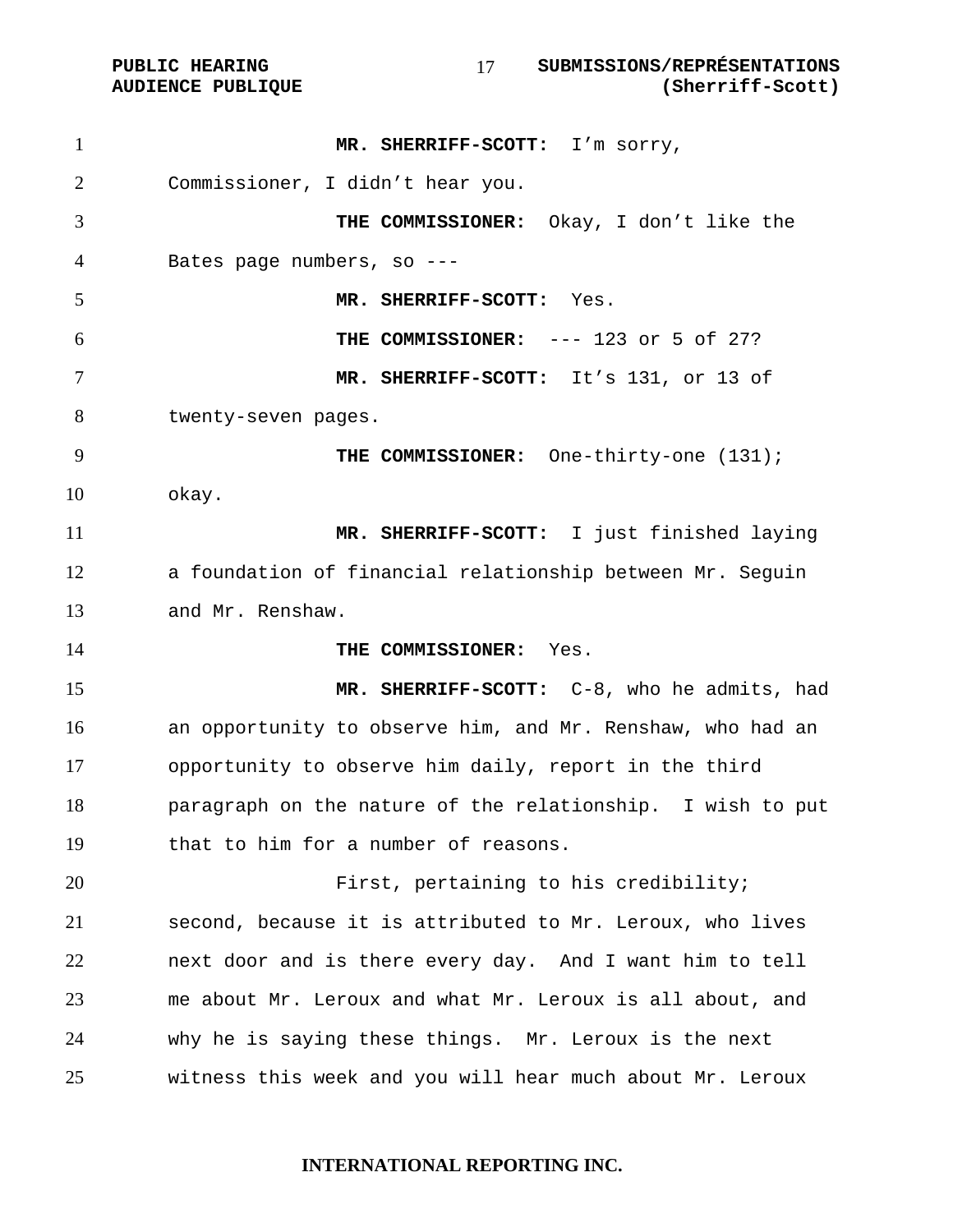**MR. SHERRIFF-SCOTT:** I'm sorry, Commissioner, I didn't hear you.

**THE COMMISSIONER:** Okay, I don't like the Bates page numbers, so ---

**MR. SHERRIFF-SCOTT:** Yes.

**THE COMMISSIONER:** --- 123 or 5 of 27?

**MR. SHERRIFF-SCOTT:** It's 131, or 13 of twenty-seven pages.

**THE COMMISSIONER:** One-thirty-one (131); okay.

**MR. SHERRIFF-SCOTT:** I just finished laying a foundation of financial relationship between Mr. Seguin and Mr. Renshaw.

**THE COMMISSIONER:** Yes.

**MR. SHERRIFF-SCOTT:** C-8, who he admits, had an opportunity to observe him, and Mr. Renshaw, who had an opportunity to observe him daily, report in the third paragraph on the nature of the relationship. I wish to put that to him for a number of reasons.

First, pertaining to his credibility; second, because it is attributed to Mr. Leroux, who lives next door and is there every day. And I want him to tell me about Mr. Leroux and what Mr. Leroux is all about, and why he is saying these things. Mr. Leroux is the next witness this week and you will hear much about Mr. Leroux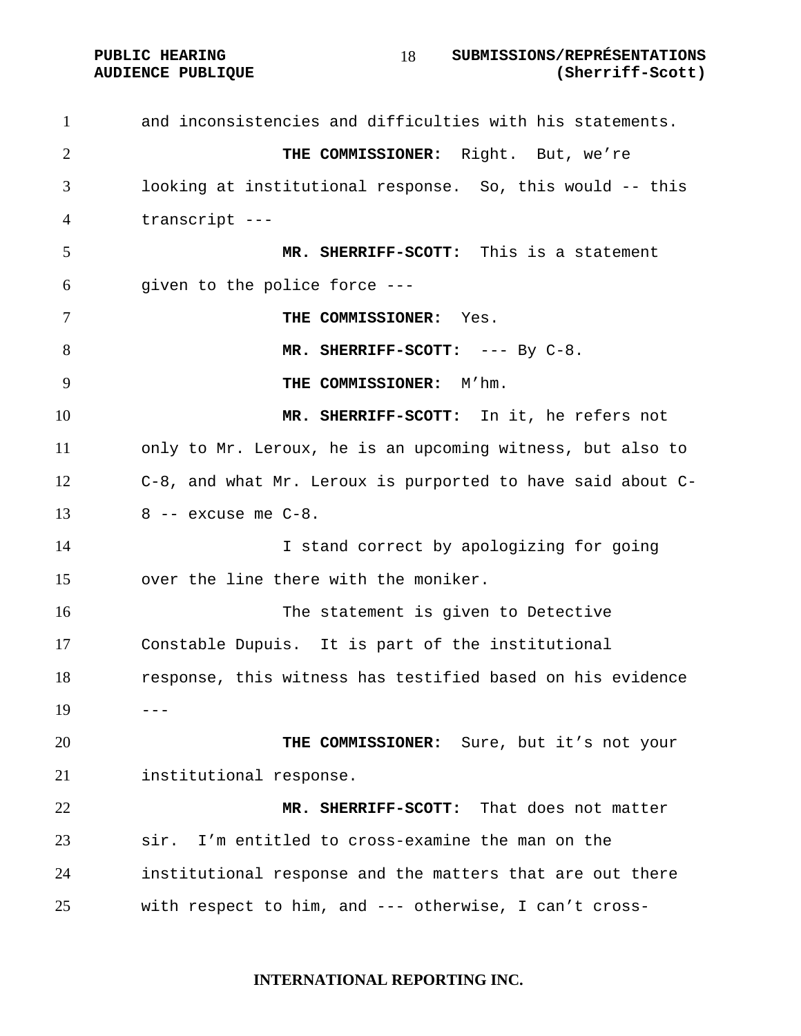and inconsistencies and difficulties with his statements.

**THE COMMISSIONER:** Right. But, we're looking at institutional response. So, this would -- this transcript ---

**MR. SHERRIFF-SCOTT:** This is a statement given to the police force ---

**THE COMMISSIONER:** Yes.

**MR. SHERRIFF-SCOTT:** --- By C-8.

**THE COMMISSIONER:** M'hm.

**MR. SHERRIFF-SCOTT:** In it, he refers not only to Mr. Leroux, he is an upcoming witness, but also to C-8, and what Mr. Leroux is purported to have said about C-8 -- excuse me C-8.

I stand correct by apologizing for going over the line there with the moniker.

The statement is given to Detective Constable Dupuis. It is part of the institutional response, this witness has testified based on his evidence ---

**THE COMMISSIONER:** Sure, but it's not your institutional response.

**MR. SHERRIFF-SCOTT:** That does not matter sir. I'm entitled to cross-examine the man on the institutional response and the matters that are out there with respect to him, and --- otherwise, I can't cross-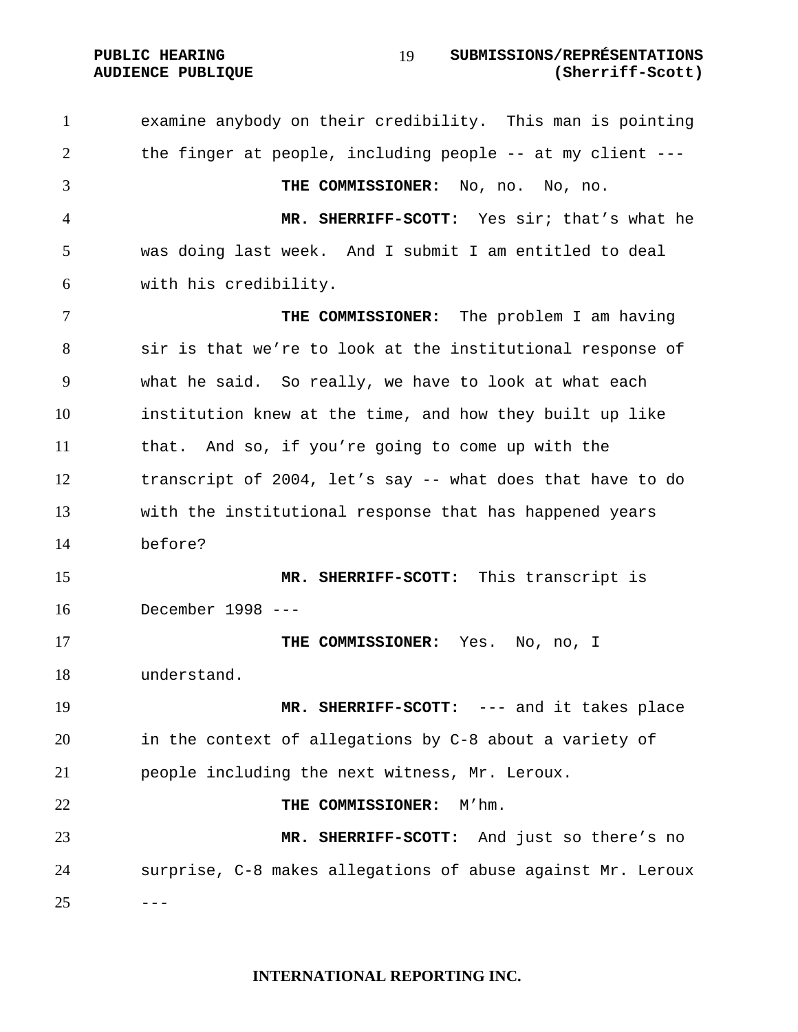examine anybody on their credibility. This man is pointing the finger at people, including people -- at my client ---

**THE COMMISSIONER:** No, no. No, no.

**MR. SHERRIFF-SCOTT:** Yes sir; that's what he was doing last week. And I submit I am entitled to deal with his credibility.

**THE COMMISSIONER:** The problem I am having sir is that we're to look at the institutional response of what he said. So really, we have to look at what each institution knew at the time, and how they built up like that. And so, if you're going to come up with the transcript of 2004, let's say -- what does that have to do with the institutional response that has happened years before?

**MR. SHERRIFF-SCOTT:** This transcript is December 1998 ---

**THE COMMISSIONER:** Yes. No, no, I understand.

**MR. SHERRIFF-SCOTT:** --- and it takes place in the context of allegations by C-8 about a variety of people including the next witness, Mr. Leroux.

**THE COMMISSIONER:** M'hm.

**MR. SHERRIFF-SCOTT:** And just so there's no surprise, C-8 makes allegations of abuse against Mr. Leroux ---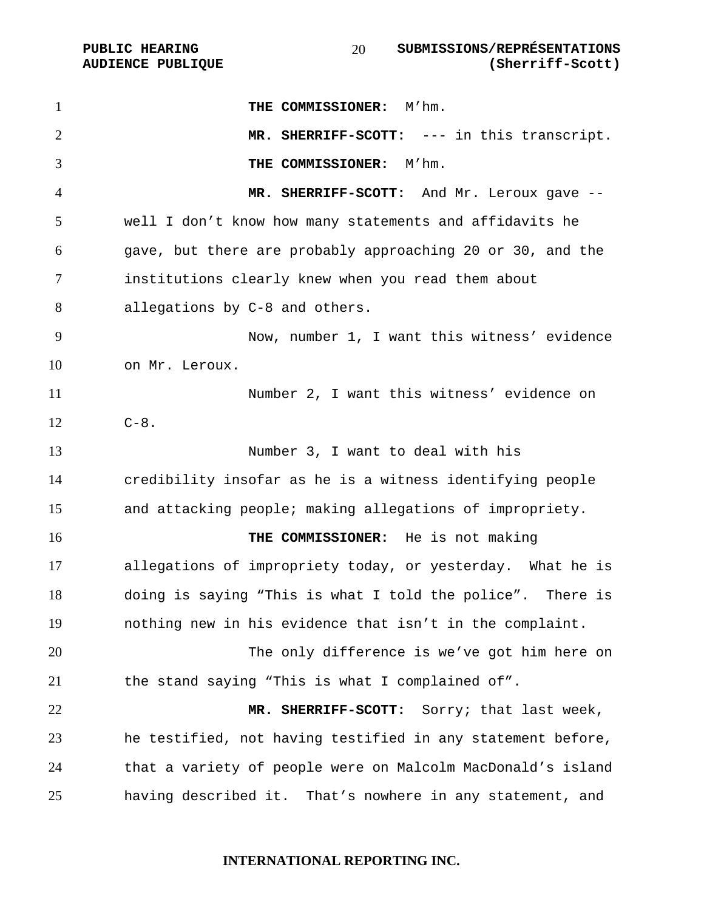**THE COMMISSIONER:** M'hm.

**MR. SHERRIFF-SCOTT:** --- in this transcript.

**THE COMMISSIONER:** M'hm.

**MR. SHERRIFF-SCOTT:** And Mr. Leroux gave -- well I don't know how many statements and affidavits he gave, but there are probably approaching 20 or 30, and the institutions clearly knew when you read them about allegations by C-8 and others.

Now, number 1, I want this witness' evidence on Mr. Leroux.

Number 2, I want this witness' evidence on C-8.

Number 3, I want to deal with his credibility insofar as he is a witness identifying people and attacking people; making allegations of impropriety.

**THE COMMISSIONER:** He is not making allegations of impropriety today, or yesterday. What he is doing is saying "This is what I told the police". There is nothing new in his evidence that isn't in the complaint.

The only difference is we've got him here on the stand saying "This is what I complained of".

**MR. SHERRIFF-SCOTT:** Sorry; that last week, he testified, not having testified in any statement before, that a variety of people were on Malcolm MacDonald's island having described it. That's nowhere in any statement, and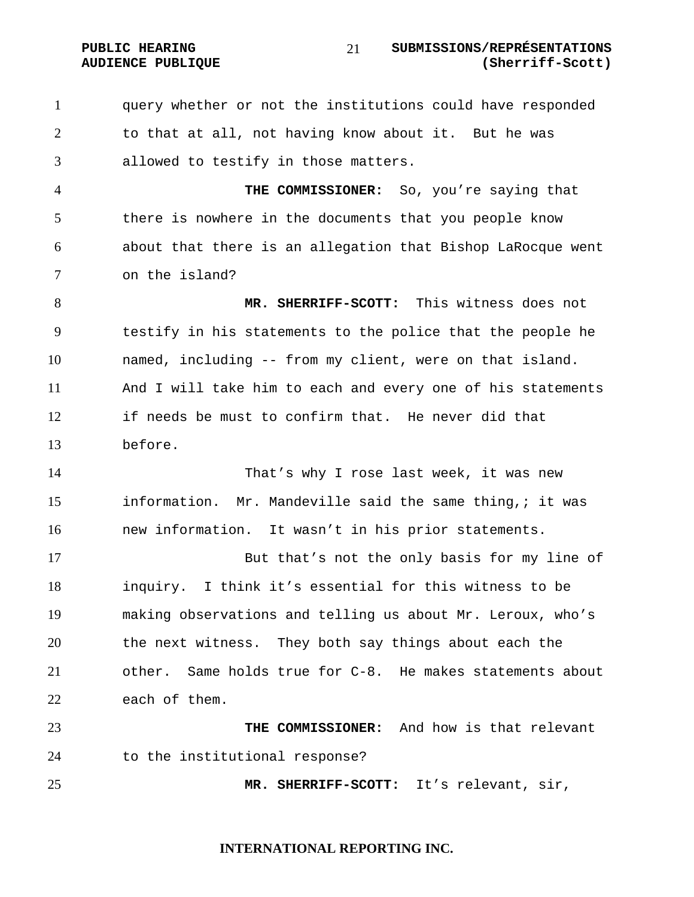query whether or not the institutions could have responded to that at all, not having know about it. But he was allowed to testify in those matters.

**THE COMMISSIONER:** So, you're saying that there is nowhere in the documents that you people know about that there is an allegation that Bishop LaRocque went on the island?

**MR. SHERRIFF-SCOTT:** This witness does not testify in his statements to the police that the people he named, including -- from my client, were on that island. And I will take him to each and every one of his statements if needs be must to confirm that. He never did that before.

That's why I rose last week, it was new information. Mr. Mandeville said the same thing,; it was new information. It wasn't in his prior statements.

But that's not the only basis for my line of inquiry. I think it's essential for this witness to be making observations and telling us about Mr. Leroux, who's the next witness. They both say things about each the other. Same holds true for C-8. He makes statements about each of them.

**THE COMMISSIONER:** And how is that relevant to the institutional response?

**MR. SHERRIFF-SCOTT:** It's relevant, sir,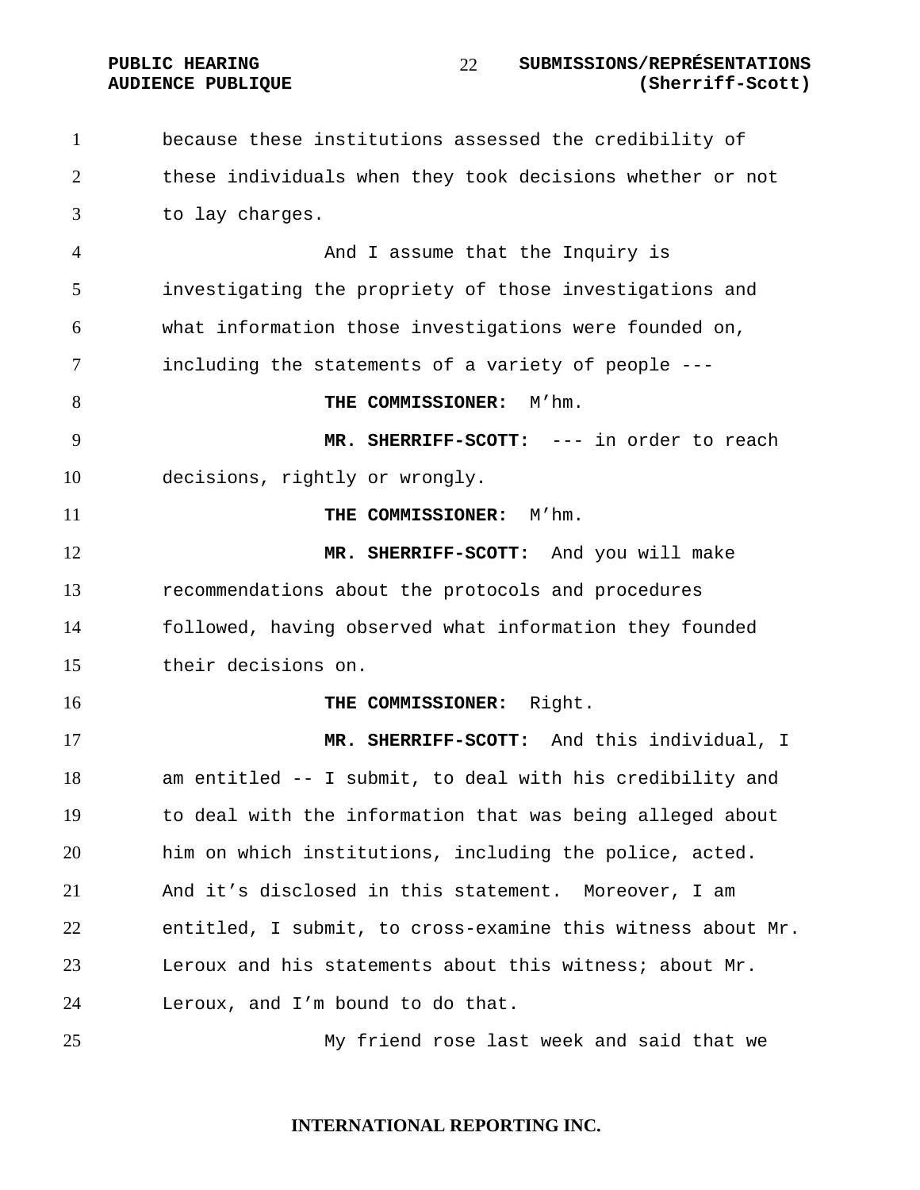because these institutions assessed the credibility of these individuals when they took decisions whether or not to lay charges.

And I assume that the Inquiry is investigating the propriety of those investigations and what information those investigations were founded on, including the statements of a variety of people ---

**THE COMMISSIONER:** M'hm.

**MR. SHERRIFF-SCOTT:** --- in order to reach decisions, rightly or wrongly.

**THE COMMISSIONER:** M'hm.

**MR. SHERRIFF-SCOTT:** And you will make recommendations about the protocols and procedures followed, having observed what information they founded their decisions on.

**THE COMMISSIONER:** Right.

**MR. SHERRIFF-SCOTT:** And this individual, I am entitled -- I submit, to deal with his credibility and to deal with the information that was being alleged about him on which institutions, including the police, acted. And it's disclosed in this statement. Moreover, I am entitled, I submit, to cross-examine this witness about Mr. Leroux and his statements about this witness; about Mr. Leroux, and I'm bound to do that.

My friend rose last week and said that we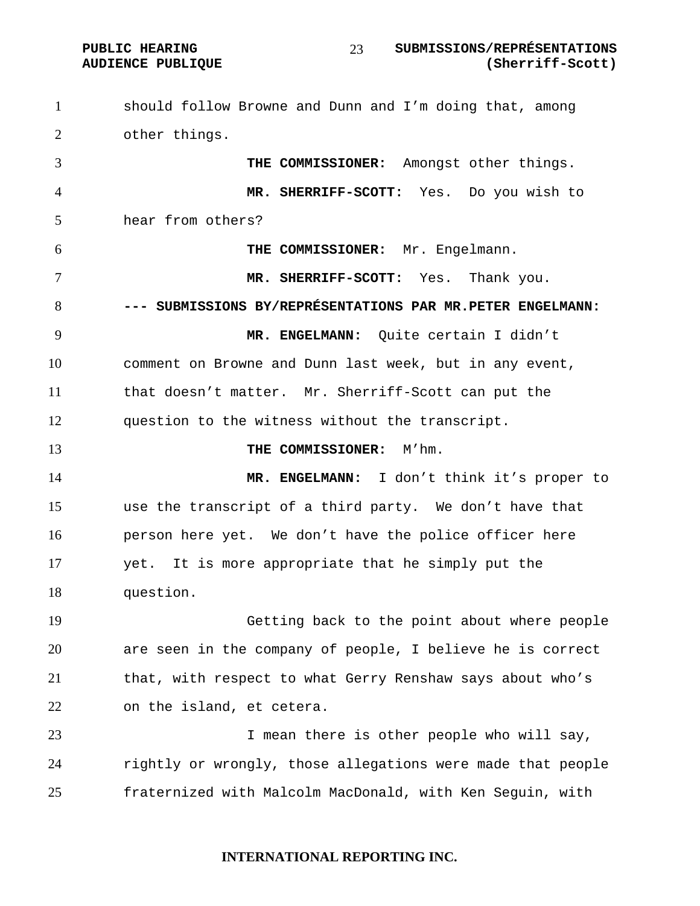should follow Browne and Dunn and I'm doing that, among other things.

**THE COMMISSIONER:** Amongst other things.

**MR. SHERRIFF-SCOTT:** Yes. Do you wish to hear from others?

**THE COMMISSIONER:** Mr. Engelmann.

**MR. SHERRIFF-SCOTT:** Yes. Thank you.

**--- SUBMISSIONS BY/REPRÉSENTATIONS PAR MR.PETER ENGELMANN:**

**MR. ENGELMANN:** Quite certain I didn't comment on Browne and Dunn last week, but in any event, that doesn't matter. Mr. Sherriff-Scott can put the question to the witness without the transcript.

**THE COMMISSIONER:** M'hm.

**MR. ENGELMANN:** I don't think it's proper to use the transcript of a third party. We don't have that person here yet. We don't have the police officer here yet. It is more appropriate that he simply put the question.

Getting back to the point about where people are seen in the company of people, I believe he is correct that, with respect to what Gerry Renshaw says about who's on the island, et cetera.

I mean there is other people who will say, rightly or wrongly, those allegations were made that people fraternized with Malcolm MacDonald, with Ken Seguin, with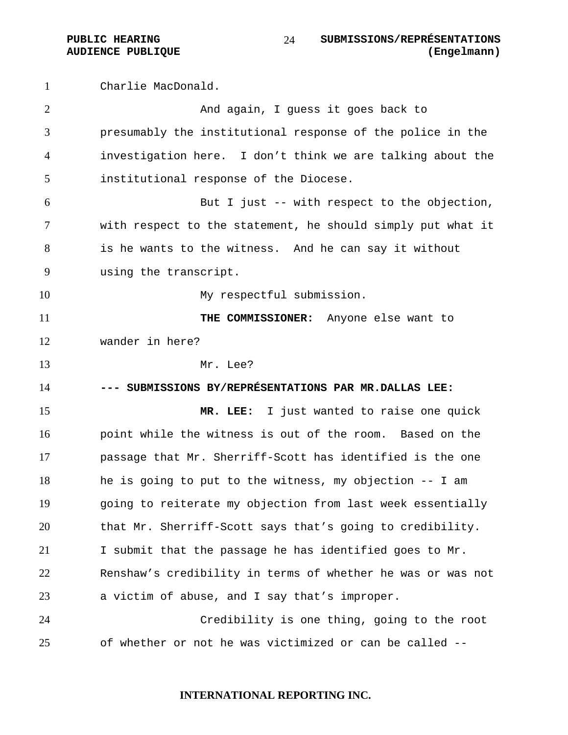Charlie MacDonald.

And again, I guess it goes back to presumably the institutional response of the police in the investigation here. I don't think we are talking about the institutional response of the Diocese.

But I just -- with respect to the objection, with respect to the statement, he should simply put what it is he wants to the witness. And he can say it without using the transcript.

My respectful submission.

**THE COMMISSIONER:** Anyone else want to wander in here?

Mr. Lee?

**--- SUBMISSIONS BY/REPRÉSENTATIONS PAR MR.DALLAS LEE:**

**MR. LEE:** I just wanted to raise one quick point while the witness is out of the room. Based on the passage that Mr. Sherriff-Scott has identified is the one he is going to put to the witness, my objection -- I am going to reiterate my objection from last week essentially that Mr. Sherriff-Scott says that's going to credibility. I submit that the passage he has identified goes to Mr. Renshaw's credibility in terms of whether he was or was not a victim of abuse, and I say that's improper.

Credibility is one thing, going to the root of whether or not he was victimized or can be called --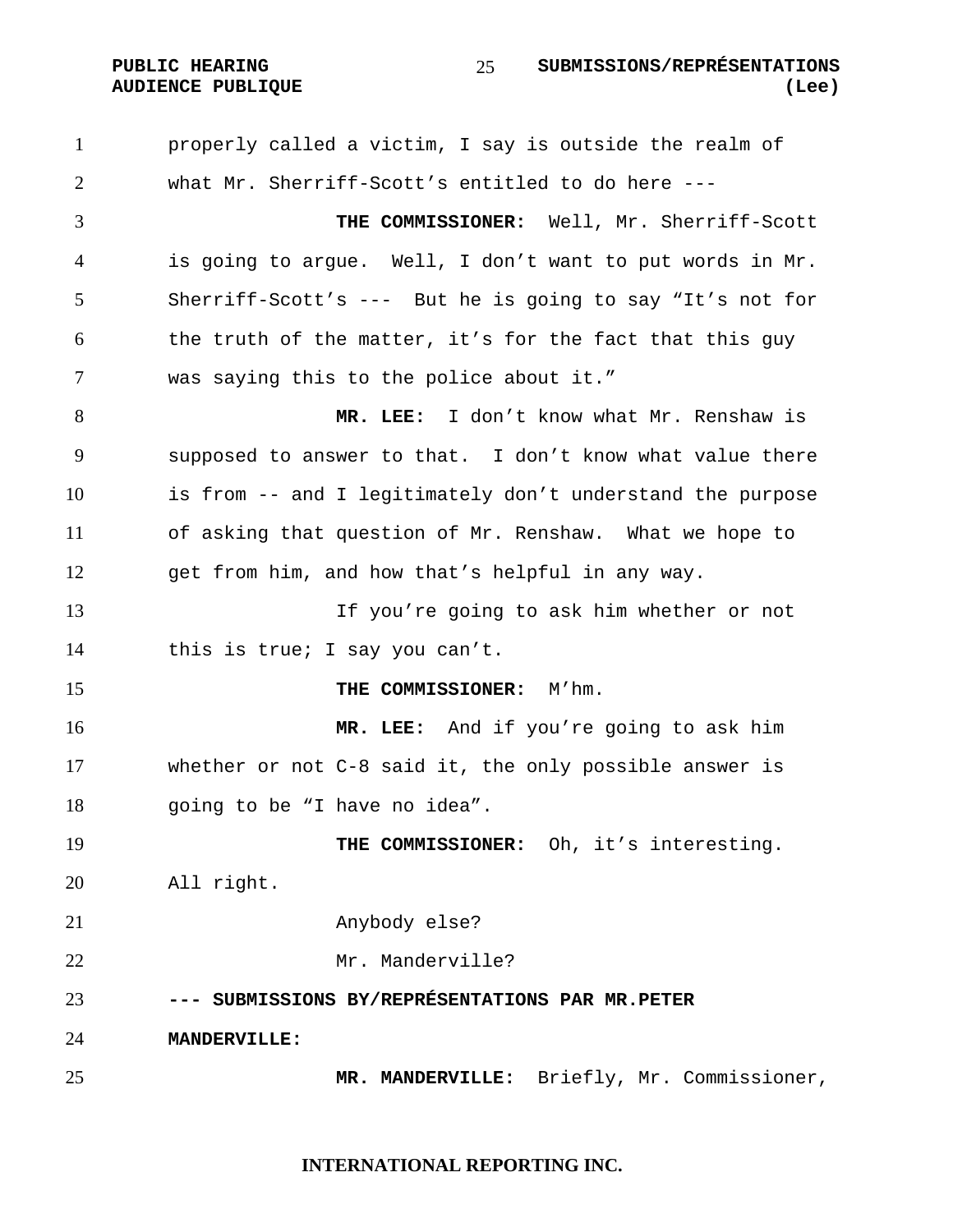properly called a victim, I say is outside the realm of what Mr. Sherriff-Scott's entitled to do here ---

**THE COMMISSIONER:** Well, Mr. Sherriff-Scott is going to argue. Well, I don't want to put words in Mr. Sherriff-Scott's --- But he is going to say "It's not for the truth of the matter, it's for the fact that this guy was saying this to the police about it."

**MR. LEE:** I don't know what Mr. Renshaw is supposed to answer to that. I don't know what value there is from -- and I legitimately don't understand the purpose of asking that question of Mr. Renshaw. What we hope to get from him, and how that's helpful in any way.

If you're going to ask him whether or not this is true; I say you can't.

**THE COMMISSIONER:** M'hm.

**MR. LEE:** And if you're going to ask him whether or not C-8 said it, the only possible answer is going to be "I have no idea".

**THE COMMISSIONER:** Oh, it's interesting. All right.

Anybody else?

Mr. Manderville?

**--- SUBMISSIONS BY/REPRÉSENTATIONS PAR MR.PETER MANDERVILLE:**

**MR. MANDERVILLE:** Briefly, Mr. Commissioner,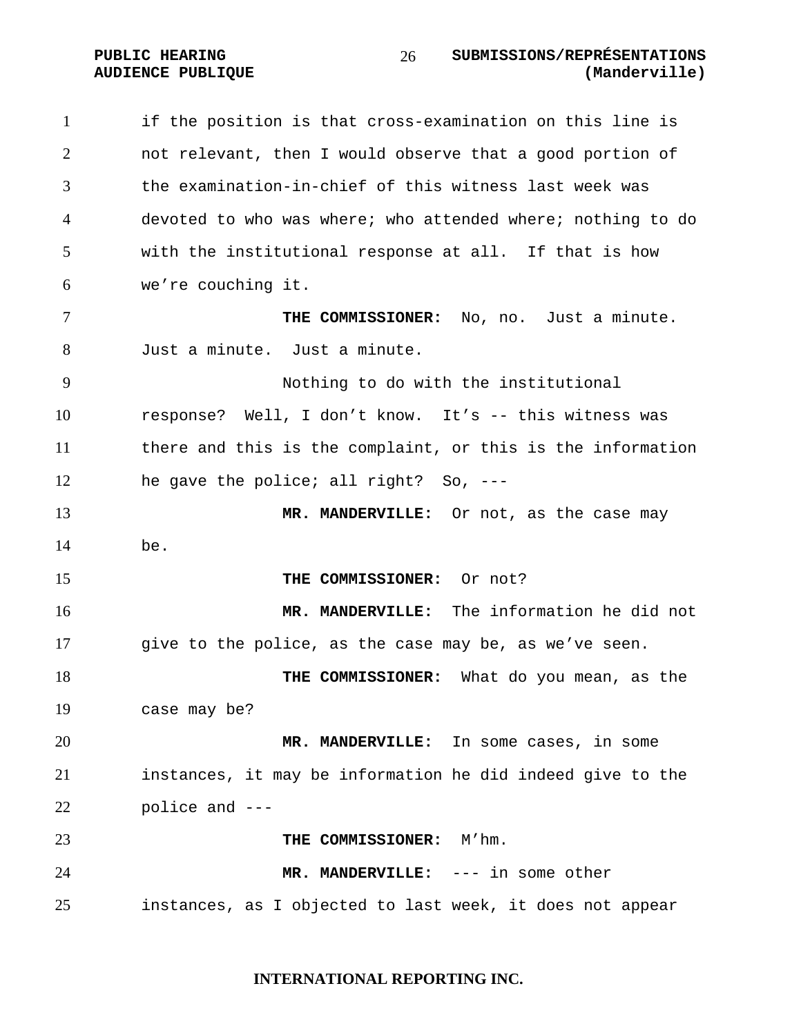if the position is that cross-examination on this line is not relevant, then I would observe that a good portion of the examination-in-chief of this witness last week was devoted to who was where; who attended where; nothing to do with the institutional response at all. If that is how we're couching it.

**THE COMMISSIONER:** No, no. Just a minute. Just a minute. Just a minute.

Nothing to do with the institutional response? Well, I don't know. It's -- this witness was there and this is the complaint, or this is the information he gave the police; all right? So, ---

**MR. MANDERVILLE:** Or not, as the case may be.

**THE COMMISSIONER:** Or not?

**MR. MANDERVILLE:** The information he did not give to the police, as the case may be, as we've seen.

**THE COMMISSIONER:** What do you mean, as the case may be?

**MR. MANDERVILLE:** In some cases, in some instances, it may be information he did indeed give to the police and ---

**THE COMMISSIONER:** M'hm.

**MR. MANDERVILLE:** --- in some other instances, as I objected to last week, it does not appear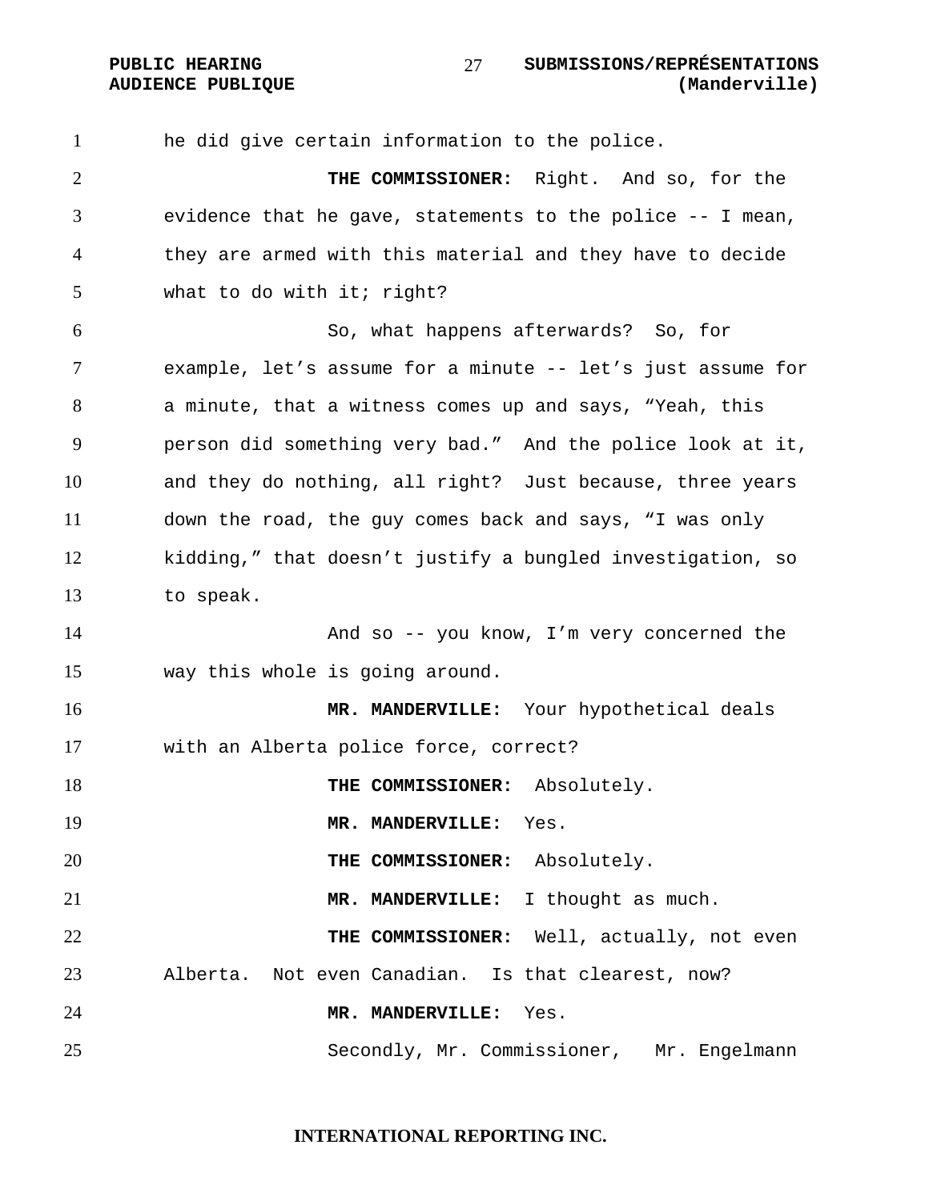he did give certain information to the police.

**THE COMMISSIONER:** Right. And so, for the evidence that he gave, statements to the police -- I mean, they are armed with this material and they have to decide what to do with it; right?

So, what happens afterwards? So, for example, let's assume for a minute -- let's just assume for a minute, that a witness comes up and says, "Yeah, this person did something very bad." And the police look at it, and they do nothing, all right? Just because, three years down the road, the guy comes back and says, "I was only kidding," that doesn't justify a bungled investigation, so to speak.

And so -- you know, I'm very concerned the way this whole is going around.

**MR. MANDERVILLE:** Your hypothetical deals with an Alberta police force, correct?

**THE COMMISSIONER:** Absolutely.

**MR. MANDERVILLE:** Yes.

**THE COMMISSIONER:** Absolutely.

**MR. MANDERVILLE:** I thought as much.

**THE COMMISSIONER:** Well, actually, not even Alberta. Not even Canadian. Is that clearest, now?

**MR. MANDERVILLE:** Yes.

Secondly, Mr. Commissioner, Mr. Engelmann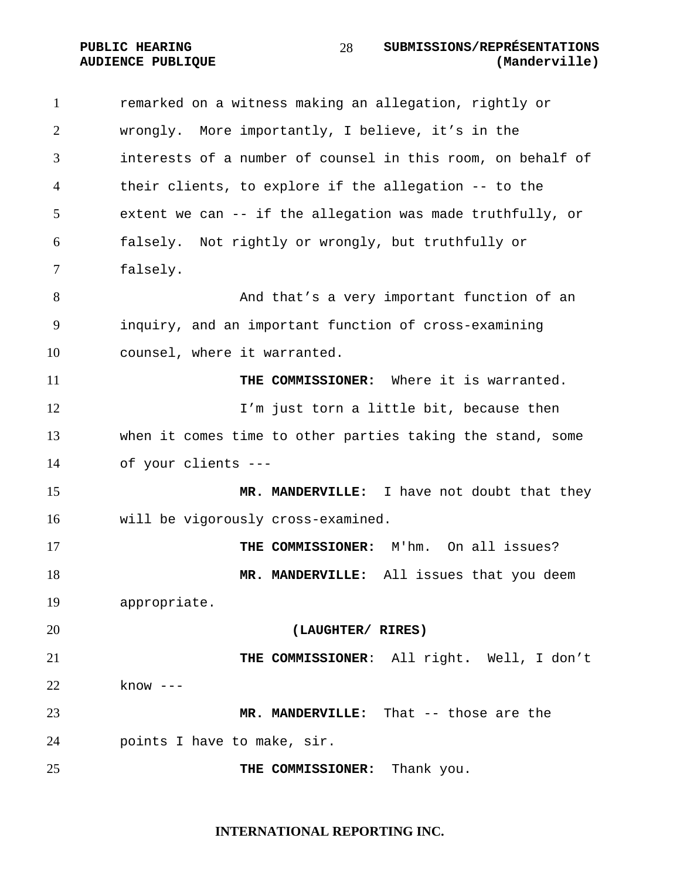remarked on a witness making an allegation, rightly or wrongly. More importantly, I believe, it's in the interests of a number of counsel in this room, on behalf of their clients, to explore if the allegation -- to the extent we can -- if the allegation was made truthfully, or falsely. Not rightly or wrongly, but truthfully or falsely.

And that's a very important function of an inquiry, and an important function of cross-examining counsel, where it warranted.

**THE COMMISSIONER:** Where it is warranted.

I'm just torn a little bit, because then when it comes time to other parties taking the stand, some of your clients ---

**MR. MANDERVILLE:** I have not doubt that they will be vigorously cross-examined.

**THE COMMISSIONER:** M'hm. On all issues?

**MR. MANDERVILLE:** All issues that you deem appropriate.

**(LAUGHTER/ RIRES)**

**THE COMMISSIONER**: All right. Well, I don't know ---

**MR. MANDERVILLE:** That -- those are the points I have to make, sir.

**THE COMMISSIONER:** Thank you.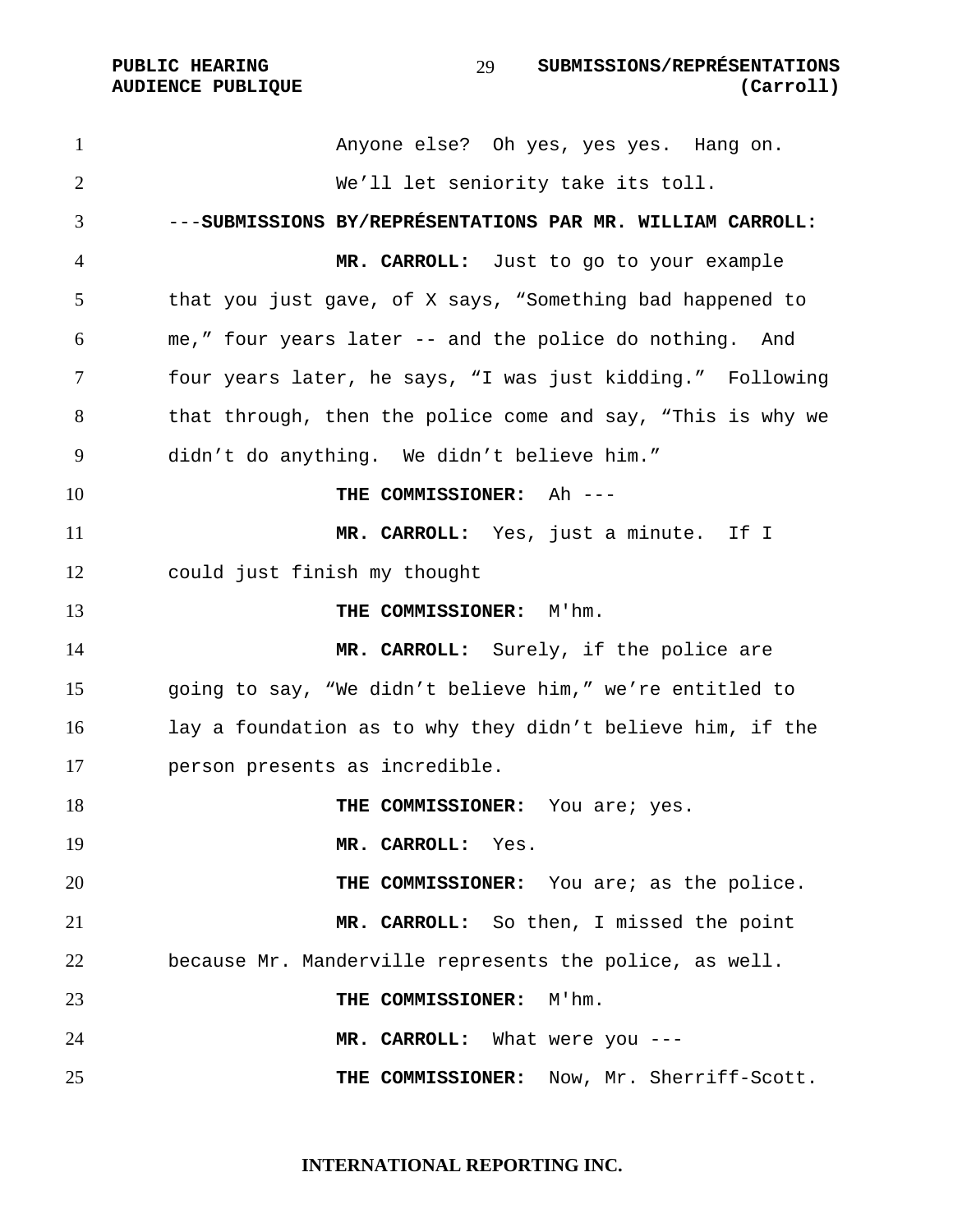Anyone else? Oh yes, yes yes. Hang on. We'll let seniority take its toll.

---**SUBMISSIONS BY/REPRÉSENTATIONS PAR MR. WILLIAM CARROLL:**

**MR. CARROLL:** Just to go to your example that you just gave, of X says, "Something bad happened to me," four years later -- and the police do nothing. And four years later, he says, "I was just kidding." Following that through, then the police come and say, "This is why we didn't do anything. We didn't believe him."

**THE COMMISSIONER:** Ah ---

**MR. CARROLL:** Yes, just a minute. If I could just finish my thought

**THE COMMISSIONER:** M'hm.

**MR. CARROLL:** Surely, if the police are going to say, "We didn't believe him," we're entitled to lay a foundation as to why they didn't believe him, if the person presents as incredible.

**THE COMMISSIONER:** You are; yes.

**MR. CARROLL:** Yes.

**THE COMMISSIONER:** You are; as the police.

**MR. CARROLL:** So then, I missed the point because Mr. Manderville represents the police, as well.

**THE COMMISSIONER:** M'hm.

**MR. CARROLL:** What were you ---

**THE COMMISSIONER:** Now, Mr. Sherriff-Scott.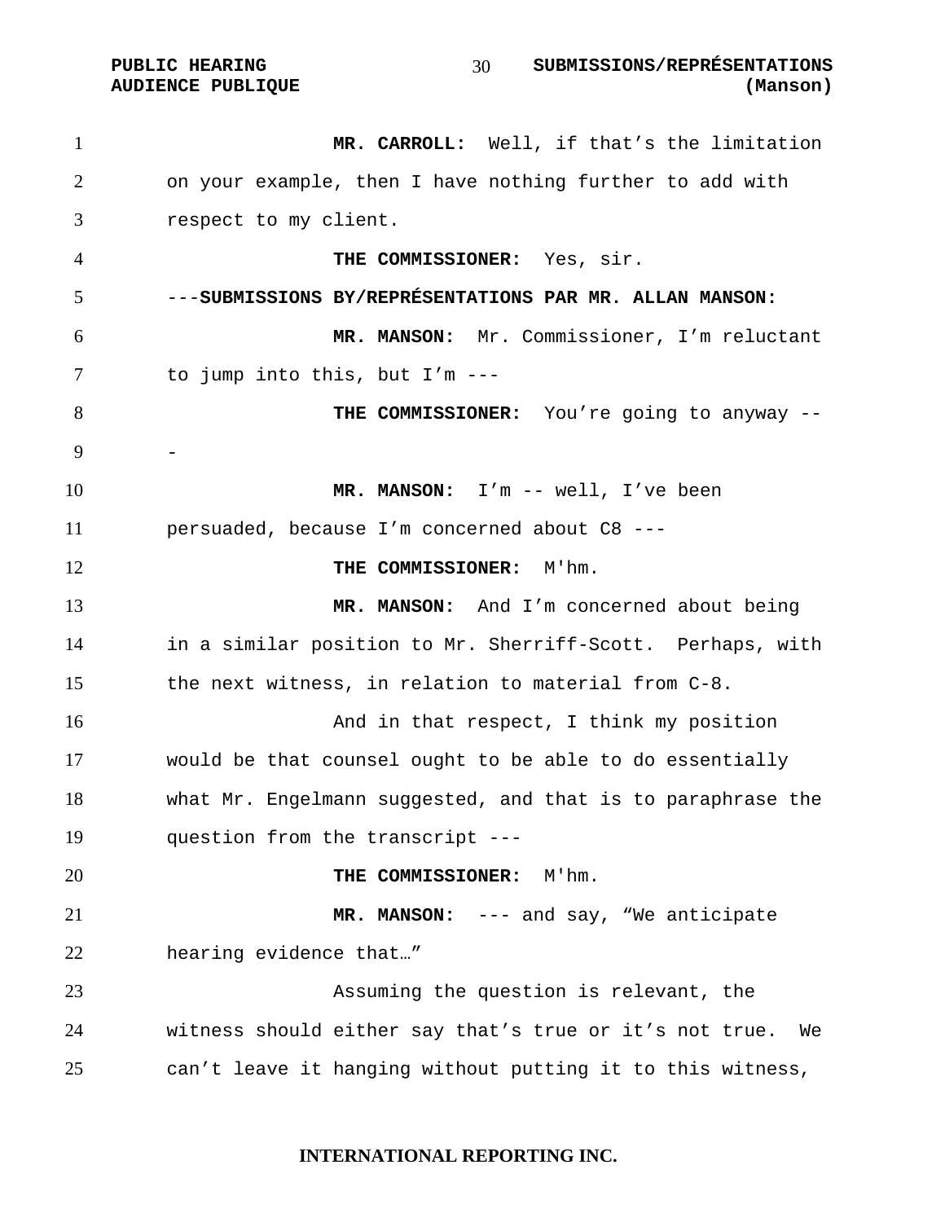**MR. CARROLL:** Well, if that's the limitation on your example, then I have nothing further to add with respect to my client.

**THE COMMISSIONER:** Yes, sir.

---**SUBMISSIONS BY/REPRÉSENTATIONS PAR MR. ALLAN MANSON:**

**MR. MANSON:** Mr. Commissioner, I'm reluctant to jump into this, but I'm ---

**THE COMMISSIONER:** You're going to anyway ---

**MR. MANSON:** I'm -- well, I've been persuaded, because I'm concerned about C8 ---

**THE COMMISSIONER:** M'hm.

**MR. MANSON:** And I'm concerned about being in a similar position to Mr. Sherriff-Scott. Perhaps, with the next witness, in relation to material from C-8.

And in that respect, I think my position would be that counsel ought to be able to do essentially what Mr. Engelmann suggested, and that is to paraphrase the question from the transcript ---

**THE COMMISSIONER:** M'hm.

**MR. MANSON:** --- and say, "We anticipate hearing evidence that…"

Assuming the question is relevant, the witness should either say that's true or it's not true. We can't leave it hanging without putting it to this witness,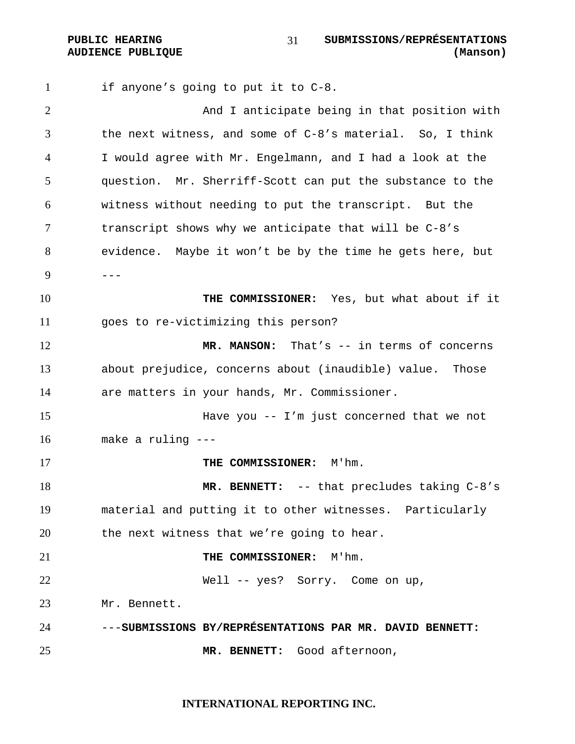if anyone's going to put it to C-8.

And I anticipate being in that position with the next witness, and some of C-8's material. So, I think I would agree with Mr. Engelmann, and I had a look at the question. Mr. Sherriff-Scott can put the substance to the witness without needing to put the transcript. But the transcript shows why we anticipate that will be C-8's evidence. Maybe it won't be by the time he gets here, but ---

**THE COMMISSIONER:** Yes, but what about if it goes to re-victimizing this person?

**MR. MANSON:** That's -- in terms of concerns about prejudice, concerns about (inaudible) value. Those are matters in your hands, Mr. Commissioner.

Have you -- I'm just concerned that we not make a ruling ---

**THE COMMISSIONER:** M'hm.

**MR. BENNETT:** -- that precludes taking C-8's material and putting it to other witnesses. Particularly the next witness that we're going to hear.

**THE COMMISSIONER:** M'hm.

Well -- yes? Sorry. Come on up, Mr. Bennett.

---**SUBMISSIONS BY/REPRÉSENTATIONS PAR MR. DAVID BENNETT:**

**MR. BENNETT:** Good afternoon,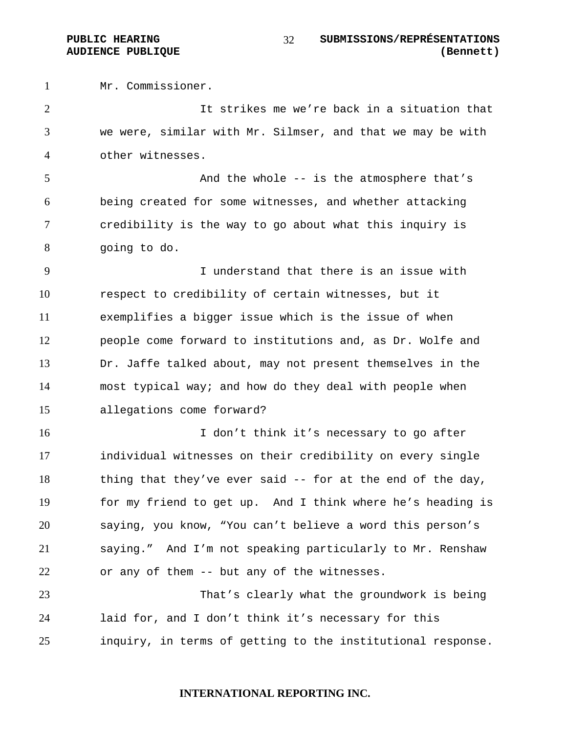Mr. Commissioner.

It strikes me we're back in a situation that we were, similar with Mr. Silmser, and that we may be with other witnesses.

And the whole -- is the atmosphere that's being created for some witnesses, and whether attacking credibility is the way to go about what this inquiry is going to do.

I understand that there is an issue with respect to credibility of certain witnesses, but it exemplifies a bigger issue which is the issue of when people come forward to institutions and, as Dr. Wolfe and Dr. Jaffe talked about, may not present themselves in the most typical way; and how do they deal with people when allegations come forward?

I don't think it's necessary to go after individual witnesses on their credibility on every single thing that they've ever said -- for at the end of the day, for my friend to get up. And I think where he's heading is saying, you know, "You can't believe a word this person's saying." And I'm not speaking particularly to Mr. Renshaw or any of them -- but any of the witnesses.

That's clearly what the groundwork is being laid for, and I don't think it's necessary for this inquiry, in terms of getting to the institutional response.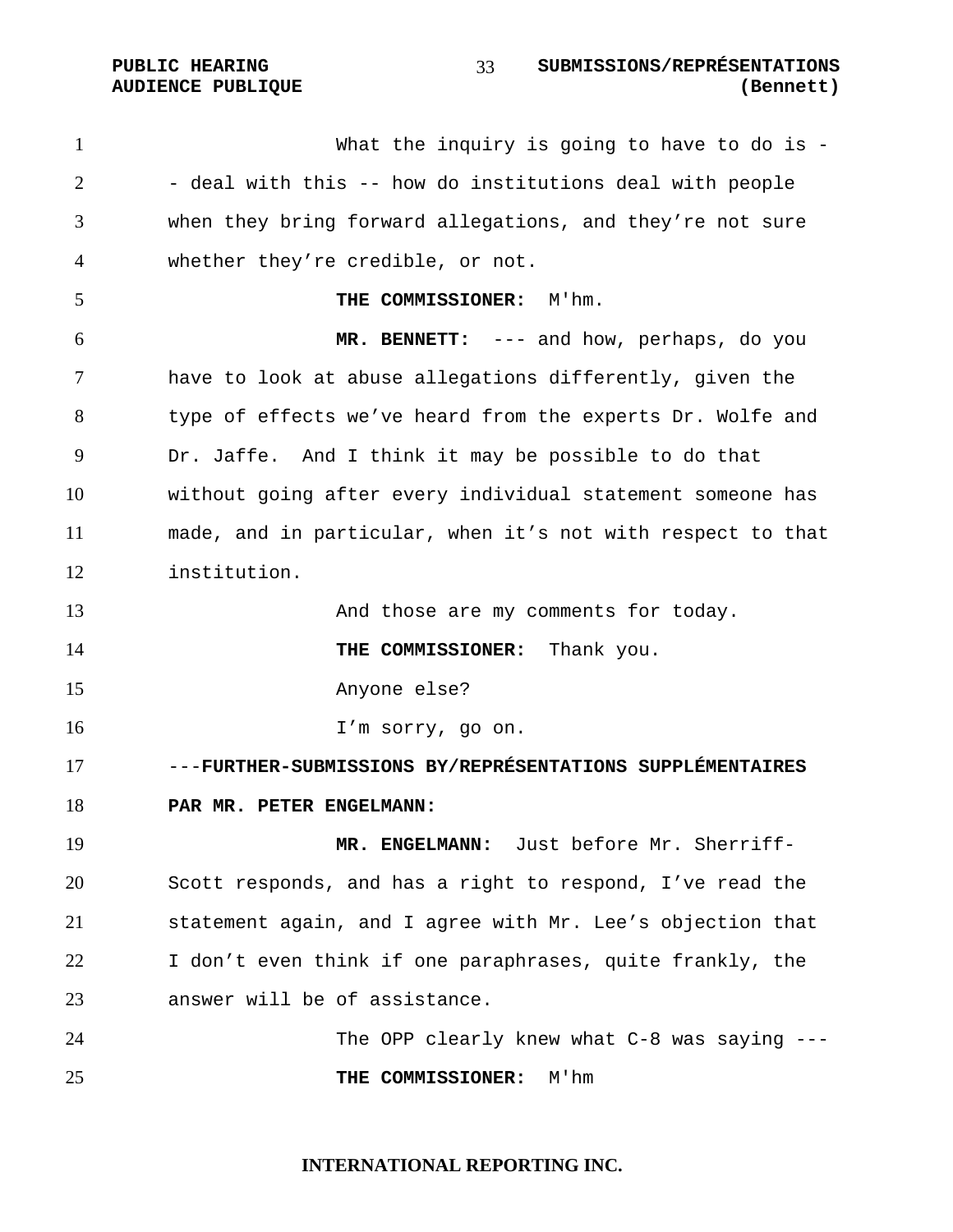What the inquiry is going to have to do is -- deal with this -- how do institutions deal with people when they bring forward allegations, and they're not sure whether they're credible, or not.

**THE COMMISSIONER:** M'hm.

**MR. BENNETT:** --- and how, perhaps, do you have to look at abuse allegations differently, given the type of effects we've heard from the experts Dr. Wolfe and Dr. Jaffe. And I think it may be possible to do that without going after every individual statement someone has made, and in particular, when it's not with respect to that institution.

And those are my comments for today.

**THE COMMISSIONER:** Thank you.

Anyone else?

I'm sorry, go on.

---**FURTHER-SUBMISSIONS BY/REPRÉSENTATIONS SUPPLÉMENTAIRES PAR MR. PETER ENGELMANN:**

**MR. ENGELMANN:** Just before Mr. Sherriff-Scott responds, and has a right to respond, I've read the statement again, and I agree with Mr. Lee's objection that I don't even think if one paraphrases, quite frankly, the answer will be of assistance.

The OPP clearly knew what C-8 was saying ---

**THE COMMISSIONER:** M'hm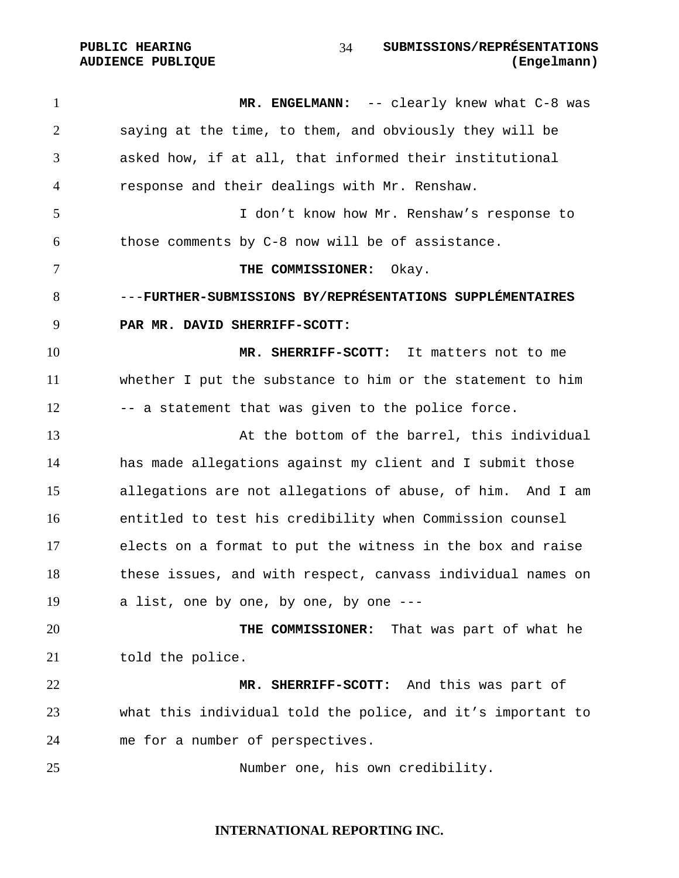**MR. ENGELMANN:** -- clearly knew what C-8 was saying at the time, to them, and obviously they will be asked how, if at all, that informed their institutional response and their dealings with Mr. Renshaw.

I don't know how Mr. Renshaw's response to those comments by C-8 now will be of assistance.

**THE COMMISSIONER:** Okay.

---**FURTHER-SUBMISSIONS BY/REPRÉSENTATIONS SUPPLÉMENTAIRES PAR MR. DAVID SHERRIFF-SCOTT:**

**MR. SHERRIFF-SCOTT:** It matters not to me whether I put the substance to him or the statement to him -- a statement that was given to the police force.

At the bottom of the barrel, this individual has made allegations against my client and I submit those allegations are not allegations of abuse, of him. And I am entitled to test his credibility when Commission counsel elects on a format to put the witness in the box and raise these issues, and with respect, canvass individual names on a list, one by one, by one, by one ---

**THE COMMISSIONER:** That was part of what he told the police.

**MR. SHERRIFF-SCOTT:** And this was part of what this individual told the police, and it's important to me for a number of perspectives.

Number one, his own credibility.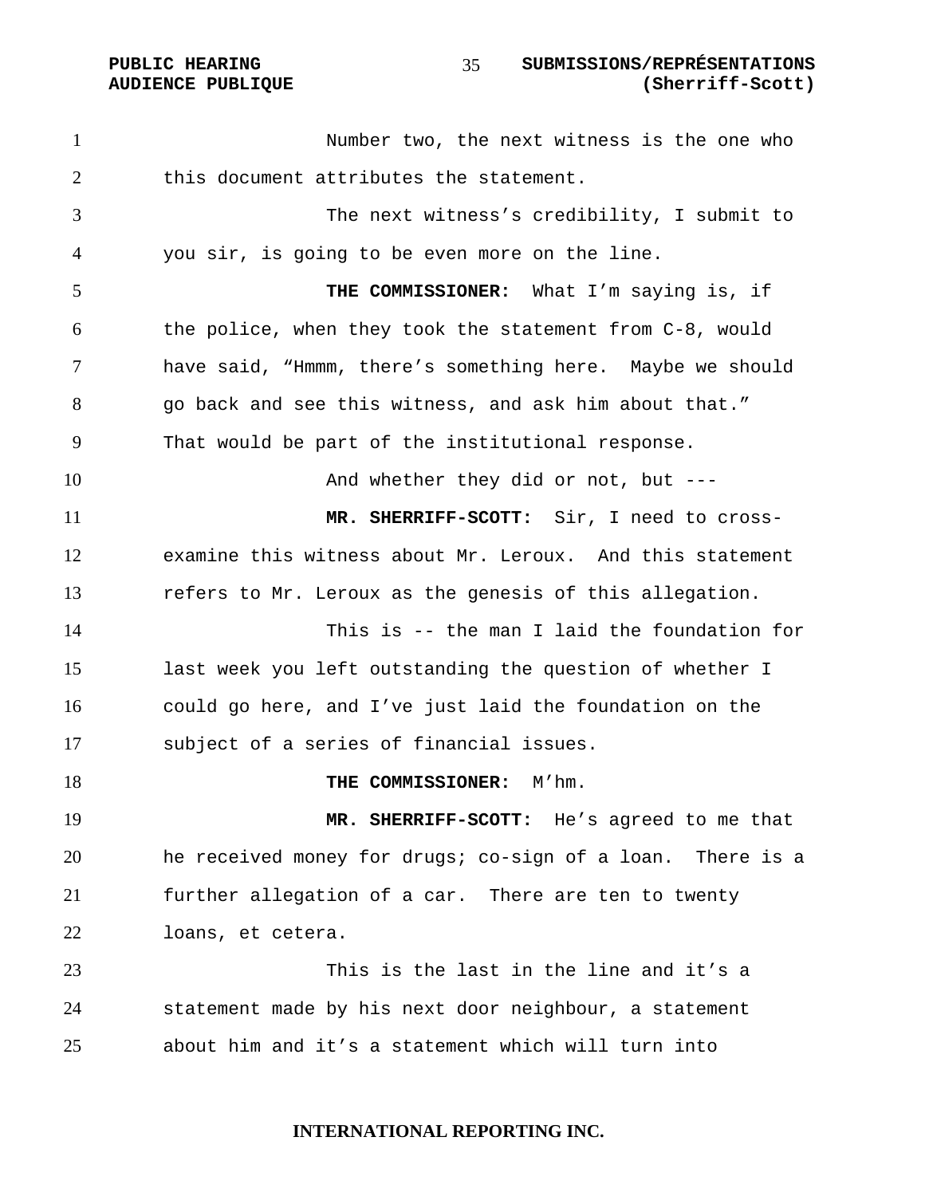Number two, the next witness is the one who this document attributes the statement.

The next witness's credibility, I submit to you sir, is going to be even more on the line.

**THE COMMISSIONER:** What I'm saying is, if the police, when they took the statement from C-8, would have said, "Hmmm, there's something here. Maybe we should go back and see this witness, and ask him about that." That would be part of the institutional response.

And whether they did or not, but ---

**MR. SHERRIFF-SCOTT:** Sir, I need to cross-examine this witness about Mr. Leroux. And this statement refers to Mr. Leroux as the genesis of this allegation.

This is -- the man I laid the foundation for last week you left outstanding the question of whether I could go here, and I've just laid the foundation on the subject of a series of financial issues.

**THE COMMISSIONER:** M'hm.

**MR. SHERRIFF-SCOTT:** He's agreed to me that he received money for drugs; co-sign of a loan. There is a further allegation of a car. There are ten to twenty loans, et cetera.

This is the last in the line and it's a statement made by his next door neighbour, a statement about him and it's a statement which will turn into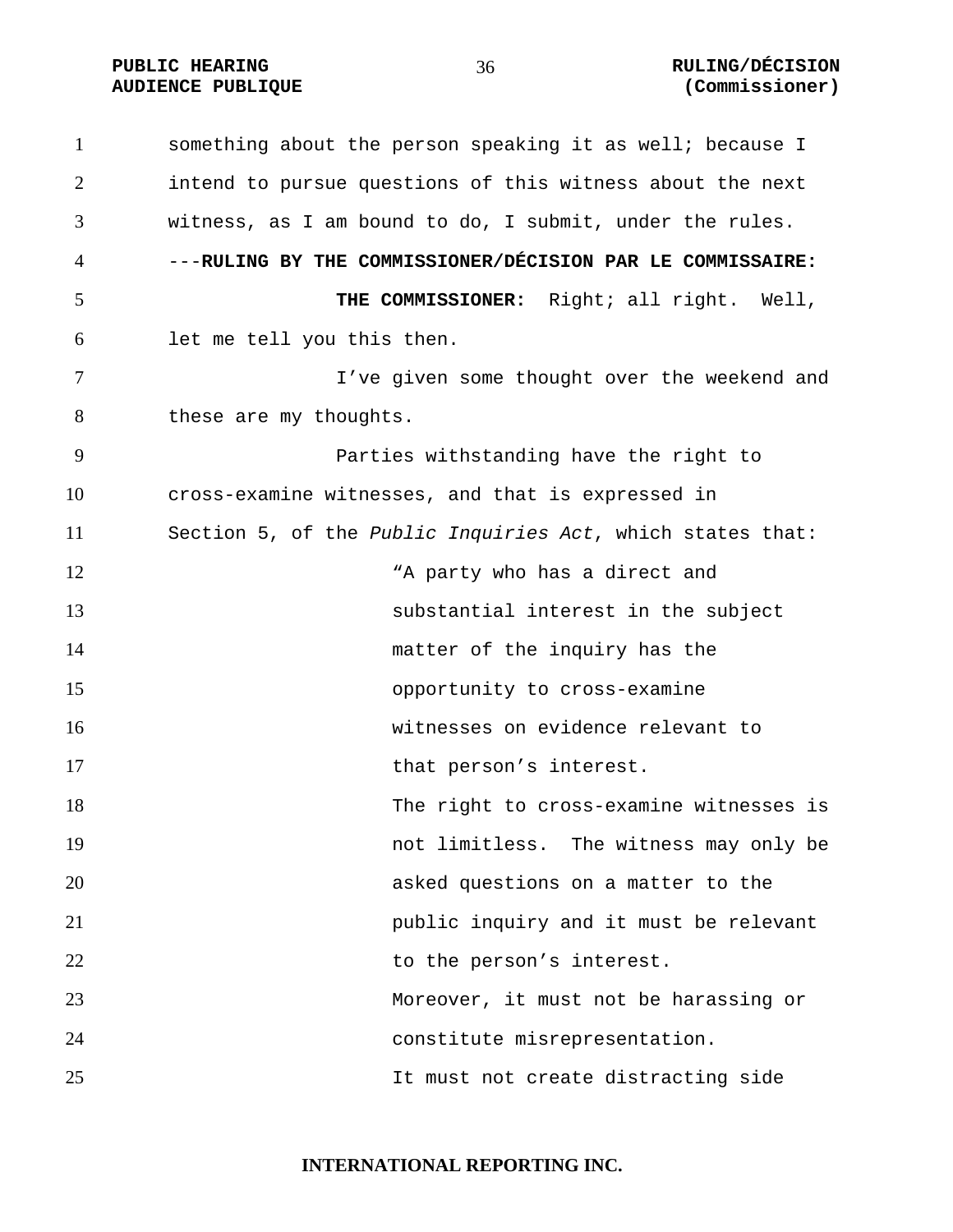something about the person speaking it as well; because I intend to pursue questions of this witness about the next witness, as I am bound to do, I submit, under the rules.

---**RULING BY THE COMMISSIONER/DÉCISION PAR LE COMMISSAIRE:**

**THE COMMISSIONER:** Right; all right. Well, let me tell you this then.

I've given some thought over the weekend and these are my thoughts.

Parties withstanding have the right to cross-examine witnesses, and that is expressed in Section 5, of the *Public Inquiries Act*, which states that:

> "A party who has a direct and substantial interest in the subject matter of the inquiry has the opportunity to cross-examine witnesses on evidence relevant to that person's interest.
>
> The right to cross-examine witnesses is not limitless. The witness may only be asked questions on a matter to the public inquiry and it must be relevant to the person's interest.
>
> Moreover, it must not be harassing or constitute misrepresentation.
>
> It must not create distracting side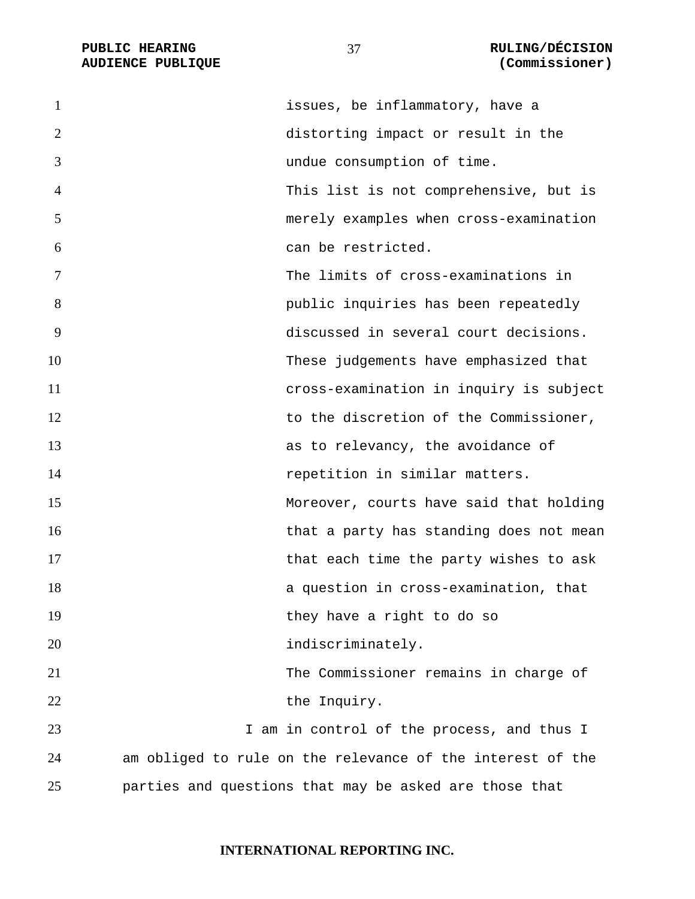issues, be inflammatory, have a distorting impact or result in the undue consumption of time.

This list is not comprehensive, but is merely examples when cross-examination can be restricted.

The limits of cross-examinations in public inquiries has been repeatedly discussed in several court decisions. These judgements have emphasized that cross-examination in inquiry is subject to the discretion of the Commissioner, as to relevancy, the avoidance of repetition in similar matters.

Moreover, courts have said that holding that a party has standing does not mean that each time the party wishes to ask a question in cross-examination, that they have a right to do so indiscriminately.

The Commissioner remains in charge of the Inquiry.

I am in control of the process, and thus I am obliged to rule on the relevance of the interest of the parties and questions that may be asked are those that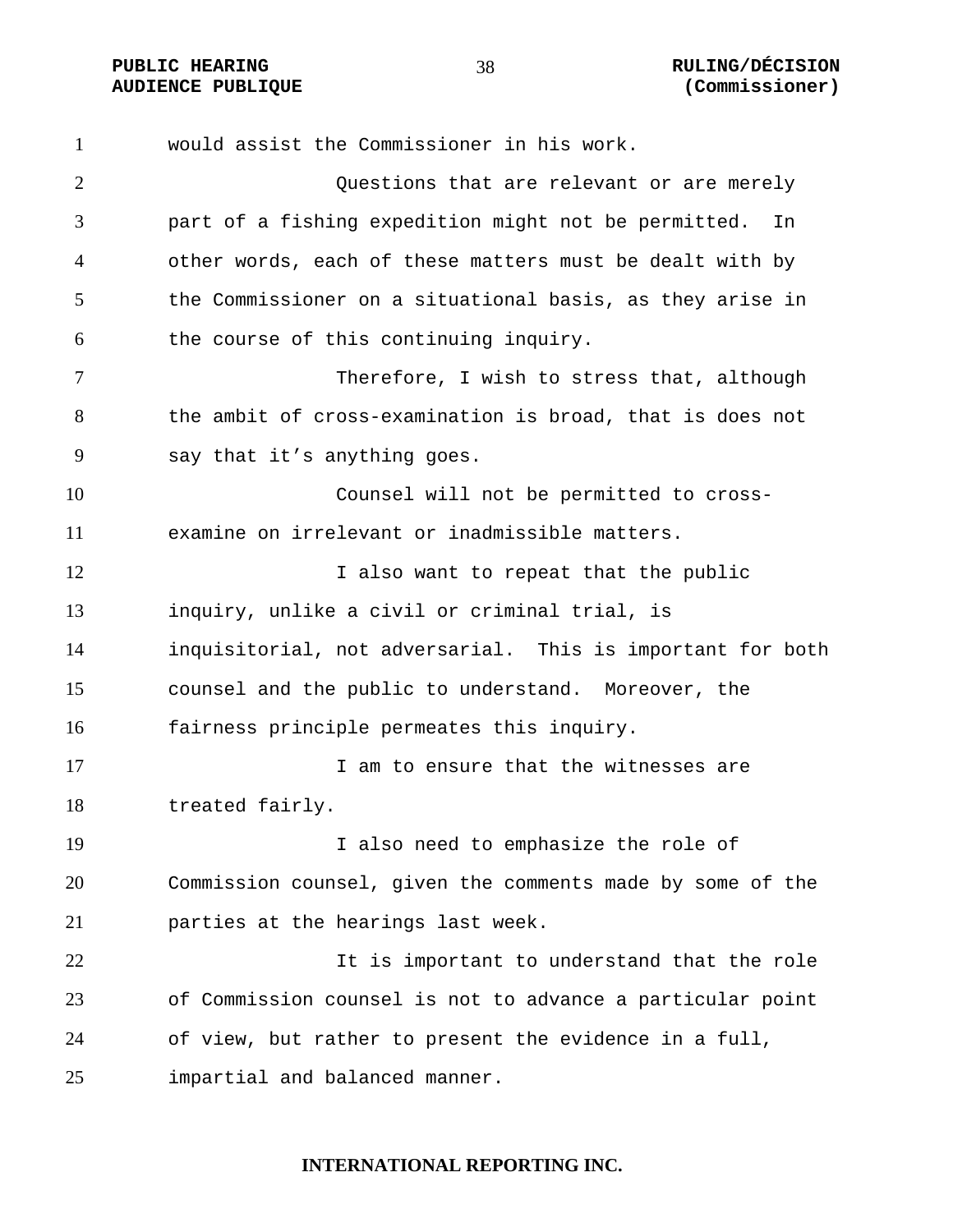would assist the Commissioner in his work.

Questions that are relevant or are merely part of a fishing expedition might not be permitted. In other words, each of these matters must be dealt with by the Commissioner on a situational basis, as they arise in the course of this continuing inquiry.

Therefore, I wish to stress that, although the ambit of cross-examination is broad, that is does not say that it’s anything goes.

Counsel will not be permitted to cross-examine on irrelevant or inadmissible matters.

I also want to repeat that the public inquiry, unlike a civil or criminal trial, is inquisitorial, not adversarial. This is important for both counsel and the public to understand. Moreover, the fairness principle permeates this inquiry.

I am to ensure that the witnesses are treated fairly.

I also need to emphasize the role of Commission counsel, given the comments made by some of the parties at the hearings last week.

It is important to understand that the role of Commission counsel is not to advance a particular point of view, but rather to present the evidence in a full, impartial and balanced manner.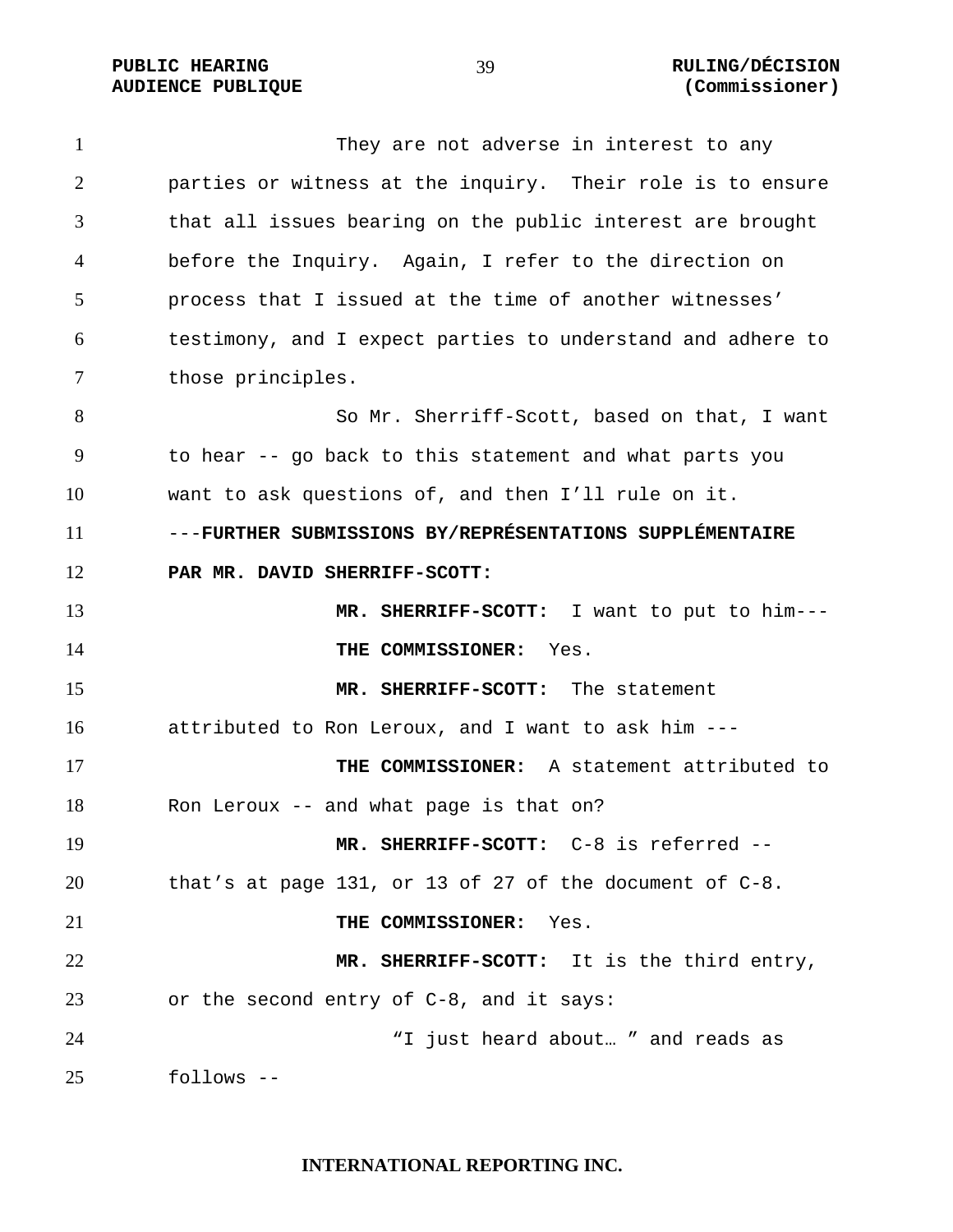They are not adverse in interest to any parties or witness at the inquiry. Their role is to ensure that all issues bearing on the public interest are brought before the Inquiry. Again, I refer to the direction on process that I issued at the time of another witnesses' testimony, and I expect parties to understand and adhere to those principles.

So Mr. Sherriff-Scott, based on that, I want to hear -- go back to this statement and what parts you want to ask questions of, and then I'll rule on it.

---**FURTHER SUBMISSIONS BY/REPRÉSENTATIONS SUPPLÉMENTAIRE PAR MR. DAVID SHERRIFF-SCOTT:**

**MR. SHERRIFF-SCOTT:** I want to put to him---

**THE COMMISSIONER:** Yes.

**MR. SHERRIFF-SCOTT:** The statement attributed to Ron Leroux, and I want to ask him ---

**THE COMMISSIONER:** A statement attributed to Ron Leroux -- and what page is that on?

**MR. SHERRIFF-SCOTT:** C-8 is referred -- that's at page 131, or 13 of 27 of the document of C-8.

**THE COMMISSIONER:** Yes.

**MR. SHERRIFF-SCOTT:** It is the third entry, or the second entry of C-8, and it says:

"I just heard about… " and reads as follows --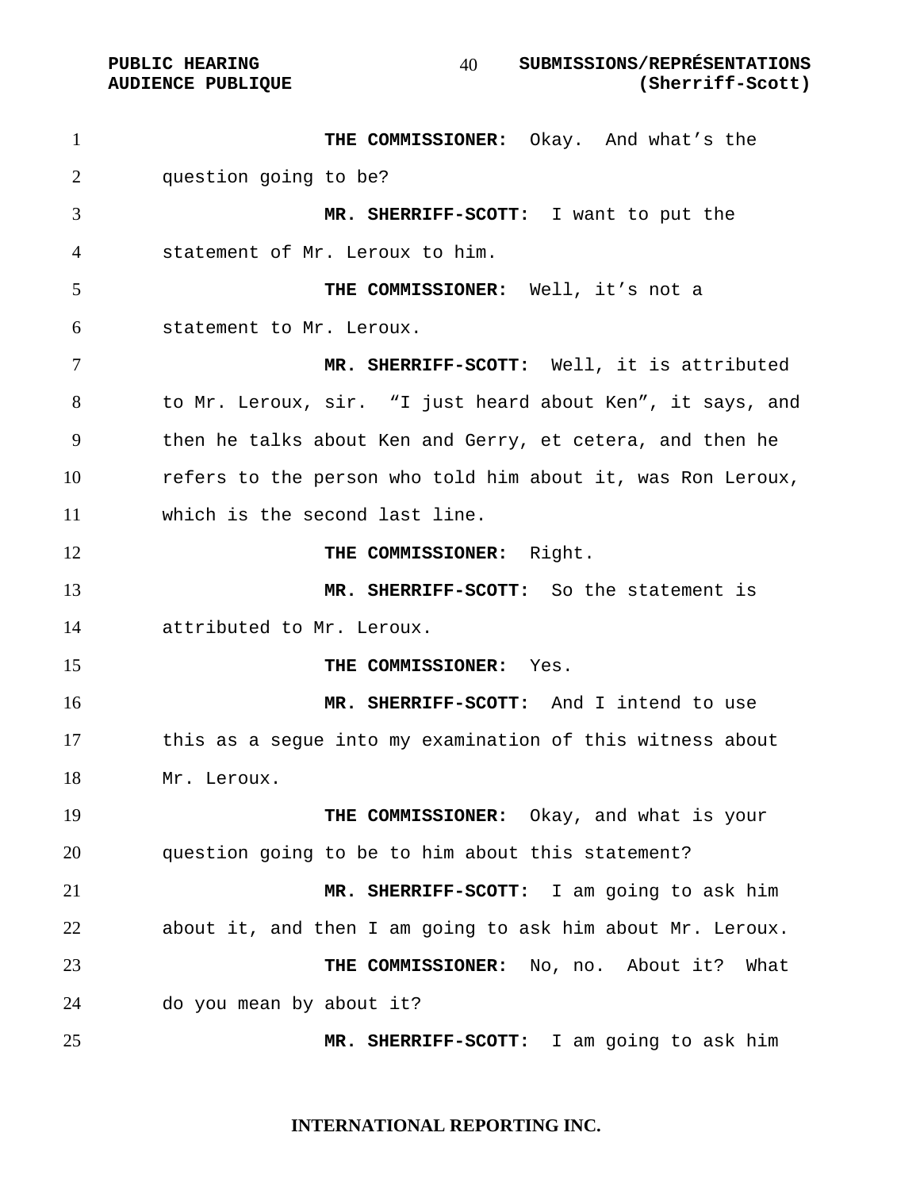**THE COMMISSIONER:** Okay. And what's the question going to be?

**MR. SHERRIFF-SCOTT:** I want to put the statement of Mr. Leroux to him.

**THE COMMISSIONER:** Well, it's not a statement to Mr. Leroux.

**MR. SHERRIFF-SCOTT:** Well, it is attributed to Mr. Leroux, sir. "I just heard about Ken", it says, and then he talks about Ken and Gerry, et cetera, and then he refers to the person who told him about it, was Ron Leroux, which is the second last line.

**THE COMMISSIONER:** Right.

**MR. SHERRIFF-SCOTT:** So the statement is attributed to Mr. Leroux.

**THE COMMISSIONER:** Yes.

**MR. SHERRIFF-SCOTT:** And I intend to use this as a segue into my examination of this witness about Mr. Leroux.

**THE COMMISSIONER:** Okay, and what is your question going to be to him about this statement?

**MR. SHERRIFF-SCOTT:** I am going to ask him about it, and then I am going to ask him about Mr. Leroux.

**THE COMMISSIONER:** No, no. About it? What do you mean by about it?

**MR. SHERRIFF-SCOTT:** I am going to ask him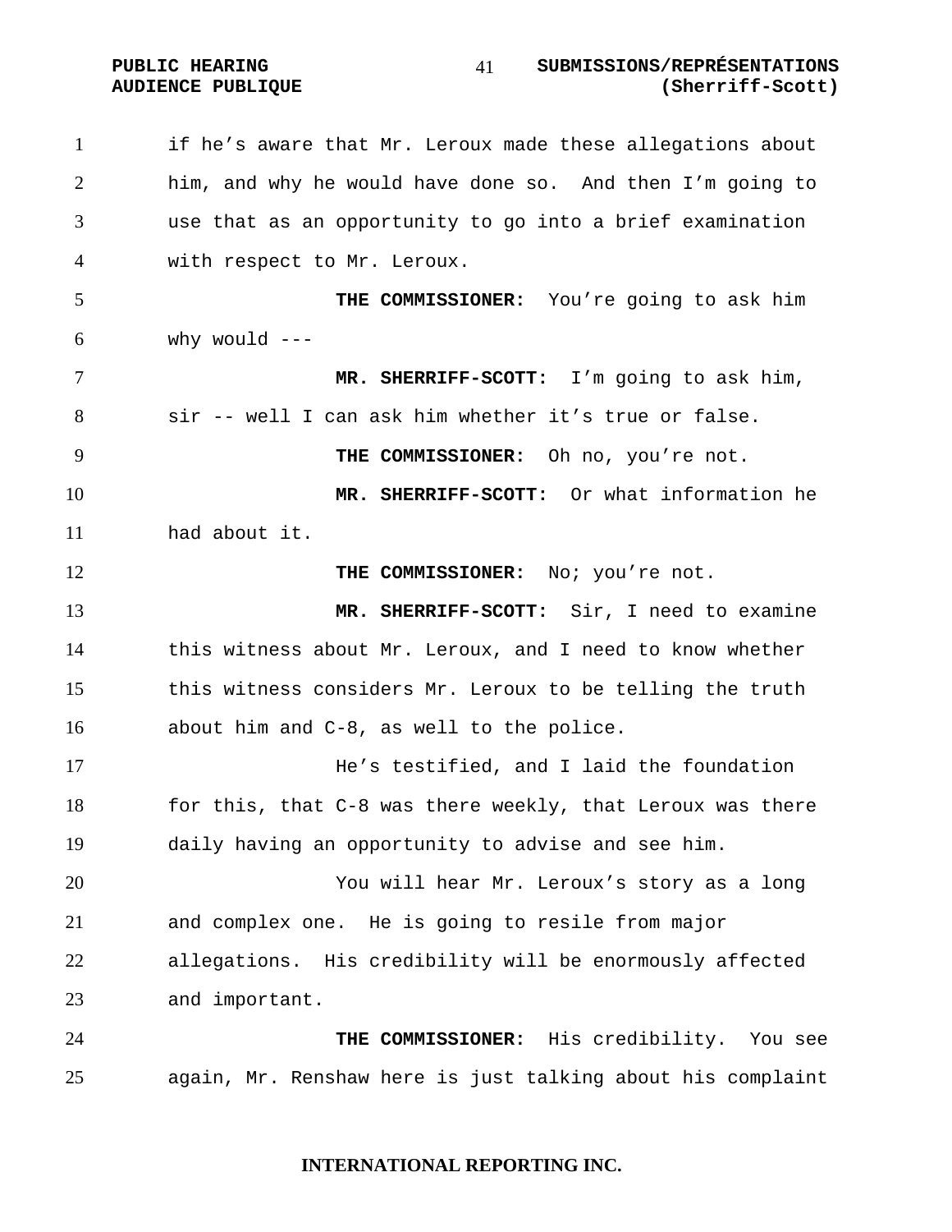if he's aware that Mr. Leroux made these allegations about him, and why he would have done so. And then I'm going to use that as an opportunity to go into a brief examination with respect to Mr. Leroux.

**THE COMMISSIONER:** You're going to ask him why would ---

**MR. SHERRIFF-SCOTT:** I'm going to ask him, sir -- well I can ask him whether it's true or false.

**THE COMMISSIONER:** Oh no, you're not.

**MR. SHERRIFF-SCOTT:** Or what information he had about it.

**THE COMMISSIONER:** No; you're not.

**MR. SHERRIFF-SCOTT:** Sir, I need to examine this witness about Mr. Leroux, and I need to know whether this witness considers Mr. Leroux to be telling the truth about him and C-8, as well to the police.

He's testified, and I laid the foundation for this, that C-8 was there weekly, that Leroux was there daily having an opportunity to advise and see him.

You will hear Mr. Leroux's story as a long and complex one. He is going to resile from major allegations. His credibility will be enormously affected and important.

**THE COMMISSIONER:** His credibility. You see again, Mr. Renshaw here is just talking about his complaint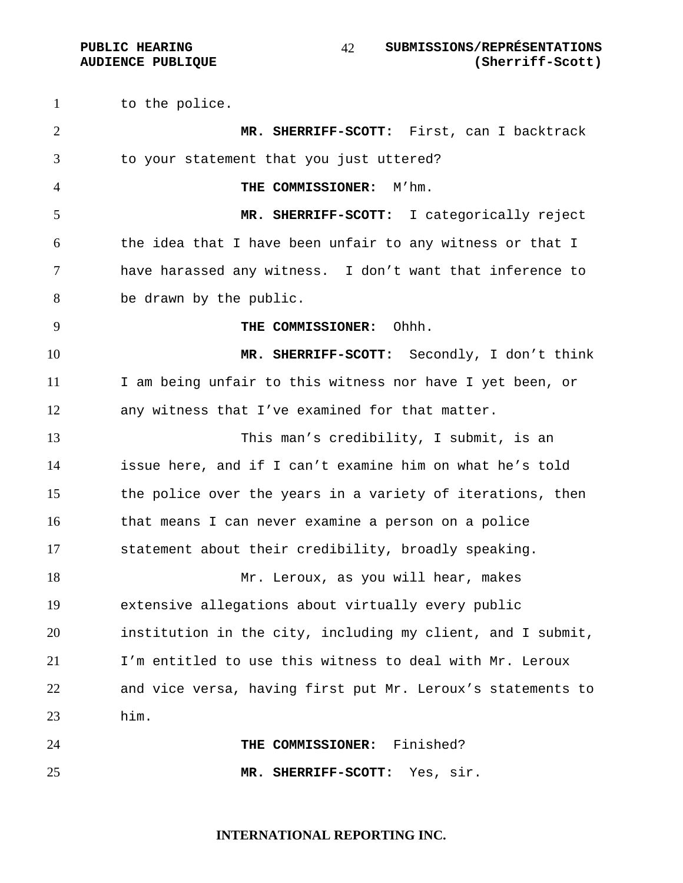to the police.

**MR. SHERRIFF-SCOTT:** First, can I backtrack to your statement that you just uttered?

**THE COMMISSIONER:** M'hm.

**MR. SHERRIFF-SCOTT:** I categorically reject the idea that I have been unfair to any witness or that I have harassed any witness. I don't want that inference to be drawn by the public.

**THE COMMISSIONER:** Ohhh.

**MR. SHERRIFF-SCOTT:** Secondly, I don't think I am being unfair to this witness nor have I yet been, or any witness that I've examined for that matter.

This man's credibility, I submit, is an issue here, and if I can't examine him on what he's told the police over the years in a variety of iterations, then that means I can never examine a person on a police statement about their credibility, broadly speaking.

Mr. Leroux, as you will hear, makes extensive allegations about virtually every public institution in the city, including my client, and I submit, I'm entitled to use this witness to deal with Mr. Leroux and vice versa, having first put Mr. Leroux's statements to him.

**THE COMMISSIONER:** Finished?

**MR. SHERRIFF-SCOTT:** Yes, sir.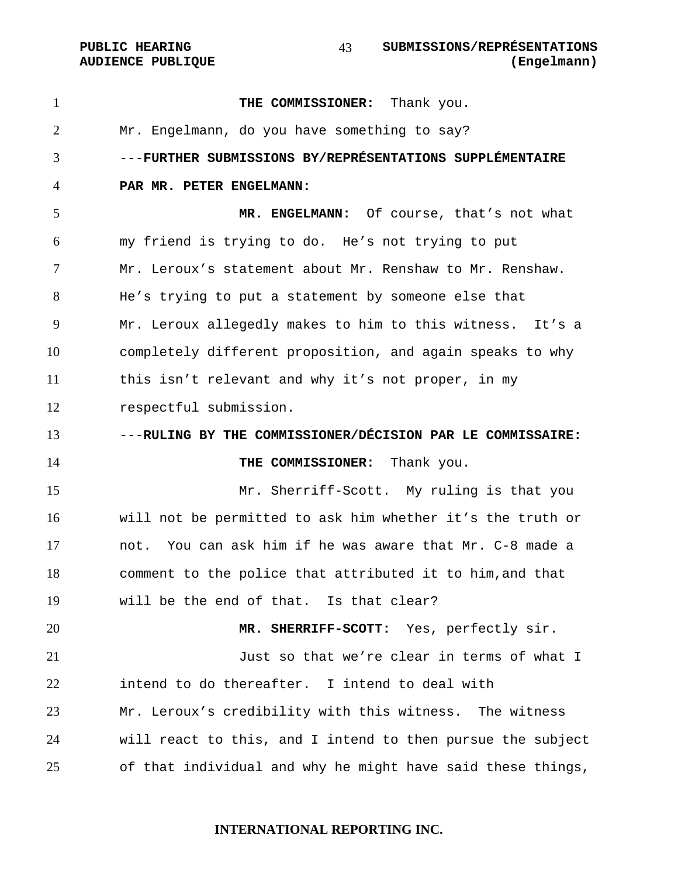**THE COMMISSIONER:** Thank you.

Mr. Engelmann, do you have something to say?

---**FURTHER SUBMISSIONS BY/REPRÉSENTATIONS SUPPLÉMENTAIRE PAR MR. PETER ENGELMANN:**

**MR. ENGELMANN:** Of course, that's not what my friend is trying to do. He's not trying to put Mr. Leroux's statement about Mr. Renshaw to Mr. Renshaw. He's trying to put a statement by someone else that Mr. Leroux allegedly makes to him to this witness. It's a completely different proposition, and again speaks to why this isn't relevant and why it's not proper, in my respectful submission.

---**RULING BY THE COMMISSIONER/DÉCISION PAR LE COMMISSAIRE:**

**THE COMMISSIONER:** Thank you.

Mr. Sherriff-Scott. My ruling is that you will not be permitted to ask him whether it's the truth or not. You can ask him if he was aware that Mr. C-8 made a comment to the police that attributed it to him,and that will be the end of that. Is that clear?

**MR. SHERRIFF-SCOTT:** Yes, perfectly sir.

Just so that we're clear in terms of what I intend to do thereafter. I intend to deal with Mr. Leroux's credibility with this witness. The witness will react to this, and I intend to then pursue the subject of that individual and why he might have said these things,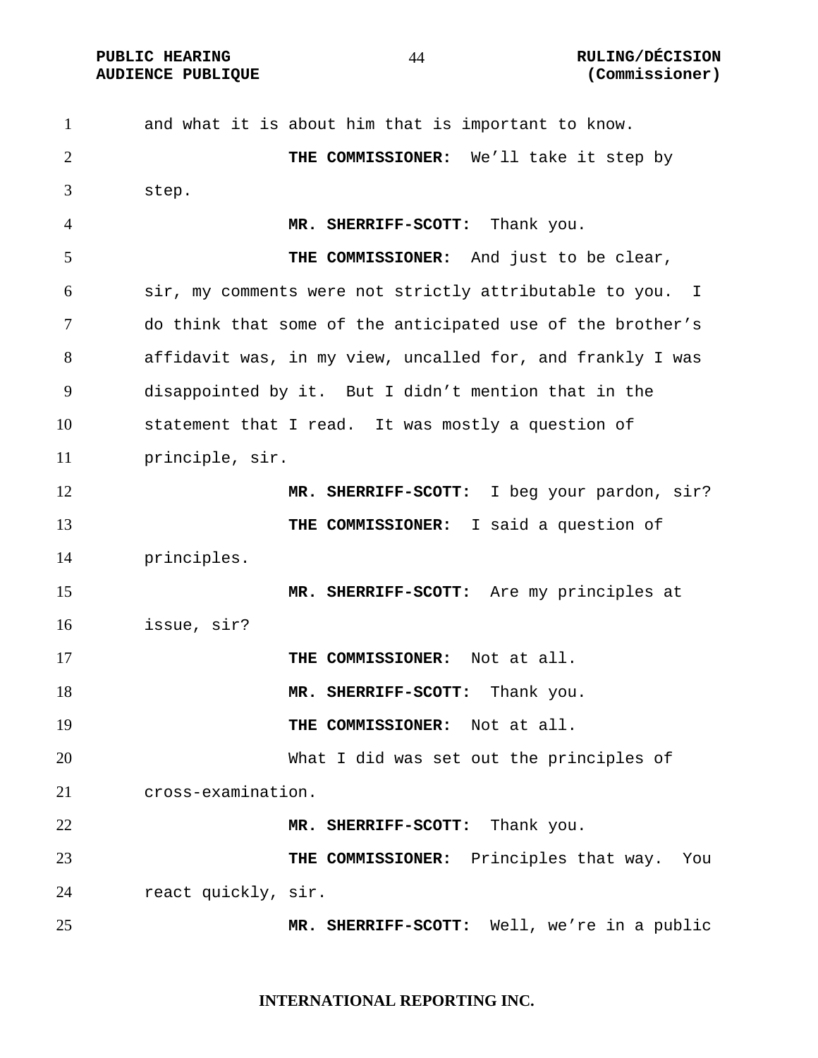and what it is about him that is important to know.

**THE COMMISSIONER:** We'll take it step by step.

**MR. SHERRIFF-SCOTT:** Thank you.

**THE COMMISSIONER:** And just to be clear, sir, my comments were not strictly attributable to you. I do think that some of the anticipated use of the brother's affidavit was, in my view, uncalled for, and frankly I was disappointed by it. But I didn't mention that in the statement that I read. It was mostly a question of principle, sir.

**MR. SHERRIFF-SCOTT:** I beg your pardon, sir?

**THE COMMISSIONER:** I said a question of principles.

**MR. SHERRIFF-SCOTT:** Are my principles at issue, sir?

**THE COMMISSIONER:** Not at all.

**MR. SHERRIFF-SCOTT:** Thank you.

**THE COMMISSIONER:** Not at all.

What I did was set out the principles of cross-examination.

**MR. SHERRIFF-SCOTT:** Thank you.

**THE COMMISSIONER:** Principles that way. You react quickly, sir.

**MR. SHERRIFF-SCOTT:** Well, we're in a public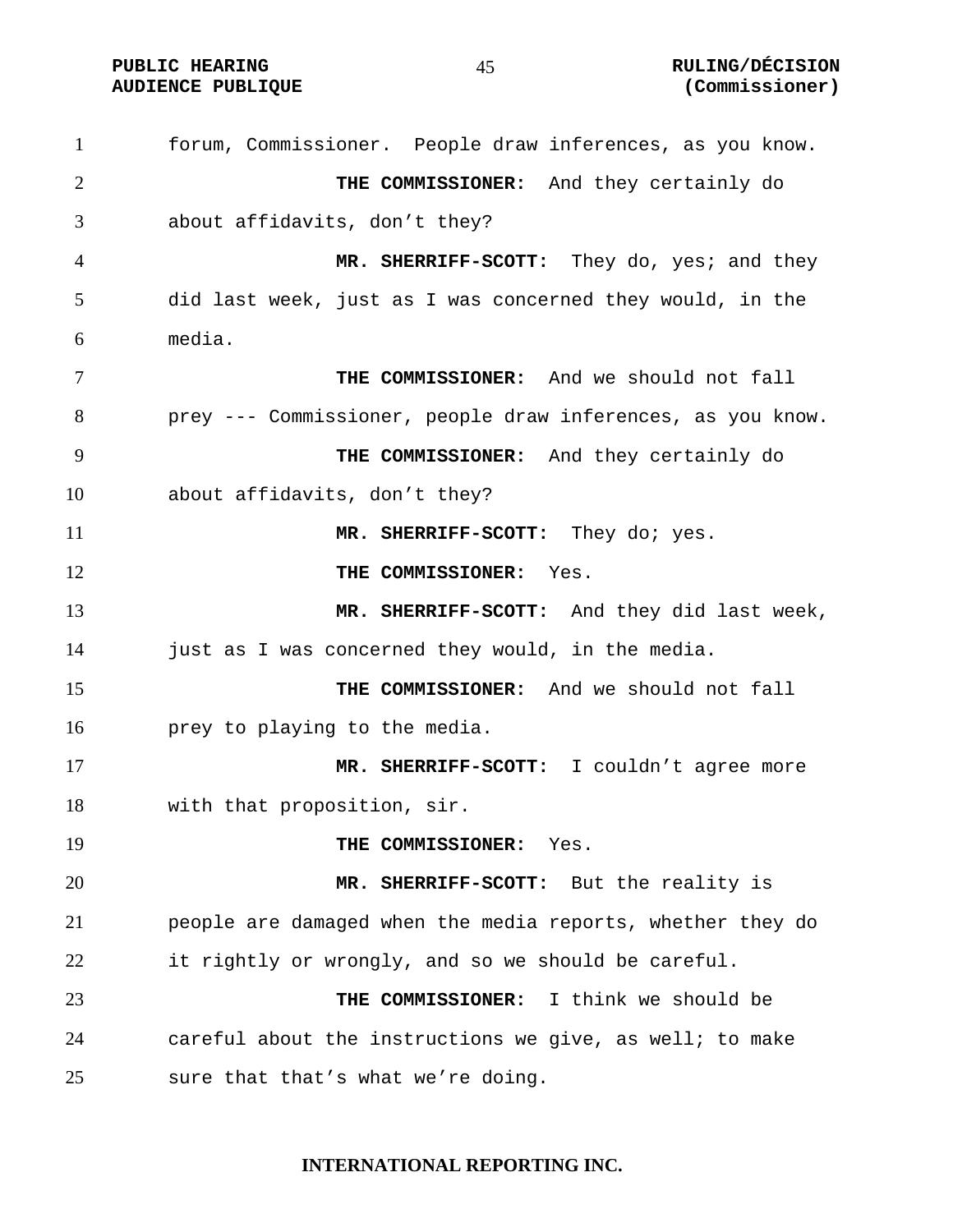forum, Commissioner. People draw inferences, as you know.

**THE COMMISSIONER:** And they certainly do about affidavits, don't they?

**MR. SHERRIFF-SCOTT:** They do, yes; and they did last week, just as I was concerned they would, in the media.

**THE COMMISSIONER:** And we should not fall prey --- Commissioner, people draw inferences, as you know.

**THE COMMISSIONER:** And they certainly do about affidavits, don't they?

**MR. SHERRIFF-SCOTT:** They do; yes.

**THE COMMISSIONER:** Yes.

**MR. SHERRIFF-SCOTT:** And they did last week, just as I was concerned they would, in the media.

**THE COMMISSIONER:** And we should not fall prey to playing to the media.

**MR. SHERRIFF-SCOTT:** I couldn't agree more with that proposition, sir.

**THE COMMISSIONER:** Yes.

**MR. SHERRIFF-SCOTT:** But the reality is people are damaged when the media reports, whether they do it rightly or wrongly, and so we should be careful.

**THE COMMISSIONER:** I think we should be careful about the instructions we give, as well; to make sure that that's what we're doing.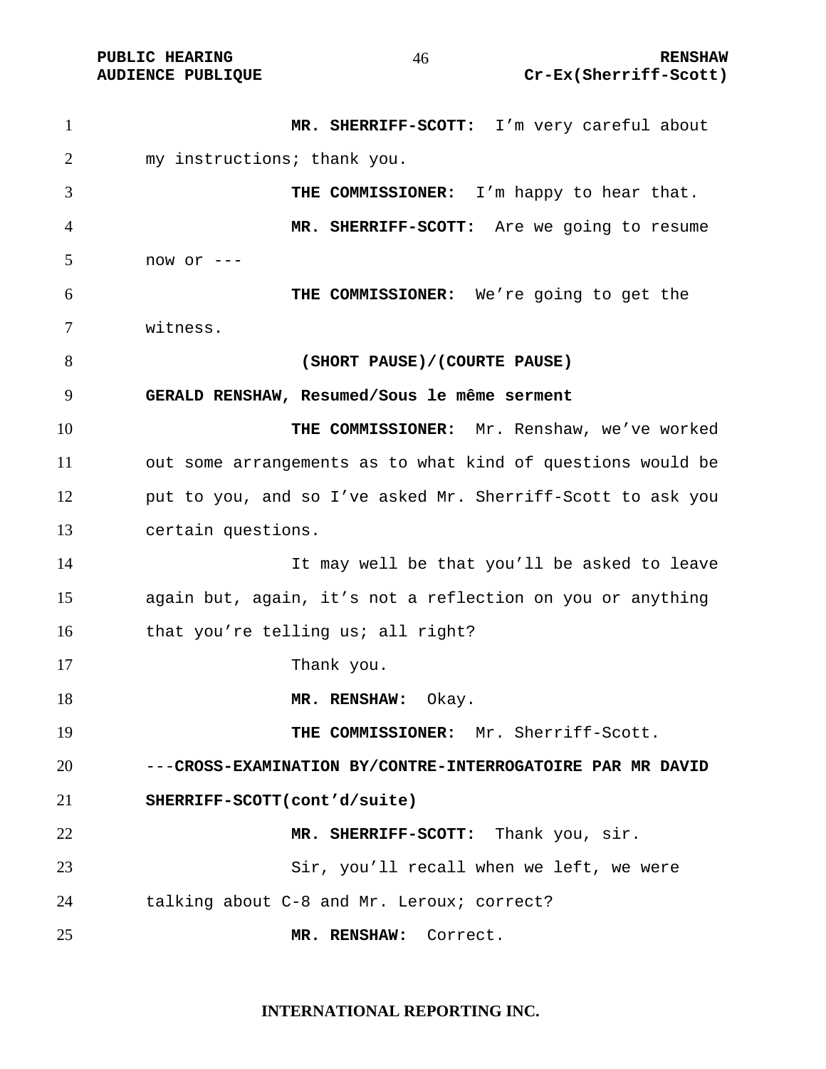**MR. SHERRIFF-SCOTT:** I'm very careful about my instructions; thank you.

**THE COMMISSIONER:** I'm happy to hear that.

**MR. SHERRIFF-SCOTT:** Are we going to resume now or ---

**THE COMMISSIONER:** We're going to get the witness.

**(SHORT PAUSE)/(COURTE PAUSE)**

**GERALD RENSHAW, Resumed/Sous le même serment**

**THE COMMISSIONER:** Mr. Renshaw, we've worked out some arrangements as to what kind of questions would be put to you, and so I've asked Mr. Sherriff-Scott to ask you certain questions.

It may well be that you'll be asked to leave again but, again, it's not a reflection on you or anything that you're telling us; all right?

Thank you.

**MR. RENSHAW:** Okay.

**THE COMMISSIONER:** Mr. Sherriff-Scott.

---**CROSS-EXAMINATION BY/CONTRE-INTERROGATOIRE PAR MR DAVID SHERRIFF-SCOTT(cont'd/suite)**

**MR. SHERRIFF-SCOTT:** Thank you, sir.

Sir, you'll recall when we left, we were talking about C-8 and Mr. Leroux; correct?

**MR. RENSHAW:** Correct.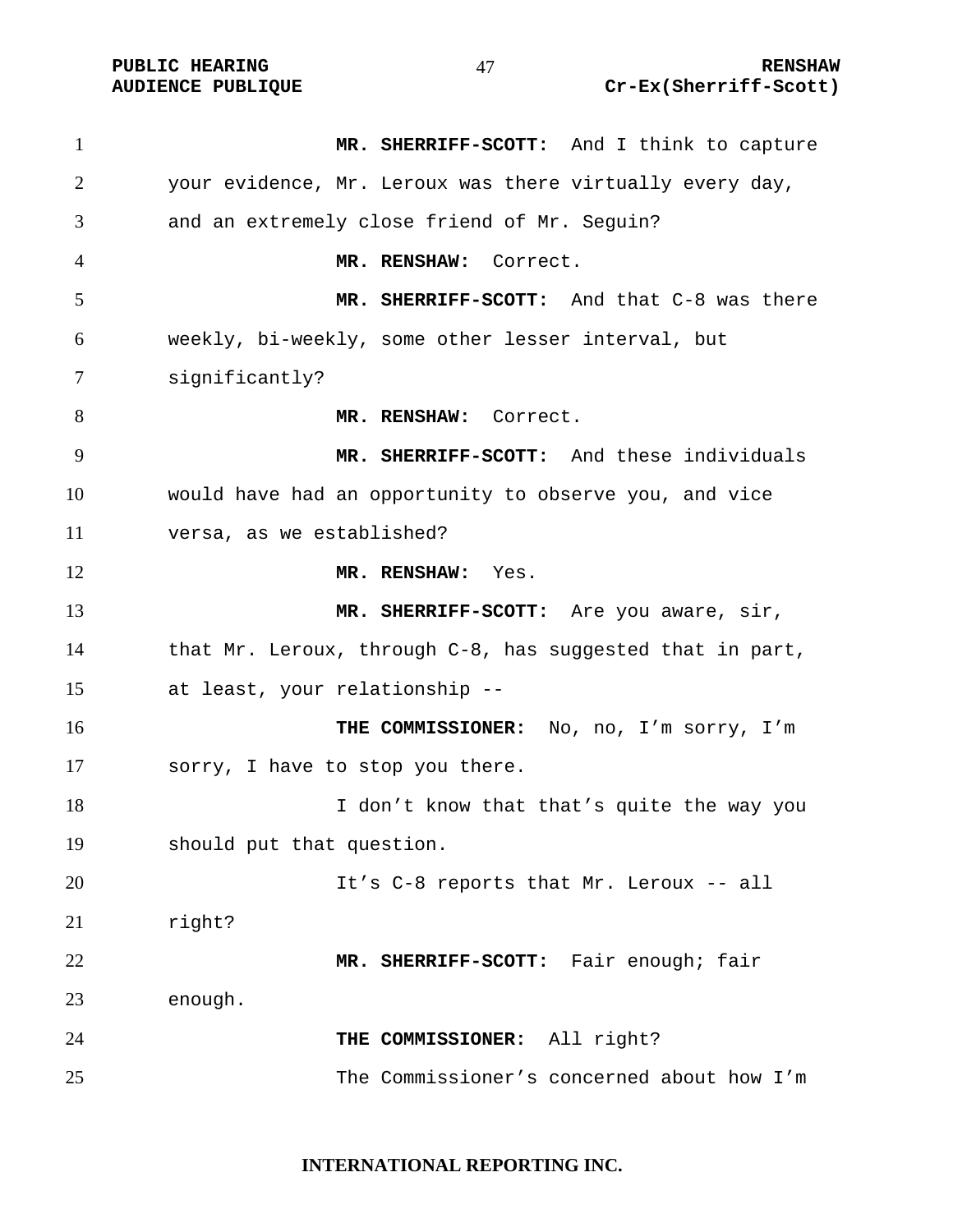**MR. SHERRIFF-SCOTT:** And I think to capture your evidence, Mr. Leroux was there virtually every day, and an extremely close friend of Mr. Seguin?

**MR. RENSHAW:** Correct.

**MR. SHERRIFF-SCOTT:** And that C-8 was there weekly, bi-weekly, some other lesser interval, but significantly?

**MR. RENSHAW:** Correct.

**MR. SHERRIFF-SCOTT:** And these individuals would have had an opportunity to observe you, and vice versa, as we established?

**MR. RENSHAW:** Yes.

**MR. SHERRIFF-SCOTT:** Are you aware, sir, that Mr. Leroux, through C-8, has suggested that in part, at least, your relationship --

**THE COMMISSIONER:** No, no, I'm sorry, I'm sorry, I have to stop you there.

I don't know that that's quite the way you should put that question.

It's C-8 reports that Mr. Leroux -- all right?

**MR. SHERRIFF-SCOTT:** Fair enough; fair enough.

**THE COMMISSIONER:** All right?

The Commissioner's concerned about how I'm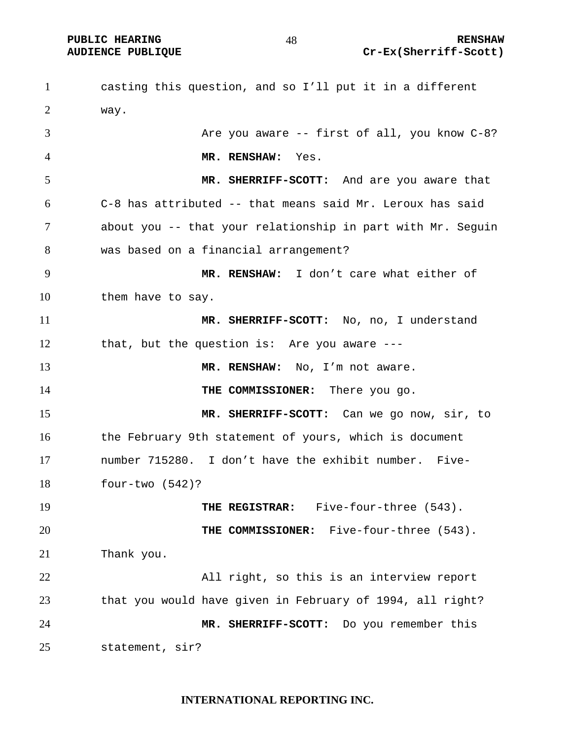casting this question, and so I'll put it in a different way.

Are you aware -- first of all, you know C-8?

**MR. RENSHAW:** Yes.

**MR. SHERRIFF-SCOTT:** And are you aware that C-8 has attributed -- that means said Mr. Leroux has said about you -- that your relationship in part with Mr. Seguin was based on a financial arrangement?

**MR. RENSHAW:** I don't care what either of them have to say.

**MR. SHERRIFF-SCOTT:** No, no, I understand that, but the question is: Are you aware ---

**MR. RENSHAW:** No, I'm not aware.

**THE COMMISSIONER:** There you go.

**MR. SHERRIFF-SCOTT:** Can we go now, sir, to the February 9th statement of yours, which is document number 715280. I don't have the exhibit number. Five-four-two (542)?

**THE REGISTRAR:** Five-four-three (543).

**THE COMMISSIONER:** Five-four-three (543). Thank you.

All right, so this is an interview report that you would have given in February of 1994, all right?

**MR. SHERRIFF-SCOTT:** Do you remember this statement, sir?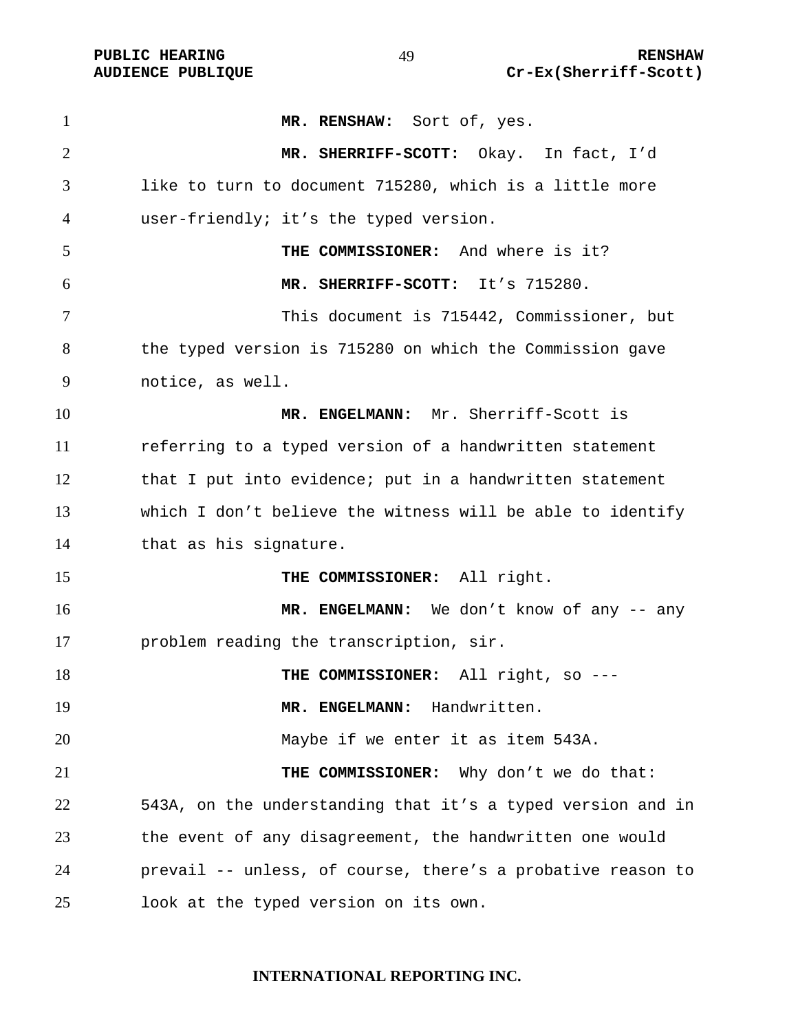**MR. RENSHAW:** Sort of, yes.

**MR. SHERRIFF-SCOTT:** Okay. In fact, I'd like to turn to document 715280, which is a little more user-friendly; it's the typed version.

**THE COMMISSIONER:** And where is it?

**MR. SHERRIFF-SCOTT:** It's 715280.

This document is 715442, Commissioner, but the typed version is 715280 on which the Commission gave notice, as well.

**MR. ENGELMANN:** Mr. Sherriff-Scott is referring to a typed version of a handwritten statement that I put into evidence; put in a handwritten statement which I don't believe the witness will be able to identify that as his signature.

**THE COMMISSIONER:** All right.

**MR. ENGELMANN:** We don't know of any -- any problem reading the transcription, sir.

**THE COMMISSIONER:** All right, so ---

**MR. ENGELMANN:** Handwritten.

Maybe if we enter it as item 543A.

**THE COMMISSIONER:** Why don't we do that: 543A, on the understanding that it's a typed version and in the event of any disagreement, the handwritten one would prevail -- unless, of course, there's a probative reason to look at the typed version on its own.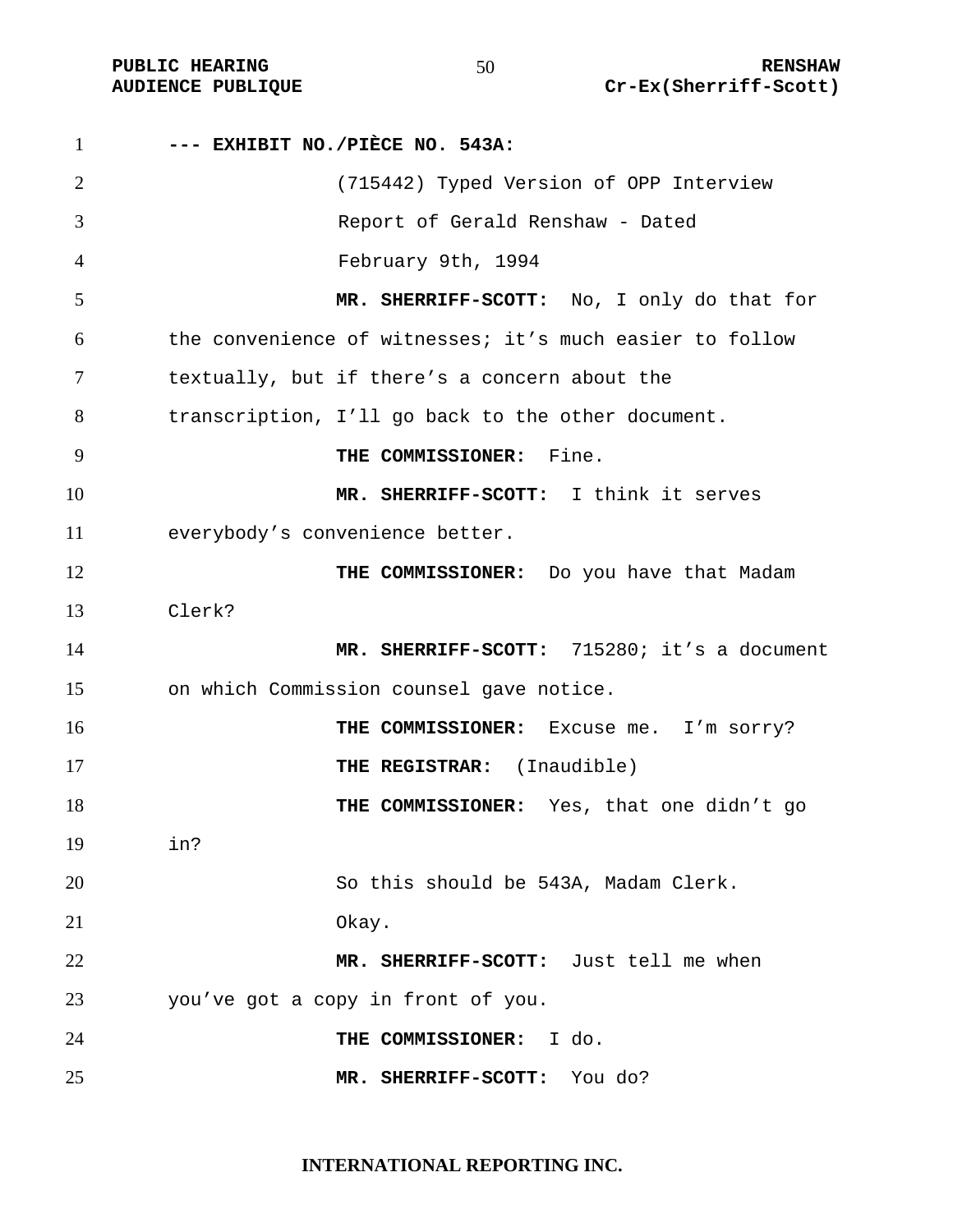**--- EXHIBIT NO./PIÈCE NO. 543A:**

(715442) Typed Version of OPP Interview Report of Gerald Renshaw - Dated February 9th, 1994

**MR. SHERRIFF-SCOTT:** No, I only do that for the convenience of witnesses; it's much easier to follow textually, but if there's a concern about the transcription, I'll go back to the other document.

**THE COMMISSIONER:** Fine.

**MR. SHERRIFF-SCOTT:** I think it serves everybody's convenience better.

**THE COMMISSIONER:** Do you have that Madam Clerk?

**MR. SHERRIFF-SCOTT:** 715280; it's a document on which Commission counsel gave notice.

**THE COMMISSIONER:** Excuse me. I'm sorry?

**THE REGISTRAR:** (Inaudible)

**THE COMMISSIONER:** Yes, that one didn't go in?

So this should be 543A, Madam Clerk.

Okay.

**MR. SHERRIFF-SCOTT:** Just tell me when you've got a copy in front of you.

**THE COMMISSIONER:** I do.

**MR. SHERRIFF-SCOTT:** You do?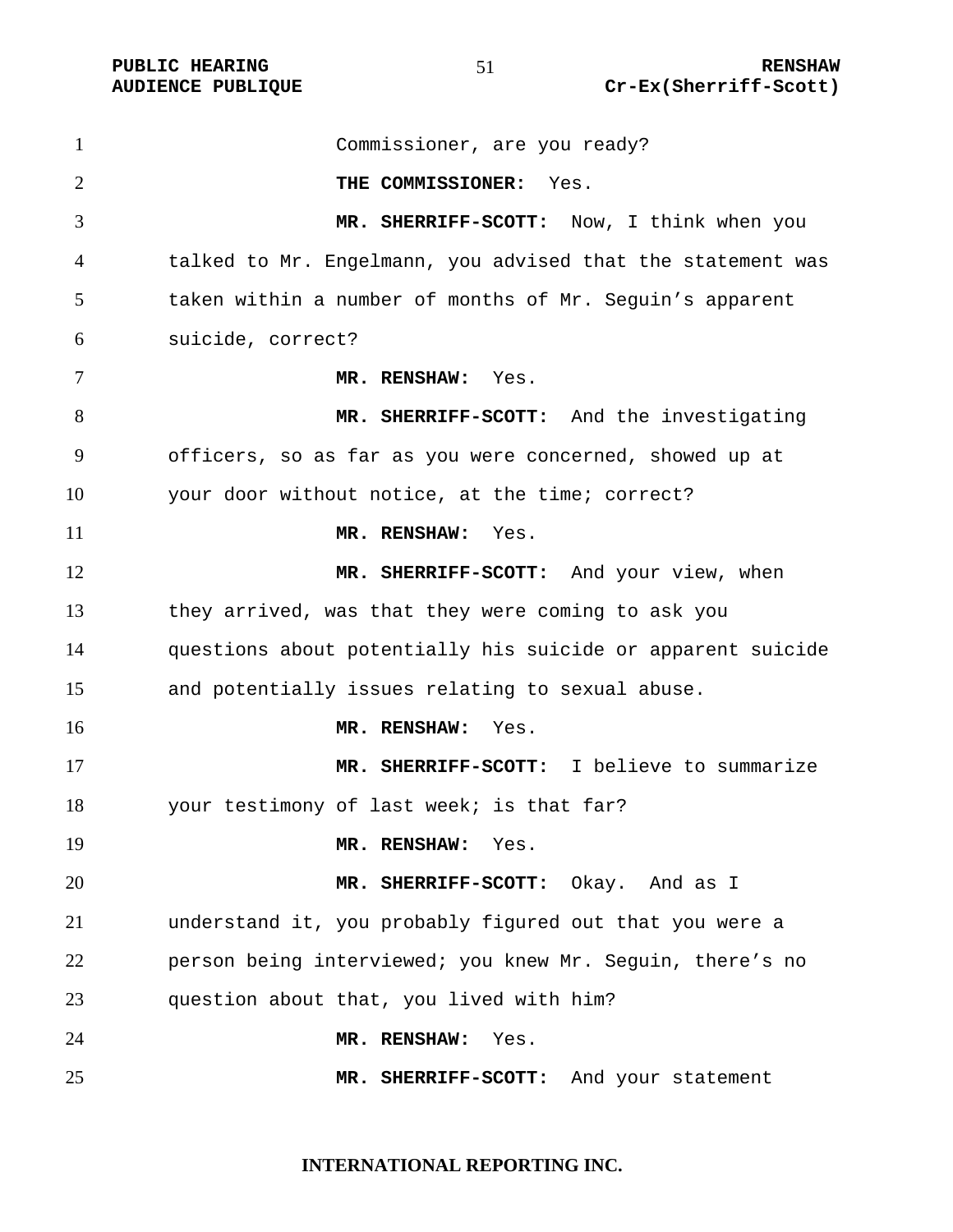Commissioner, are you ready?

**THE COMMISSIONER:** Yes.

**MR. SHERRIFF-SCOTT:** Now, I think when you talked to Mr. Engelmann, you advised that the statement was taken within a number of months of Mr. Seguin's apparent suicide, correct?

**MR. RENSHAW:** Yes.

**MR. SHERRIFF-SCOTT:** And the investigating officers, so as far as you were concerned, showed up at your door without notice, at the time; correct?

**MR. RENSHAW:** Yes.

**MR. SHERRIFF-SCOTT:** And your view, when they arrived, was that they were coming to ask you questions about potentially his suicide or apparent suicide and potentially issues relating to sexual abuse.

**MR. RENSHAW:** Yes.

**MR. SHERRIFF-SCOTT:** I believe to summarize your testimony of last week; is that far?

**MR. RENSHAW:** Yes.

**MR. SHERRIFF-SCOTT:** Okay. And as I understand it, you probably figured out that you were a person being interviewed; you knew Mr. Seguin, there's no question about that, you lived with him?

**MR. RENSHAW:** Yes.

**MR. SHERRIFF-SCOTT:** And your statement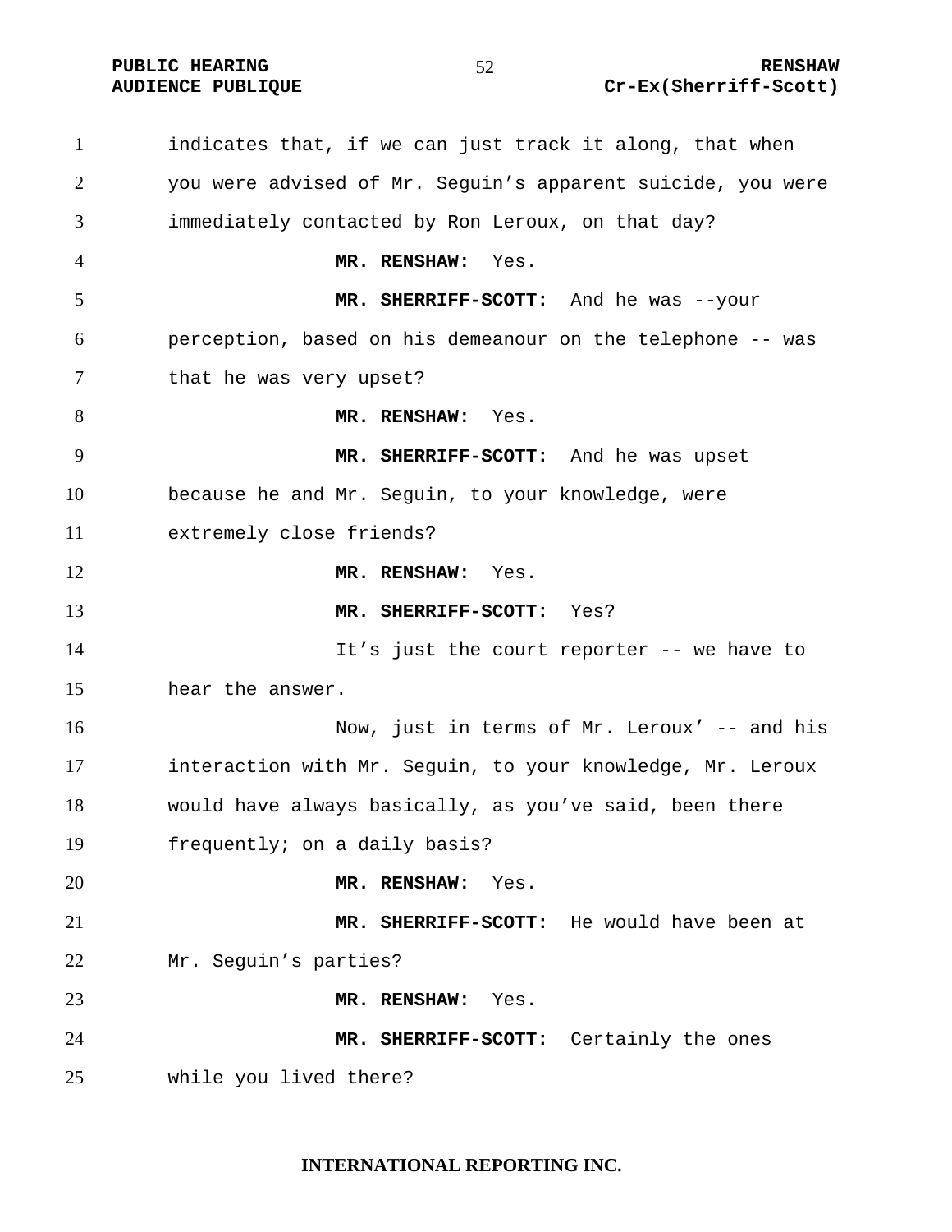indicates that, if we can just track it along, that when you were advised of Mr. Seguin's apparent suicide, you were immediately contacted by Ron Leroux, on that day?

**MR. RENSHAW:** Yes.

**MR. SHERRIFF-SCOTT:** And he was --your perception, based on his demeanour on the telephone -- was that he was very upset?

**MR. RENSHAW:** Yes.

**MR. SHERRIFF-SCOTT:** And he was upset because he and Mr. Seguin, to your knowledge, were extremely close friends?

**MR. RENSHAW:** Yes.

**MR. SHERRIFF-SCOTT:** Yes?

It's just the court reporter -- we have to hear the answer.

Now, just in terms of Mr. Leroux' -- and his interaction with Mr. Seguin, to your knowledge, Mr. Leroux would have always basically, as you've said, been there frequently; on a daily basis?

**MR. RENSHAW:** Yes.

**MR. SHERRIFF-SCOTT:** He would have been at Mr. Seguin's parties?

**MR. RENSHAW:** Yes.

**MR. SHERRIFF-SCOTT:** Certainly the ones while you lived there?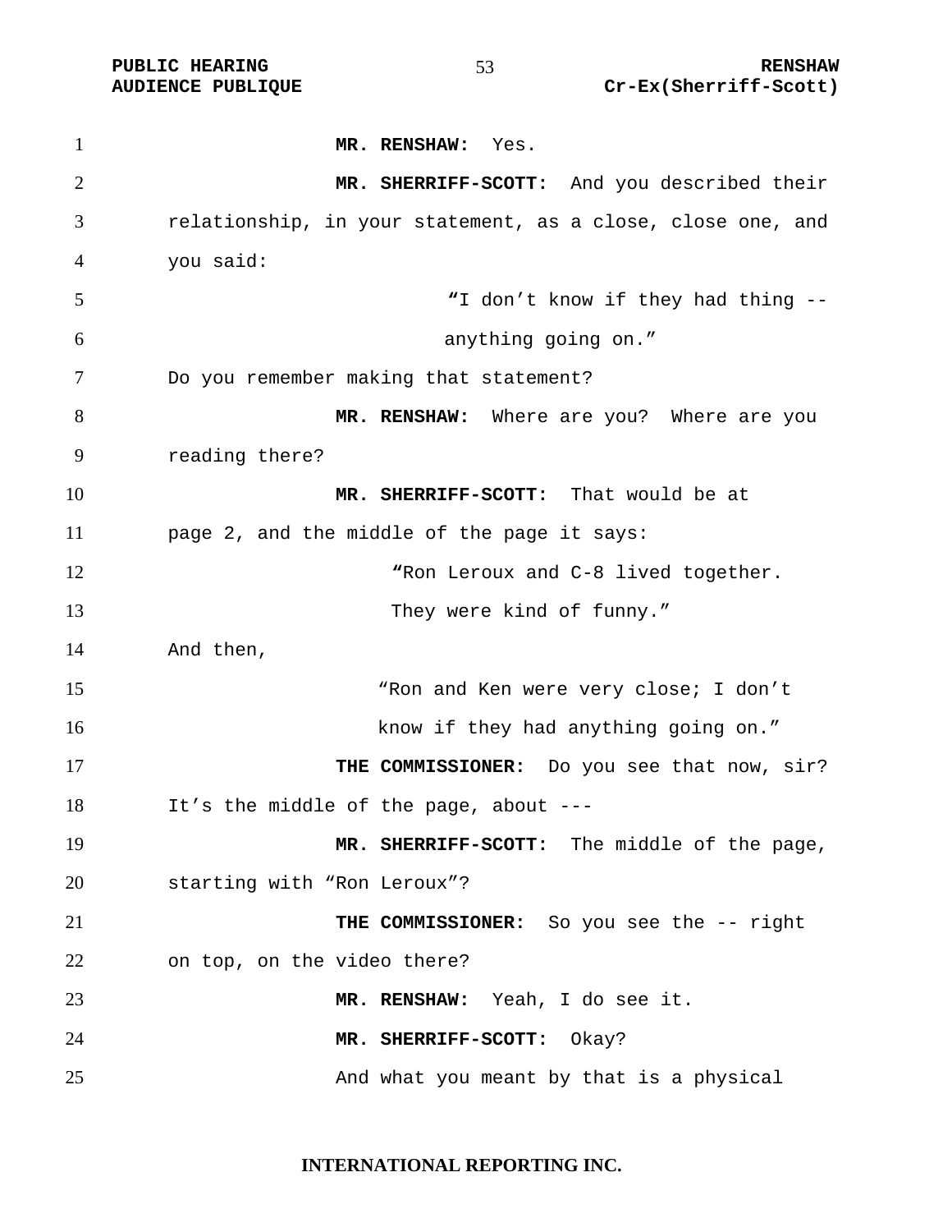**MR. RENSHAW:** Yes.

**MR. SHERRIFF-SCOTT:** And you described their relationship, in your statement, as a close, close one, and you said:

> "I don't know if they had thing -- anything going on."

Do you remember making that statement?

**MR. RENSHAW:** Where are you? Where are you reading there?

**MR. SHERRIFF-SCOTT:** That would be at page 2, and the middle of the page it says:

> "Ron Leroux and C-8 lived together. They were kind of funny."

And then,

> "Ron and Ken were very close; I don't know if they had anything going on."

**THE COMMISSIONER:** Do you see that now, sir? It's the middle of the page, about ---

**MR. SHERRIFF-SCOTT:** The middle of the page, starting with "Ron Leroux"?

**THE COMMISSIONER:** So you see the -- right on top, on the video there?

**MR. RENSHAW:** Yeah, I do see it.

**MR. SHERRIFF-SCOTT:** Okay?

And what you meant by that is a physical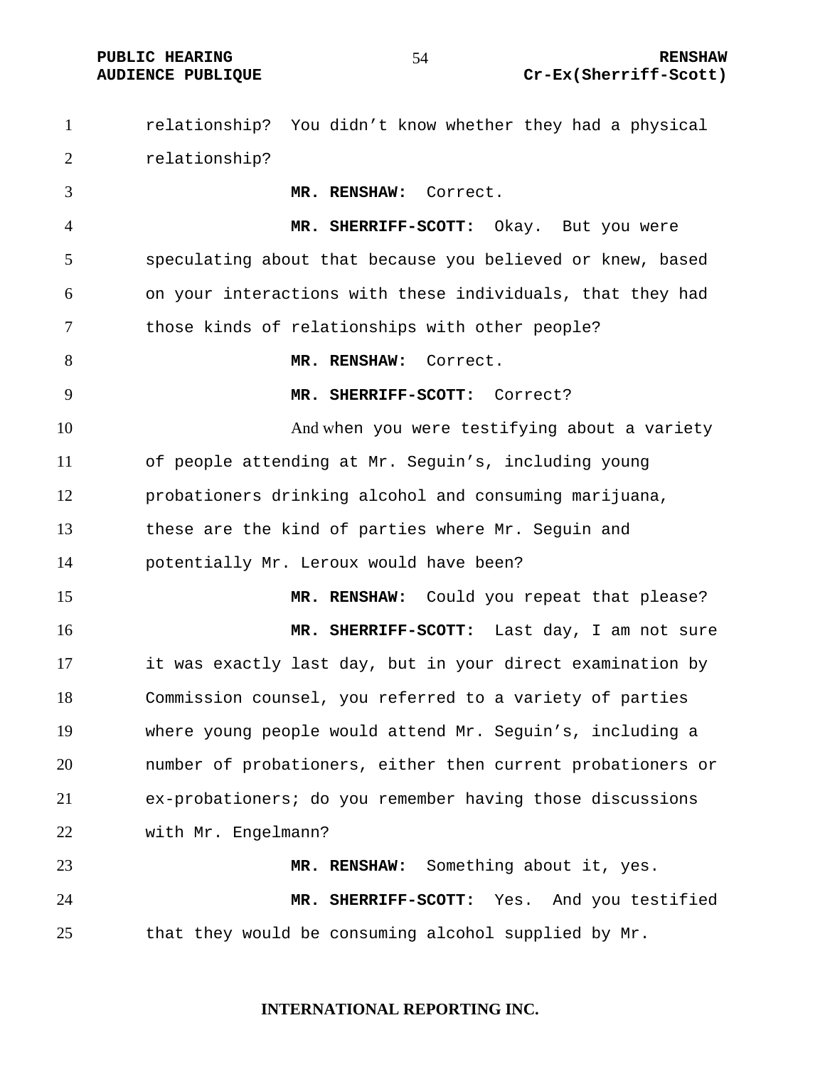relationship? You didn't know whether they had a physical relationship?

**MR. RENSHAW:** Correct.

**MR. SHERRIFF-SCOTT:** Okay. But you were speculating about that because you believed or knew, based on your interactions with these individuals, that they had those kinds of relationships with other people?

**MR. RENSHAW:** Correct.

**MR. SHERRIFF-SCOTT:** Correct?

And when you were testifying about a variety of people attending at Mr. Seguin's, including young probationers drinking alcohol and consuming marijuana, these are the kind of parties where Mr. Seguin and potentially Mr. Leroux would have been?

**MR. RENSHAW:** Could you repeat that please?

**MR. SHERRIFF-SCOTT:** Last day, I am not sure it was exactly last day, but in your direct examination by Commission counsel, you referred to a variety of parties where young people would attend Mr. Seguin's, including a number of probationers, either then current probationers or ex-probationers; do you remember having those discussions with Mr. Engelmann?

**MR. RENSHAW:** Something about it, yes.

**MR. SHERRIFF-SCOTT:** Yes. And you testified that they would be consuming alcohol supplied by Mr.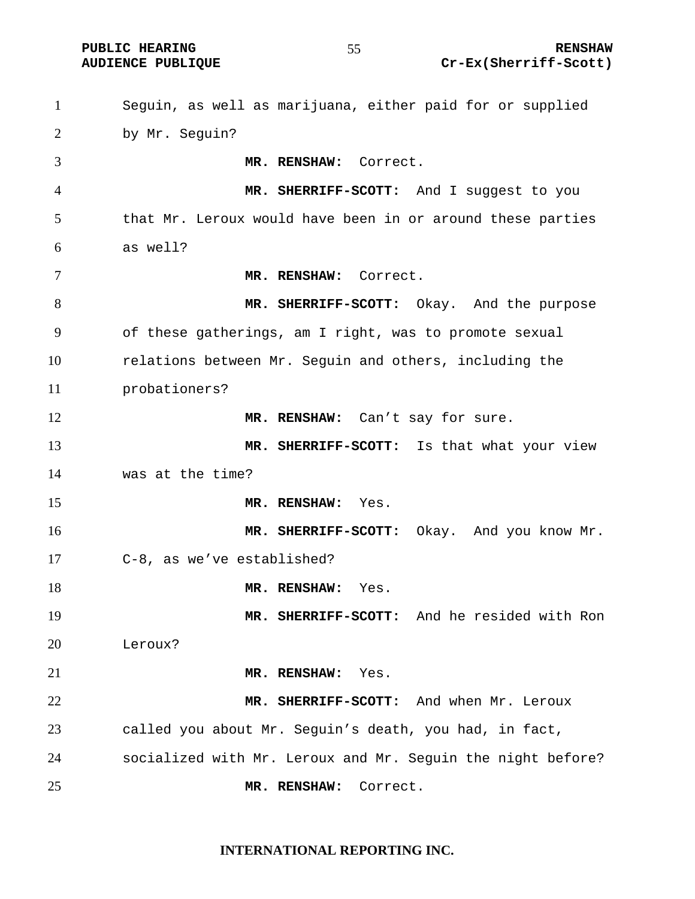Seguin, as well as marijuana, either paid for or supplied by Mr. Seguin?

**MR. RENSHAW:** Correct.

**MR. SHERRIFF-SCOTT:** And I suggest to you that Mr. Leroux would have been in or around these parties as well?

**MR. RENSHAW:** Correct.

**MR. SHERRIFF-SCOTT:** Okay. And the purpose of these gatherings, am I right, was to promote sexual relations between Mr. Seguin and others, including the probationers?

**MR. RENSHAW:** Can't say for sure.

**MR. SHERRIFF-SCOTT:** Is that what your view was at the time?

**MR. RENSHAW:** Yes.

**MR. SHERRIFF-SCOTT:** Okay. And you know Mr. C-8, as we've established?

**MR. RENSHAW:** Yes.

**MR. SHERRIFF-SCOTT:** And he resided with Ron Leroux?

**MR. RENSHAW:** Yes.

**MR. SHERRIFF-SCOTT:** And when Mr. Leroux called you about Mr. Seguin's death, you had, in fact, socialized with Mr. Leroux and Mr. Seguin the night before?

**MR. RENSHAW:** Correct.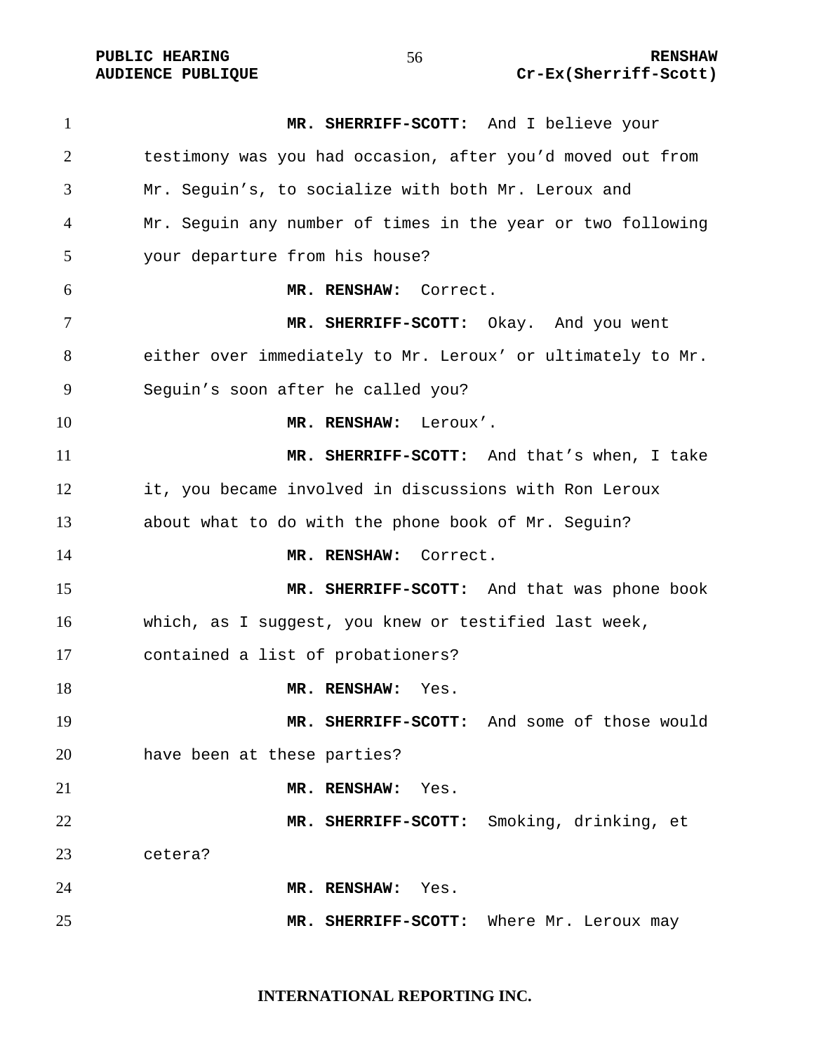**MR. SHERRIFF-SCOTT:** And I believe your testimony was you had occasion, after you'd moved out from Mr. Seguin's, to socialize with both Mr. Leroux and Mr. Seguin any number of times in the year or two following your departure from his house?

**MR. RENSHAW:** Correct.

**MR. SHERRIFF-SCOTT:** Okay. And you went either over immediately to Mr. Leroux' or ultimately to Mr. Seguin's soon after he called you?

**MR. RENSHAW:** Leroux'.

**MR. SHERRIFF-SCOTT:** And that's when, I take it, you became involved in discussions with Ron Leroux about what to do with the phone book of Mr. Seguin?

**MR. RENSHAW:** Correct.

**MR. SHERRIFF-SCOTT:** And that was phone book which, as I suggest, you knew or testified last week, contained a list of probationers?

**MR. RENSHAW:** Yes.

**MR. SHERRIFF-SCOTT:** And some of those would have been at these parties?

**MR. RENSHAW:** Yes.

**MR. SHERRIFF-SCOTT:** Smoking, drinking, et cetera?

**MR. RENSHAW:** Yes.

**MR. SHERRIFF-SCOTT:** Where Mr. Leroux may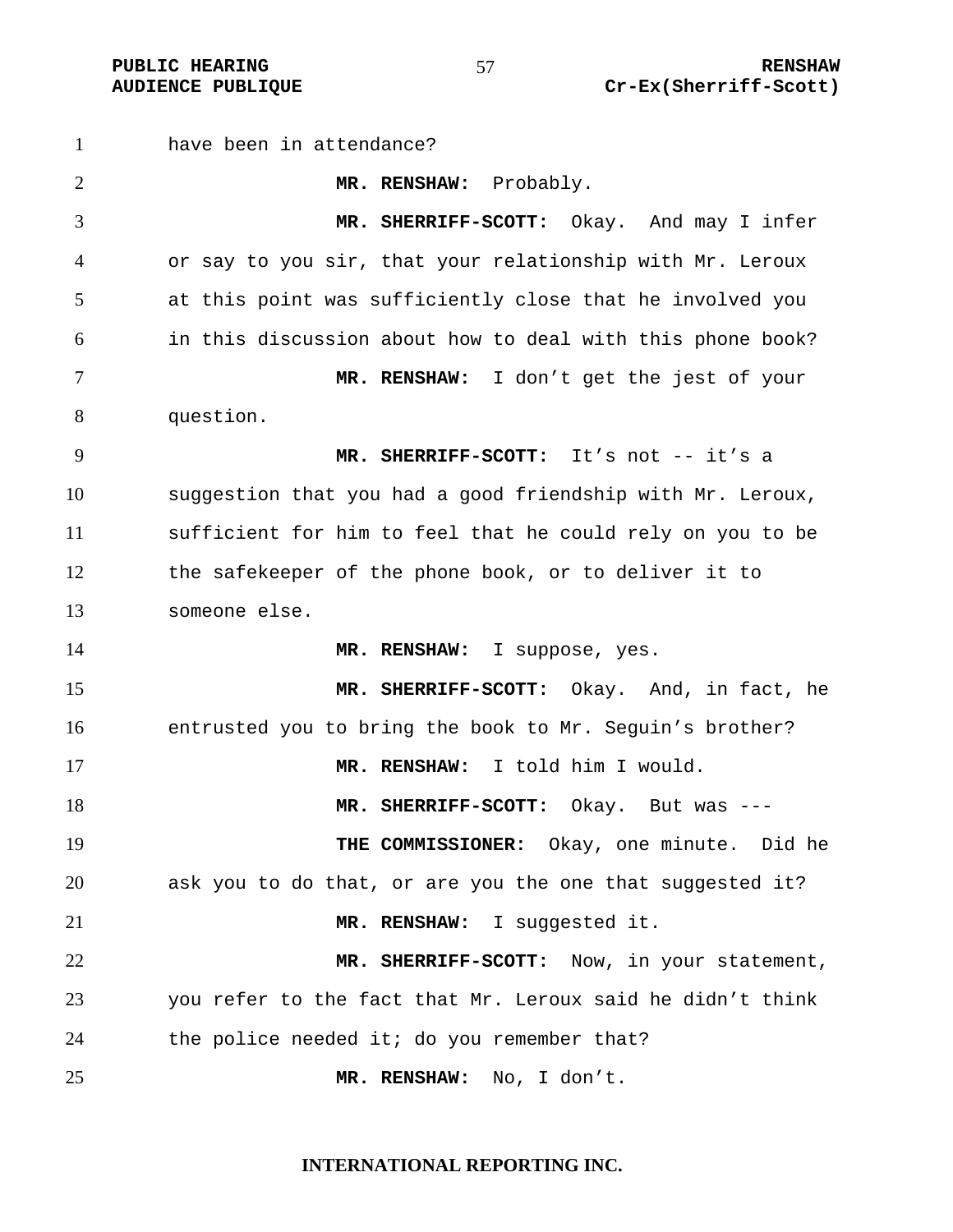have been in attendance?

**MR. RENSHAW:** Probably.

**MR. SHERRIFF-SCOTT:** Okay. And may I infer or say to you sir, that your relationship with Mr. Leroux at this point was sufficiently close that he involved you in this discussion about how to deal with this phone book?

**MR. RENSHAW:** I don't get the jest of your question.

**MR. SHERRIFF-SCOTT:** It's not -- it's a suggestion that you had a good friendship with Mr. Leroux, sufficient for him to feel that he could rely on you to be the safekeeper of the phone book, or to deliver it to someone else.

**MR. RENSHAW:** I suppose, yes.

**MR. SHERRIFF-SCOTT:** Okay. And, in fact, he entrusted you to bring the book to Mr. Seguin's brother?

**MR. RENSHAW:** I told him I would.

**MR. SHERRIFF-SCOTT:** Okay. But was ---

**THE COMMISSIONER:** Okay, one minute. Did he ask you to do that, or are you the one that suggested it?

**MR. RENSHAW:** I suggested it.

**MR. SHERRIFF-SCOTT:** Now, in your statement, you refer to the fact that Mr. Leroux said he didn't think the police needed it; do you remember that?

**MR. RENSHAW:** No, I don't.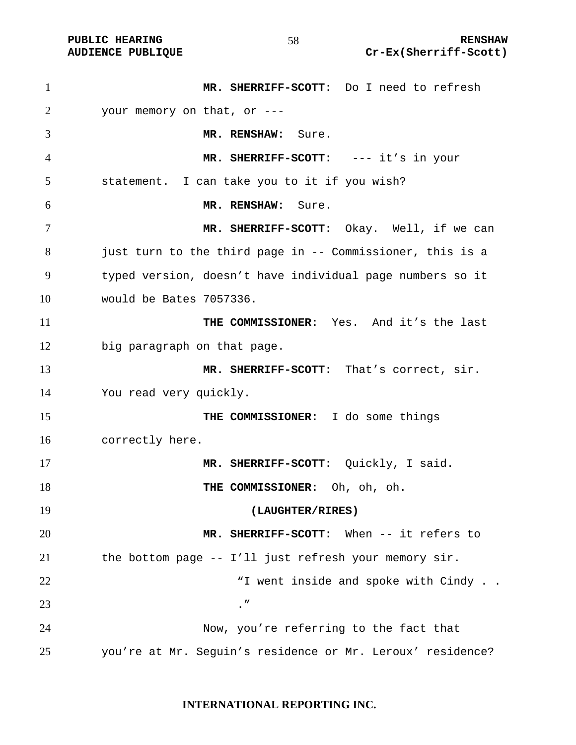**MR. SHERRIFF-SCOTT:** Do I need to refresh your memory on that, or ---

**MR. RENSHAW:** Sure.

**MR. SHERRIFF-SCOTT:** --- it's in your statement. I can take you to it if you wish?

**MR. RENSHAW:** Sure.

**MR. SHERRIFF-SCOTT:** Okay. Well, if we can just turn to the third page in -- Commissioner, this is a typed version, doesn't have individual page numbers so it would be Bates 7057336.

**THE COMMISSIONER:** Yes. And it's the last big paragraph on that page.

**MR. SHERRIFF-SCOTT:** That's correct, sir. You read very quickly.

**THE COMMISSIONER:** I do some things correctly here.

**MR. SHERRIFF-SCOTT:** Quickly, I said.

**THE COMMISSIONER:** Oh, oh, oh.

**(LAUGHTER/RIRES)**

**MR. SHERRIFF-SCOTT:** When -- it refers to the bottom page -- I'll just refresh your memory sir.

> "I went inside and spoke with Cindy . . ."

Now, you're referring to the fact that you're at Mr. Seguin's residence or Mr. Leroux' residence?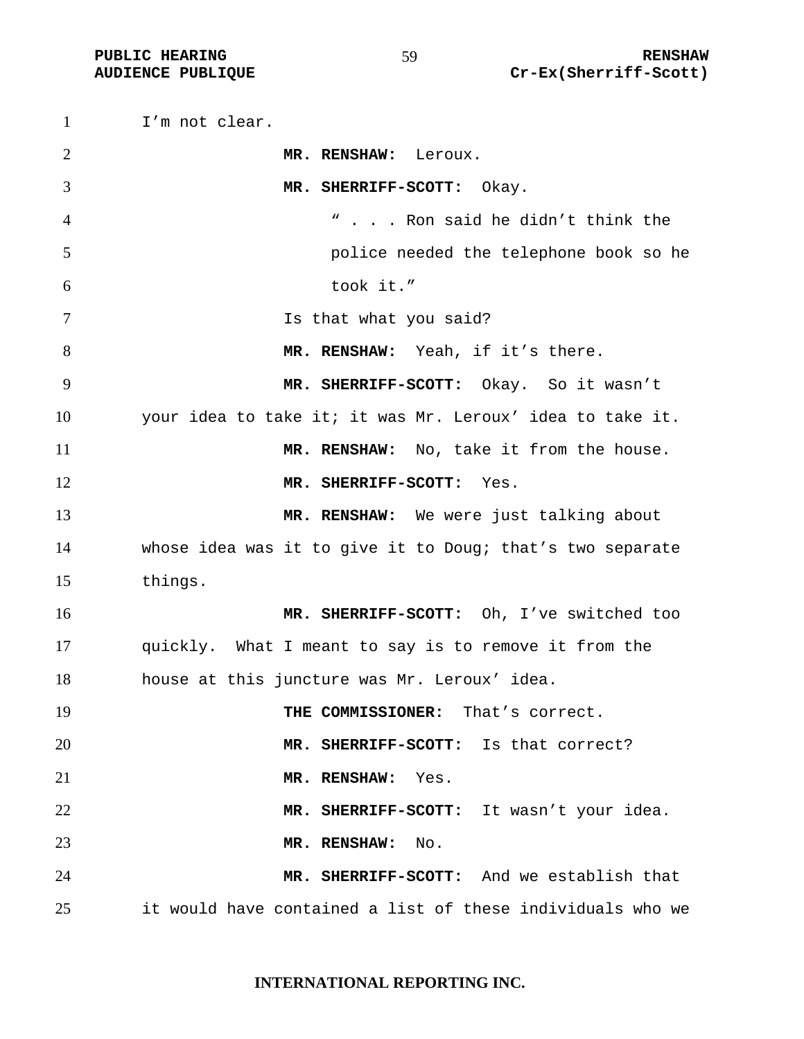I'm not clear.

**MR. RENSHAW:** Leroux.

**MR. SHERRIFF-SCOTT:** Okay.

> " . . . Ron said he didn't think the police needed the telephone book so he took it."

Is that what you said?

**MR. RENSHAW:** Yeah, if it's there.

**MR. SHERRIFF-SCOTT:** Okay. So it wasn't your idea to take it; it was Mr. Leroux' idea to take it.

**MR. RENSHAW:** No, take it from the house.

**MR. SHERRIFF-SCOTT:** Yes.

**MR. RENSHAW:** We were just talking about whose idea was it to give it to Doug; that's two separate things.

**MR. SHERRIFF-SCOTT:** Oh, I've switched too quickly. What I meant to say is to remove it from the house at this juncture was Mr. Leroux' idea.

**THE COMMISSIONER:** That's correct.

**MR. SHERRIFF-SCOTT:** Is that correct?

**MR. RENSHAW:** Yes.

**MR. SHERRIFF-SCOTT:** It wasn't your idea.

**MR. RENSHAW:** No.

**MR. SHERRIFF-SCOTT:** And we establish that it would have contained a list of these individuals who we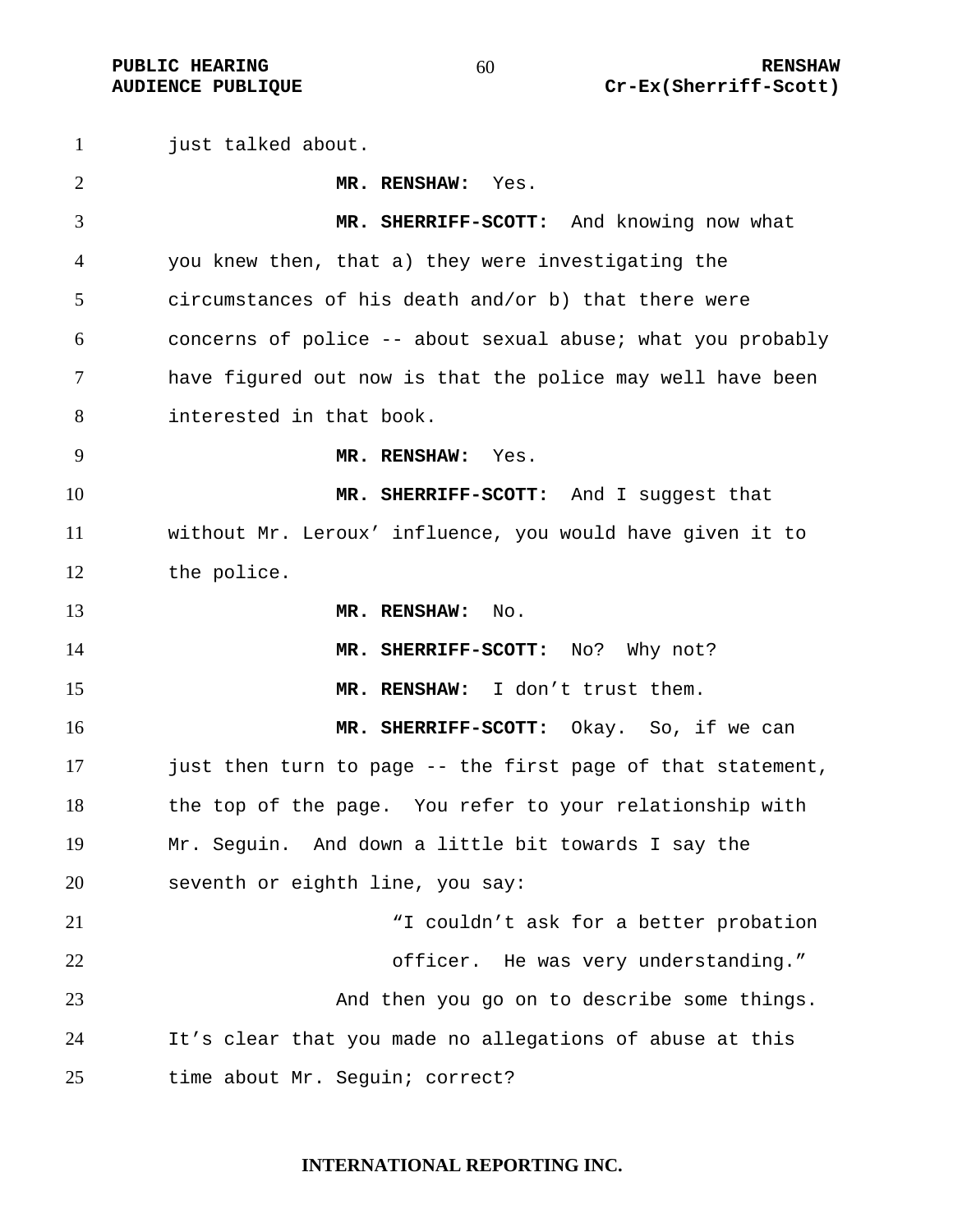just talked about.

**MR. RENSHAW:** Yes.

**MR. SHERRIFF-SCOTT:** And knowing now what you knew then, that a) they were investigating the circumstances of his death and/or b) that there were concerns of police -- about sexual abuse; what you probably have figured out now is that the police may well have been interested in that book.

**MR. RENSHAW:** Yes.

**MR. SHERRIFF-SCOTT:** And I suggest that without Mr. Leroux' influence, you would have given it to the police.

**MR. RENSHAW:** No.

**MR. SHERRIFF-SCOTT:** No? Why not?

**MR. RENSHAW:** I don't trust them.

**MR. SHERRIFF-SCOTT:** Okay. So, if we can just then turn to page -- the first page of that statement, the top of the page. You refer to your relationship with Mr. Seguin. And down a little bit towards I say the seventh or eighth line, you say:

> "I couldn't ask for a better probation officer. He was very understanding."

And then you go on to describe some things. It's clear that you made no allegations of abuse at this time about Mr. Seguin; correct?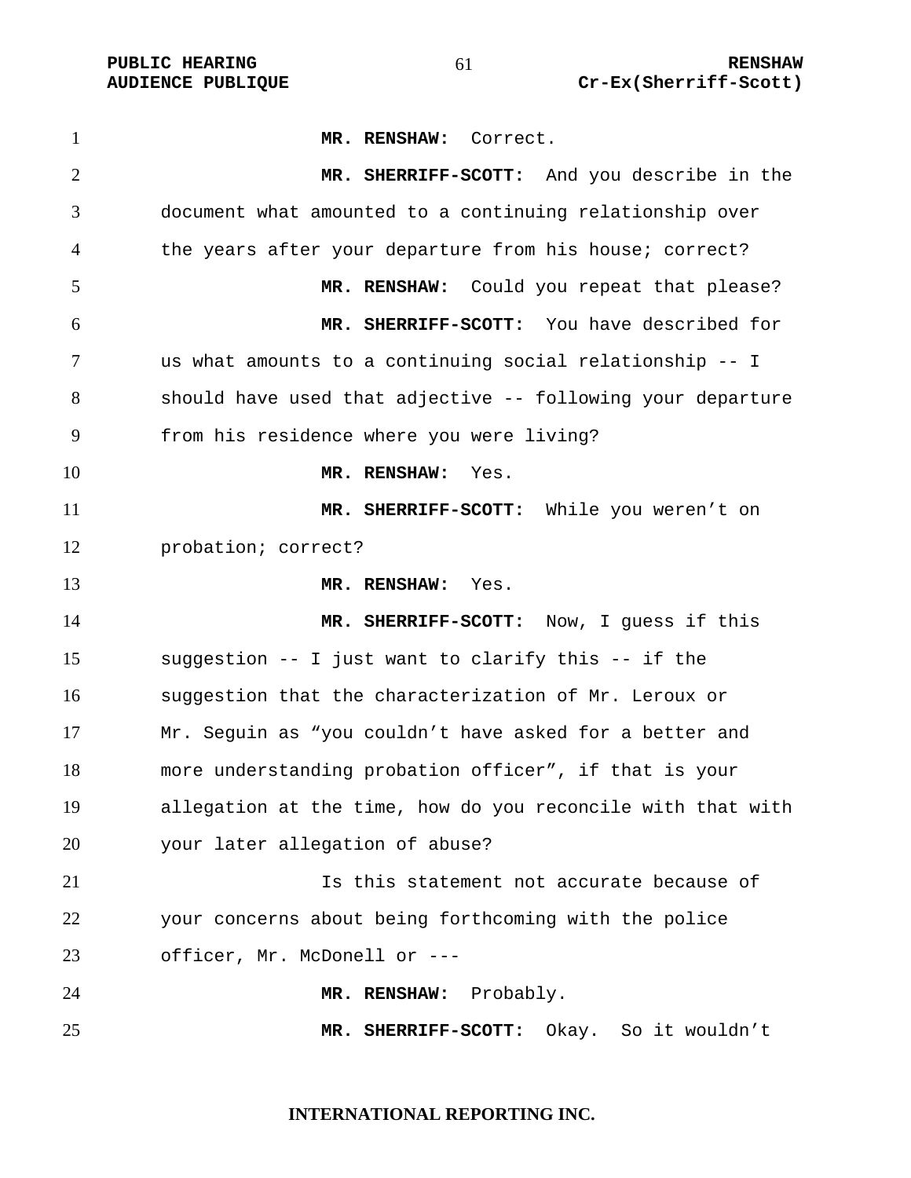**MR. RENSHAW:** Correct.

**MR. SHERRIFF-SCOTT:** And you describe in the document what amounted to a continuing relationship over the years after your departure from his house; correct?

**MR. RENSHAW:** Could you repeat that please?

**MR. SHERRIFF-SCOTT:** You have described for us what amounts to a continuing social relationship -- I should have used that adjective -- following your departure from his residence where you were living?

**MR. RENSHAW:** Yes.

**MR. SHERRIFF-SCOTT:** While you weren't on probation; correct?

**MR. RENSHAW:** Yes.

**MR. SHERRIFF-SCOTT:** Now, I guess if this suggestion -- I just want to clarify this -- if the suggestion that the characterization of Mr. Leroux or Mr. Seguin as "you couldn't have asked for a better and more understanding probation officer", if that is your allegation at the time, how do you reconcile with that with your later allegation of abuse?

Is this statement not accurate because of your concerns about being forthcoming with the police officer, Mr. McDonell or ---

**MR. RENSHAW:** Probably.

**MR. SHERRIFF-SCOTT:** Okay. So it wouldn't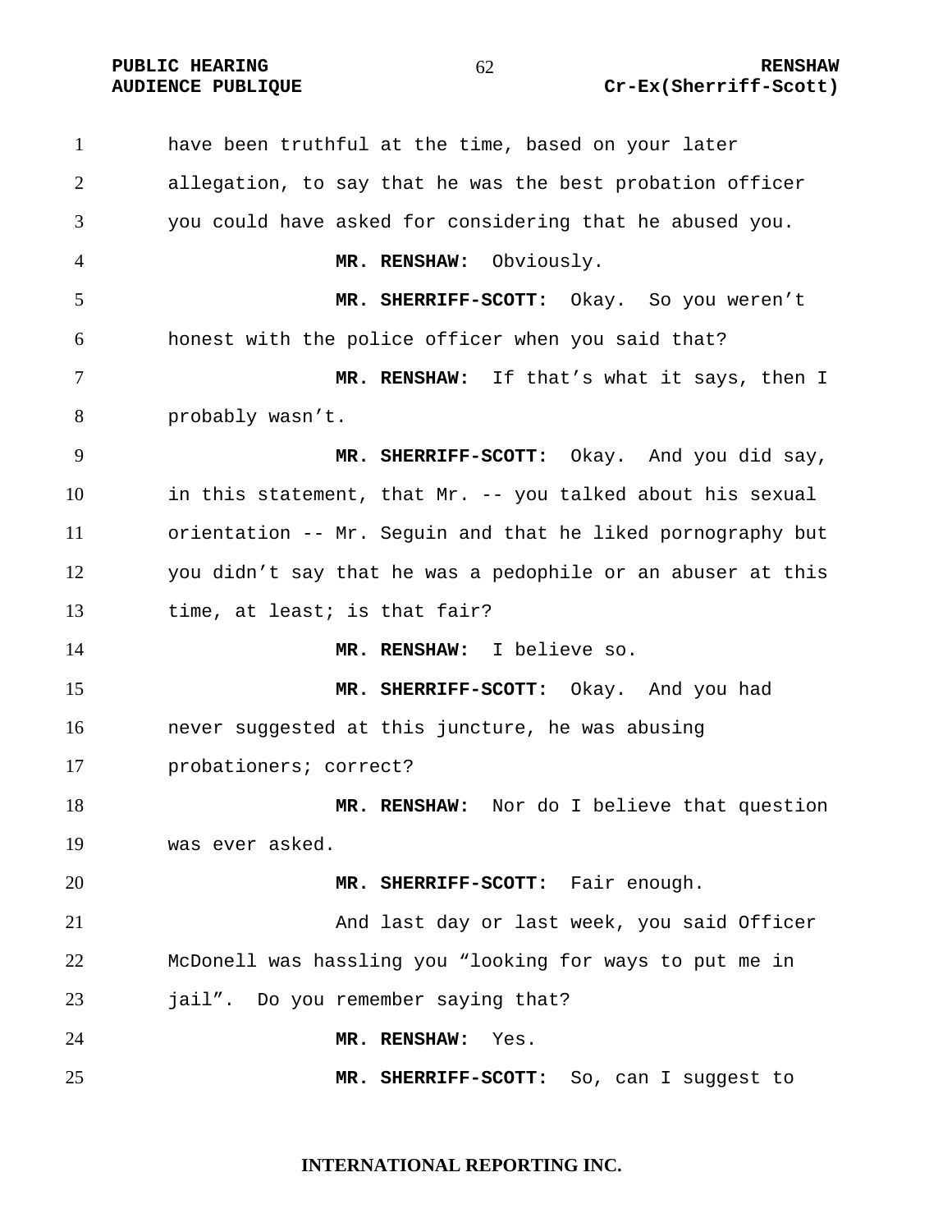have been truthful at the time, based on your later allegation, to say that he was the best probation officer you could have asked for considering that he abused you.

**MR. RENSHAW:** Obviously.

**MR. SHERRIFF-SCOTT:** Okay. So you weren't honest with the police officer when you said that?

**MR. RENSHAW:** If that's what it says, then I probably wasn't.

**MR. SHERRIFF-SCOTT:** Okay. And you did say, in this statement, that Mr. -- you talked about his sexual orientation -- Mr. Seguin and that he liked pornography but you didn't say that he was a pedophile or an abuser at this time, at least; is that fair?

**MR. RENSHAW:** I believe so.

**MR. SHERRIFF-SCOTT:** Okay. And you had never suggested at this juncture, he was abusing probationers; correct?

**MR. RENSHAW:** Nor do I believe that question was ever asked.

**MR. SHERRIFF-SCOTT:** Fair enough.

And last day or last week, you said Officer McDonell was hassling you "looking for ways to put me in jail". Do you remember saying that?

**MR. RENSHAW:** Yes.

**MR. SHERRIFF-SCOTT:** So, can I suggest to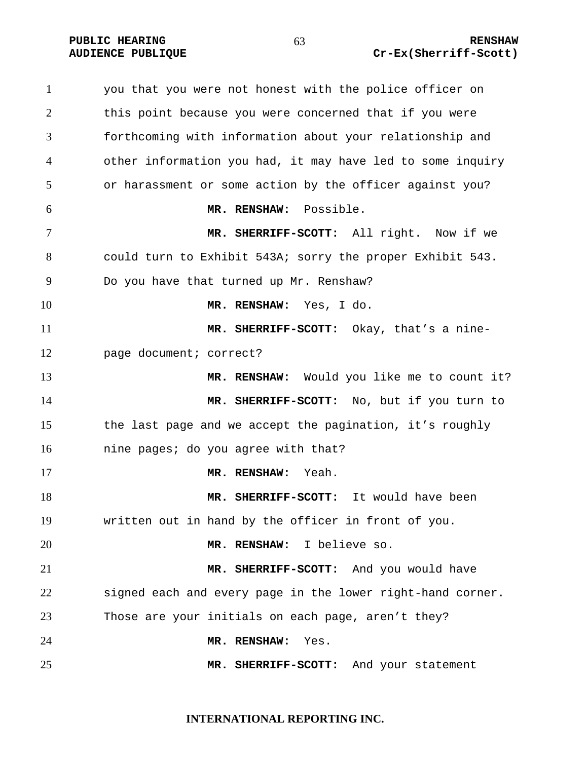you that you were not honest with the police officer on this point because you were concerned that if you were forthcoming with information about your relationship and other information you had, it may have led to some inquiry or harassment or some action by the officer against you?

**MR. RENSHAW:** Possible.

**MR. SHERRIFF-SCOTT:** All right. Now if we could turn to Exhibit 543A; sorry the proper Exhibit 543. Do you have that turned up Mr. Renshaw?

**MR. RENSHAW:** Yes, I do.

**MR. SHERRIFF-SCOTT:** Okay, that's a nine-page document; correct?

**MR. RENSHAW:** Would you like me to count it?

**MR. SHERRIFF-SCOTT:** No, but if you turn to the last page and we accept the pagination, it's roughly nine pages; do you agree with that?

**MR. RENSHAW:** Yeah.

**MR. SHERRIFF-SCOTT:** It would have been written out in hand by the officer in front of you.

**MR. RENSHAW:** I believe so.

**MR. SHERRIFF-SCOTT:** And you would have signed each and every page in the lower right-hand corner. Those are your initials on each page, aren't they?

**MR. RENSHAW:** Yes.

**MR. SHERRIFF-SCOTT:** And your statement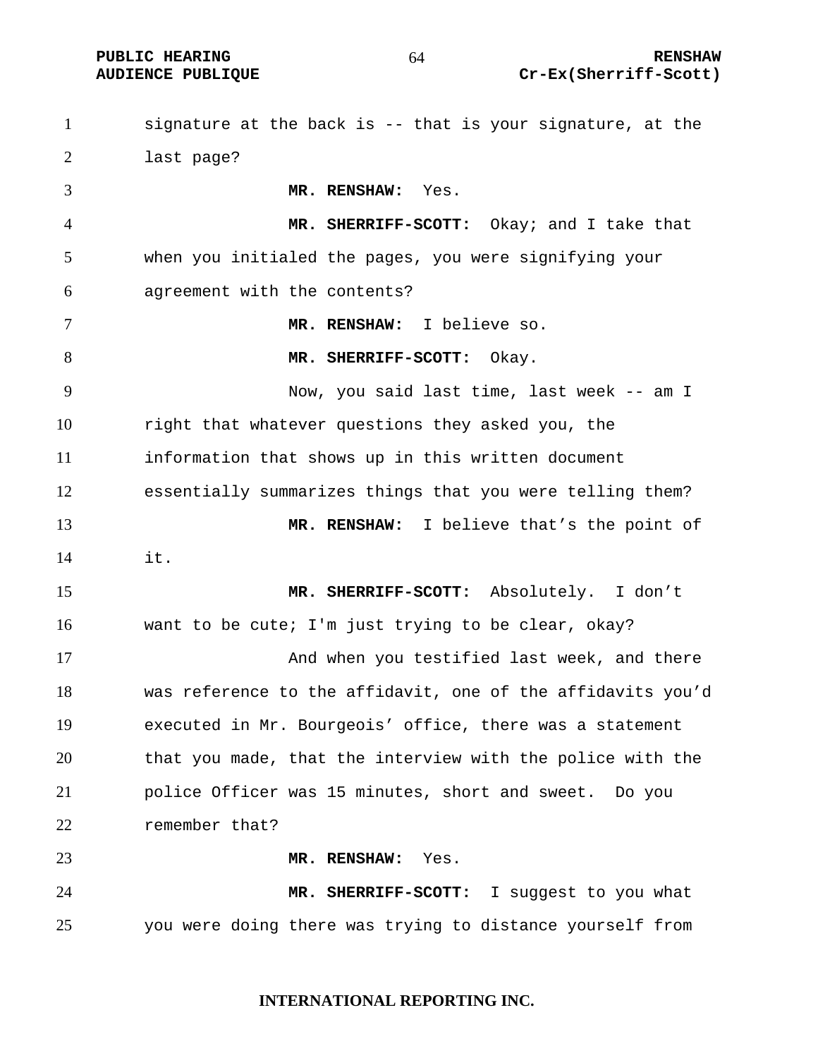signature at the back is -- that is your signature, at the last page?

**MR. RENSHAW:** Yes.

**MR. SHERRIFF-SCOTT:** Okay; and I take that when you initialed the pages, you were signifying your agreement with the contents?

**MR. RENSHAW:** I believe so.

**MR. SHERRIFF-SCOTT:** Okay.

Now, you said last time, last week -- am I right that whatever questions they asked you, the information that shows up in this written document essentially summarizes things that you were telling them?

**MR. RENSHAW:** I believe that's the point of it.

**MR. SHERRIFF-SCOTT:** Absolutely. I don't want to be cute; I'm just trying to be clear, okay?

And when you testified last week, and there was reference to the affidavit, one of the affidavits you'd executed in Mr. Bourgeois' office, there was a statement that you made, that the interview with the police with the police Officer was 15 minutes, short and sweet. Do you remember that?

**MR. RENSHAW:** Yes.

**MR. SHERRIFF-SCOTT:** I suggest to you what you were doing there was trying to distance yourself from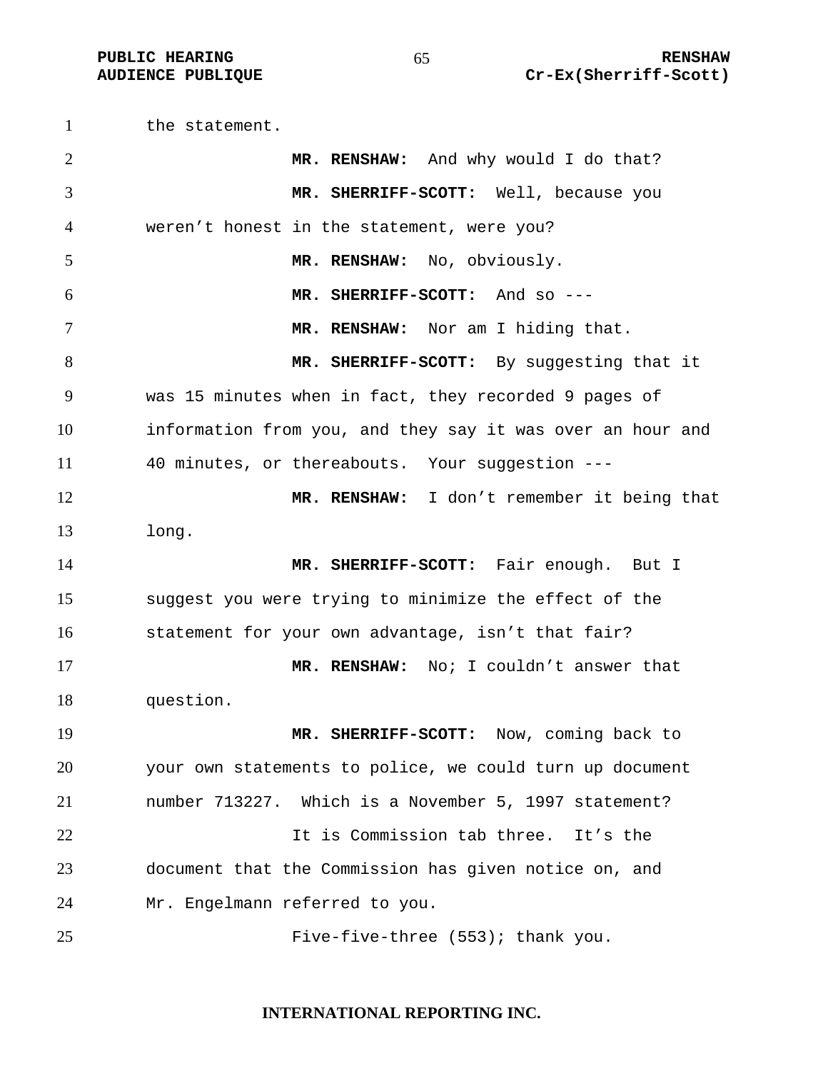the statement.

**MR. RENSHAW:** And why would I do that?

**MR. SHERRIFF-SCOTT:** Well, because you weren't honest in the statement, were you?

**MR. RENSHAW:** No, obviously.

**MR. SHERRIFF-SCOTT:** And so ---

**MR. RENSHAW:** Nor am I hiding that.

**MR. SHERRIFF-SCOTT:** By suggesting that it was 15 minutes when in fact, they recorded 9 pages of information from you, and they say it was over an hour and 40 minutes, or thereabouts. Your suggestion ---

**MR. RENSHAW:** I don't remember it being that long.

**MR. SHERRIFF-SCOTT:** Fair enough. But I suggest you were trying to minimize the effect of the statement for your own advantage, isn't that fair?

**MR. RENSHAW:** No; I couldn't answer that question.

**MR. SHERRIFF-SCOTT:** Now, coming back to your own statements to police, we could turn up document number 713227. Which is a November 5, 1997 statement?

It is Commission tab three. It's the document that the Commission has given notice on, and Mr. Engelmann referred to you.

Five-five-three (553); thank you.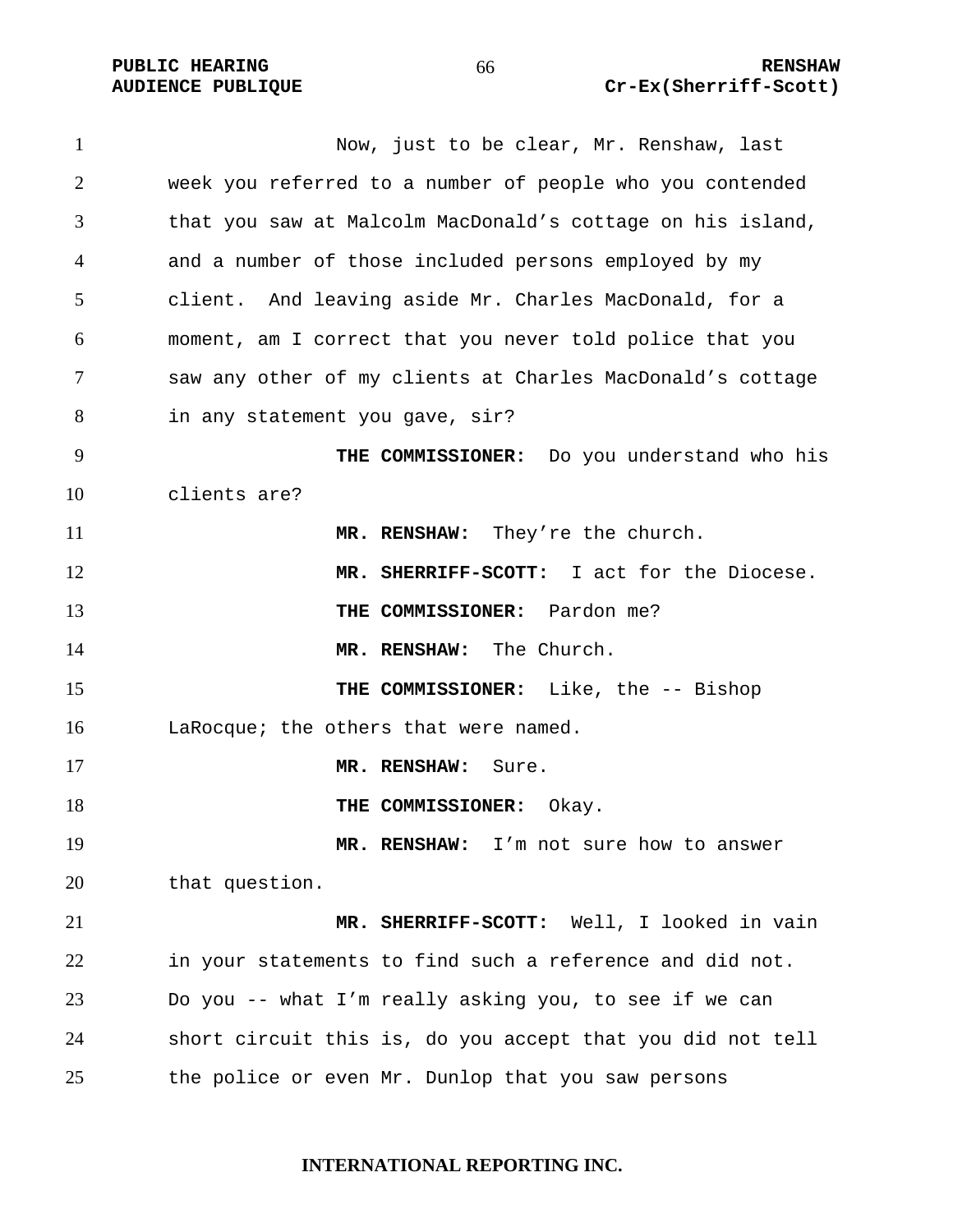Now, just to be clear, Mr. Renshaw, last week you referred to a number of people who you contended that you saw at Malcolm MacDonald's cottage on his island, and a number of those included persons employed by my client. And leaving aside Mr. Charles MacDonald, for a moment, am I correct that you never told police that you saw any other of my clients at Charles MacDonald's cottage in any statement you gave, sir?

**THE COMMISSIONER:** Do you understand who his clients are?

**MR. RENSHAW:** They're the church.

**MR. SHERRIFF-SCOTT:** I act for the Diocese.

**THE COMMISSIONER:** Pardon me?

**MR. RENSHAW:** The Church.

**THE COMMISSIONER:** Like, the -- Bishop LaRocque; the others that were named.

**MR. RENSHAW:** Sure.

**THE COMMISSIONER:** Okay.

**MR. RENSHAW:** I'm not sure how to answer that question.

**MR. SHERRIFF-SCOTT:** Well, I looked in vain in your statements to find such a reference and did not. Do you -- what I'm really asking you, to see if we can short circuit this is, do you accept that you did not tell the police or even Mr. Dunlop that you saw persons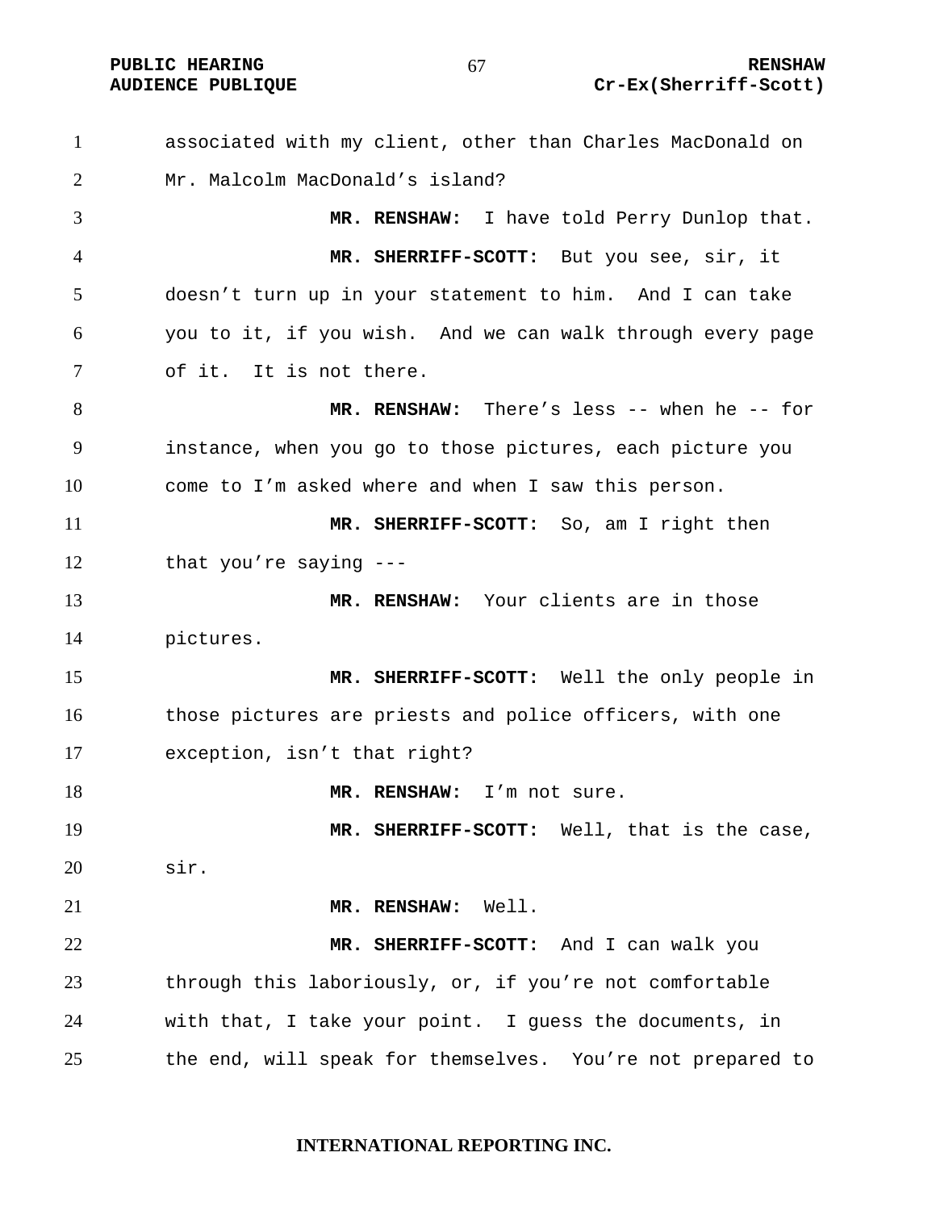associated with my client, other than Charles MacDonald on Mr. Malcolm MacDonald's island?

**MR. RENSHAW:** I have told Perry Dunlop that.

**MR. SHERRIFF-SCOTT:** But you see, sir, it doesn't turn up in your statement to him. And I can take you to it, if you wish. And we can walk through every page of it. It is not there.

**MR. RENSHAW:** There's less -- when he -- for instance, when you go to those pictures, each picture you come to I'm asked where and when I saw this person.

**MR. SHERRIFF-SCOTT:** So, am I right then that you're saying ---

**MR. RENSHAW:** Your clients are in those pictures.

**MR. SHERRIFF-SCOTT:** Well the only people in those pictures are priests and police officers, with one exception, isn't that right?

**MR. RENSHAW:** I'm not sure.

**MR. SHERRIFF-SCOTT:** Well, that is the case, sir.

**MR. RENSHAW:** Well.

**MR. SHERRIFF-SCOTT:** And I can walk you through this laboriously, or, if you're not comfortable with that, I take your point. I guess the documents, in the end, will speak for themselves. You're not prepared to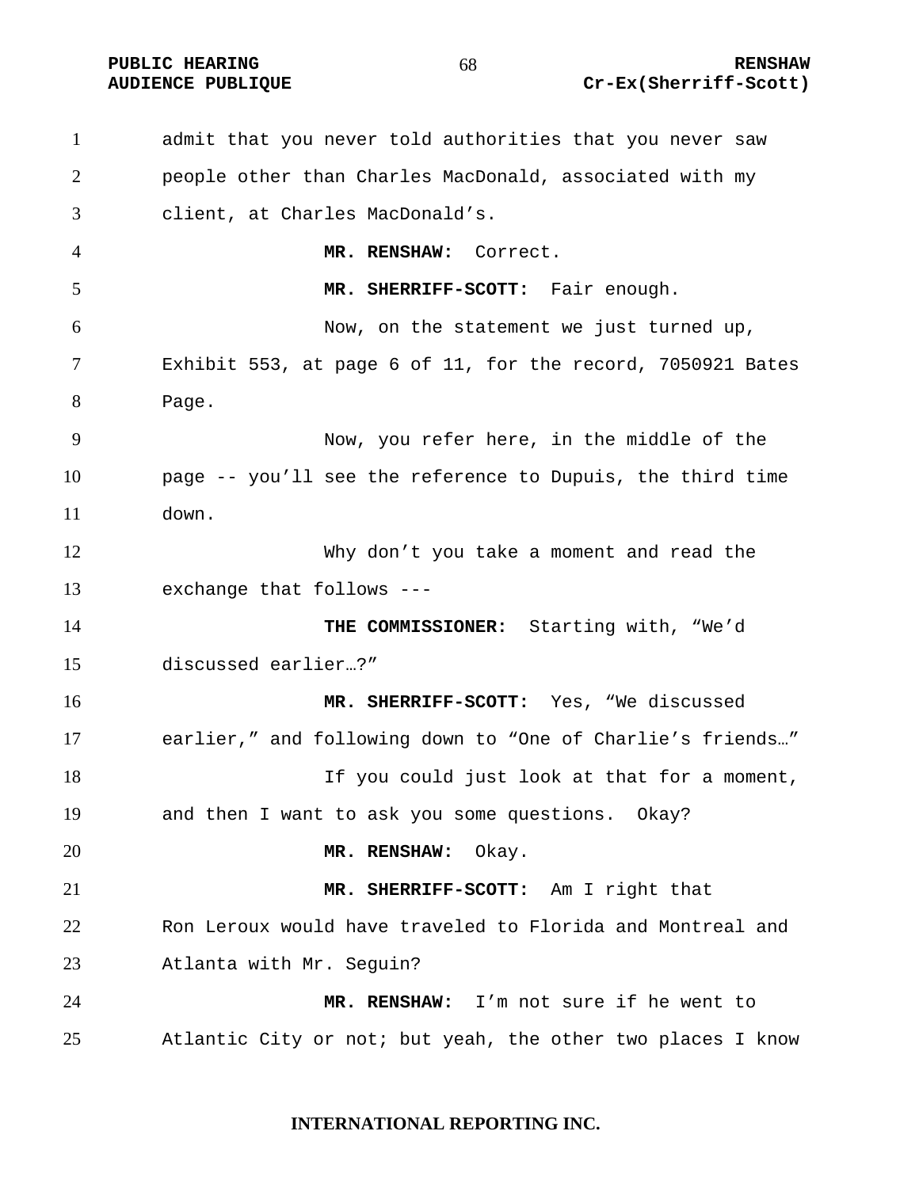admit that you never told authorities that you never saw people other than Charles MacDonald, associated with my client, at Charles MacDonald's.

**MR. RENSHAW:** Correct.

**MR. SHERRIFF-SCOTT:** Fair enough.

Now, on the statement we just turned up, Exhibit 553, at page 6 of 11, for the record, 7050921 Bates Page.

Now, you refer here, in the middle of the page -- you'll see the reference to Dupuis, the third time down.

Why don't you take a moment and read the exchange that follows ---

**THE COMMISSIONER:** Starting with, "We'd discussed earlier…?"

**MR. SHERRIFF-SCOTT:** Yes, "We discussed earlier," and following down to "One of Charlie's friends…"

If you could just look at that for a moment, and then I want to ask you some questions. Okay?

**MR. RENSHAW:** Okay.

**MR. SHERRIFF-SCOTT:** Am I right that Ron Leroux would have traveled to Florida and Montreal and Atlanta with Mr. Seguin?

**MR. RENSHAW:** I'm not sure if he went to Atlantic City or not; but yeah, the other two places I know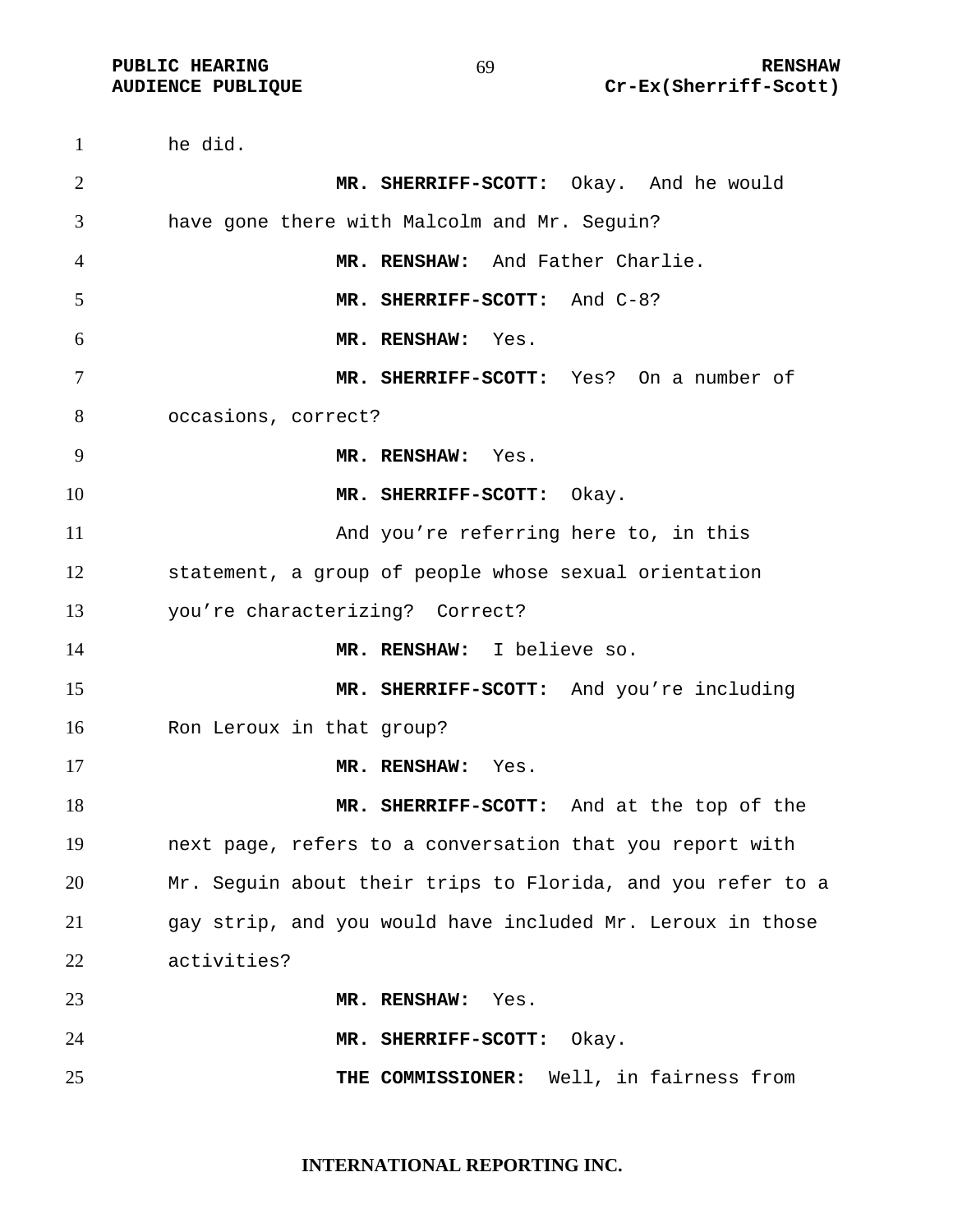he did.

**MR. SHERRIFF-SCOTT:** Okay. And he would have gone there with Malcolm and Mr. Seguin?

**MR. RENSHAW:** And Father Charlie.

**MR. SHERRIFF-SCOTT:** And C-8?

**MR. RENSHAW:** Yes.

**MR. SHERRIFF-SCOTT:** Yes? On a number of occasions, correct?

**MR. RENSHAW:** Yes.

**MR. SHERRIFF-SCOTT:** Okay.

And you're referring here to, in this statement, a group of people whose sexual orientation you're characterizing? Correct?

**MR. RENSHAW:** I believe so.

**MR. SHERRIFF-SCOTT:** And you're including Ron Leroux in that group?

**MR. RENSHAW:** Yes.

**MR. SHERRIFF-SCOTT:** And at the top of the next page, refers to a conversation that you report with Mr. Seguin about their trips to Florida, and you refer to a gay strip, and you would have included Mr. Leroux in those activities?

**MR. RENSHAW:** Yes.

**MR. SHERRIFF-SCOTT:** Okay.

**THE COMMISSIONER:** Well, in fairness from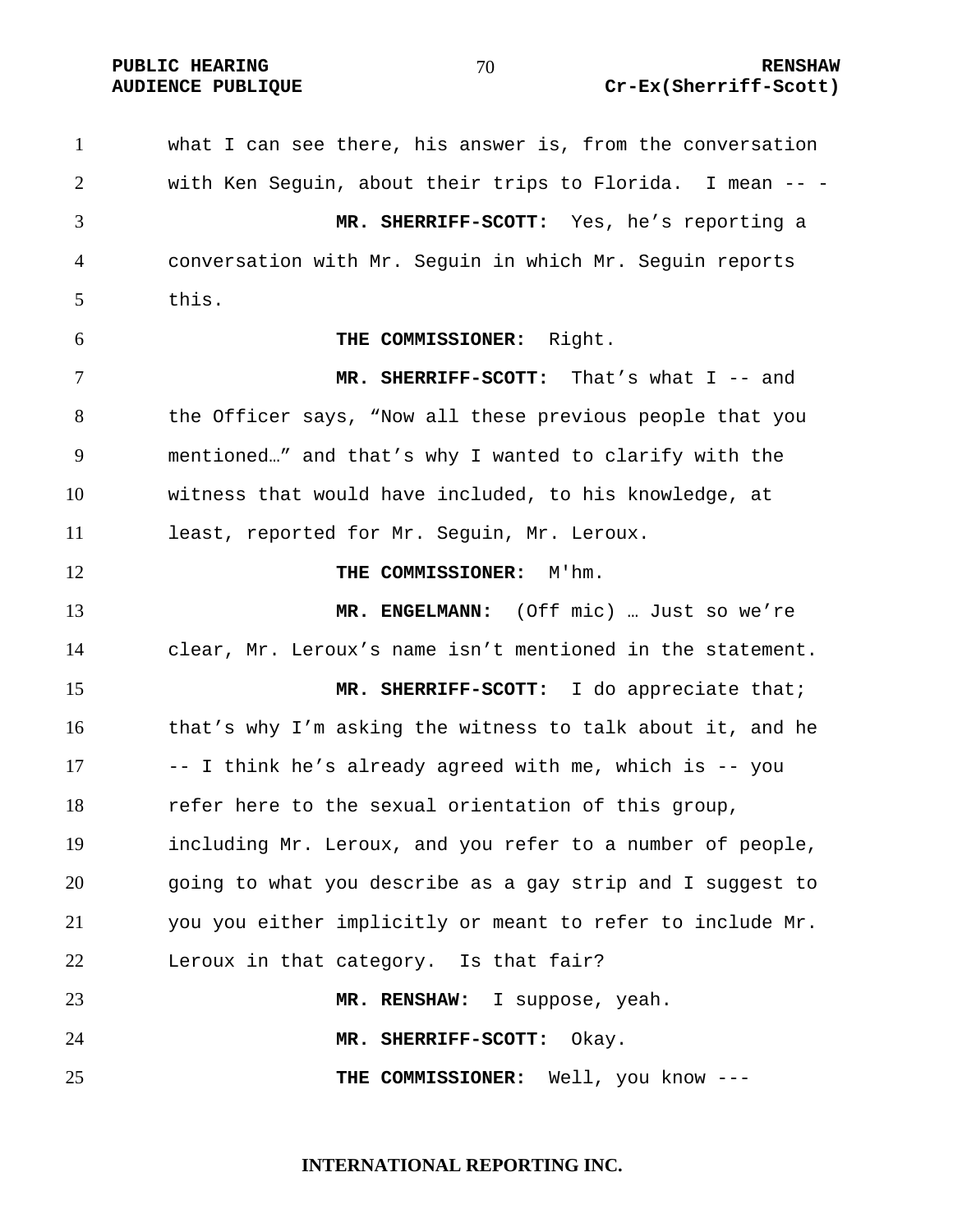what I can see there, his answer is, from the conversation with Ken Seguin, about their trips to Florida. I mean -- -

**MR. SHERRIFF-SCOTT:** Yes, he's reporting a conversation with Mr. Seguin in which Mr. Seguin reports this.

**THE COMMISSIONER:** Right.

**MR. SHERRIFF-SCOTT:** That's what I -- and the Officer says, "Now all these previous people that you mentioned…" and that's why I wanted to clarify with the witness that would have included, to his knowledge, at least, reported for Mr. Seguin, Mr. Leroux.

**THE COMMISSIONER:** M'hm.

**MR. ENGELMANN:** (Off mic) … Just so we're clear, Mr. Leroux's name isn't mentioned in the statement.

**MR. SHERRIFF-SCOTT:** I do appreciate that; that's why I'm asking the witness to talk about it, and he -- I think he's already agreed with me, which is -- you refer here to the sexual orientation of this group, including Mr. Leroux, and you refer to a number of people, going to what you describe as a gay strip and I suggest to you you either implicitly or meant to refer to include Mr. Leroux in that category. Is that fair?

**MR. RENSHAW:** I suppose, yeah.

**MR. SHERRIFF-SCOTT:** Okay.

**THE COMMISSIONER:** Well, you know ---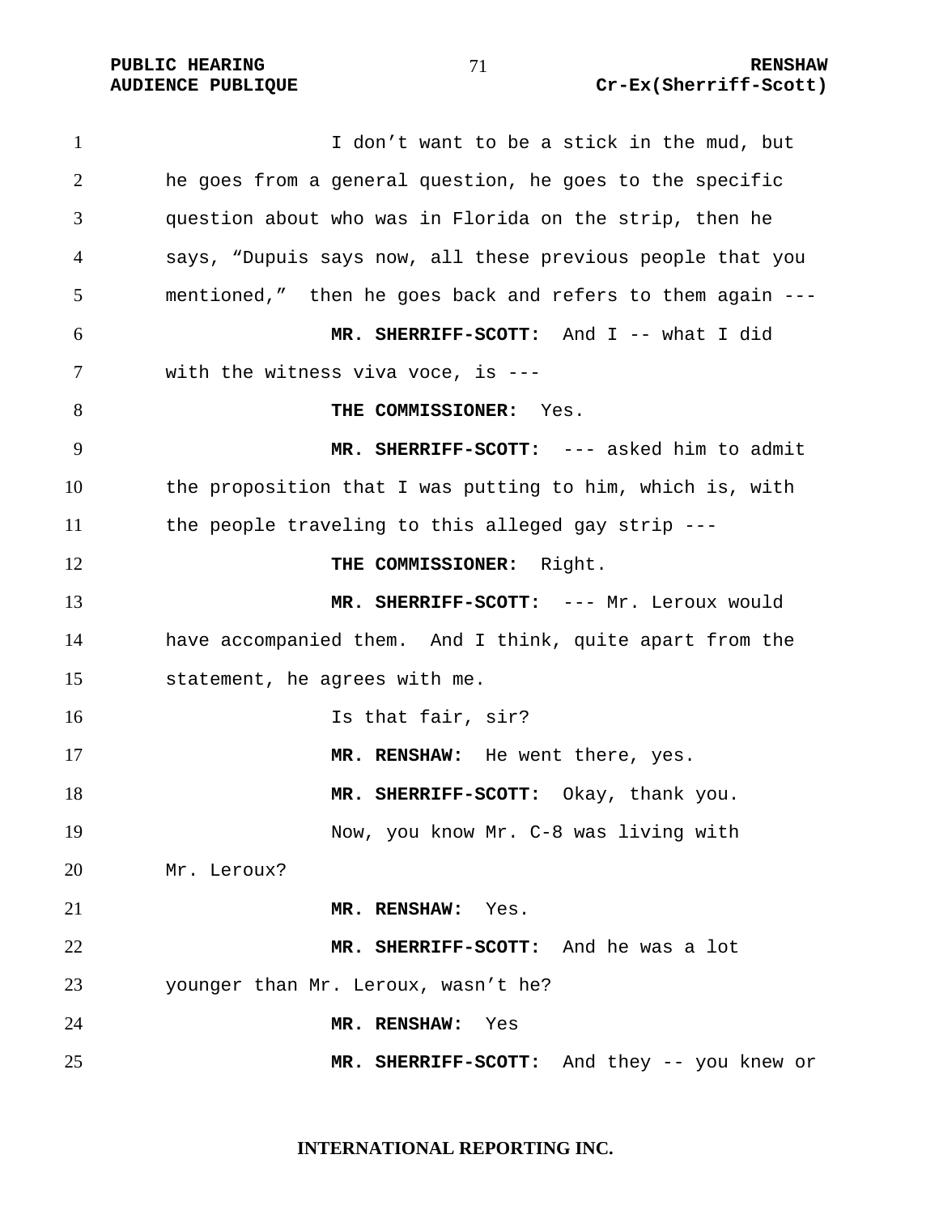I don't want to be a stick in the mud, but he goes from a general question, he goes to the specific question about who was in Florida on the strip, then he says, "Dupuis says now, all these previous people that you mentioned," then he goes back and refers to them again ---

**MR. SHERRIFF-SCOTT:** And I -- what I did with the witness viva voce, is ---

**THE COMMISSIONER:** Yes.

**MR. SHERRIFF-SCOTT:** --- asked him to admit the proposition that I was putting to him, which is, with the people traveling to this alleged gay strip ---

**THE COMMISSIONER:** Right.

**MR. SHERRIFF-SCOTT:** --- Mr. Leroux would have accompanied them. And I think, quite apart from the statement, he agrees with me.

Is that fair, sir?

**MR. RENSHAW:** He went there, yes.

**MR. SHERRIFF-SCOTT:** Okay, thank you.

Now, you know Mr. C-8 was living with Mr. Leroux?

**MR. RENSHAW:** Yes.

**MR. SHERRIFF-SCOTT:** And he was a lot younger than Mr. Leroux, wasn't he?

**MR. RENSHAW:** Yes

**MR. SHERRIFF-SCOTT:** And they -- you knew or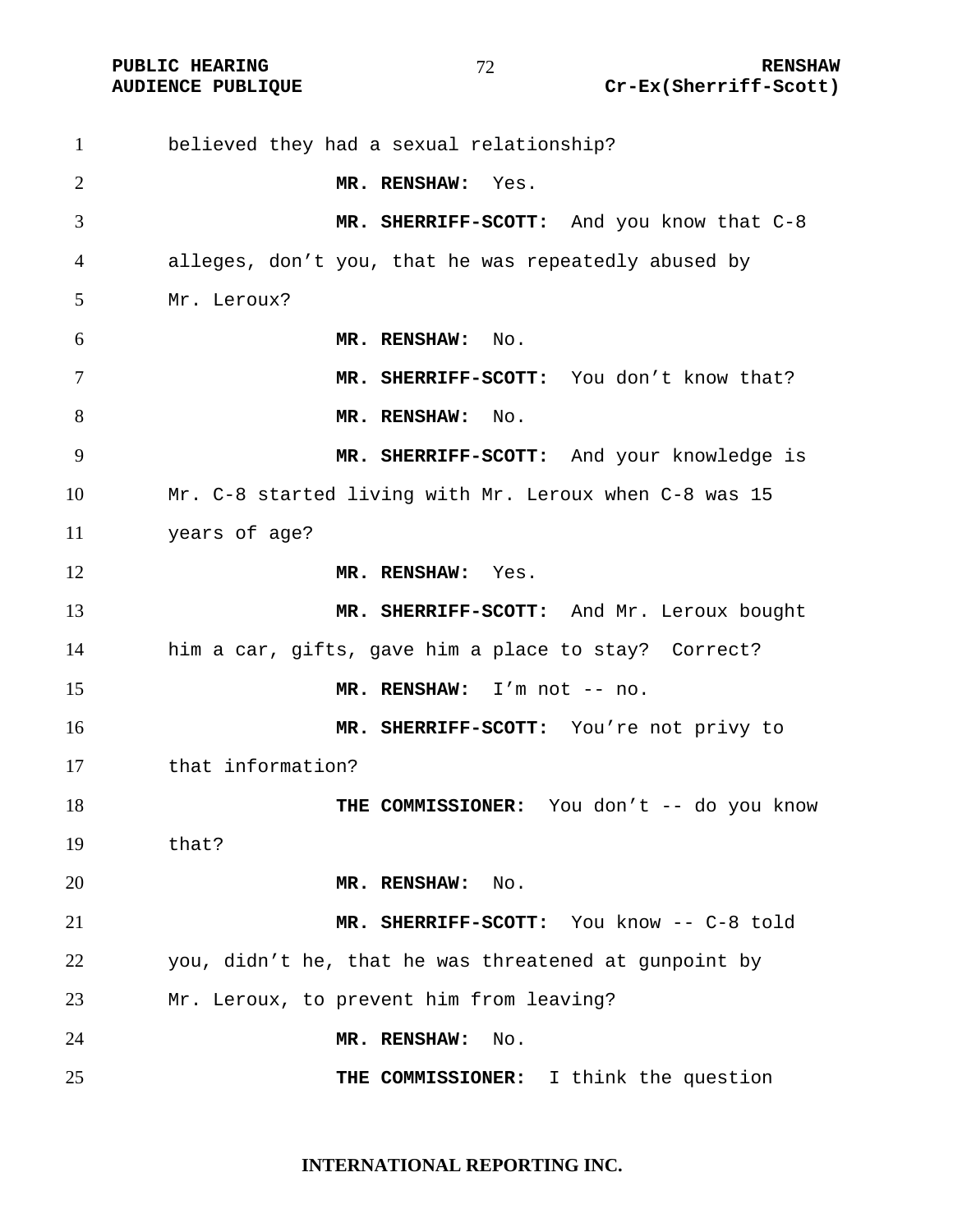believed they had a sexual relationship?

**MR. RENSHAW:** Yes.

**MR. SHERRIFF-SCOTT:** And you know that C-8 alleges, don't you, that he was repeatedly abused by Mr. Leroux?

**MR. RENSHAW:** No.

**MR. SHERRIFF-SCOTT:** You don't know that?

**MR. RENSHAW:** No.

**MR. SHERRIFF-SCOTT:** And your knowledge is Mr. C-8 started living with Mr. Leroux when C-8 was 15 years of age?

**MR. RENSHAW:** Yes.

**MR. SHERRIFF-SCOTT:** And Mr. Leroux bought him a car, gifts, gave him a place to stay? Correct?

**MR. RENSHAW:** I'm not -- no.

**MR. SHERRIFF-SCOTT:** You're not privy to that information?

**THE COMMISSIONER:** You don't -- do you know that?

**MR. RENSHAW:** No.

**MR. SHERRIFF-SCOTT:** You know -- C-8 told you, didn't he, that he was threatened at gunpoint by Mr. Leroux, to prevent him from leaving?

**MR. RENSHAW:** No.

**THE COMMISSIONER:** I think the question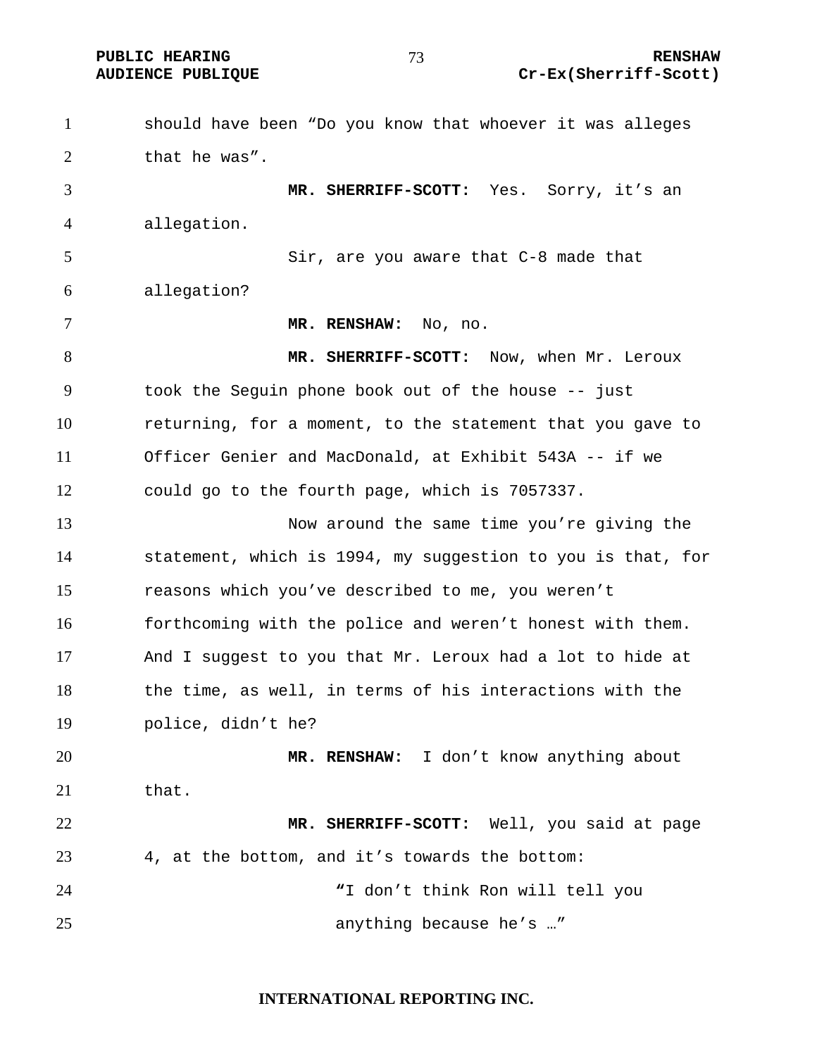should have been "Do you know that whoever it was alleges that he was".

**MR. SHERRIFF-SCOTT:** Yes. Sorry, it's an allegation.

Sir, are you aware that C-8 made that allegation?

**MR. RENSHAW:** No, no.

**MR. SHERRIFF-SCOTT:** Now, when Mr. Leroux took the Seguin phone book out of the house -- just returning, for a moment, to the statement that you gave to Officer Genier and MacDonald, at Exhibit 543A -- if we could go to the fourth page, which is 7057337.

Now around the same time you're giving the statement, which is 1994, my suggestion to you is that, for reasons which you've described to me, you weren't forthcoming with the police and weren't honest with them. And I suggest to you that Mr. Leroux had a lot to hide at the time, as well, in terms of his interactions with the police, didn't he?

**MR. RENSHAW:** I don't know anything about that.

**MR. SHERRIFF-SCOTT:** Well, you said at page 4, at the bottom, and it's towards the bottom:

> "I don't think Ron will tell you anything because he's …"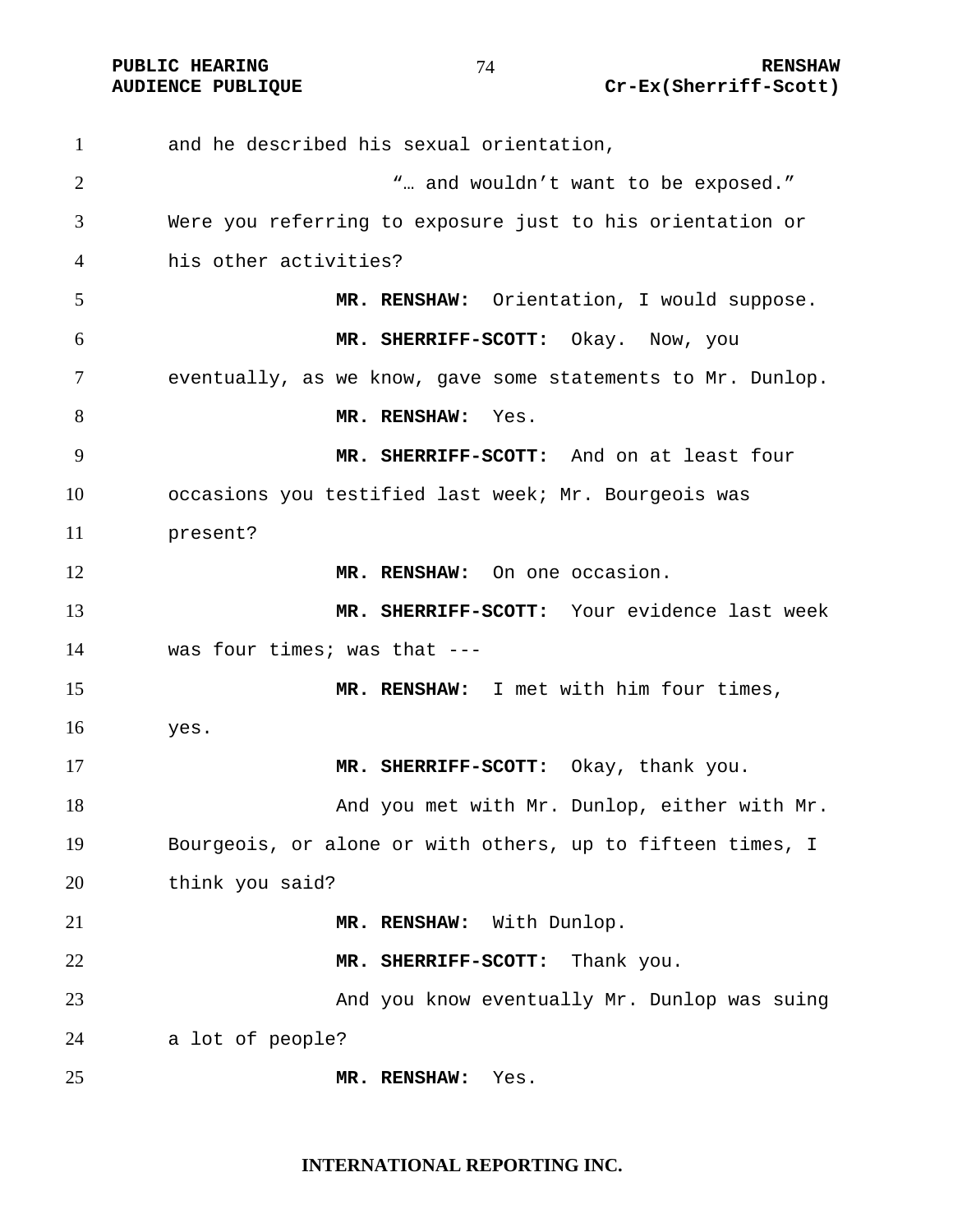and he described his sexual orientation,

"… and wouldn't want to be exposed."

Were you referring to exposure just to his orientation or his other activities?

**MR. RENSHAW:** Orientation, I would suppose.

**MR. SHERRIFF-SCOTT:** Okay. Now, you eventually, as we know, gave some statements to Mr. Dunlop.

**MR. RENSHAW:** Yes.

**MR. SHERRIFF-SCOTT:** And on at least four occasions you testified last week; Mr. Bourgeois was present?

**MR. RENSHAW:** On one occasion.

**MR. SHERRIFF-SCOTT:** Your evidence last week was four times; was that ---

**MR. RENSHAW:** I met with him four times, yes.

**MR. SHERRIFF-SCOTT:** Okay, thank you.

And you met with Mr. Dunlop, either with Mr. Bourgeois, or alone or with others, up to fifteen times, I think you said?

**MR. RENSHAW:** With Dunlop.

**MR. SHERRIFF-SCOTT:** Thank you.

And you know eventually Mr. Dunlop was suing a lot of people?

**MR. RENSHAW:** Yes.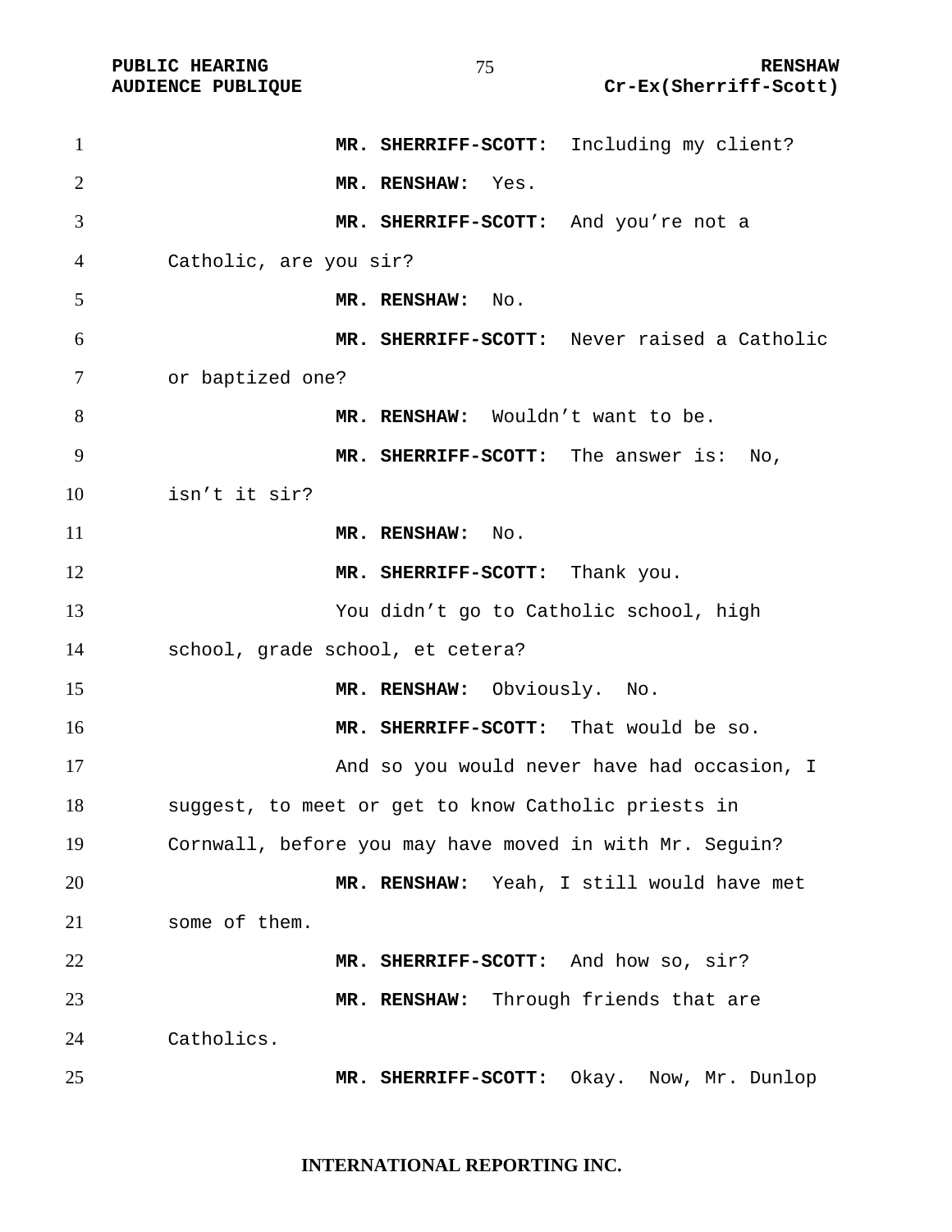**MR. SHERRIFF-SCOTT:** Including my client?

**MR. RENSHAW:** Yes.

**MR. SHERRIFF-SCOTT:** And you're not a Catholic, are you sir?

**MR. RENSHAW:** No.

**MR. SHERRIFF-SCOTT:** Never raised a Catholic or baptized one?

**MR. RENSHAW:** Wouldn't want to be.

**MR. SHERRIFF-SCOTT:** The answer is: No, isn't it sir?

**MR. RENSHAW:** No.

**MR. SHERRIFF-SCOTT:** Thank you.

You didn't go to Catholic school, high school, grade school, et cetera?

**MR. RENSHAW:** Obviously. No.

**MR. SHERRIFF-SCOTT:** That would be so.

And so you would never have had occasion, I suggest, to meet or get to know Catholic priests in Cornwall, before you may have moved in with Mr. Seguin?

**MR. RENSHAW:** Yeah, I still would have met some of them.

**MR. SHERRIFF-SCOTT:** And how so, sir?

**MR. RENSHAW:** Through friends that are Catholics.

**MR. SHERRIFF-SCOTT:** Okay. Now, Mr. Dunlop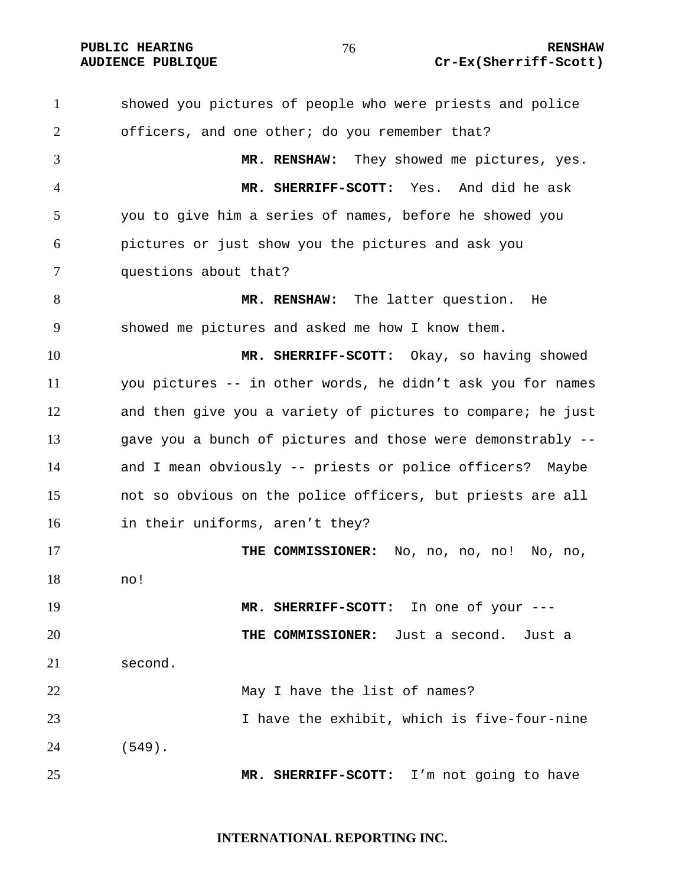showed you pictures of people who were priests and police officers, and one other; do you remember that?

**MR. RENSHAW:** They showed me pictures, yes.

**MR. SHERRIFF-SCOTT:** Yes. And did he ask you to give him a series of names, before he showed you pictures or just show you the pictures and ask you questions about that?

**MR. RENSHAW:** The latter question. He showed me pictures and asked me how I know them.

**MR. SHERRIFF-SCOTT:** Okay, so having showed you pictures -- in other words, he didn't ask you for names and then give you a variety of pictures to compare; he just gave you a bunch of pictures and those were demonstrably -- and I mean obviously -- priests or police officers? Maybe not so obvious on the police officers, but priests are all in their uniforms, aren't they?

**THE COMMISSIONER:** No, no, no, no! No, no, no!

**MR. SHERRIFF-SCOTT:** In one of your ---

**THE COMMISSIONER:** Just a second. Just a second.

May I have the list of names?

I have the exhibit, which is five-four-nine (549).

**MR. SHERRIFF-SCOTT:** I'm not going to have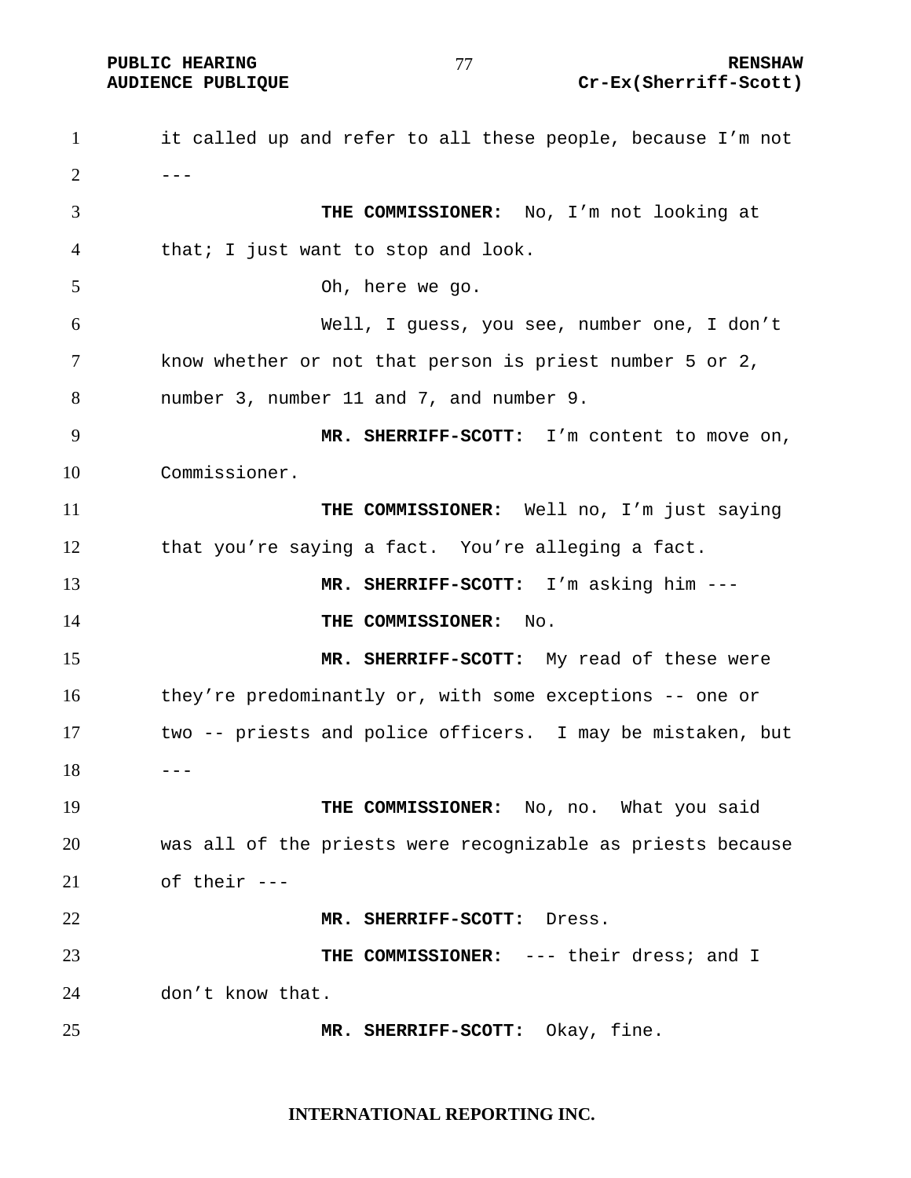it called up and refer to all these people, because I'm not ---

**THE COMMISSIONER:** No, I'm not looking at that; I just want to stop and look.

Oh, here we go.

Well, I guess, you see, number one, I don't know whether or not that person is priest number 5 or 2, number 3, number 11 and 7, and number 9.

**MR. SHERRIFF-SCOTT:** I'm content to move on, Commissioner.

**THE COMMISSIONER:** Well no, I'm just saying that you're saying a fact. You're alleging a fact.

**MR. SHERRIFF-SCOTT:** I'm asking him ---

**THE COMMISSIONER:** No.

**MR. SHERRIFF-SCOTT:** My read of these were they're predominantly or, with some exceptions -- one or two -- priests and police officers. I may be mistaken, but ---

**THE COMMISSIONER:** No, no. What you said was all of the priests were recognizable as priests because of their ---

**MR. SHERRIFF-SCOTT:** Dress.

**THE COMMISSIONER:** --- their dress; and I don't know that.

**MR. SHERRIFF-SCOTT:** Okay, fine.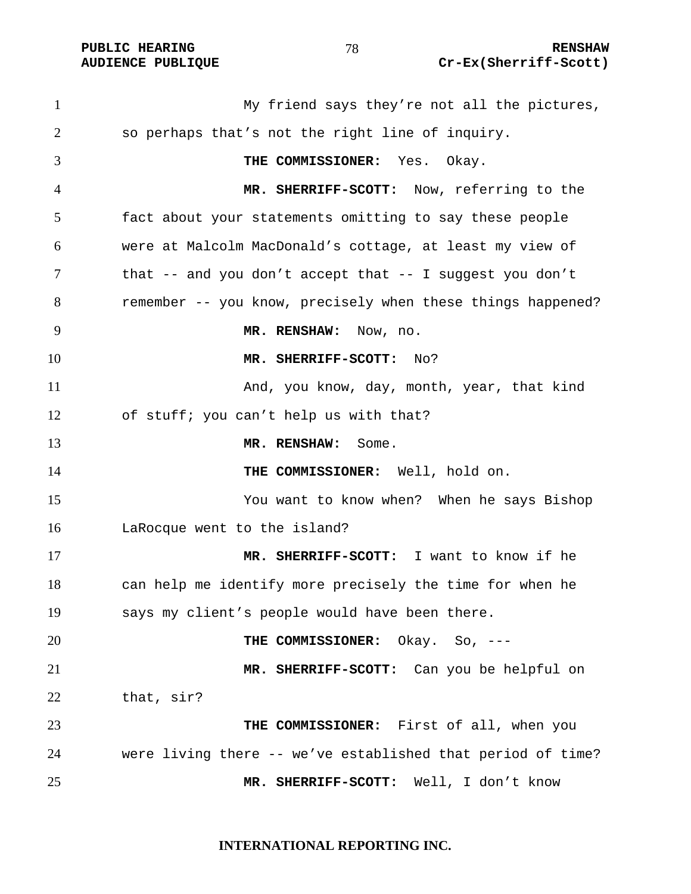My friend says they're not all the pictures, so perhaps that's not the right line of inquiry.

**THE COMMISSIONER:** Yes. Okay.

**MR. SHERRIFF-SCOTT:** Now, referring to the fact about your statements omitting to say these people were at Malcolm MacDonald's cottage, at least my view of that -- and you don't accept that -- I suggest you don't remember -- you know, precisely when these things happened?

**MR. RENSHAW:** Now, no.

**MR. SHERRIFF-SCOTT:** No?

And, you know, day, month, year, that kind of stuff; you can't help us with that?

**MR. RENSHAW:** Some.

**THE COMMISSIONER:** Well, hold on.

You want to know when? When he says Bishop LaRocque went to the island?

**MR. SHERRIFF-SCOTT:** I want to know if he can help me identify more precisely the time for when he says my client's people would have been there.

**THE COMMISSIONER:** Okay. So, ---

**MR. SHERRIFF-SCOTT:** Can you be helpful on that, sir?

**THE COMMISSIONER:** First of all, when you were living there -- we've established that period of time?

**MR. SHERRIFF-SCOTT:** Well, I don't know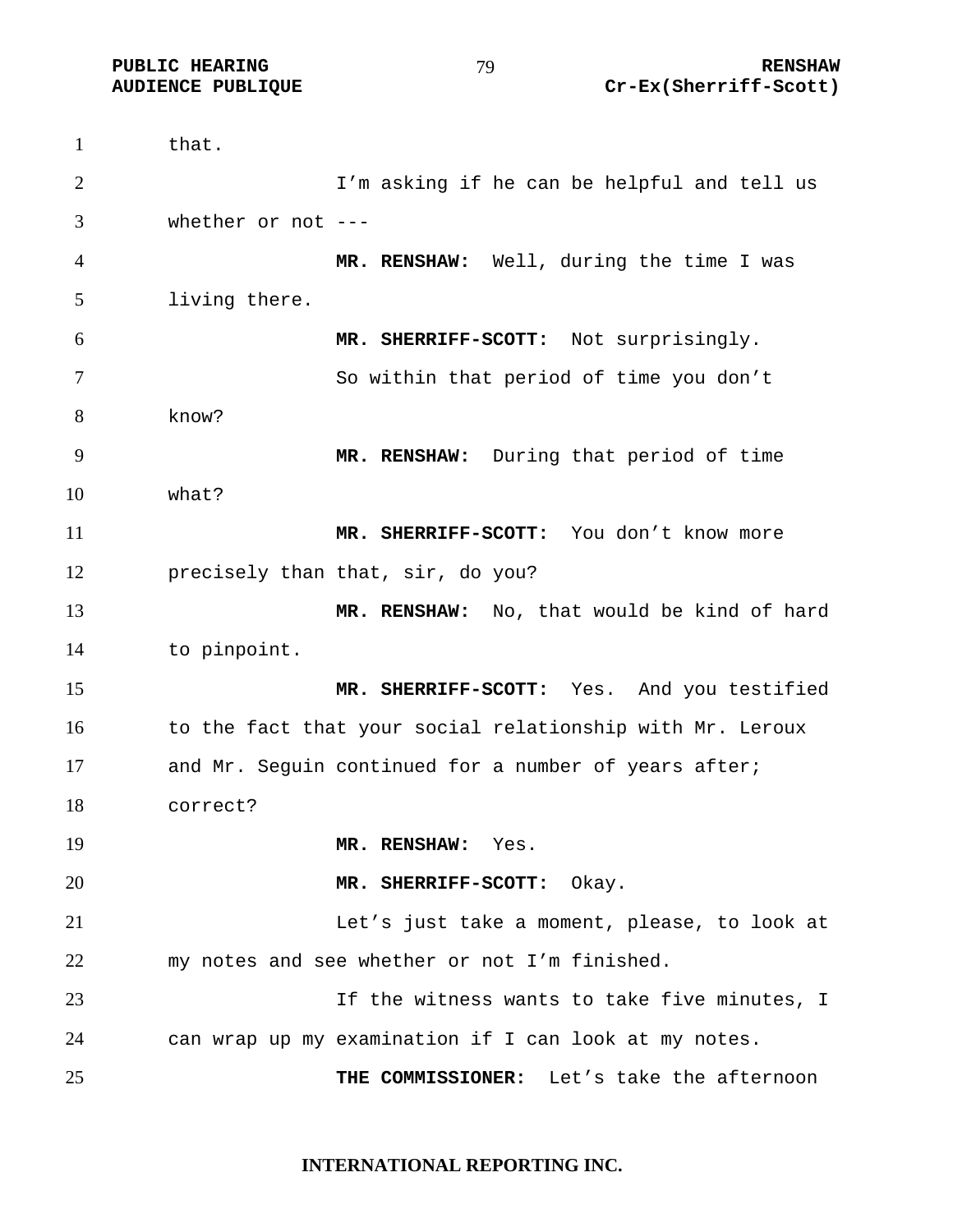that.

I'm asking if he can be helpful and tell us whether or not ---

**MR. RENSHAW:** Well, during the time I was living there.

**MR. SHERRIFF-SCOTT:** Not surprisingly.

So within that period of time you don't know?

**MR. RENSHAW:** During that period of time what?

**MR. SHERRIFF-SCOTT:** You don't know more precisely than that, sir, do you?

**MR. RENSHAW:** No, that would be kind of hard to pinpoint.

**MR. SHERRIFF-SCOTT:** Yes. And you testified to the fact that your social relationship with Mr. Leroux and Mr. Seguin continued for a number of years after; correct?

**MR. RENSHAW:** Yes.

**MR. SHERRIFF-SCOTT:** Okay.

Let's just take a moment, please, to look at my notes and see whether or not I'm finished.

If the witness wants to take five minutes, I can wrap up my examination if I can look at my notes.

**THE COMMISSIONER:** Let's take the afternoon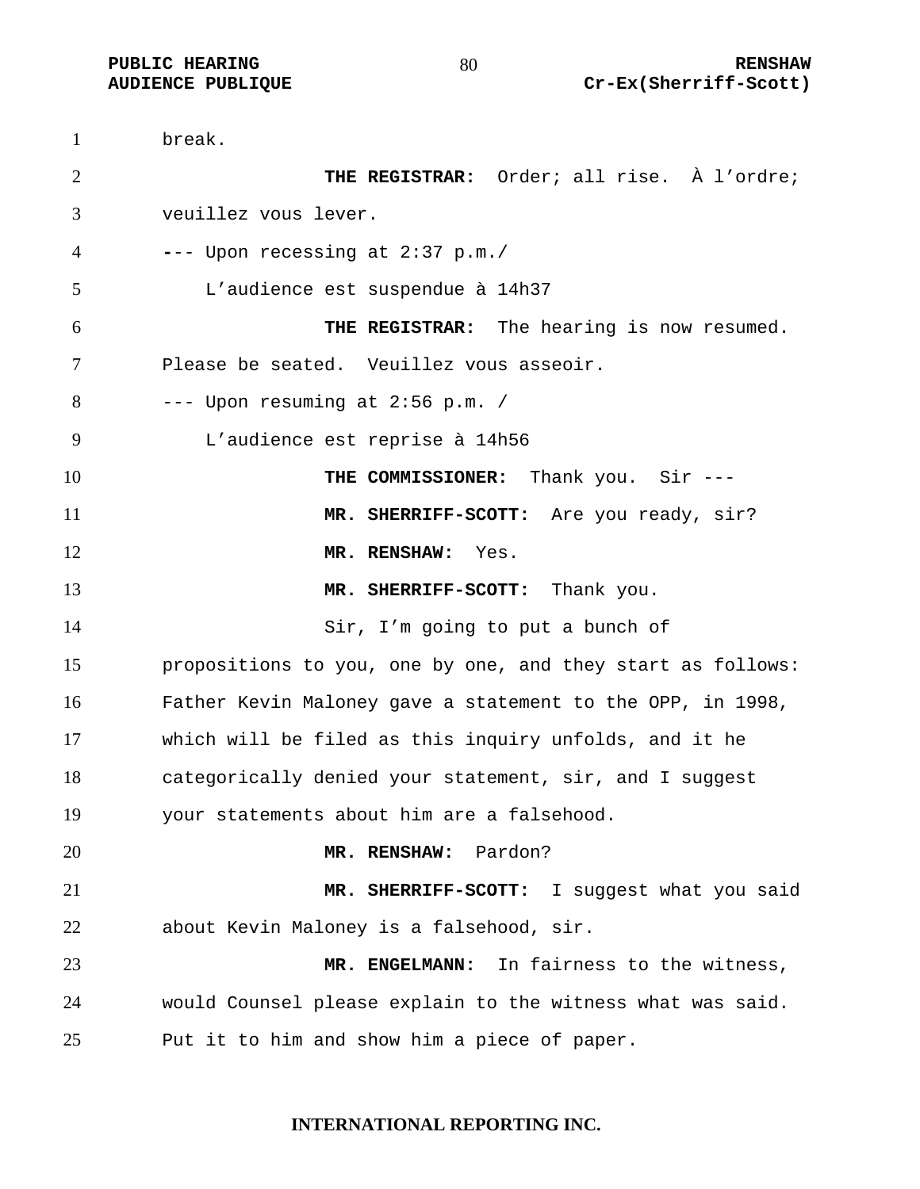break.

**THE REGISTRAR:** Order; all rise. À l'ordre; veuillez vous lever.

--- Upon recessing at 2:37 p.m./
L'audience est suspendue à 14h37

**THE REGISTRAR:** The hearing is now resumed. Please be seated. Veuillez vous asseoir.

--- Upon resuming at 2:56 p.m. /
L'audience est reprise à 14h56

**THE COMMISSIONER:** Thank you. Sir ---

**MR. SHERRIFF-SCOTT:** Are you ready, sir?

**MR. RENSHAW:** Yes.

**MR. SHERRIFF-SCOTT:** Thank you.

Sir, I'm going to put a bunch of propositions to you, one by one, and they start as follows: Father Kevin Maloney gave a statement to the OPP, in 1998, which will be filed as this inquiry unfolds, and it he categorically denied your statement, sir, and I suggest your statements about him are a falsehood.

**MR. RENSHAW:** Pardon?

**MR. SHERRIFF-SCOTT:** I suggest what you said about Kevin Maloney is a falsehood, sir.

**MR. ENGELMANN:** In fairness to the witness, would Counsel please explain to the witness what was said. Put it to him and show him a piece of paper.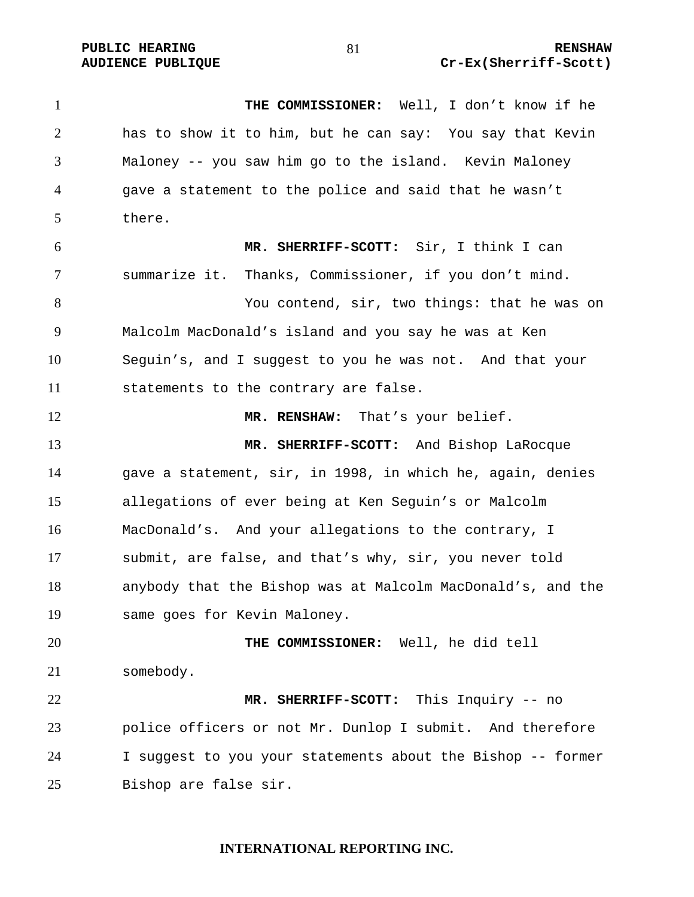**THE COMMISSIONER:** Well, I don't know if he has to show it to him, but he can say: You say that Kevin Maloney -- you saw him go to the island. Kevin Maloney gave a statement to the police and said that he wasn't there.

**MR. SHERRIFF-SCOTT:** Sir, I think I can summarize it. Thanks, Commissioner, if you don't mind.

You contend, sir, two things: that he was on Malcolm MacDonald's island and you say he was at Ken Seguin's, and I suggest to you he was not. And that your statements to the contrary are false.

**MR. RENSHAW:** That's your belief.

**MR. SHERRIFF-SCOTT:** And Bishop LaRocque gave a statement, sir, in 1998, in which he, again, denies allegations of ever being at Ken Seguin's or Malcolm MacDonald's. And your allegations to the contrary, I submit, are false, and that's why, sir, you never told anybody that the Bishop was at Malcolm MacDonald's, and the same goes for Kevin Maloney.

**THE COMMISSIONER:** Well, he did tell somebody.

**MR. SHERRIFF-SCOTT:** This Inquiry -- no police officers or not Mr. Dunlop I submit. And therefore I suggest to you your statements about the Bishop -- former Bishop are false sir.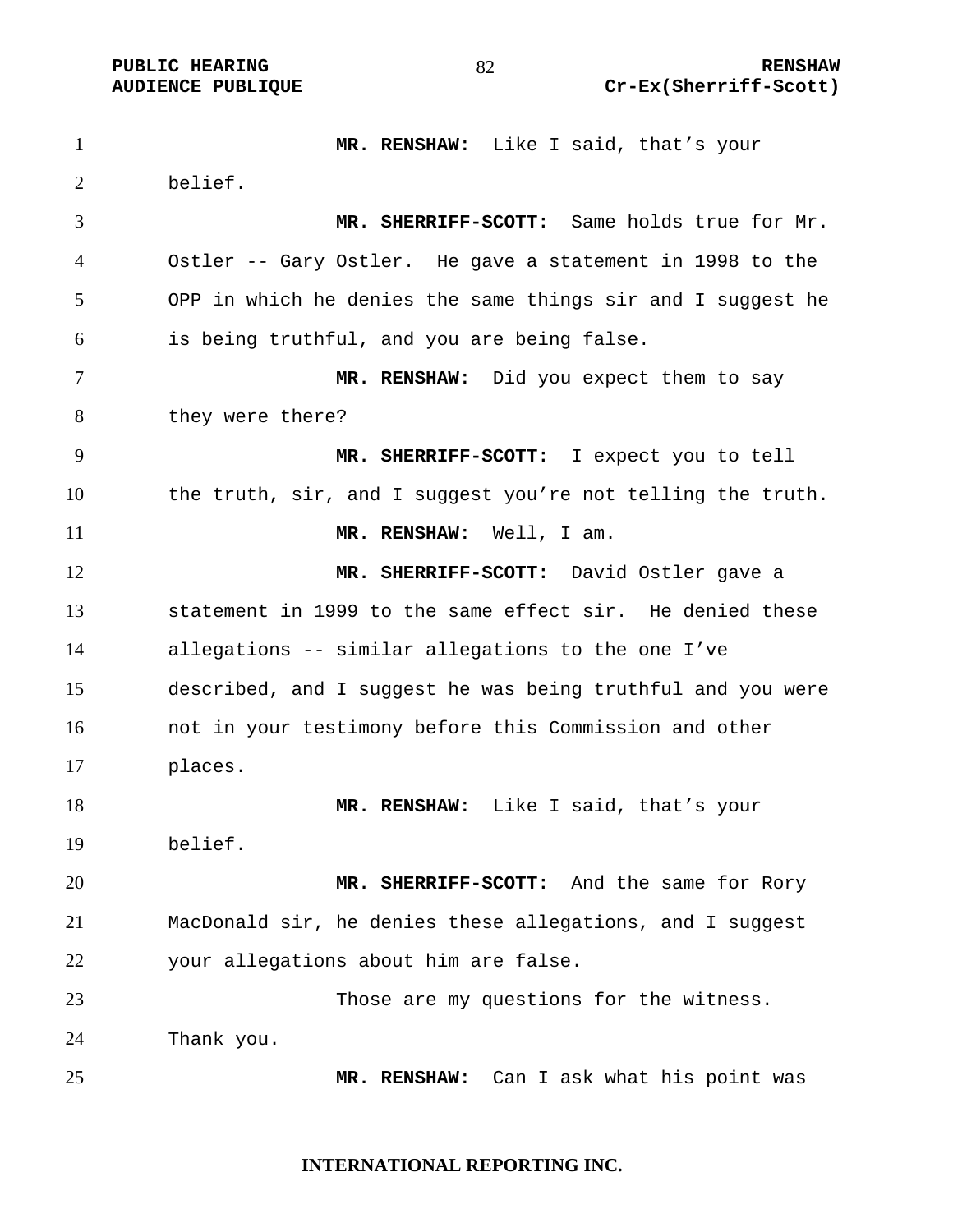**MR. RENSHAW:** Like I said, that's your belief.

**MR. SHERRIFF-SCOTT:** Same holds true for Mr. Ostler -- Gary Ostler. He gave a statement in 1998 to the OPP in which he denies the same things sir and I suggest he is being truthful, and you are being false.

**MR. RENSHAW:** Did you expect them to say they were there?

**MR. SHERRIFF-SCOTT:** I expect you to tell the truth, sir, and I suggest you're not telling the truth.

**MR. RENSHAW:** Well, I am.

**MR. SHERRIFF-SCOTT:** David Ostler gave a statement in 1999 to the same effect sir. He denied these allegations -- similar allegations to the one I've described, and I suggest he was being truthful and you were not in your testimony before this Commission and other places.

**MR. RENSHAW:** Like I said, that's your belief.

**MR. SHERRIFF-SCOTT:** And the same for Rory MacDonald sir, he denies these allegations, and I suggest your allegations about him are false.

Those are my questions for the witness. Thank you.

**MR. RENSHAW:** Can I ask what his point was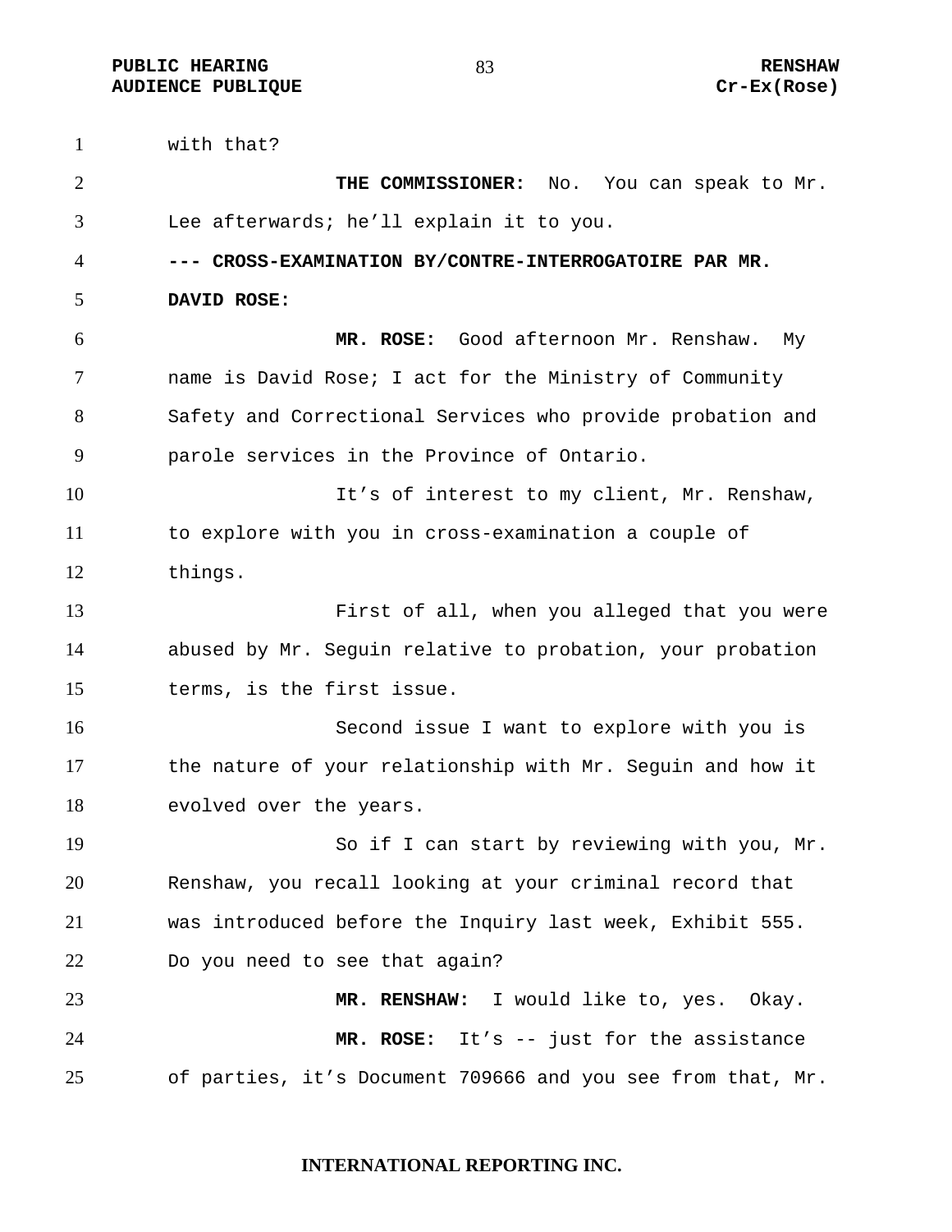with that?

**THE COMMISSIONER:** No. You can speak to Mr. Lee afterwards; he'll explain it to you.

**--- CROSS-EXAMINATION BY/CONTRE-INTERROGATOIRE PAR MR. DAVID ROSE:**

**MR. ROSE:** Good afternoon Mr. Renshaw. My name is David Rose; I act for the Ministry of Community Safety and Correctional Services who provide probation and parole services in the Province of Ontario.

It's of interest to my client, Mr. Renshaw, to explore with you in cross-examination a couple of things.

First of all, when you alleged that you were abused by Mr. Seguin relative to probation, your probation terms, is the first issue.

Second issue I want to explore with you is the nature of your relationship with Mr. Seguin and how it evolved over the years.

So if I can start by reviewing with you, Mr. Renshaw, you recall looking at your criminal record that was introduced before the Inquiry last week, Exhibit 555. Do you need to see that again?

**MR. RENSHAW:** I would like to, yes. Okay.

**MR. ROSE:** It's -- just for the assistance of parties, it's Document 709666 and you see from that, Mr.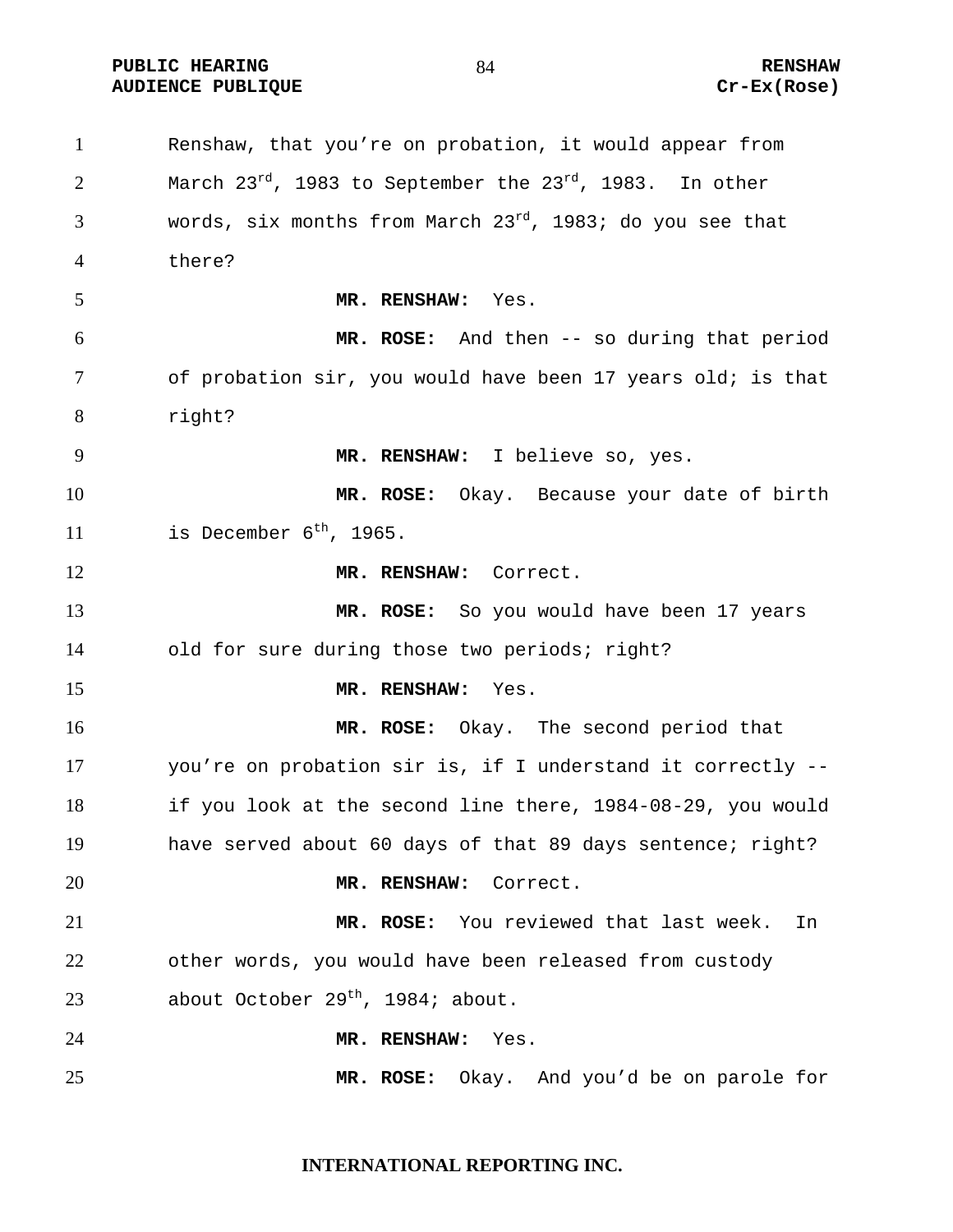Renshaw, that you're on probation, it would appear from March 23rd, 1983 to September the 23rd, 1983. In other words, six months from March 23rd, 1983; do you see that there?

**MR. RENSHAW:** Yes.

**MR. ROSE:** And then -- so during that period of probation sir, you would have been 17 years old; is that right?

**MR. RENSHAW:** I believe so, yes.

**MR. ROSE:** Okay. Because your date of birth is December 6th, 1965.

**MR. RENSHAW:** Correct.

**MR. ROSE:** So you would have been 17 years old for sure during those two periods; right?

**MR. RENSHAW:** Yes.

**MR. ROSE:** Okay. The second period that you're on probation sir is, if I understand it correctly -- if you look at the second line there, 1984-08-29, you would have served about 60 days of that 89 days sentence; right?

**MR. RENSHAW:** Correct.

**MR. ROSE:** You reviewed that last week. In other words, you would have been released from custody about October 29th, 1984; about.

**MR. RENSHAW:** Yes.

**MR. ROSE:** Okay. And you'd be on parole for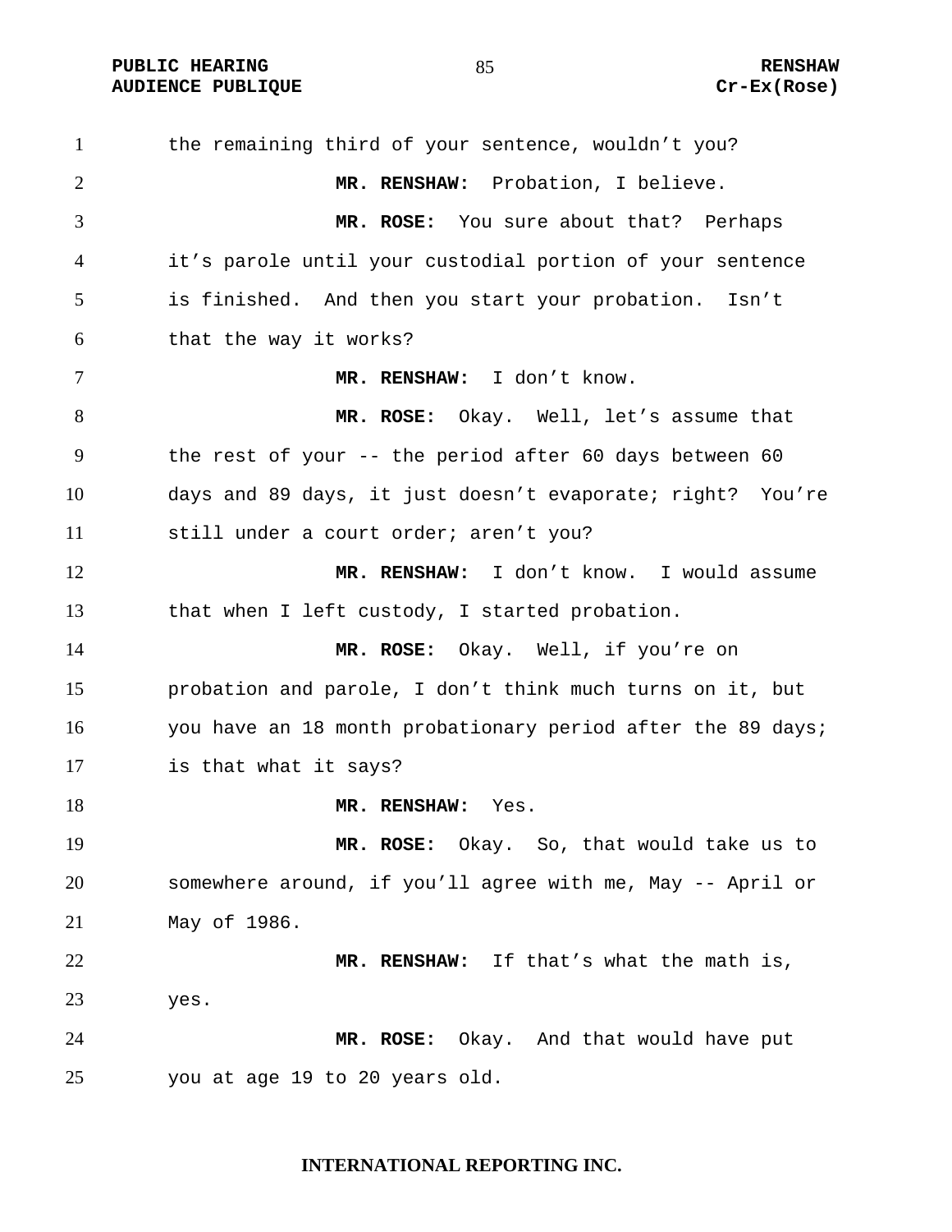the remaining third of your sentence, wouldn't you?

**MR. RENSHAW:** Probation, I believe.

**MR. ROSE:** You sure about that? Perhaps it's parole until your custodial portion of your sentence is finished. And then you start your probation. Isn't that the way it works?

**MR. RENSHAW:** I don't know.

**MR. ROSE:** Okay. Well, let's assume that the rest of your -- the period after 60 days between 60 days and 89 days, it just doesn't evaporate; right? You're still under a court order; aren't you?

**MR. RENSHAW:** I don't know. I would assume that when I left custody, I started probation.

**MR. ROSE:** Okay. Well, if you're on probation and parole, I don't think much turns on it, but you have an 18 month probationary period after the 89 days; is that what it says?

**MR. RENSHAW:** Yes.

**MR. ROSE:** Okay. So, that would take us to somewhere around, if you'll agree with me, May -- April or May of 1986.

**MR. RENSHAW:** If that's what the math is, yes.

**MR. ROSE:** Okay. And that would have put you at age 19 to 20 years old.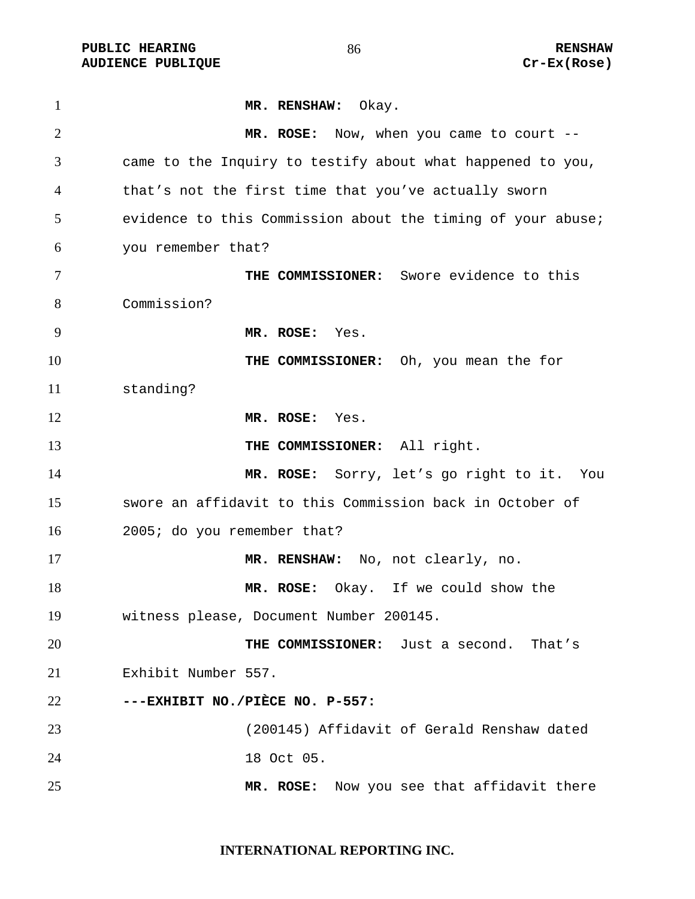**MR. RENSHAW:** Okay.

**MR. ROSE:** Now, when you came to court -- came to the Inquiry to testify about what happened to you, that's not the first time that you've actually sworn evidence to this Commission about the timing of your abuse; you remember that?

**THE COMMISSIONER:** Swore evidence to this Commission?

**MR. ROSE:** Yes.

**THE COMMISSIONER:** Oh, you mean the for standing?

**MR. ROSE:** Yes.

**THE COMMISSIONER:** All right.

**MR. ROSE:** Sorry, let's go right to it. You swore an affidavit to this Commission back in October of 2005; do you remember that?

**MR. RENSHAW:** No, not clearly, no.

**MR. ROSE:** Okay. If we could show the witness please, Document Number 200145.

**THE COMMISSIONER:** Just a second. That's Exhibit Number 557.

**---EXHIBIT NO./PIÈCE NO. P-557:**

(200145) Affidavit of Gerald Renshaw dated 18 Oct 05.

**MR. ROSE:** Now you see that affidavit there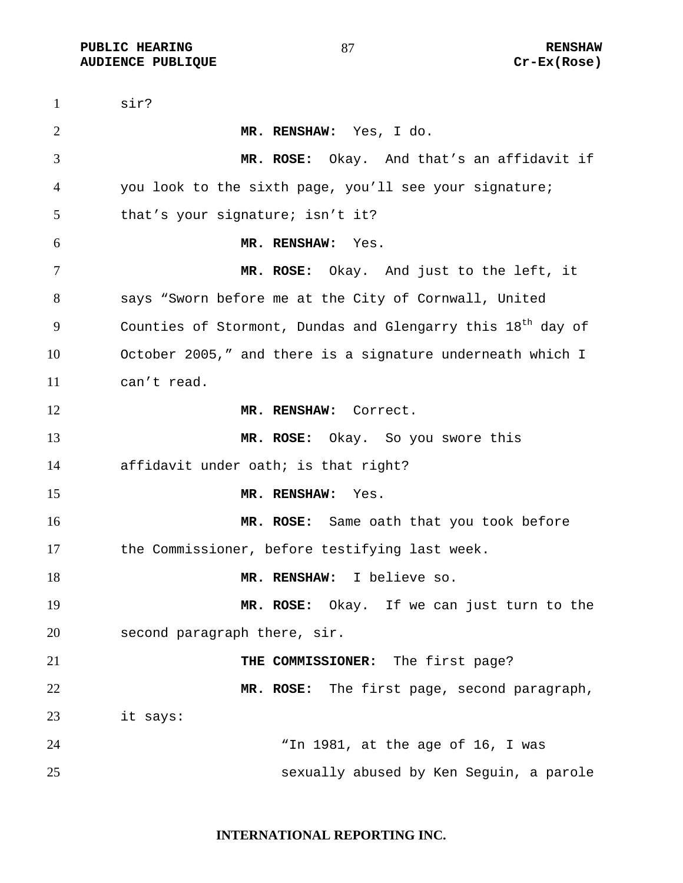sir?

**MR. RENSHAW:** Yes, I do.

**MR. ROSE:** Okay. And that's an affidavit if you look to the sixth page, you'll see your signature; that's your signature; isn't it?

**MR. RENSHAW:** Yes.

**MR. ROSE:** Okay. And just to the left, it says "Sworn before me at the City of Cornwall, United Counties of Stormont, Dundas and Glengarry this 18th day of October 2005," and there is a signature underneath which I can't read.

**MR. RENSHAW:** Correct.

**MR. ROSE:** Okay. So you swore this affidavit under oath; is that right?

**MR. RENSHAW:** Yes.

**MR. ROSE:** Same oath that you took before the Commissioner, before testifying last week.

**MR. RENSHAW:** I believe so.

**MR. ROSE:** Okay. If we can just turn to the second paragraph there, sir.

**THE COMMISSIONER:** The first page?

**MR. ROSE:** The first page, second paragraph, it says:

> "In 1981, at the age of 16, I was sexually abused by Ken Seguin, a parole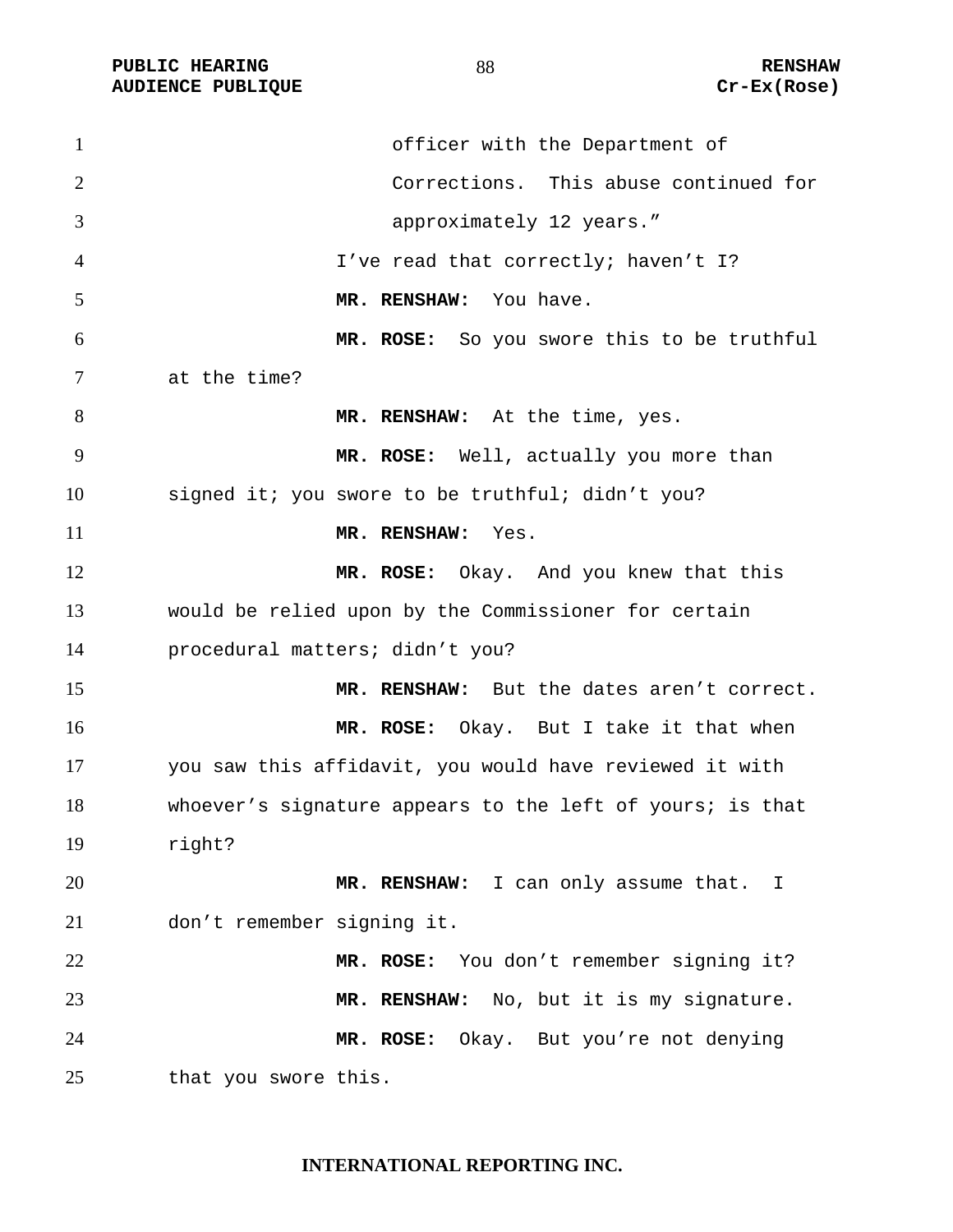officer with the Department of Corrections. This abuse continued for approximately 12 years."

I've read that correctly; haven't I?

**MR. RENSHAW:** You have.

**MR. ROSE:** So you swore this to be truthful at the time?

**MR. RENSHAW:** At the time, yes.

**MR. ROSE:** Well, actually you more than signed it; you swore to be truthful; didn't you?

**MR. RENSHAW:** Yes.

**MR. ROSE:** Okay. And you knew that this would be relied upon by the Commissioner for certain procedural matters; didn't you?

**MR. RENSHAW:** But the dates aren't correct.

**MR. ROSE:** Okay. But I take it that when you saw this affidavit, you would have reviewed it with whoever's signature appears to the left of yours; is that right?

**MR. RENSHAW:** I can only assume that. I don't remember signing it.

**MR. ROSE:** You don't remember signing it?

**MR. RENSHAW:** No, but it is my signature.

**MR. ROSE:** Okay. But you're not denying that you swore this.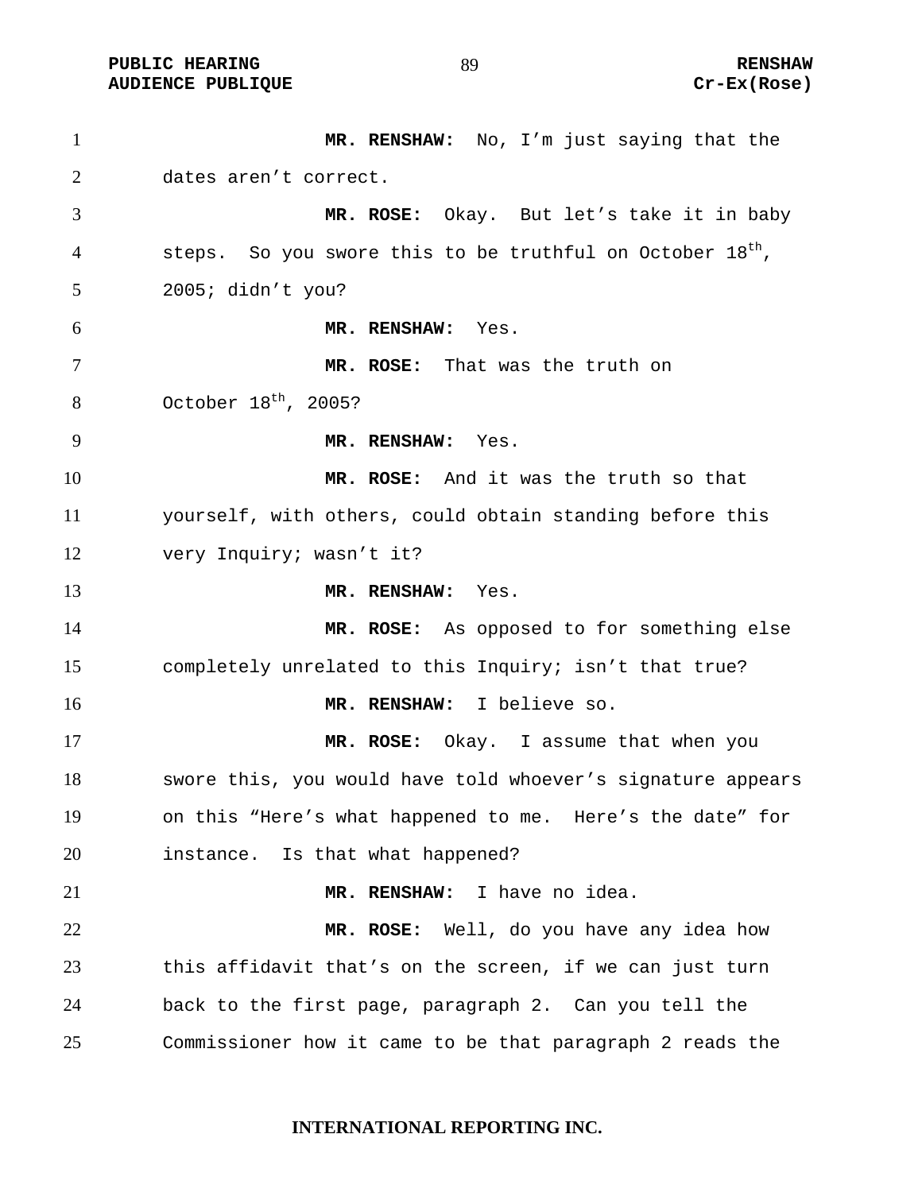**MR. RENSHAW:** No, I'm just saying that the dates aren't correct.

**MR. ROSE:** Okay. But let's take it in baby steps. So you swore this to be truthful on October 18th, 2005; didn't you?

**MR. RENSHAW:** Yes.

**MR. ROSE:** That was the truth on October 18th, 2005?

**MR. RENSHAW:** Yes.

**MR. ROSE:** And it was the truth so that yourself, with others, could obtain standing before this very Inquiry; wasn't it?

**MR. RENSHAW:** Yes.

**MR. ROSE:** As opposed to for something else completely unrelated to this Inquiry; isn't that true?

**MR. RENSHAW:** I believe so.

**MR. ROSE:** Okay. I assume that when you swore this, you would have told whoever's signature appears on this "Here's what happened to me. Here's the date" for instance. Is that what happened?

**MR. RENSHAW:** I have no idea.

**MR. ROSE:** Well, do you have any idea how this affidavit that's on the screen, if we can just turn back to the first page, paragraph 2. Can you tell the Commissioner how it came to be that paragraph 2 reads the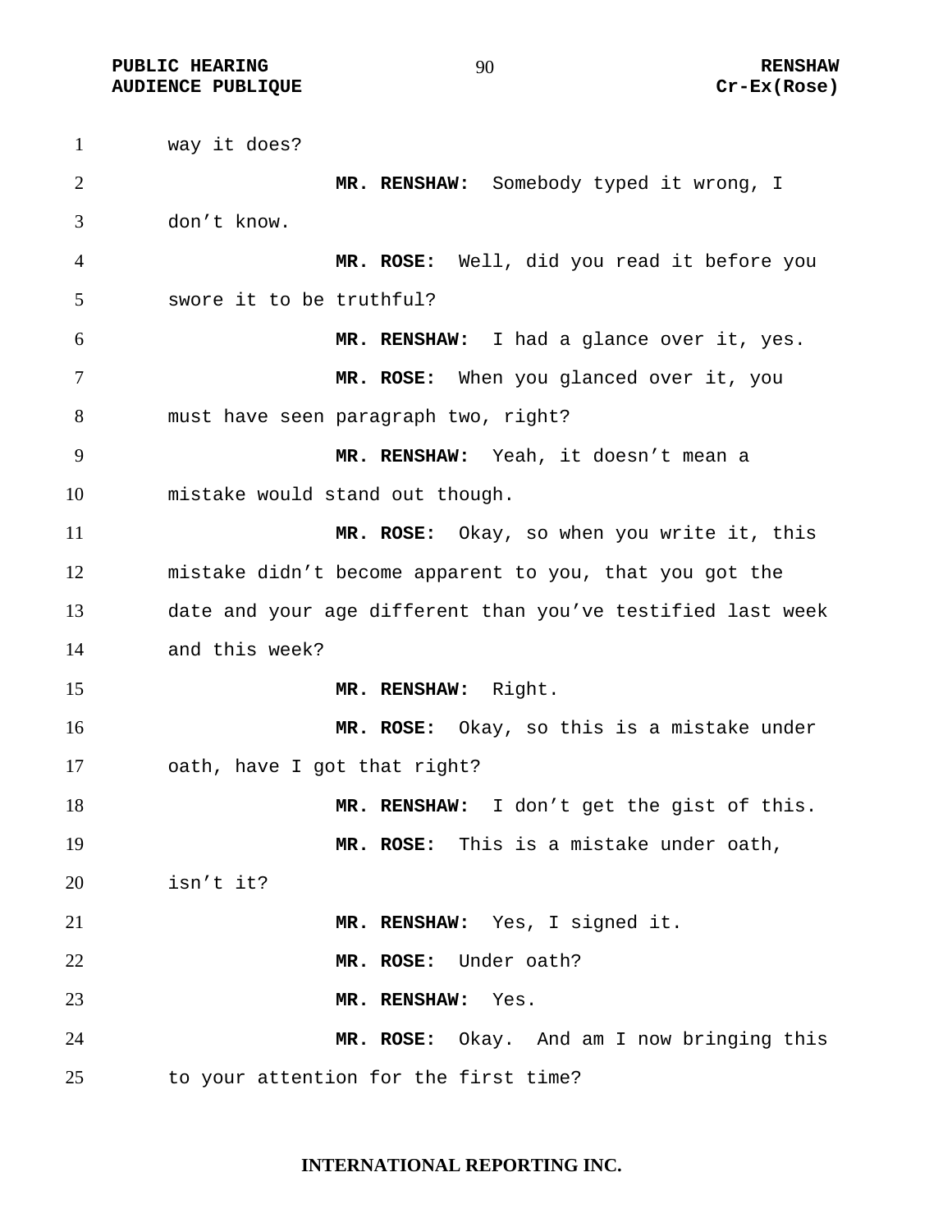way it does?

**MR. RENSHAW:** Somebody typed it wrong, I don't know.

**MR. ROSE:** Well, did you read it before you swore it to be truthful?

**MR. RENSHAW:** I had a glance over it, yes.

**MR. ROSE:** When you glanced over it, you must have seen paragraph two, right?

**MR. RENSHAW:** Yeah, it doesn't mean a mistake would stand out though.

**MR. ROSE:** Okay, so when you write it, this mistake didn't become apparent to you, that you got the date and your age different than you've testified last week and this week?

**MR. RENSHAW:** Right.

**MR. ROSE:** Okay, so this is a mistake under oath, have I got that right?

**MR. RENSHAW:** I don't get the gist of this.

**MR. ROSE:** This is a mistake under oath, isn't it?

**MR. RENSHAW:** Yes, I signed it.

**MR. ROSE:** Under oath?

**MR. RENSHAW:** Yes.

**MR. ROSE:** Okay. And am I now bringing this to your attention for the first time?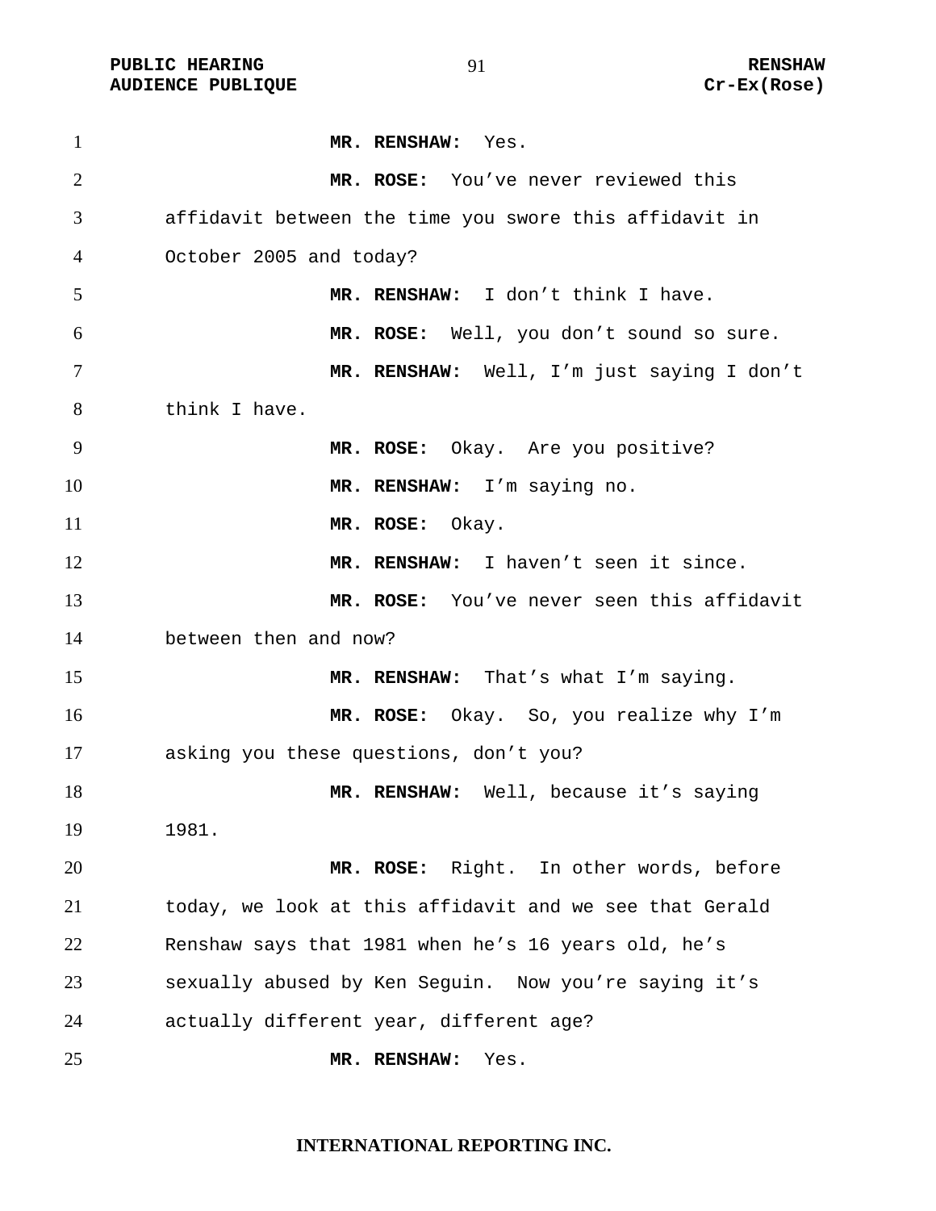**MR. RENSHAW:** Yes.

**MR. ROSE:** You've never reviewed this affidavit between the time you swore this affidavit in October 2005 and today?

**MR. RENSHAW:** I don't think I have.

**MR. ROSE:** Well, you don't sound so sure.

**MR. RENSHAW:** Well, I'm just saying I don't think I have.

**MR. ROSE:** Okay. Are you positive?

**MR. RENSHAW:** I'm saying no.

**MR. ROSE:** Okay.

**MR. RENSHAW:** I haven't seen it since.

**MR. ROSE:** You've never seen this affidavit between then and now?

**MR. RENSHAW:** That's what I'm saying.

**MR. ROSE:** Okay. So, you realize why I'm asking you these questions, don't you?

**MR. RENSHAW:** Well, because it's saying 1981.

**MR. ROSE:** Right. In other words, before today, we look at this affidavit and we see that Gerald Renshaw says that 1981 when he's 16 years old, he's sexually abused by Ken Seguin. Now you're saying it's actually different year, different age?

**MR. RENSHAW:** Yes.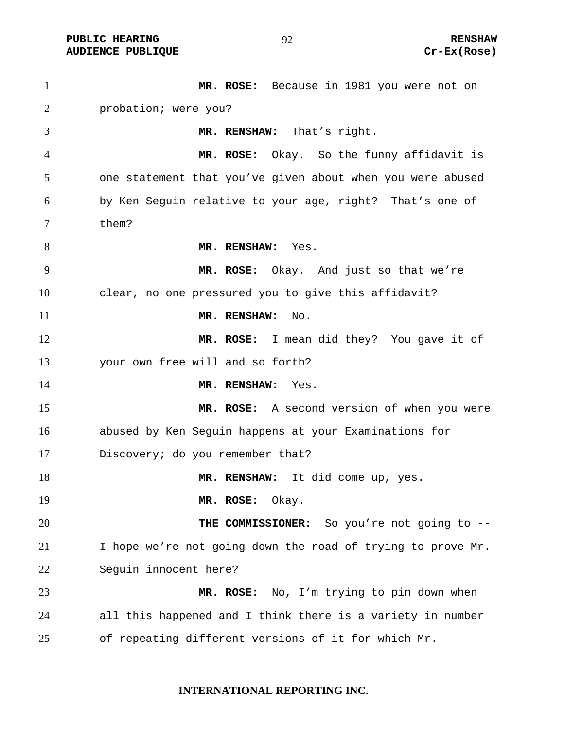**MR. ROSE:** Because in 1981 you were not on probation; were you?

**MR. RENSHAW:** That's right.

**MR. ROSE:** Okay. So the funny affidavit is one statement that you've given about when you were abused by Ken Seguin relative to your age, right? That's one of them?

**MR. RENSHAW:** Yes.

**MR. ROSE:** Okay. And just so that we're clear, no one pressured you to give this affidavit?

**MR. RENSHAW:** No.

**MR. ROSE:** I mean did they? You gave it of your own free will and so forth?

**MR. RENSHAW:** Yes.

**MR. ROSE:** A second version of when you were abused by Ken Seguin happens at your Examinations for Discovery; do you remember that?

**MR. RENSHAW:** It did come up, yes.

**MR. ROSE:** Okay.

**THE COMMISSIONER:** So you're not going to -- I hope we're not going down the road of trying to prove Mr. Seguin innocent here?

**MR. ROSE:** No, I'm trying to pin down when all this happened and I think there is a variety in number of repeating different versions of it for which Mr.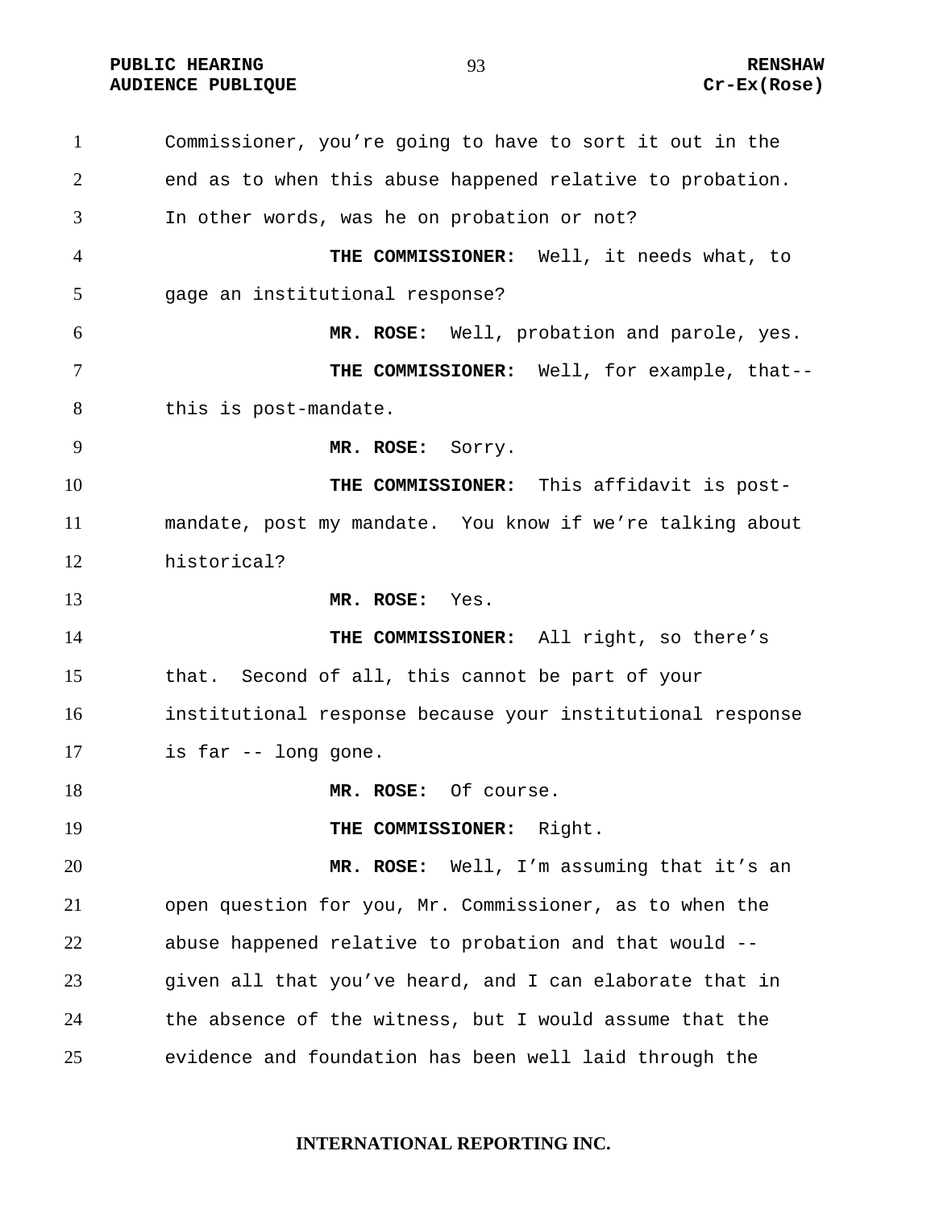Commissioner, you're going to have to sort it out in the end as to when this abuse happened relative to probation. In other words, was he on probation or not?

**THE COMMISSIONER:** Well, it needs what, to gage an institutional response?

**MR. ROSE:** Well, probation and parole, yes.

**THE COMMISSIONER:** Well, for example, that-- this is post-mandate.

**MR. ROSE:** Sorry.

**THE COMMISSIONER:** This affidavit is post-mandate, post my mandate. You know if we're talking about historical?

**MR. ROSE:** Yes.

**THE COMMISSIONER:** All right, so there's that. Second of all, this cannot be part of your institutional response because your institutional response is far -- long gone.

**MR. ROSE:** Of course.

**THE COMMISSIONER:** Right.

**MR. ROSE:** Well, I'm assuming that it's an open question for you, Mr. Commissioner, as to when the abuse happened relative to probation and that would -- given all that you've heard, and I can elaborate that in the absence of the witness, but I would assume that the evidence and foundation has been well laid through the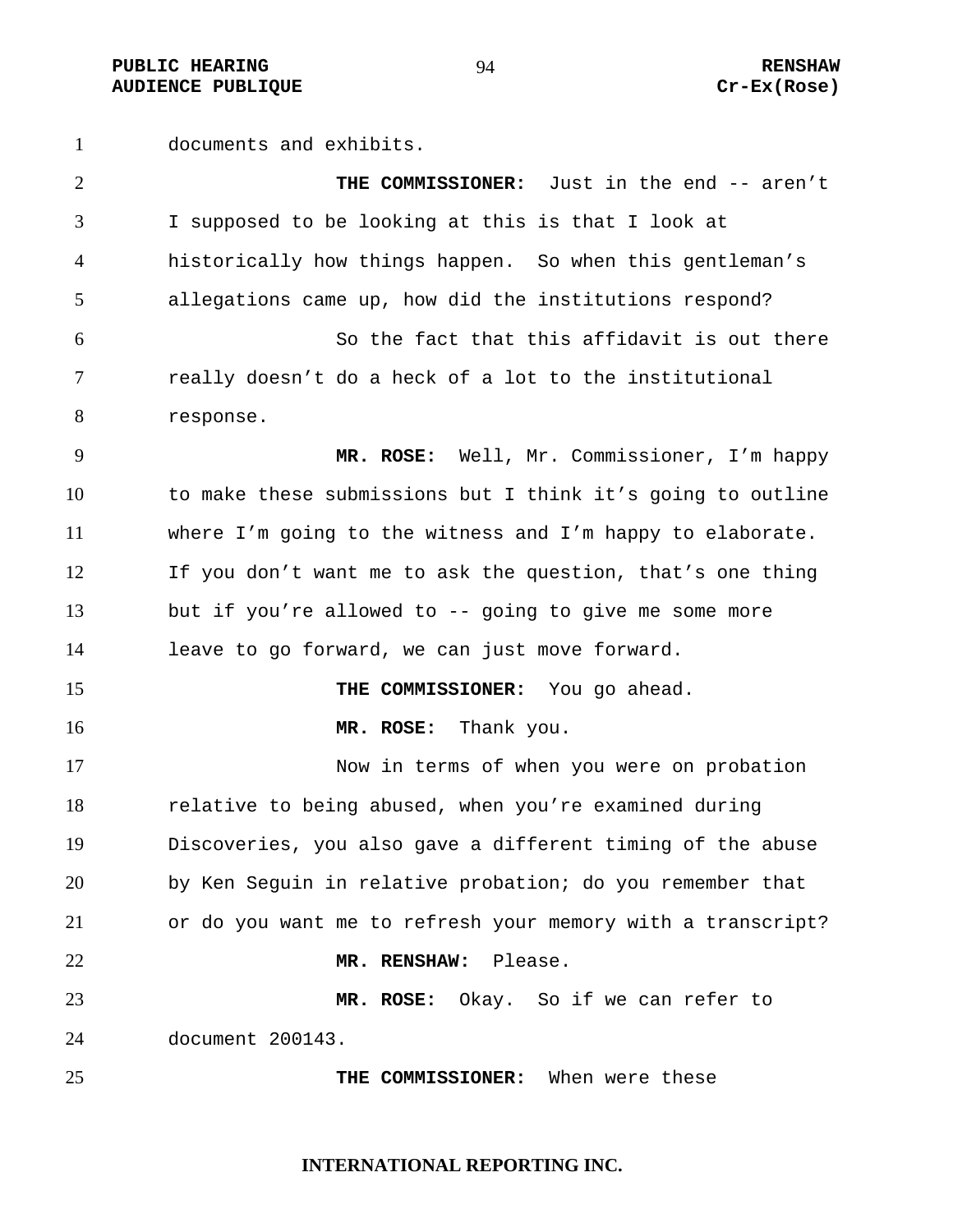documents and exhibits.

**THE COMMISSIONER:** Just in the end -- aren't I supposed to be looking at this is that I look at historically how things happen. So when this gentleman's allegations came up, how did the institutions respond?

So the fact that this affidavit is out there really doesn't do a heck of a lot to the institutional response.

**MR. ROSE:** Well, Mr. Commissioner, I'm happy to make these submissions but I think it's going to outline where I'm going to the witness and I'm happy to elaborate. If you don't want me to ask the question, that's one thing but if you're allowed to -- going to give me some more leave to go forward, we can just move forward.

**THE COMMISSIONER:** You go ahead.

**MR. ROSE:** Thank you.

Now in terms of when you were on probation relative to being abused, when you're examined during Discoveries, you also gave a different timing of the abuse by Ken Seguin in relative probation; do you remember that or do you want me to refresh your memory with a transcript?

**MR. RENSHAW:** Please.

**MR. ROSE:** Okay. So if we can refer to document 200143.

**THE COMMISSIONER:** When were these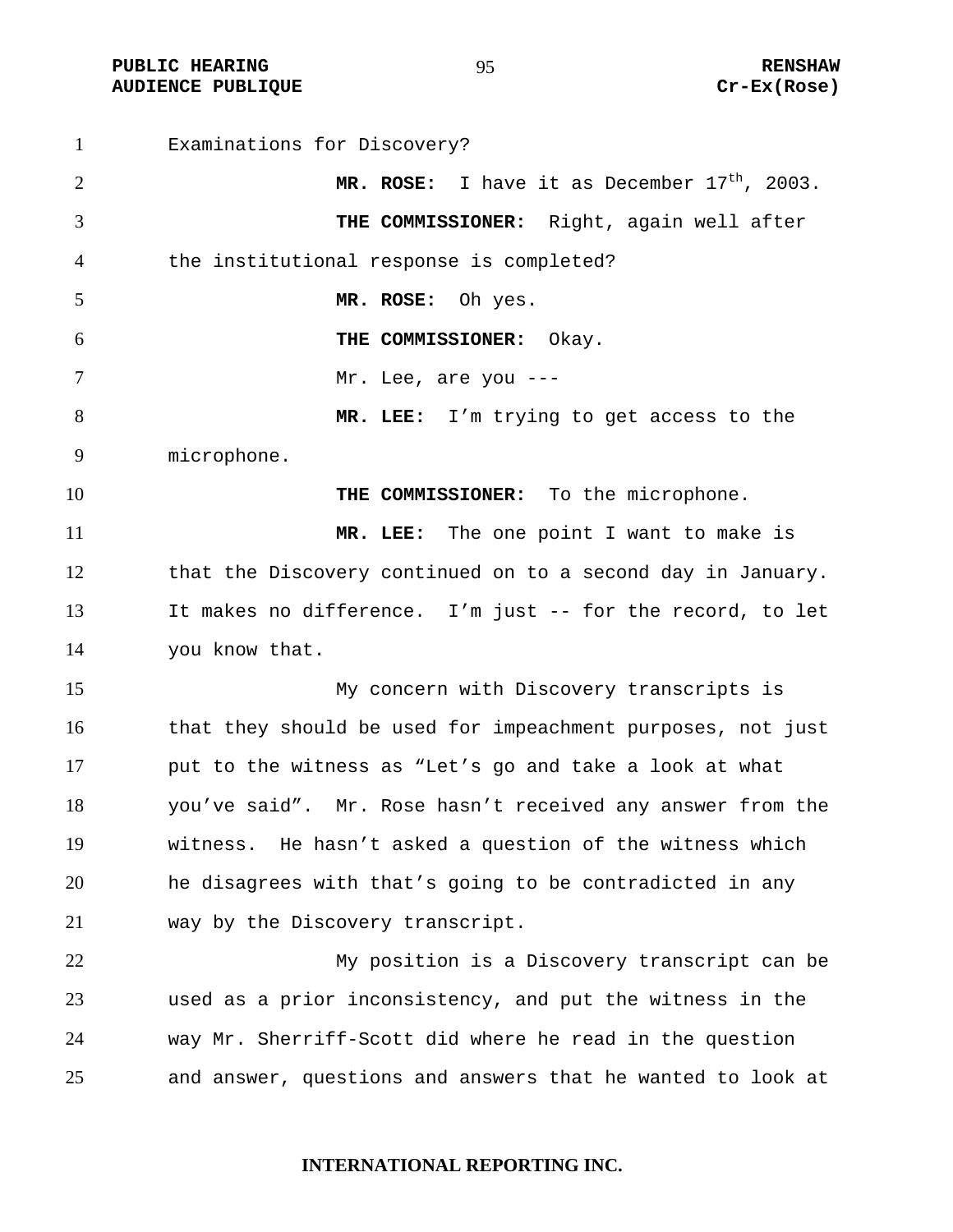Examinations for Discovery?

**MR. ROSE:** I have it as December 17th, 2003.

**THE COMMISSIONER:** Right, again well after the institutional response is completed?

**MR. ROSE:** Oh yes.

**THE COMMISSIONER:** Okay.

Mr. Lee, are you ---

**MR. LEE:** I'm trying to get access to the microphone.

**THE COMMISSIONER:** To the microphone.

**MR. LEE:** The one point I want to make is that the Discovery continued on to a second day in January. It makes no difference. I'm just -- for the record, to let you know that.

My concern with Discovery transcripts is that they should be used for impeachment purposes, not just put to the witness as "Let's go and take a look at what you've said". Mr. Rose hasn't received any answer from the witness. He hasn't asked a question of the witness which he disagrees with that's going to be contradicted in any way by the Discovery transcript.

My position is a Discovery transcript can be used as a prior inconsistency, and put the witness in the way Mr. Sherriff-Scott did where he read in the question and answer, questions and answers that he wanted to look at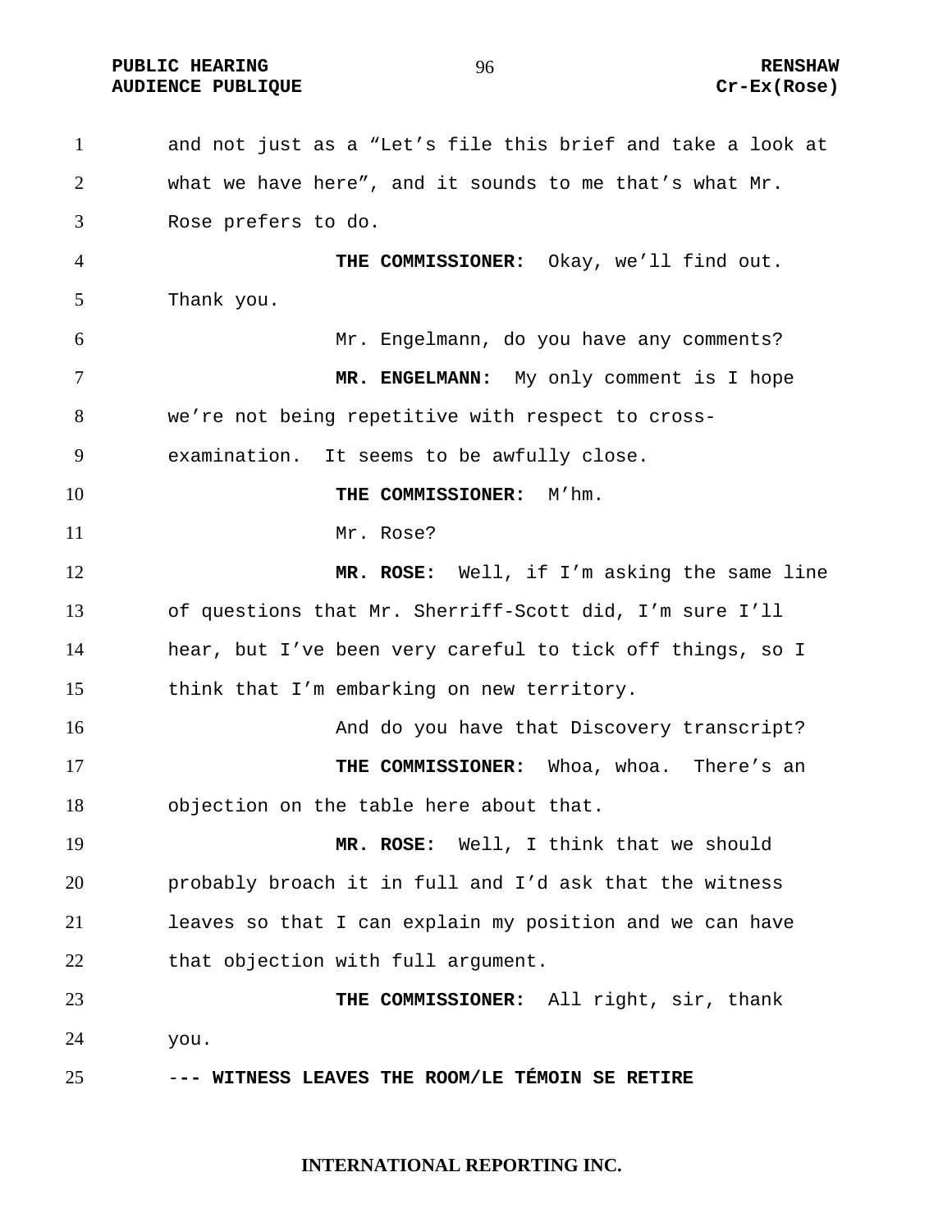and not just as a "Let's file this brief and take a look at what we have here", and it sounds to me that's what Mr. Rose prefers to do.

**THE COMMISSIONER:** Okay, we'll find out. Thank you.

Mr. Engelmann, do you have any comments?

**MR. ENGELMANN:** My only comment is I hope we're not being repetitive with respect to cross-examination. It seems to be awfully close.

**THE COMMISSIONER:** M'hm.

Mr. Rose?

**MR. ROSE:** Well, if I'm asking the same line of questions that Mr. Sherriff-Scott did, I'm sure I'll hear, but I've been very careful to tick off things, so I think that I'm embarking on new territory.

And do you have that Discovery transcript?

**THE COMMISSIONER:** Whoa, whoa. There's an objection on the table here about that.

**MR. ROSE:** Well, I think that we should probably broach it in full and I'd ask that the witness leaves so that I can explain my position and we can have that objection with full argument.

**THE COMMISSIONER:** All right, sir, thank you.

**--- WITNESS LEAVES THE ROOM/LE TÉMOIN SE RETIRE**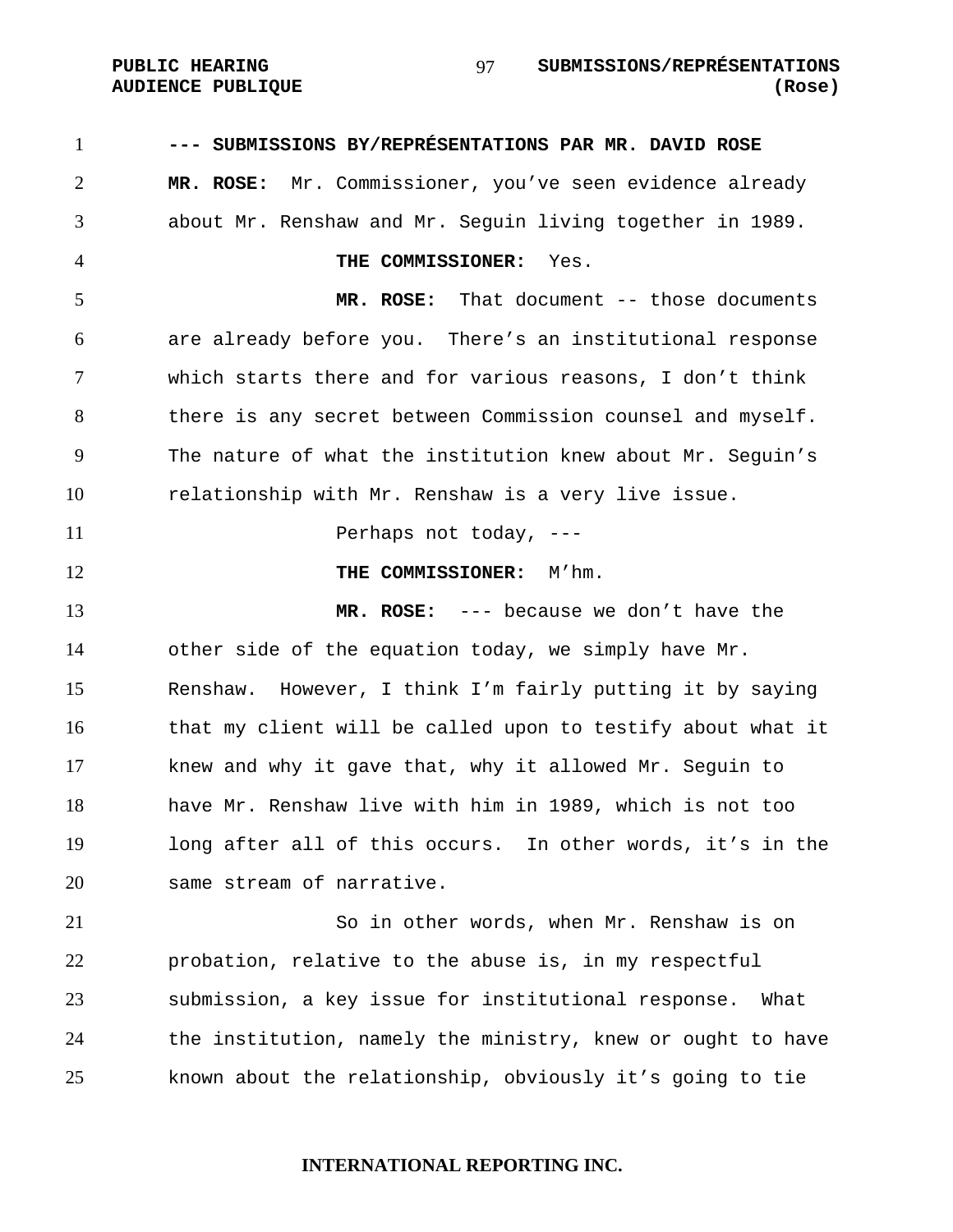**--- SUBMISSIONS BY/REPRÉSENTATIONS PAR MR. DAVID ROSE**

**MR. ROSE:** Mr. Commissioner, you've seen evidence already about Mr. Renshaw and Mr. Seguin living together in 1989.

**THE COMMISSIONER:** Yes.

**MR. ROSE:** That document -- those documents are already before you. There's an institutional response which starts there and for various reasons, I don't think there is any secret between Commission counsel and myself. The nature of what the institution knew about Mr. Seguin's relationship with Mr. Renshaw is a very live issue.

Perhaps not today, ---

**THE COMMISSIONER:** M'hm.

**MR. ROSE:** --- because we don't have the other side of the equation today, we simply have Mr. Renshaw. However, I think I'm fairly putting it by saying that my client will be called upon to testify about what it knew and why it gave that, why it allowed Mr. Seguin to have Mr. Renshaw live with him in 1989, which is not too long after all of this occurs. In other words, it's in the same stream of narrative.

So in other words, when Mr. Renshaw is on probation, relative to the abuse is, in my respectful submission, a key issue for institutional response. What the institution, namely the ministry, knew or ought to have known about the relationship, obviously it's going to tie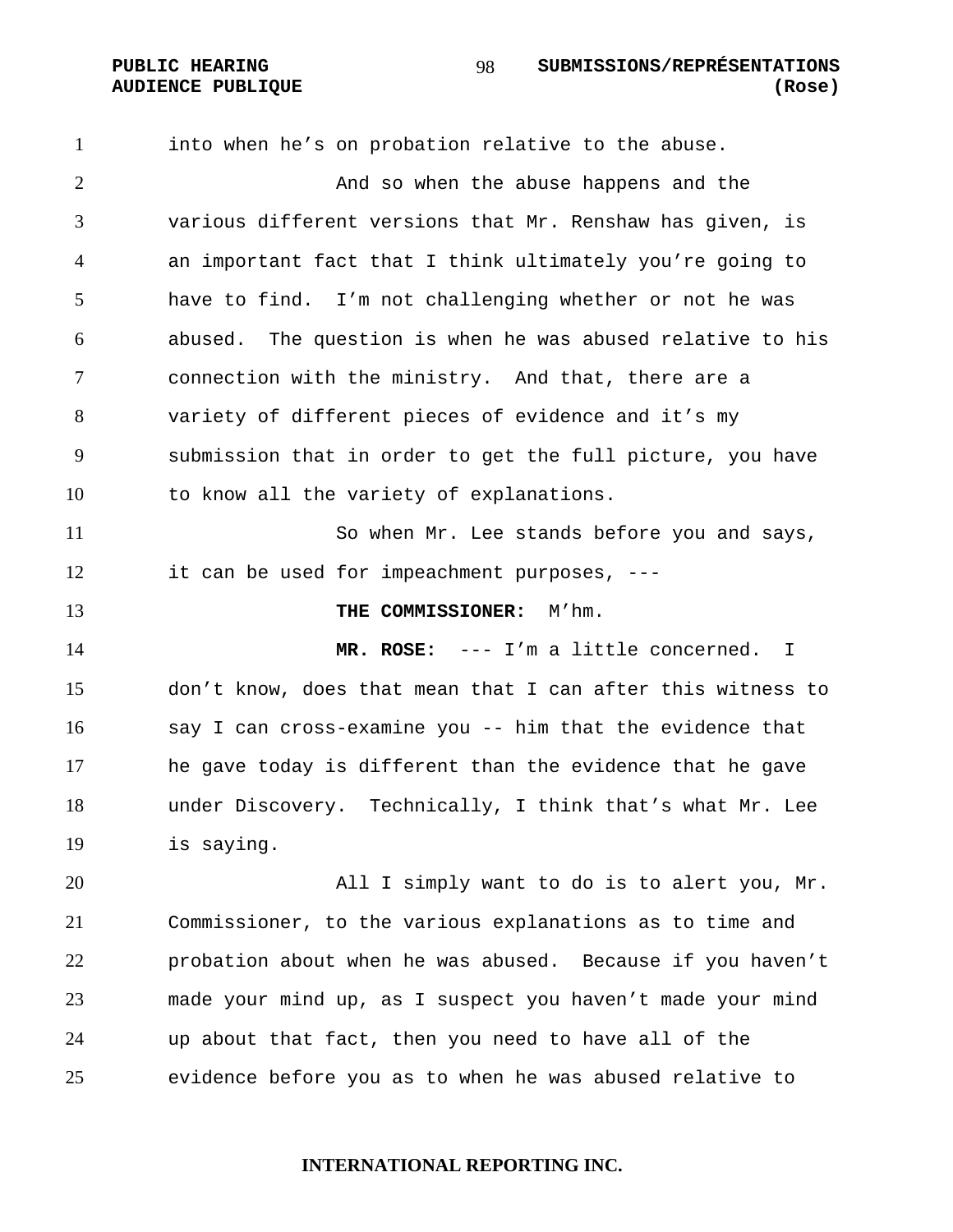into when he's on probation relative to the abuse.

And so when the abuse happens and the various different versions that Mr. Renshaw has given, is an important fact that I think ultimately you're going to have to find. I'm not challenging whether or not he was abused. The question is when he was abused relative to his connection with the ministry. And that, there are a variety of different pieces of evidence and it's my submission that in order to get the full picture, you have to know all the variety of explanations.

So when Mr. Lee stands before you and says, it can be used for impeachment purposes, ---

**THE COMMISSIONER:** M'hm.

**MR. ROSE:** --- I'm a little concerned. I don't know, does that mean that I can after this witness to say I can cross-examine you -- him that the evidence that he gave today is different than the evidence that he gave under Discovery. Technically, I think that's what Mr. Lee is saying.

All I simply want to do is to alert you, Mr. Commissioner, to the various explanations as to time and probation about when he was abused. Because if you haven't made your mind up, as I suspect you haven't made your mind up about that fact, then you need to have all of the evidence before you as to when he was abused relative to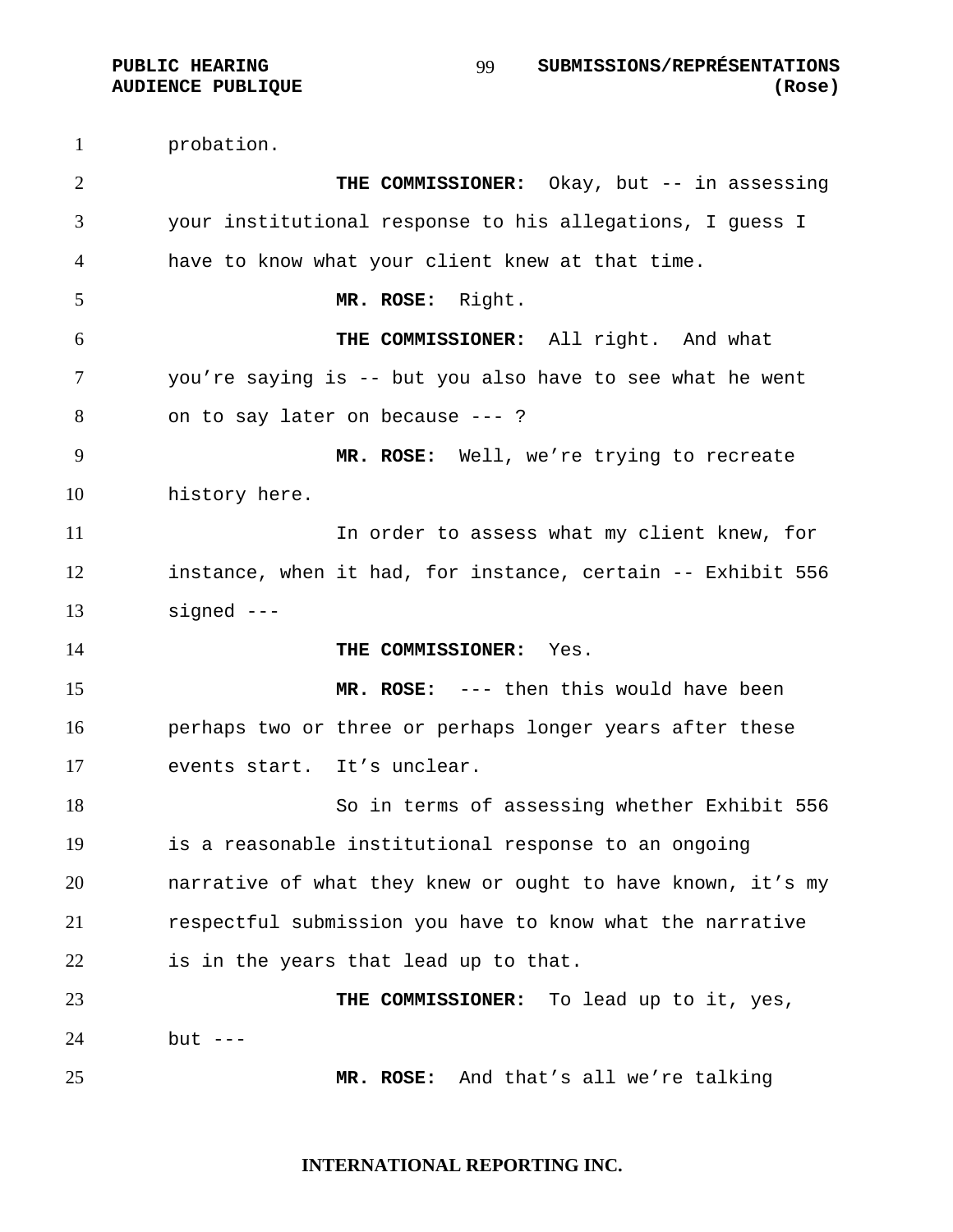probation.

**THE COMMISSIONER:** Okay, but -- in assessing your institutional response to his allegations, I guess I have to know what your client knew at that time.

**MR. ROSE:** Right.

**THE COMMISSIONER:** All right. And what you're saying is -- but you also have to see what he went on to say later on because --- ?

**MR. ROSE:** Well, we're trying to recreate history here.

In order to assess what my client knew, for instance, when it had, for instance, certain -- Exhibit 556 signed ---

**THE COMMISSIONER:** Yes.

**MR. ROSE:** --- then this would have been perhaps two or three or perhaps longer years after these events start. It's unclear.

So in terms of assessing whether Exhibit 556 is a reasonable institutional response to an ongoing narrative of what they knew or ought to have known, it's my respectful submission you have to know what the narrative is in the years that lead up to that.

**THE COMMISSIONER:** To lead up to it, yes, but ---

**MR. ROSE:** And that's all we're talking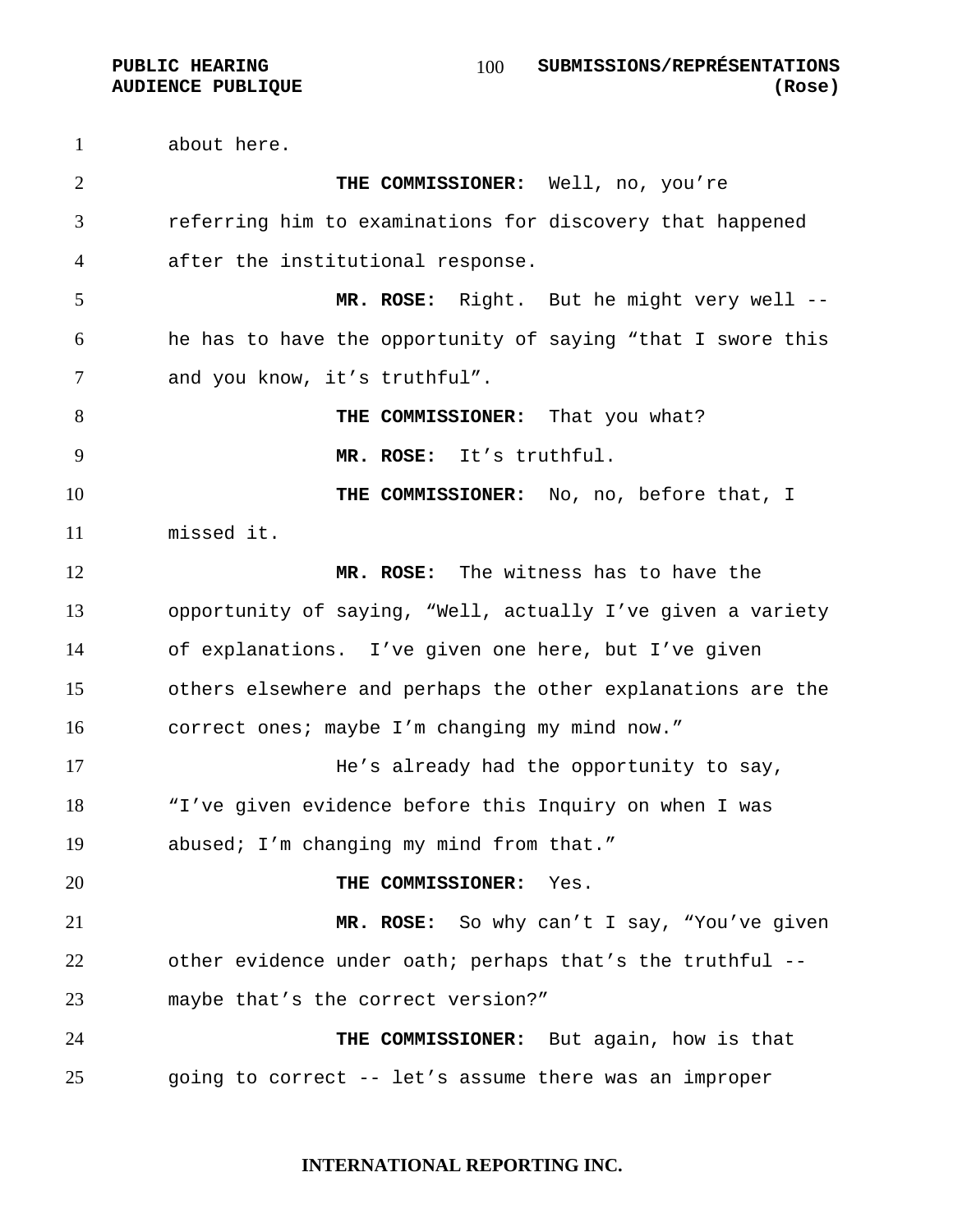about here.

**THE COMMISSIONER:** Well, no, you're referring him to examinations for discovery that happened after the institutional response.

**MR. ROSE:** Right. But he might very well -- he has to have the opportunity of saying "that I swore this and you know, it's truthful".

**THE COMMISSIONER:** That you what?

**MR. ROSE:** It's truthful.

**THE COMMISSIONER:** No, no, before that, I missed it.

**MR. ROSE:** The witness has to have the opportunity of saying, "Well, actually I've given a variety of explanations. I've given one here, but I've given others elsewhere and perhaps the other explanations are the correct ones; maybe I'm changing my mind now."

He's already had the opportunity to say, "I've given evidence before this Inquiry on when I was abused; I'm changing my mind from that."

**THE COMMISSIONER:** Yes.

**MR. ROSE:** So why can't I say, "You've given other evidence under oath; perhaps that's the truthful -- maybe that's the correct version?"

**THE COMMISSIONER:** But again, how is that going to correct -- let's assume there was an improper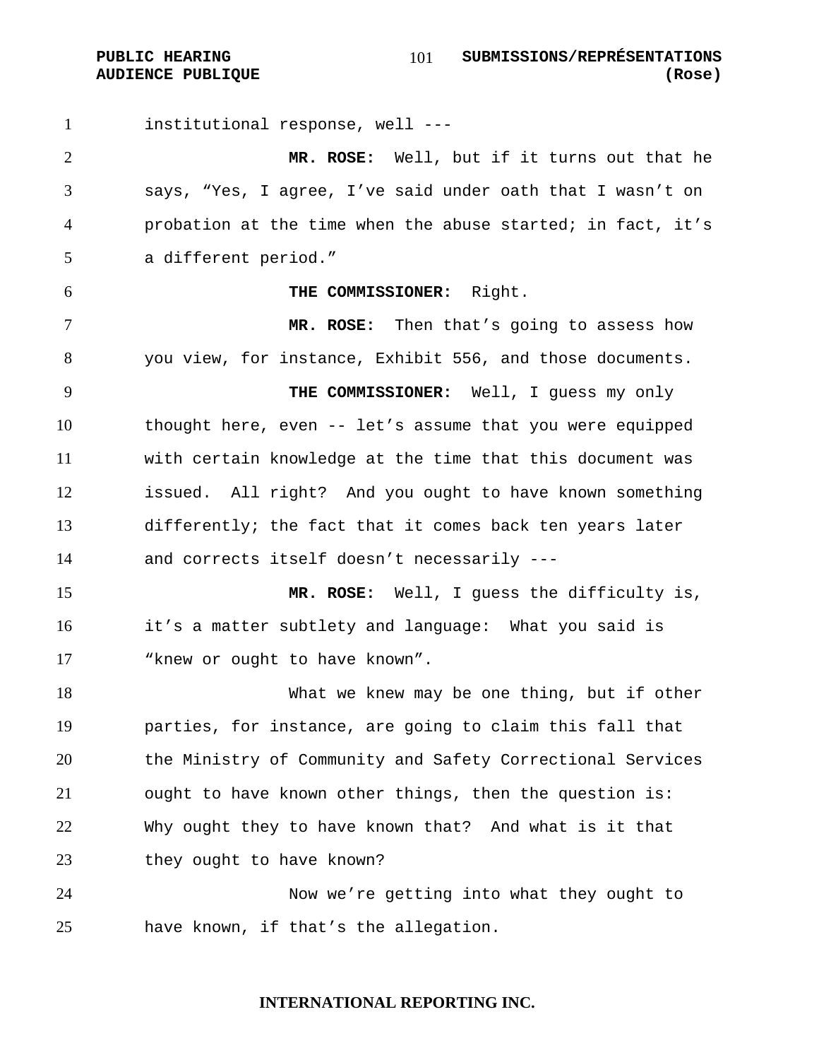institutional response, well ---

**MR. ROSE:** Well, but if it turns out that he says, “Yes, I agree, I’ve said under oath that I wasn’t on probation at the time when the abuse started; in fact, it’s a different period.”

**THE COMMISSIONER:** Right.

**MR. ROSE:** Then that’s going to assess how you view, for instance, Exhibit 556, and those documents.

**THE COMMISSIONER:** Well, I guess my only thought here, even -- let’s assume that you were equipped with certain knowledge at the time that this document was issued. All right? And you ought to have known something differently; the fact that it comes back ten years later and corrects itself doesn’t necessarily ---

**MR. ROSE:** Well, I guess the difficulty is, it’s a matter subtlety and language: What you said is “knew or ought to have known”.

What we knew may be one thing, but if other parties, for instance, are going to claim this fall that the Ministry of Community and Safety Correctional Services ought to have known other things, then the question is: Why ought they to have known that? And what is it that they ought to have known?

Now we’re getting into what they ought to have known, if that’s the allegation.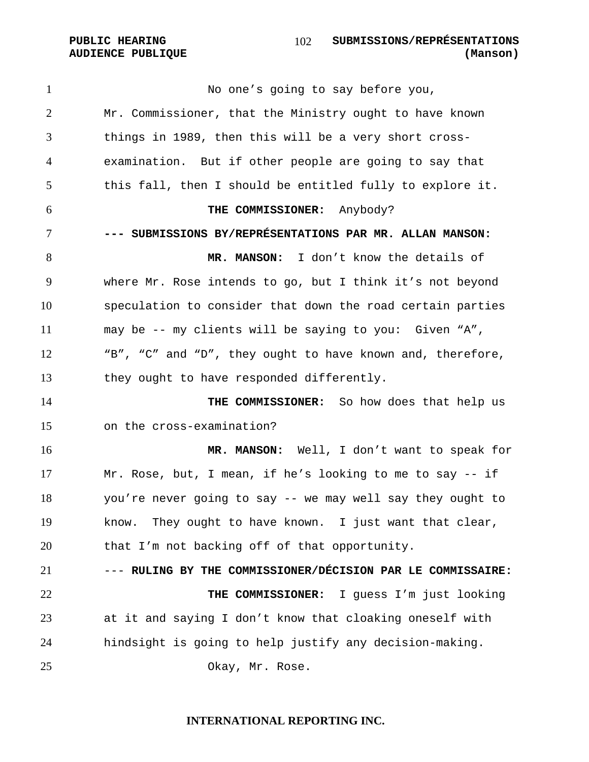No one's going to say before you, Mr. Commissioner, that the Ministry ought to have known things in 1989, then this will be a very short cross-examination. But if other people are going to say that this fall, then I should be entitled fully to explore it.

**THE COMMISSIONER:** Anybody?

**--- SUBMISSIONS BY/REPRÉSENTATIONS PAR MR. ALLAN MANSON:**

**MR. MANSON:** I don't know the details of where Mr. Rose intends to go, but I think it's not beyond speculation to consider that down the road certain parties may be -- my clients will be saying to you: Given "A", "B", "C" and "D", they ought to have known and, therefore, they ought to have responded differently.

**THE COMMISSIONER:** So how does that help us on the cross-examination?

**MR. MANSON:** Well, I don't want to speak for Mr. Rose, but, I mean, if he's looking to me to say -- if you're never going to say -- we may well say they ought to know. They ought to have known. I just want that clear, that I'm not backing off of that opportunity.

--- **RULING BY THE COMMISSIONER/DÉCISION PAR LE COMMISSAIRE:**

**THE COMMISSIONER:** I guess I'm just looking at it and saying I don't know that cloaking oneself with hindsight is going to help justify any decision-making.

Okay, Mr. Rose.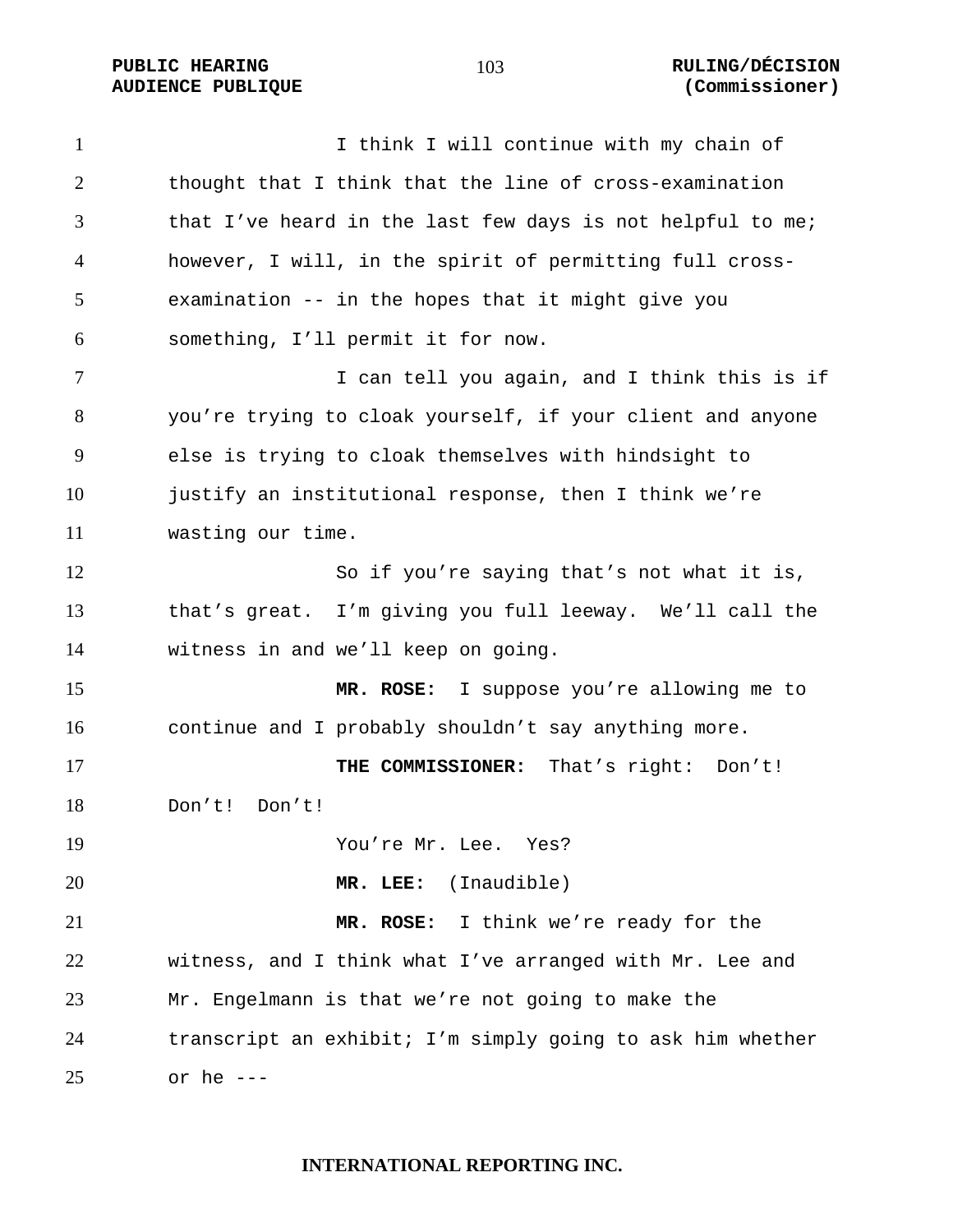I think I will continue with my chain of thought that I think that the line of cross-examination that I've heard in the last few days is not helpful to me; however, I will, in the spirit of permitting full cross-examination -- in the hopes that it might give you something, I'll permit it for now.

I can tell you again, and I think this is if you're trying to cloak yourself, if your client and anyone else is trying to cloak themselves with hindsight to justify an institutional response, then I think we're wasting our time.

So if you're saying that's not what it is, that's great. I'm giving you full leeway. We'll call the witness in and we'll keep on going.

**MR. ROSE:** I suppose you're allowing me to continue and I probably shouldn't say anything more.

**THE COMMISSIONER:** That's right: Don't! Don't! Don't!

You're Mr. Lee. Yes?

**MR. LEE:** (Inaudible)

**MR. ROSE:** I think we're ready for the witness, and I think what I've arranged with Mr. Lee and Mr. Engelmann is that we're not going to make the transcript an exhibit; I'm simply going to ask him whether or he ---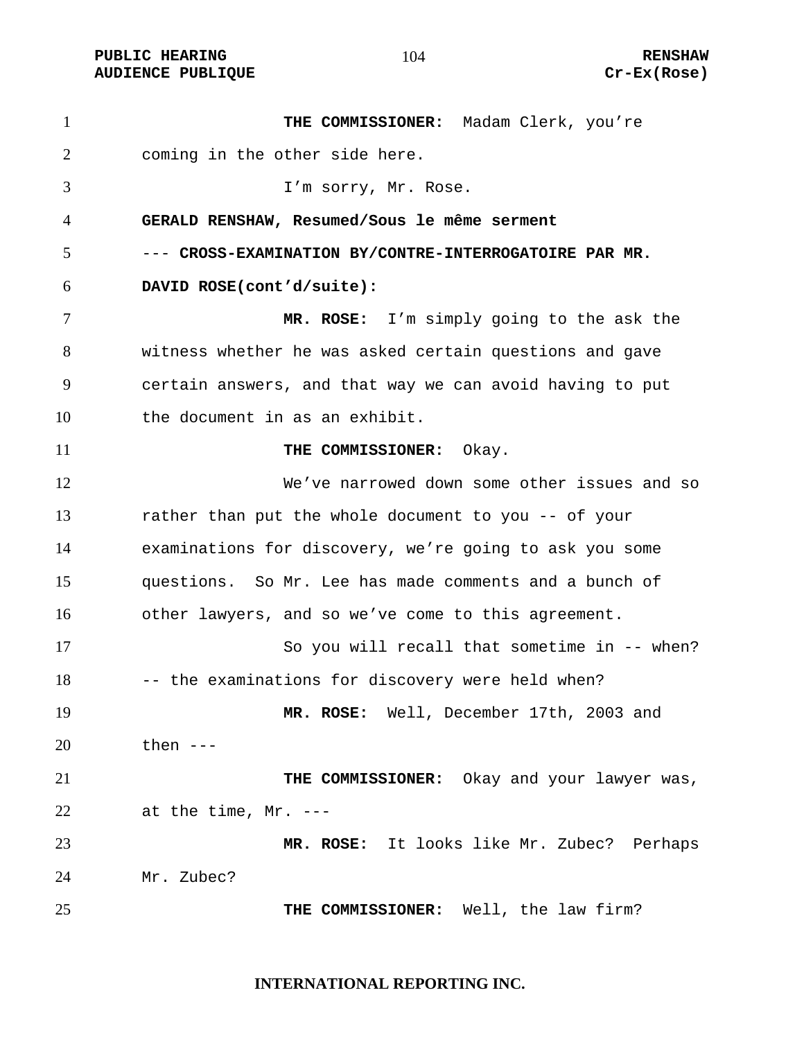**THE COMMISSIONER:** Madam Clerk, you're coming in the other side here.

I'm sorry, Mr. Rose.

**GERALD RENSHAW, Resumed/Sous le même serment**

--- **CROSS-EXAMINATION BY/CONTRE-INTERROGATOIRE PAR MR. DAVID ROSE(cont'd/suite):**

**MR. ROSE:** I'm simply going to the ask the witness whether he was asked certain questions and gave certain answers, and that way we can avoid having to put the document in as an exhibit.

**THE COMMISSIONER:** Okay.

We've narrowed down some other issues and so rather than put the whole document to you -- of your examinations for discovery, we're going to ask you some questions. So Mr. Lee has made comments and a bunch of other lawyers, and so we've come to this agreement.

So you will recall that sometime in -- when? -- the examinations for discovery were held when?

**MR. ROSE:** Well, December 17th, 2003 and then ---

**THE COMMISSIONER:** Okay and your lawyer was, at the time, Mr. ---

**MR. ROSE:** It looks like Mr. Zubec? Perhaps Mr. Zubec?

**THE COMMISSIONER:** Well, the law firm?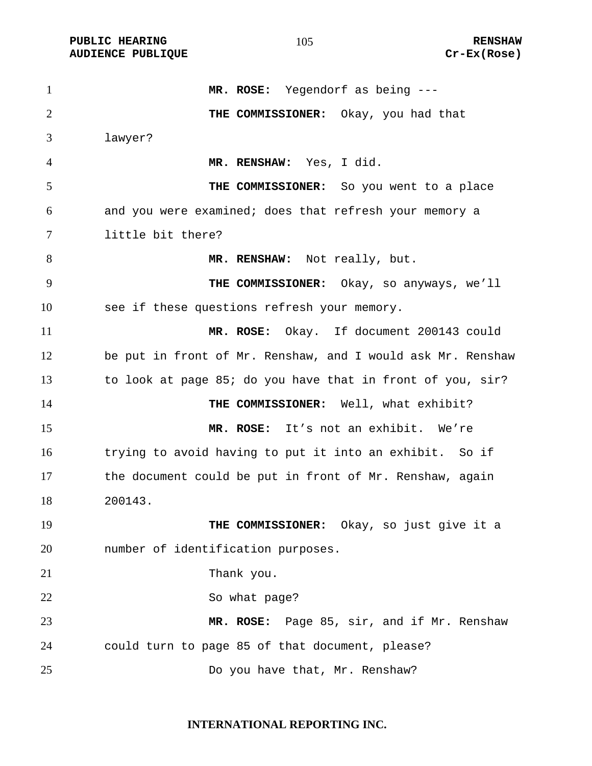**MR. ROSE:** Yegendorf as being ---

**THE COMMISSIONER:** Okay, you had that lawyer?

**MR. RENSHAW:** Yes, I did.

**THE COMMISSIONER:** So you went to a place and you were examined; does that refresh your memory a little bit there?

**MR. RENSHAW:** Not really, but.

**THE COMMISSIONER:** Okay, so anyways, we'll see if these questions refresh your memory.

**MR. ROSE:** Okay. If document 200143 could be put in front of Mr. Renshaw, and I would ask Mr. Renshaw to look at page 85; do you have that in front of you, sir?

**THE COMMISSIONER:** Well, what exhibit?

**MR. ROSE:** It's not an exhibit. We're trying to avoid having to put it into an exhibit. So if the document could be put in front of Mr. Renshaw, again 200143.

**THE COMMISSIONER:** Okay, so just give it a number of identification purposes.

Thank you.

So what page?

**MR. ROSE:** Page 85, sir, and if Mr. Renshaw could turn to page 85 of that document, please?

Do you have that, Mr. Renshaw?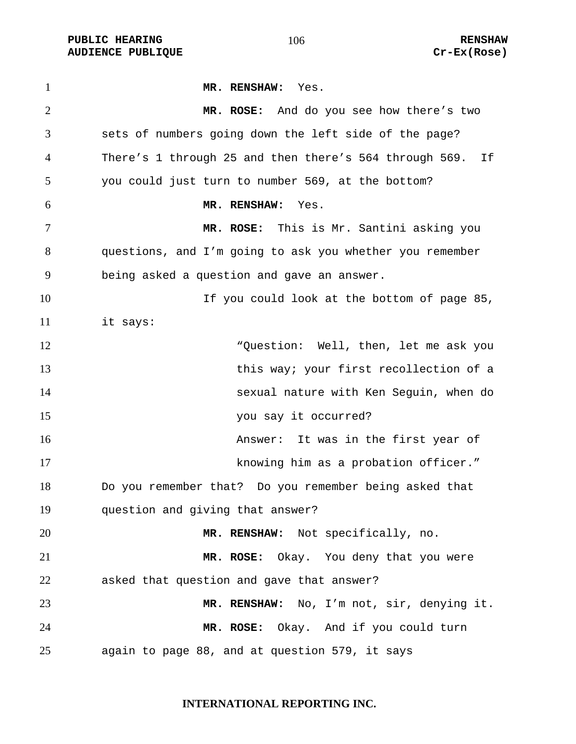**MR. RENSHAW:** Yes.

**MR. ROSE:** And do you see how there's two sets of numbers going down the left side of the page? There's 1 through 25 and then there's 564 through 569. If you could just turn to number 569, at the bottom?

**MR. RENSHAW:** Yes.

**MR. ROSE:** This is Mr. Santini asking you questions, and I'm going to ask you whether you remember being asked a question and gave an answer.

If you could look at the bottom of page 85, it says:

> "Question: Well, then, let me ask you this way; your first recollection of a sexual nature with Ken Seguin, when do you say it occurred?
>
> Answer: It was in the first year of knowing him as a probation officer."

Do you remember that? Do you remember being asked that question and giving that answer?

**MR. RENSHAW:** Not specifically, no.

**MR. ROSE:** Okay. You deny that you were asked that question and gave that answer?

**MR. RENSHAW:** No, I'm not, sir, denying it.

**MR. ROSE:** Okay. And if you could turn again to page 88, and at question 579, it says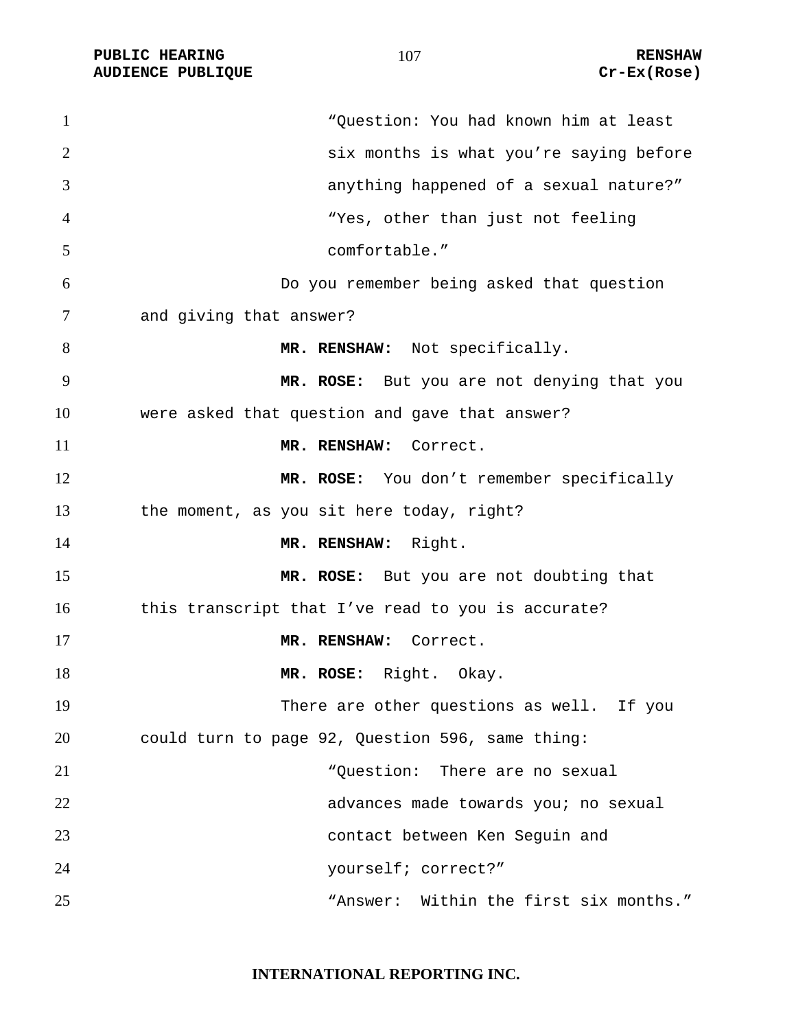"Question: You had known him at least six months is what you're saying before anything happened of a sexual nature?"

"Yes, other than just not feeling comfortable."

Do you remember being asked that question and giving that answer?

**MR. RENSHAW:** Not specifically.

**MR. ROSE:** But you are not denying that you were asked that question and gave that answer?

**MR. RENSHAW:** Correct.

**MR. ROSE:** You don't remember specifically the moment, as you sit here today, right?

**MR. RENSHAW:** Right.

**MR. ROSE:** But you are not doubting that this transcript that I've read to you is accurate?

**MR. RENSHAW:** Correct.

**MR. ROSE:** Right. Okay.

There are other questions as well. If you could turn to page 92, Question 596, same thing:

"Question: There are no sexual advances made towards you; no sexual contact between Ken Seguin and yourself; correct?"

"Answer: Within the first six months."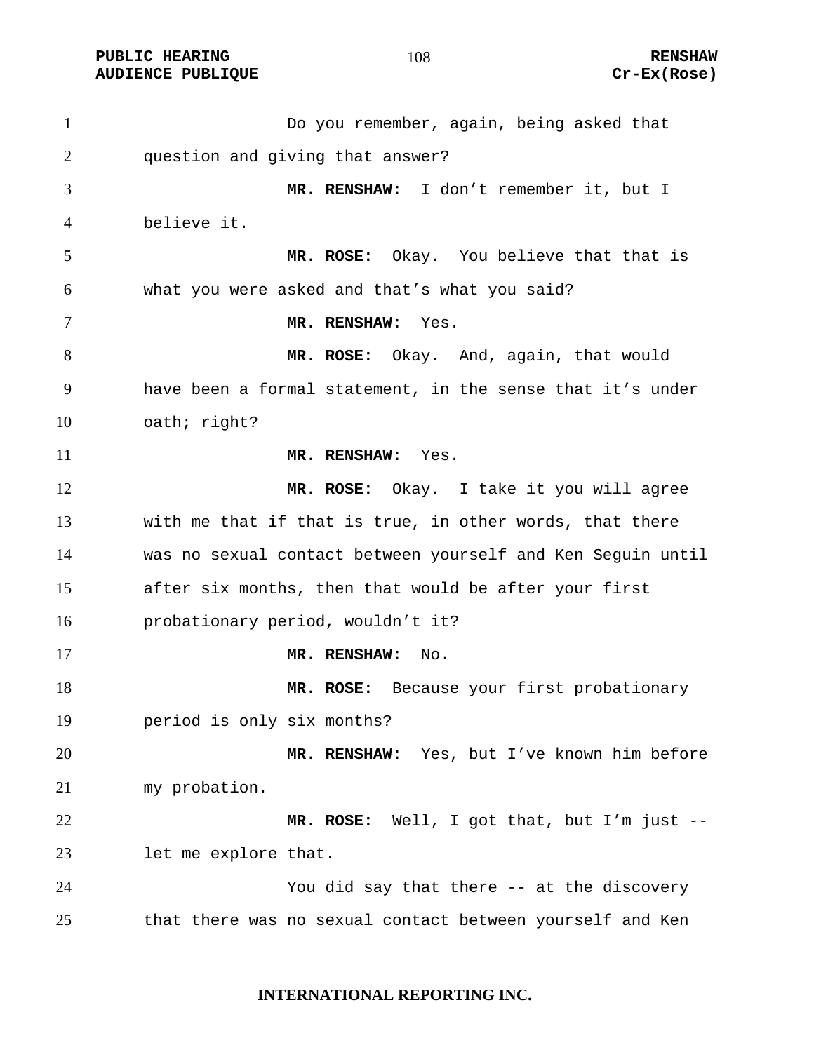Do you remember, again, being asked that question and giving that answer?

**MR. RENSHAW:** I don't remember it, but I believe it.

**MR. ROSE:** Okay. You believe that that is what you were asked and that's what you said?

**MR. RENSHAW:** Yes.

**MR. ROSE:** Okay. And, again, that would have been a formal statement, in the sense that it's under oath; right?

**MR. RENSHAW:** Yes.

**MR. ROSE:** Okay. I take it you will agree with me that if that is true, in other words, that there was no sexual contact between yourself and Ken Seguin until after six months, then that would be after your first probationary period, wouldn't it?

**MR. RENSHAW:** No.

**MR. ROSE:** Because your first probationary period is only six months?

**MR. RENSHAW:** Yes, but I've known him before my probation.

**MR. ROSE:** Well, I got that, but I'm just -- let me explore that.

You did say that there -- at the discovery that there was no sexual contact between yourself and Ken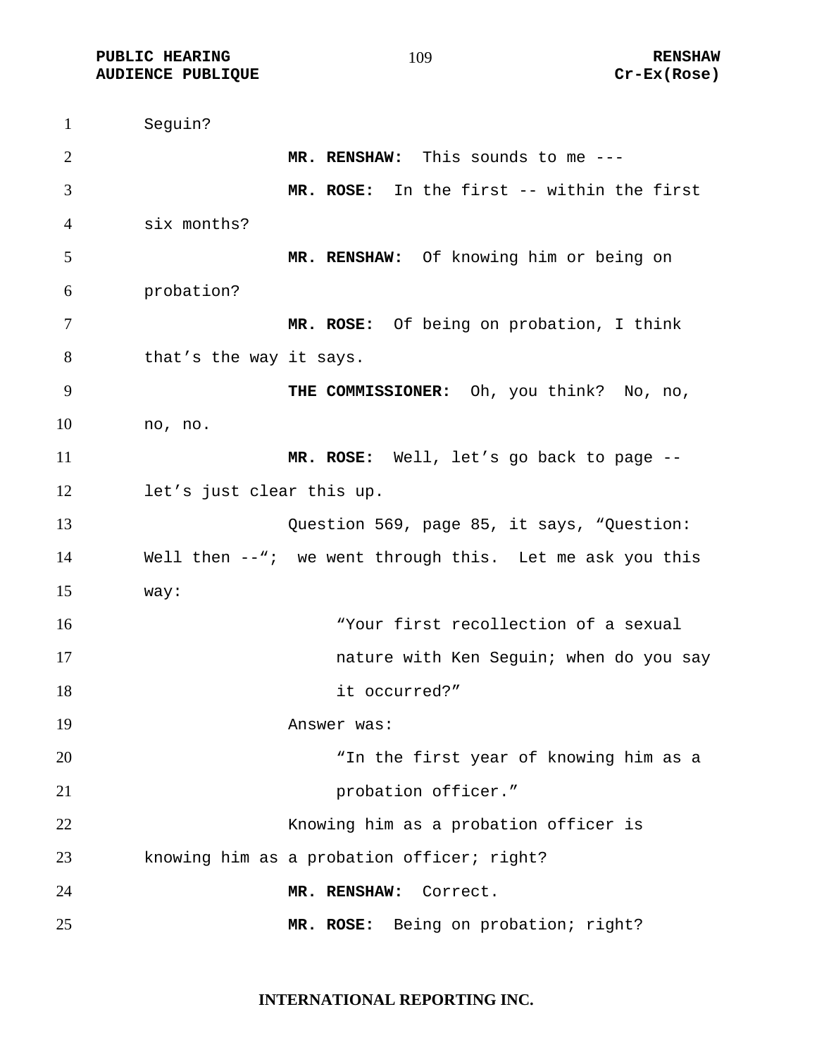Seguin?

**MR. RENSHAW:** This sounds to me ---

**MR. ROSE:** In the first -- within the first six months?

**MR. RENSHAW:** Of knowing him or being on probation?

**MR. ROSE:** Of being on probation, I think that's the way it says.

**THE COMMISSIONER:** Oh, you think? No, no, no, no.

**MR. ROSE:** Well, let's go back to page -- let's just clear this up.

Question 569, page 85, it says, "Question: Well then --"; we went through this. Let me ask you this way:

> "Your first recollection of a sexual nature with Ken Seguin; when do you say it occurred?"

Answer was:

> "In the first year of knowing him as a probation officer."

Knowing him as a probation officer is knowing him as a probation officer; right?

**MR. RENSHAW:** Correct.

**MR. ROSE:** Being on probation; right?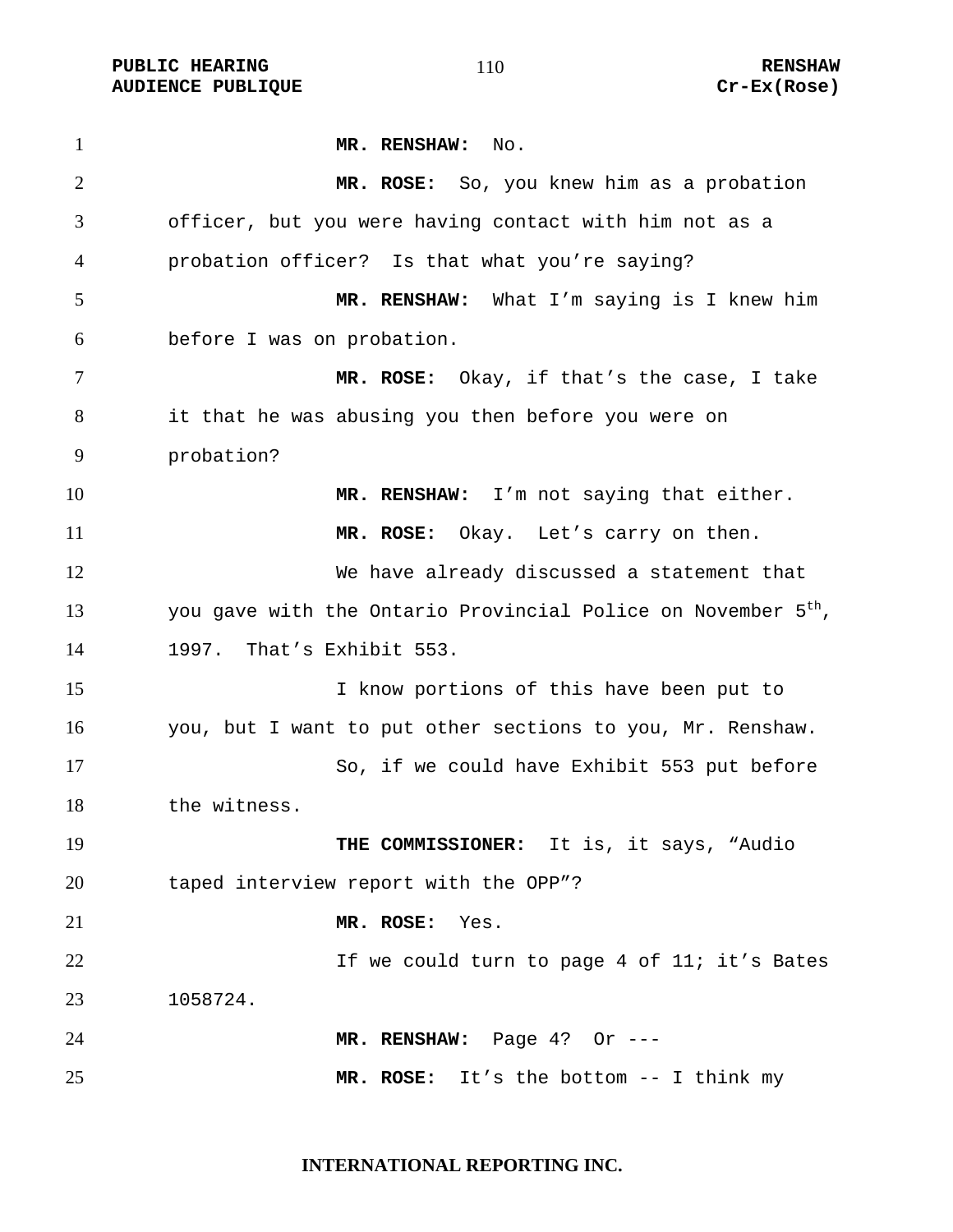**MR. RENSHAW:** No.

**MR. ROSE:** So, you knew him as a probation officer, but you were having contact with him not as a probation officer? Is that what you're saying?

**MR. RENSHAW:** What I'm saying is I knew him before I was on probation.

**MR. ROSE:** Okay, if that's the case, I take it that he was abusing you then before you were on probation?

**MR. RENSHAW:** I'm not saying that either.

**MR. ROSE:** Okay. Let's carry on then.

We have already discussed a statement that you gave with the Ontario Provincial Police on November 5th, 1997. That's Exhibit 553.

I know portions of this have been put to you, but I want to put other sections to you, Mr. Renshaw.

So, if we could have Exhibit 553 put before the witness.

**THE COMMISSIONER:** It is, it says, "Audio taped interview report with the OPP"?

**MR. ROSE:** Yes.

If we could turn to page 4 of 11; it's Bates 1058724.

**MR. RENSHAW:** Page 4? Or ---

**MR. ROSE:** It's the bottom -- I think my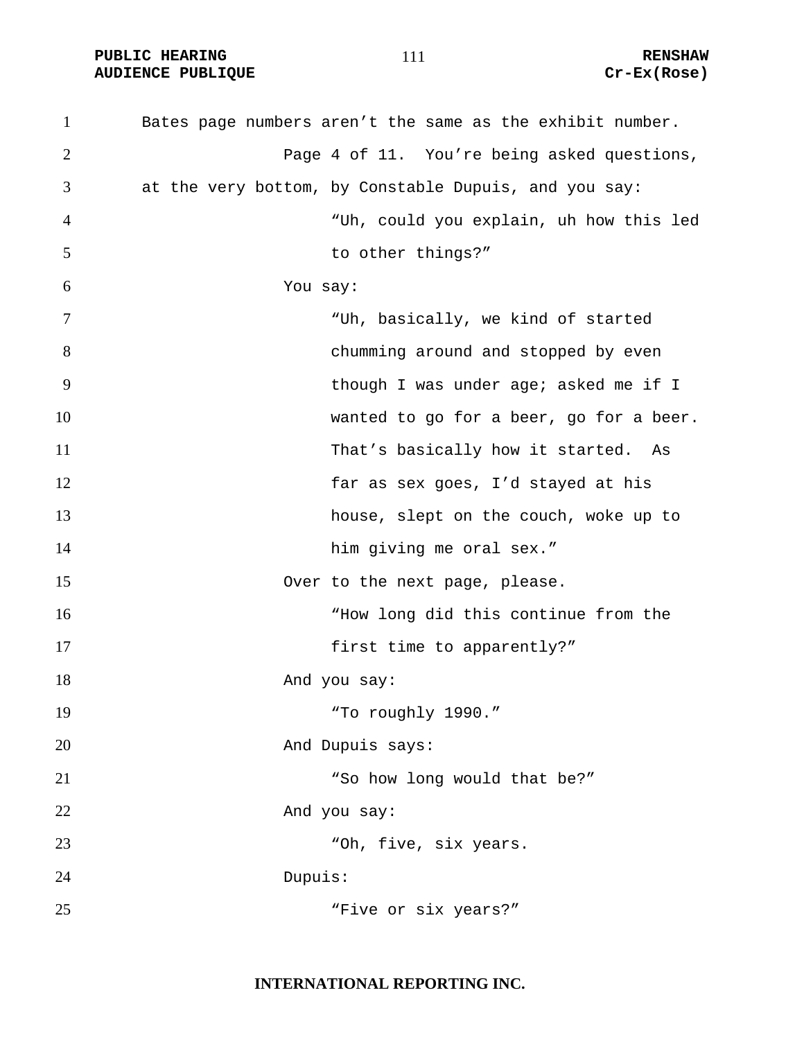Bates page numbers aren't the same as the exhibit number.

Page 4 of 11. You're being asked questions, at the very bottom, by Constable Dupuis, and you say:

> "Uh, could you explain, uh how this led to other things?"

You say:

> "Uh, basically, we kind of started chumming around and stopped by even though I was under age; asked me if I wanted to go for a beer, go for a beer. That's basically how it started. As far as sex goes, I'd stayed at his house, slept on the couch, woke up to him giving me oral sex."

Over to the next page, please.

> "How long did this continue from the first time to apparently?"

And you say:

> "To roughly 1990."

And Dupuis says:

> "So how long would that be?"

And you say:

> "Oh, five, six years.

Dupuis:

> "Five or six years?"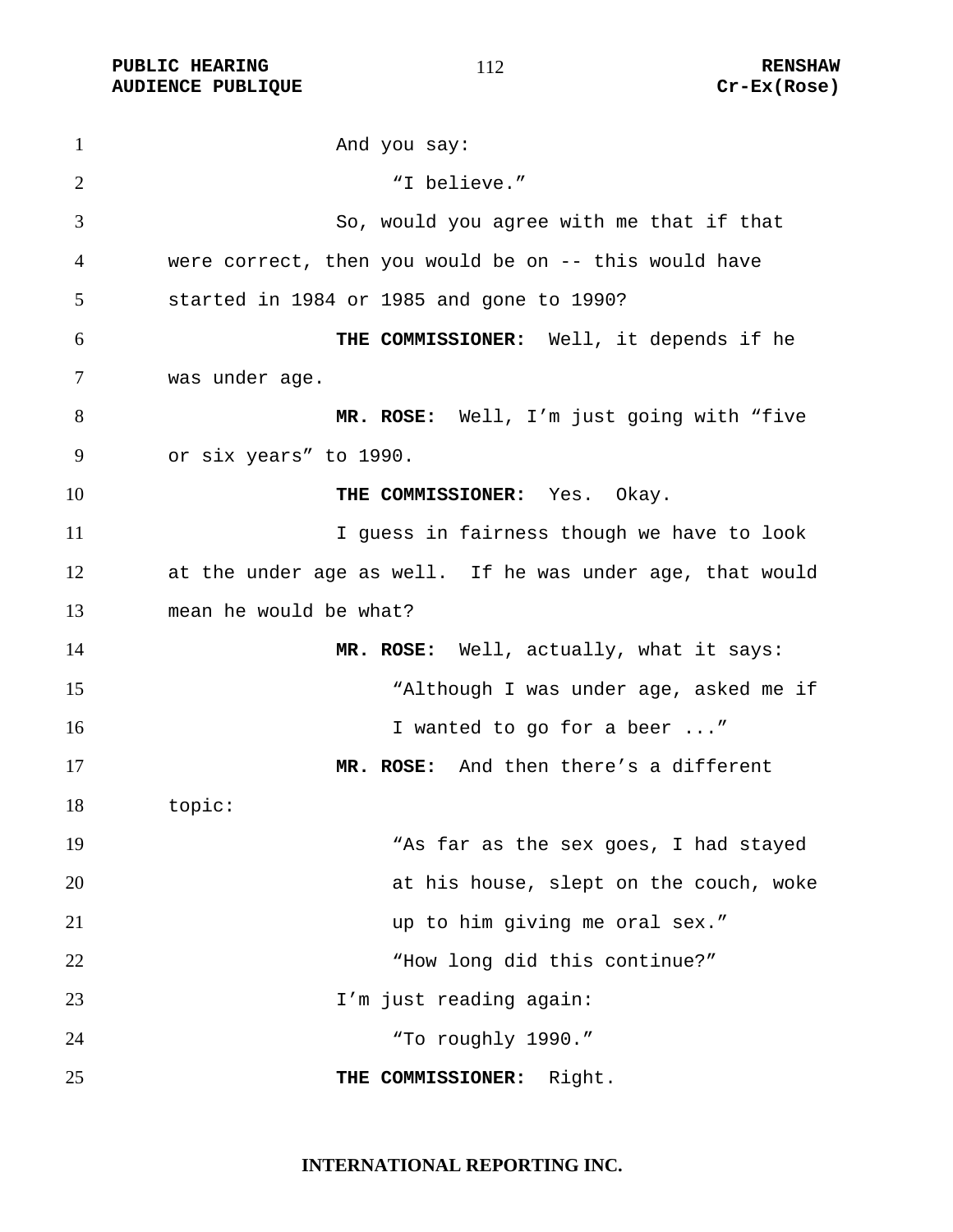And you say:

> "I believe."

So, would you agree with me that if that were correct, then you would be on -- this would have started in 1984 or 1985 and gone to 1990?

**THE COMMISSIONER:** Well, it depends if he was under age.

**MR. ROSE:** Well, I'm just going with "five or six years" to 1990.

**THE COMMISSIONER:** Yes. Okay.

I guess in fairness though we have to look at the under age as well. If he was under age, that would mean he would be what?

**MR. ROSE:** Well, actually, what it says:

> "Although I was under age, asked me if I wanted to go for a beer ..."

**MR. ROSE:** And then there's a different topic:

> "As far as the sex goes, I had stayed at his house, slept on the couch, woke up to him giving me oral sex."
>
> "How long did this continue?"

I'm just reading again:

> "To roughly 1990."

**THE COMMISSIONER:** Right.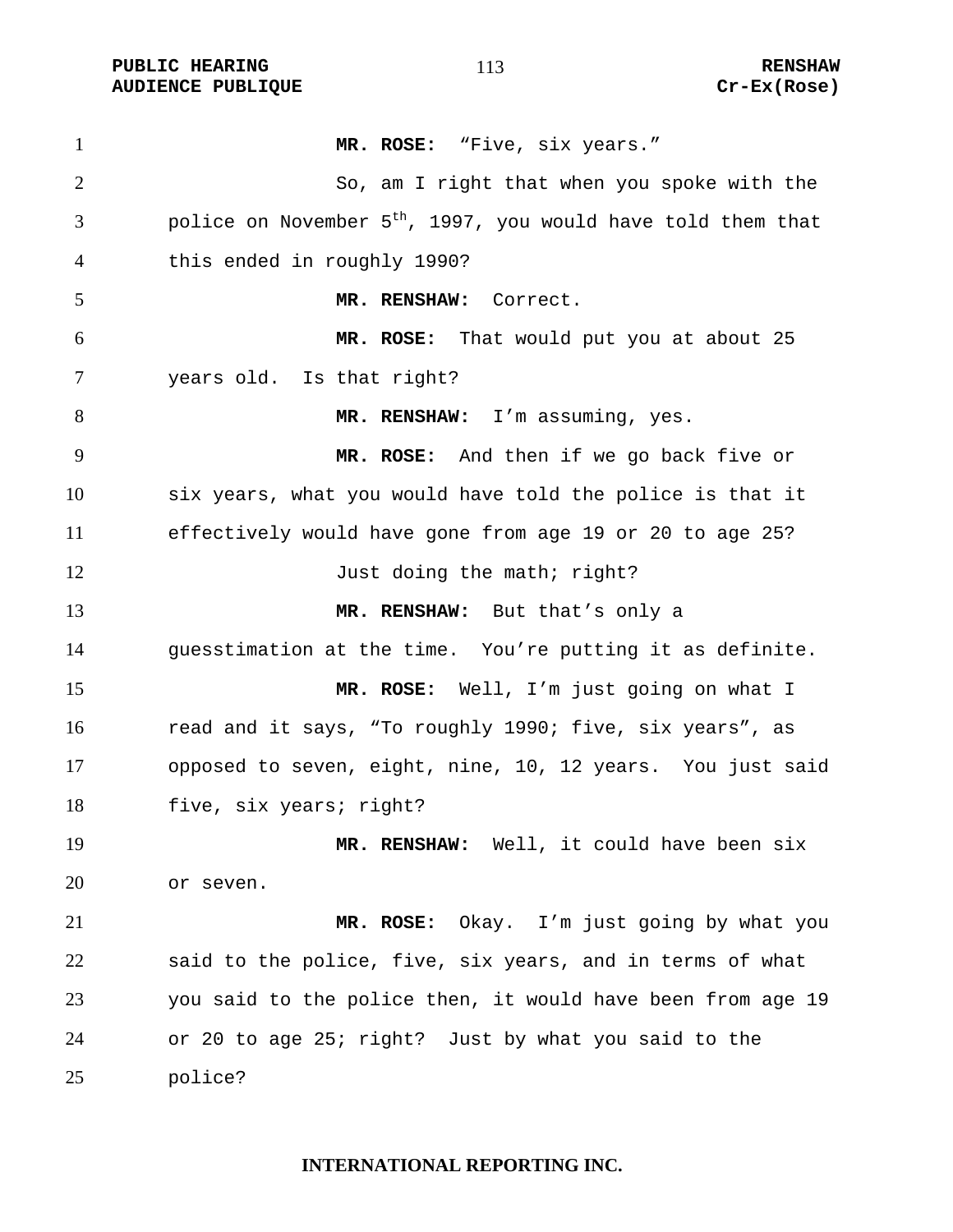**MR. ROSE:** "Five, six years."

So, am I right that when you spoke with the police on November 5th, 1997, you would have told them that this ended in roughly 1990?

**MR. RENSHAW:** Correct.

**MR. ROSE:** That would put you at about 25 years old. Is that right?

**MR. RENSHAW:** I'm assuming, yes.

**MR. ROSE:** And then if we go back five or six years, what you would have told the police is that it effectively would have gone from age 19 or 20 to age 25?

Just doing the math; right?

**MR. RENSHAW:** But that's only a guesstimation at the time. You're putting it as definite.

**MR. ROSE:** Well, I'm just going on what I read and it says, "To roughly 1990; five, six years", as opposed to seven, eight, nine, 10, 12 years. You just said five, six years; right?

**MR. RENSHAW:** Well, it could have been six or seven.

**MR. ROSE:** Okay. I'm just going by what you said to the police, five, six years, and in terms of what you said to the police then, it would have been from age 19 or 20 to age 25; right? Just by what you said to the police?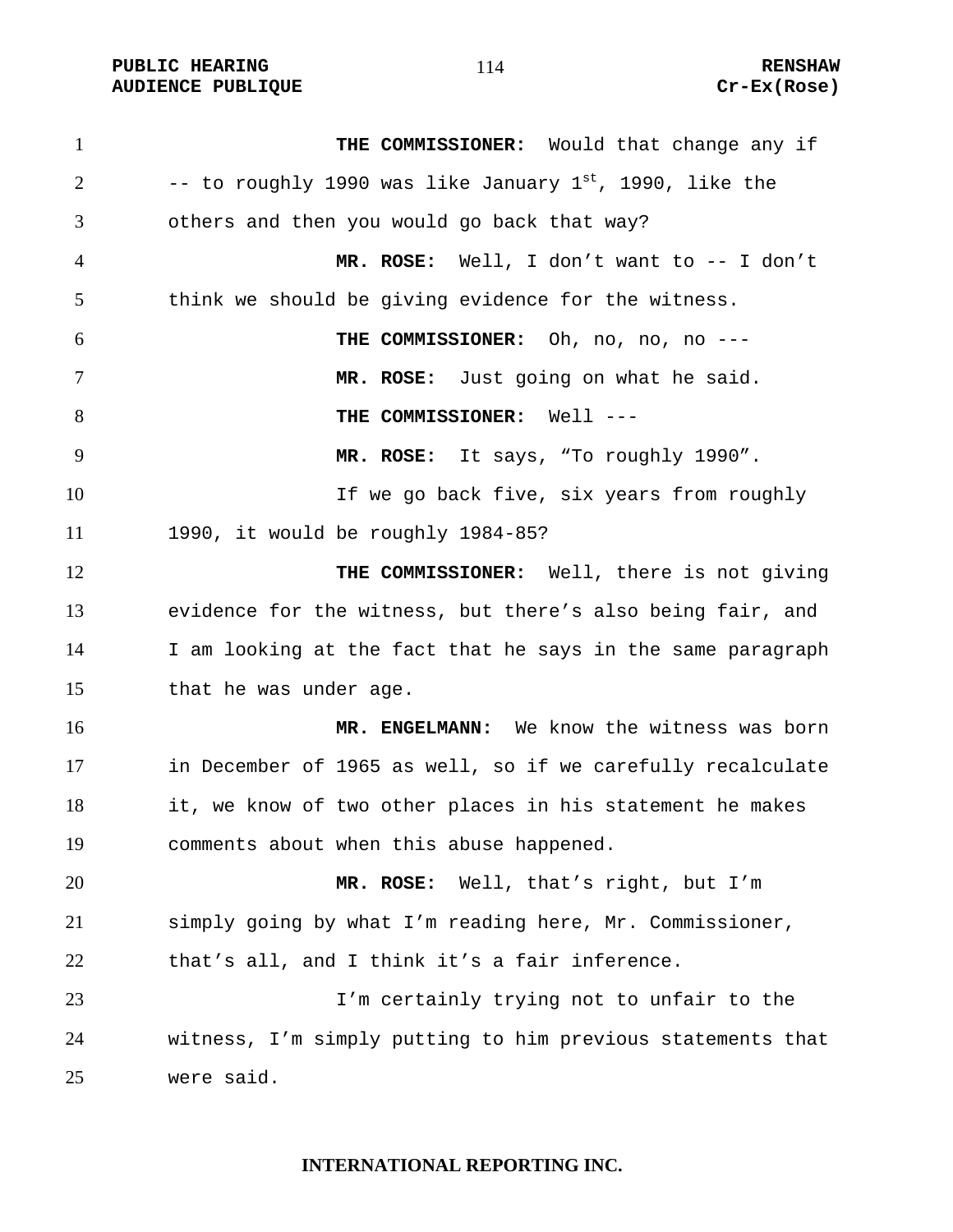**THE COMMISSIONER:** Would that change any if -- to roughly 1990 was like January 1st, 1990, like the others and then you would go back that way?

**MR. ROSE:** Well, I don't want to -- I don't think we should be giving evidence for the witness.

**THE COMMISSIONER:** Oh, no, no, no ---

**MR. ROSE:** Just going on what he said.

**THE COMMISSIONER:** Well ---

**MR. ROSE:** It says, "To roughly 1990".

If we go back five, six years from roughly 1990, it would be roughly 1984-85?

**THE COMMISSIONER:** Well, there is not giving evidence for the witness, but there's also being fair, and I am looking at the fact that he says in the same paragraph that he was under age.

**MR. ENGELMANN:** We know the witness was born in December of 1965 as well, so if we carefully recalculate it, we know of two other places in his statement he makes comments about when this abuse happened.

**MR. ROSE:** Well, that's right, but I'm simply going by what I'm reading here, Mr. Commissioner, that's all, and I think it's a fair inference.

I'm certainly trying not to unfair to the witness, I'm simply putting to him previous statements that were said.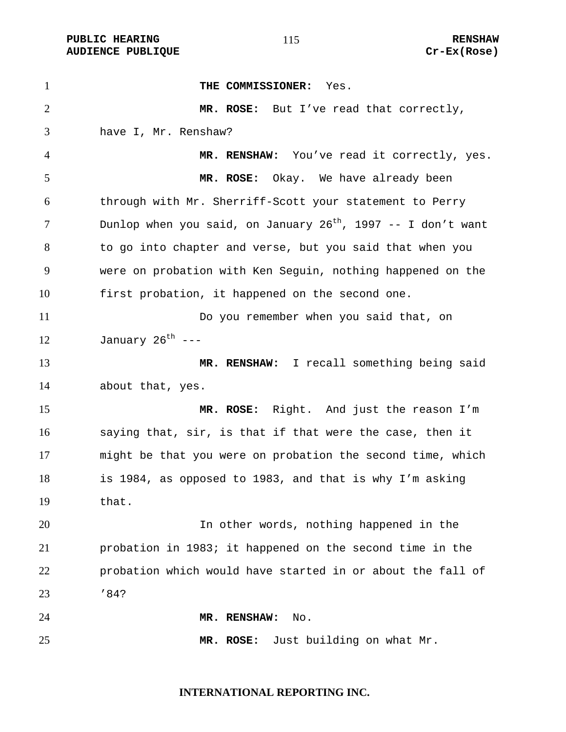**THE COMMISSIONER:** Yes.

**MR. ROSE:** But I've read that correctly, have I, Mr. Renshaw?

**MR. RENSHAW:** You've read it correctly, yes.

**MR. ROSE:** Okay. We have already been through with Mr. Sherriff-Scott your statement to Perry Dunlop when you said, on January 26th, 1997 -- I don't want to go into chapter and verse, but you said that when you were on probation with Ken Seguin, nothing happened on the first probation, it happened on the second one.

Do you remember when you said that, on January 26th ---

**MR. RENSHAW:** I recall something being said about that, yes.

**MR. ROSE:** Right. And just the reason I'm saying that, sir, is that if that were the case, then it might be that you were on probation the second time, which is 1984, as opposed to 1983, and that is why I'm asking that.

In other words, nothing happened in the probation in 1983; it happened on the second time in the probation which would have started in or about the fall of '84?

**MR. RENSHAW:** No.

**MR. ROSE:** Just building on what Mr.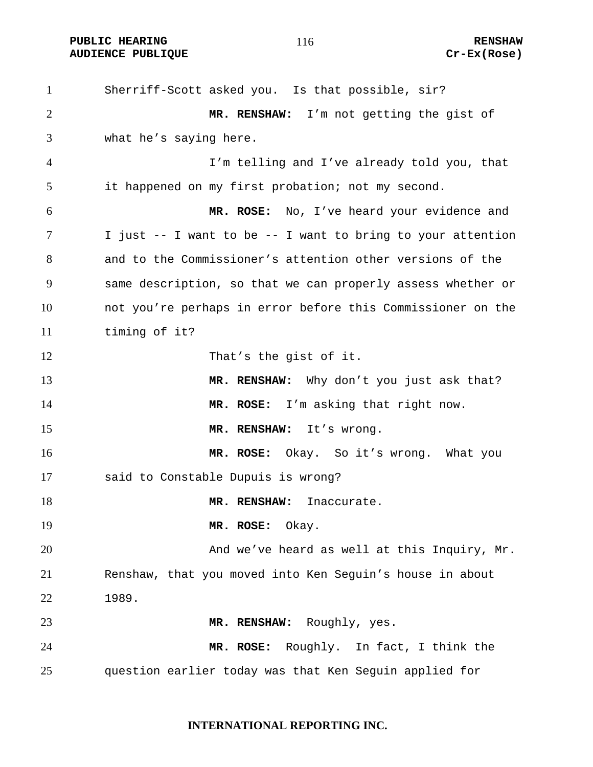Sherriff-Scott asked you. Is that possible, sir?

**MR. RENSHAW:** I'm not getting the gist of what he's saying here.

I'm telling and I've already told you, that it happened on my first probation; not my second.

**MR. ROSE:** No, I've heard your evidence and I just -- I want to be -- I want to bring to your attention and to the Commissioner's attention other versions of the same description, so that we can properly assess whether or not you're perhaps in error before this Commissioner on the timing of it?

That's the gist of it.

**MR. RENSHAW:** Why don't you just ask that?

**MR. ROSE:** I'm asking that right now.

**MR. RENSHAW:** It's wrong.

**MR. ROSE:** Okay. So it's wrong. What you said to Constable Dupuis is wrong?

**MR. RENSHAW:** Inaccurate.

**MR. ROSE:** Okay.

And we've heard as well at this Inquiry, Mr. Renshaw, that you moved into Ken Seguin's house in about 1989.

**MR. RENSHAW:** Roughly, yes.

**MR. ROSE:** Roughly. In fact, I think the question earlier today was that Ken Seguin applied for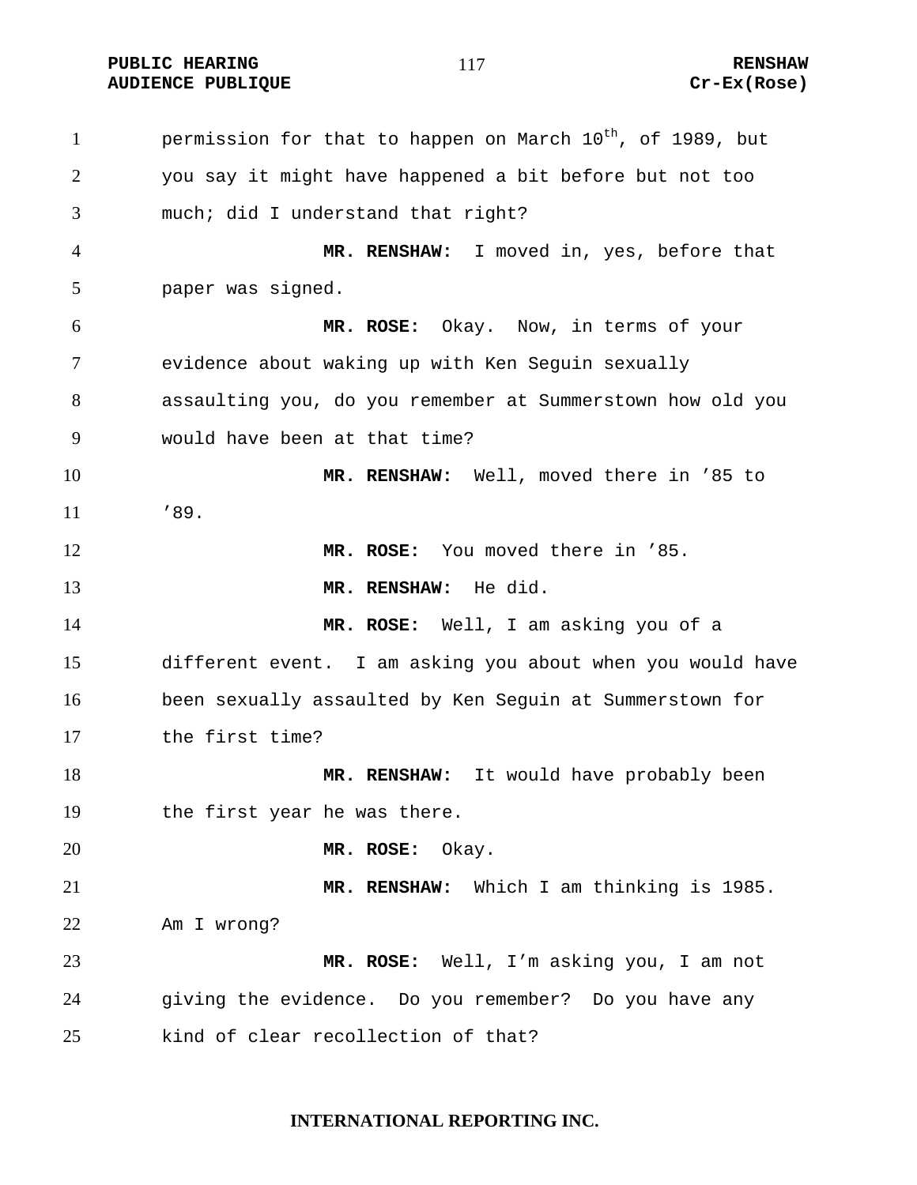permission for that to happen on March 10th, of 1989, but you say it might have happened a bit before but not too much; did I understand that right?

**MR. RENSHAW:** I moved in, yes, before that paper was signed.

**MR. ROSE:** Okay. Now, in terms of your evidence about waking up with Ken Seguin sexually assaulting you, do you remember at Summerstown how old you would have been at that time?

**MR. RENSHAW:** Well, moved there in '85 to '89.

**MR. ROSE:** You moved there in '85.

**MR. RENSHAW:** He did.

**MR. ROSE:** Well, I am asking you of a different event. I am asking you about when you would have been sexually assaulted by Ken Seguin at Summerstown for the first time?

**MR. RENSHAW:** It would have probably been the first year he was there.

**MR. ROSE:** Okay.

**MR. RENSHAW:** Which I am thinking is 1985. Am I wrong?

**MR. ROSE:** Well, I'm asking you, I am not giving the evidence. Do you remember? Do you have any kind of clear recollection of that?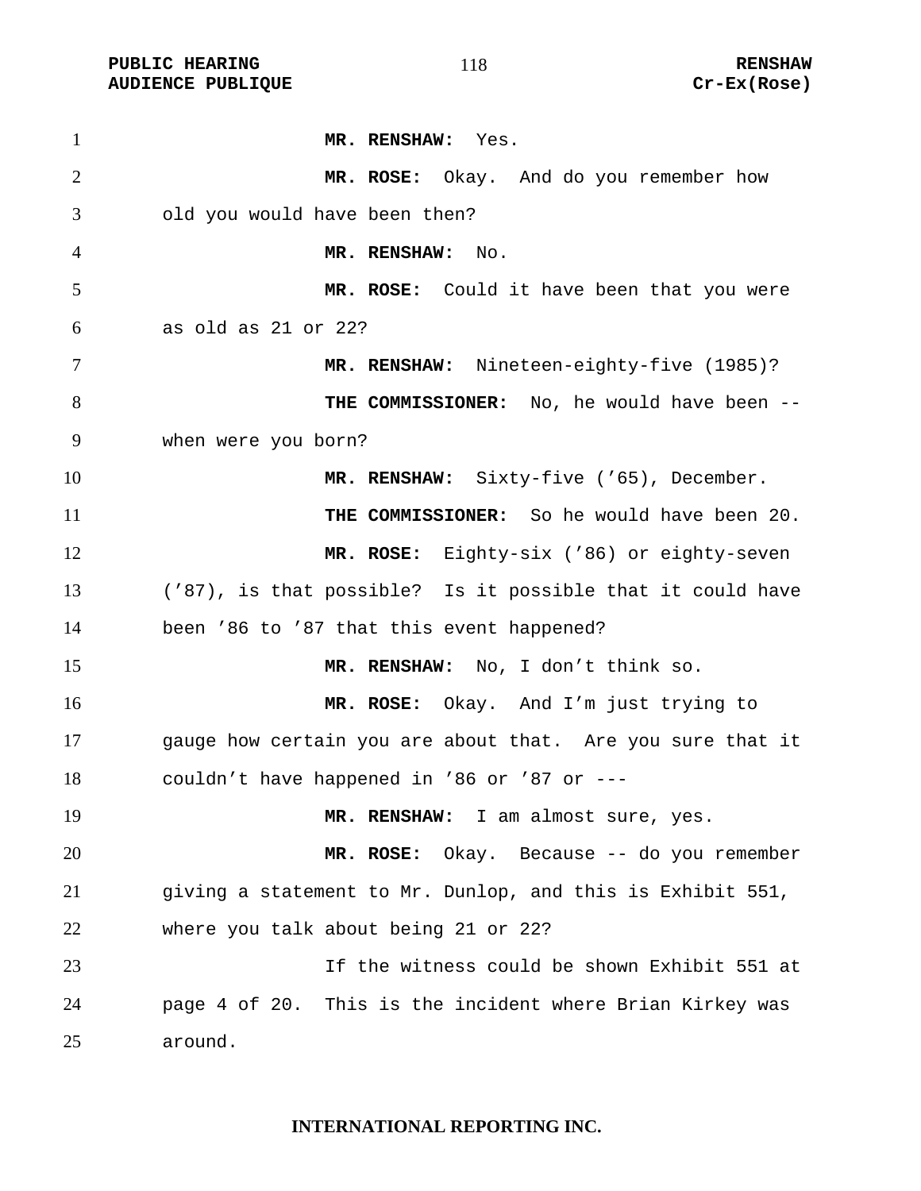**MR. RENSHAW:** Yes.

**MR. ROSE:** Okay. And do you remember how old you would have been then?

**MR. RENSHAW:** No.

**MR. ROSE:** Could it have been that you were as old as 21 or 22?

**MR. RENSHAW:** Nineteen-eighty-five (1985)?

**THE COMMISSIONER:** No, he would have been -- when were you born?

**MR. RENSHAW:** Sixty-five ('65), December.

**THE COMMISSIONER:** So he would have been 20.

**MR. ROSE:** Eighty-six ('86) or eighty-seven ('87), is that possible? Is it possible that it could have been '86 to '87 that this event happened?

**MR. RENSHAW:** No, I don't think so.

**MR. ROSE:** Okay. And I'm just trying to gauge how certain you are about that. Are you sure that it couldn't have happened in '86 or '87 or ---

**MR. RENSHAW:** I am almost sure, yes.

**MR. ROSE:** Okay. Because -- do you remember giving a statement to Mr. Dunlop, and this is Exhibit 551, where you talk about being 21 or 22?

If the witness could be shown Exhibit 551 at page 4 of 20. This is the incident where Brian Kirkey was around.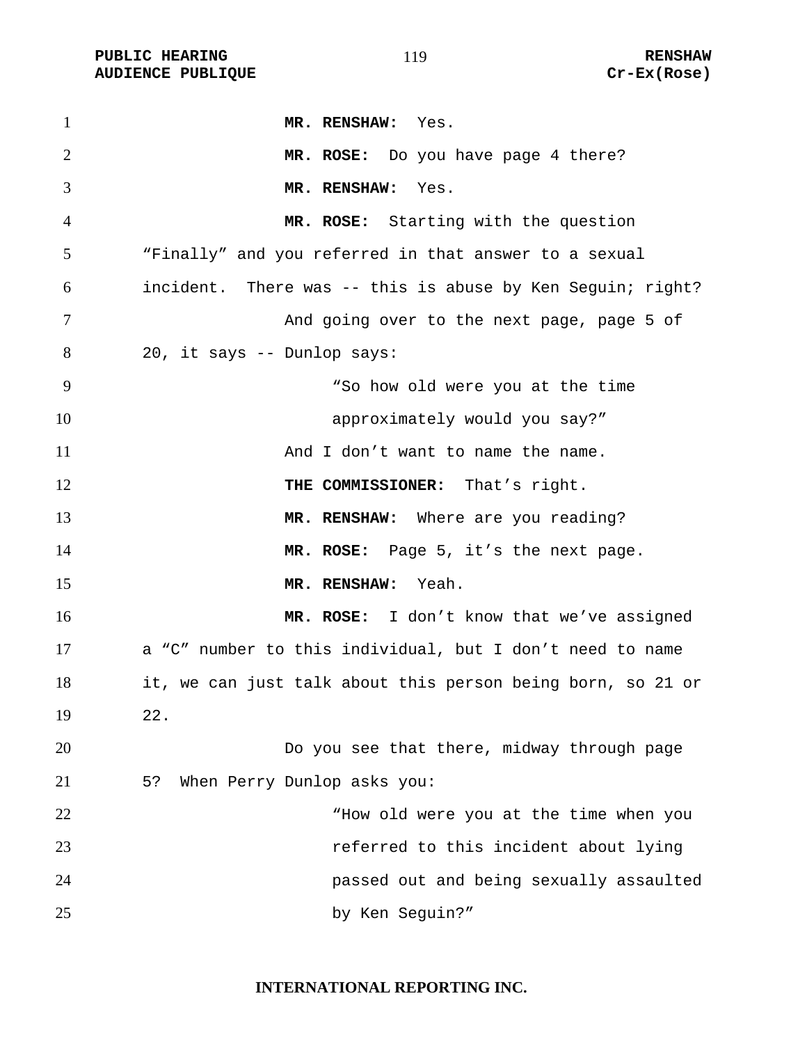**MR. RENSHAW:** Yes.

**MR. ROSE:** Do you have page 4 there?

**MR. RENSHAW:** Yes.

**MR. ROSE:** Starting with the question "Finally" and you referred in that answer to a sexual incident. There was -- this is abuse by Ken Seguin; right?

And going over to the next page, page 5 of 20, it says -- Dunlop says:

> "So how old were you at the time approximately would you say?"

And I don't want to name the name.

**THE COMMISSIONER:** That's right.

**MR. RENSHAW:** Where are you reading?

**MR. ROSE:** Page 5, it's the next page.

**MR. RENSHAW:** Yeah.

**MR. ROSE:** I don't know that we've assigned a "C" number to this individual, but I don't need to name it, we can just talk about this person being born, so 21 or 22.

Do you see that there, midway through page 5? When Perry Dunlop asks you:

> "How old were you at the time when you referred to this incident about lying passed out and being sexually assaulted by Ken Seguin?"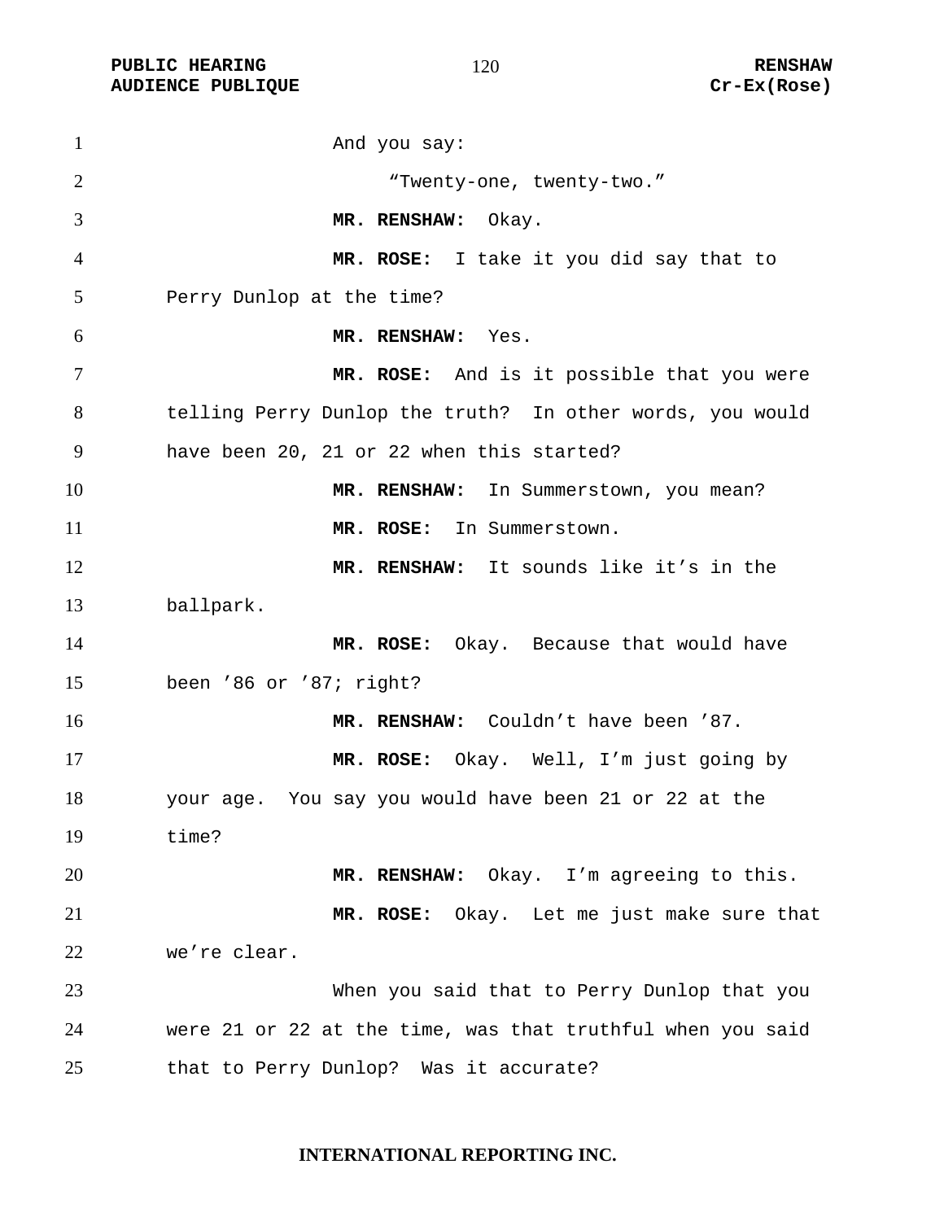And you say:

"Twenty-one, twenty-two."

**MR. RENSHAW:** Okay.

**MR. ROSE:** I take it you did say that to Perry Dunlop at the time?

**MR. RENSHAW:** Yes.

**MR. ROSE:** And is it possible that you were telling Perry Dunlop the truth? In other words, you would have been 20, 21 or 22 when this started?

**MR. RENSHAW:** In Summerstown, you mean?

**MR. ROSE:** In Summerstown.

**MR. RENSHAW:** It sounds like it's in the ballpark.

**MR. ROSE:** Okay. Because that would have been '86 or '87; right?

**MR. RENSHAW:** Couldn't have been '87.

**MR. ROSE:** Okay. Well, I'm just going by your age. You say you would have been 21 or 22 at the time?

**MR. RENSHAW:** Okay. I'm agreeing to this.

**MR. ROSE:** Okay. Let me just make sure that we're clear.

When you said that to Perry Dunlop that you were 21 or 22 at the time, was that truthful when you said that to Perry Dunlop? Was it accurate?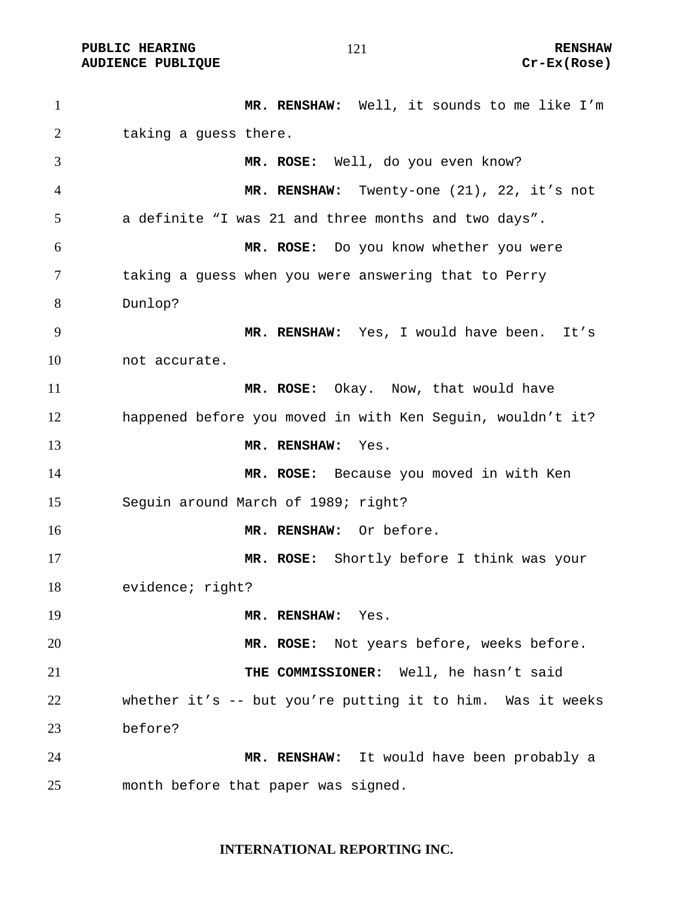**MR. RENSHAW:** Well, it sounds to me like I'm taking a guess there.

**MR. ROSE:** Well, do you even know?

**MR. RENSHAW:** Twenty-one (21), 22, it's not a definite "I was 21 and three months and two days".

**MR. ROSE:** Do you know whether you were taking a guess when you were answering that to Perry Dunlop?

**MR. RENSHAW:** Yes, I would have been. It's not accurate.

**MR. ROSE:** Okay. Now, that would have happened before you moved in with Ken Seguin, wouldn't it?

**MR. RENSHAW:** Yes.

**MR. ROSE:** Because you moved in with Ken Seguin around March of 1989; right?

**MR. RENSHAW:** Or before.

**MR. ROSE:** Shortly before I think was your evidence; right?

**MR. RENSHAW:** Yes.

**MR. ROSE:** Not years before, weeks before.

**THE COMMISSIONER:** Well, he hasn't said whether it's -- but you're putting it to him. Was it weeks before?

**MR. RENSHAW:** It would have been probably a month before that paper was signed.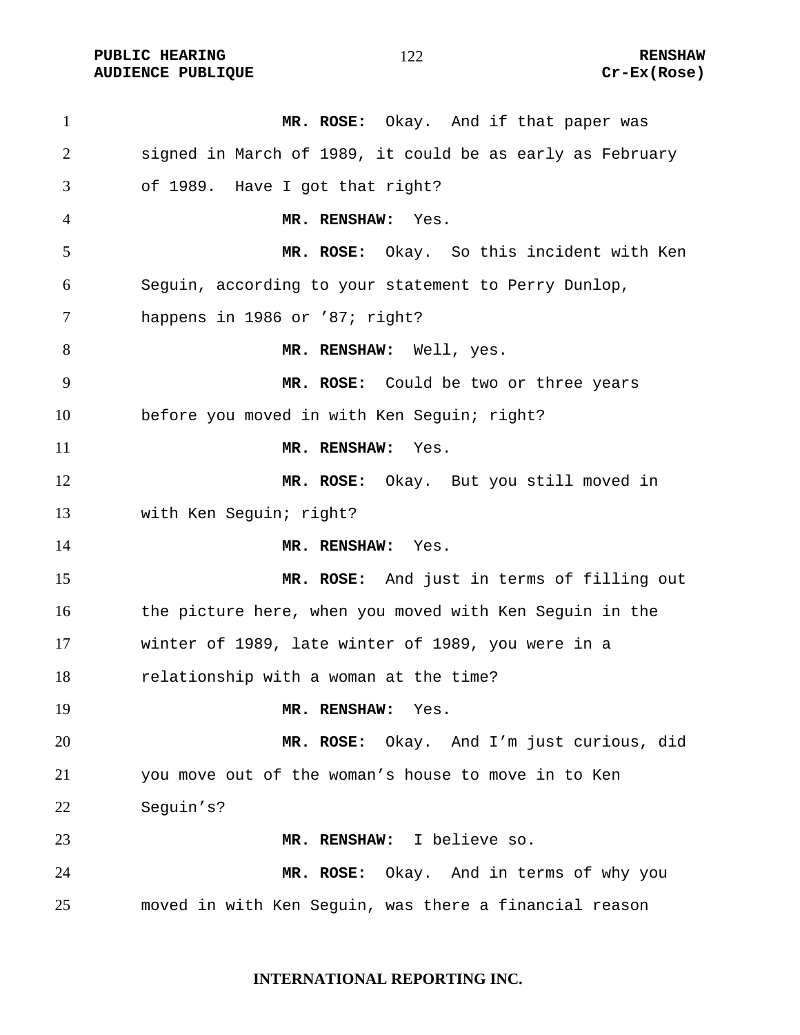**MR. ROSE:** Okay. And if that paper was signed in March of 1989, it could be as early as February of 1989. Have I got that right?

**MR. RENSHAW:** Yes.

**MR. ROSE:** Okay. So this incident with Ken Seguin, according to your statement to Perry Dunlop, happens in 1986 or ’87; right?

**MR. RENSHAW:** Well, yes.

**MR. ROSE:** Could be two or three years before you moved in with Ken Seguin; right?

**MR. RENSHAW:** Yes.

**MR. ROSE:** Okay. But you still moved in with Ken Seguin; right?

**MR. RENSHAW:** Yes.

**MR. ROSE:** And just in terms of filling out the picture here, when you moved with Ken Seguin in the winter of 1989, late winter of 1989, you were in a relationship with a woman at the time?

**MR. RENSHAW:** Yes.

**MR. ROSE:** Okay. And I’m just curious, did you move out of the woman’s house to move in to Ken Seguin’s?

**MR. RENSHAW:** I believe so.

**MR. ROSE:** Okay. And in terms of why you moved in with Ken Seguin, was there a financial reason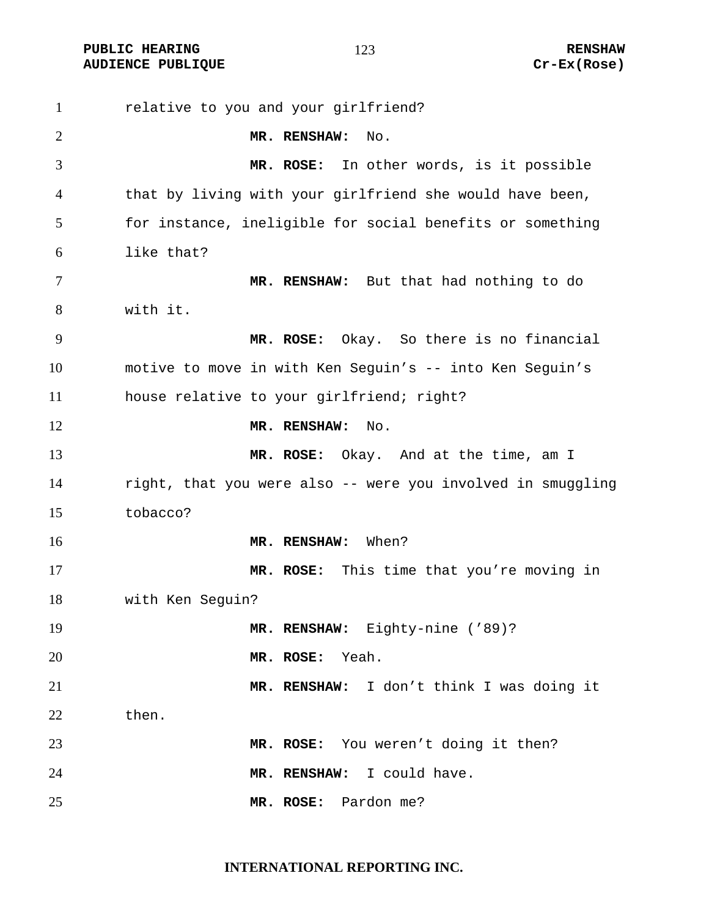relative to you and your girlfriend?

**MR. RENSHAW:** No.

**MR. ROSE:** In other words, is it possible that by living with your girlfriend she would have been, for instance, ineligible for social benefits or something like that?

**MR. RENSHAW:** But that had nothing to do with it.

**MR. ROSE:** Okay. So there is no financial motive to move in with Ken Seguin's -- into Ken Seguin's house relative to your girlfriend; right?

**MR. RENSHAW:** No.

**MR. ROSE:** Okay. And at the time, am I right, that you were also -- were you involved in smuggling tobacco?

**MR. RENSHAW:** When?

**MR. ROSE:** This time that you're moving in with Ken Seguin?

**MR. RENSHAW:** Eighty-nine ('89)?

**MR. ROSE:** Yeah.

**MR. RENSHAW:** I don't think I was doing it then.

**MR. ROSE:** You weren't doing it then?

**MR. RENSHAW:** I could have.

**MR. ROSE:** Pardon me?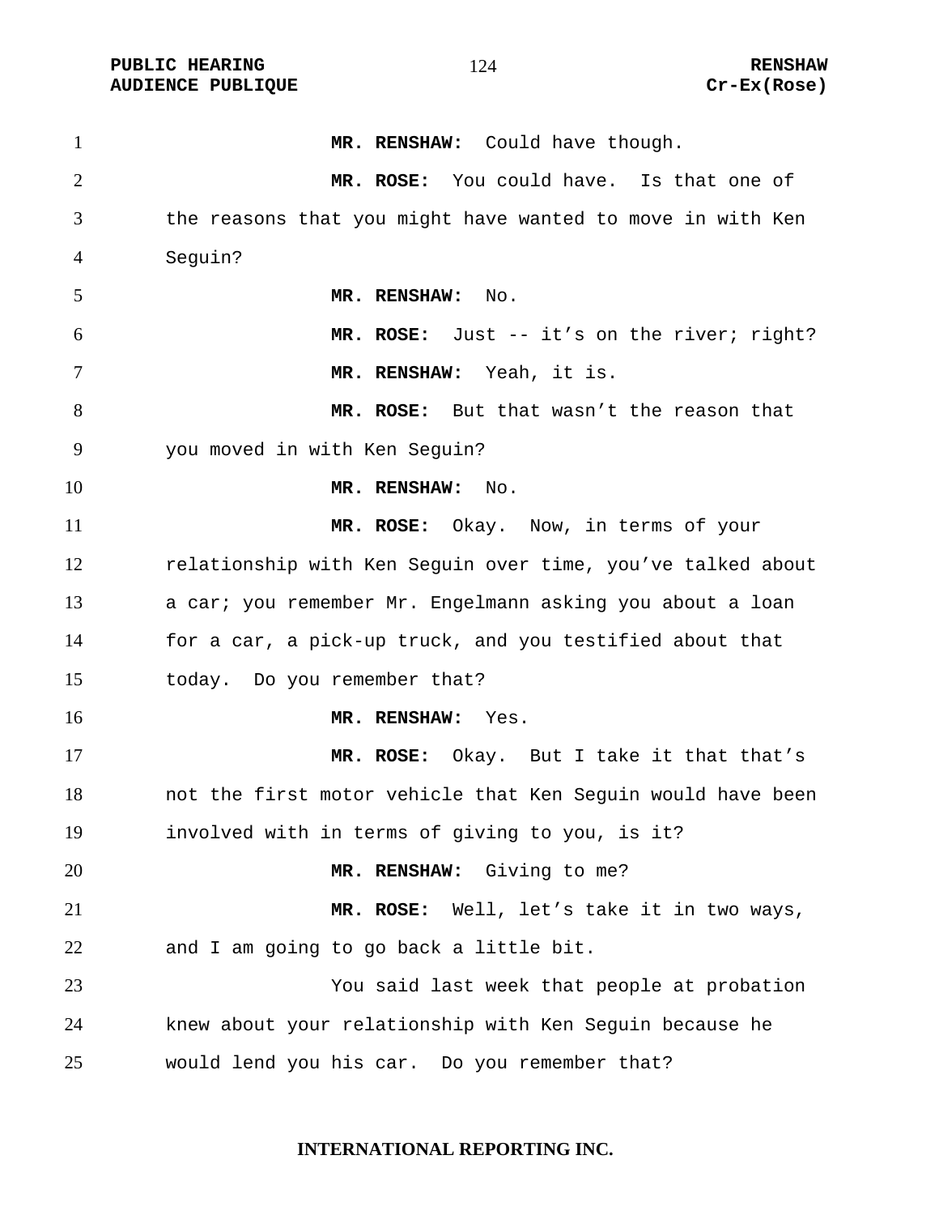**MR. RENSHAW:** Could have though.

**MR. ROSE:** You could have. Is that one of the reasons that you might have wanted to move in with Ken Seguin?

**MR. RENSHAW:** No.

**MR. ROSE:** Just -- it's on the river; right?

**MR. RENSHAW:** Yeah, it is.

**MR. ROSE:** But that wasn't the reason that you moved in with Ken Seguin?

**MR. RENSHAW:** No.

**MR. ROSE:** Okay. Now, in terms of your relationship with Ken Seguin over time, you've talked about a car; you remember Mr. Engelmann asking you about a loan for a car, a pick-up truck, and you testified about that today. Do you remember that?

**MR. RENSHAW:** Yes.

**MR. ROSE:** Okay. But I take it that that's not the first motor vehicle that Ken Seguin would have been involved with in terms of giving to you, is it?

**MR. RENSHAW:** Giving to me?

**MR. ROSE:** Well, let's take it in two ways, and I am going to go back a little bit.

You said last week that people at probation knew about your relationship with Ken Seguin because he would lend you his car. Do you remember that?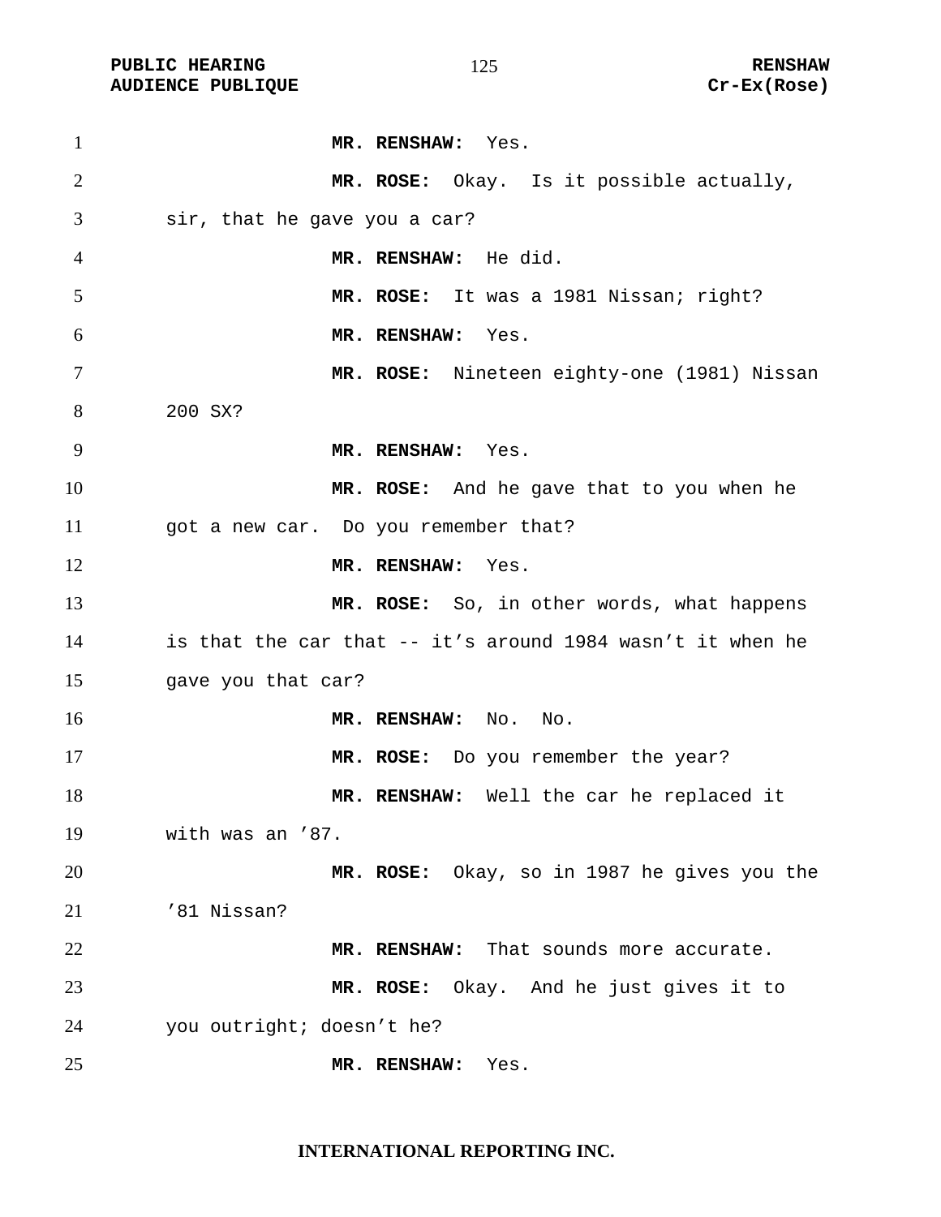**MR. RENSHAW:** Yes.

**MR. ROSE:** Okay. Is it possible actually, sir, that he gave you a car?

**MR. RENSHAW:** He did.

**MR. ROSE:** It was a 1981 Nissan; right?

**MR. RENSHAW:** Yes.

**MR. ROSE:** Nineteen eighty-one (1981) Nissan 200 SX?

**MR. RENSHAW:** Yes.

**MR. ROSE:** And he gave that to you when he got a new car. Do you remember that?

**MR. RENSHAW:** Yes.

**MR. ROSE:** So, in other words, what happens is that the car that -- it's around 1984 wasn't it when he gave you that car?

**MR. RENSHAW:** No. No.

**MR. ROSE:** Do you remember the year?

**MR. RENSHAW:** Well the car he replaced it with was an '87.

**MR. ROSE:** Okay, so in 1987 he gives you the '81 Nissan?

**MR. RENSHAW:** That sounds more accurate.

**MR. ROSE:** Okay. And he just gives it to you outright; doesn't he?

**MR. RENSHAW:** Yes.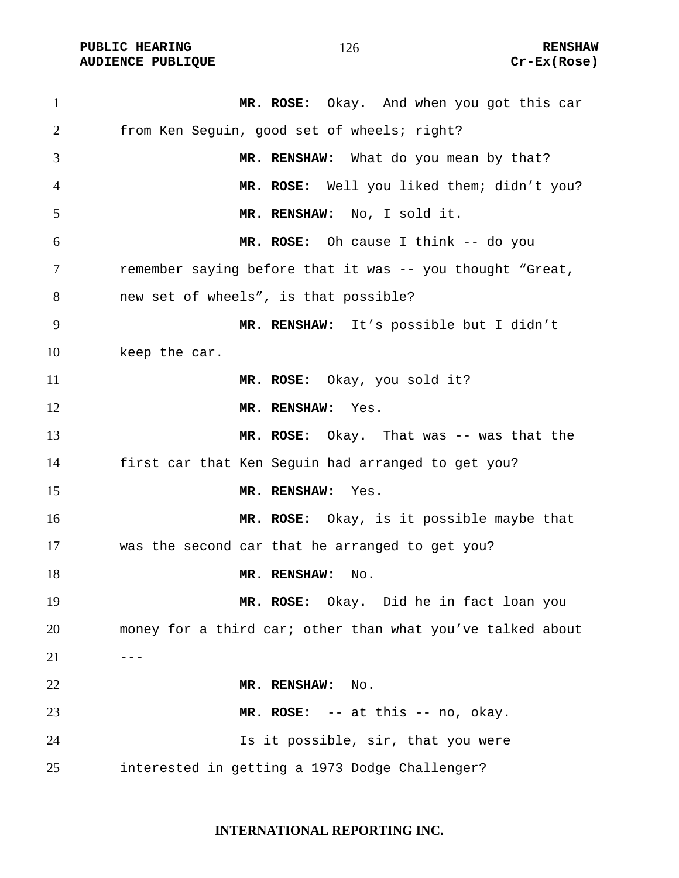**MR. ROSE:** Okay. And when you got this car from Ken Seguin, good set of wheels; right?

**MR. RENSHAW:** What do you mean by that?

**MR. ROSE:** Well you liked them; didn't you?

**MR. RENSHAW:** No, I sold it.

**MR. ROSE:** Oh cause I think -- do you remember saying before that it was -- you thought "Great, new set of wheels", is that possible?

**MR. RENSHAW:** It's possible but I didn't keep the car.

**MR. ROSE:** Okay, you sold it?

**MR. RENSHAW:** Yes.

**MR. ROSE:** Okay. That was -- was that the first car that Ken Seguin had arranged to get you?

**MR. RENSHAW:** Yes.

**MR. ROSE:** Okay, is it possible maybe that was the second car that he arranged to get you?

**MR. RENSHAW:** No.

**MR. ROSE:** Okay. Did he in fact loan you money for a third car; other than what you've talked about ---

**MR. RENSHAW:** No.

**MR. ROSE:** -- at this -- no, okay.

Is it possible, sir, that you were interested in getting a 1973 Dodge Challenger?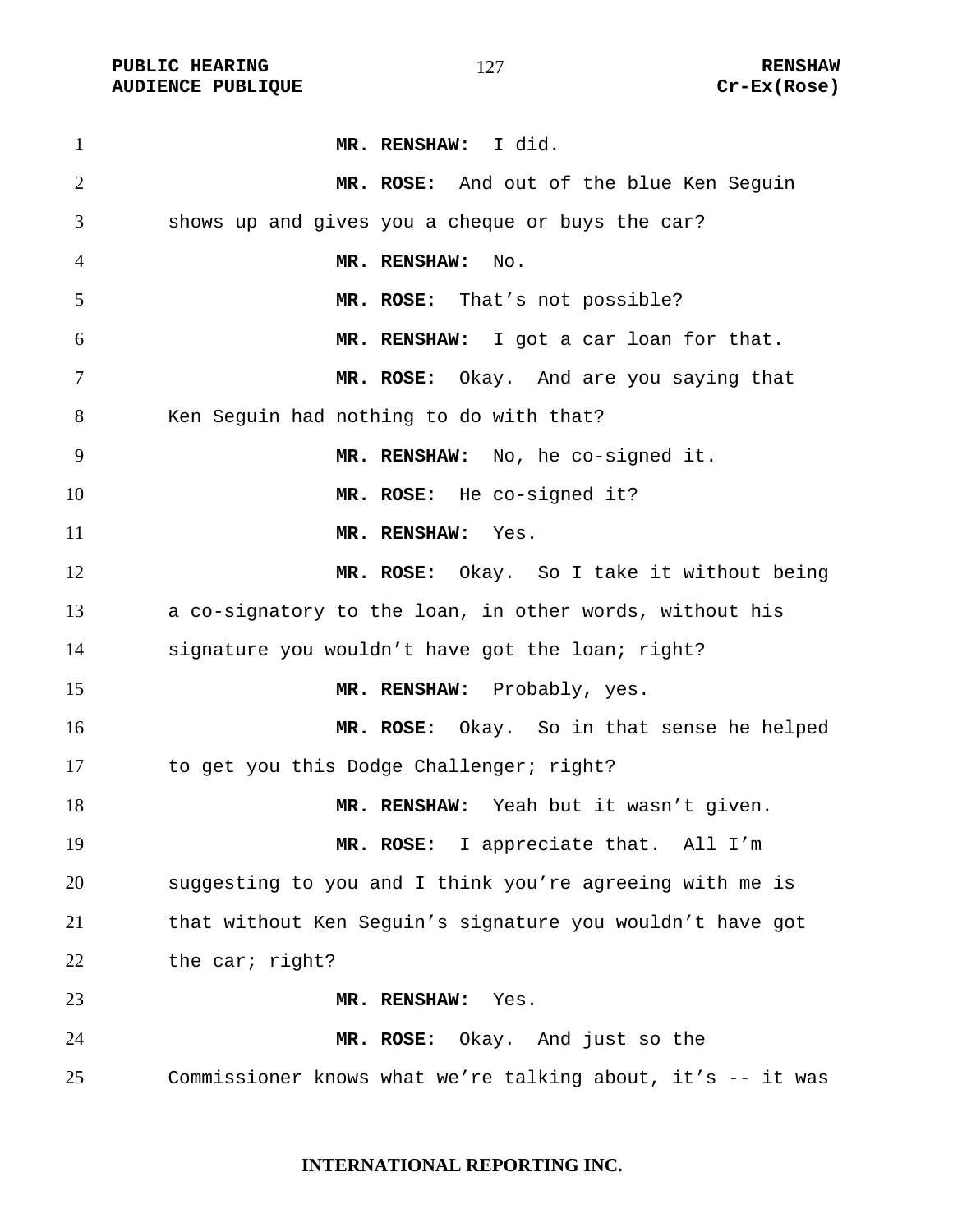**MR. RENSHAW:** I did.

**MR. ROSE:** And out of the blue Ken Seguin shows up and gives you a cheque or buys the car?

**MR. RENSHAW:** No.

**MR. ROSE:** That's not possible?

**MR. RENSHAW:** I got a car loan for that.

**MR. ROSE:** Okay. And are you saying that Ken Seguin had nothing to do with that?

**MR. RENSHAW:** No, he co-signed it.

**MR. ROSE:** He co-signed it?

**MR. RENSHAW:** Yes.

**MR. ROSE:** Okay. So I take it without being a co-signatory to the loan, in other words, without his signature you wouldn't have got the loan; right?

**MR. RENSHAW:** Probably, yes.

**MR. ROSE:** Okay. So in that sense he helped to get you this Dodge Challenger; right?

**MR. RENSHAW:** Yeah but it wasn't given.

**MR. ROSE:** I appreciate that. All I'm suggesting to you and I think you're agreeing with me is that without Ken Seguin's signature you wouldn't have got the car; right?

**MR. RENSHAW:** Yes.

**MR. ROSE:** Okay. And just so the Commissioner knows what we're talking about, it's -- it was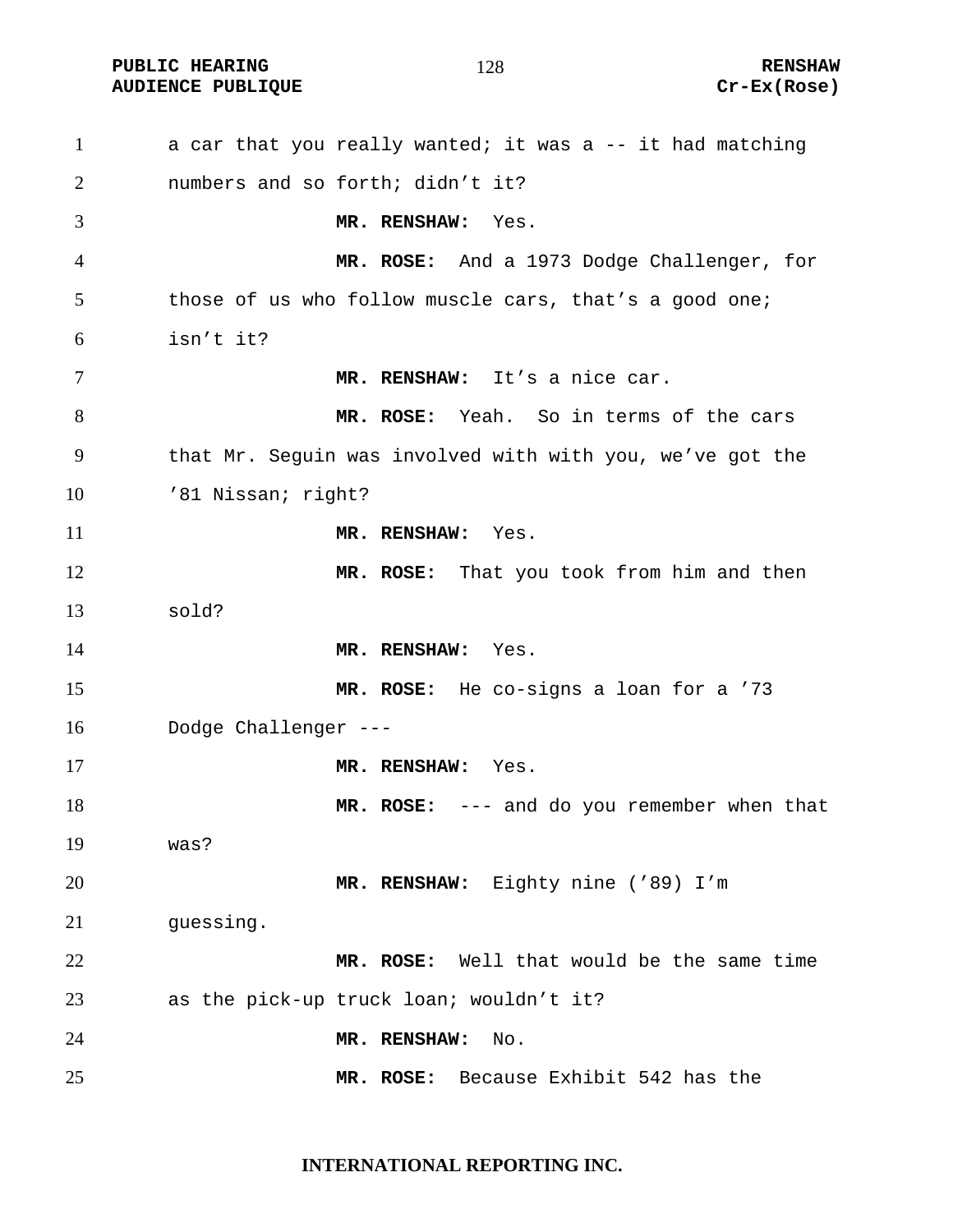a car that you really wanted; it was a -- it had matching numbers and so forth; didn't it?

**MR. RENSHAW:** Yes.

**MR. ROSE:** And a 1973 Dodge Challenger, for those of us who follow muscle cars, that's a good one; isn't it?

**MR. RENSHAW:** It's a nice car.

**MR. ROSE:** Yeah. So in terms of the cars that Mr. Seguin was involved with with you, we've got the '81 Nissan; right?

**MR. RENSHAW:** Yes.

**MR. ROSE:** That you took from him and then sold?

**MR. RENSHAW:** Yes.

**MR. ROSE:** He co-signs a loan for a '73 Dodge Challenger ---

**MR. RENSHAW:** Yes.

**MR. ROSE:** --- and do you remember when that was?

**MR. RENSHAW:** Eighty nine ('89) I'm guessing.

**MR. ROSE:** Well that would be the same time as the pick-up truck loan; wouldn't it?

**MR. RENSHAW:** No.

**MR. ROSE:** Because Exhibit 542 has the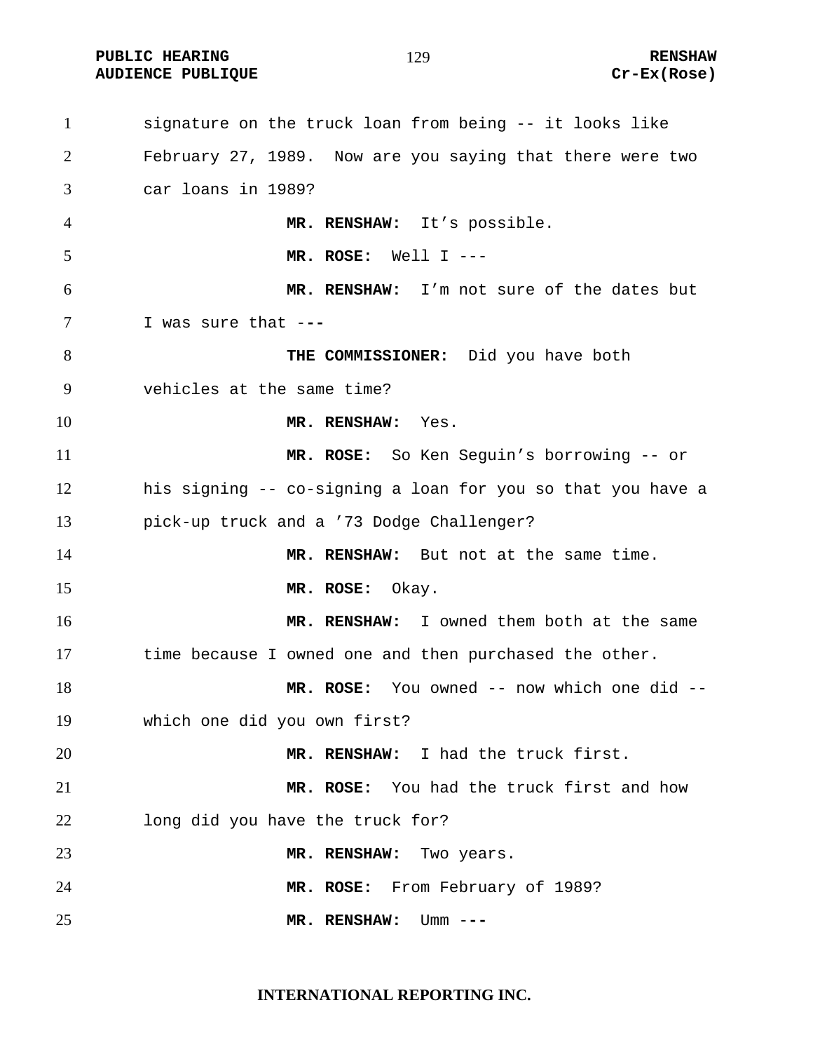signature on the truck loan from being -- it looks like February 27, 1989. Now are you saying that there were two car loans in 1989?

**MR. RENSHAW:** It's possible.

**MR. ROSE:** Well I ---

**MR. RENSHAW:** I'm not sure of the dates but I was sure that ---

**THE COMMISSIONER:** Did you have both vehicles at the same time?

**MR. RENSHAW:** Yes.

**MR. ROSE:** So Ken Seguin's borrowing -- or his signing -- co-signing a loan for you so that you have a pick-up truck and a '73 Dodge Challenger?

**MR. RENSHAW:** But not at the same time.

**MR. ROSE:** Okay.

**MR. RENSHAW:** I owned them both at the same time because I owned one and then purchased the other.

**MR. ROSE:** You owned -- now which one did -- which one did you own first?

**MR. RENSHAW:** I had the truck first.

**MR. ROSE:** You had the truck first and how long did you have the truck for?

**MR. RENSHAW:** Two years.

**MR. ROSE:** From February of 1989?

**MR. RENSHAW:** Umm ---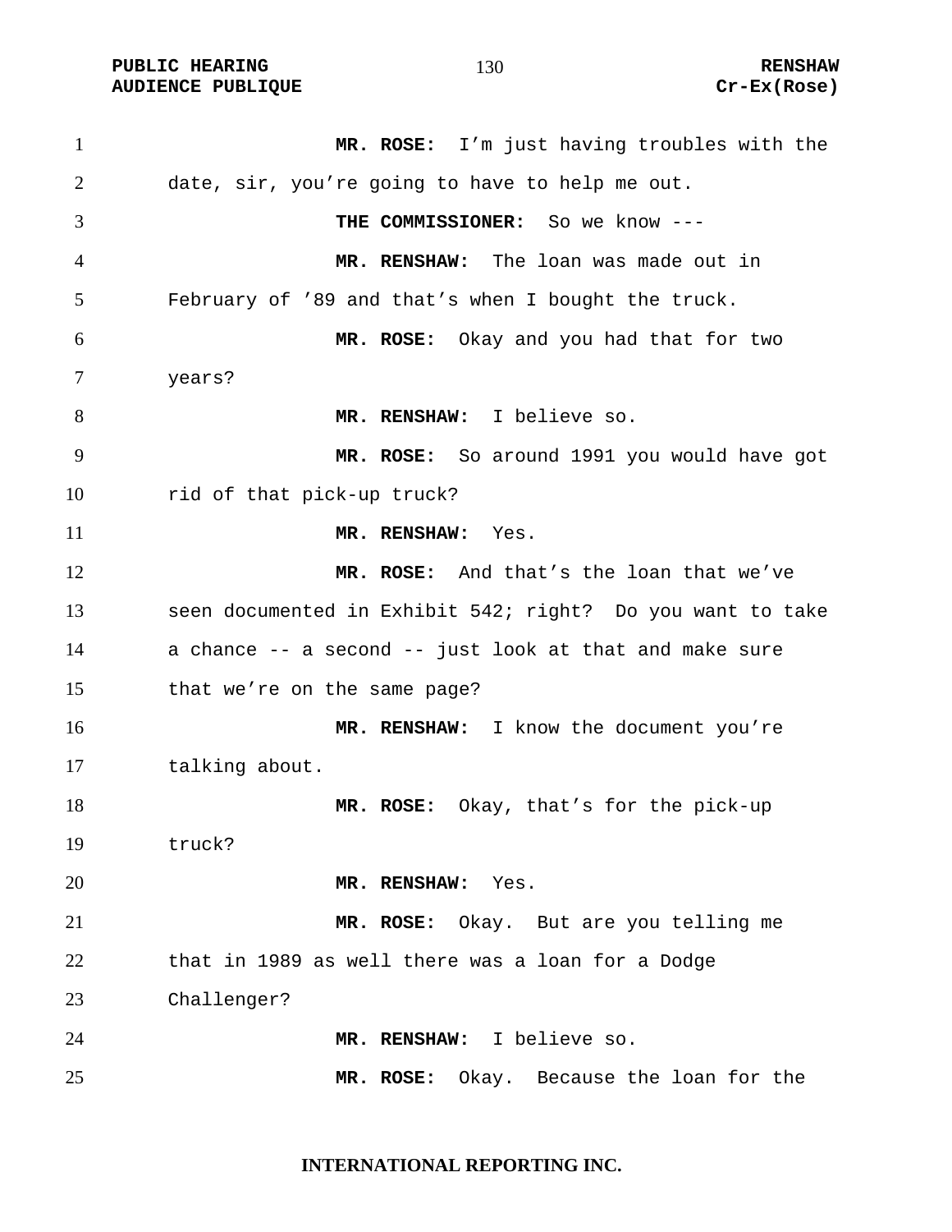**MR. ROSE:** I'm just having troubles with the date, sir, you're going to have to help me out.

**THE COMMISSIONER:** So we know ---

**MR. RENSHAW:** The loan was made out in February of '89 and that's when I bought the truck.

**MR. ROSE:** Okay and you had that for two years?

**MR. RENSHAW:** I believe so.

**MR. ROSE:** So around 1991 you would have got rid of that pick-up truck?

**MR. RENSHAW:** Yes.

**MR. ROSE:** And that's the loan that we've seen documented in Exhibit 542; right? Do you want to take a chance -- a second -- just look at that and make sure that we're on the same page?

**MR. RENSHAW:** I know the document you're talking about.

**MR. ROSE:** Okay, that's for the pick-up truck?

**MR. RENSHAW:** Yes.

**MR. ROSE:** Okay. But are you telling me that in 1989 as well there was a loan for a Dodge Challenger?

**MR. RENSHAW:** I believe so.

**MR. ROSE:** Okay. Because the loan for the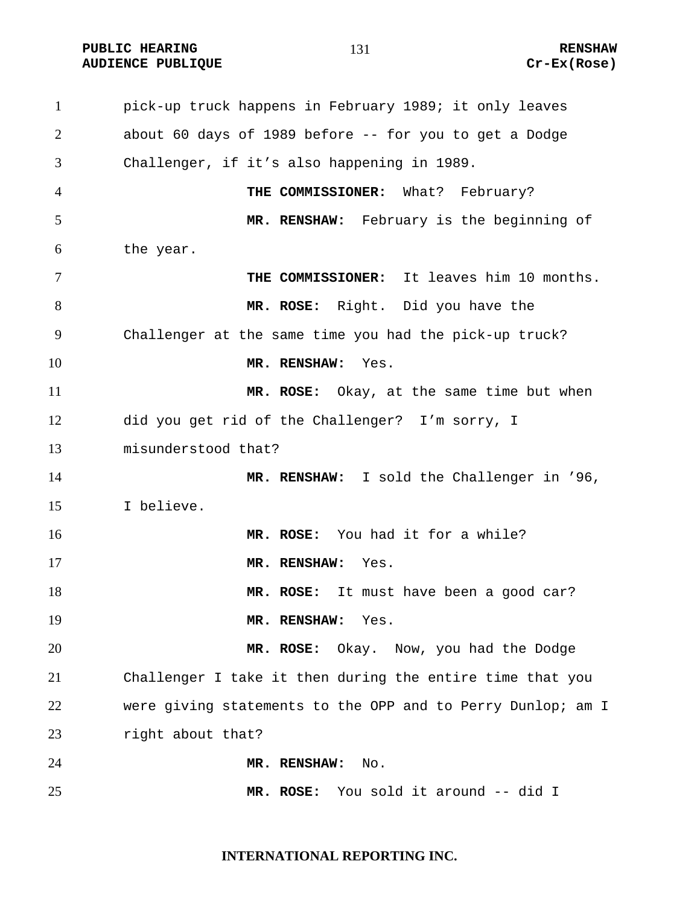pick-up truck happens in February 1989; it only leaves about 60 days of 1989 before -- for you to get a Dodge Challenger, if it's also happening in 1989.

**THE COMMISSIONER:** What? February?

**MR. RENSHAW:** February is the beginning of the year.

**THE COMMISSIONER:** It leaves him 10 months.

**MR. ROSE:** Right. Did you have the Challenger at the same time you had the pick-up truck?

**MR. RENSHAW:** Yes.

**MR. ROSE:** Okay, at the same time but when did you get rid of the Challenger? I'm sorry, I misunderstood that?

**MR. RENSHAW:** I sold the Challenger in '96, I believe.

**MR. ROSE:** You had it for a while?

**MR. RENSHAW:** Yes.

**MR. ROSE:** It must have been a good car?

**MR. RENSHAW:** Yes.

**MR. ROSE:** Okay. Now, you had the Dodge Challenger I take it then during the entire time that you were giving statements to the OPP and to Perry Dunlop; am I right about that?

**MR. RENSHAW:** No.

**MR. ROSE:** You sold it around -- did I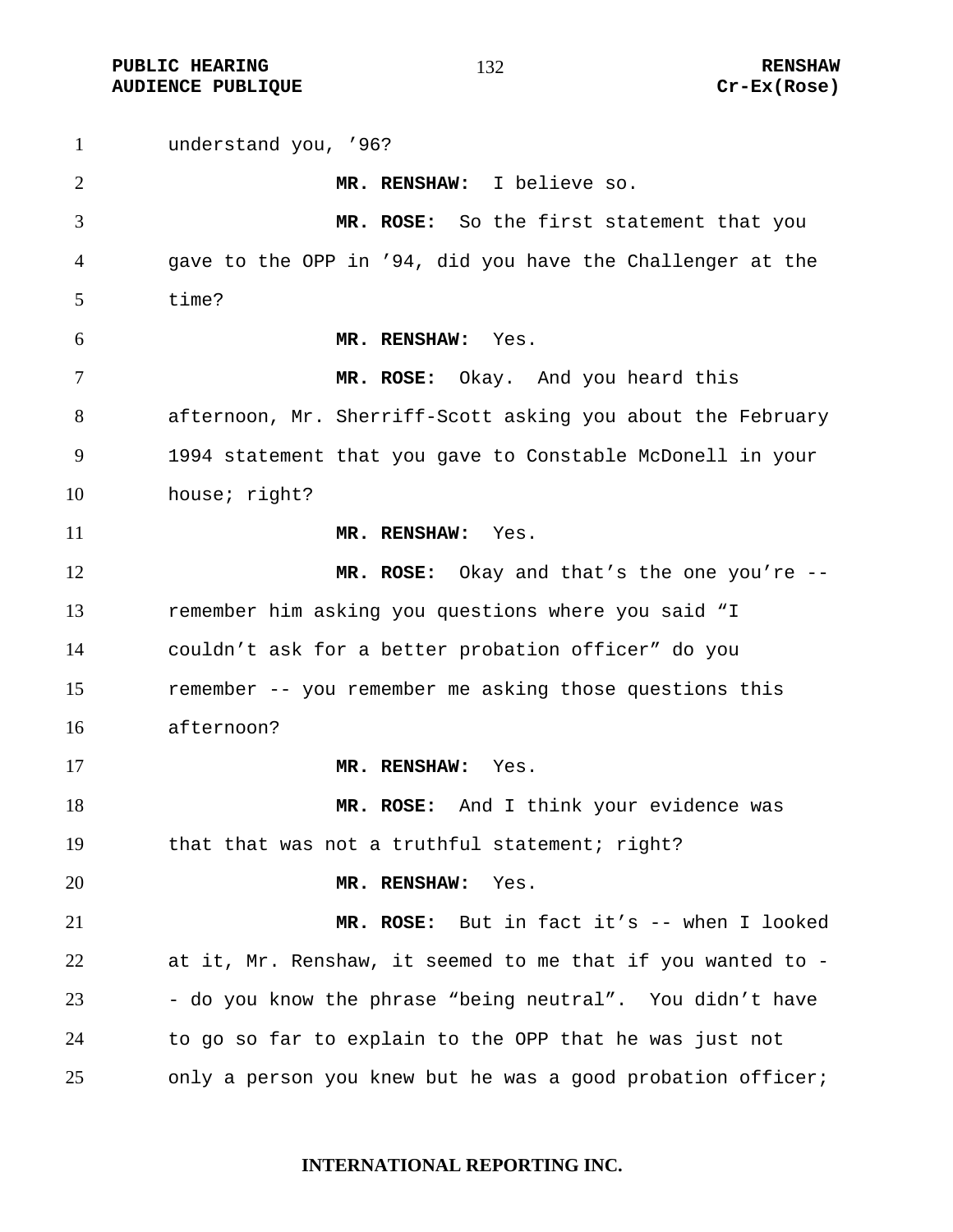understand you, '96?

**MR. RENSHAW:** I believe so.

**MR. ROSE:** So the first statement that you gave to the OPP in '94, did you have the Challenger at the time?

**MR. RENSHAW:** Yes.

**MR. ROSE:** Okay. And you heard this afternoon, Mr. Sherriff-Scott asking you about the February 1994 statement that you gave to Constable McDonell in your house; right?

**MR. RENSHAW:** Yes.

**MR. ROSE:** Okay and that's the one you're -- remember him asking you questions where you said "I couldn't ask for a better probation officer" do you remember -- you remember me asking those questions this afternoon?

**MR. RENSHAW:** Yes.

**MR. ROSE:** And I think your evidence was that that was not a truthful statement; right?

**MR. RENSHAW:** Yes.

**MR. ROSE:** But in fact it's -- when I looked at it, Mr. Renshaw, it seemed to me that if you wanted to -- do you know the phrase "being neutral". You didn't have to go so far to explain to the OPP that he was just not only a person you knew but he was a good probation officer;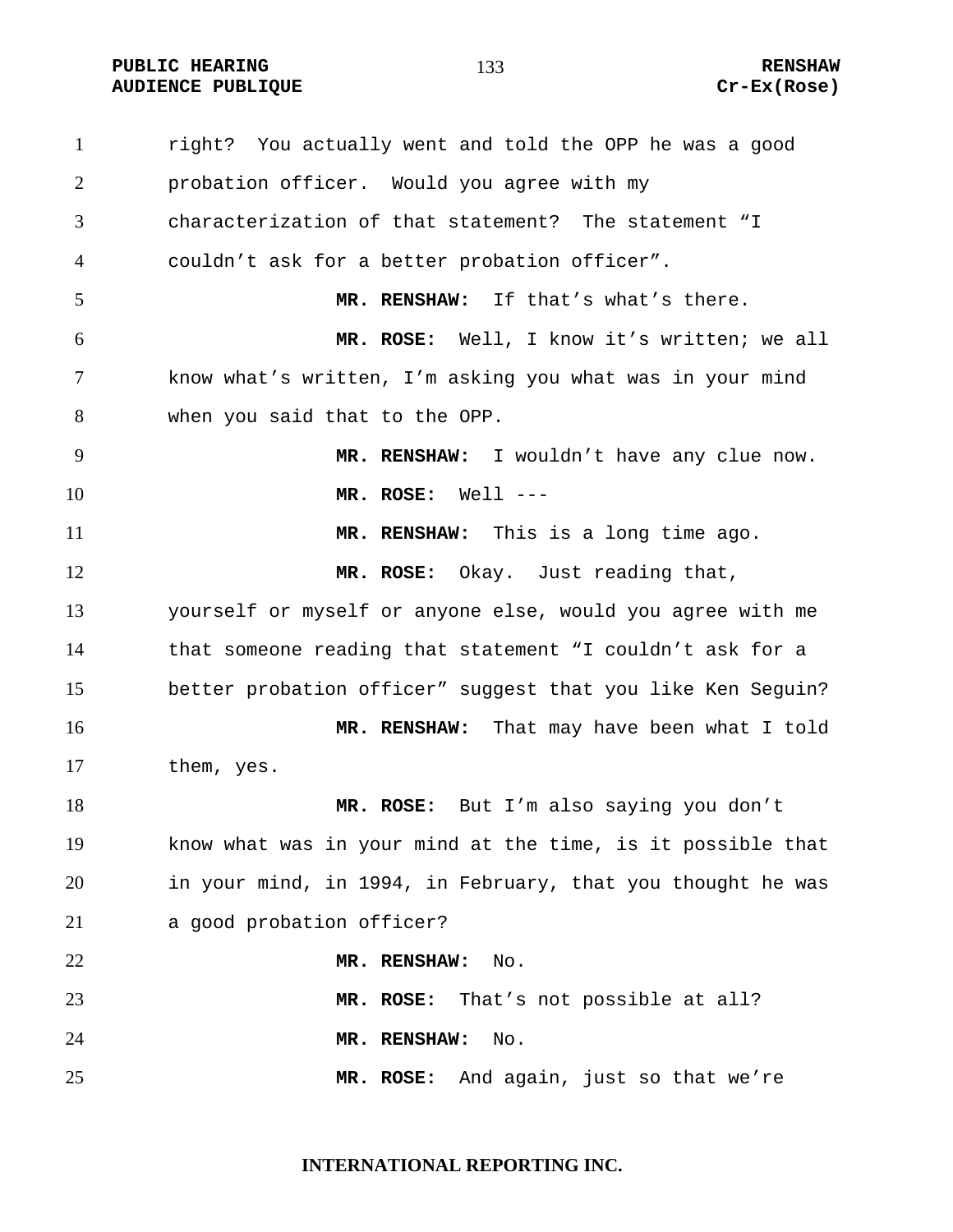right? You actually went and told the OPP he was a good probation officer. Would you agree with my characterization of that statement? The statement "I couldn't ask for a better probation officer".

**MR. RENSHAW:** If that's what's there.

**MR. ROSE:** Well, I know it's written; we all know what's written, I'm asking you what was in your mind when you said that to the OPP.

**MR. RENSHAW:** I wouldn't have any clue now.

**MR. ROSE:** Well ---

**MR. RENSHAW:** This is a long time ago.

**MR. ROSE:** Okay. Just reading that, yourself or myself or anyone else, would you agree with me that someone reading that statement "I couldn't ask for a better probation officer" suggest that you like Ken Seguin?

**MR. RENSHAW:** That may have been what I told them, yes.

**MR. ROSE:** But I'm also saying you don't know what was in your mind at the time, is it possible that in your mind, in 1994, in February, that you thought he was a good probation officer?

**MR. RENSHAW:** No.

**MR. ROSE:** That's not possible at all?

**MR. RENSHAW:** No.

**MR. ROSE:** And again, just so that we're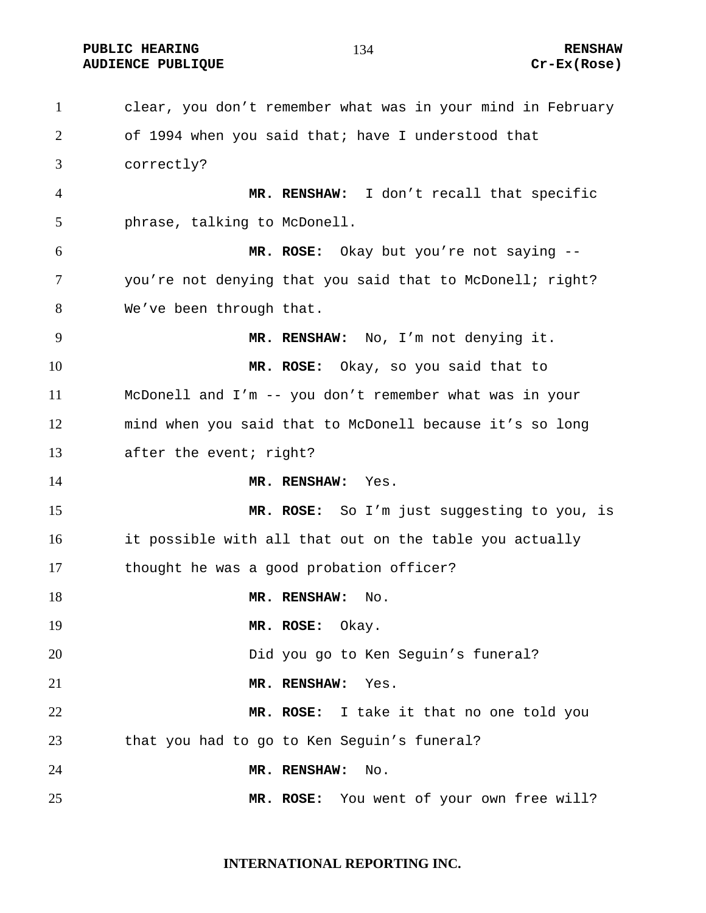clear, you don't remember what was in your mind in February of 1994 when you said that; have I understood that correctly?

**MR. RENSHAW:** I don't recall that specific phrase, talking to McDonell.

**MR. ROSE:** Okay but you're not saying -- you're not denying that you said that to McDonell; right? We've been through that.

**MR. RENSHAW:** No, I'm not denying it.

**MR. ROSE:** Okay, so you said that to McDonell and I'm -- you don't remember what was in your mind when you said that to McDonell because it's so long after the event; right?

**MR. RENSHAW:** Yes.

**MR. ROSE:** So I'm just suggesting to you, is it possible with all that out on the table you actually thought he was a good probation officer?

**MR. RENSHAW:** No.

**MR. ROSE:** Okay.

Did you go to Ken Seguin's funeral?

**MR. RENSHAW:** Yes.

**MR. ROSE:** I take it that no one told you that you had to go to Ken Seguin's funeral?

**MR. RENSHAW:** No.

**MR. ROSE:** You went of your own free will?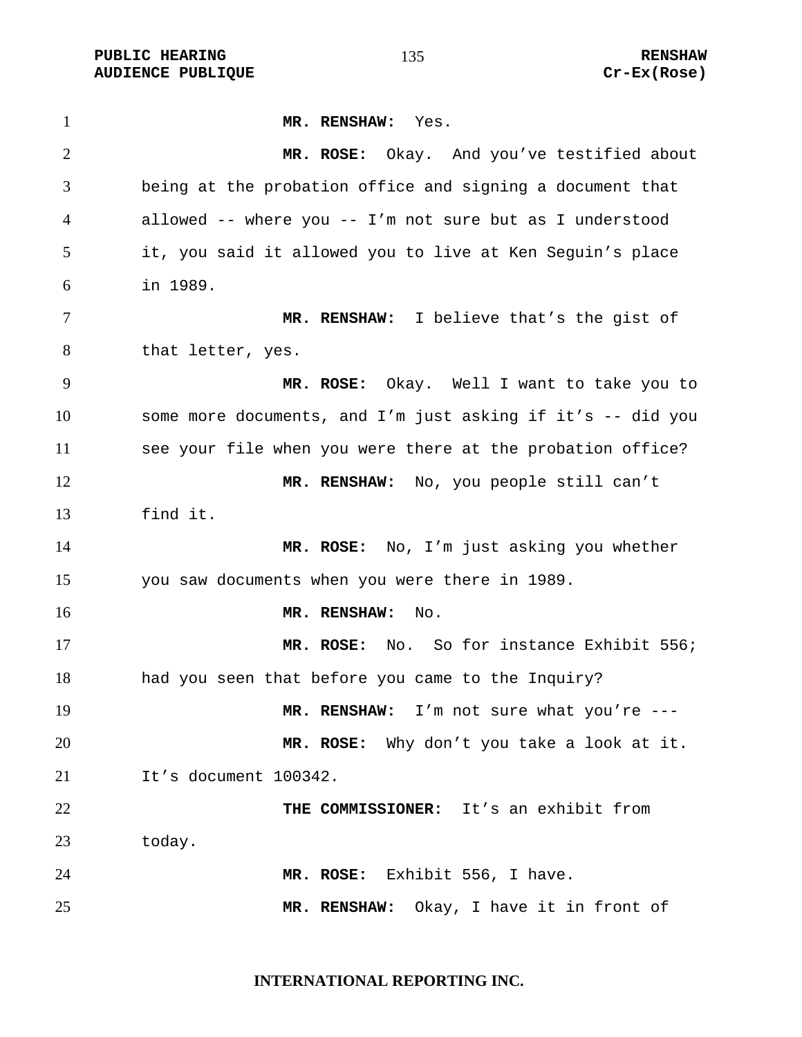**MR. RENSHAW:** Yes.

**MR. ROSE:** Okay. And you've testified about being at the probation office and signing a document that allowed -- where you -- I'm not sure but as I understood it, you said it allowed you to live at Ken Seguin's place in 1989.

**MR. RENSHAW:** I believe that's the gist of that letter, yes.

**MR. ROSE:** Okay. Well I want to take you to some more documents, and I'm just asking if it's -- did you see your file when you were there at the probation office?

**MR. RENSHAW:** No, you people still can't find it.

**MR. ROSE:** No, I'm just asking you whether you saw documents when you were there in 1989.

**MR. RENSHAW:** No.

**MR. ROSE:** No. So for instance Exhibit 556; had you seen that before you came to the Inquiry?

**MR. RENSHAW:** I'm not sure what you're ---

**MR. ROSE:** Why don't you take a look at it. It's document 100342.

**THE COMMISSIONER:** It's an exhibit from today.

**MR. ROSE:** Exhibit 556, I have.

**MR. RENSHAW:** Okay, I have it in front of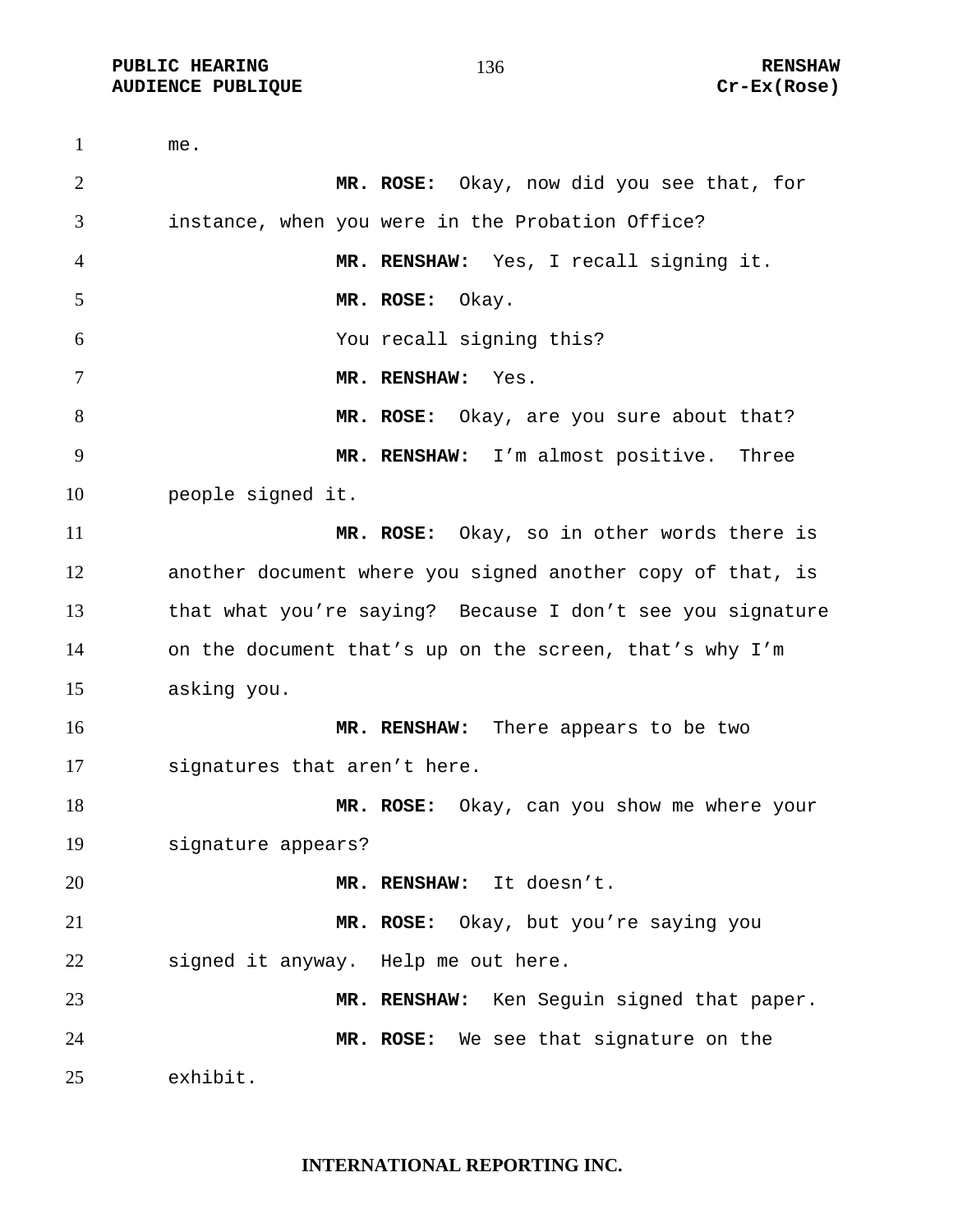me.

**MR. ROSE:** Okay, now did you see that, for instance, when you were in the Probation Office?

**MR. RENSHAW:** Yes, I recall signing it.

**MR. ROSE:** Okay.

You recall signing this?

**MR. RENSHAW:** Yes.

**MR. ROSE:** Okay, are you sure about that?

**MR. RENSHAW:** I'm almost positive. Three people signed it.

**MR. ROSE:** Okay, so in other words there is another document where you signed another copy of that, is that what you're saying? Because I don't see you signature on the document that's up on the screen, that's why I'm asking you.

**MR. RENSHAW:** There appears to be two signatures that aren't here.

**MR. ROSE:** Okay, can you show me where your signature appears?

**MR. RENSHAW:** It doesn't.

**MR. ROSE:** Okay, but you're saying you signed it anyway. Help me out here.

**MR. RENSHAW:** Ken Seguin signed that paper.

**MR. ROSE:** We see that signature on the exhibit.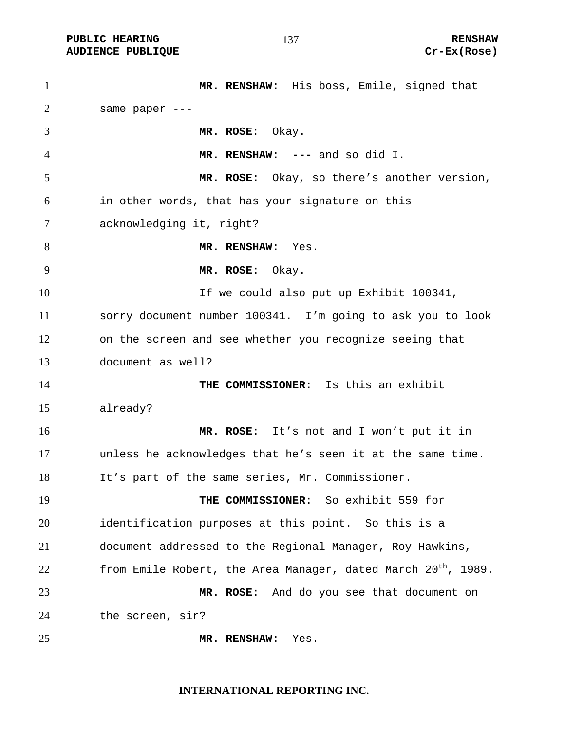**MR. RENSHAW:** His boss, Emile, signed that same paper ---

**MR. ROSE**: Okay.

**MR. RENSHAW: ---** and so did I.

**MR. ROSE:** Okay, so there's another version, in other words, that has your signature on this acknowledging it, right?

**MR. RENSHAW:** Yes.

**MR. ROSE:** Okay.

If we could also put up Exhibit 100341, sorry document number 100341. I'm going to ask you to look on the screen and see whether you recognize seeing that document as well?

**THE COMMISSIONER:** Is this an exhibit already?

**MR. ROSE:** It's not and I won't put it in unless he acknowledges that he's seen it at the same time. It's part of the same series, Mr. Commissioner.

**THE COMMISSIONER:** So exhibit 559 for identification purposes at this point. So this is a document addressed to the Regional Manager, Roy Hawkins, from Emile Robert, the Area Manager, dated March 20th, 1989.

**MR. ROSE:** And do you see that document on the screen, sir?

**MR. RENSHAW:** Yes.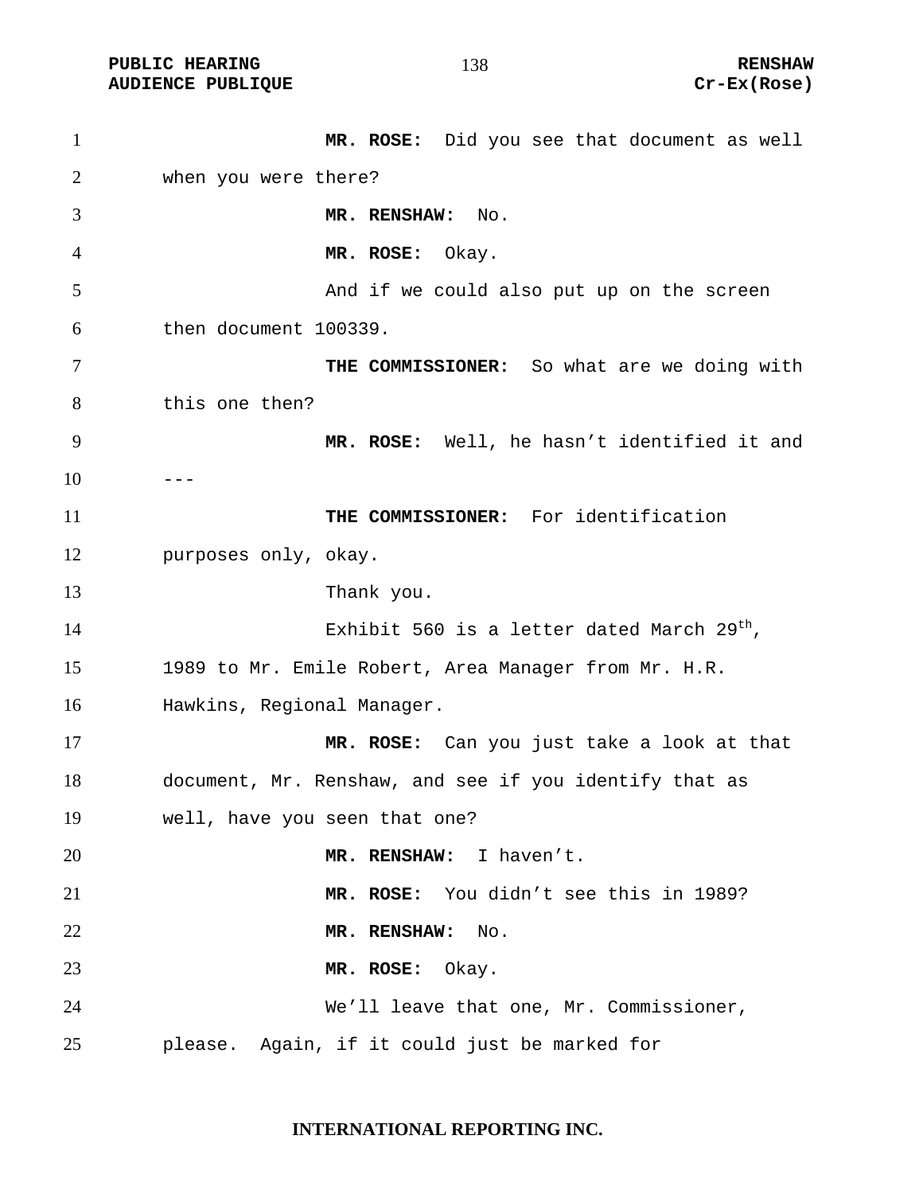**MR. ROSE:** Did you see that document as well when you were there?

**MR. RENSHAW:** No.

**MR. ROSE:** Okay.

And if we could also put up on the screen then document 100339.

**THE COMMISSIONER:** So what are we doing with this one then?

**MR. ROSE:** Well, he hasn't identified it and ---

**THE COMMISSIONER:** For identification purposes only, okay.

Thank you.

Exhibit 560 is a letter dated March 29th, 1989 to Mr. Emile Robert, Area Manager from Mr. H.R. Hawkins, Regional Manager.

**MR. ROSE:** Can you just take a look at that document, Mr. Renshaw, and see if you identify that as well, have you seen that one?

**MR. RENSHAW:** I haven't.

**MR. ROSE:** You didn't see this in 1989?

**MR. RENSHAW:** No.

**MR. ROSE:** Okay.

We'll leave that one, Mr. Commissioner, please. Again, if it could just be marked for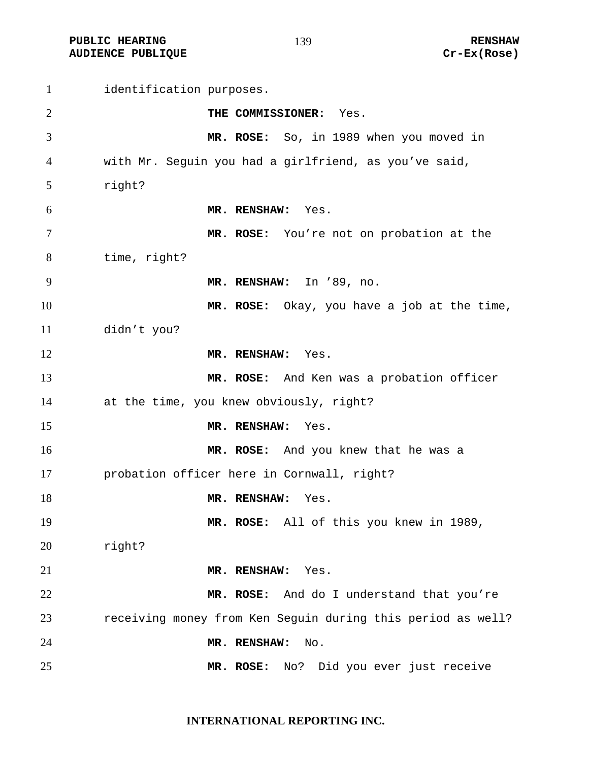identification purposes.

**THE COMMISSIONER:** Yes.

**MR. ROSE:** So, in 1989 when you moved in with Mr. Seguin you had a girlfriend, as you've said, right?

**MR. RENSHAW:** Yes.

**MR. ROSE:** You're not on probation at the time, right?

**MR. RENSHAW:** In '89, no.

**MR. ROSE:** Okay, you have a job at the time, didn't you?

**MR. RENSHAW:** Yes.

**MR. ROSE:** And Ken was a probation officer at the time, you knew obviously, right?

**MR. RENSHAW:** Yes.

**MR. ROSE:** And you knew that he was a probation officer here in Cornwall, right?

**MR. RENSHAW:** Yes.

**MR. ROSE:** All of this you knew in 1989, right?

**MR. RENSHAW:** Yes.

**MR. ROSE:** And do I understand that you're receiving money from Ken Seguin during this period as well?

**MR. RENSHAW:** No.

**MR. ROSE:** No? Did you ever just receive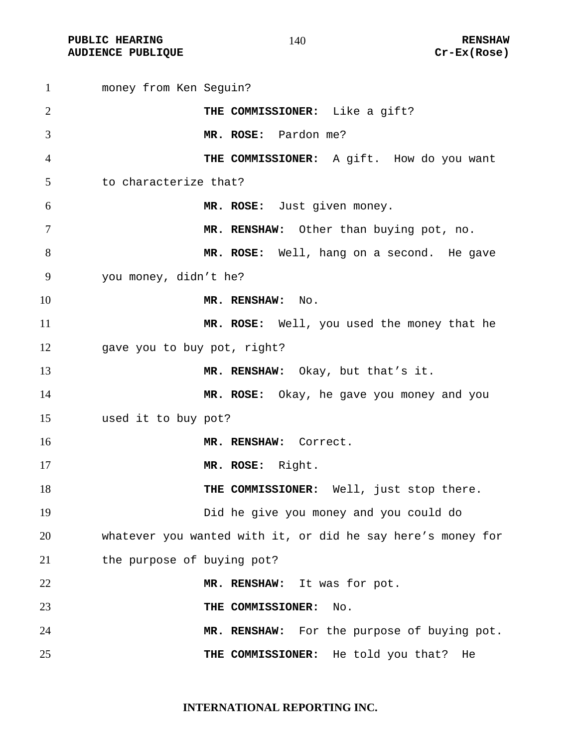money from Ken Seguin?

**THE COMMISSIONER:** Like a gift?

**MR. ROSE:** Pardon me?

**THE COMMISSIONER:** A gift. How do you want to characterize that?

**MR. ROSE:** Just given money.

**MR. RENSHAW:** Other than buying pot, no.

**MR. ROSE:** Well, hang on a second. He gave you money, didn't he?

**MR. RENSHAW:** No.

**MR. ROSE:** Well, you used the money that he gave you to buy pot, right?

**MR. RENSHAW:** Okay, but that's it.

**MR. ROSE:** Okay, he gave you money and you used it to buy pot?

**MR. RENSHAW:** Correct.

**MR. ROSE:** Right.

**THE COMMISSIONER:** Well, just stop there.

Did he give you money and you could do whatever you wanted with it, or did he say here's money for the purpose of buying pot?

**MR. RENSHAW:** It was for pot.

**THE COMMISSIONER:** No.

**MR. RENSHAW:** For the purpose of buying pot.

**THE COMMISSIONER:** He told you that? He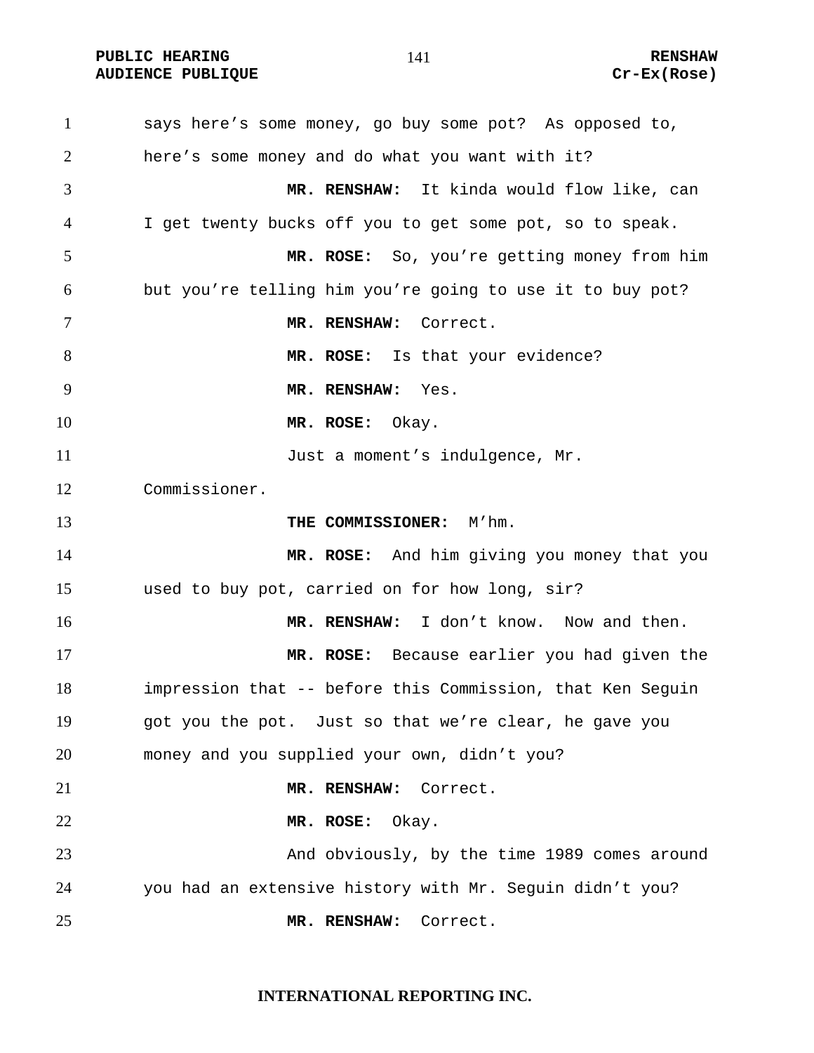says here's some money, go buy some pot? As opposed to, here's some money and do what you want with it?

**MR. RENSHAW:** It kinda would flow like, can I get twenty bucks off you to get some pot, so to speak.

**MR. ROSE:** So, you're getting money from him but you're telling him you're going to use it to buy pot?

**MR. RENSHAW:** Correct.

**MR. ROSE:** Is that your evidence?

**MR. RENSHAW:** Yes.

**MR. ROSE:** Okay.

Just a moment's indulgence, Mr. Commissioner.

**THE COMMISSIONER:** M'hm.

**MR. ROSE:** And him giving you money that you used to buy pot, carried on for how long, sir?

**MR. RENSHAW:** I don't know. Now and then.

**MR. ROSE:** Because earlier you had given the impression that -- before this Commission, that Ken Seguin got you the pot. Just so that we're clear, he gave you money and you supplied your own, didn't you?

**MR. RENSHAW:** Correct.

**MR. ROSE:** Okay.

And obviously, by the time 1989 comes around you had an extensive history with Mr. Seguin didn't you?

**MR. RENSHAW:** Correct.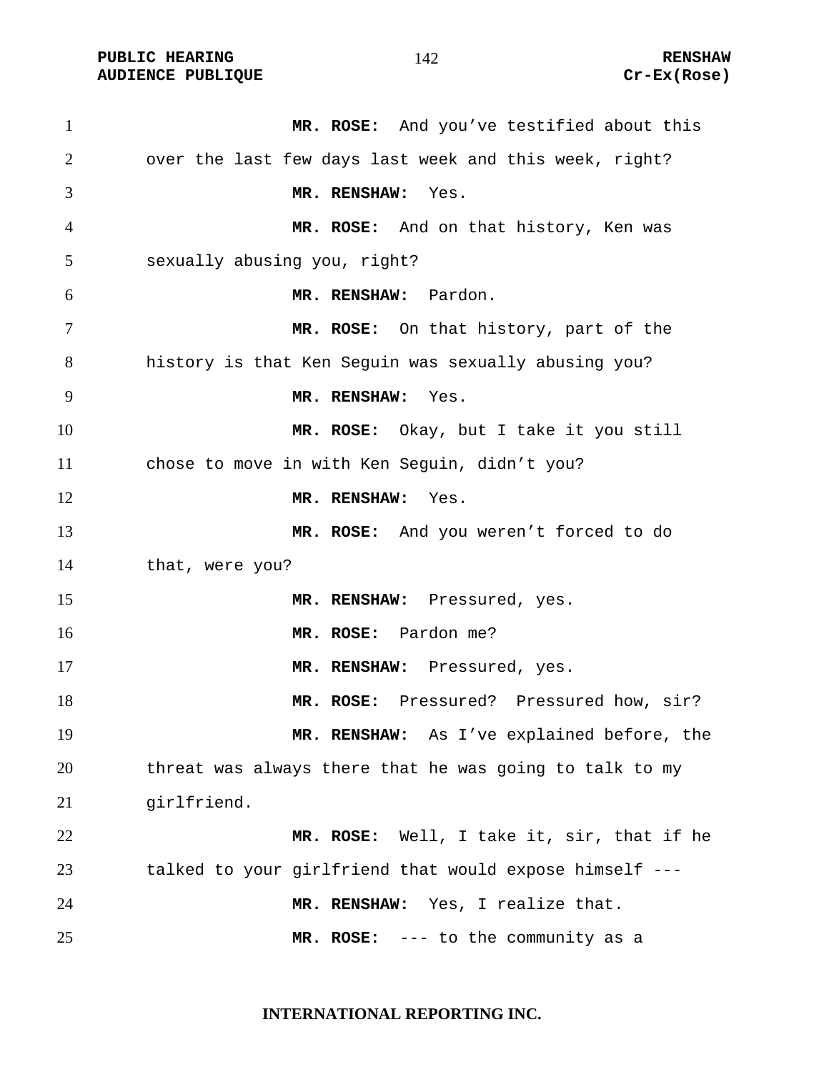**MR. ROSE:** And you've testified about this over the last few days last week and this week, right?

**MR. RENSHAW:** Yes.

**MR. ROSE:** And on that history, Ken was sexually abusing you, right?

**MR. RENSHAW:** Pardon.

**MR. ROSE:** On that history, part of the history is that Ken Seguin was sexually abusing you?

**MR. RENSHAW:** Yes.

**MR. ROSE:** Okay, but I take it you still chose to move in with Ken Seguin, didn't you?

**MR. RENSHAW:** Yes.

**MR. ROSE:** And you weren't forced to do that, were you?

**MR. RENSHAW:** Pressured, yes.

**MR. ROSE:** Pardon me?

**MR. RENSHAW:** Pressured, yes.

**MR. ROSE:** Pressured? Pressured how, sir?

**MR. RENSHAW:** As I've explained before, the threat was always there that he was going to talk to my girlfriend.

**MR. ROSE:** Well, I take it, sir, that if he talked to your girlfriend that would expose himself ---

**MR. RENSHAW:** Yes, I realize that.

**MR. ROSE:** --- to the community as a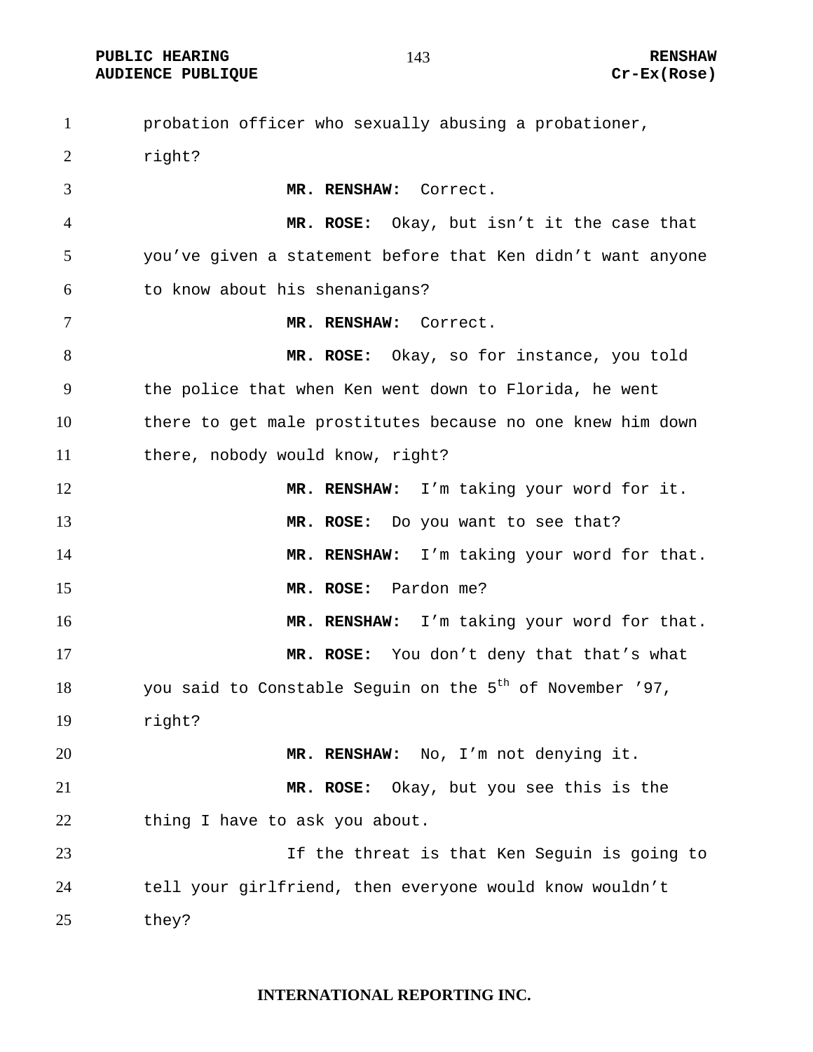probation officer who sexually abusing a probationer, right?

**MR. RENSHAW:** Correct.

**MR. ROSE:** Okay, but isn't it the case that you've given a statement before that Ken didn't want anyone to know about his shenanigans?

**MR. RENSHAW:** Correct.

**MR. ROSE:** Okay, so for instance, you told the police that when Ken went down to Florida, he went there to get male prostitutes because no one knew him down there, nobody would know, right?

**MR. RENSHAW:** I'm taking your word for it.

**MR. ROSE:** Do you want to see that?

**MR. RENSHAW:** I'm taking your word for that.

**MR. ROSE:** Pardon me?

**MR. RENSHAW:** I'm taking your word for that.

**MR. ROSE:** You don't deny that that's what you said to Constable Seguin on the 5th of November '97, right?

**MR. RENSHAW:** No, I'm not denying it.

**MR. ROSE:** Okay, but you see this is the thing I have to ask you about.

If the threat is that Ken Seguin is going to tell your girlfriend, then everyone would know wouldn't they?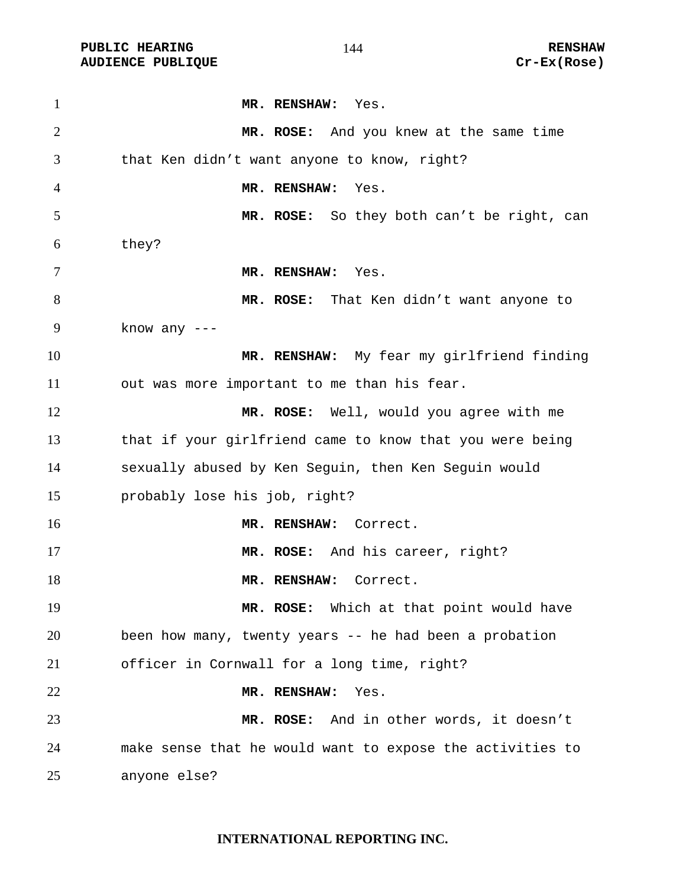**MR. RENSHAW:** Yes.

**MR. ROSE:** And you knew at the same time that Ken didn't want anyone to know, right?

**MR. RENSHAW:** Yes.

**MR. ROSE:** So they both can't be right, can they?

**MR. RENSHAW:** Yes.

**MR. ROSE:** That Ken didn't want anyone to know any ---

**MR. RENSHAW:** My fear my girlfriend finding out was more important to me than his fear.

**MR. ROSE:** Well, would you agree with me that if your girlfriend came to know that you were being sexually abused by Ken Seguin, then Ken Seguin would probably lose his job, right?

**MR. RENSHAW:** Correct.

**MR. ROSE:** And his career, right?

**MR. RENSHAW:** Correct.

**MR. ROSE:** Which at that point would have been how many, twenty years -- he had been a probation officer in Cornwall for a long time, right?

**MR. RENSHAW:** Yes.

**MR. ROSE:** And in other words, it doesn't make sense that he would want to expose the activities to anyone else?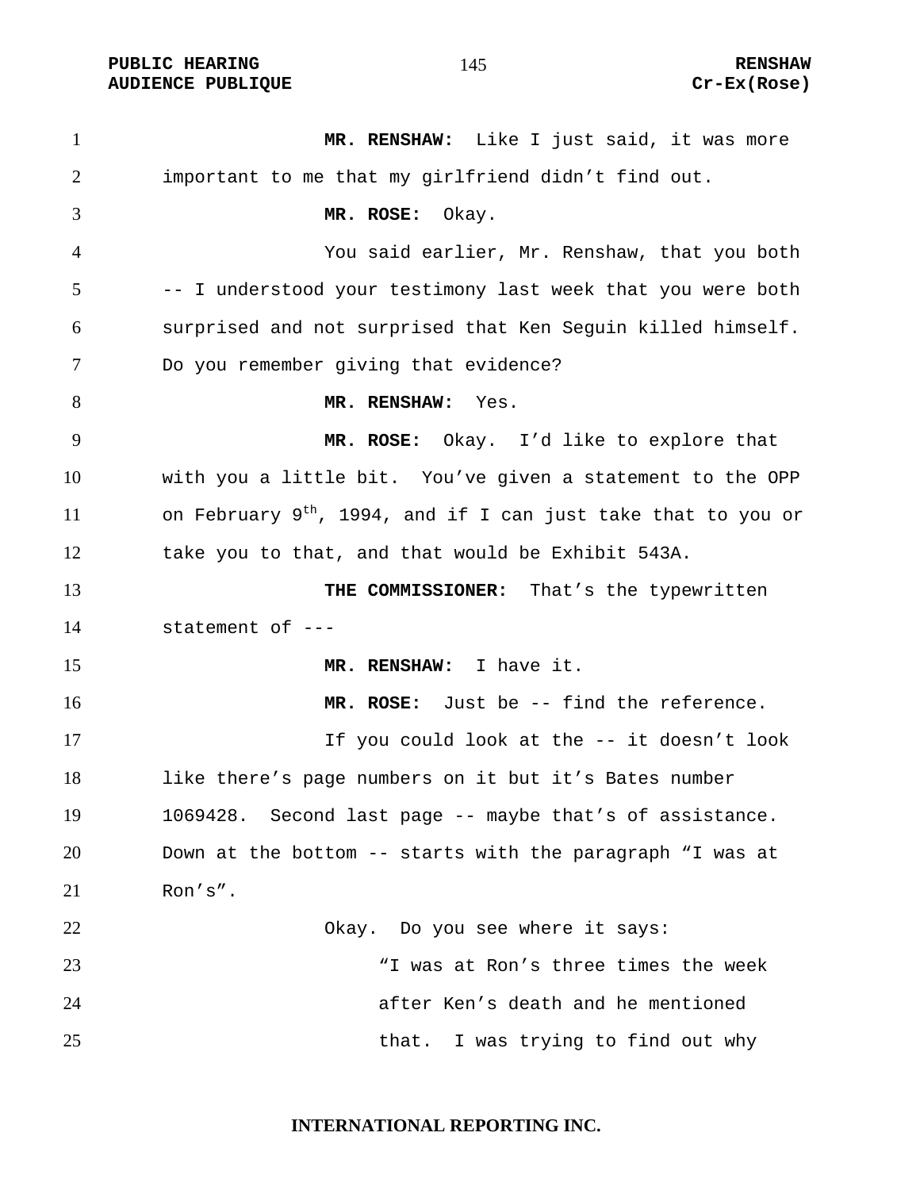**MR. RENSHAW:** Like I just said, it was more important to me that my girlfriend didn't find out.

**MR. ROSE:** Okay.

You said earlier, Mr. Renshaw, that you both -- I understood your testimony last week that you were both surprised and not surprised that Ken Seguin killed himself. Do you remember giving that evidence?

**MR. RENSHAW:** Yes.

**MR. ROSE:** Okay. I'd like to explore that with you a little bit. You've given a statement to the OPP on February 9th, 1994, and if I can just take that to you or take you to that, and that would be Exhibit 543A.

**THE COMMISSIONER:** That's the typewritten statement of ---

**MR. RENSHAW:** I have it.

**MR. ROSE:** Just be -- find the reference.

If you could look at the -- it doesn't look like there's page numbers on it but it's Bates number 1069428. Second last page -- maybe that's of assistance. Down at the bottom -- starts with the paragraph "I was at Ron's".

Okay. Do you see where it says:

> "I was at Ron's three times the week after Ken's death and he mentioned that. I was trying to find out why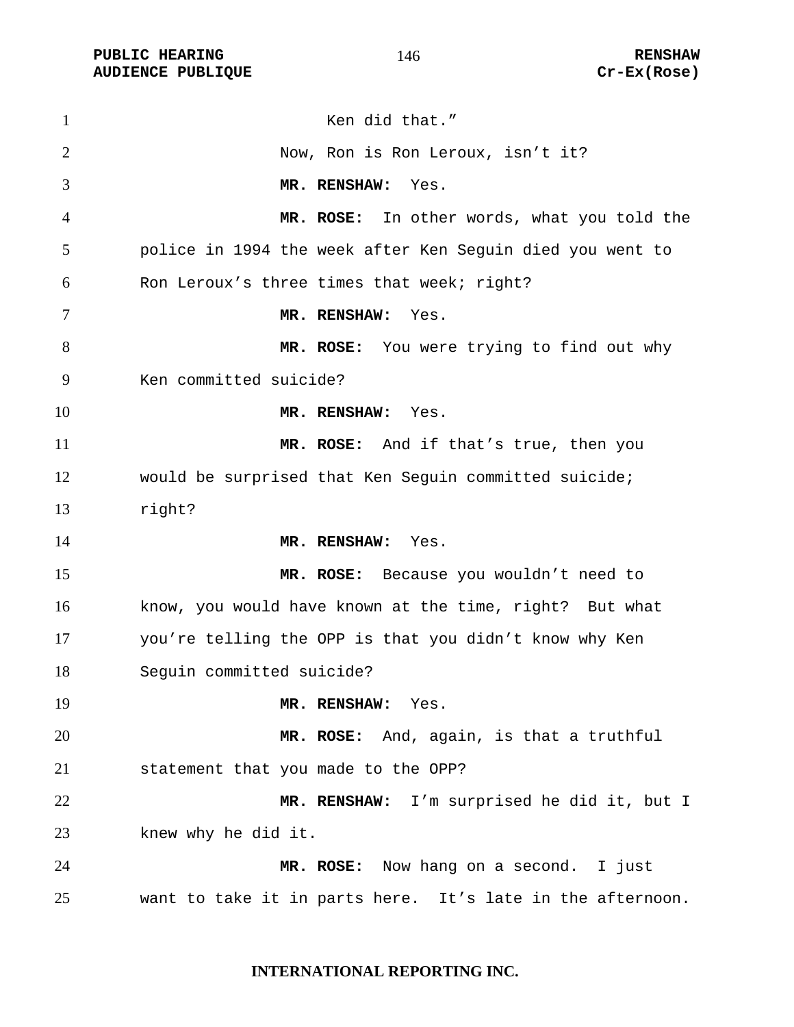Ken did that."

Now, Ron is Ron Leroux, isn't it?

**MR. RENSHAW:** Yes.

**MR. ROSE:** In other words, what you told the police in 1994 the week after Ken Seguin died you went to Ron Leroux's three times that week; right?

**MR. RENSHAW:** Yes.

**MR. ROSE:** You were trying to find out why Ken committed suicide?

**MR. RENSHAW:** Yes.

**MR. ROSE:** And if that's true, then you would be surprised that Ken Seguin committed suicide; right?

**MR. RENSHAW:** Yes.

**MR. ROSE:** Because you wouldn't need to know, you would have known at the time, right? But what you're telling the OPP is that you didn't know why Ken Seguin committed suicide?

**MR. RENSHAW:** Yes.

**MR. ROSE:** And, again, is that a truthful statement that you made to the OPP?

**MR. RENSHAW:** I'm surprised he did it, but I knew why he did it.

**MR. ROSE:** Now hang on a second. I just want to take it in parts here. It's late in the afternoon.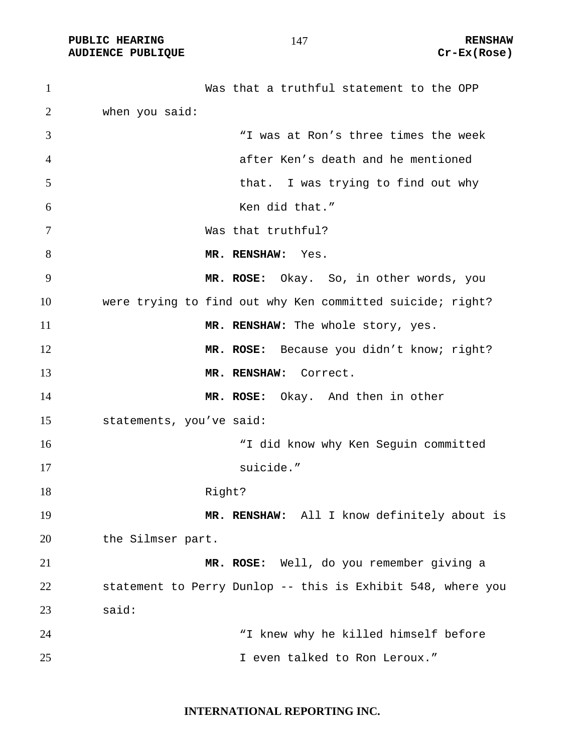Was that a truthful statement to the OPP when you said:

> "I was at Ron's three times the week after Ken's death and he mentioned that. I was trying to find out why Ken did that."

Was that truthful?

**MR. RENSHAW:** Yes.

**MR. ROSE:** Okay. So, in other words, you were trying to find out why Ken committed suicide; right?

**MR. RENSHAW:** The whole story, yes.

**MR. ROSE:** Because you didn't know; right?

**MR. RENSHAW:** Correct.

**MR. ROSE:** Okay. And then in other statements, you've said:

> "I did know why Ken Seguin committed suicide."

Right?

**MR. RENSHAW:** All I know definitely about is the Silmser part.

**MR. ROSE:** Well, do you remember giving a statement to Perry Dunlop -- this is Exhibit 548, where you said:

> "I knew why he killed himself before I even talked to Ron Leroux."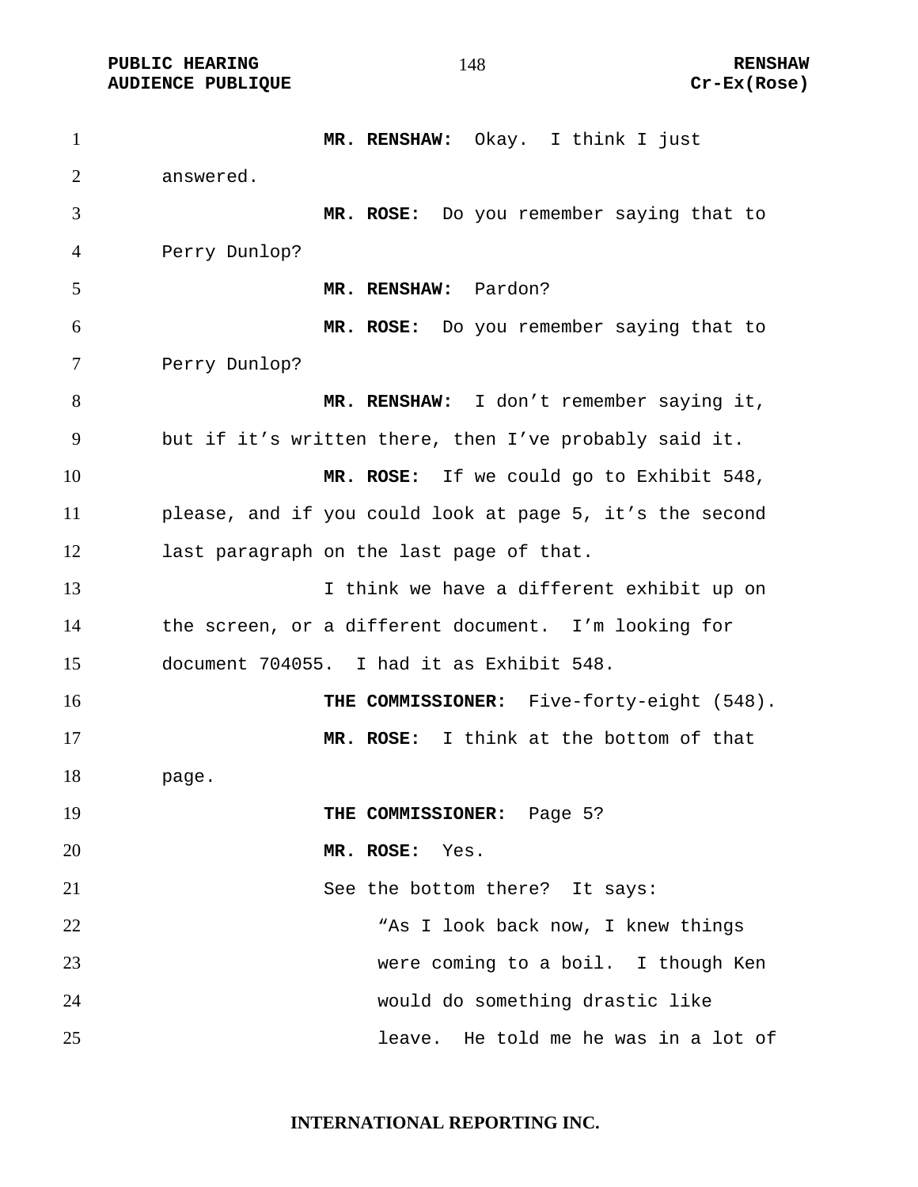**MR. RENSHAW:** Okay. I think I just answered.

**MR. ROSE:** Do you remember saying that to Perry Dunlop?

**MR. RENSHAW:** Pardon?

**MR. ROSE:** Do you remember saying that to Perry Dunlop?

**MR. RENSHAW:** I don't remember saying it, but if it's written there, then I've probably said it.

**MR. ROSE:** If we could go to Exhibit 548, please, and if you could look at page 5, it's the second last paragraph on the last page of that.

I think we have a different exhibit up on the screen, or a different document. I'm looking for document 704055. I had it as Exhibit 548.

**THE COMMISSIONER:** Five-forty-eight (548).

**MR. ROSE:** I think at the bottom of that page.

**THE COMMISSIONER:** Page 5?

**MR. ROSE:** Yes.

See the bottom there? It says:

> "As I look back now, I knew things were coming to a boil. I though Ken would do something drastic like leave. He told me he was in a lot of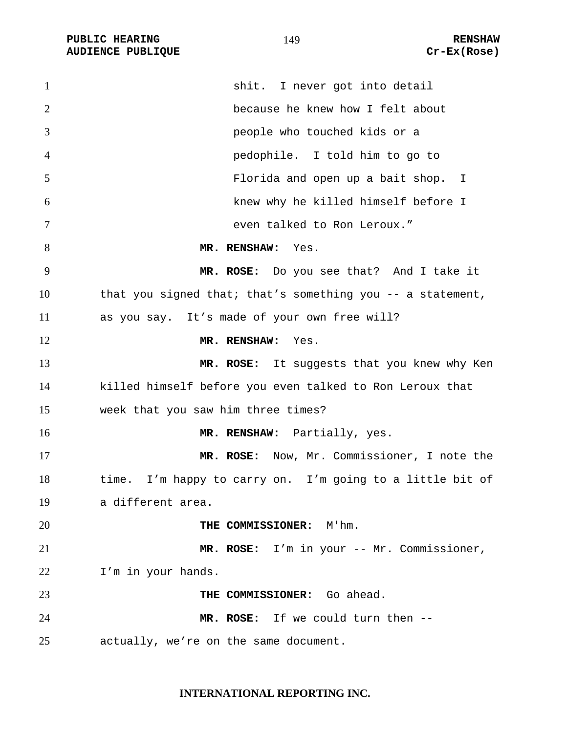shit. I never got into detail because he knew how I felt about people who touched kids or a pedophile. I told him to go to Florida and open up a bait shop. I knew why he killed himself before I even talked to Ron Leroux."

**MR. RENSHAW:** Yes.

**MR. ROSE:** Do you see that? And I take it that you signed that; that's something you -- a statement, as you say. It's made of your own free will?

**MR. RENSHAW:** Yes.

**MR. ROSE:** It suggests that you knew why Ken killed himself before you even talked to Ron Leroux that week that you saw him three times?

**MR. RENSHAW:** Partially, yes.

**MR. ROSE:** Now, Mr. Commissioner, I note the time. I'm happy to carry on. I'm going to a little bit of a different area.

**THE COMMISSIONER:** M'hm.

**MR. ROSE:** I'm in your -- Mr. Commissioner, I'm in your hands.

**THE COMMISSIONER:** Go ahead.

**MR. ROSE:** If we could turn then -- actually, we're on the same document.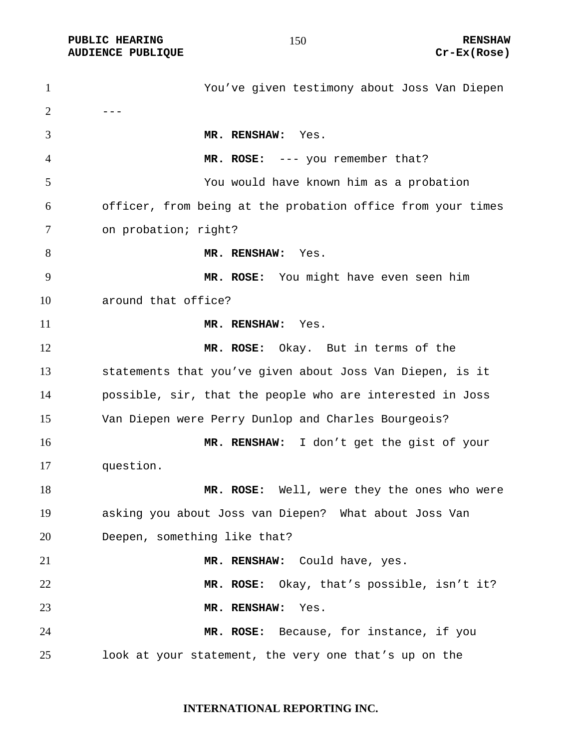You've given testimony about Joss Van Diepen ---

**MR. RENSHAW:** Yes.

**MR. ROSE:** --- you remember that?

You would have known him as a probation officer, from being at the probation office from your times on probation; right?

**MR. RENSHAW:** Yes.

**MR. ROSE:** You might have even seen him around that office?

**MR. RENSHAW:** Yes.

**MR. ROSE:** Okay. But in terms of the statements that you've given about Joss Van Diepen, is it possible, sir, that the people who are interested in Joss Van Diepen were Perry Dunlop and Charles Bourgeois?

**MR. RENSHAW:** I don't get the gist of your question.

**MR. ROSE:** Well, were they the ones who were asking you about Joss van Diepen? What about Joss Van Deepen, something like that?

**MR. RENSHAW:** Could have, yes.

**MR. ROSE:** Okay, that's possible, isn't it?

**MR. RENSHAW:** Yes.

**MR. ROSE:** Because, for instance, if you look at your statement, the very one that's up on the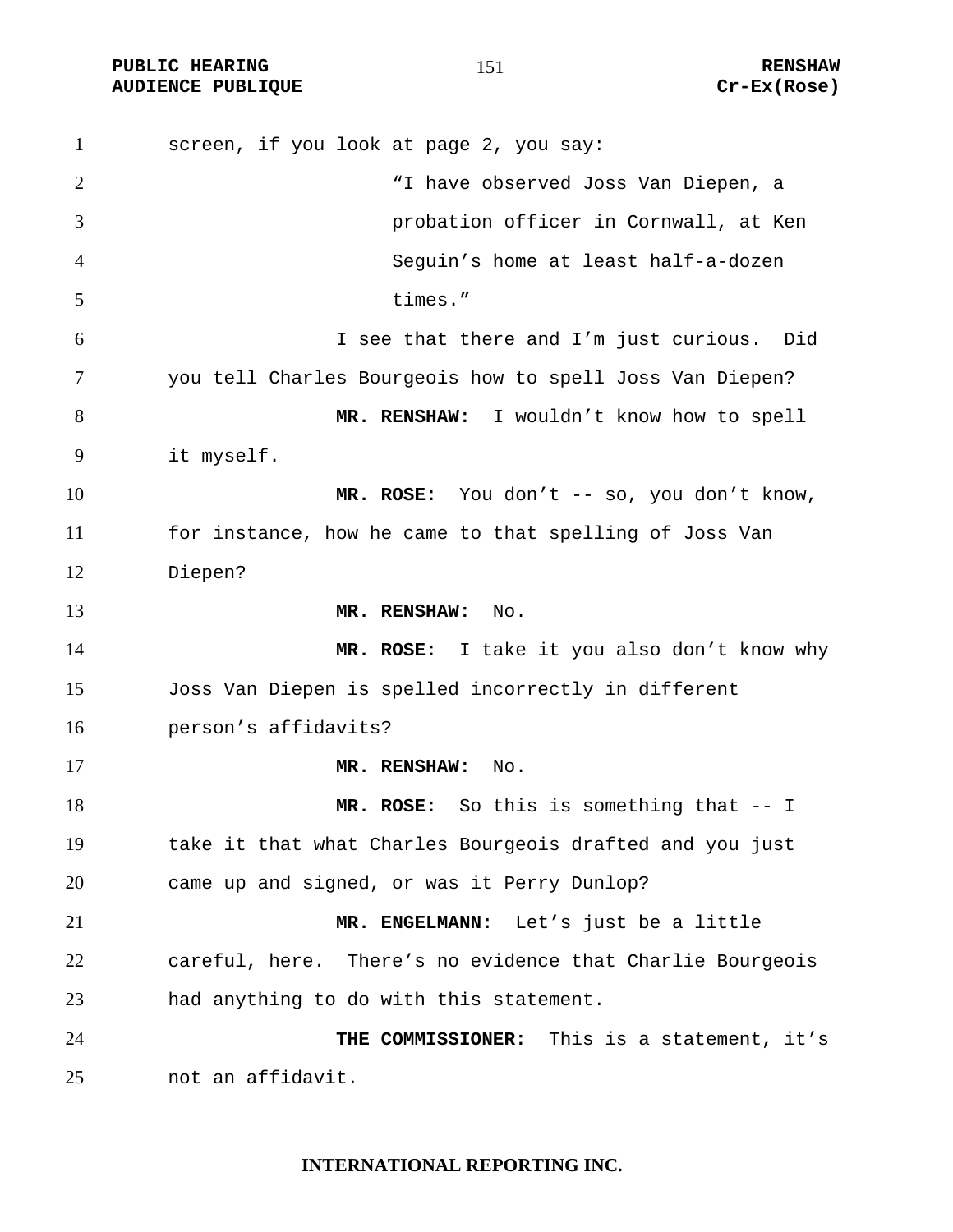screen, if you look at page 2, you say:

> "I have observed Joss Van Diepen, a probation officer in Cornwall, at Ken Seguin's home at least half-a-dozen times."

I see that there and I'm just curious. Did you tell Charles Bourgeois how to spell Joss Van Diepen?

**MR. RENSHAW:** I wouldn't know how to spell it myself.

**MR. ROSE:** You don't -- so, you don't know, for instance, how he came to that spelling of Joss Van Diepen?

**MR. RENSHAW:** No.

**MR. ROSE:** I take it you also don't know why Joss Van Diepen is spelled incorrectly in different person's affidavits?

**MR. RENSHAW:** No.

**MR. ROSE:** So this is something that -- I take it that what Charles Bourgeois drafted and you just came up and signed, or was it Perry Dunlop?

**MR. ENGELMANN:** Let's just be a little careful, here. There's no evidence that Charlie Bourgeois had anything to do with this statement.

**THE COMMISSIONER:** This is a statement, it's not an affidavit.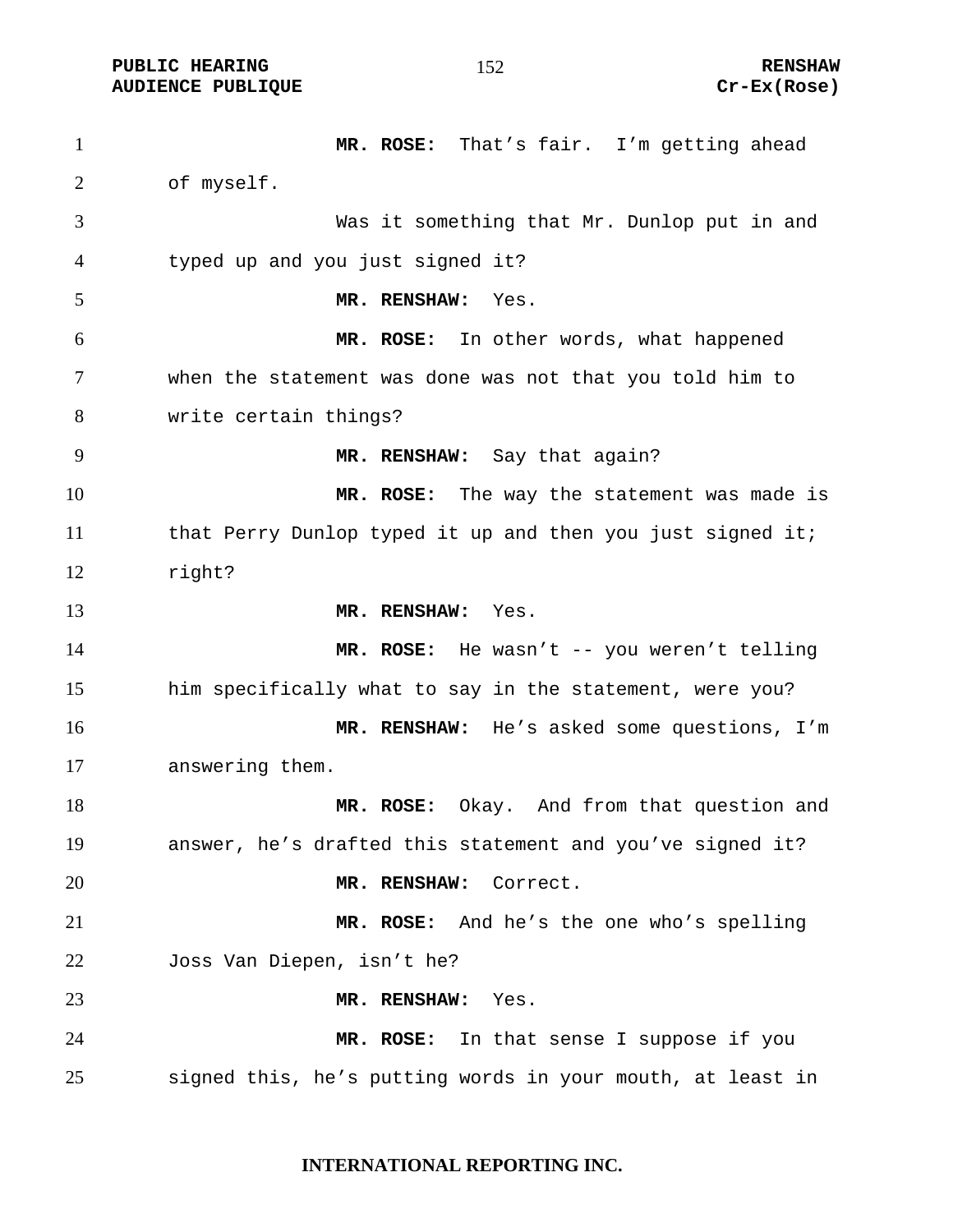**MR. ROSE:** That's fair. I'm getting ahead of myself.

Was it something that Mr. Dunlop put in and typed up and you just signed it?

**MR. RENSHAW:** Yes.

**MR. ROSE:** In other words, what happened when the statement was done was not that you told him to write certain things?

**MR. RENSHAW:** Say that again?

**MR. ROSE:** The way the statement was made is that Perry Dunlop typed it up and then you just signed it; right?

**MR. RENSHAW:** Yes.

**MR. ROSE:** He wasn't -- you weren't telling him specifically what to say in the statement, were you?

**MR. RENSHAW:** He's asked some questions, I'm answering them.

**MR. ROSE:** Okay. And from that question and answer, he's drafted this statement and you've signed it?

**MR. RENSHAW:** Correct.

**MR. ROSE:** And he's the one who's spelling Joss Van Diepen, isn't he?

**MR. RENSHAW:** Yes.

**MR. ROSE:** In that sense I suppose if you signed this, he's putting words in your mouth, at least in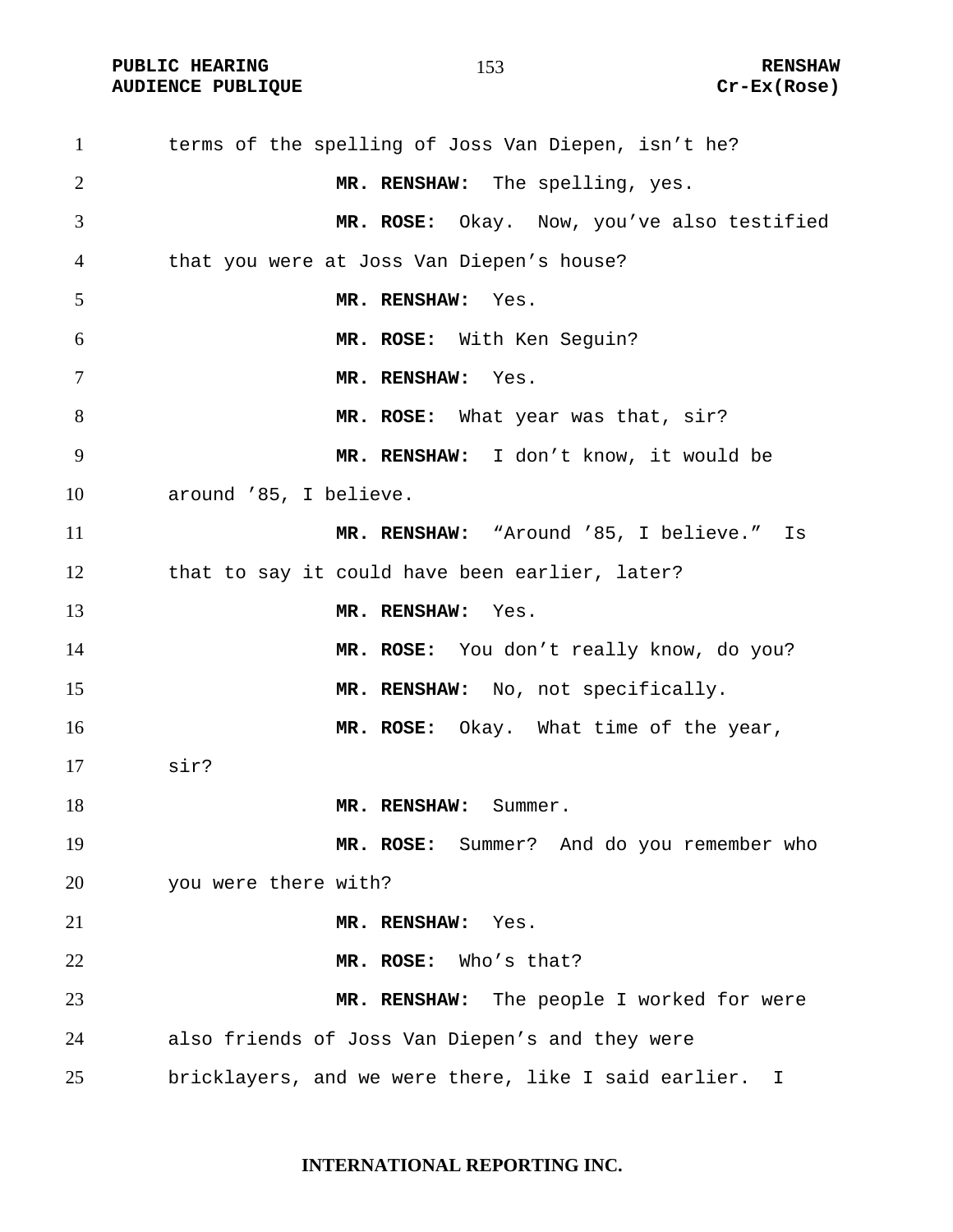terms of the spelling of Joss Van Diepen, isn't he?

**MR. RENSHAW:** The spelling, yes.

**MR. ROSE:** Okay. Now, you've also testified that you were at Joss Van Diepen's house?

**MR. RENSHAW:** Yes.

**MR. ROSE:** With Ken Seguin?

**MR. RENSHAW:** Yes.

**MR. ROSE:** What year was that, sir?

**MR. RENSHAW:** I don't know, it would be around '85, I believe.

**MR. RENSHAW:** "Around '85, I believe." Is that to say it could have been earlier, later?

**MR. RENSHAW:** Yes.

**MR. ROSE:** You don't really know, do you?

**MR. RENSHAW:** No, not specifically.

**MR. ROSE:** Okay. What time of the year, sir?

**MR. RENSHAW:** Summer.

**MR. ROSE:** Summer? And do you remember who you were there with?

**MR. RENSHAW:** Yes.

**MR. ROSE:** Who's that?

**MR. RENSHAW:** The people I worked for were also friends of Joss Van Diepen's and they were bricklayers, and we were there, like I said earlier. I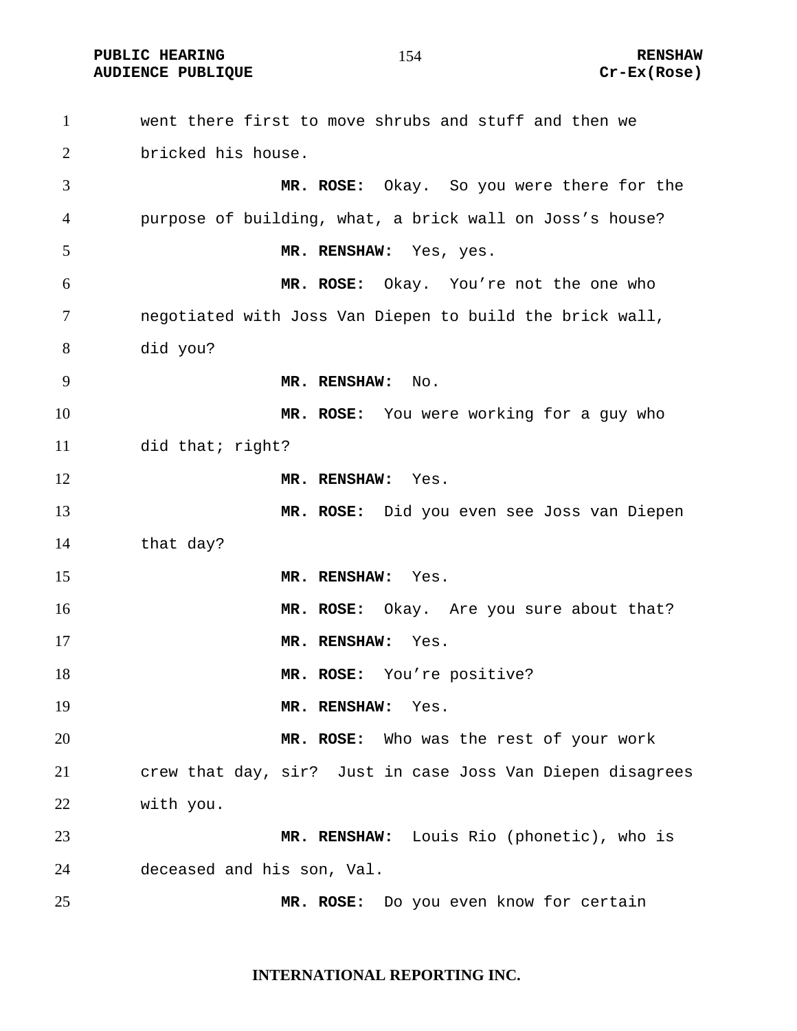went there first to move shrubs and stuff and then we bricked his house.

**MR. ROSE:** Okay. So you were there for the purpose of building, what, a brick wall on Joss's house?

**MR. RENSHAW:** Yes, yes.

**MR. ROSE:** Okay. You're not the one who negotiated with Joss Van Diepen to build the brick wall, did you?

**MR. RENSHAW:** No.

**MR. ROSE:** You were working for a guy who did that; right?

**MR. RENSHAW:** Yes.

**MR. ROSE:** Did you even see Joss van Diepen that day?

**MR. RENSHAW:** Yes.

**MR. ROSE:** Okay. Are you sure about that?

**MR. RENSHAW:** Yes.

**MR. ROSE:** You're positive?

**MR. RENSHAW:** Yes.

**MR. ROSE:** Who was the rest of your work crew that day, sir? Just in case Joss Van Diepen disagrees with you.

**MR. RENSHAW:** Louis Rio (phonetic), who is deceased and his son, Val.

**MR. ROSE:** Do you even know for certain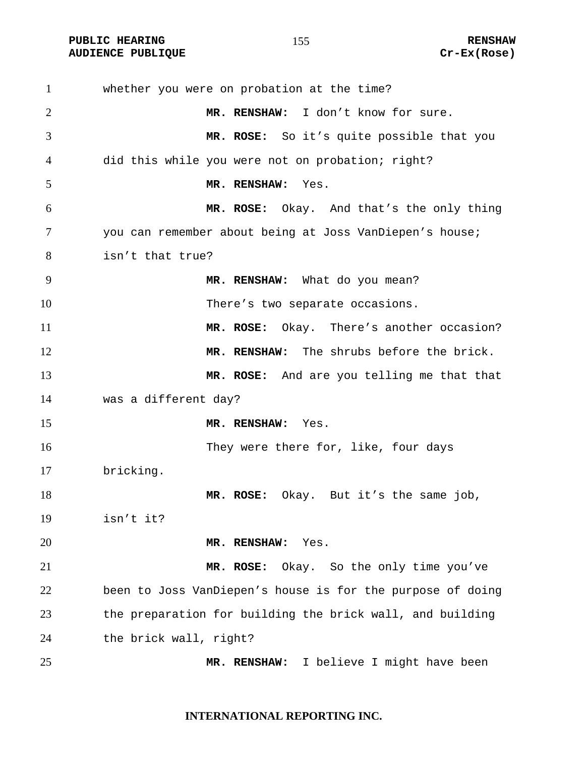whether you were on probation at the time?

**MR. RENSHAW:** I don't know for sure.

**MR. ROSE:** So it's quite possible that you did this while you were not on probation; right?

**MR. RENSHAW:** Yes.

**MR. ROSE:** Okay. And that's the only thing you can remember about being at Joss VanDiepen's house; isn't that true?

**MR. RENSHAW:** What do you mean?

There's two separate occasions.

**MR. ROSE:** Okay. There's another occasion?

**MR. RENSHAW:** The shrubs before the brick.

**MR. ROSE:** And are you telling me that that was a different day?

**MR. RENSHAW:** Yes.

They were there for, like, four days bricking.

**MR. ROSE:** Okay. But it's the same job, isn't it?

**MR. RENSHAW:** Yes.

**MR. ROSE:** Okay. So the only time you've been to Joss VanDiepen's house is for the purpose of doing the preparation for building the brick wall, and building the brick wall, right?

**MR. RENSHAW:** I believe I might have been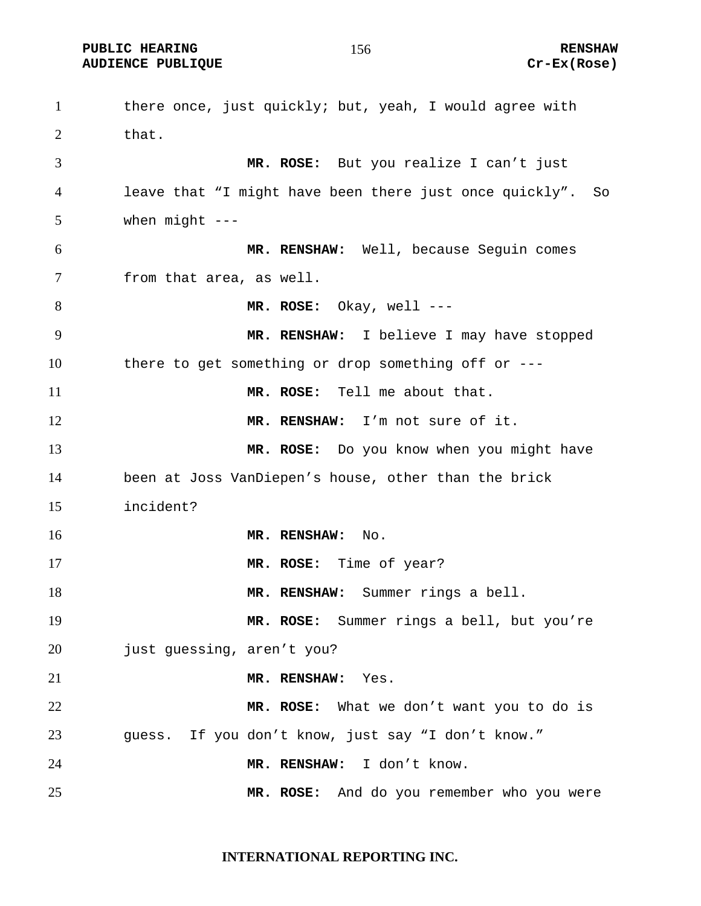there once, just quickly; but, yeah, I would agree with that.

**MR. ROSE:** But you realize I can't just leave that "I might have been there just once quickly". So when might ---

**MR. RENSHAW:** Well, because Seguin comes from that area, as well.

**MR. ROSE:** Okay, well ---

**MR. RENSHAW:** I believe I may have stopped there to get something or drop something off or ---

**MR. ROSE:** Tell me about that.

**MR. RENSHAW:** I'm not sure of it.

**MR. ROSE:** Do you know when you might have been at Joss VanDiepen's house, other than the brick incident?

**MR. RENSHAW:** No.

**MR. ROSE:** Time of year?

**MR. RENSHAW:** Summer rings a bell.

**MR. ROSE:** Summer rings a bell, but you're just guessing, aren't you?

**MR. RENSHAW:** Yes.

**MR. ROSE:** What we don't want you to do is guess. If you don't know, just say "I don't know."

**MR. RENSHAW:** I don't know.

**MR. ROSE:** And do you remember who you were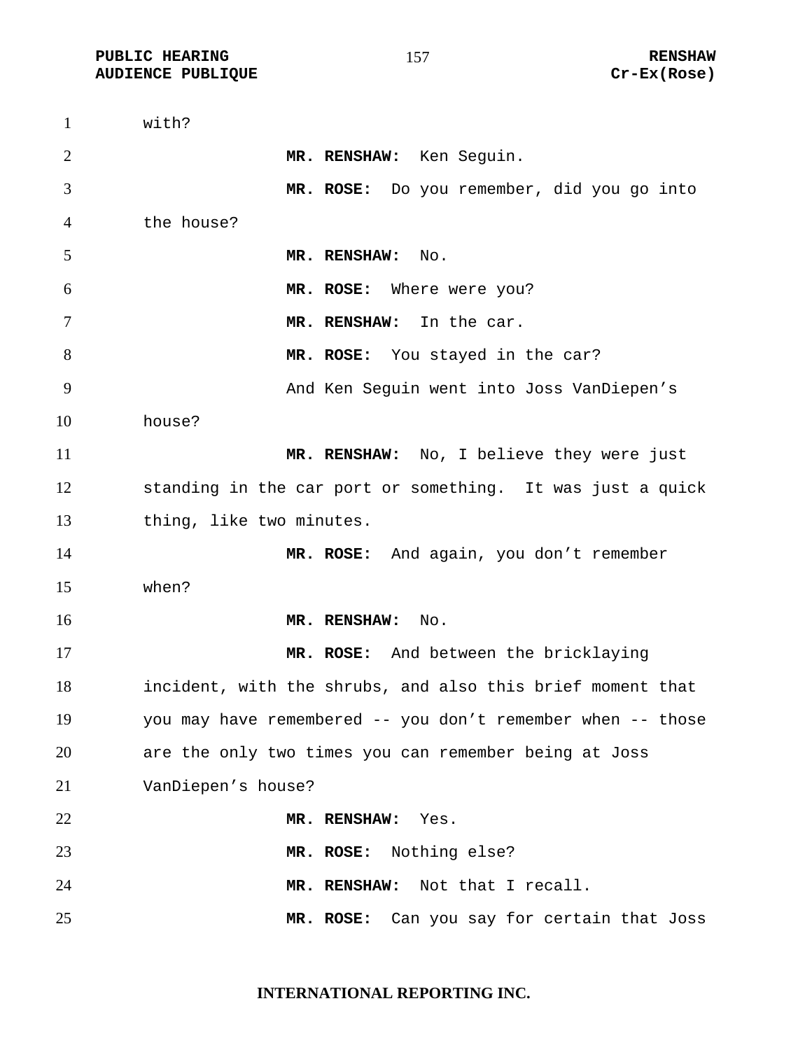with?

**MR. RENSHAW:** Ken Seguin.

**MR. ROSE:** Do you remember, did you go into the house?

**MR. RENSHAW:** No.

**MR. ROSE:** Where were you?

**MR. RENSHAW:** In the car.

**MR. ROSE:** You stayed in the car?

And Ken Seguin went into Joss VanDiepen's house?

**MR. RENSHAW:** No, I believe they were just standing in the car port or something. It was just a quick thing, like two minutes.

**MR. ROSE:** And again, you don't remember when?

**MR. RENSHAW:** No.

**MR. ROSE:** And between the bricklaying incident, with the shrubs, and also this brief moment that you may have remembered -- you don't remember when -- those are the only two times you can remember being at Joss VanDiepen's house?

**MR. RENSHAW:** Yes.

**MR. ROSE:** Nothing else?

**MR. RENSHAW:** Not that I recall.

**MR. ROSE:** Can you say for certain that Joss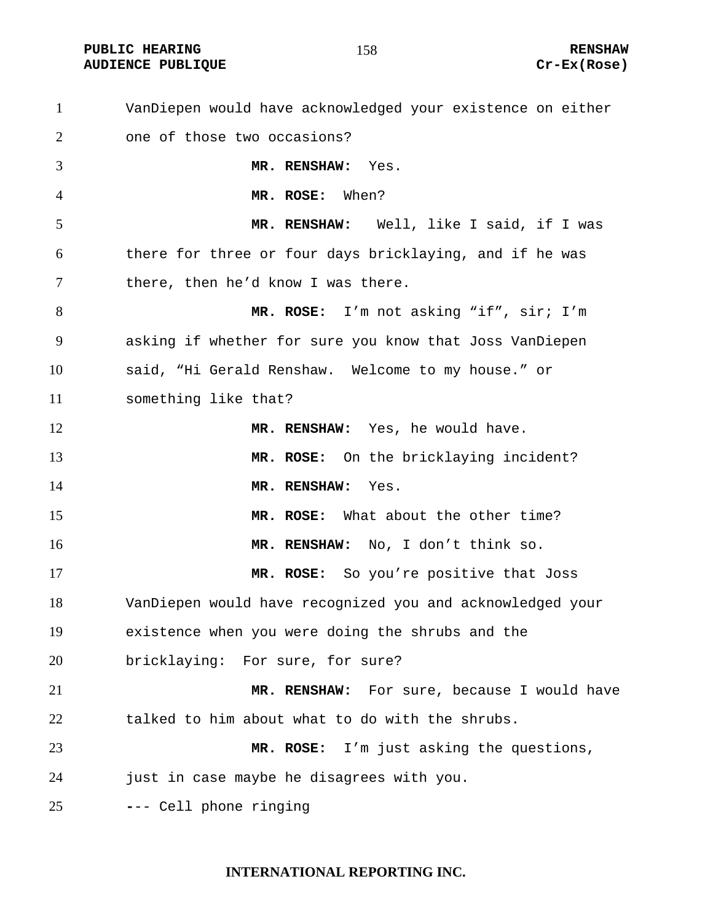VanDiepen would have acknowledged your existence on either one of those two occasions?

**MR. RENSHAW:** Yes.

**MR. ROSE:** When?

**MR. RENSHAW:** Well, like I said, if I was there for three or four days bricklaying, and if he was there, then he'd know I was there.

**MR. ROSE:** I'm not asking "if", sir; I'm asking if whether for sure you know that Joss VanDiepen said, "Hi Gerald Renshaw. Welcome to my house." or something like that?

**MR. RENSHAW:** Yes, he would have.

**MR. ROSE:** On the bricklaying incident?

**MR. RENSHAW:** Yes.

**MR. ROSE:** What about the other time?

**MR. RENSHAW:** No, I don't think so.

**MR. ROSE:** So you're positive that Joss VanDiepen would have recognized you and acknowledged your existence when you were doing the shrubs and the bricklaying: For sure, for sure?

**MR. RENSHAW:** For sure, because I would have talked to him about what to do with the shrubs.

**MR. ROSE:** I'm just asking the questions, just in case maybe he disagrees with you.

--- Cell phone ringing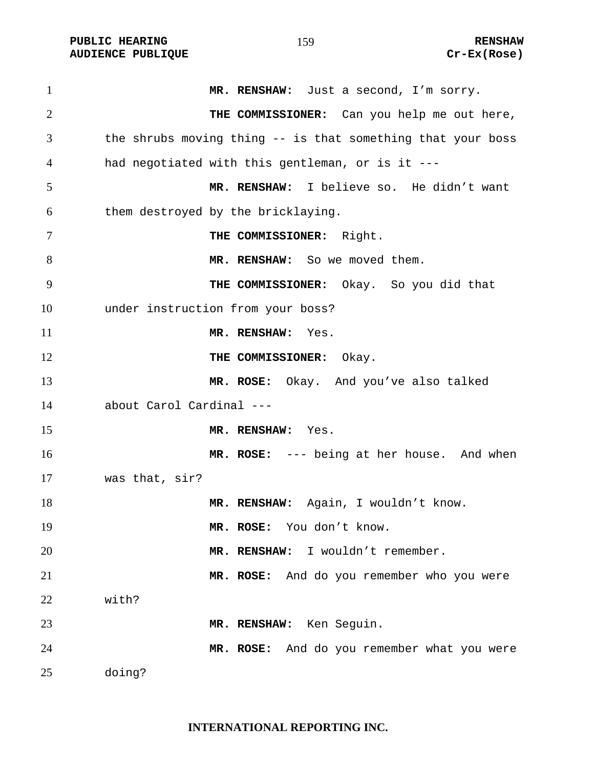**MR. RENSHAW:** Just a second, I'm sorry.

**THE COMMISSIONER:** Can you help me out here, the shrubs moving thing -- is that something that your boss had negotiated with this gentleman, or is it ---

**MR. RENSHAW:** I believe so. He didn't want them destroyed by the bricklaying.

**THE COMMISSIONER:** Right.

**MR. RENSHAW:** So we moved them.

**THE COMMISSIONER:** Okay. So you did that under instruction from your boss?

**MR. RENSHAW:** Yes.

**THE COMMISSIONER:** Okay.

**MR. ROSE:** Okay. And you've also talked about Carol Cardinal ---

**MR. RENSHAW:** Yes.

**MR. ROSE:** --- being at her house. And when was that, sir?

**MR. RENSHAW:** Again, I wouldn't know.

**MR. ROSE:** You don't know.

**MR. RENSHAW:** I wouldn't remember.

**MR. ROSE:** And do you remember who you were with?

**MR. RENSHAW:** Ken Seguin.

**MR. ROSE:** And do you remember what you were doing?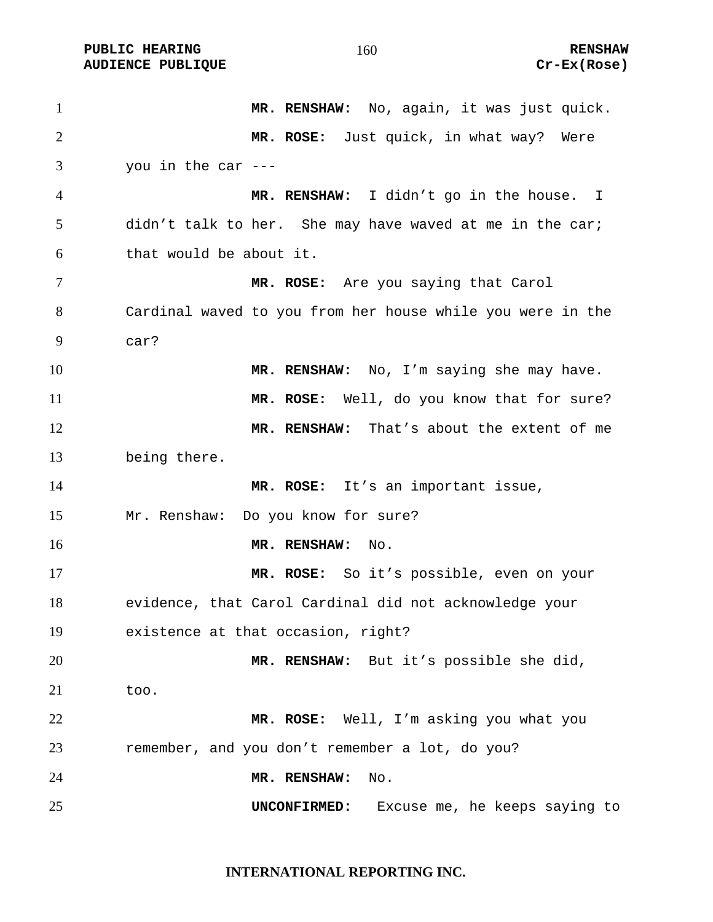**MR. RENSHAW:** No, again, it was just quick.

**MR. ROSE:** Just quick, in what way? Were you in the car ---

**MR. RENSHAW:** I didn't go in the house. I didn't talk to her. She may have waved at me in the car; that would be about it.

**MR. ROSE:** Are you saying that Carol Cardinal waved to you from her house while you were in the car?

**MR. RENSHAW:** No, I'm saying she may have.

**MR. ROSE:** Well, do you know that for sure?

**MR. RENSHAW:** That's about the extent of me being there.

**MR. ROSE:** It's an important issue, Mr. Renshaw: Do you know for sure?

**MR. RENSHAW:** No.

**MR. ROSE:** So it's possible, even on your evidence, that Carol Cardinal did not acknowledge your existence at that occasion, right?

**MR. RENSHAW:** But it's possible she did, too.

**MR. ROSE:** Well, I'm asking you what you remember, and you don't remember a lot, do you?

**MR. RENSHAW:** No.

**UNCONFIRMED:** Excuse me, he keeps saying to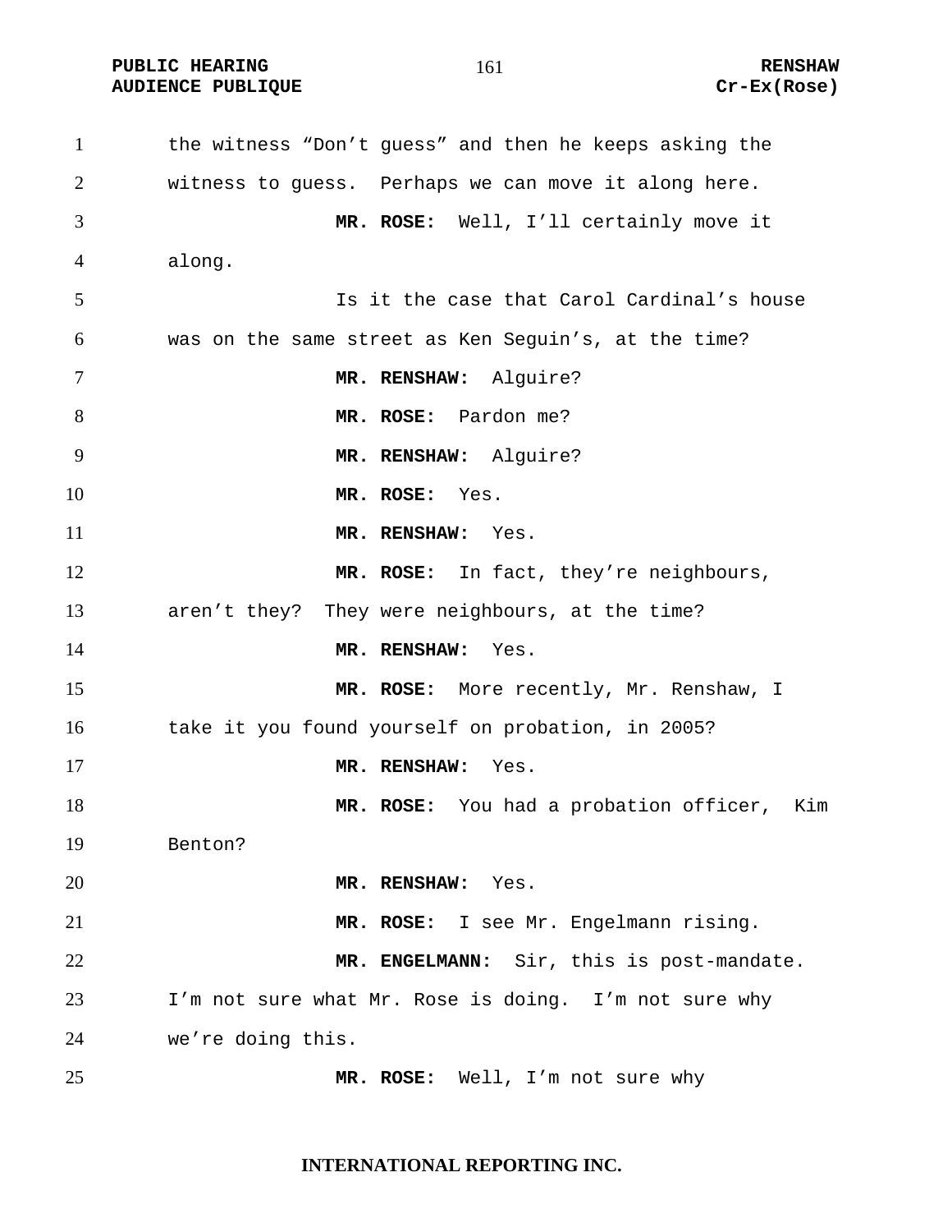the witness "Don't guess" and then he keeps asking the witness to guess. Perhaps we can move it along here.

**MR. ROSE:** Well, I'll certainly move it along.

Is it the case that Carol Cardinal's house was on the same street as Ken Seguin's, at the time?

**MR. RENSHAW:** Alguire?

**MR. ROSE:** Pardon me?

**MR. RENSHAW:** Alguire?

**MR. ROSE:** Yes.

**MR. RENSHAW:** Yes.

**MR. ROSE:** In fact, they're neighbours, aren't they? They were neighbours, at the time?

**MR. RENSHAW:** Yes.

**MR. ROSE:** More recently, Mr. Renshaw, I take it you found yourself on probation, in 2005?

**MR. RENSHAW:** Yes.

**MR. ROSE:** You had a probation officer, Kim Benton?

**MR. RENSHAW:** Yes.

**MR. ROSE:** I see Mr. Engelmann rising.

**MR. ENGELMANN:** Sir, this is post-mandate. I'm not sure what Mr. Rose is doing. I'm not sure why we're doing this.

**MR. ROSE:** Well, I'm not sure why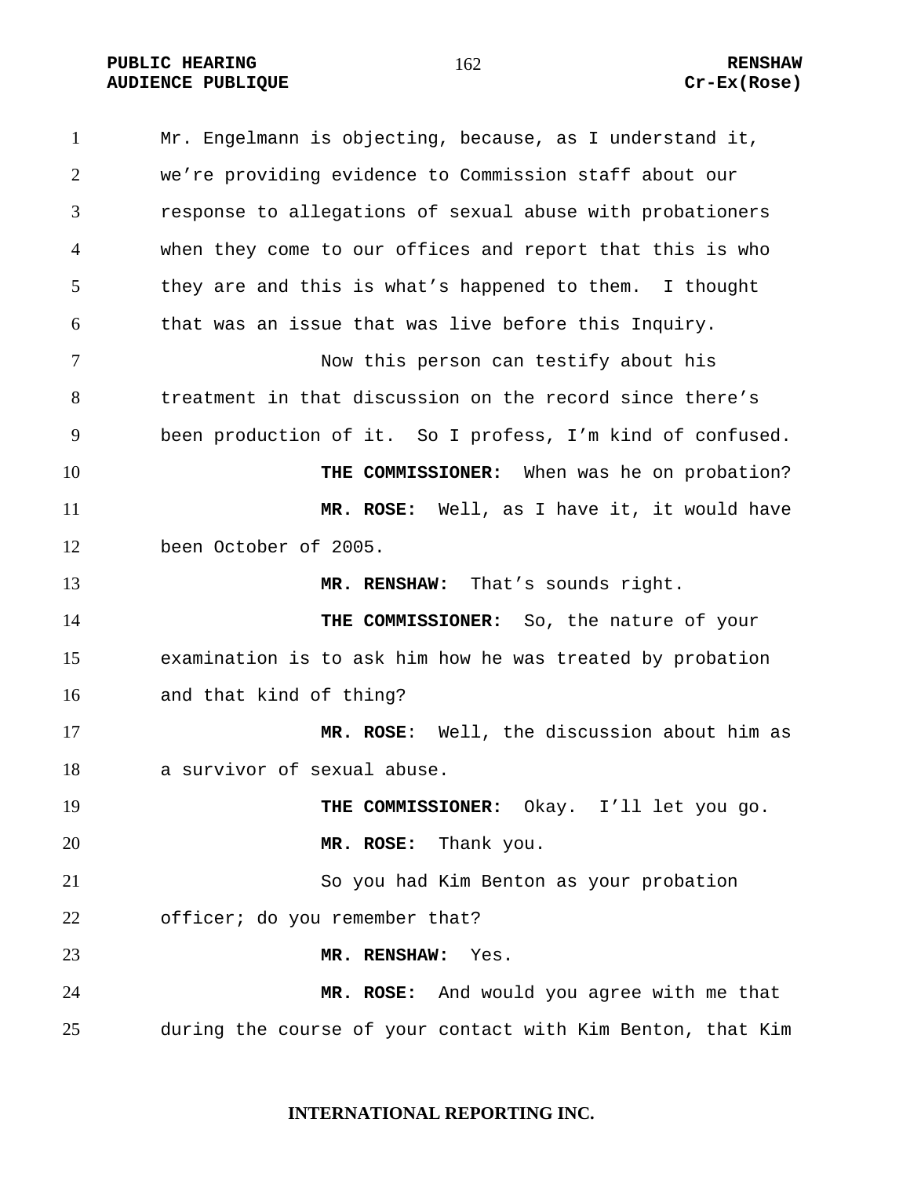Mr. Engelmann is objecting, because, as I understand it, we're providing evidence to Commission staff about our response to allegations of sexual abuse with probationers when they come to our offices and report that this is who they are and this is what's happened to them. I thought that was an issue that was live before this Inquiry.

Now this person can testify about his treatment in that discussion on the record since there's been production of it. So I profess, I'm kind of confused.

**THE COMMISSIONER:** When was he on probation?

**MR. ROSE:** Well, as I have it, it would have been October of 2005.

**MR. RENSHAW:** That's sounds right.

**THE COMMISSIONER:** So, the nature of your examination is to ask him how he was treated by probation and that kind of thing?

**MR. ROSE**: Well, the discussion about him as a survivor of sexual abuse.

**THE COMMISSIONER:** Okay. I'll let you go.

**MR. ROSE:** Thank you.

So you had Kim Benton as your probation officer; do you remember that?

**MR. RENSHAW:** Yes.

**MR. ROSE:** And would you agree with me that during the course of your contact with Kim Benton, that Kim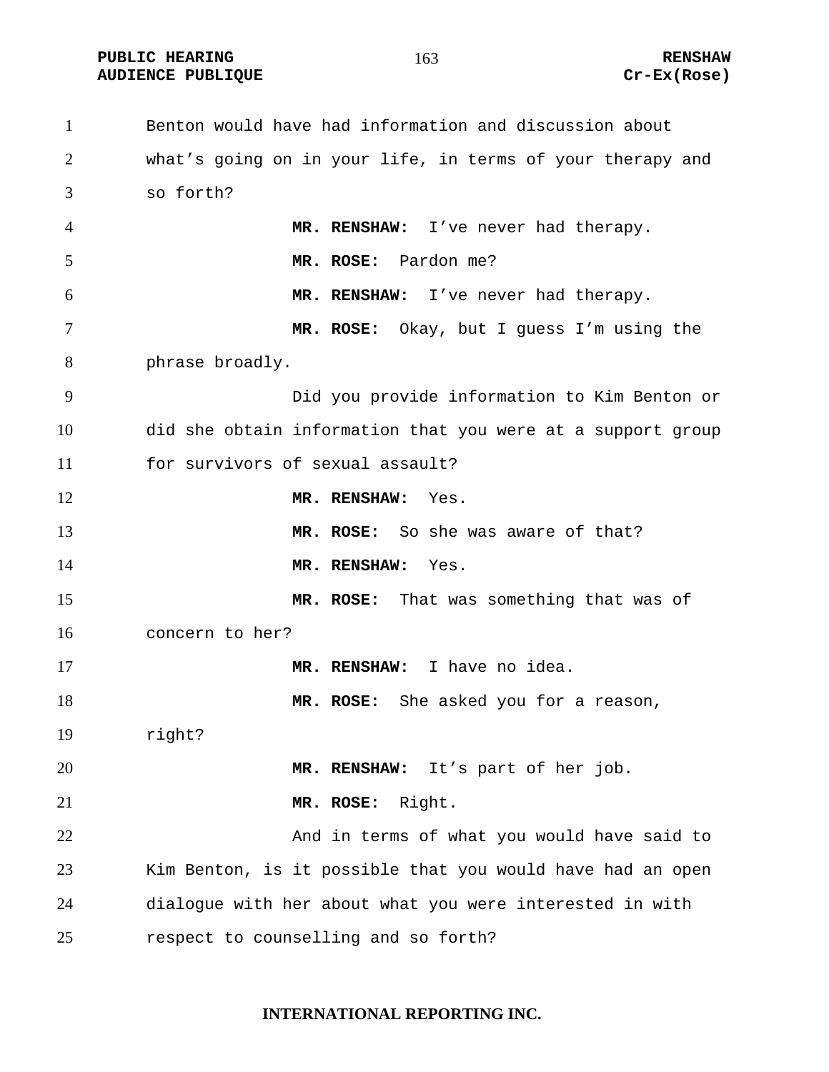Benton would have had information and discussion about what's going on in your life, in terms of your therapy and so forth?

**MR. RENSHAW:** I've never had therapy.

**MR. ROSE:** Pardon me?

**MR. RENSHAW:** I've never had therapy.

**MR. ROSE:** Okay, but I guess I'm using the phrase broadly.

Did you provide information to Kim Benton or did she obtain information that you were at a support group for survivors of sexual assault?

**MR. RENSHAW:** Yes.

**MR. ROSE:** So she was aware of that?

**MR. RENSHAW:** Yes.

**MR. ROSE:** That was something that was of concern to her?

**MR. RENSHAW:** I have no idea.

**MR. ROSE:** She asked you for a reason, right?

**MR. RENSHAW:** It's part of her job.

**MR. ROSE:** Right.

And in terms of what you would have said to Kim Benton, is it possible that you would have had an open dialogue with her about what you were interested in with respect to counselling and so forth?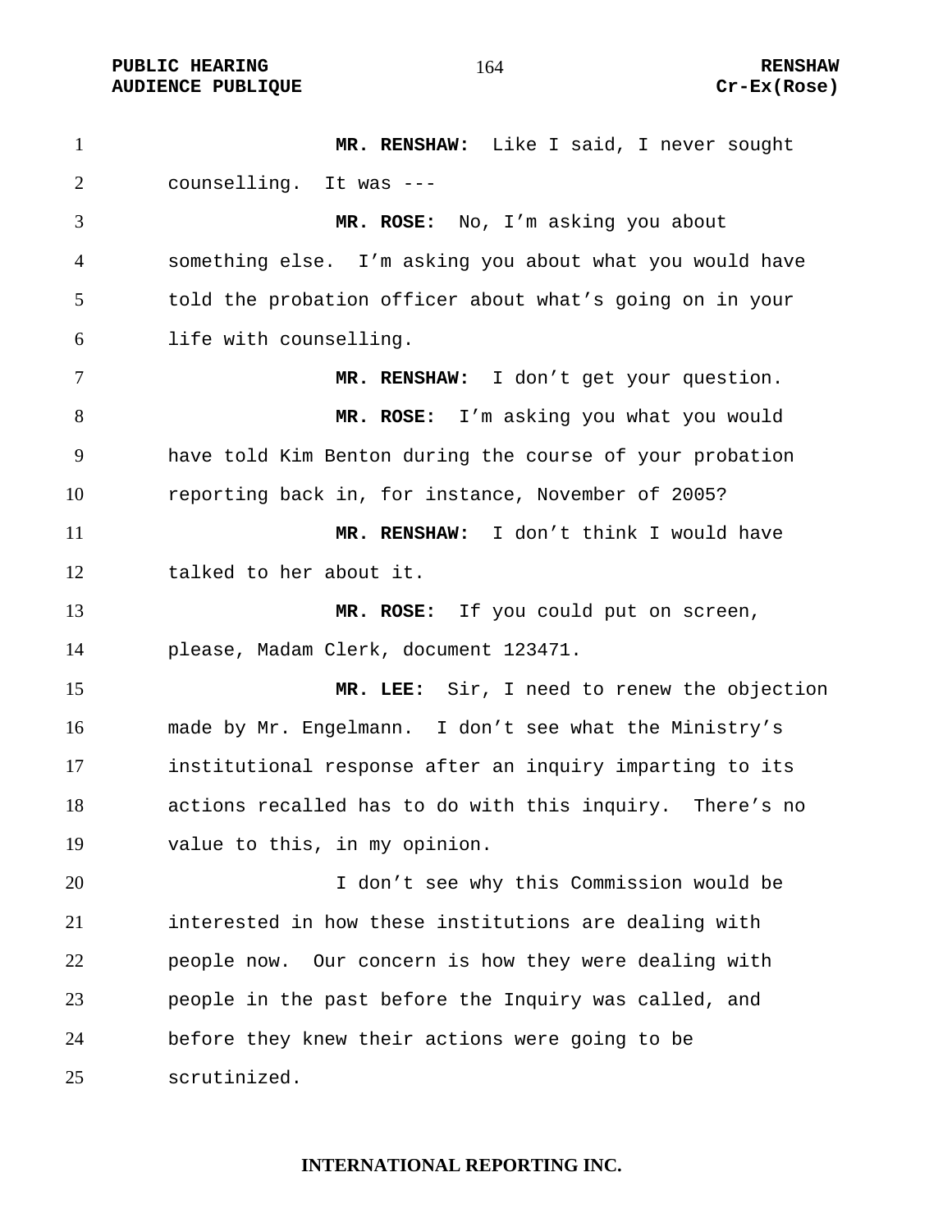**MR. RENSHAW:** Like I said, I never sought counselling. It was ---

**MR. ROSE:** No, I'm asking you about something else. I'm asking you about what you would have told the probation officer about what's going on in your life with counselling.

**MR. RENSHAW:** I don't get your question.

**MR. ROSE:** I'm asking you what you would have told Kim Benton during the course of your probation reporting back in, for instance, November of 2005?

**MR. RENSHAW:** I don't think I would have talked to her about it.

**MR. ROSE:** If you could put on screen, please, Madam Clerk, document 123471.

**MR. LEE:** Sir, I need to renew the objection made by Mr. Engelmann. I don't see what the Ministry's institutional response after an inquiry imparting to its actions recalled has to do with this inquiry. There's no value to this, in my opinion.

I don't see why this Commission would be interested in how these institutions are dealing with people now. Our concern is how they were dealing with people in the past before the Inquiry was called, and before they knew their actions were going to be scrutinized.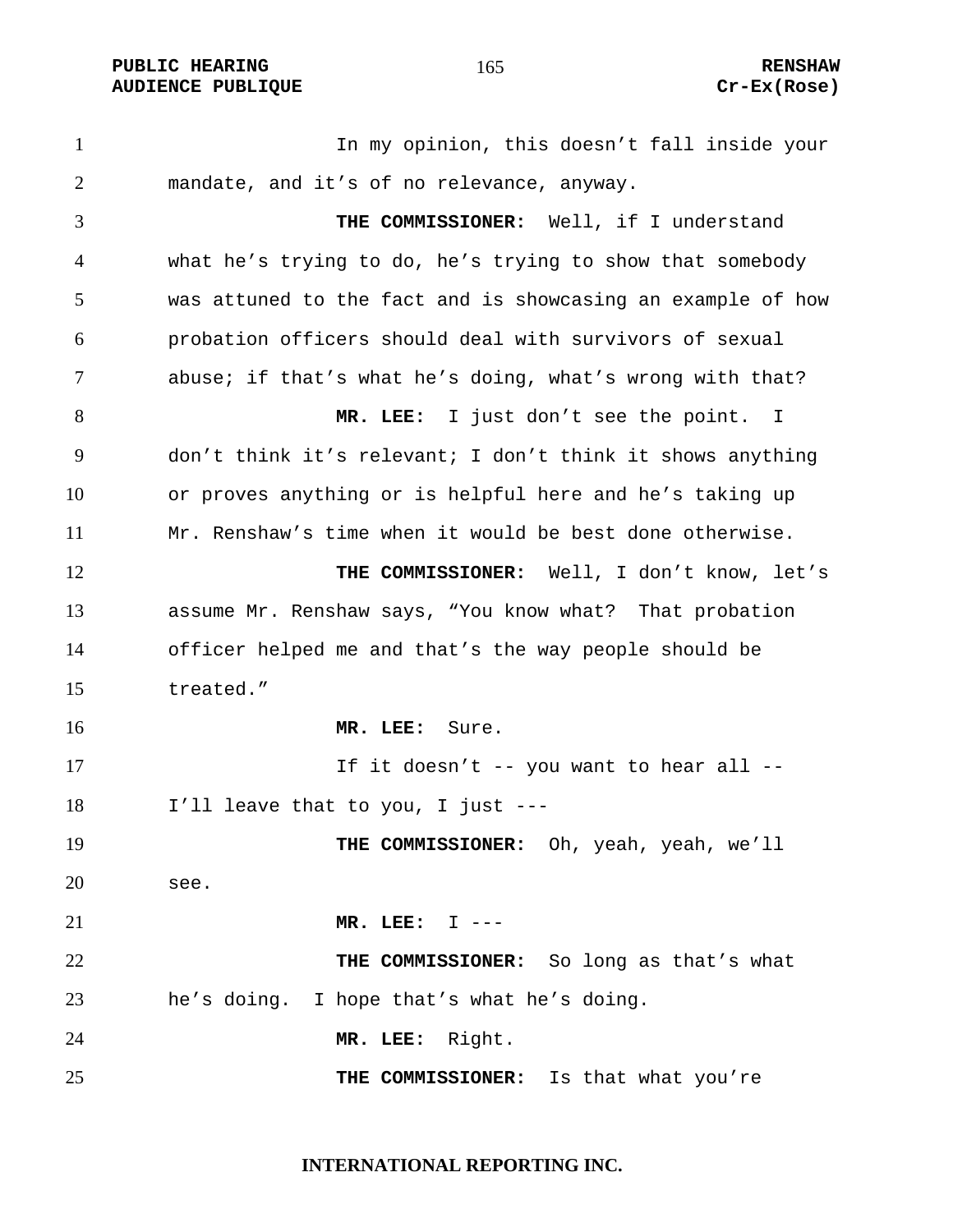In my opinion, this doesn't fall inside your mandate, and it's of no relevance, anyway.

**THE COMMISSIONER:** Well, if I understand what he's trying to do, he's trying to show that somebody was attuned to the fact and is showcasing an example of how probation officers should deal with survivors of sexual abuse; if that's what he's doing, what's wrong with that?

**MR. LEE:** I just don't see the point. I don't think it's relevant; I don't think it shows anything or proves anything or is helpful here and he's taking up Mr. Renshaw's time when it would be best done otherwise.

**THE COMMISSIONER:** Well, I don't know, let's assume Mr. Renshaw says, "You know what? That probation officer helped me and that's the way people should be treated."

**MR. LEE:** Sure.

If it doesn't -- you want to hear all -- I'll leave that to you, I just ---

**THE COMMISSIONER:** Oh, yeah, yeah, we'll see.

**MR. LEE:** I ---

**THE COMMISSIONER:** So long as that's what he's doing. I hope that's what he's doing.

**MR. LEE:** Right.

**THE COMMISSIONER:** Is that what you're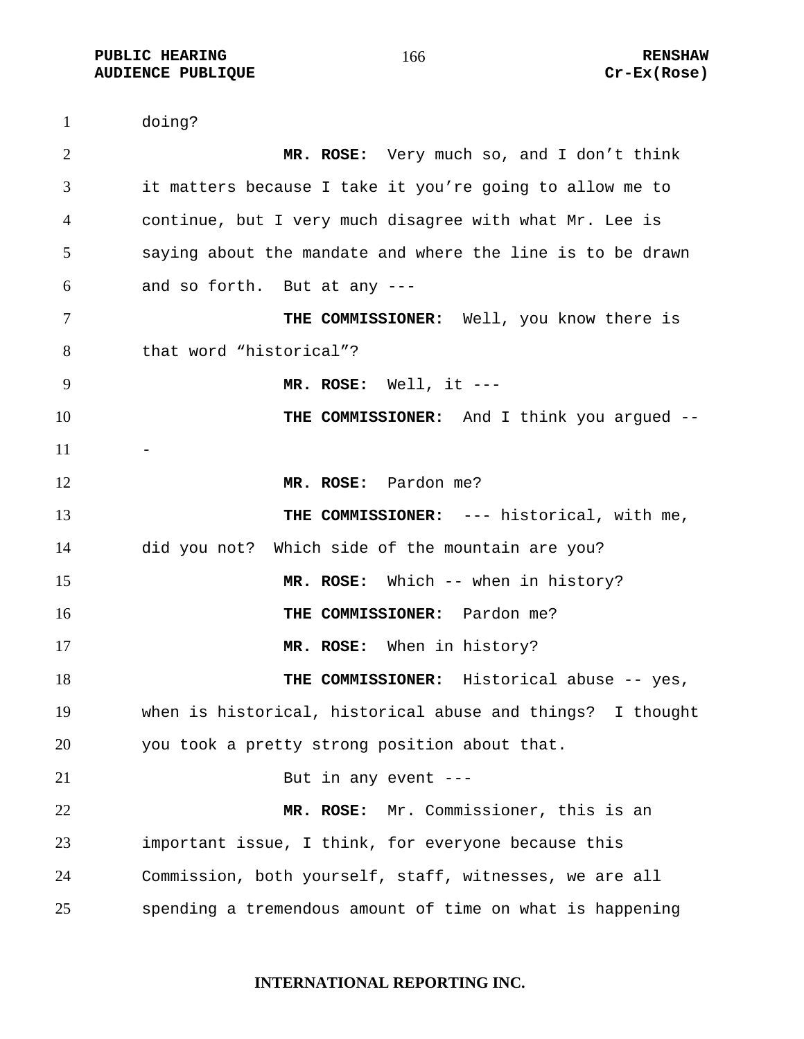doing?

**MR. ROSE:** Very much so, and I don't think it matters because I take it you're going to allow me to continue, but I very much disagree with what Mr. Lee is saying about the mandate and where the line is to be drawn and so forth. But at any ---

**THE COMMISSIONER:** Well, you know there is that word "historical"?

**MR. ROSE:** Well, it ---

**THE COMMISSIONER:** And I think you argued ---

**MR. ROSE:** Pardon me?

**THE COMMISSIONER:** --- historical, with me, did you not? Which side of the mountain are you?

**MR. ROSE:** Which -- when in history?

**THE COMMISSIONER:** Pardon me?

**MR. ROSE:** When in history?

**THE COMMISSIONER:** Historical abuse -- yes, when is historical, historical abuse and things? I thought you took a pretty strong position about that.

But in any event ---

**MR. ROSE:** Mr. Commissioner, this is an important issue, I think, for everyone because this Commission, both yourself, staff, witnesses, we are all spending a tremendous amount of time on what is happening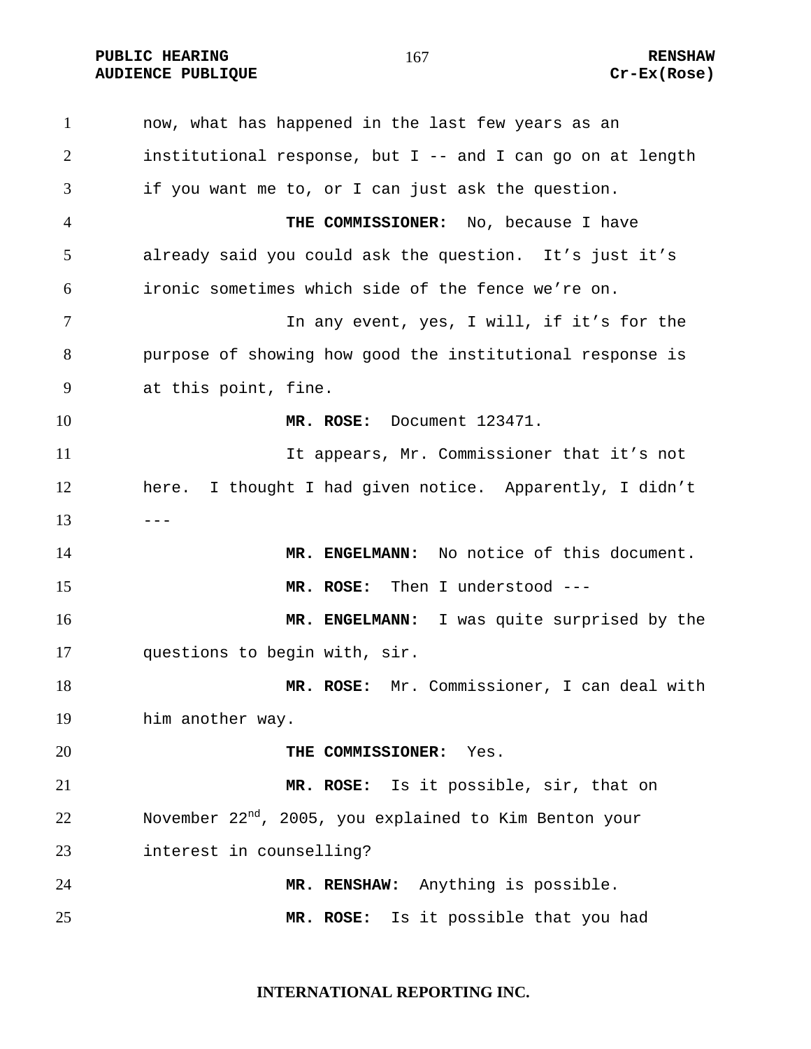now, what has happened in the last few years as an institutional response, but I -- and I can go on at length if you want me to, or I can just ask the question.

**THE COMMISSIONER:** No, because I have already said you could ask the question. It's just it's ironic sometimes which side of the fence we're on.

In any event, yes, I will, if it's for the purpose of showing how good the institutional response is at this point, fine.

**MR. ROSE:** Document 123471.

It appears, Mr. Commissioner that it's not here. I thought I had given notice. Apparently, I didn't ---

**MR. ENGELMANN:** No notice of this document.

**MR. ROSE:** Then I understood ---

**MR. ENGELMANN:** I was quite surprised by the questions to begin with, sir.

**MR. ROSE:** Mr. Commissioner, I can deal with him another way.

**THE COMMISSIONER:** Yes.

**MR. ROSE:** Is it possible, sir, that on November 22nd, 2005, you explained to Kim Benton your interest in counselling?

**MR. RENSHAW:** Anything is possible.

**MR. ROSE:** Is it possible that you had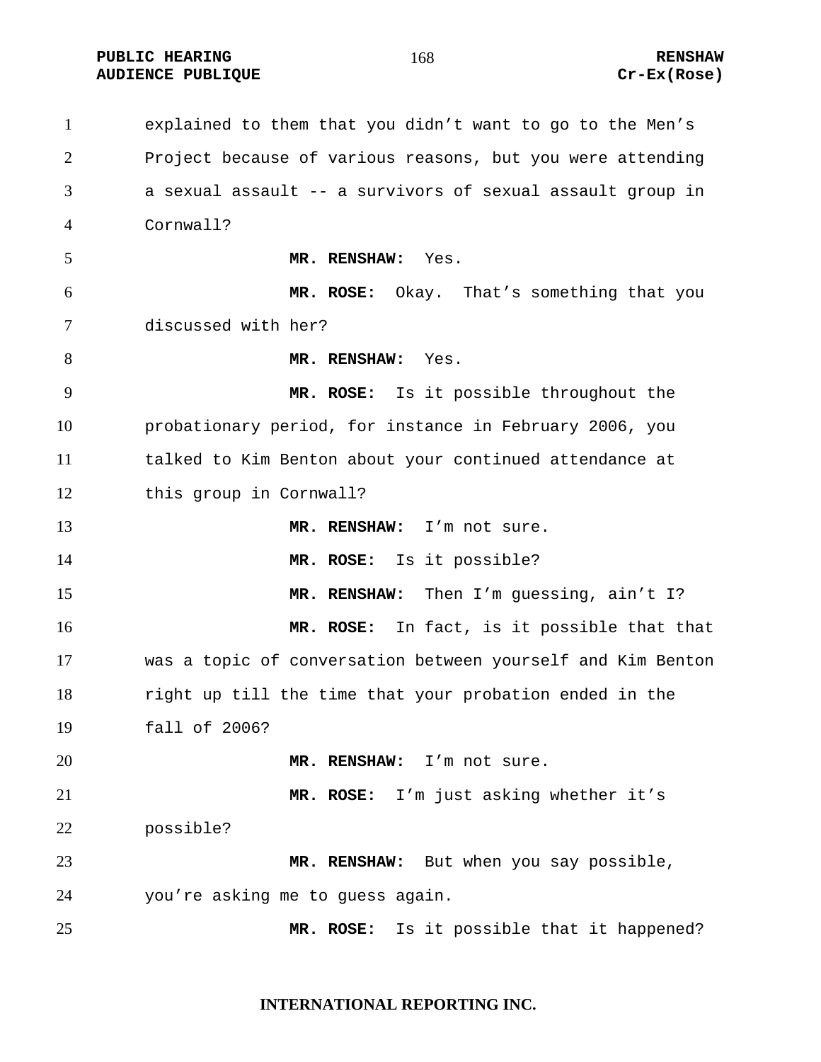explained to them that you didn't want to go to the Men's Project because of various reasons, but you were attending a sexual assault -- a survivors of sexual assault group in Cornwall?

**MR. RENSHAW:** Yes.

**MR. ROSE:** Okay. That's something that you discussed with her?

**MR. RENSHAW:** Yes.

**MR. ROSE:** Is it possible throughout the probationary period, for instance in February 2006, you talked to Kim Benton about your continued attendance at this group in Cornwall?

**MR. RENSHAW:** I'm not sure.

**MR. ROSE:** Is it possible?

**MR. RENSHAW:** Then I'm guessing, ain't I?

**MR. ROSE:** In fact, is it possible that that was a topic of conversation between yourself and Kim Benton right up till the time that your probation ended in the fall of 2006?

**MR. RENSHAW:** I'm not sure.

**MR. ROSE:** I'm just asking whether it's possible?

**MR. RENSHAW:** But when you say possible, you're asking me to guess again.

**MR. ROSE:** Is it possible that it happened?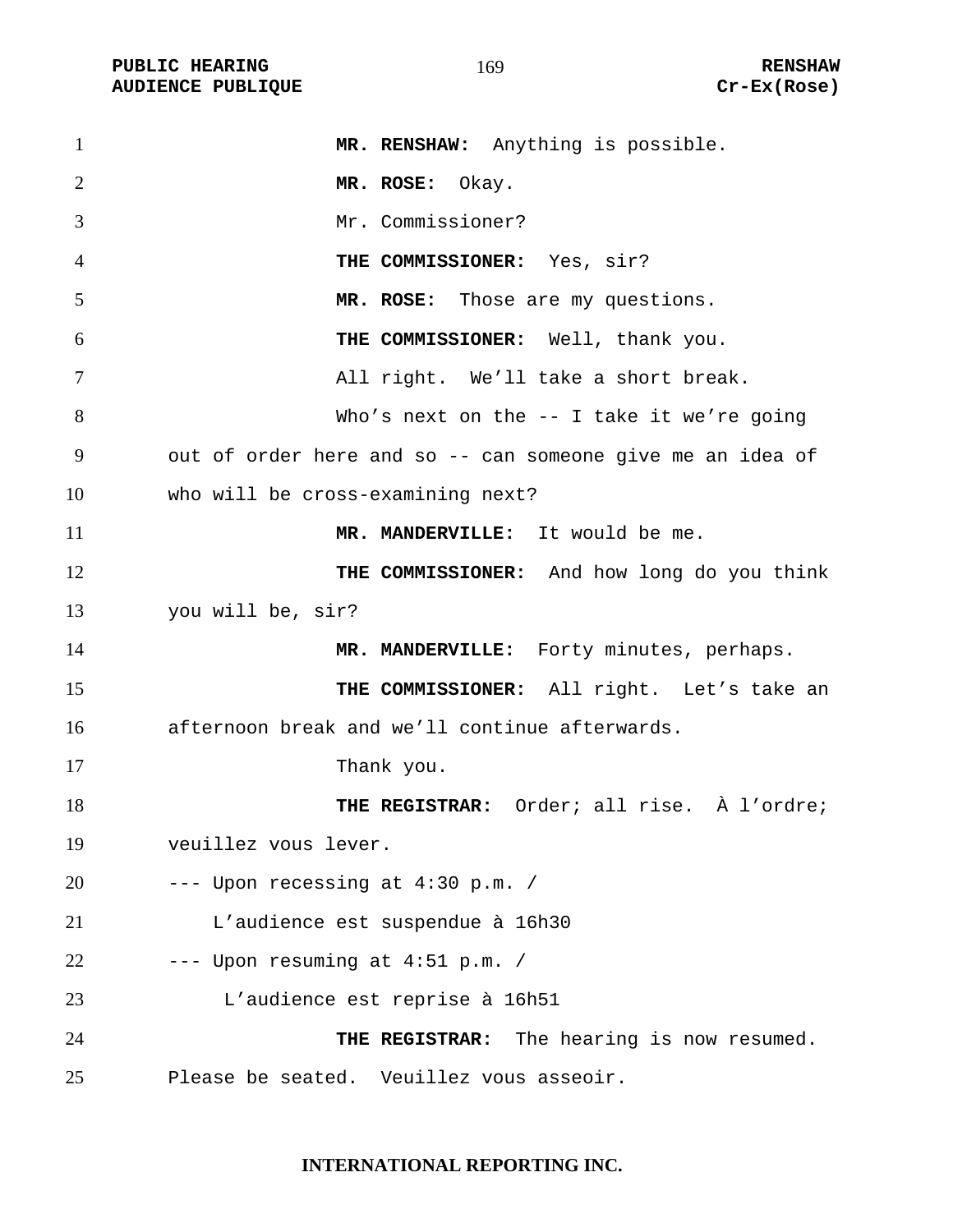**MR. RENSHAW:** Anything is possible.

**MR. ROSE:** Okay.

Mr. Commissioner?

**THE COMMISSIONER:** Yes, sir?

**MR. ROSE:** Those are my questions.

**THE COMMISSIONER:** Well, thank you.

All right. We'll take a short break.

Who's next on the -- I take it we're going out of order here and so -- can someone give me an idea of who will be cross-examining next?

**MR. MANDERVILLE:** It would be me.

**THE COMMISSIONER:** And how long do you think you will be, sir?

**MR. MANDERVILLE:** Forty minutes, perhaps.

**THE COMMISSIONER:** All right. Let's take an afternoon break and we'll continue afterwards.

Thank you.

**THE REGISTRAR:** Order; all rise. À l'ordre; veuillez vous lever.

--- Upon recessing at 4:30 p.m. /
L'audience est suspendue à 16h30

--- Upon resuming at 4:51 p.m. /
L'audience est reprise à 16h51

**THE REGISTRAR:** The hearing is now resumed. Please be seated. Veuillez vous asseoir.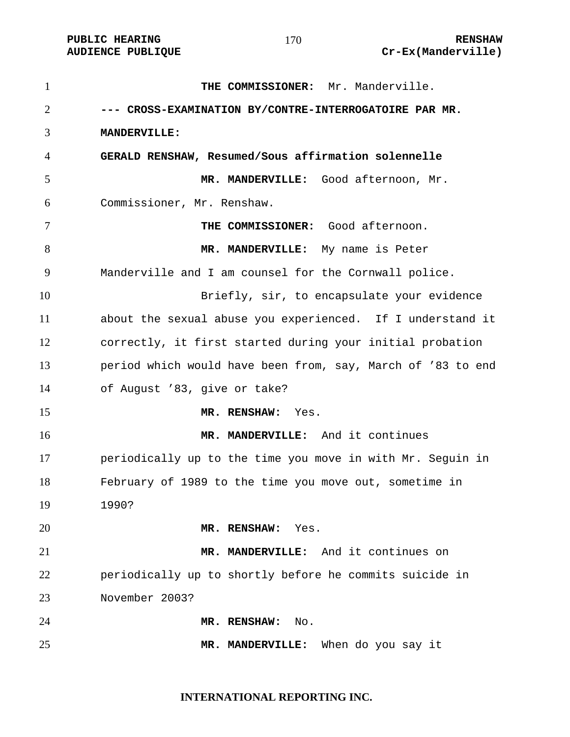**THE COMMISSIONER:** Mr. Manderville.

**--- CROSS-EXAMINATION BY/CONTRE-INTERROGATOIRE PAR MR. MANDERVILLE:**

**GERALD RENSHAW, Resumed/Sous affirmation solennelle**

**MR. MANDERVILLE:** Good afternoon, Mr. Commissioner, Mr. Renshaw.

**THE COMMISSIONER:** Good afternoon.

**MR. MANDERVILLE:** My name is Peter Manderville and I am counsel for the Cornwall police.

Briefly, sir, to encapsulate your evidence about the sexual abuse you experienced. If I understand it correctly, it first started during your initial probation period which would have been from, say, March of ’83 to end of August ’83, give or take?

**MR. RENSHAW:** Yes.

**MR. MANDERVILLE:** And it continues periodically up to the time you move in with Mr. Seguin in February of 1989 to the time you move out, sometime in 1990?

**MR. RENSHAW:** Yes.

**MR. MANDERVILLE:** And it continues on periodically up to shortly before he commits suicide in November 2003?

**MR. RENSHAW:** No.

**MR. MANDERVILLE:** When do you say it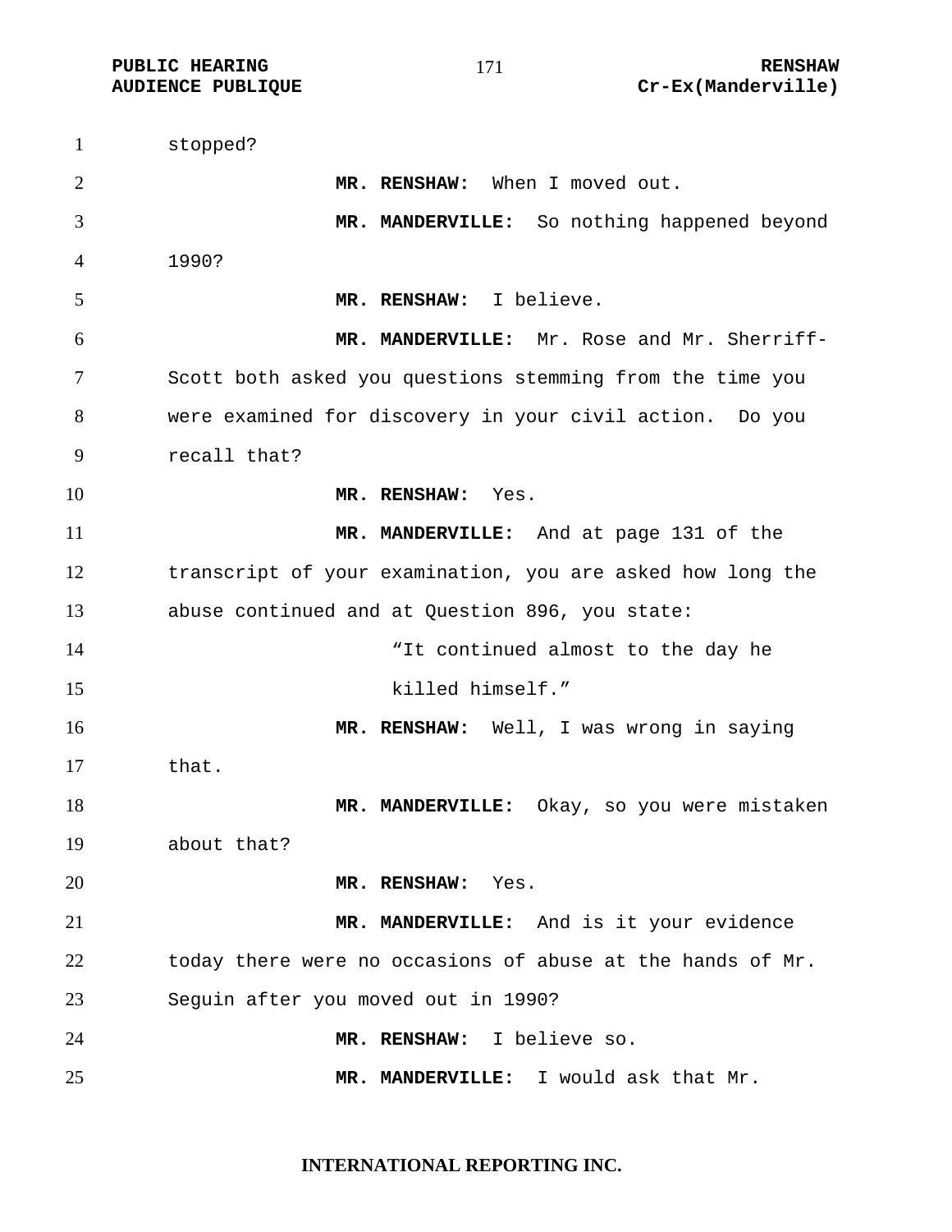stopped?

**MR. RENSHAW:** When I moved out.

**MR. MANDERVILLE:** So nothing happened beyond 1990?

**MR. RENSHAW:** I believe.

**MR. MANDERVILLE:** Mr. Rose and Mr. Sherriff-Scott both asked you questions stemming from the time you were examined for discovery in your civil action. Do you recall that?

**MR. RENSHAW:** Yes.

**MR. MANDERVILLE:** And at page 131 of the transcript of your examination, you are asked how long the abuse continued and at Question 896, you state:

> "It continued almost to the day he killed himself."

**MR. RENSHAW:** Well, I was wrong in saying that.

**MR. MANDERVILLE:** Okay, so you were mistaken about that?

**MR. RENSHAW:** Yes.

**MR. MANDERVILLE:** And is it your evidence today there were no occasions of abuse at the hands of Mr. Seguin after you moved out in 1990?

**MR. RENSHAW:** I believe so.

**MR. MANDERVILLE:** I would ask that Mr.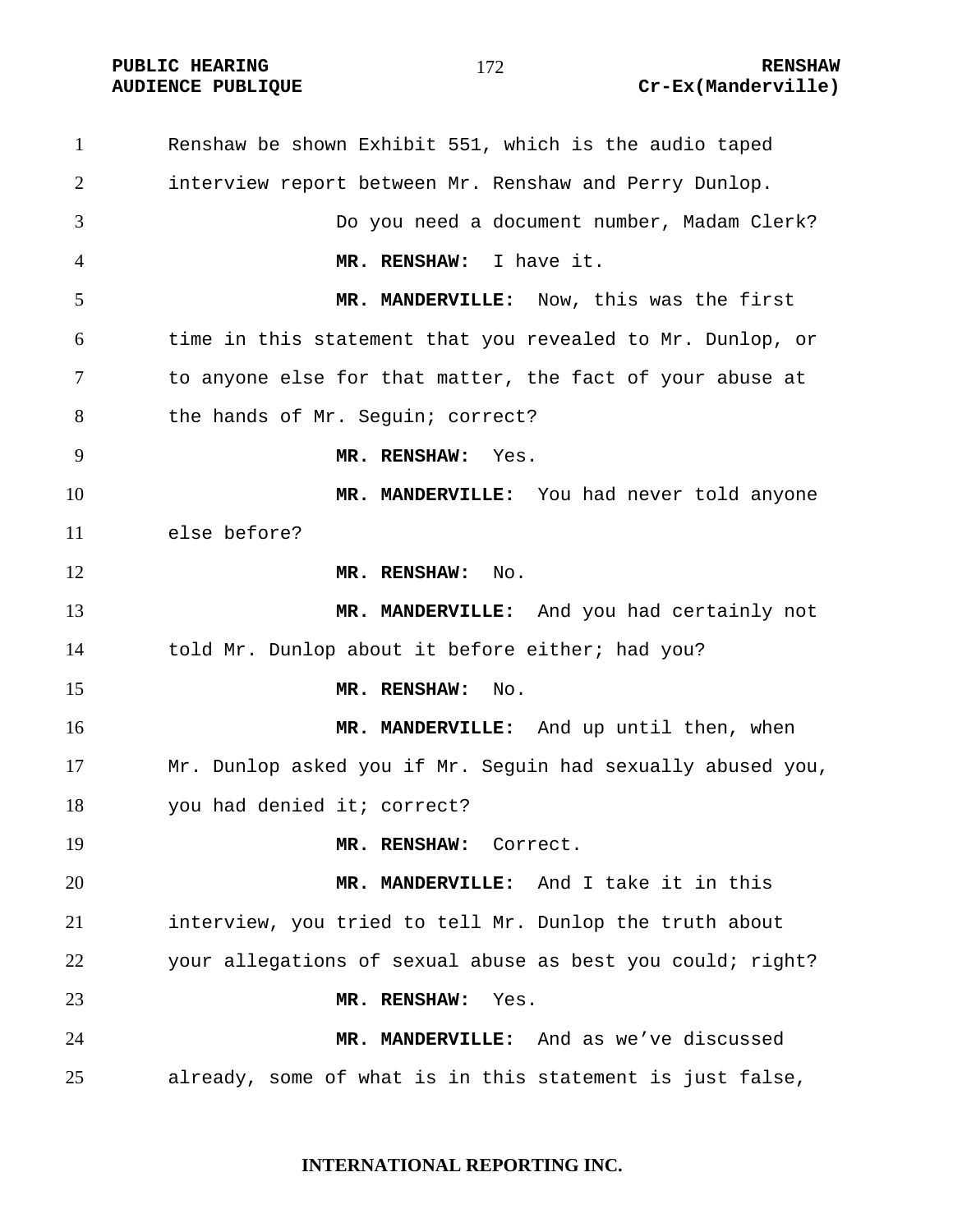Renshaw be shown Exhibit 551, which is the audio taped interview report between Mr. Renshaw and Perry Dunlop.

Do you need a document number, Madam Clerk?

**MR. RENSHAW:** I have it.

**MR. MANDERVILLE:** Now, this was the first time in this statement that you revealed to Mr. Dunlop, or to anyone else for that matter, the fact of your abuse at the hands of Mr. Seguin; correct?

**MR. RENSHAW:** Yes.

**MR. MANDERVILLE:** You had never told anyone else before?

**MR. RENSHAW:** No.

**MR. MANDERVILLE:** And you had certainly not told Mr. Dunlop about it before either; had you?

**MR. RENSHAW:** No.

**MR. MANDERVILLE:** And up until then, when Mr. Dunlop asked you if Mr. Seguin had sexually abused you, you had denied it; correct?

**MR. RENSHAW:** Correct.

**MR. MANDERVILLE:** And I take it in this interview, you tried to tell Mr. Dunlop the truth about your allegations of sexual abuse as best you could; right?

**MR. RENSHAW:** Yes.

**MR. MANDERVILLE:** And as we've discussed already, some of what is in this statement is just false,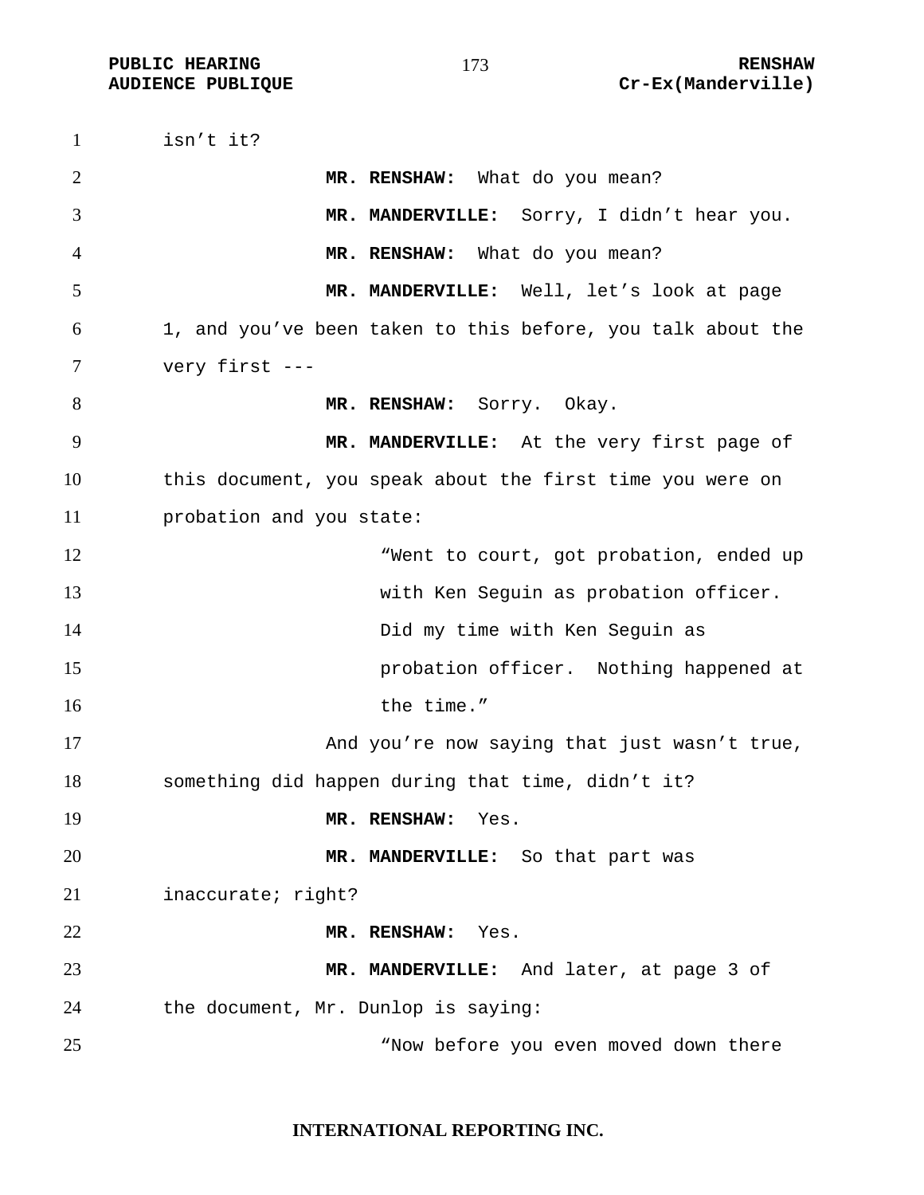isn't it?

**MR. RENSHAW:** What do you mean?

**MR. MANDERVILLE:** Sorry, I didn't hear you.

**MR. RENSHAW:** What do you mean?

**MR. MANDERVILLE:** Well, let's look at page 1, and you've been taken to this before, you talk about the very first ---

**MR. RENSHAW:** Sorry. Okay.

**MR. MANDERVILLE:** At the very first page of this document, you speak about the first time you were on probation and you state:

> "Went to court, got probation, ended up with Ken Seguin as probation officer. Did my time with Ken Seguin as probation officer. Nothing happened at the time."

And you're now saying that just wasn't true, something did happen during that time, didn't it?

**MR. RENSHAW:** Yes.

**MR. MANDERVILLE:** So that part was inaccurate; right?

**MR. RENSHAW:** Yes.

**MR. MANDERVILLE:** And later, at page 3 of the document, Mr. Dunlop is saying:

> "Now before you even moved down there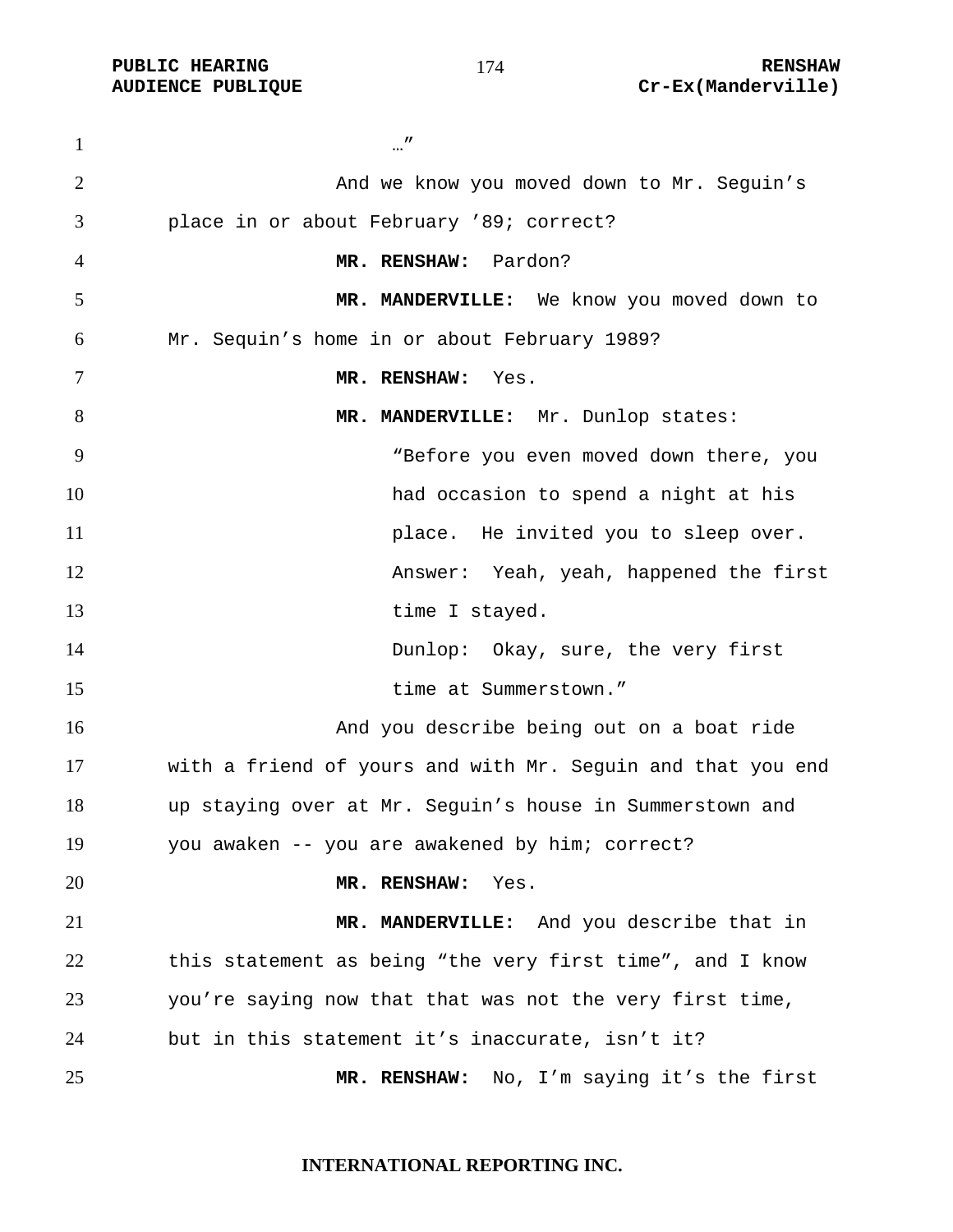…"

And we know you moved down to Mr. Seguin's place in or about February '89; correct?

**MR. RENSHAW:** Pardon?

**MR. MANDERVILLE:** We know you moved down to Mr. Sequin's home in or about February 1989?

**MR. RENSHAW:** Yes.

**MR. MANDERVILLE:** Mr. Dunlop states:

> "Before you even moved down there, you had occasion to spend a night at his place. He invited you to sleep over.
>
> Answer: Yeah, yeah, happened the first time I stayed.
>
> Dunlop: Okay, sure, the very first time at Summerstown."

And you describe being out on a boat ride with a friend of yours and with Mr. Seguin and that you end up staying over at Mr. Seguin's house in Summerstown and you awaken -- you are awakened by him; correct?

**MR. RENSHAW:** Yes.

**MR. MANDERVILLE:** And you describe that in this statement as being "the very first time", and I know you're saying now that that was not the very first time, but in this statement it's inaccurate, isn't it?

**MR. RENSHAW:** No, I'm saying it's the first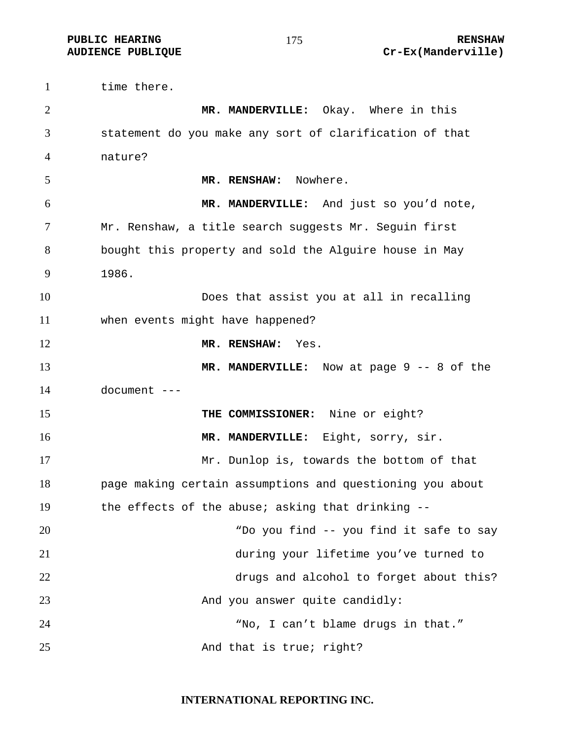time there.

**MR. MANDERVILLE:** Okay. Where in this statement do you make any sort of clarification of that nature?

**MR. RENSHAW:** Nowhere.

**MR. MANDERVILLE:** And just so you'd note, Mr. Renshaw, a title search suggests Mr. Seguin first bought this property and sold the Alguire house in May 1986.

Does that assist you at all in recalling when events might have happened?

**MR. RENSHAW:** Yes.

**MR. MANDERVILLE:** Now at page 9 -- 8 of the document ---

**THE COMMISSIONER:** Nine or eight?

**MR. MANDERVILLE:** Eight, sorry, sir.

Mr. Dunlop is, towards the bottom of that page making certain assumptions and questioning you about the effects of the abuse; asking that drinking --

> "Do you find -- you find it safe to say during your lifetime you've turned to drugs and alcohol to forget about this?

And you answer quite candidly:

> "No, I can't blame drugs in that."

And that is true; right?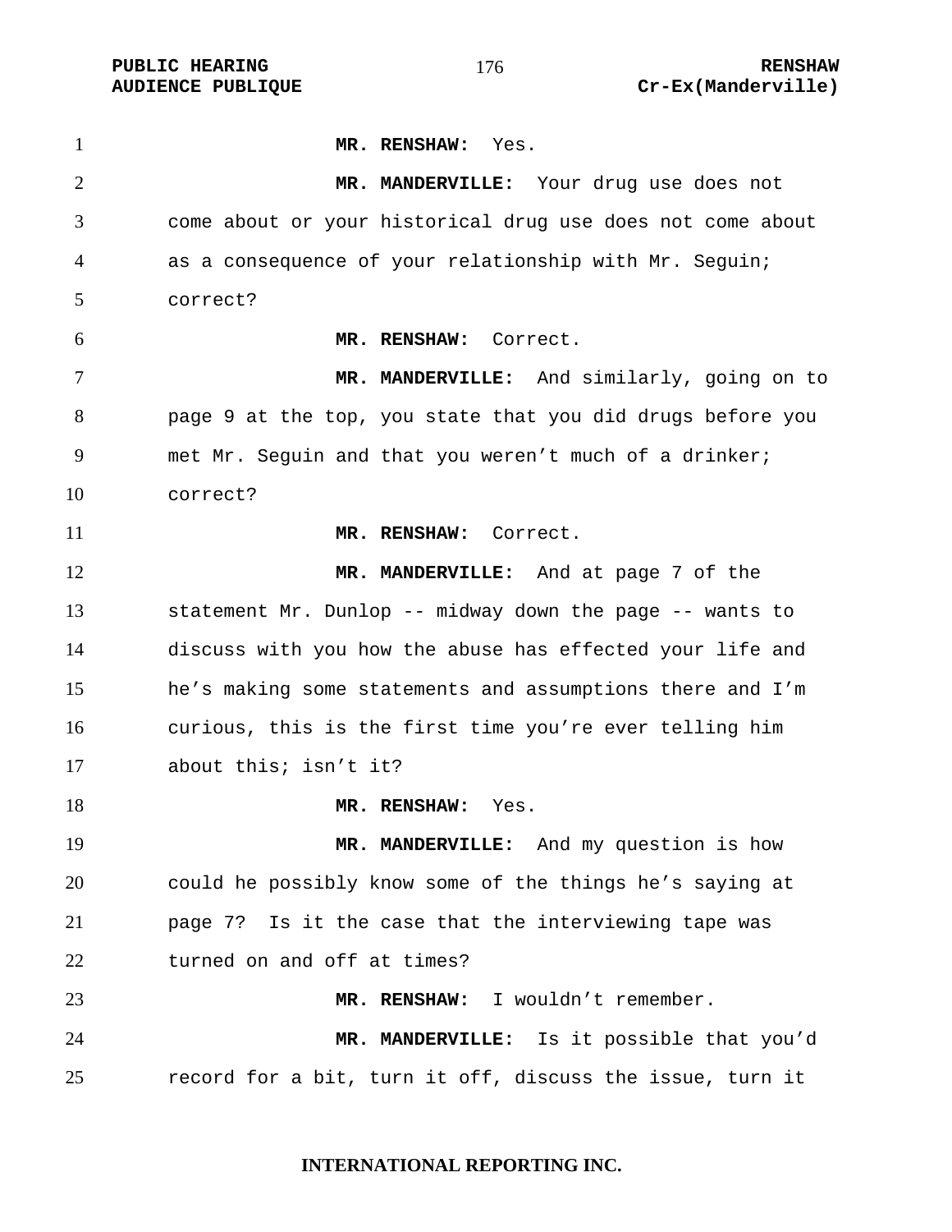**MR. RENSHAW:** Yes.

**MR. MANDERVILLE:** Your drug use does not come about or your historical drug use does not come about as a consequence of your relationship with Mr. Seguin; correct?

**MR. RENSHAW:** Correct.

**MR. MANDERVILLE:** And similarly, going on to page 9 at the top, you state that you did drugs before you met Mr. Seguin and that you weren't much of a drinker; correct?

**MR. RENSHAW:** Correct.

**MR. MANDERVILLE:** And at page 7 of the statement Mr. Dunlop -- midway down the page -- wants to discuss with you how the abuse has effected your life and he's making some statements and assumptions there and I'm curious, this is the first time you're ever telling him about this; isn't it?

**MR. RENSHAW:** Yes.

**MR. MANDERVILLE:** And my question is how could he possibly know some of the things he's saying at page 7? Is it the case that the interviewing tape was turned on and off at times?

**MR. RENSHAW:** I wouldn't remember.

**MR. MANDERVILLE:** Is it possible that you'd record for a bit, turn it off, discuss the issue, turn it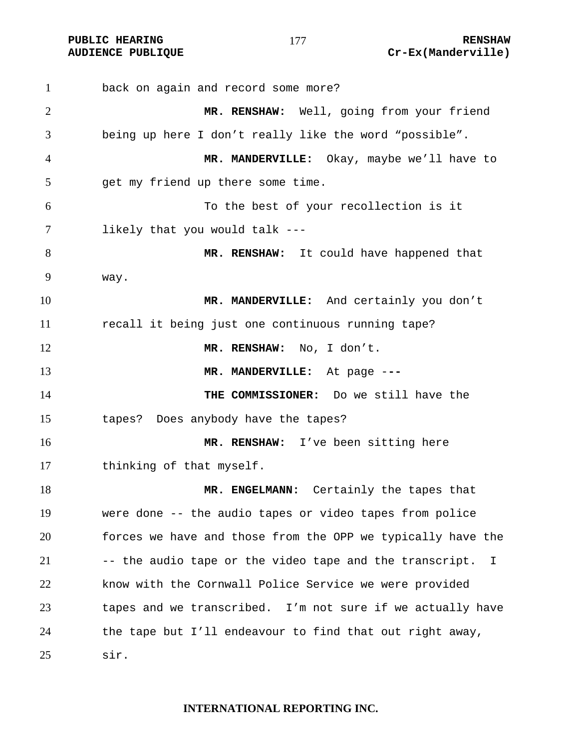back on again and record some more?

**MR. RENSHAW:** Well, going from your friend being up here I don't really like the word "possible".

**MR. MANDERVILLE:** Okay, maybe we'll have to get my friend up there some time.

To the best of your recollection is it likely that you would talk ---

**MR. RENSHAW:** It could have happened that way.

**MR. MANDERVILLE:** And certainly you don't recall it being just one continuous running tape?

**MR. RENSHAW:** No, I don't.

**MR. MANDERVILLE:** At page ---

**THE COMMISSIONER:** Do we still have the tapes? Does anybody have the tapes?

**MR. RENSHAW:** I've been sitting here thinking of that myself.

**MR. ENGELMANN:** Certainly the tapes that were done -- the audio tapes or video tapes from police forces we have and those from the OPP we typically have the -- the audio tape or the video tape and the transcript. I know with the Cornwall Police Service we were provided tapes and we transcribed. I'm not sure if we actually have the tape but I'll endeavour to find that out right away, sir.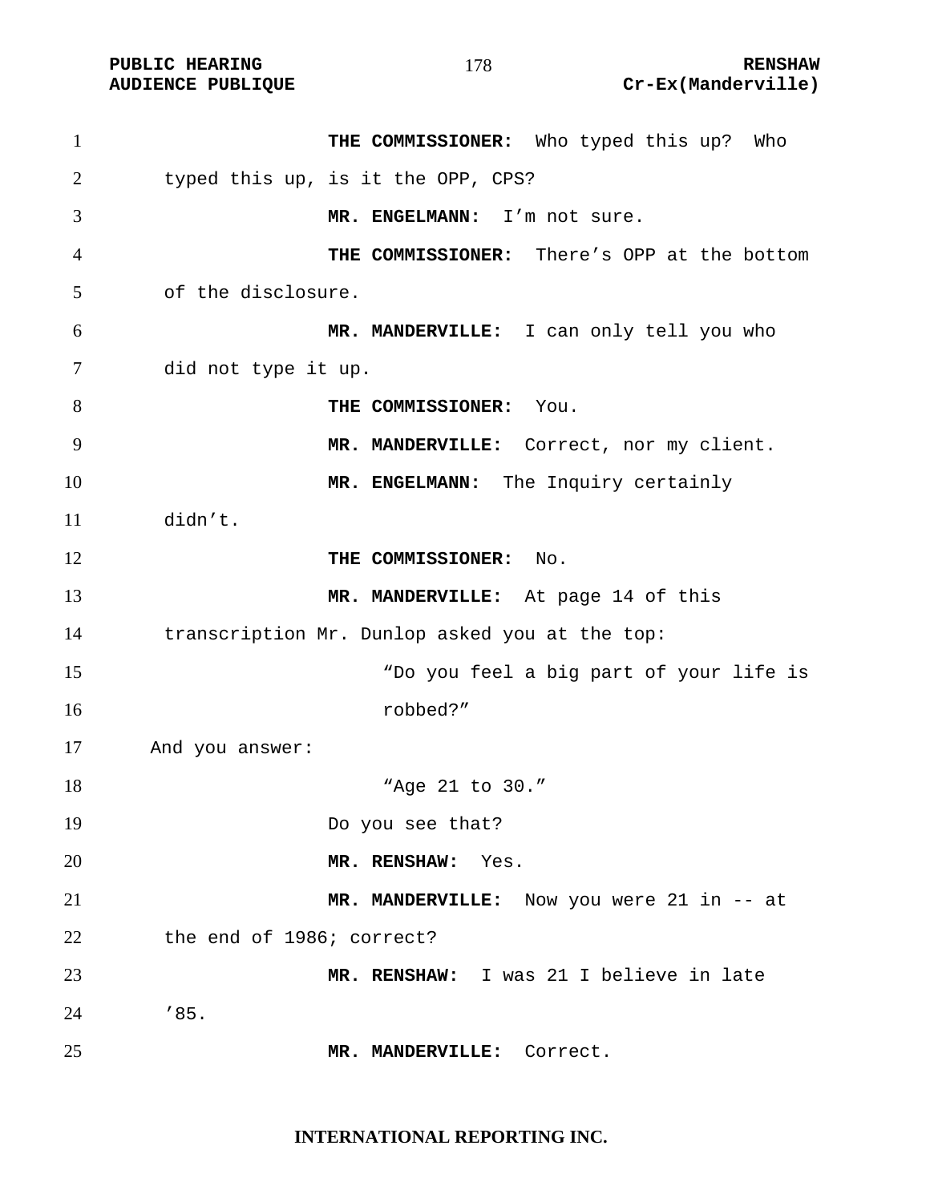**THE COMMISSIONER:** Who typed this up? Who typed this up, is it the OPP, CPS?

**MR. ENGELMANN:** I'm not sure.

**THE COMMISSIONER:** There's OPP at the bottom of the disclosure.

**MR. MANDERVILLE:** I can only tell you who did not type it up.

**THE COMMISSIONER:** You.

**MR. MANDERVILLE:** Correct, nor my client.

**MR. ENGELMANN:** The Inquiry certainly didn't.

**THE COMMISSIONER:** No.

**MR. MANDERVILLE:** At page 14 of this transcription Mr. Dunlop asked you at the top:

> "Do you feel a big part of your life is robbed?"

And you answer:

> "Age 21 to 30."

Do you see that?

**MR. RENSHAW:** Yes.

**MR. MANDERVILLE:** Now you were 21 in -- at the end of 1986; correct?

**MR. RENSHAW:** I was 21 I believe in late '85.

**MR. MANDERVILLE:** Correct.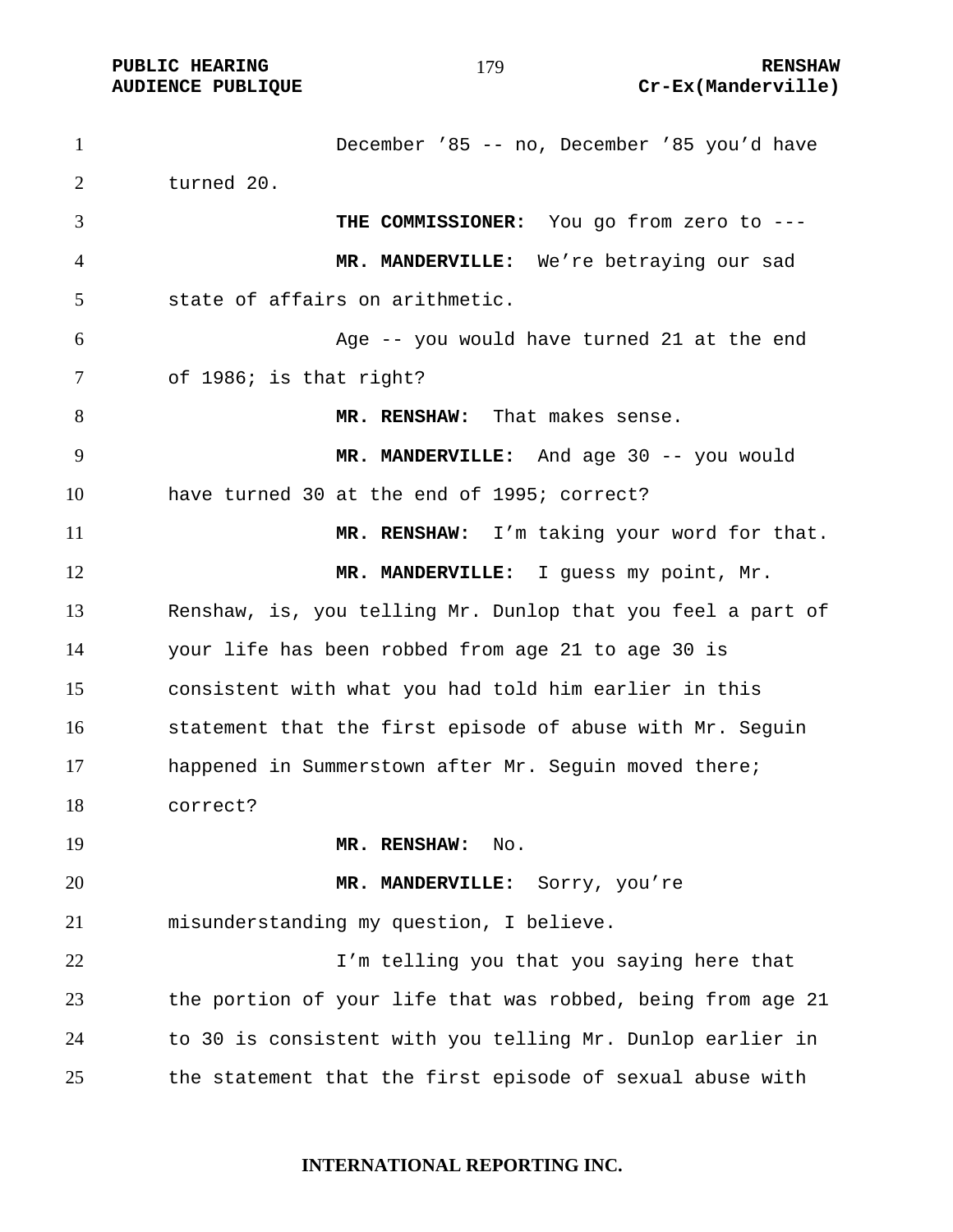December ’85 -- no, December ’85 you’d have turned 20.

**THE COMMISSIONER:** You go from zero to ---

**MR. MANDERVILLE:** We’re betraying our sad state of affairs on arithmetic.

Age -- you would have turned 21 at the end of 1986; is that right?

**MR. RENSHAW:** That makes sense.

**MR. MANDERVILLE:** And age 30 -- you would have turned 30 at the end of 1995; correct?

**MR. RENSHAW:** I’m taking your word for that.

**MR. MANDERVILLE:** I guess my point, Mr. Renshaw, is, you telling Mr. Dunlop that you feel a part of your life has been robbed from age 21 to age 30 is consistent with what you had told him earlier in this statement that the first episode of abuse with Mr. Seguin happened in Summerstown after Mr. Seguin moved there; correct?

**MR. RENSHAW:** No.

**MR. MANDERVILLE:** Sorry, you’re misunderstanding my question, I believe.

I’m telling you that you saying here that the portion of your life that was robbed, being from age 21 to 30 is consistent with you telling Mr. Dunlop earlier in the statement that the first episode of sexual abuse with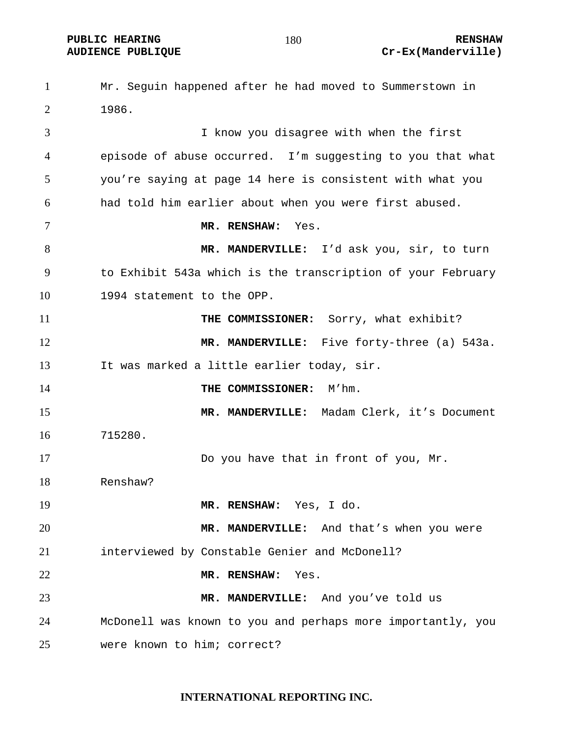Mr. Seguin happened after he had moved to Summerstown in 1986.

I know you disagree with when the first episode of abuse occurred. I'm suggesting to you that what you're saying at page 14 here is consistent with what you had told him earlier about when you were first abused.

**MR. RENSHAW:** Yes.

**MR. MANDERVILLE:** I'd ask you, sir, to turn to Exhibit 543a which is the transcription of your February 1994 statement to the OPP.

**THE COMMISSIONER:** Sorry, what exhibit?

**MR. MANDERVILLE:** Five forty-three (a) 543a. It was marked a little earlier today, sir.

**THE COMMISSIONER:** M'hm.

**MR. MANDERVILLE:** Madam Clerk, it's Document 715280.

Do you have that in front of you, Mr. Renshaw?

**MR. RENSHAW:** Yes, I do.

**MR. MANDERVILLE:** And that's when you were interviewed by Constable Genier and McDonell?

**MR. RENSHAW:** Yes.

**MR. MANDERVILLE:** And you've told us McDonell was known to you and perhaps more importantly, you were known to him; correct?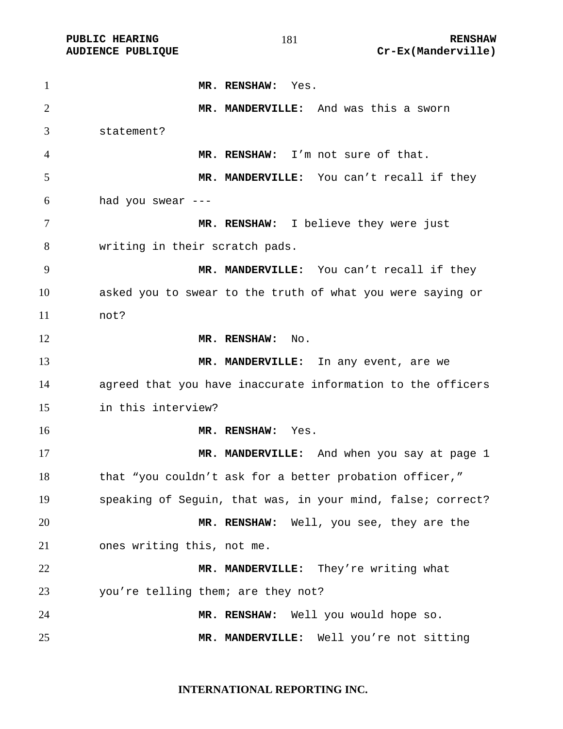**MR. RENSHAW:** Yes.

**MR. MANDERVILLE:** And was this a sworn statement?

**MR. RENSHAW:** I'm not sure of that.

**MR. MANDERVILLE:** You can't recall if they had you swear ---

**MR. RENSHAW:** I believe they were just writing in their scratch pads.

**MR. MANDERVILLE:** You can't recall if they asked you to swear to the truth of what you were saying or not?

**MR. RENSHAW:** No.

**MR. MANDERVILLE:** In any event, are we agreed that you have inaccurate information to the officers in this interview?

**MR. RENSHAW:** Yes.

**MR. MANDERVILLE:** And when you say at page 1 that "you couldn't ask for a better probation officer," speaking of Seguin, that was, in your mind, false; correct?

**MR. RENSHAW:** Well, you see, they are the ones writing this, not me.

**MR. MANDERVILLE:** They're writing what you're telling them; are they not?

**MR. RENSHAW:** Well you would hope so.

**MR. MANDERVILLE:** Well you're not sitting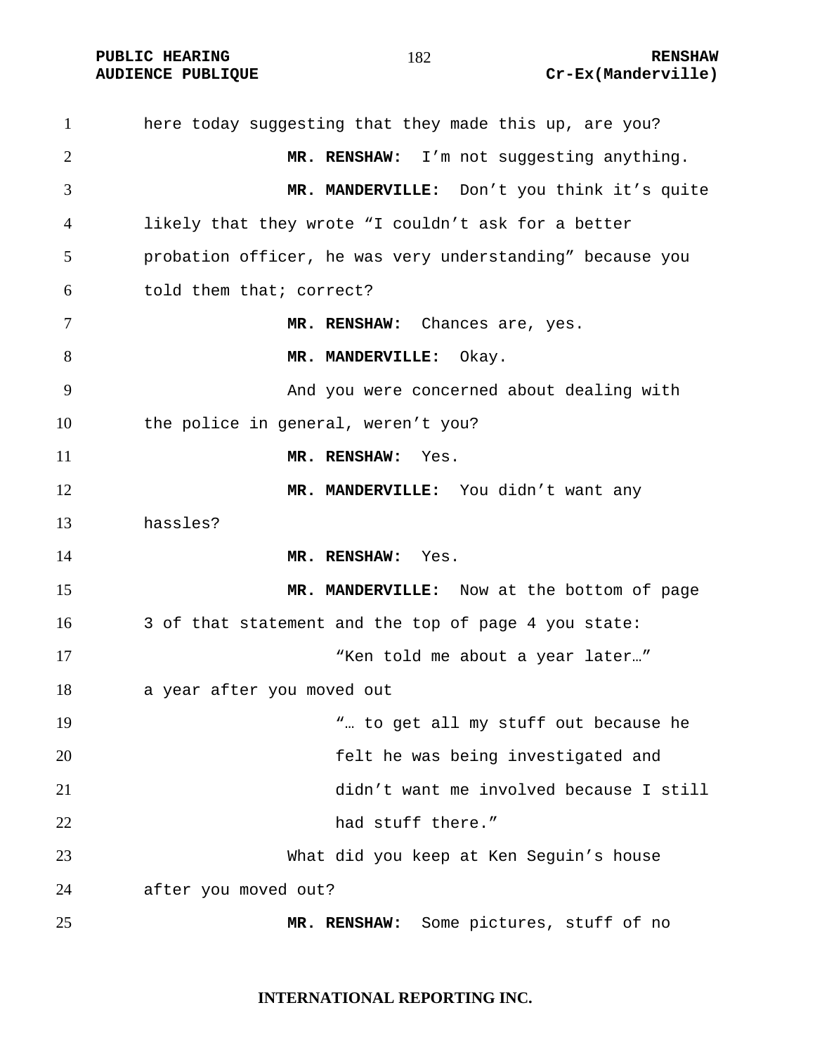here today suggesting that they made this up, are you?

**MR. RENSHAW:** I'm not suggesting anything.

**MR. MANDERVILLE:** Don't you think it's quite likely that they wrote "I couldn't ask for a better probation officer, he was very understanding" because you told them that; correct?

**MR. RENSHAW:** Chances are, yes.

**MR. MANDERVILLE:** Okay.

And you were concerned about dealing with the police in general, weren't you?

**MR. RENSHAW:** Yes.

**MR. MANDERVILLE:** You didn't want any hassles?

**MR. RENSHAW:** Yes.

**MR. MANDERVILLE:** Now at the bottom of page 3 of that statement and the top of page 4 you state:

> "Ken told me about a year later…"

a year after you moved out

> "… to get all my stuff out because he felt he was being investigated and didn't want me involved because I still had stuff there."

What did you keep at Ken Seguin's house after you moved out?

**MR. RENSHAW:** Some pictures, stuff of no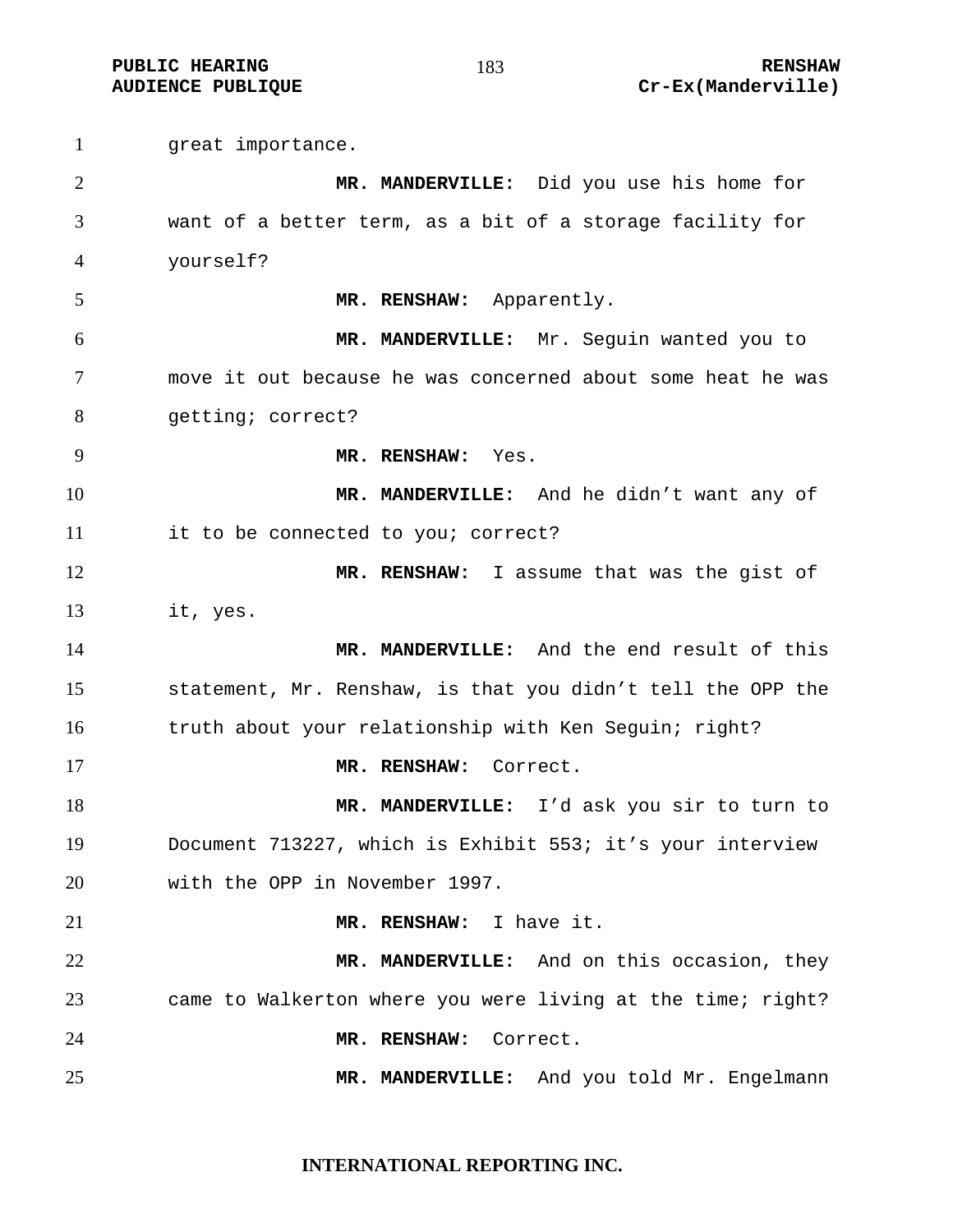great importance.

**MR. MANDERVILLE:** Did you use his home for want of a better term, as a bit of a storage facility for yourself?

**MR. RENSHAW:** Apparently.

**MR. MANDERVILLE:** Mr. Seguin wanted you to move it out because he was concerned about some heat he was getting; correct?

**MR. RENSHAW:** Yes.

**MR. MANDERVILLE:** And he didn't want any of it to be connected to you; correct?

**MR. RENSHAW:** I assume that was the gist of it, yes.

**MR. MANDERVILLE:** And the end result of this statement, Mr. Renshaw, is that you didn't tell the OPP the truth about your relationship with Ken Seguin; right?

**MR. RENSHAW:** Correct.

**MR. MANDERVILLE:** I'd ask you sir to turn to Document 713227, which is Exhibit 553; it's your interview with the OPP in November 1997.

**MR. RENSHAW:** I have it.

**MR. MANDERVILLE:** And on this occasion, they came to Walkerton where you were living at the time; right?

**MR. RENSHAW:** Correct.

**MR. MANDERVILLE:** And you told Mr. Engelmann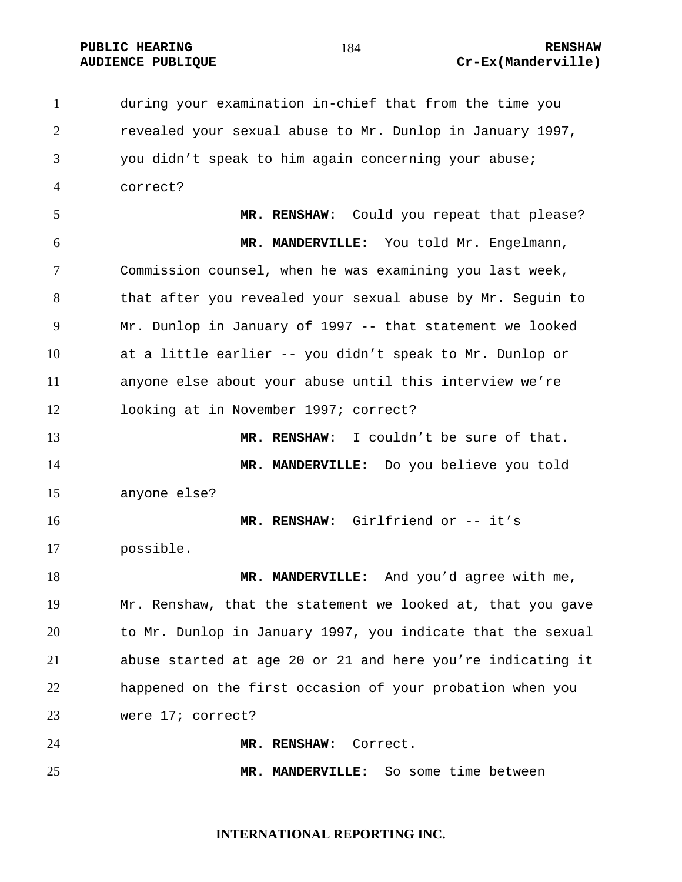during your examination in-chief that from the time you revealed your sexual abuse to Mr. Dunlop in January 1997, you didn't speak to him again concerning your abuse; correct?

**MR. RENSHAW:** Could you repeat that please?

**MR. MANDERVILLE:** You told Mr. Engelmann, Commission counsel, when he was examining you last week, that after you revealed your sexual abuse by Mr. Seguin to Mr. Dunlop in January of 1997 -- that statement we looked at a little earlier -- you didn't speak to Mr. Dunlop or anyone else about your abuse until this interview we're looking at in November 1997; correct?

**MR. RENSHAW:** I couldn't be sure of that.

**MR. MANDERVILLE:** Do you believe you told anyone else?

**MR. RENSHAW:** Girlfriend or -- it's possible.

**MR. MANDERVILLE:** And you'd agree with me, Mr. Renshaw, that the statement we looked at, that you gave to Mr. Dunlop in January 1997, you indicate that the sexual abuse started at age 20 or 21 and here you're indicating it happened on the first occasion of your probation when you were 17; correct?

**MR. RENSHAW:** Correct.

**MR. MANDERVILLE:** So some time between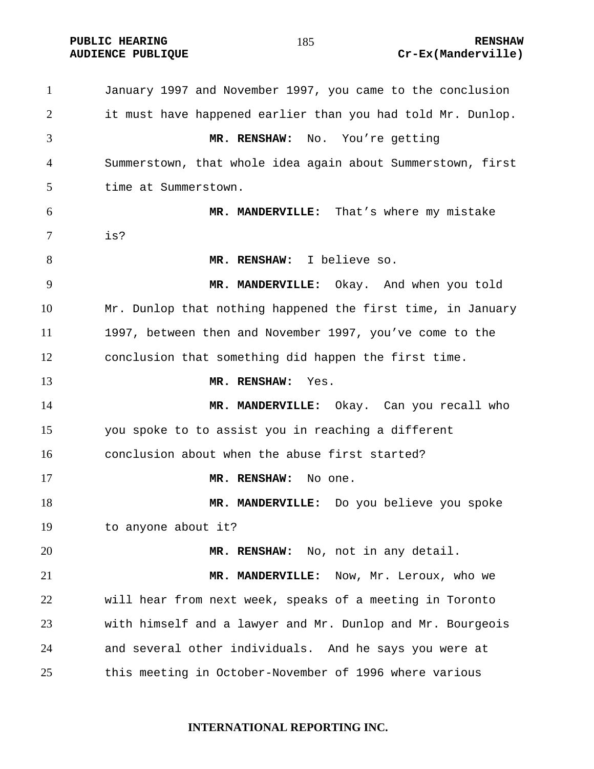January 1997 and November 1997, you came to the conclusion it must have happened earlier than you had told Mr. Dunlop.

**MR. RENSHAW:** No. You're getting Summerstown, that whole idea again about Summerstown, first time at Summerstown.

**MR. MANDERVILLE:** That's where my mistake is?

**MR. RENSHAW:** I believe so.

**MR. MANDERVILLE:** Okay. And when you told Mr. Dunlop that nothing happened the first time, in January 1997, between then and November 1997, you've come to the conclusion that something did happen the first time.

**MR. RENSHAW:** Yes.

**MR. MANDERVILLE:** Okay. Can you recall who you spoke to to assist you in reaching a different conclusion about when the abuse first started?

**MR. RENSHAW:** No one.

**MR. MANDERVILLE:** Do you believe you spoke to anyone about it?

**MR. RENSHAW:** No, not in any detail.

**MR. MANDERVILLE:** Now, Mr. Leroux, who we will hear from next week, speaks of a meeting in Toronto with himself and a lawyer and Mr. Dunlop and Mr. Bourgeois and several other individuals. And he says you were at this meeting in October-November of 1996 where various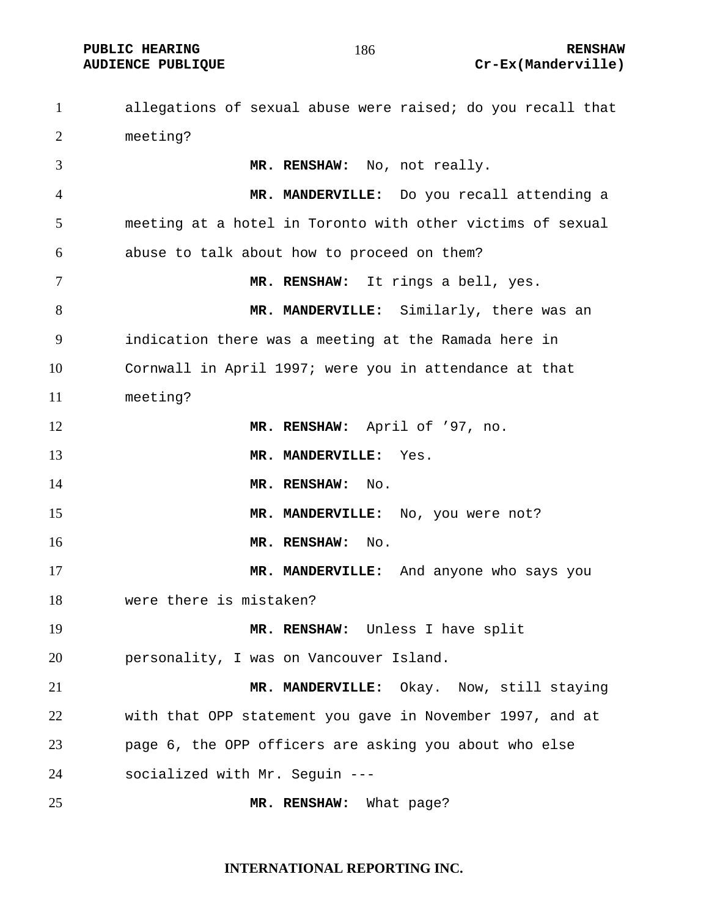allegations of sexual abuse were raised; do you recall that meeting?

**MR. RENSHAW:** No, not really.

**MR. MANDERVILLE:** Do you recall attending a meeting at a hotel in Toronto with other victims of sexual abuse to talk about how to proceed on them?

**MR. RENSHAW:** It rings a bell, yes.

**MR. MANDERVILLE:** Similarly, there was an indication there was a meeting at the Ramada here in Cornwall in April 1997; were you in attendance at that meeting?

**MR. RENSHAW:** April of '97, no.

**MR. MANDERVILLE:** Yes.

**MR. RENSHAW:** No.

**MR. MANDERVILLE:** No, you were not?

**MR. RENSHAW:** No.

**MR. MANDERVILLE:** And anyone who says you were there is mistaken?

**MR. RENSHAW:** Unless I have split personality, I was on Vancouver Island.

**MR. MANDERVILLE:** Okay. Now, still staying with that OPP statement you gave in November 1997, and at page 6, the OPP officers are asking you about who else socialized with Mr. Seguin ---

**MR. RENSHAW:** What page?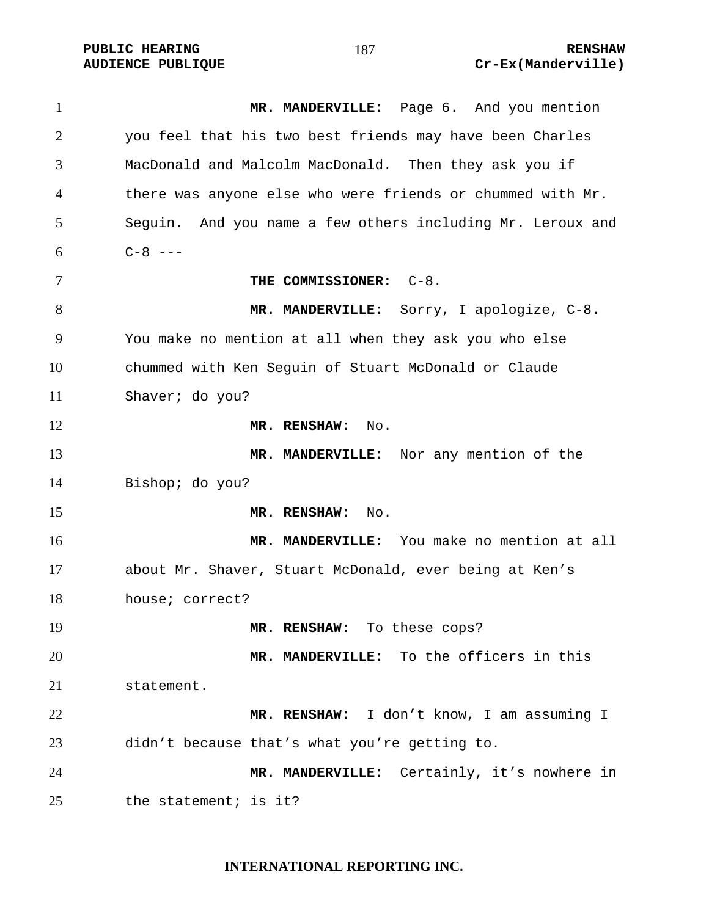**MR. MANDERVILLE:** Page 6. And you mention you feel that his two best friends may have been Charles MacDonald and Malcolm MacDonald. Then they ask you if there was anyone else who were friends or chummed with Mr. Seguin. And you name a few others including Mr. Leroux and C-8 ---

**THE COMMISSIONER:** C-8.

**MR. MANDERVILLE:** Sorry, I apologize, C-8. You make no mention at all when they ask you who else chummed with Ken Seguin of Stuart McDonald or Claude Shaver; do you?

**MR. RENSHAW:** No.

**MR. MANDERVILLE:** Nor any mention of the Bishop; do you?

**MR. RENSHAW:** No.

**MR. MANDERVILLE:** You make no mention at all about Mr. Shaver, Stuart McDonald, ever being at Ken's house; correct?

**MR. RENSHAW:** To these cops?

**MR. MANDERVILLE:** To the officers in this statement.

**MR. RENSHAW:** I don't know, I am assuming I didn't because that's what you're getting to.

**MR. MANDERVILLE:** Certainly, it's nowhere in the statement; is it?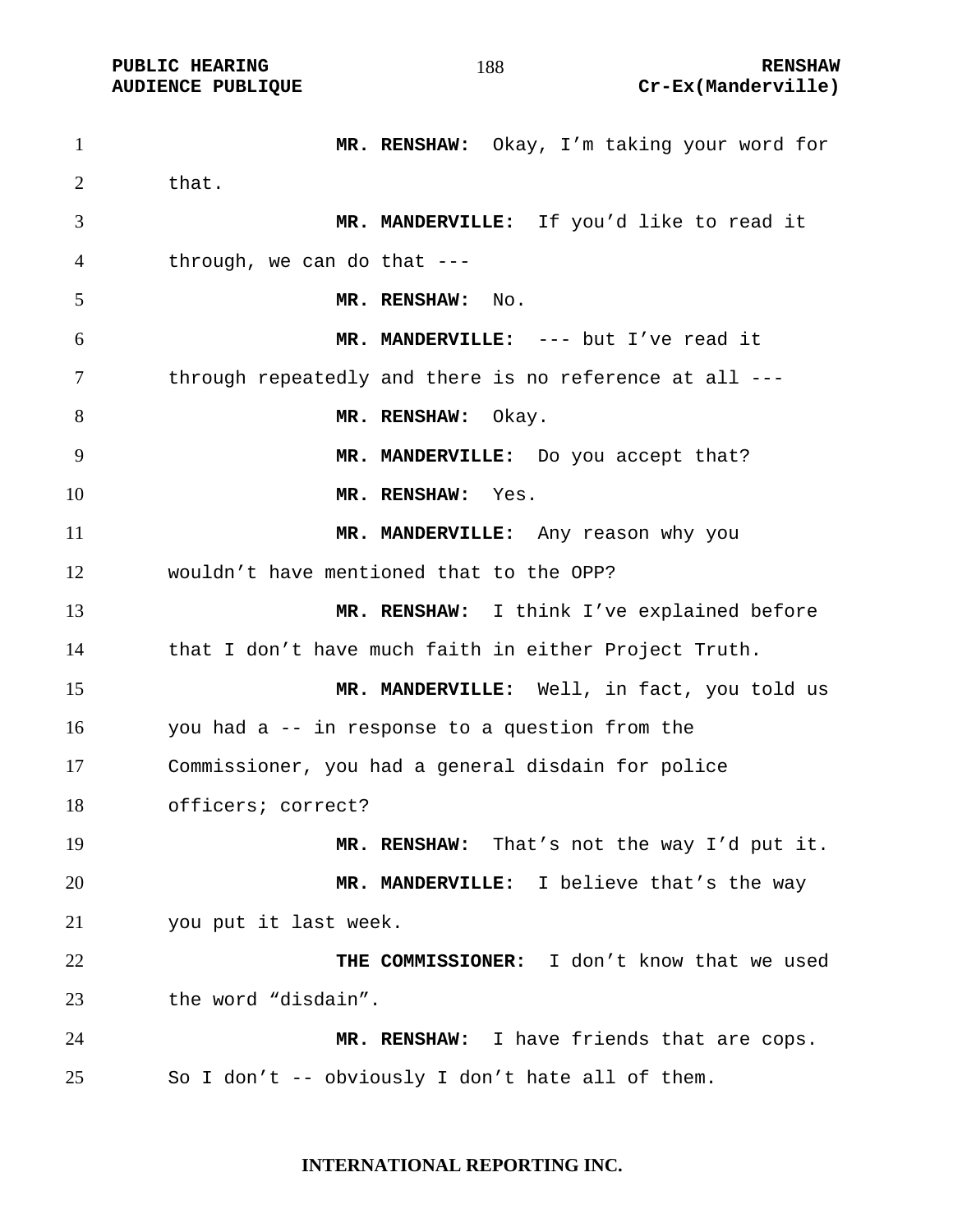**MR. RENSHAW:** Okay, I'm taking your word for that.

**MR. MANDERVILLE:** If you'd like to read it through, we can do that ---

**MR. RENSHAW:** No.

**MR. MANDERVILLE:** --- but I've read it through repeatedly and there is no reference at all ---

**MR. RENSHAW:** Okay.

**MR. MANDERVILLE:** Do you accept that?

**MR. RENSHAW:** Yes.

**MR. MANDERVILLE:** Any reason why you wouldn't have mentioned that to the OPP?

**MR. RENSHAW:** I think I've explained before that I don't have much faith in either Project Truth.

**MR. MANDERVILLE:** Well, in fact, you told us you had a -- in response to a question from the Commissioner, you had a general disdain for police officers; correct?

**MR. RENSHAW:** That's not the way I'd put it.

**MR. MANDERVILLE:** I believe that's the way you put it last week.

**THE COMMISSIONER:** I don't know that we used the word "disdain".

**MR. RENSHAW:** I have friends that are cops. So I don't -- obviously I don't hate all of them.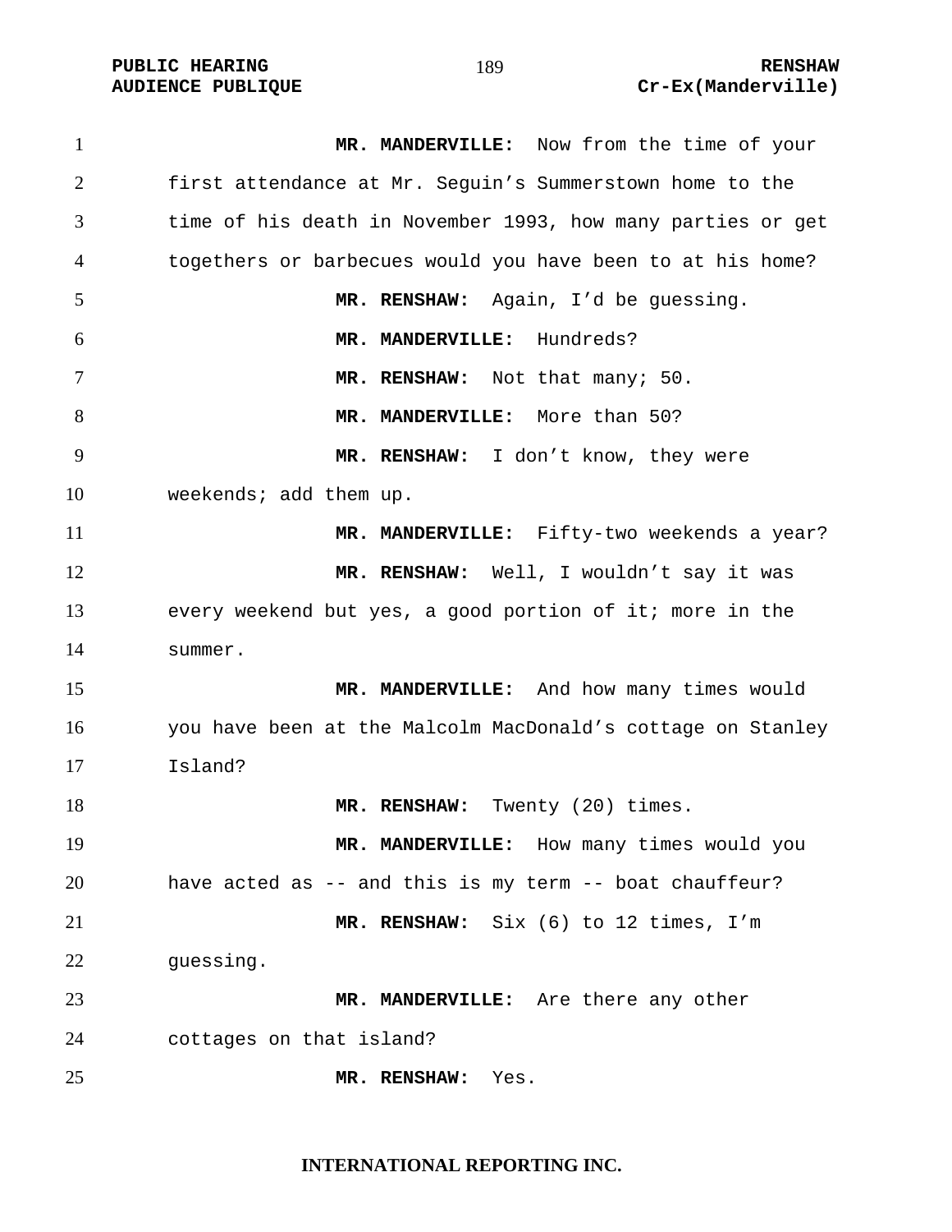**MR. MANDERVILLE:** Now from the time of your first attendance at Mr. Seguin's Summerstown home to the time of his death in November 1993, how many parties or get togethers or barbecues would you have been to at his home?

**MR. RENSHAW:** Again, I'd be guessing.

**MR. MANDERVILLE:** Hundreds?

**MR. RENSHAW:** Not that many; 50.

**MR. MANDERVILLE:** More than 50?

**MR. RENSHAW:** I don't know, they were weekends; add them up.

**MR. MANDERVILLE:** Fifty-two weekends a year?

**MR. RENSHAW:** Well, I wouldn't say it was every weekend but yes, a good portion of it; more in the summer.

**MR. MANDERVILLE:** And how many times would you have been at the Malcolm MacDonald's cottage on Stanley Island?

**MR. RENSHAW:** Twenty (20) times.

**MR. MANDERVILLE:** How many times would you have acted as -- and this is my term -- boat chauffeur?

**MR. RENSHAW:** Six (6) to 12 times, I'm guessing.

**MR. MANDERVILLE:** Are there any other cottages on that island?

**MR. RENSHAW:** Yes.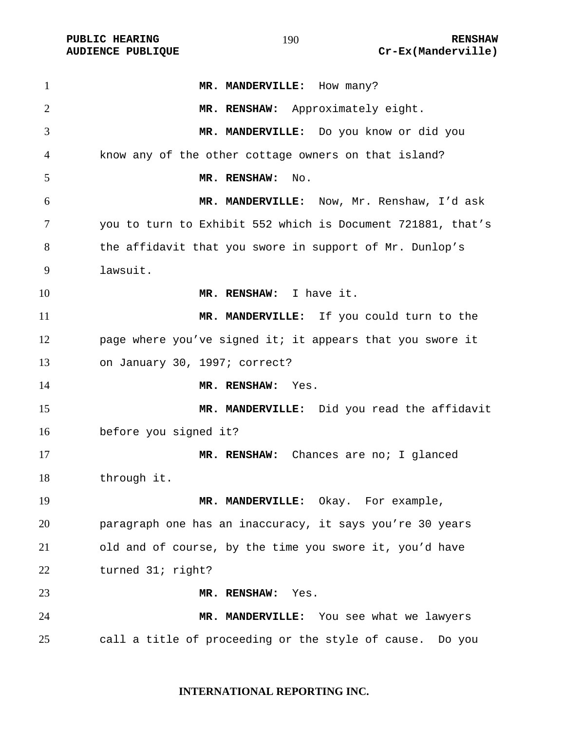**MR. MANDERVILLE:** How many?

**MR. RENSHAW:** Approximately eight.

**MR. MANDERVILLE:** Do you know or did you know any of the other cottage owners on that island?

**MR. RENSHAW:** No.

**MR. MANDERVILLE:** Now, Mr. Renshaw, I'd ask you to turn to Exhibit 552 which is Document 721881, that's the affidavit that you swore in support of Mr. Dunlop's lawsuit.

**MR. RENSHAW:** I have it.

**MR. MANDERVILLE:** If you could turn to the page where you've signed it; it appears that you swore it on January 30, 1997; correct?

**MR. RENSHAW:** Yes.

**MR. MANDERVILLE:** Did you read the affidavit before you signed it?

**MR. RENSHAW:** Chances are no; I glanced through it.

**MR. MANDERVILLE:** Okay. For example, paragraph one has an inaccuracy, it says you're 30 years old and of course, by the time you swore it, you'd have turned 31; right?

**MR. RENSHAW:** Yes.

**MR. MANDERVILLE:** You see what we lawyers call a title of proceeding or the style of cause. Do you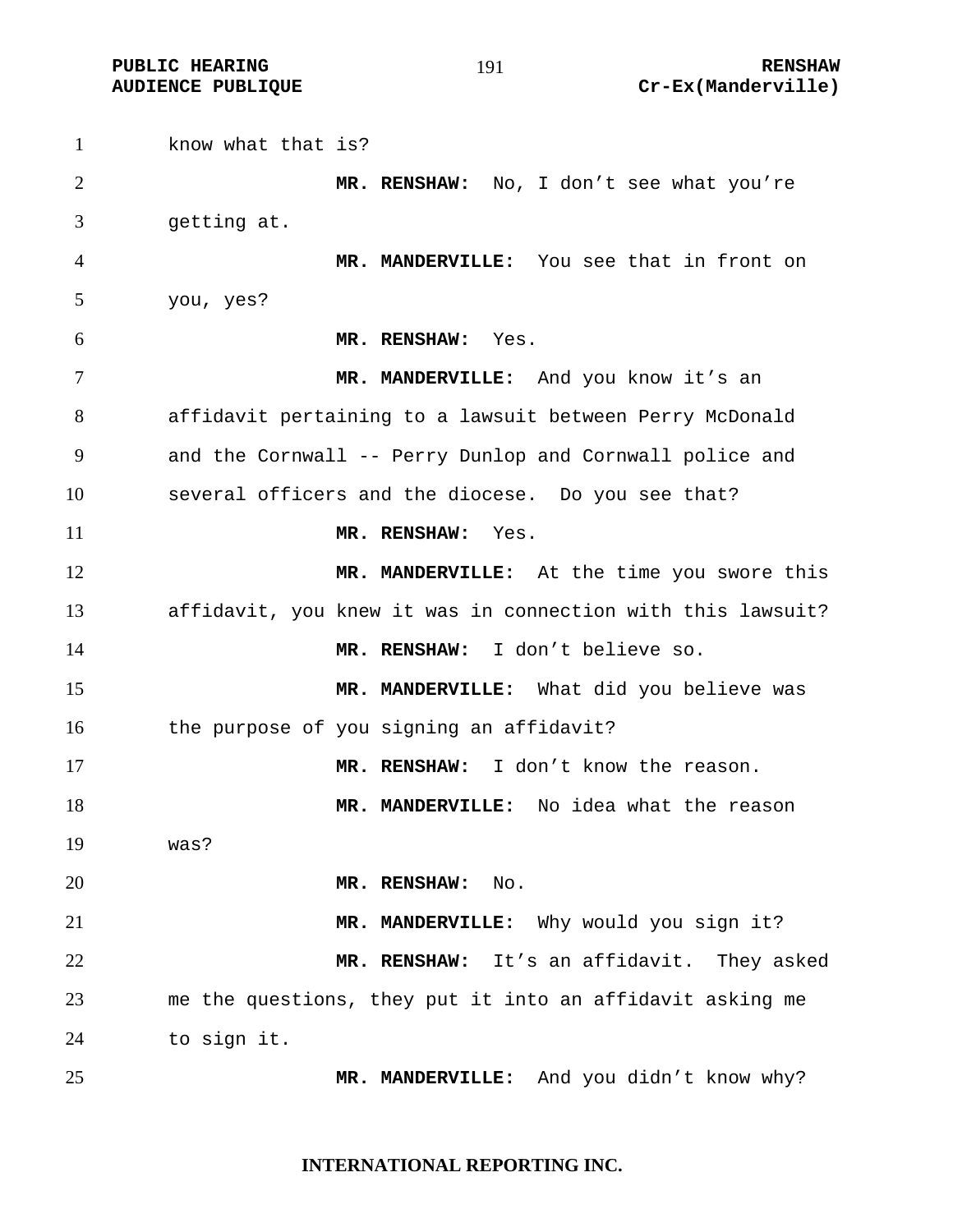know what that is?

**MR. RENSHAW:** No, I don't see what you're getting at.

**MR. MANDERVILLE:** You see that in front on you, yes?

**MR. RENSHAW:** Yes.

**MR. MANDERVILLE:** And you know it's an affidavit pertaining to a lawsuit between Perry McDonald and the Cornwall -- Perry Dunlop and Cornwall police and several officers and the diocese. Do you see that?

**MR. RENSHAW:** Yes.

**MR. MANDERVILLE:** At the time you swore this affidavit, you knew it was in connection with this lawsuit?

**MR. RENSHAW:** I don't believe so.

**MR. MANDERVILLE:** What did you believe was the purpose of you signing an affidavit?

**MR. RENSHAW:** I don't know the reason.

**MR. MANDERVILLE:** No idea what the reason was?

**MR. RENSHAW:** No.

**MR. MANDERVILLE:** Why would you sign it?

**MR. RENSHAW:** It's an affidavit. They asked me the questions, they put it into an affidavit asking me to sign it.

**MR. MANDERVILLE:** And you didn't know why?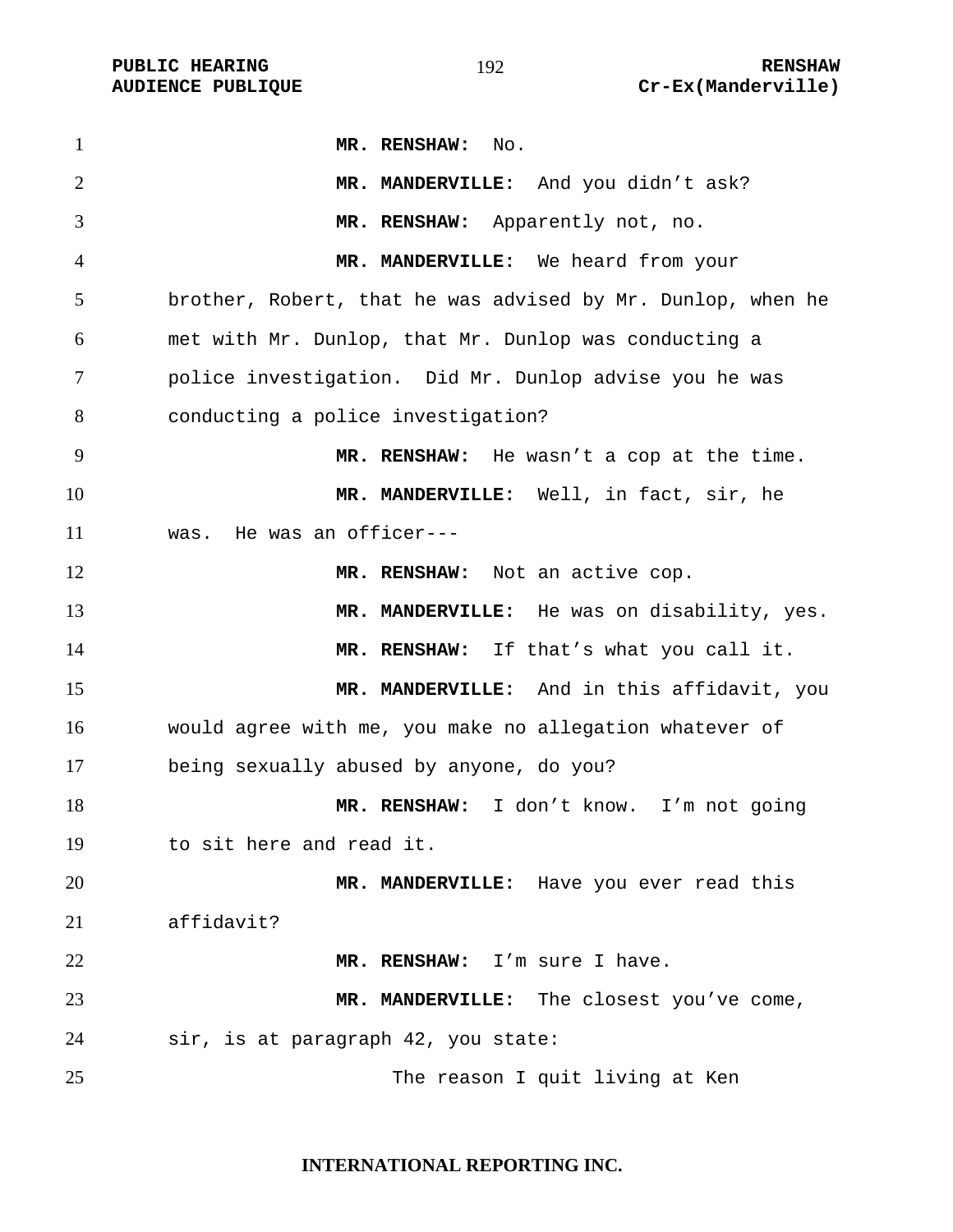**MR. RENSHAW:** No.

**MR. MANDERVILLE:** And you didn't ask?

**MR. RENSHAW:** Apparently not, no.

**MR. MANDERVILLE:** We heard from your brother, Robert, that he was advised by Mr. Dunlop, when he met with Mr. Dunlop, that Mr. Dunlop was conducting a police investigation. Did Mr. Dunlop advise you he was conducting a police investigation?

**MR. RENSHAW:** He wasn't a cop at the time.

**MR. MANDERVILLE:** Well, in fact, sir, he was. He was an officer---

**MR. RENSHAW:** Not an active cop.

**MR. MANDERVILLE:** He was on disability, yes.

**MR. RENSHAW:** If that's what you call it.

**MR. MANDERVILLE:** And in this affidavit, you would agree with me, you make no allegation whatever of being sexually abused by anyone, do you?

**MR. RENSHAW:** I don't know. I'm not going to sit here and read it.

**MR. MANDERVILLE:** Have you ever read this affidavit?

**MR. RENSHAW:** I'm sure I have.

**MR. MANDERVILLE:** The closest you've come, sir, is at paragraph 42, you state:

> The reason I quit living at Ken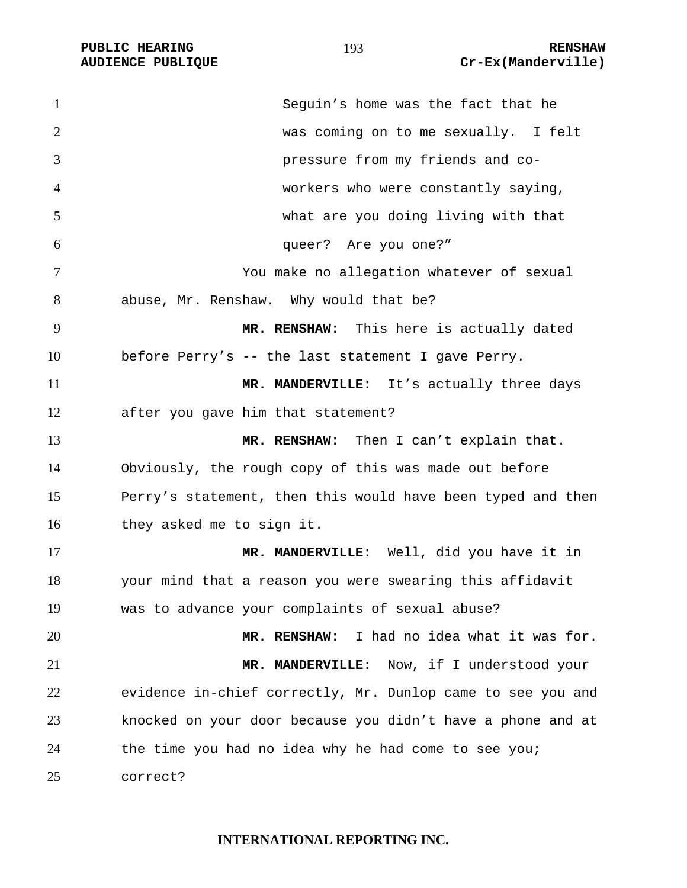Seguin's home was the fact that he was coming on to me sexually. I felt pressure from my friends and co-workers who were constantly saying, what are you doing living with that queer? Are you one?"

You make no allegation whatever of sexual abuse, Mr. Renshaw. Why would that be?

**MR. RENSHAW:** This here is actually dated before Perry's -- the last statement I gave Perry.

**MR. MANDERVILLE:** It's actually three days after you gave him that statement?

**MR. RENSHAW:** Then I can't explain that. Obviously, the rough copy of this was made out before Perry's statement, then this would have been typed and then they asked me to sign it.

**MR. MANDERVILLE:** Well, did you have it in your mind that a reason you were swearing this affidavit was to advance your complaints of sexual abuse?

**MR. RENSHAW:** I had no idea what it was for.

**MR. MANDERVILLE:** Now, if I understood your evidence in-chief correctly, Mr. Dunlop came to see you and knocked on your door because you didn't have a phone and at the time you had no idea why he had come to see you; correct?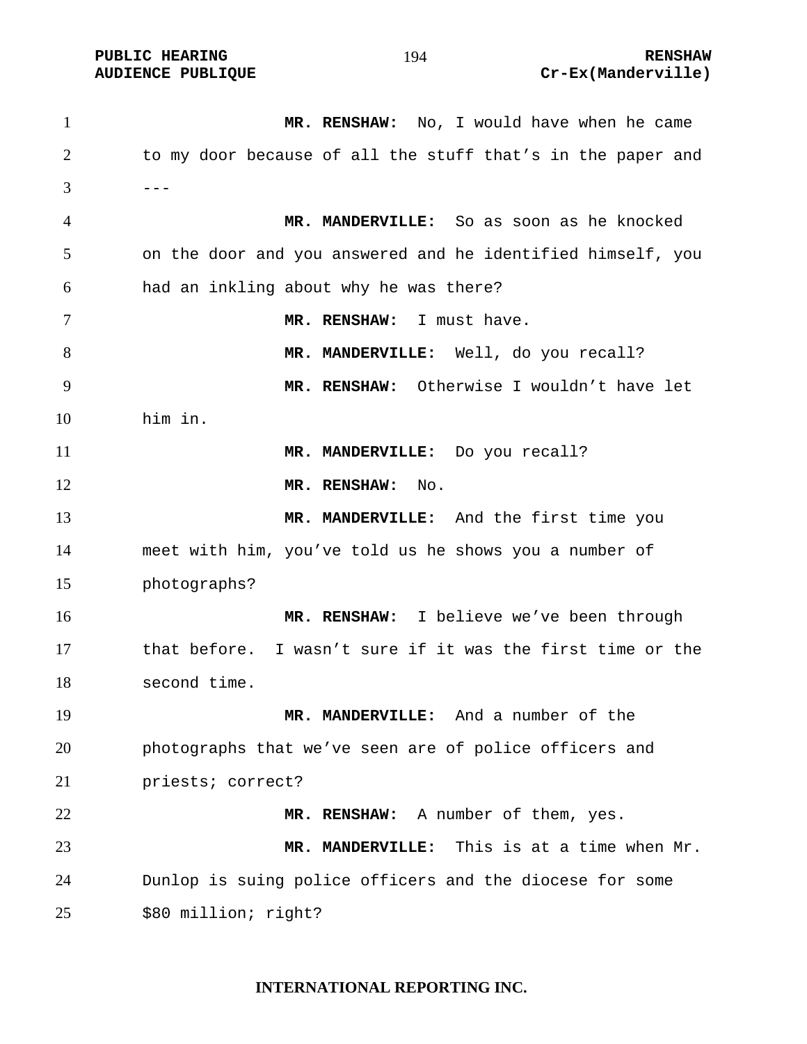**MR. RENSHAW:** No, I would have when he came to my door because of all the stuff that's in the paper and ---

**MR. MANDERVILLE:** So as soon as he knocked on the door and you answered and he identified himself, you had an inkling about why he was there?

**MR. RENSHAW:** I must have.

**MR. MANDERVILLE:** Well, do you recall?

**MR. RENSHAW:** Otherwise I wouldn't have let him in.

**MR. MANDERVILLE:** Do you recall?

**MR. RENSHAW:** No.

**MR. MANDERVILLE:** And the first time you meet with him, you've told us he shows you a number of photographs?

**MR. RENSHAW:** I believe we've been through that before. I wasn't sure if it was the first time or the second time.

**MR. MANDERVILLE:** And a number of the photographs that we've seen are of police officers and priests; correct?

**MR. RENSHAW:** A number of them, yes.

**MR. MANDERVILLE:** This is at a time when Mr. Dunlop is suing police officers and the diocese for some $80 million; right?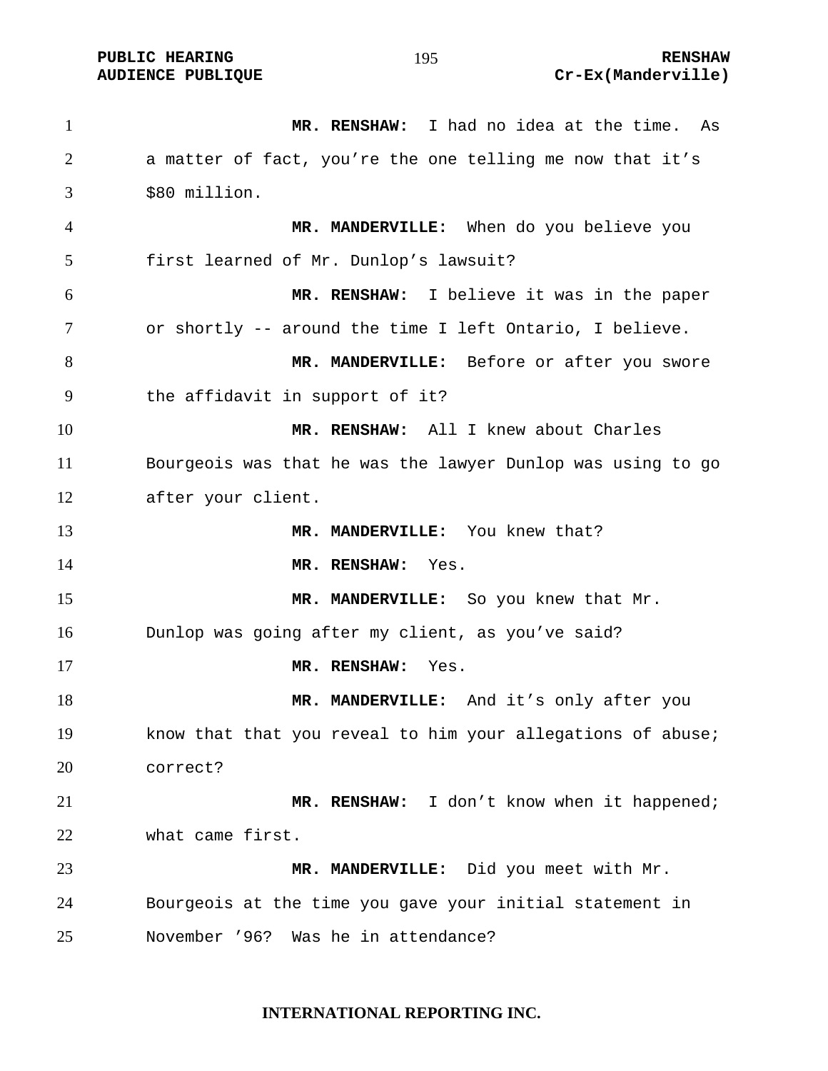**MR. RENSHAW:** I had no idea at the time. As a matter of fact, you're the one telling me now that it's $80 million.

**MR. MANDERVILLE:** When do you believe you first learned of Mr. Dunlop's lawsuit?

**MR. RENSHAW:** I believe it was in the paper or shortly -- around the time I left Ontario, I believe.

**MR. MANDERVILLE:** Before or after you swore the affidavit in support of it?

**MR. RENSHAW:** All I knew about Charles Bourgeois was that he was the lawyer Dunlop was using to go after your client.

**MR. MANDERVILLE:** You knew that?

**MR. RENSHAW:** Yes.

**MR. MANDERVILLE:** So you knew that Mr. Dunlop was going after my client, as you've said?

**MR. RENSHAW:** Yes.

**MR. MANDERVILLE:** And it's only after you know that that you reveal to him your allegations of abuse; correct?

**MR. RENSHAW:** I don't know when it happened; what came first.

**MR. MANDERVILLE:** Did you meet with Mr. Bourgeois at the time you gave your initial statement in November '96? Was he in attendance?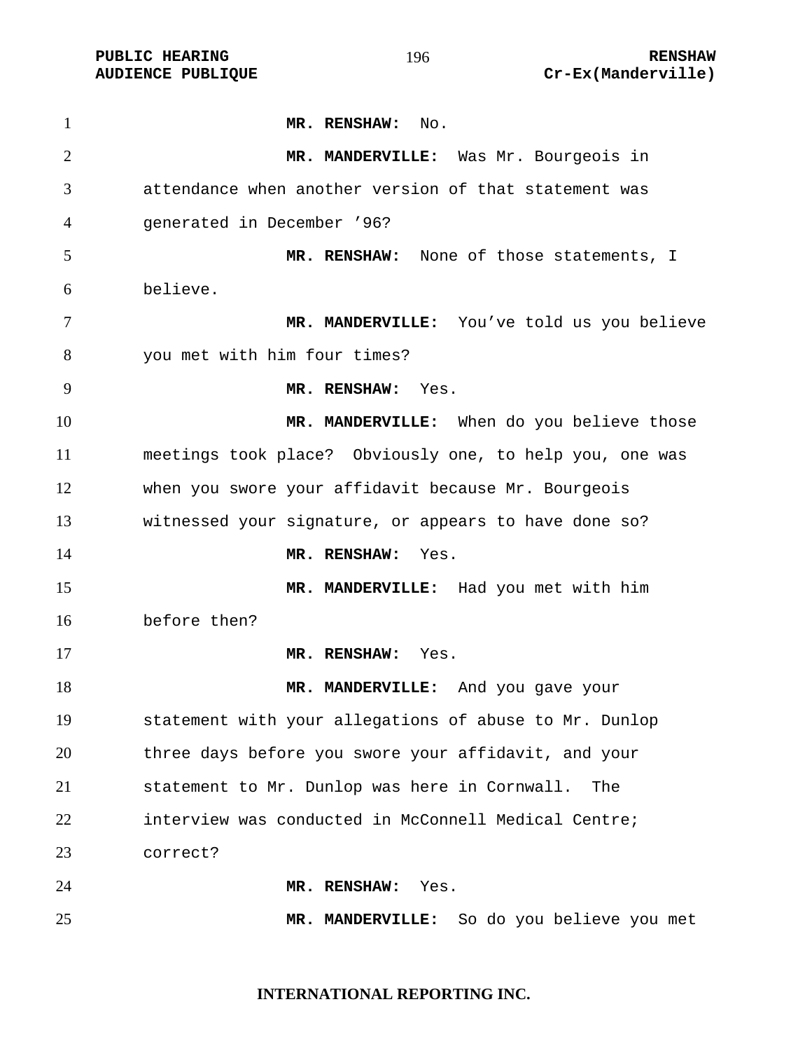**MR. RENSHAW:** No.

**MR. MANDERVILLE:** Was Mr. Bourgeois in attendance when another version of that statement was generated in December '96?

**MR. RENSHAW:** None of those statements, I believe.

**MR. MANDERVILLE:** You've told us you believe you met with him four times?

**MR. RENSHAW:** Yes.

**MR. MANDERVILLE:** When do you believe those meetings took place? Obviously one, to help you, one was when you swore your affidavit because Mr. Bourgeois witnessed your signature, or appears to have done so?

**MR. RENSHAW:** Yes.

**MR. MANDERVILLE:** Had you met with him before then?

**MR. RENSHAW:** Yes.

**MR. MANDERVILLE:** And you gave your statement with your allegations of abuse to Mr. Dunlop three days before you swore your affidavit, and your statement to Mr. Dunlop was here in Cornwall. The interview was conducted in McConnell Medical Centre; correct?

**MR. RENSHAW:** Yes.

**MR. MANDERVILLE:** So do you believe you met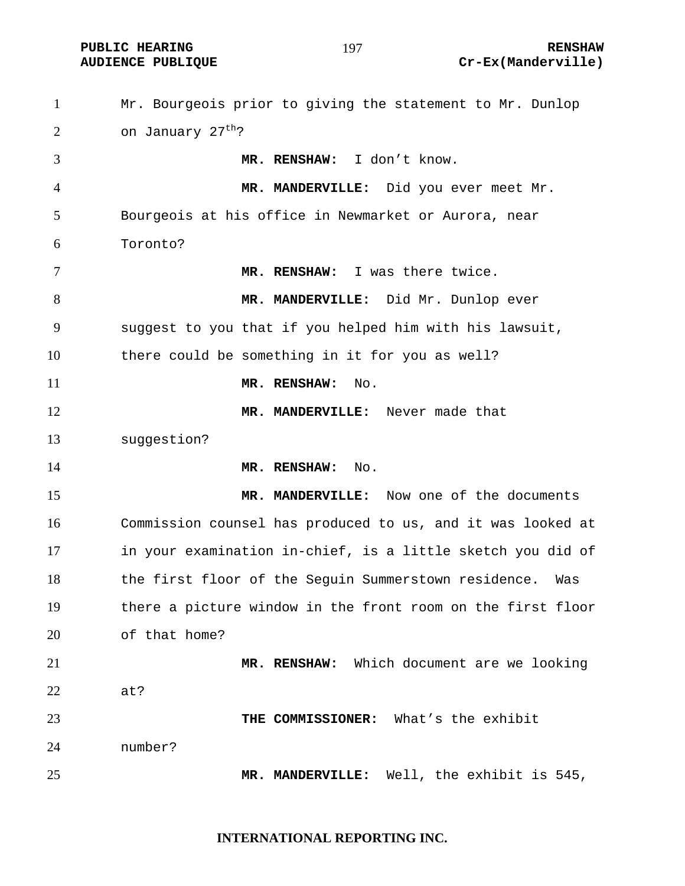Mr. Bourgeois prior to giving the statement to Mr. Dunlop on January 27th?

**MR. RENSHAW:** I don't know.

**MR. MANDERVILLE:** Did you ever meet Mr. Bourgeois at his office in Newmarket or Aurora, near Toronto?

**MR. RENSHAW:** I was there twice.

**MR. MANDERVILLE:** Did Mr. Dunlop ever suggest to you that if you helped him with his lawsuit, there could be something in it for you as well?

**MR. RENSHAW:** No.

**MR. MANDERVILLE:** Never made that suggestion?

**MR. RENSHAW:** No.

**MR. MANDERVILLE:** Now one of the documents Commission counsel has produced to us, and it was looked at in your examination in-chief, is a little sketch you did of the first floor of the Seguin Summerstown residence. Was there a picture window in the front room on the first floor of that home?

**MR. RENSHAW:** Which document are we looking at?

**THE COMMISSIONER:** What's the exhibit number?

**MR. MANDERVILLE:** Well, the exhibit is 545,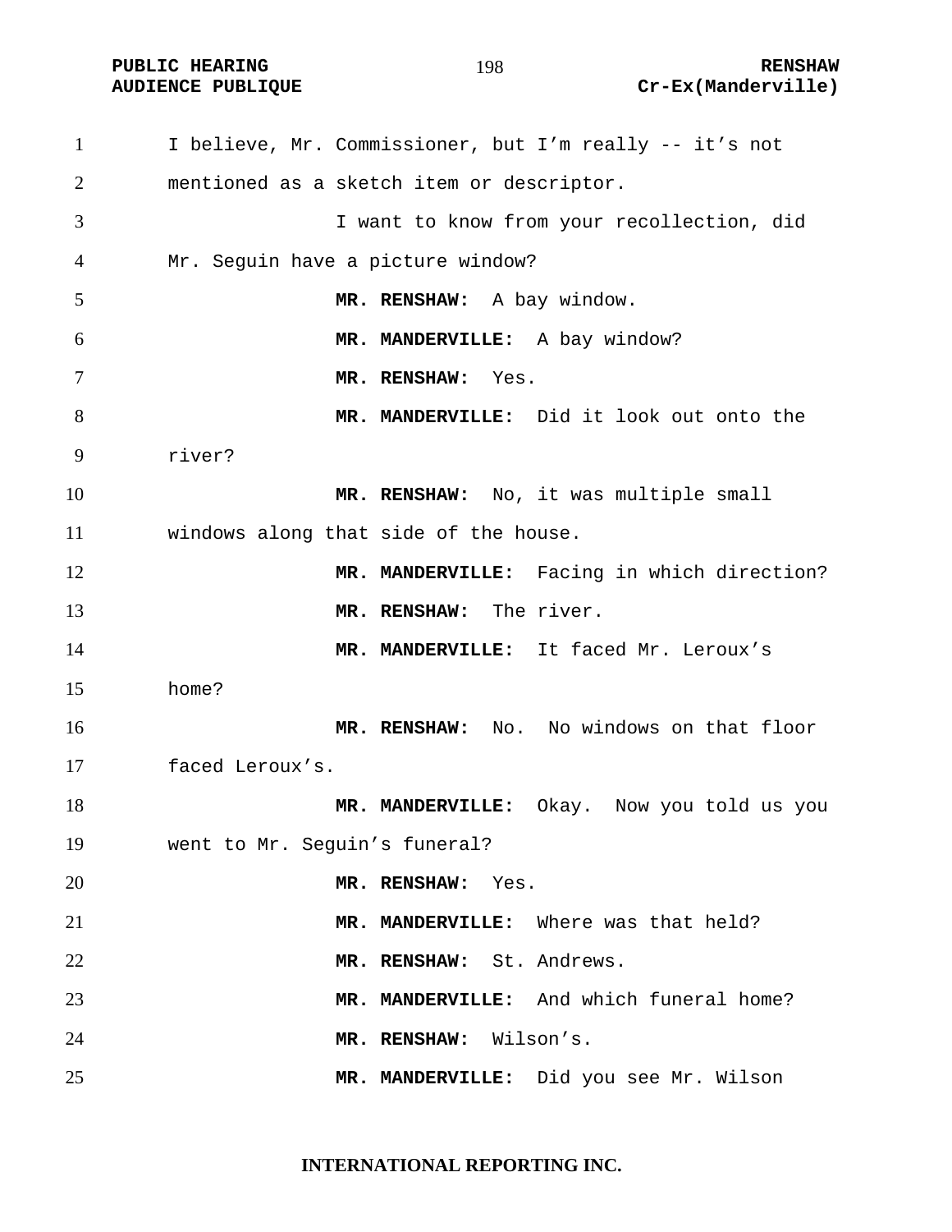I believe, Mr. Commissioner, but I'm really -- it's not mentioned as a sketch item or descriptor.

I want to know from your recollection, did Mr. Seguin have a picture window?

**MR. RENSHAW:** A bay window.

**MR. MANDERVILLE:** A bay window?

**MR. RENSHAW:** Yes.

**MR. MANDERVILLE:** Did it look out onto the river?

**MR. RENSHAW:** No, it was multiple small windows along that side of the house.

**MR. MANDERVILLE:** Facing in which direction?

**MR. RENSHAW:** The river.

**MR. MANDERVILLE:** It faced Mr. Leroux's home?

**MR. RENSHAW:** No. No windows on that floor faced Leroux's.

**MR. MANDERVILLE:** Okay. Now you told us you went to Mr. Seguin's funeral?

**MR. RENSHAW:** Yes.

**MR. MANDERVILLE:** Where was that held?

**MR. RENSHAW:** St. Andrews.

**MR. MANDERVILLE:** And which funeral home?

**MR. RENSHAW:** Wilson's.

**MR. MANDERVILLE:** Did you see Mr. Wilson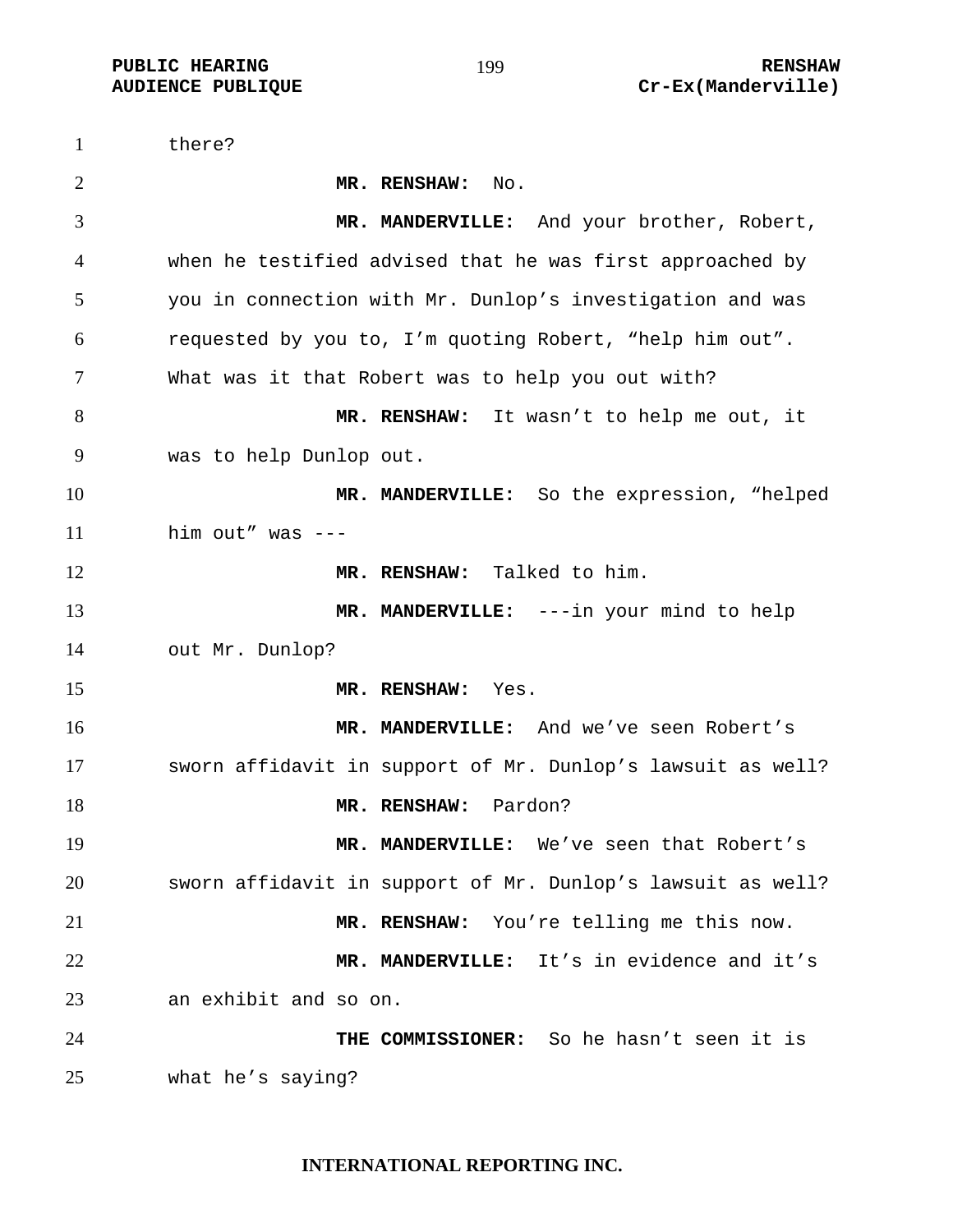there?

**MR. RENSHAW:** No.

**MR. MANDERVILLE:** And your brother, Robert, when he testified advised that he was first approached by you in connection with Mr. Dunlop's investigation and was requested by you to, I'm quoting Robert, "help him out". What was it that Robert was to help you out with?

**MR. RENSHAW:** It wasn't to help me out, it was to help Dunlop out.

**MR. MANDERVILLE:** So the expression, "helped him out" was ---

**MR. RENSHAW:** Talked to him.

**MR. MANDERVILLE:** ---in your mind to help out Mr. Dunlop?

**MR. RENSHAW:** Yes.

**MR. MANDERVILLE:** And we've seen Robert's sworn affidavit in support of Mr. Dunlop's lawsuit as well?

**MR. RENSHAW:** Pardon?

**MR. MANDERVILLE:** We've seen that Robert's sworn affidavit in support of Mr. Dunlop's lawsuit as well?

**MR. RENSHAW:** You're telling me this now.

**MR. MANDERVILLE:** It's in evidence and it's an exhibit and so on.

**THE COMMISSIONER:** So he hasn't seen it is what he's saying?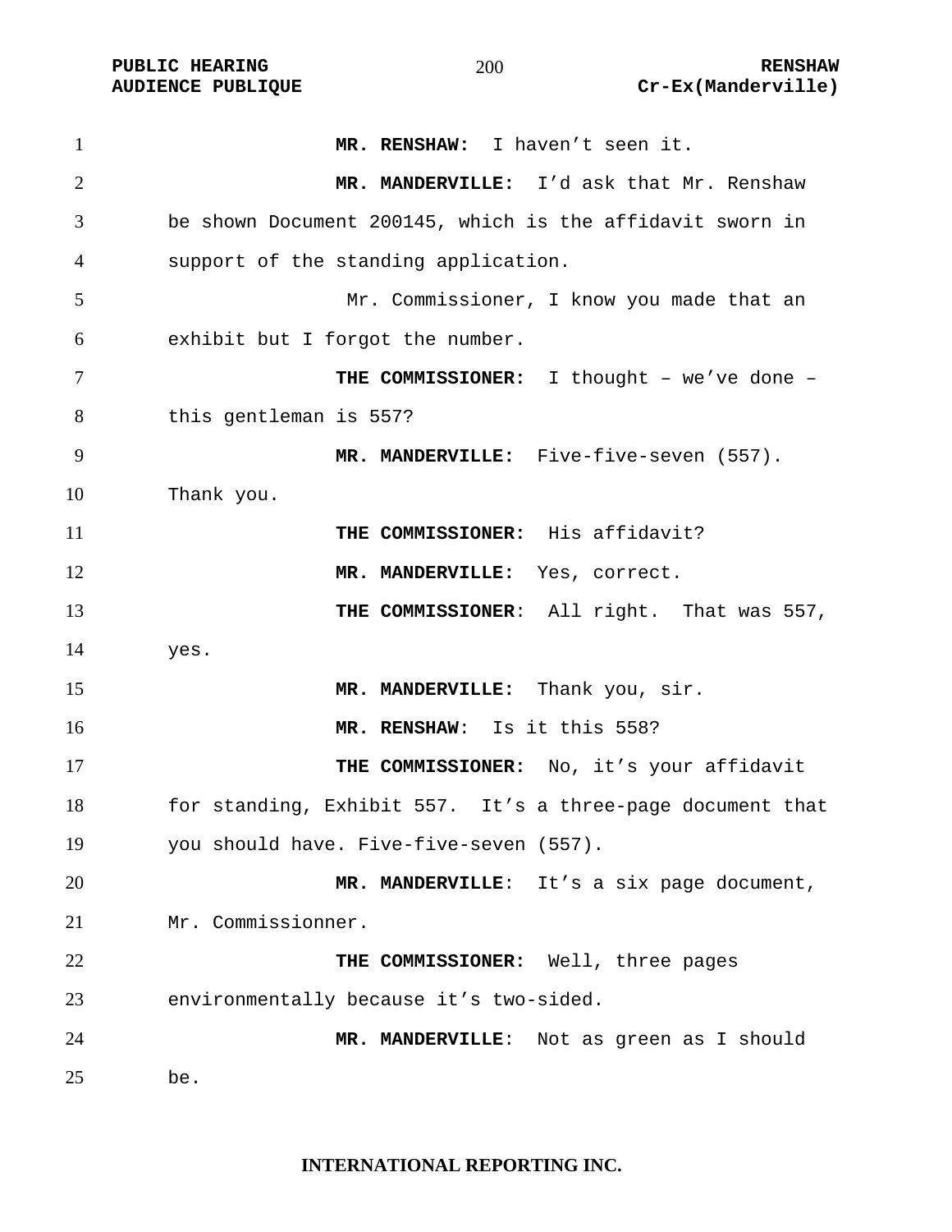**MR. RENSHAW:** I haven't seen it.

**MR. MANDERVILLE:** I'd ask that Mr. Renshaw be shown Document 200145, which is the affidavit sworn in support of the standing application.

Mr. Commissioner, I know you made that an exhibit but I forgot the number.

**THE COMMISSIONER:** I thought – we've done – this gentleman is 557?

**MR. MANDERVILLE:** Five-five-seven (557). Thank you.

**THE COMMISSIONER:** His affidavit?

**MR. MANDERVILLE:** Yes, correct.

**THE COMMISSIONER**: All right. That was 557, yes.

**MR. MANDERVILLE:** Thank you, sir.

**MR. RENSHAW**: Is it this 558?

**THE COMMISSIONER:** No, it's your affidavit for standing, Exhibit 557. It's a three-page document that you should have. Five-five-seven (557).

**MR. MANDERVILLE**: It's a six page document, Mr. Commissionner.

**THE COMMISSIONER:** Well, three pages environmentally because it's two-sided.

**MR. MANDERVILLE**: Not as green as I should be.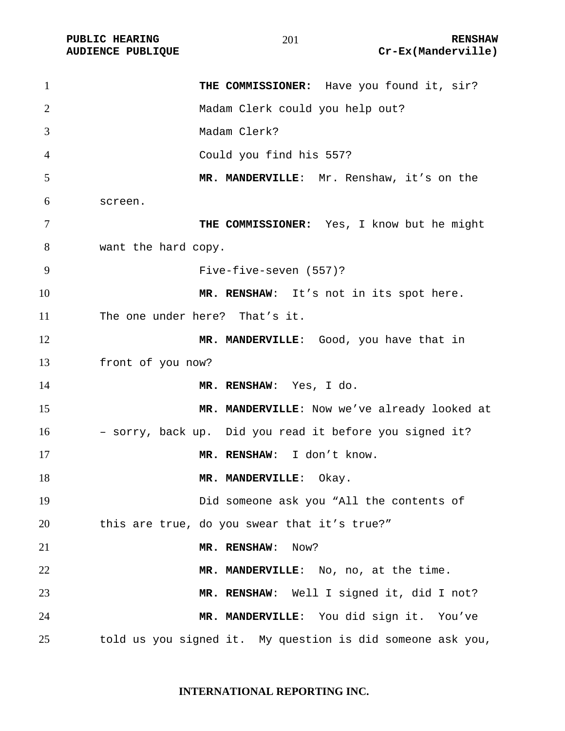**THE COMMISSIONER:** Have you found it, sir?

Madam Clerk could you help out?

Madam Clerk?

Could you find his 557?

**MR. MANDERVILLE**: Mr. Renshaw, it's on the screen.

**THE COMMISSIONER:** Yes, I know but he might want the hard copy.

Five-five-seven (557)?

**MR. RENSHAW**: It's not in its spot here. The one under here? That's it.

**MR. MANDERVILLE**: Good, you have that in front of you now?

**MR. RENSHAW**: Yes, I do.

**MR. MANDERVILLE**: Now we've already looked at – sorry, back up. Did you read it before you signed it?

**MR. RENSHAW**: I don't know.

**MR. MANDERVILLE**: Okay.

Did someone ask you "All the contents of this are true, do you swear that it's true?"

**MR. RENSHAW**: Now?

**MR. MANDERVILLE**: No, no, at the time.

**MR. RENSHAW**: Well I signed it, did I not?

**MR. MANDERVILLE**: You did sign it. You've told us you signed it. My question is did someone ask you,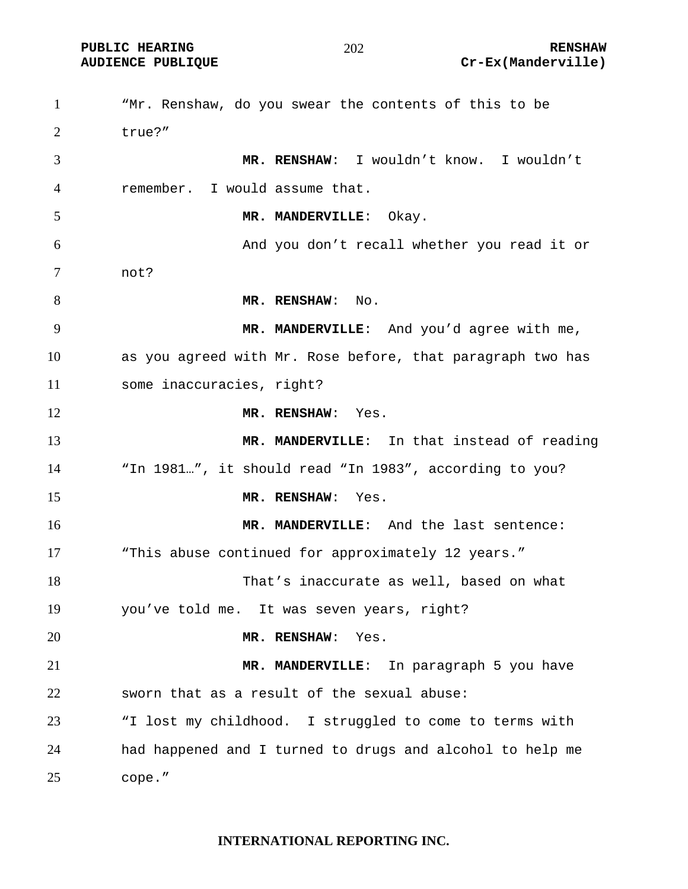"Mr. Renshaw, do you swear the contents of this to be true?"

**MR. RENSHAW**: I wouldn't know. I wouldn't remember. I would assume that.

**MR. MANDERVILLE**: Okay.

And you don't recall whether you read it or not?

**MR. RENSHAW**: No.

**MR. MANDERVILLE**: And you'd agree with me, as you agreed with Mr. Rose before, that paragraph two has some inaccuracies, right?

**MR. RENSHAW**: Yes.

**MR. MANDERVILLE**: In that instead of reading "In 1981…", it should read "In 1983", according to you?

**MR. RENSHAW**: Yes.

**MR. MANDERVILLE**: And the last sentence:

"This abuse continued for approximately 12 years."

That's inaccurate as well, based on what you've told me. It was seven years, right?

**MR. RENSHAW**: Yes.

**MR. MANDERVILLE**: In paragraph 5 you have sworn that as a result of the sexual abuse:

"I lost my childhood. I struggled to come to terms with had happened and I turned to drugs and alcohol to help me cope."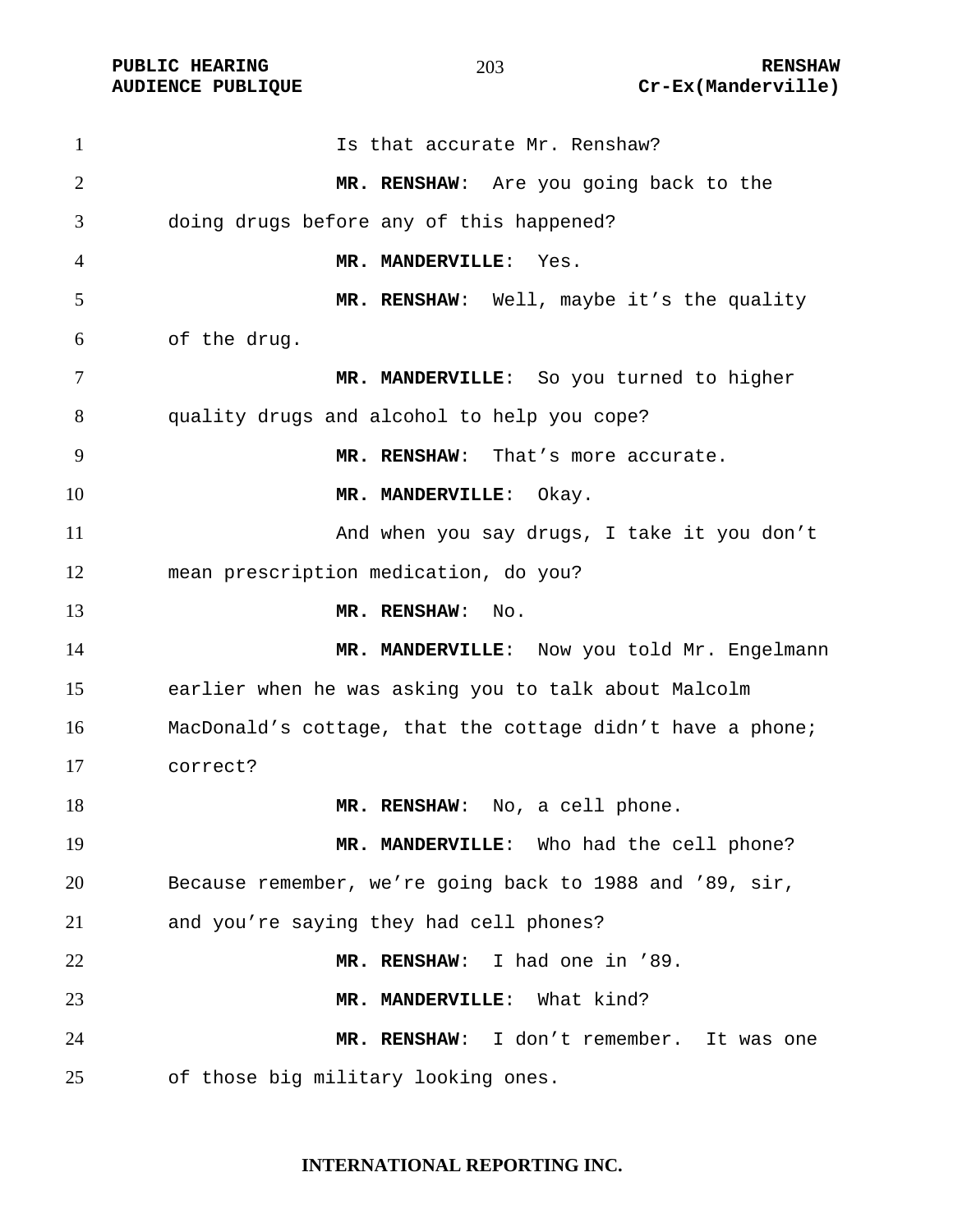Is that accurate Mr. Renshaw?

**MR. RENSHAW**: Are you going back to the doing drugs before any of this happened?

**MR. MANDERVILLE**: Yes.

**MR. RENSHAW**: Well, maybe it's the quality of the drug.

**MR. MANDERVILLE**: So you turned to higher quality drugs and alcohol to help you cope?

**MR. RENSHAW**: That's more accurate.

**MR. MANDERVILLE**: Okay.

And when you say drugs, I take it you don't mean prescription medication, do you?

**MR. RENSHAW**: No.

**MR. MANDERVILLE**: Now you told Mr. Engelmann earlier when he was asking you to talk about Malcolm MacDonald's cottage, that the cottage didn't have a phone; correct?

**MR. RENSHAW**: No, a cell phone.

**MR. MANDERVILLE**: Who had the cell phone? Because remember, we're going back to 1988 and '89, sir, and you're saying they had cell phones?

**MR. RENSHAW**: I had one in '89.

**MR. MANDERVILLE**: What kind?

**MR. RENSHAW**: I don't remember. It was one of those big military looking ones.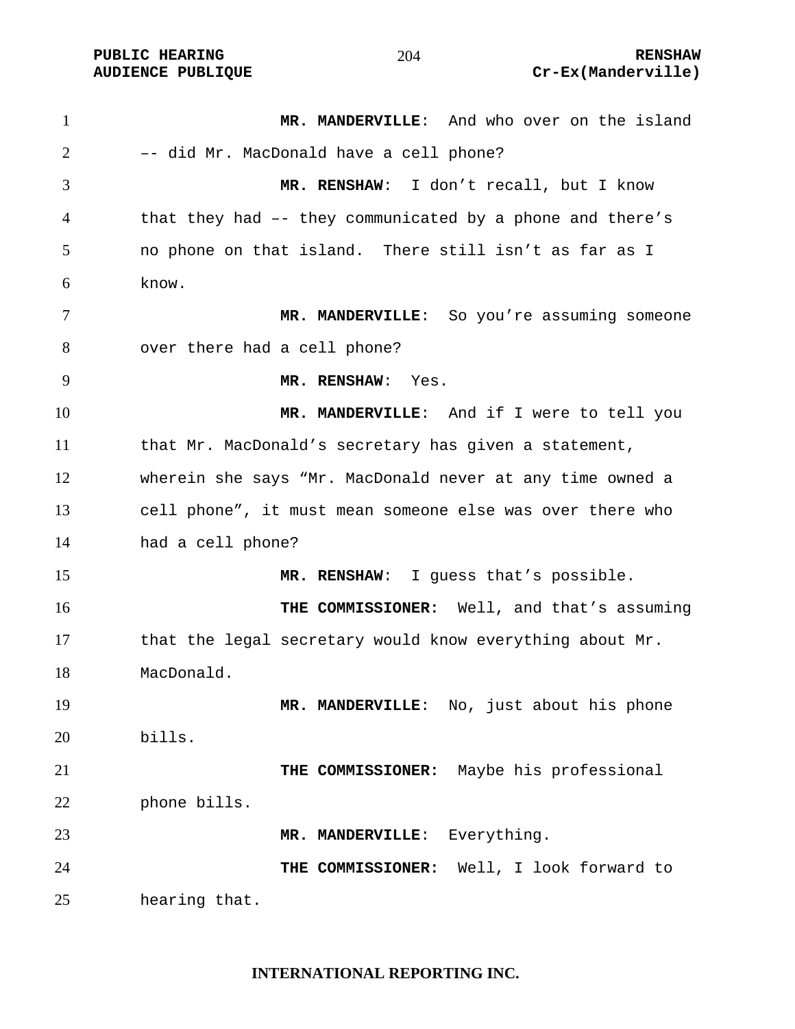**MR. MANDERVILLE**: And who over on the island –- did Mr. MacDonald have a cell phone?

**MR. RENSHAW**: I don't recall, but I know that they had –- they communicated by a phone and there's no phone on that island. There still isn't as far as I know.

**MR. MANDERVILLE**: So you're assuming someone over there had a cell phone?

**MR. RENSHAW**: Yes.

**MR. MANDERVILLE**: And if I were to tell you that Mr. MacDonald's secretary has given a statement, wherein she says "Mr. MacDonald never at any time owned a cell phone", it must mean someone else was over there who had a cell phone?

**MR. RENSHAW**: I guess that's possible.

**THE COMMISSIONER:** Well, and that's assuming that the legal secretary would know everything about Mr. MacDonald.

**MR. MANDERVILLE**: No, just about his phone bills.

**THE COMMISSIONER:** Maybe his professional phone bills.

**MR. MANDERVILLE**: Everything.

**THE COMMISSIONER:** Well, I look forward to hearing that.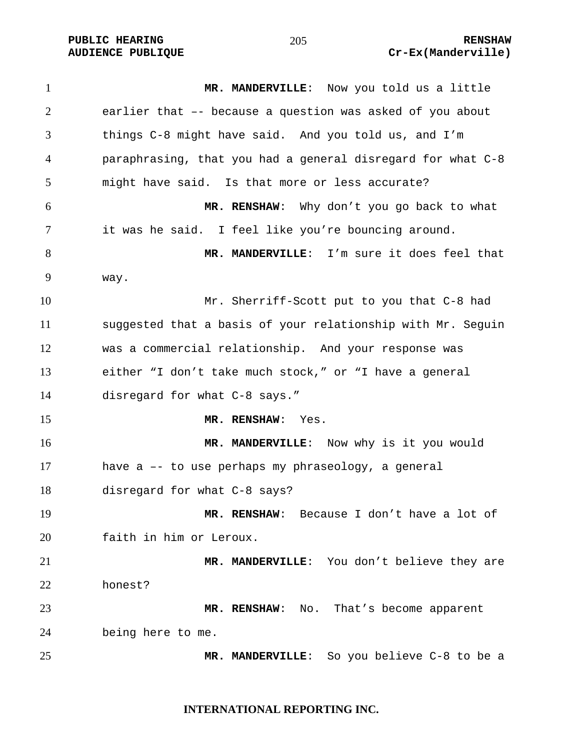**MR. MANDERVILLE**: Now you told us a little earlier that –- because a question was asked of you about things C-8 might have said. And you told us, and I'm paraphrasing, that you had a general disregard for what C-8 might have said. Is that more or less accurate?

**MR. RENSHAW**: Why don't you go back to what it was he said. I feel like you're bouncing around.

**MR. MANDERVILLE**: I'm sure it does feel that way.

Mr. Sherriff-Scott put to you that C-8 had suggested that a basis of your relationship with Mr. Seguin was a commercial relationship. And your response was either "I don't take much stock," or "I have a general disregard for what C-8 says."

**MR. RENSHAW**: Yes.

**MR. MANDERVILLE**: Now why is it you would have a –- to use perhaps my phraseology, a general disregard for what C-8 says?

**MR. RENSHAW**: Because I don't have a lot of faith in him or Leroux.

**MR. MANDERVILLE**: You don't believe they are honest?

**MR. RENSHAW**: No. That's become apparent being here to me.

**MR. MANDERVILLE**: So you believe C-8 to be a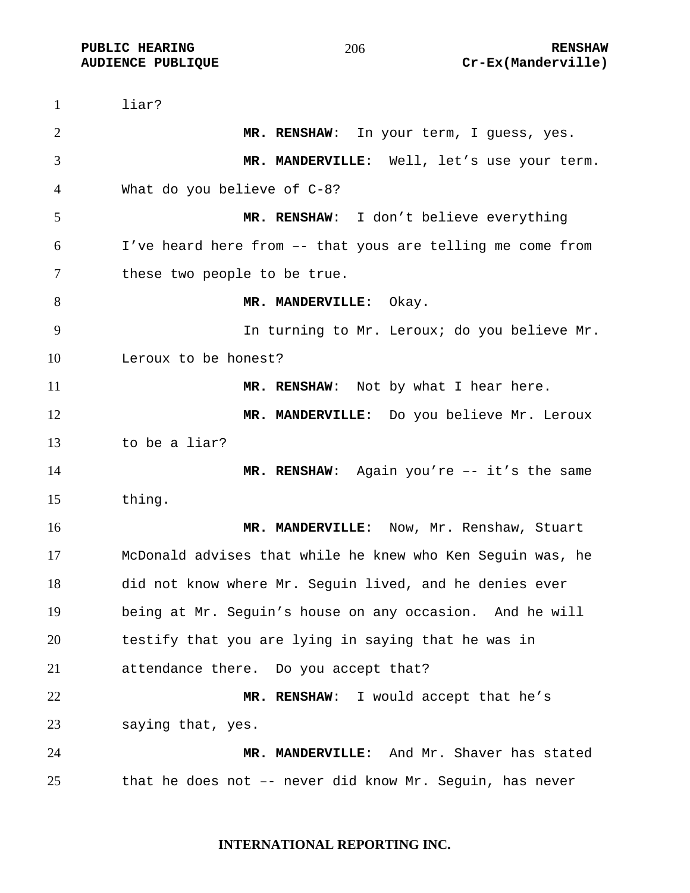liar?

**MR. RENSHAW**: In your term, I guess, yes.

**MR. MANDERVILLE**: Well, let's use your term. What do you believe of C-8?

**MR. RENSHAW**: I don't believe everything I've heard here from –- that yous are telling me come from these two people to be true.

**MR. MANDERVILLE**: Okay.

In turning to Mr. Leroux; do you believe Mr. Leroux to be honest?

**MR. RENSHAW**: Not by what I hear here.

**MR. MANDERVILLE**: Do you believe Mr. Leroux to be a liar?

**MR. RENSHAW**: Again you're –- it's the same thing.

**MR. MANDERVILLE**: Now, Mr. Renshaw, Stuart McDonald advises that while he knew who Ken Seguin was, he did not know where Mr. Seguin lived, and he denies ever being at Mr. Seguin's house on any occasion. And he will testify that you are lying in saying that he was in attendance there. Do you accept that?

**MR. RENSHAW**: I would accept that he's saying that, yes.

**MR. MANDERVILLE**: And Mr. Shaver has stated that he does not –- never did know Mr. Seguin, has never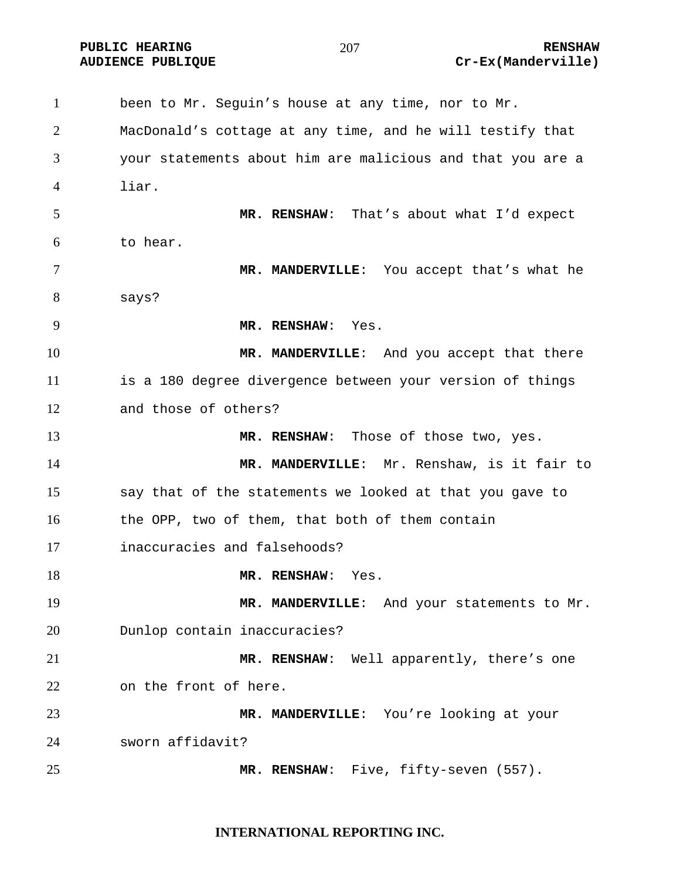been to Mr. Seguin's house at any time, nor to Mr. MacDonald's cottage at any time, and he will testify that your statements about him are malicious and that you are a liar.

**MR. RENSHAW**: That's about what I'd expect to hear.

**MR. MANDERVILLE**: You accept that's what he says?

**MR. RENSHAW**: Yes.

**MR. MANDERVILLE**: And you accept that there is a 180 degree divergence between your version of things and those of others?

**MR. RENSHAW**: Those of those two, yes.

**MR. MANDERVILLE**: Mr. Renshaw, is it fair to say that of the statements we looked at that you gave to the OPP, two of them, that both of them contain inaccuracies and falsehoods?

**MR. RENSHAW**: Yes.

**MR. MANDERVILLE**: And your statements to Mr. Dunlop contain inaccuracies?

**MR. RENSHAW**: Well apparently, there's one on the front of here.

**MR. MANDERVILLE**: You're looking at your sworn affidavit?

**MR. RENSHAW**: Five, fifty-seven (557).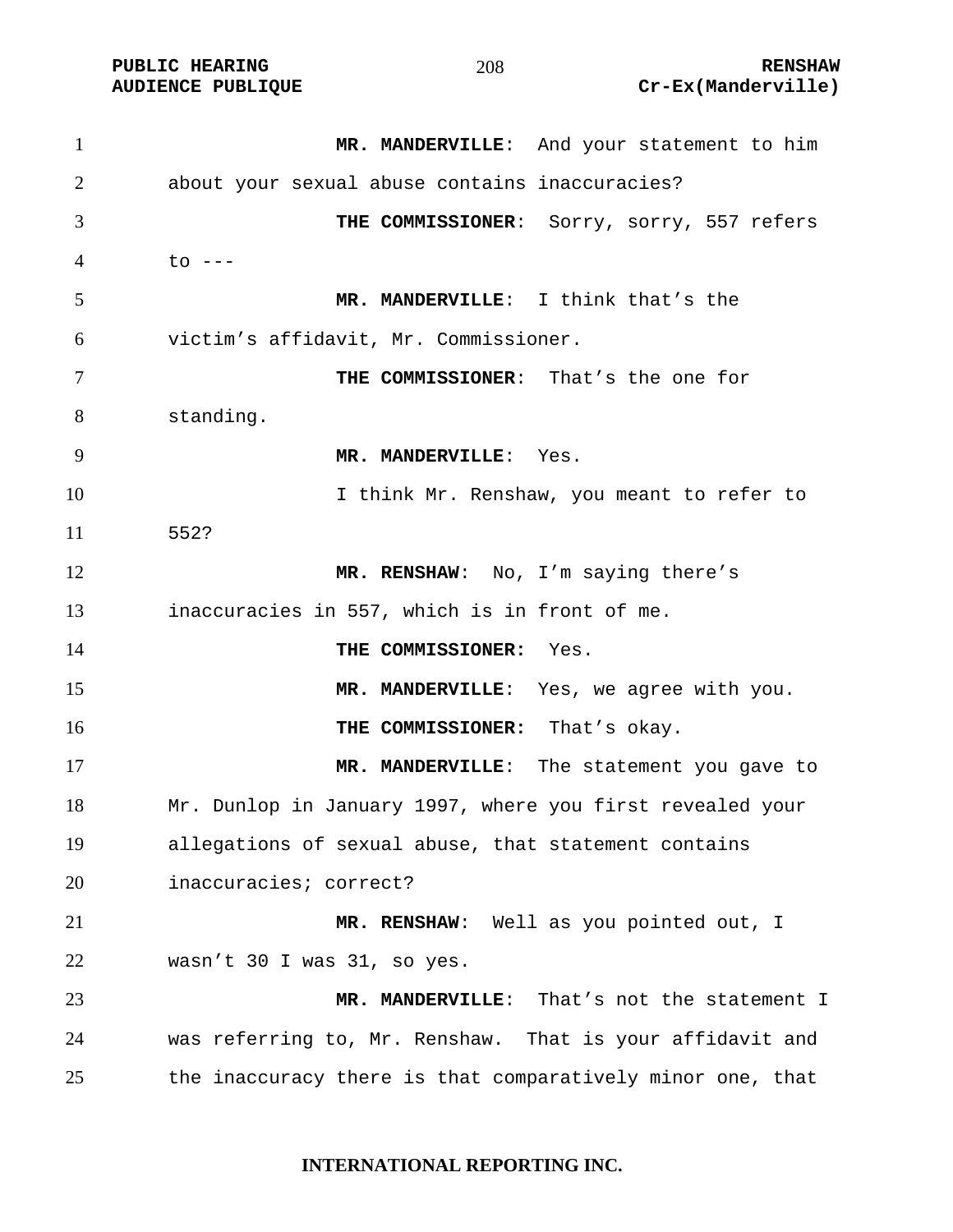**MR. MANDERVILLE**: And your statement to him about your sexual abuse contains inaccuracies?

**THE COMMISSIONER**: Sorry, sorry, 557 refers to ---

**MR. MANDERVILLE**: I think that's the victim's affidavit, Mr. Commissioner.

**THE COMMISSIONER**: That's the one for standing.

**MR. MANDERVILLE**: Yes.

I think Mr. Renshaw, you meant to refer to 552?

**MR. RENSHAW**: No, I'm saying there's inaccuracies in 557, which is in front of me.

**THE COMMISSIONER:** Yes.

**MR. MANDERVILLE**: Yes, we agree with you.

**THE COMMISSIONER:** That's okay.

**MR. MANDERVILLE**: The statement you gave to Mr. Dunlop in January 1997, where you first revealed your allegations of sexual abuse, that statement contains inaccuracies; correct?

**MR. RENSHAW**: Well as you pointed out, I wasn't 30 I was 31, so yes.

**MR. MANDERVILLE**: That's not the statement I was referring to, Mr. Renshaw. That is your affidavit and the inaccuracy there is that comparatively minor one, that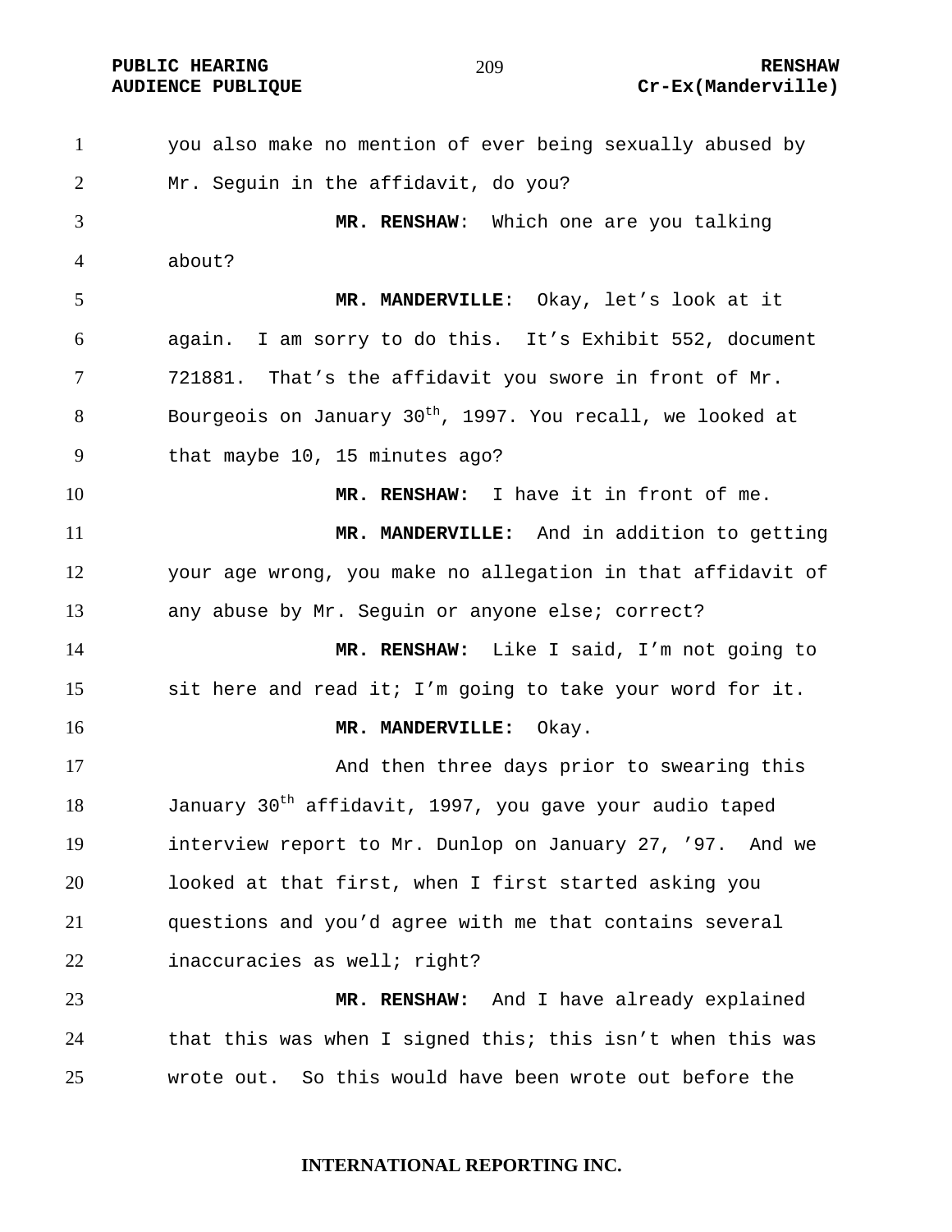you also make no mention of ever being sexually abused by Mr. Seguin in the affidavit, do you?

**MR. RENSHAW**: Which one are you talking about?

**MR. MANDERVILLE**: Okay, let's look at it again. I am sorry to do this. It's Exhibit 552, document 721881. That's the affidavit you swore in front of Mr. Bourgeois on January 30th, 1997. You recall, we looked at that maybe 10, 15 minutes ago?

**MR. RENSHAW:** I have it in front of me.

**MR. MANDERVILLE:** And in addition to getting your age wrong, you make no allegation in that affidavit of any abuse by Mr. Seguin or anyone else; correct?

**MR. RENSHAW:** Like I said, I'm not going to sit here and read it; I'm going to take your word for it.

**MR. MANDERVILLE:** Okay.

And then three days prior to swearing this January 30th affidavit, 1997, you gave your audio taped interview report to Mr. Dunlop on January 27, '97. And we looked at that first, when I first started asking you questions and you'd agree with me that contains several inaccuracies as well; right?

**MR. RENSHAW:** And I have already explained that this was when I signed this; this isn't when this was wrote out. So this would have been wrote out before the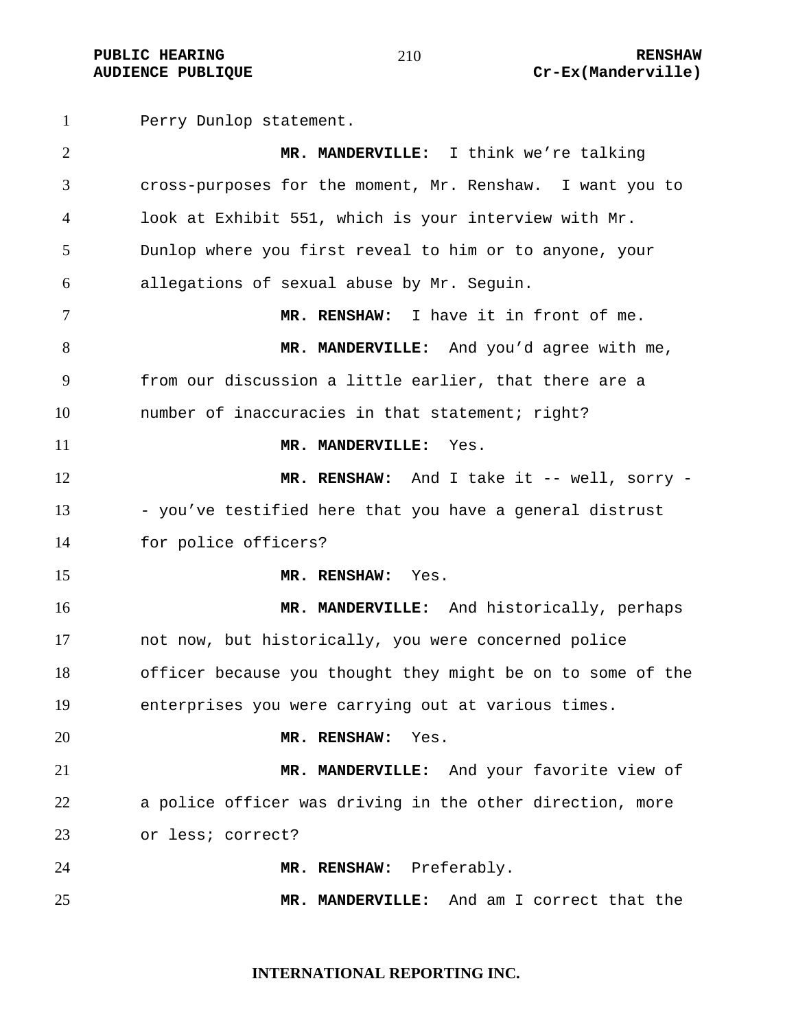Perry Dunlop statement.

**MR. MANDERVILLE:** I think we're talking cross-purposes for the moment, Mr. Renshaw. I want you to look at Exhibit 551, which is your interview with Mr. Dunlop where you first reveal to him or to anyone, your allegations of sexual abuse by Mr. Seguin.

**MR. RENSHAW:** I have it in front of me.

**MR. MANDERVILLE:** And you'd agree with me, from our discussion a little earlier, that there are a number of inaccuracies in that statement; right?

**MR. MANDERVILLE:** Yes.

**MR. RENSHAW:** And I take it -- well, sorry -- you've testified here that you have a general distrust for police officers?

**MR. RENSHAW:** Yes.

**MR. MANDERVILLE:** And historically, perhaps not now, but historically, you were concerned police officer because you thought they might be on to some of the enterprises you were carrying out at various times.

**MR. RENSHAW:** Yes.

**MR. MANDERVILLE:** And your favorite view of a police officer was driving in the other direction, more or less; correct?

**MR. RENSHAW:** Preferably.

**MR. MANDERVILLE:** And am I correct that the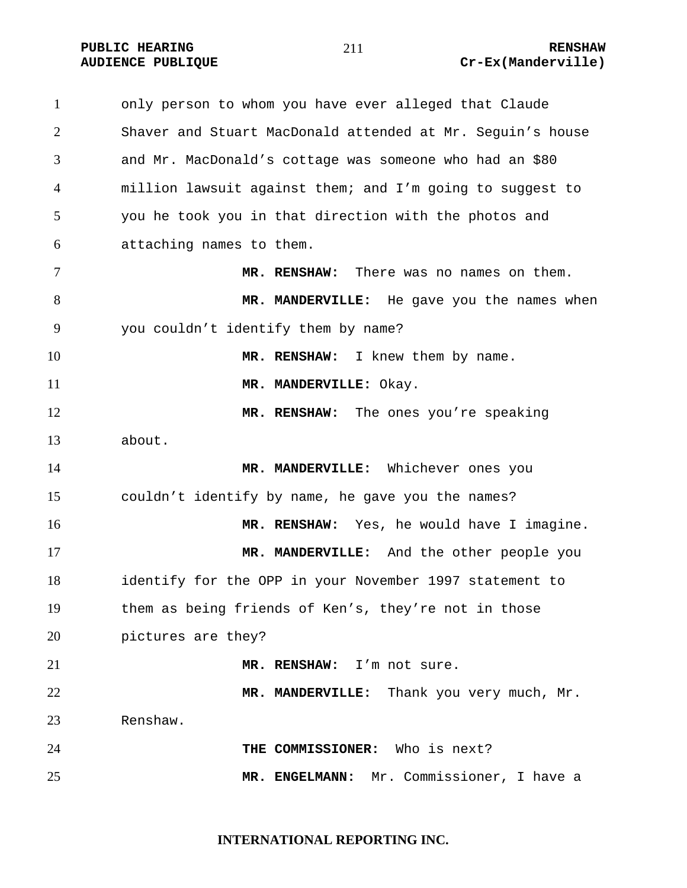only person to whom you have ever alleged that Claude Shaver and Stuart MacDonald attended at Mr. Seguin's house and Mr. MacDonald's cottage was someone who had an $80 million lawsuit against them; and I'm going to suggest to you he took you in that direction with the photos and attaching names to them.

**MR. RENSHAW:** There was no names on them.

**MR. MANDERVILLE:** He gave you the names when you couldn't identify them by name?

**MR. RENSHAW:** I knew them by name.

**MR. MANDERVILLE:** Okay.

**MR. RENSHAW:** The ones you're speaking about.

**MR. MANDERVILLE:** Whichever ones you couldn't identify by name, he gave you the names?

**MR. RENSHAW:** Yes, he would have I imagine.

**MR. MANDERVILLE:** And the other people you identify for the OPP in your November 1997 statement to them as being friends of Ken's, they're not in those pictures are they?

**MR. RENSHAW:** I'm not sure.

**MR. MANDERVILLE:** Thank you very much, Mr. Renshaw.

**THE COMMISSIONER:** Who is next?

**MR. ENGELMANN:** Mr. Commissioner, I have a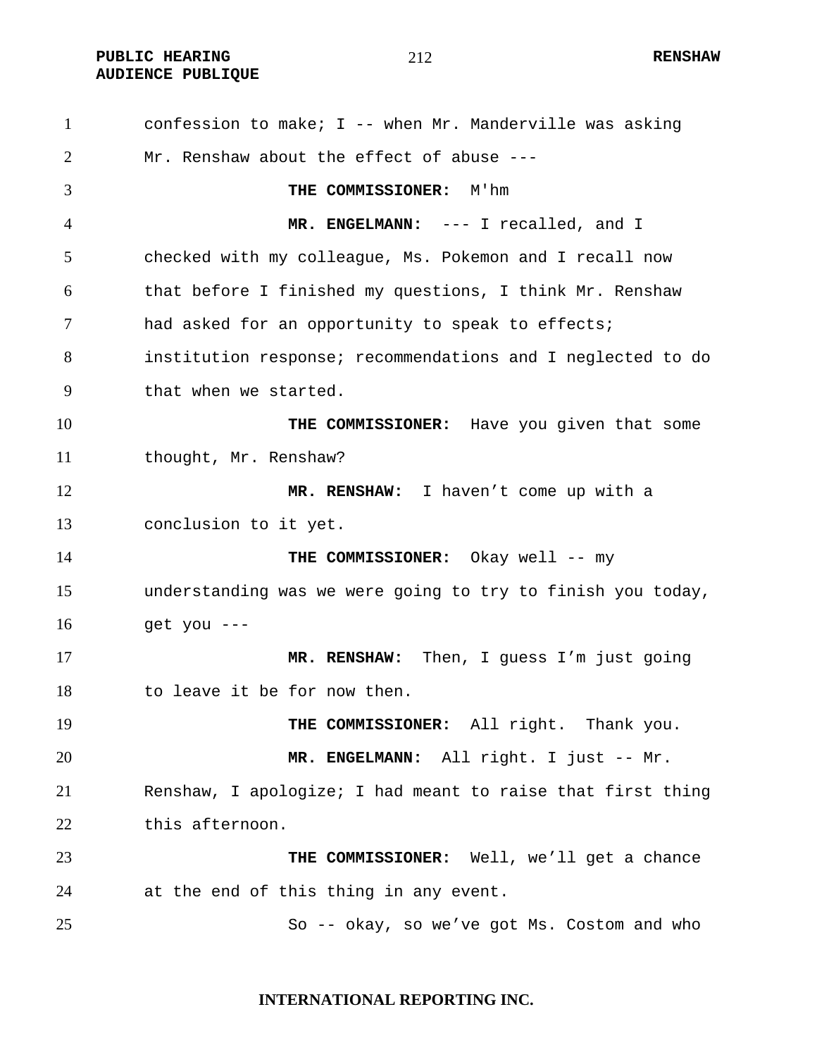confession to make; I -- when Mr. Manderville was asking Mr. Renshaw about the effect of abuse ---

**THE COMMISSIONER:** M'hm

**MR. ENGELMANN:** --- I recalled, and I checked with my colleague, Ms. Pokemon and I recall now that before I finished my questions, I think Mr. Renshaw had asked for an opportunity to speak to effects; institution response; recommendations and I neglected to do that when we started.

**THE COMMISSIONER:** Have you given that some thought, Mr. Renshaw?

**MR. RENSHAW:** I haven't come up with a conclusion to it yet.

**THE COMMISSIONER:** Okay well -- my understanding was we were going to try to finish you today, get you ---

**MR. RENSHAW:** Then, I guess I'm just going to leave it be for now then.

**THE COMMISSIONER:** All right. Thank you.

**MR. ENGELMANN:** All right. I just -- Mr. Renshaw, I apologize; I had meant to raise that first thing this afternoon.

**THE COMMISSIONER:** Well, we'll get a chance at the end of this thing in any event.

So -- okay, so we've got Ms. Costom and who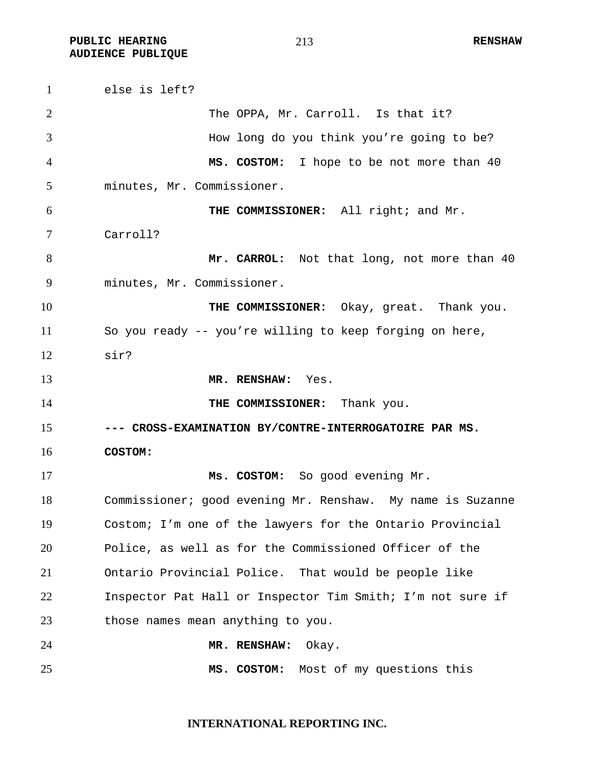else is left?

The OPPA, Mr. Carroll. Is that it?

How long do you think you're going to be?

**MS. COSTOM:** I hope to be not more than 40 minutes, Mr. Commissioner.

**THE COMMISSIONER:** All right; and Mr. Carroll?

**Mr. CARROL:** Not that long, not more than 40 minutes, Mr. Commissioner.

**THE COMMISSIONER:** Okay, great. Thank you. So you ready -- you're willing to keep forging on here, sir?

**MR. RENSHAW:** Yes.

**THE COMMISSIONER:** Thank you.

**--- CROSS-EXAMINATION BY/CONTRE-INTERROGATOIRE PAR MS. COSTOM:**

**Ms. COSTOM:** So good evening Mr. Commissioner; good evening Mr. Renshaw. My name is Suzanne Costom; I'm one of the lawyers for the Ontario Provincial Police, as well as for the Commissioned Officer of the Ontario Provincial Police. That would be people like Inspector Pat Hall or Inspector Tim Smith; I'm not sure if those names mean anything to you.

**MR. RENSHAW:** Okay.

**MS. COSTOM:** Most of my questions this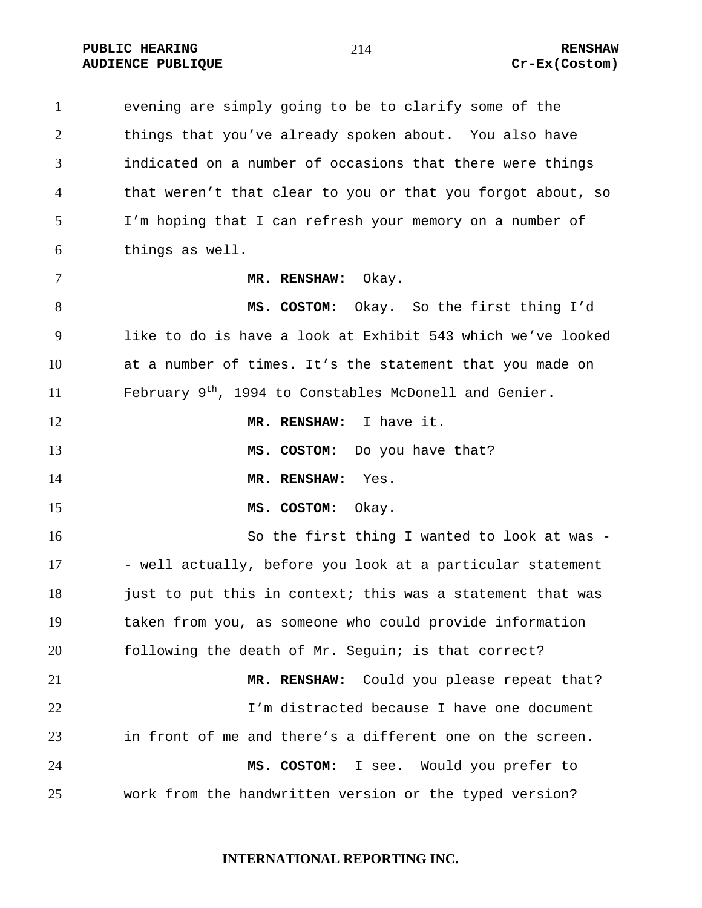evening are simply going to be to clarify some of the things that you've already spoken about. You also have indicated on a number of occasions that there were things that weren't that clear to you or that you forgot about, so I'm hoping that I can refresh your memory on a number of things as well.

**MR. RENSHAW:** Okay.

**MS. COSTOM:** Okay. So the first thing I'd like to do is have a look at Exhibit 543 which we've looked at a number of times. It's the statement that you made on February 9th, 1994 to Constables McDonell and Genier.

**MR. RENSHAW:** I have it.

**MS. COSTOM:** Do you have that?

**MR. RENSHAW:** Yes.

**MS. COSTOM:** Okay.

So the first thing I wanted to look at was -- well actually, before you look at a particular statement just to put this in context; this was a statement that was taken from you, as someone who could provide information following the death of Mr. Seguin; is that correct?

**MR. RENSHAW:** Could you please repeat that?

I'm distracted because I have one document in front of me and there's a different one on the screen.

**MS. COSTOM:** I see. Would you prefer to work from the handwritten version or the typed version?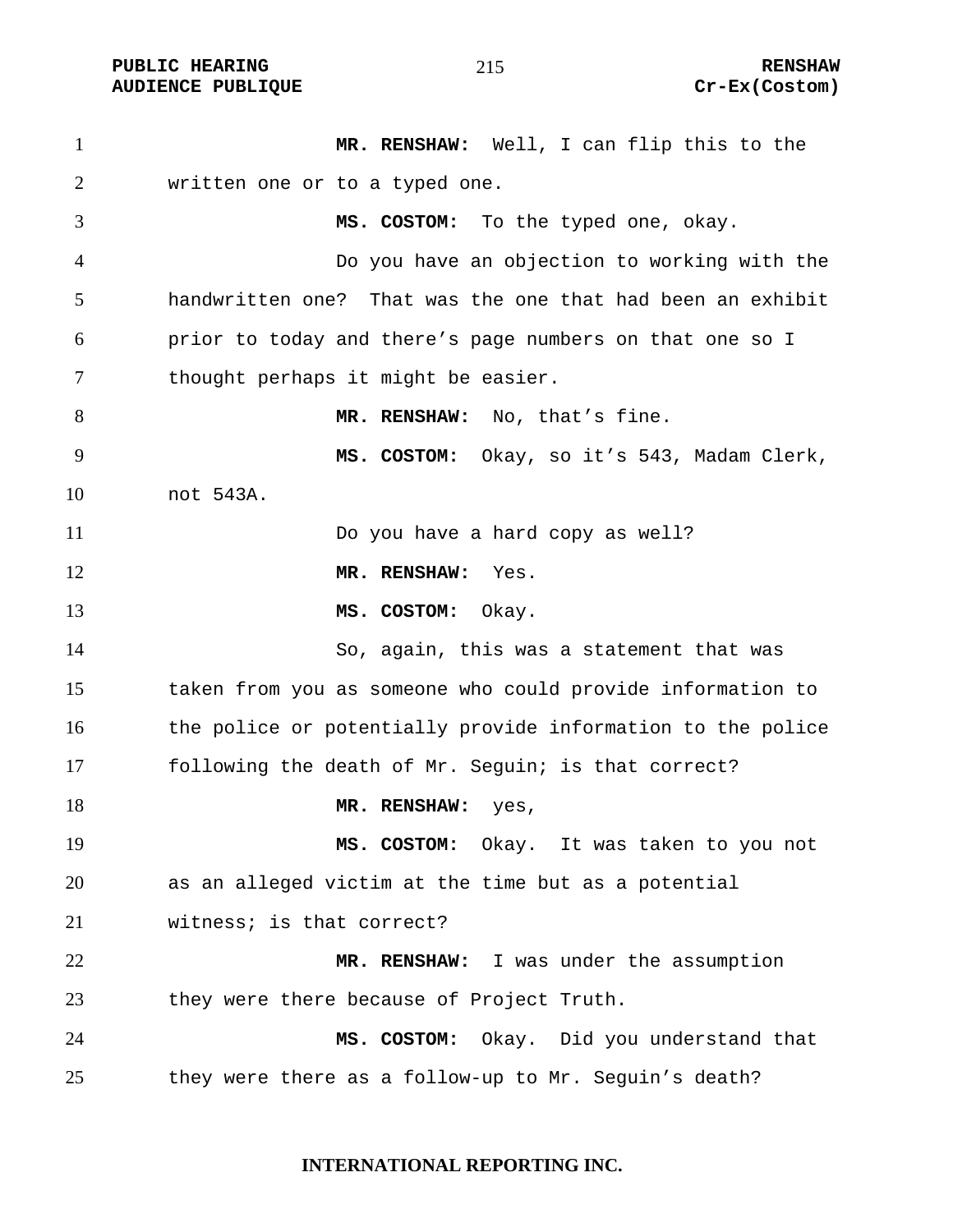**MR. RENSHAW:** Well, I can flip this to the written one or to a typed one.

**MS. COSTOM:** To the typed one, okay.

Do you have an objection to working with the handwritten one? That was the one that had been an exhibit prior to today and there's page numbers on that one so I thought perhaps it might be easier.

**MR. RENSHAW:** No, that's fine.

**MS. COSTOM:** Okay, so it's 543, Madam Clerk, not 543A.

Do you have a hard copy as well?

**MR. RENSHAW:** Yes.

**MS. COSTOM:** Okay.

So, again, this was a statement that was taken from you as someone who could provide information to the police or potentially provide information to the police following the death of Mr. Seguin; is that correct?

**MR. RENSHAW:** yes,

**MS. COSTOM:** Okay. It was taken to you not as an alleged victim at the time but as a potential witness; is that correct?

**MR. RENSHAW:** I was under the assumption they were there because of Project Truth.

**MS. COSTOM:** Okay. Did you understand that they were there as a follow-up to Mr. Seguin's death?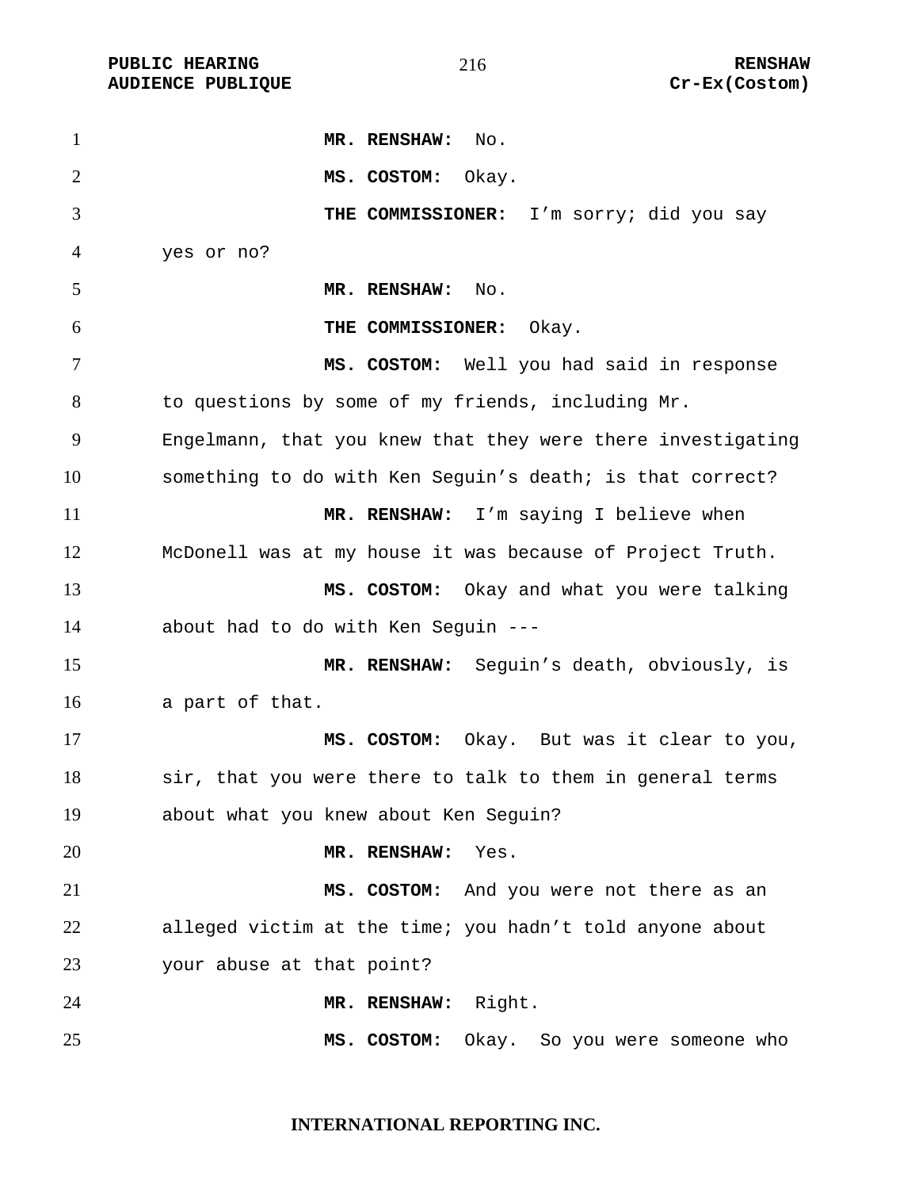**MR. RENSHAW:** No.

**MS. COSTOM:** Okay.

**THE COMMISSIONER:** I'm sorry; did you say yes or no?

**MR. RENSHAW:** No.

**THE COMMISSIONER:** Okay.

**MS. COSTOM:** Well you had said in response to questions by some of my friends, including Mr. Engelmann, that you knew that they were there investigating something to do with Ken Seguin's death; is that correct?

**MR. RENSHAW:** I'm saying I believe when McDonell was at my house it was because of Project Truth.

**MS. COSTOM:** Okay and what you were talking about had to do with Ken Seguin ---

**MR. RENSHAW:** Seguin's death, obviously, is a part of that.

**MS. COSTOM:** Okay. But was it clear to you, sir, that you were there to talk to them in general terms about what you knew about Ken Seguin?

**MR. RENSHAW:** Yes.

**MS. COSTOM:** And you were not there as an alleged victim at the time; you hadn't told anyone about your abuse at that point?

**MR. RENSHAW:** Right.

**MS. COSTOM:** Okay. So you were someone who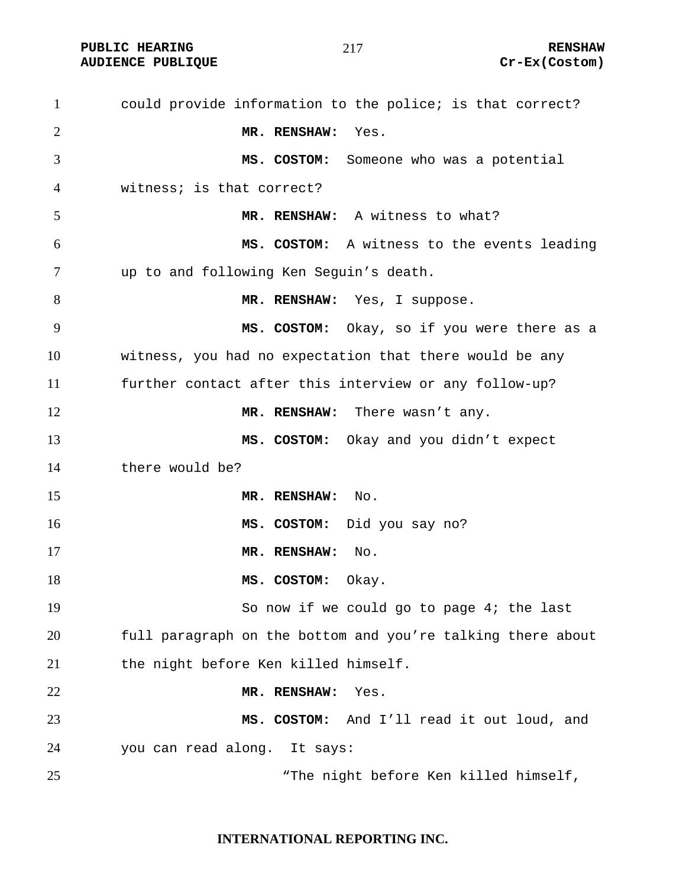could provide information to the police; is that correct?

**MR. RENSHAW:** Yes.

**MS. COSTOM:** Someone who was a potential witness; is that correct?

**MR. RENSHAW:** A witness to what?

**MS. COSTOM:** A witness to the events leading up to and following Ken Seguin's death.

**MR. RENSHAW:** Yes, I suppose.

**MS. COSTOM:** Okay, so if you were there as a witness, you had no expectation that there would be any further contact after this interview or any follow-up?

**MR. RENSHAW:** There wasn't any.

**MS. COSTOM:** Okay and you didn't expect there would be?

**MR. RENSHAW:** No.

**MS. COSTOM:** Did you say no?

**MR. RENSHAW:** No.

**MS. COSTOM:** Okay.

So now if we could go to page 4; the last full paragraph on the bottom and you're talking there about the night before Ken killed himself.

**MR. RENSHAW:** Yes.

**MS. COSTOM:** And I'll read it out loud, and you can read along. It says:

"The night before Ken killed himself,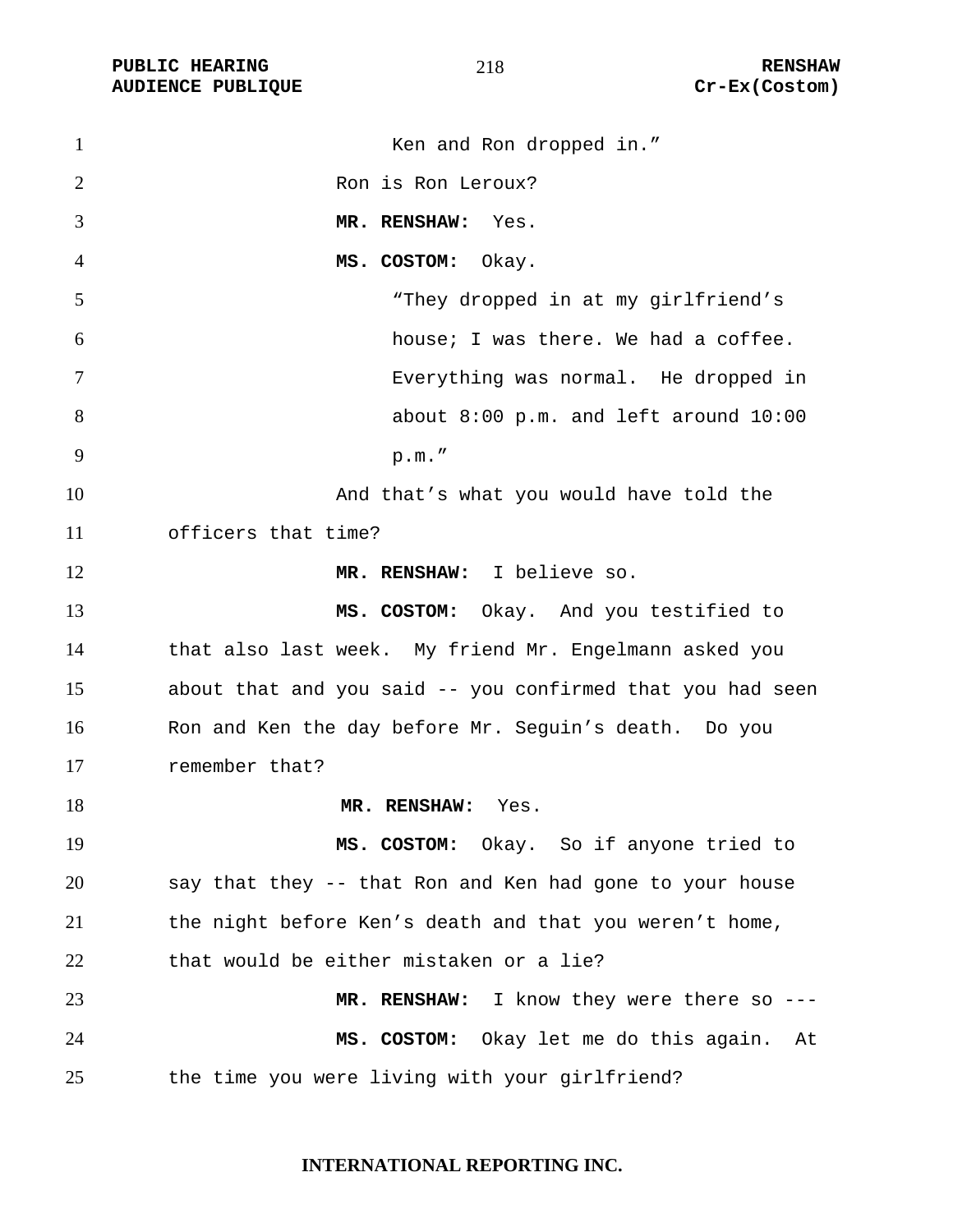"Ken and Ron dropped in."

Ron is Ron Leroux?

**MR. RENSHAW:** Yes.

**MS. COSTOM:** Okay.

"They dropped in at my girlfriend's house; I was there. We had a coffee. Everything was normal. He dropped in about 8:00 p.m. and left around 10:00 p.m."

And that's what you would have told the officers that time?

**MR. RENSHAW:** I believe so.

**MS. COSTOM:** Okay. And you testified to that also last week. My friend Mr. Engelmann asked you about that and you said -- you confirmed that you had seen Ron and Ken the day before Mr. Seguin's death. Do you remember that?

**MR. RENSHAW:** Yes.

**MS. COSTOM:** Okay. So if anyone tried to say that they -- that Ron and Ken had gone to your house the night before Ken's death and that you weren't home, that would be either mistaken or a lie?

**MR. RENSHAW:** I know they were there so ---

**MS. COSTOM:** Okay let me do this again. At the time you were living with your girlfriend?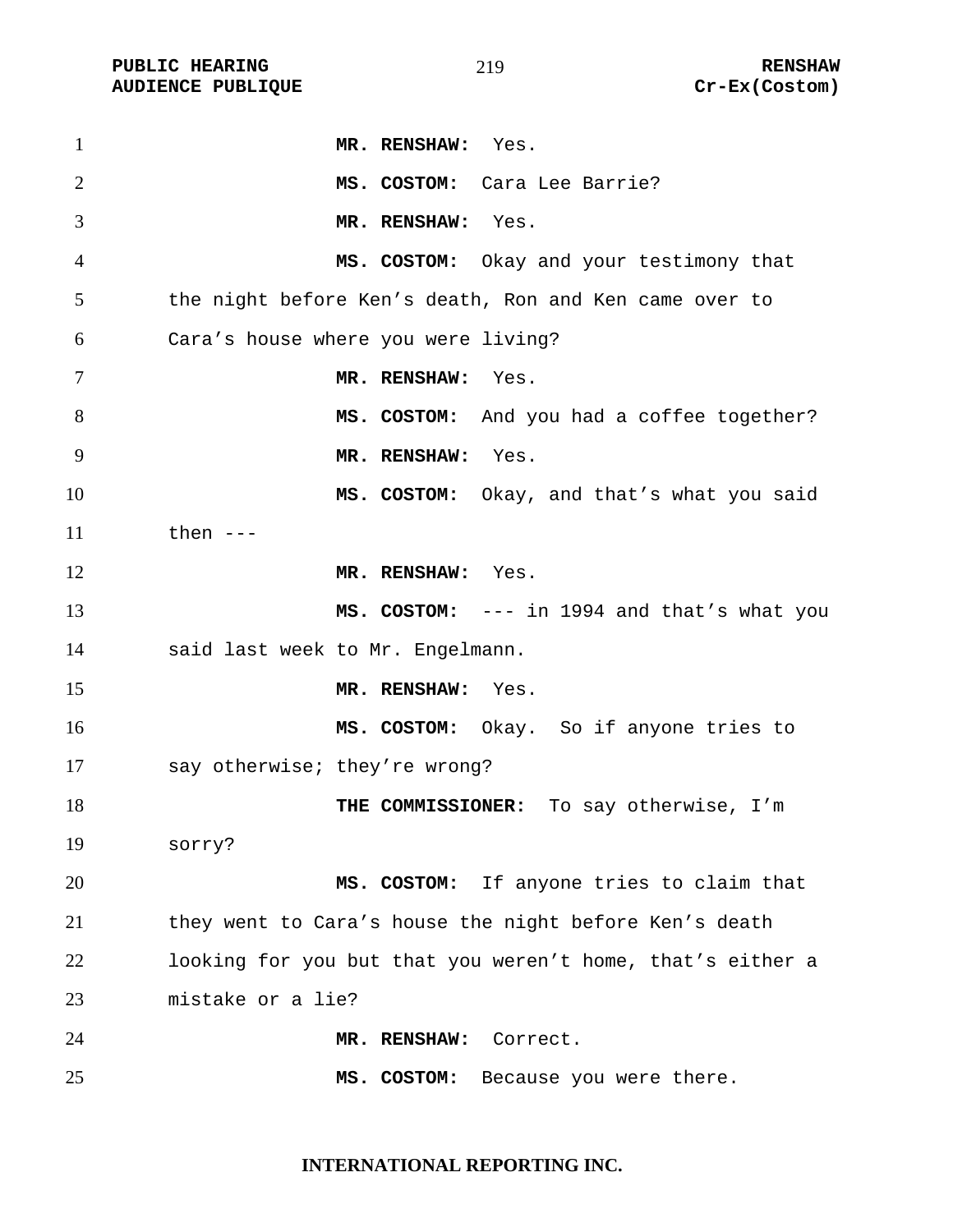**MR. RENSHAW:** Yes.

**MS. COSTOM:** Cara Lee Barrie?

**MR. RENSHAW:** Yes.

**MS. COSTOM:** Okay and your testimony that the night before Ken's death, Ron and Ken came over to Cara's house where you were living?

**MR. RENSHAW:** Yes.

**MS. COSTOM:** And you had a coffee together?

**MR. RENSHAW:** Yes.

**MS. COSTOM:** Okay, and that's what you said then ---

**MR. RENSHAW:** Yes.

**MS. COSTOM:** --- in 1994 and that's what you said last week to Mr. Engelmann.

**MR. RENSHAW:** Yes.

**MS. COSTOM:** Okay. So if anyone tries to say otherwise; they're wrong?

**THE COMMISSIONER:** To say otherwise, I'm sorry?

**MS. COSTOM:** If anyone tries to claim that they went to Cara's house the night before Ken's death looking for you but that you weren't home, that's either a mistake or a lie?

**MR. RENSHAW:** Correct.

**MS. COSTOM:** Because you were there.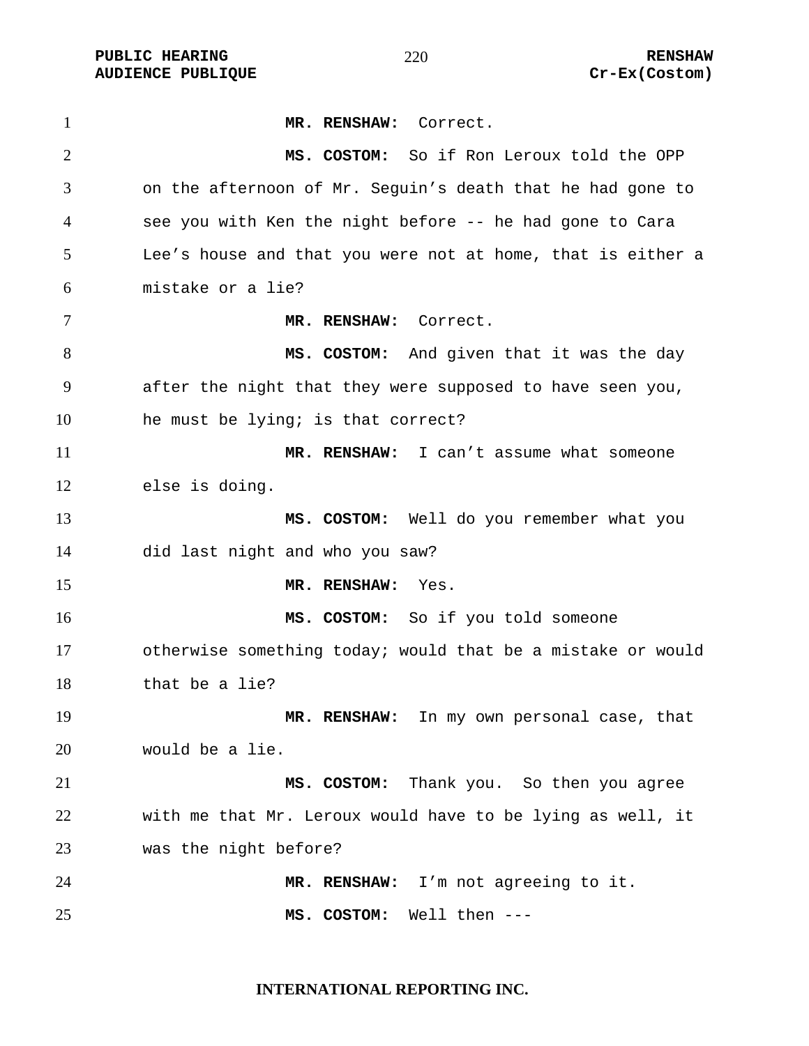**MR. RENSHAW:** Correct.

**MS. COSTOM:** So if Ron Leroux told the OPP on the afternoon of Mr. Seguin's death that he had gone to see you with Ken the night before -- he had gone to Cara Lee's house and that you were not at home, that is either a mistake or a lie?

**MR. RENSHAW:** Correct.

**MS. COSTOM:** And given that it was the day after the night that they were supposed to have seen you, he must be lying; is that correct?

**MR. RENSHAW:** I can't assume what someone else is doing.

**MS. COSTOM:** Well do you remember what you did last night and who you saw?

**MR. RENSHAW:** Yes.

**MS. COSTOM:** So if you told someone otherwise something today; would that be a mistake or would that be a lie?

**MR. RENSHAW:** In my own personal case, that would be a lie.

**MS. COSTOM:** Thank you. So then you agree with me that Mr. Leroux would have to be lying as well, it was the night before?

**MR. RENSHAW:** I'm not agreeing to it.

**MS. COSTOM:** Well then ---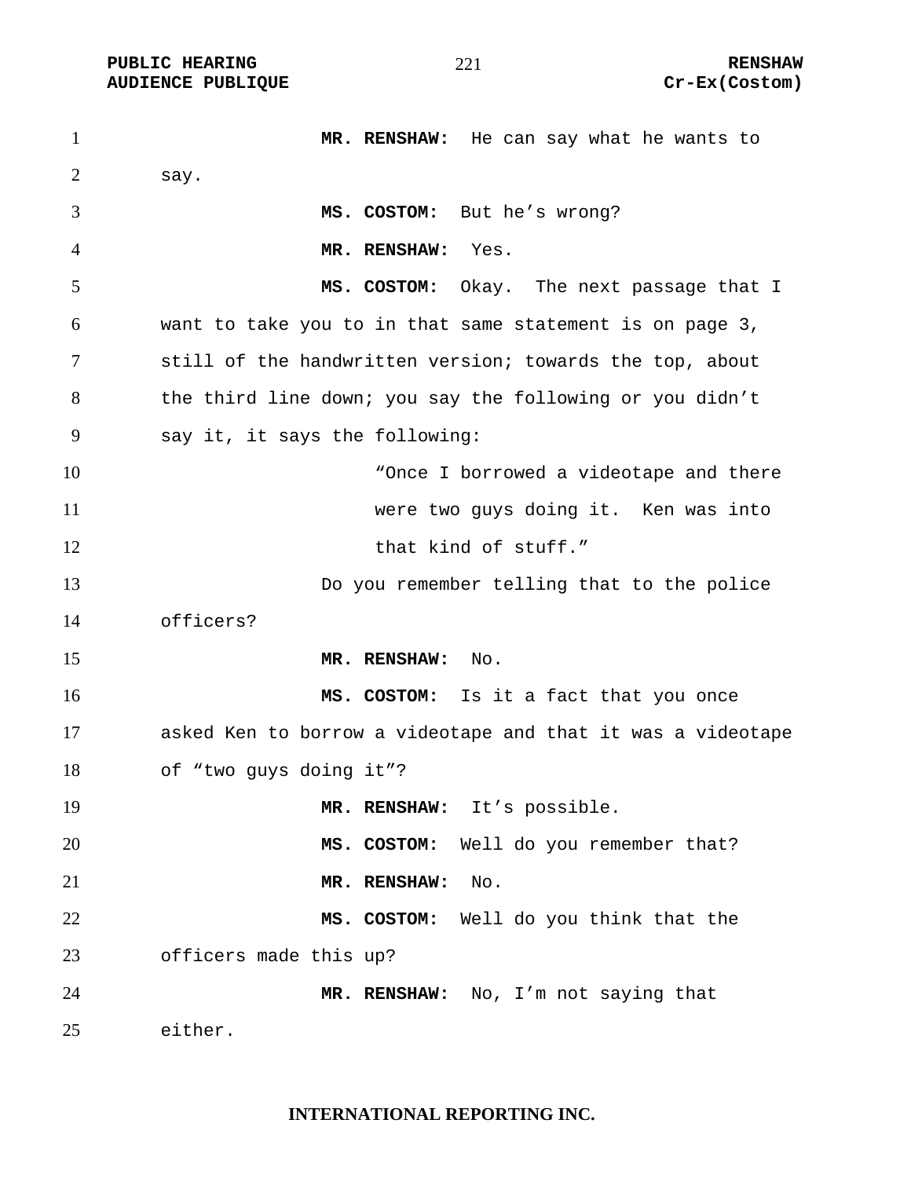**MR. RENSHAW:** He can say what he wants to say.

**MS. COSTOM:** But he's wrong?

**MR. RENSHAW:** Yes.

**MS. COSTOM:** Okay. The next passage that I want to take you to in that same statement is on page 3, still of the handwritten version; towards the top, about the third line down; you say the following or you didn't say it, it says the following:

> "Once I borrowed a videotape and there were two guys doing it. Ken was into that kind of stuff."

Do you remember telling that to the police officers?

**MR. RENSHAW:** No.

**MS. COSTOM:** Is it a fact that you once asked Ken to borrow a videotape and that it was a videotape of "two guys doing it"?

**MR. RENSHAW:** It's possible.

**MS. COSTOM:** Well do you remember that?

**MR. RENSHAW:** No.

**MS. COSTOM:** Well do you think that the officers made this up?

**MR. RENSHAW:** No, I'm not saying that either.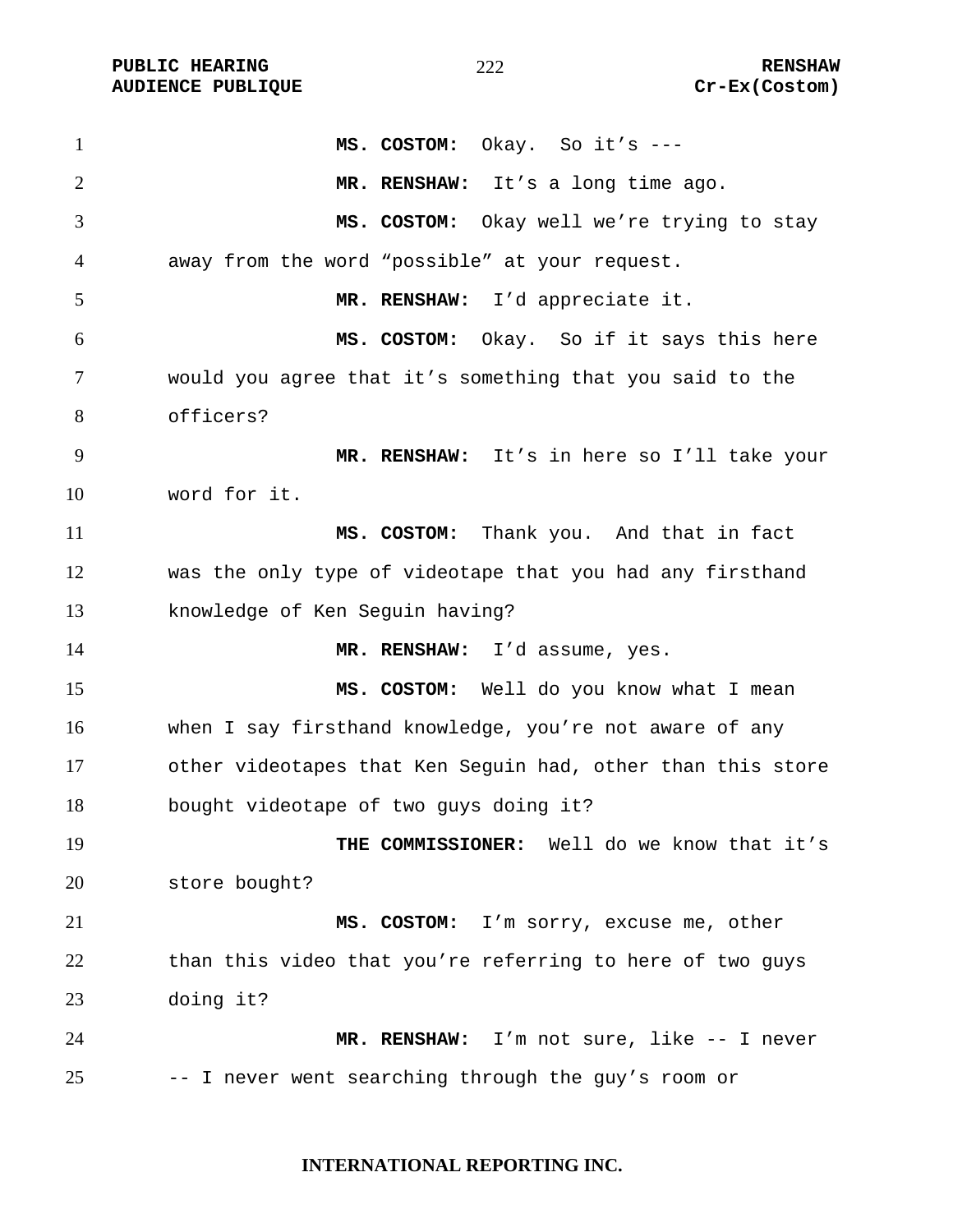**MS. COSTOM:** Okay. So it's ---

**MR. RENSHAW:** It's a long time ago.

**MS. COSTOM:** Okay well we're trying to stay away from the word "possible" at your request.

**MR. RENSHAW:** I'd appreciate it.

**MS. COSTOM:** Okay. So if it says this here would you agree that it's something that you said to the officers?

**MR. RENSHAW:** It's in here so I'll take your word for it.

**MS. COSTOM:** Thank you. And that in fact was the only type of videotape that you had any firsthand knowledge of Ken Seguin having?

**MR. RENSHAW:** I'd assume, yes.

**MS. COSTOM:** Well do you know what I mean when I say firsthand knowledge, you're not aware of any other videotapes that Ken Seguin had, other than this store bought videotape of two guys doing it?

**THE COMMISSIONER:** Well do we know that it's store bought?

**MS. COSTOM:** I'm sorry, excuse me, other than this video that you're referring to here of two guys doing it?

**MR. RENSHAW:** I'm not sure, like -- I never -- I never went searching through the guy's room or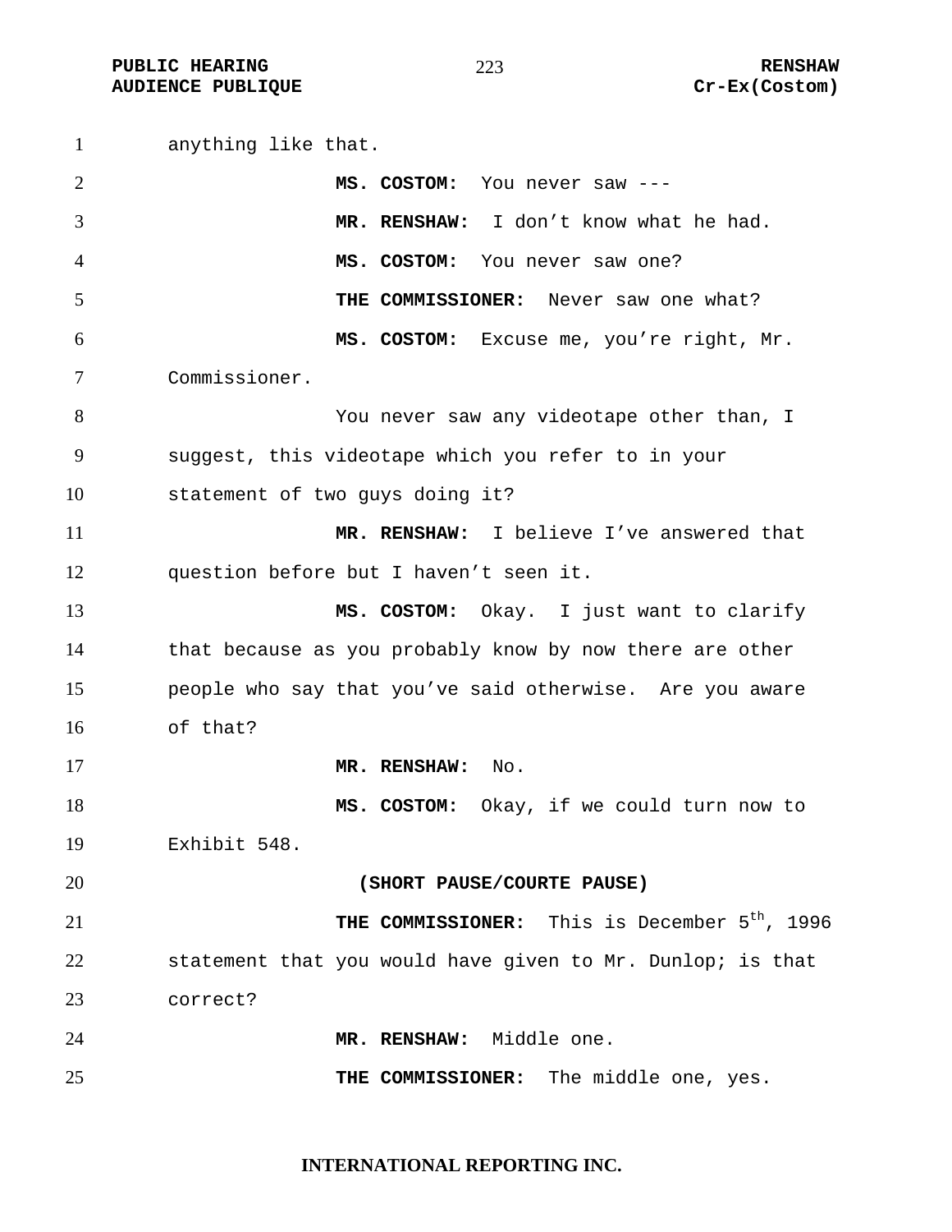anything like that.

**MS. COSTOM:** You never saw ---

**MR. RENSHAW:** I don't know what he had.

**MS. COSTOM:** You never saw one?

**THE COMMISSIONER:** Never saw one what?

**MS. COSTOM:** Excuse me, you're right, Mr. Commissioner.

You never saw any videotape other than, I suggest, this videotape which you refer to in your statement of two guys doing it?

**MR. RENSHAW:** I believe I've answered that question before but I haven't seen it.

**MS. COSTOM:** Okay. I just want to clarify that because as you probably know by now there are other people who say that you've said otherwise. Are you aware of that?

**MR. RENSHAW:** No.

**MS. COSTOM:** Okay, if we could turn now to Exhibit 548.

**(SHORT PAUSE/COURTE PAUSE)**

**THE COMMISSIONER:** This is December 5th, 1996 statement that you would have given to Mr. Dunlop; is that correct?

**MR. RENSHAW:** Middle one.

**THE COMMISSIONER:** The middle one, yes.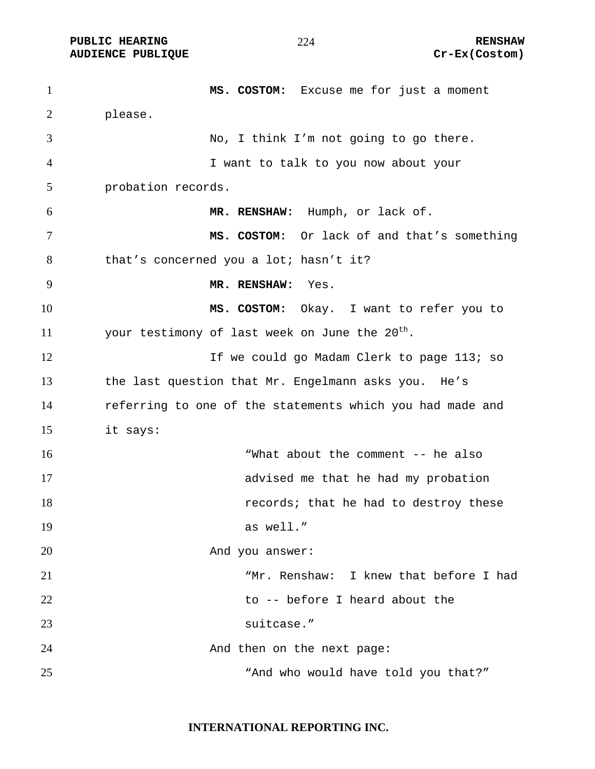**MS. COSTOM:** Excuse me for just a moment please.

No, I think I'm not going to go there.

I want to talk to you now about your probation records.

**MR. RENSHAW:** Humph, or lack of.

**MS. COSTOM:** Or lack of and that's something that's concerned you a lot; hasn't it?

**MR. RENSHAW:** Yes.

**MS. COSTOM:** Okay. I want to refer you to your testimony of last week on June the 20th.

If we could go Madam Clerk to page 113; so the last question that Mr. Engelmann asks you. He's referring to one of the statements which you had made and it says:

> "What about the comment -- he also advised me that he had my probation records; that he had to destroy these as well."

And you answer:

> "Mr. Renshaw: I knew that before I had to -- before I heard about the suitcase."

And then on the next page:

> "And who would have told you that?"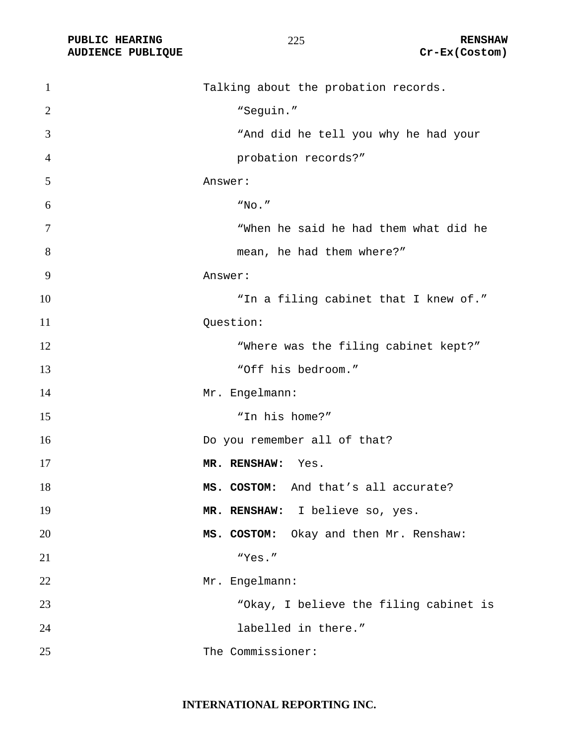Talking about the probation records.

“Seguin.”

“And did he tell you why he had your probation records?”

Answer:

“No.”

“When he said he had them what did he mean, he had them where?”

Answer:

“In a filing cabinet that I knew of.”

Question:

“Where was the filing cabinet kept?”

“Off his bedroom.”

Mr. Engelmann:

“In his home?”

Do you remember all of that?

**MR. RENSHAW:** Yes.

**MS. COSTOM:** And that’s all accurate?

**MR. RENSHAW:** I believe so, yes.

**MS. COSTOM:** Okay and then Mr. Renshaw:

“Yes.”

Mr. Engelmann:

“Okay, I believe the filing cabinet is labelled in there.”

The Commissioner: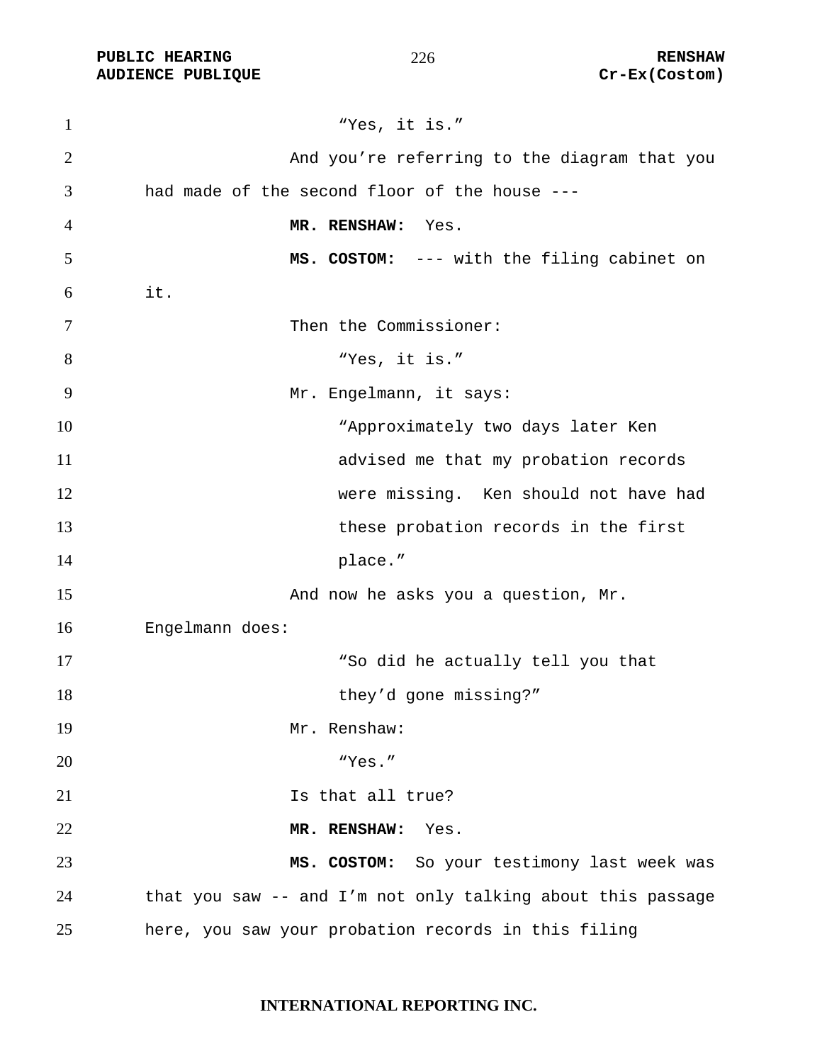"Yes, it is."

And you're referring to the diagram that you had made of the second floor of the house ---

**MR. RENSHAW:** Yes.

**MS. COSTOM:** --- with the filing cabinet on it.

Then the Commissioner:

"Yes, it is."

Mr. Engelmann, it says:

"Approximately two days later Ken advised me that my probation records were missing. Ken should not have had these probation records in the first place."

And now he asks you a question, Mr. Engelmann does:

"So did he actually tell you that they'd gone missing?"

Mr. Renshaw:

"Yes."

Is that all true?

**MR. RENSHAW:** Yes.

**MS. COSTOM:** So your testimony last week was that you saw -- and I'm not only talking about this passage here, you saw your probation records in this filing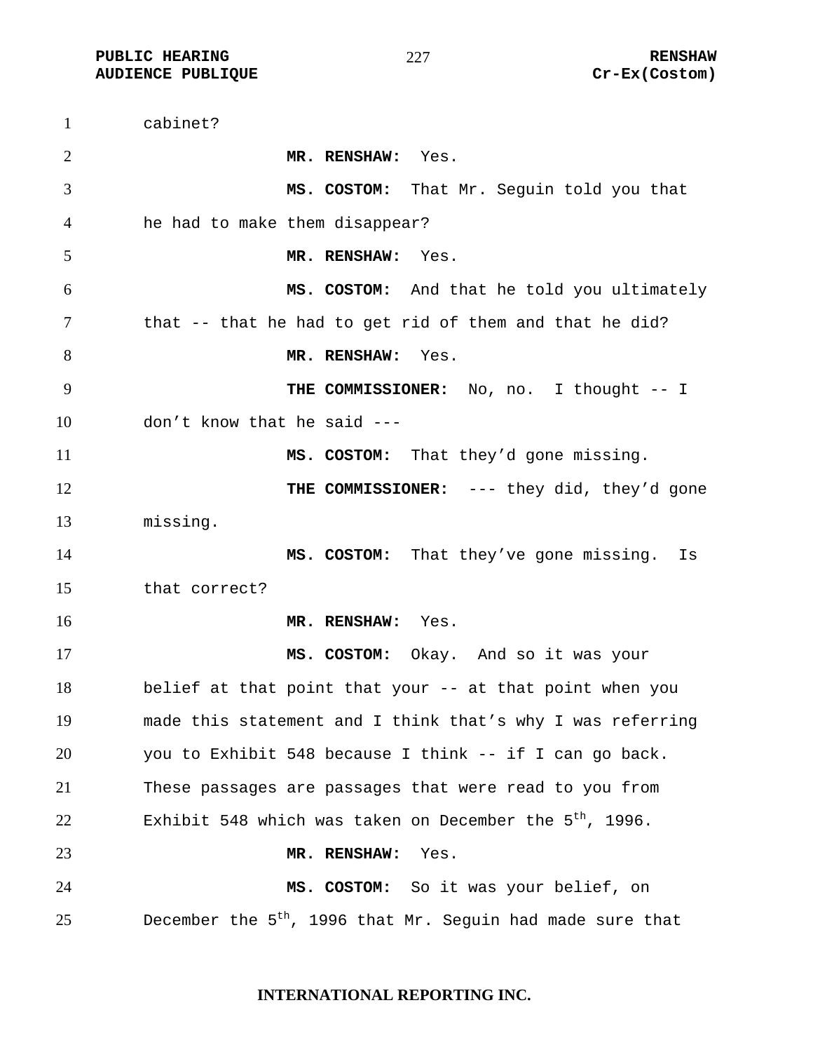cabinet?

**MR. RENSHAW:** Yes.

**MS. COSTOM:** That Mr. Seguin told you that he had to make them disappear?

**MR. RENSHAW:** Yes.

**MS. COSTOM:** And that he told you ultimately that -- that he had to get rid of them and that he did?

**MR. RENSHAW:** Yes.

**THE COMMISSIONER:** No, no. I thought -- I don't know that he said ---

**MS. COSTOM:** That they'd gone missing.

**THE COMMISSIONER:** --- they did, they'd gone missing.

**MS. COSTOM:** That they've gone missing. Is that correct?

**MR. RENSHAW:** Yes.

**MS. COSTOM:** Okay. And so it was your belief at that point that your -- at that point when you made this statement and I think that's why I was referring you to Exhibit 548 because I think -- if I can go back. These passages are passages that were read to you from Exhibit 548 which was taken on December the 5th, 1996.

**MR. RENSHAW:** Yes.

**MS. COSTOM:** So it was your belief, on December the 5th, 1996 that Mr. Seguin had made sure that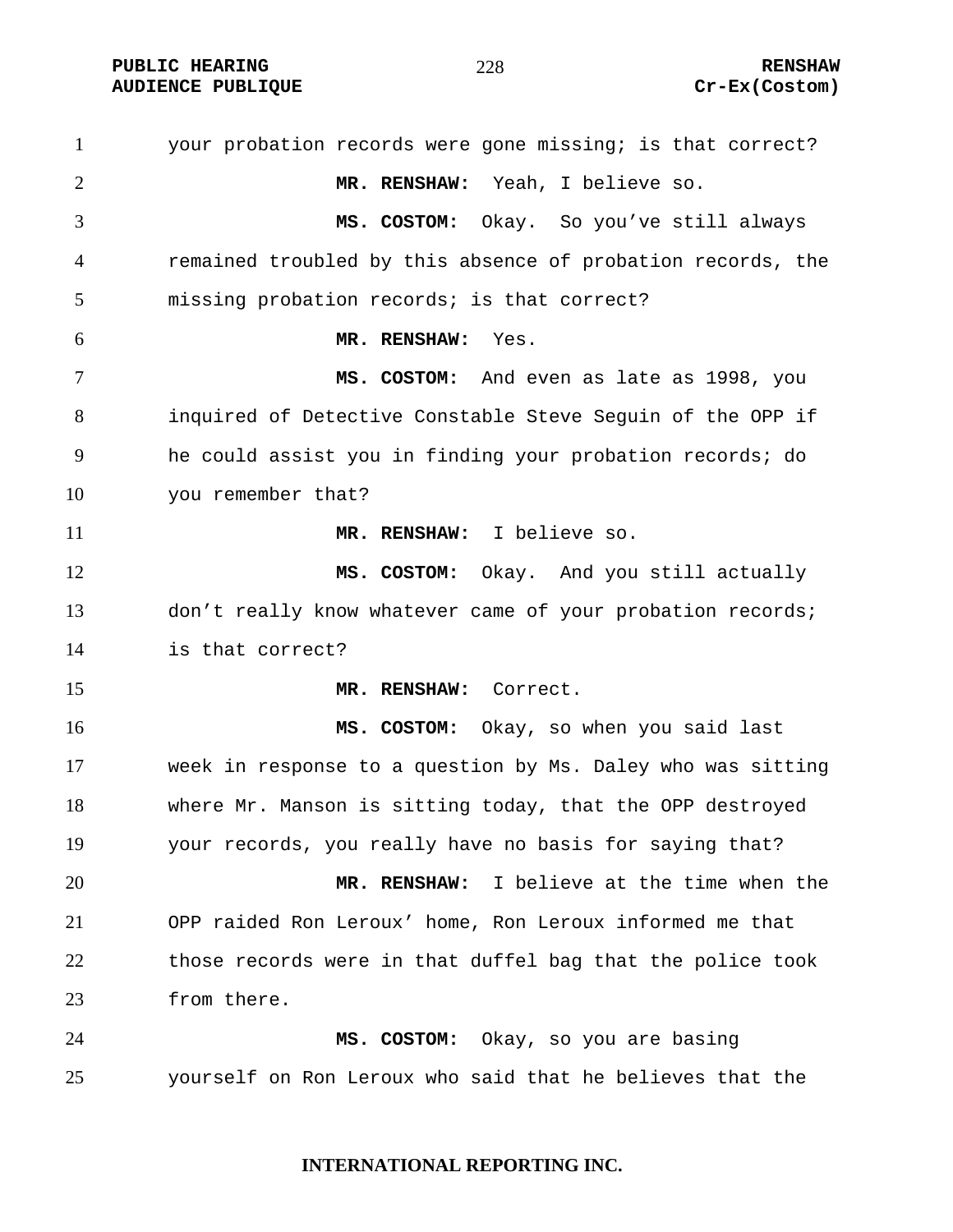your probation records were gone missing; is that correct?

**MR. RENSHAW:** Yeah, I believe so.

**MS. COSTOM:** Okay. So you've still always remained troubled by this absence of probation records, the missing probation records; is that correct?

**MR. RENSHAW:** Yes.

**MS. COSTOM:** And even as late as 1998, you inquired of Detective Constable Steve Seguin of the OPP if he could assist you in finding your probation records; do you remember that?

**MR. RENSHAW:** I believe so.

**MS. COSTOM:** Okay. And you still actually don't really know whatever came of your probation records; is that correct?

**MR. RENSHAW:** Correct.

**MS. COSTOM:** Okay, so when you said last week in response to a question by Ms. Daley who was sitting where Mr. Manson is sitting today, that the OPP destroyed your records, you really have no basis for saying that?

**MR. RENSHAW:** I believe at the time when the OPP raided Ron Leroux' home, Ron Leroux informed me that those records were in that duffel bag that the police took from there.

**MS. COSTOM:** Okay, so you are basing yourself on Ron Leroux who said that he believes that the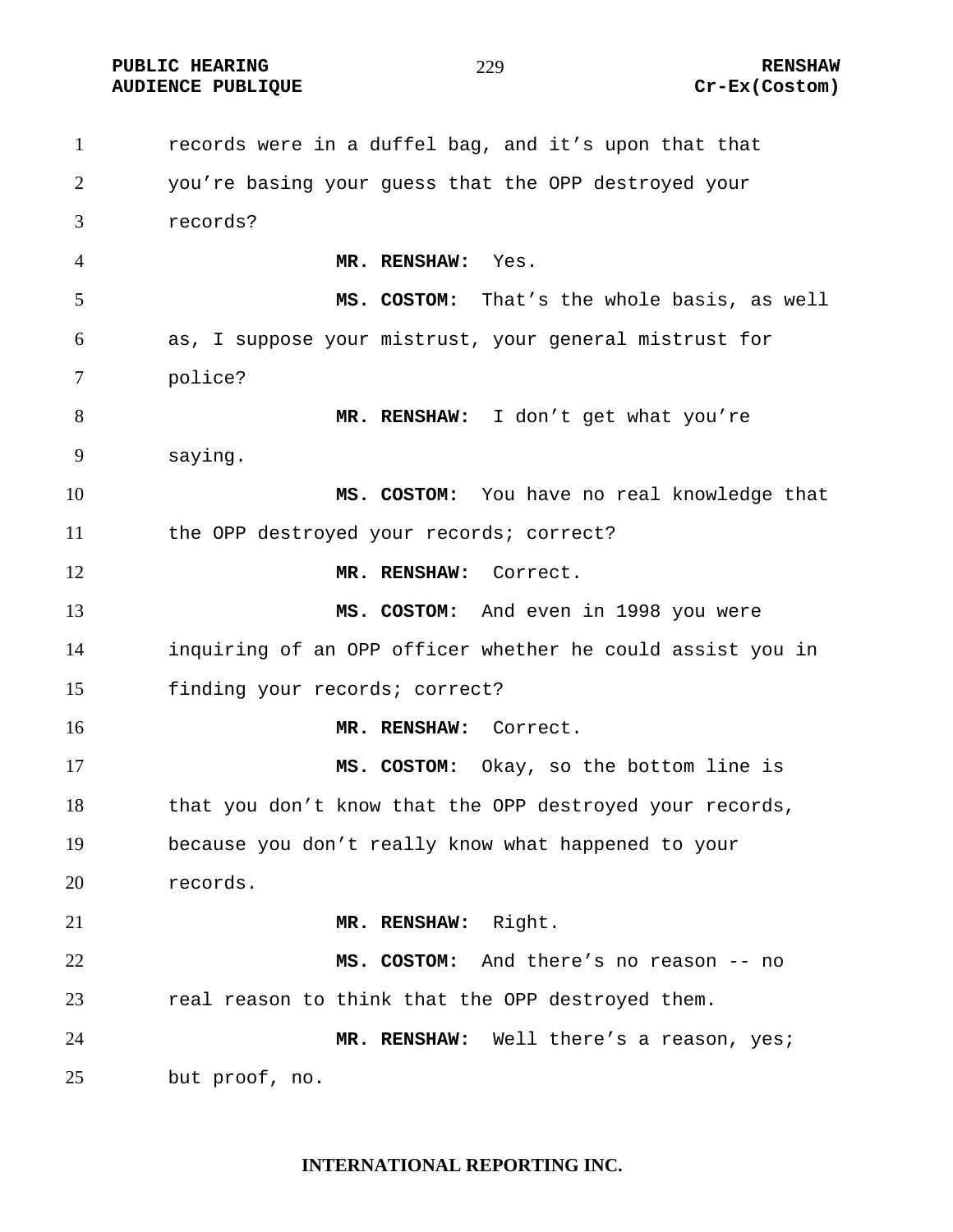records were in a duffel bag, and it's upon that that you're basing your guess that the OPP destroyed your records?

**MR. RENSHAW:** Yes.

**MS. COSTOM:** That's the whole basis, as well as, I suppose your mistrust, your general mistrust for police?

**MR. RENSHAW:** I don't get what you're saying.

**MS. COSTOM:** You have no real knowledge that the OPP destroyed your records; correct?

**MR. RENSHAW:** Correct.

**MS. COSTOM:** And even in 1998 you were inquiring of an OPP officer whether he could assist you in finding your records; correct?

**MR. RENSHAW:** Correct.

**MS. COSTOM:** Okay, so the bottom line is that you don't know that the OPP destroyed your records, because you don't really know what happened to your records.

**MR. RENSHAW:** Right.

**MS. COSTOM:** And there's no reason -- no real reason to think that the OPP destroyed them.

**MR. RENSHAW:** Well there's a reason, yes; but proof, no.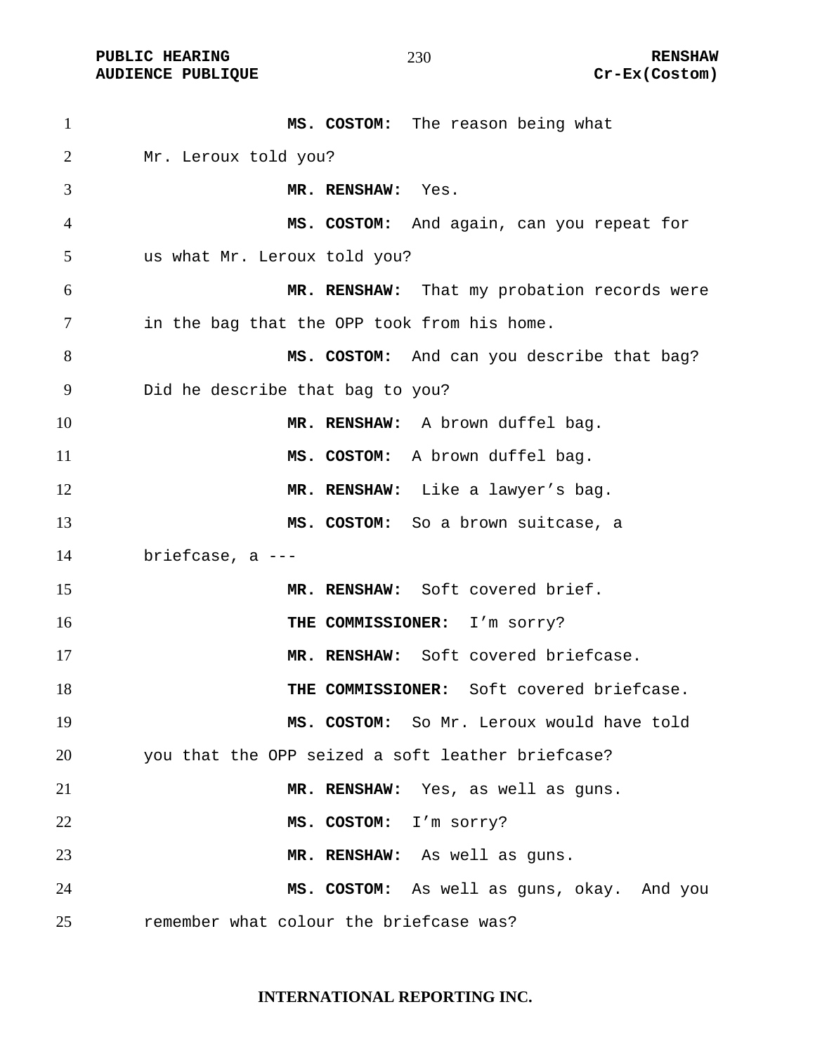**MS. COSTOM:** The reason being what Mr. Leroux told you?

**MR. RENSHAW:** Yes.

**MS. COSTOM:** And again, can you repeat for us what Mr. Leroux told you?

**MR. RENSHAW:** That my probation records were in the bag that the OPP took from his home.

**MS. COSTOM:** And can you describe that bag? Did he describe that bag to you?

**MR. RENSHAW:** A brown duffel bag.

**MS. COSTOM:** A brown duffel bag.

**MR. RENSHAW:** Like a lawyer's bag.

**MS. COSTOM:** So a brown suitcase, a briefcase, a ---

**MR. RENSHAW:** Soft covered brief.

**THE COMMISSIONER:** I'm sorry?

**MR. RENSHAW:** Soft covered briefcase.

**THE COMMISSIONER:** Soft covered briefcase.

**MS. COSTOM:** So Mr. Leroux would have told you that the OPP seized a soft leather briefcase?

**MR. RENSHAW:** Yes, as well as guns.

**MS. COSTOM:** I'm sorry?

**MR. RENSHAW:** As well as guns.

**MS. COSTOM:** As well as guns, okay. And you remember what colour the briefcase was?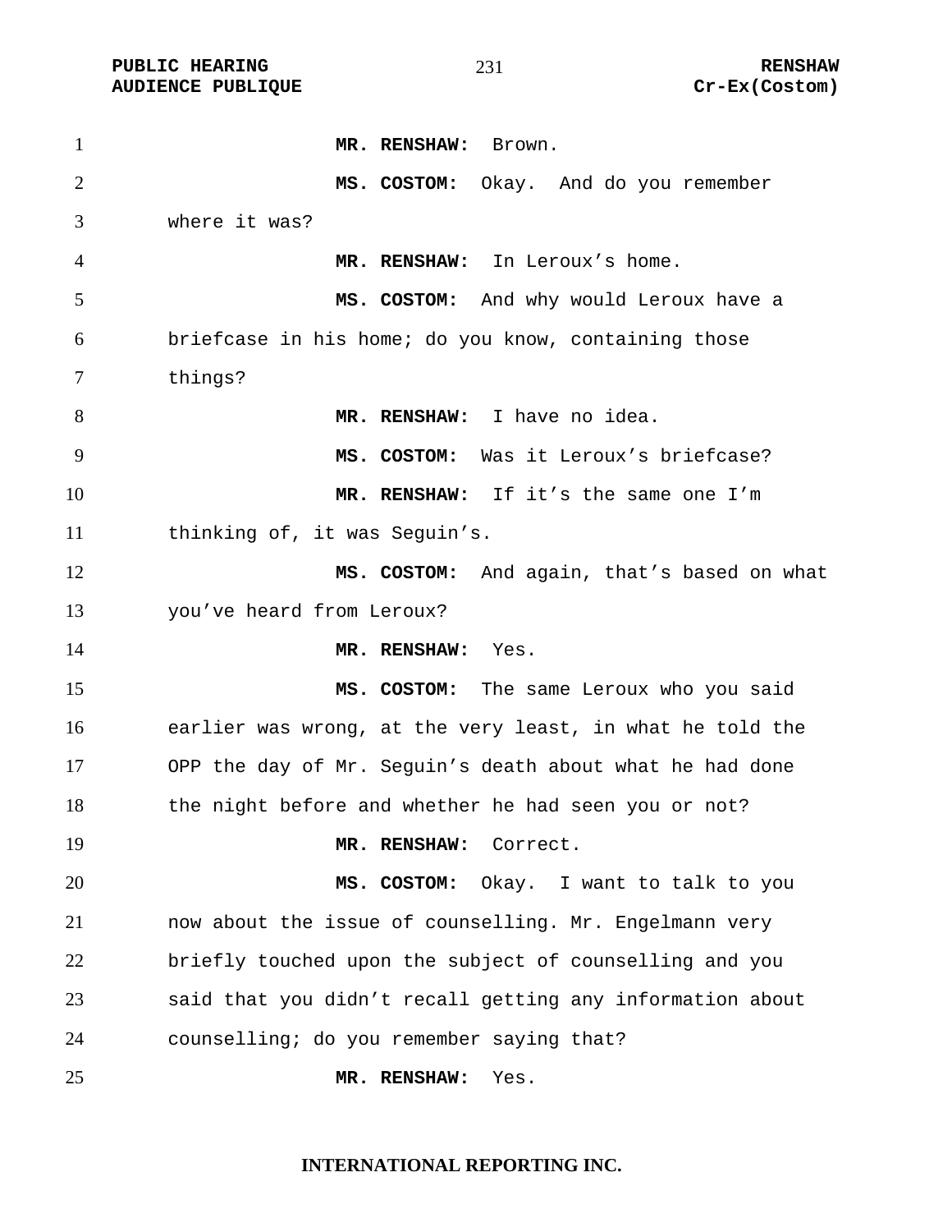**MR. RENSHAW:** Brown.

**MS. COSTOM:** Okay. And do you remember where it was?

**MR. RENSHAW:** In Leroux's home.

**MS. COSTOM:** And why would Leroux have a briefcase in his home; do you know, containing those things?

**MR. RENSHAW:** I have no idea.

**MS. COSTOM:** Was it Leroux's briefcase?

**MR. RENSHAW:** If it's the same one I'm thinking of, it was Seguin's.

**MS. COSTOM:** And again, that's based on what you've heard from Leroux?

**MR. RENSHAW:** Yes.

**MS. COSTOM:** The same Leroux who you said earlier was wrong, at the very least, in what he told the OPP the day of Mr. Seguin's death about what he had done the night before and whether he had seen you or not?

**MR. RENSHAW:** Correct.

**MS. COSTOM:** Okay. I want to talk to you now about the issue of counselling. Mr. Engelmann very briefly touched upon the subject of counselling and you said that you didn't recall getting any information about counselling; do you remember saying that?

**MR. RENSHAW:** Yes.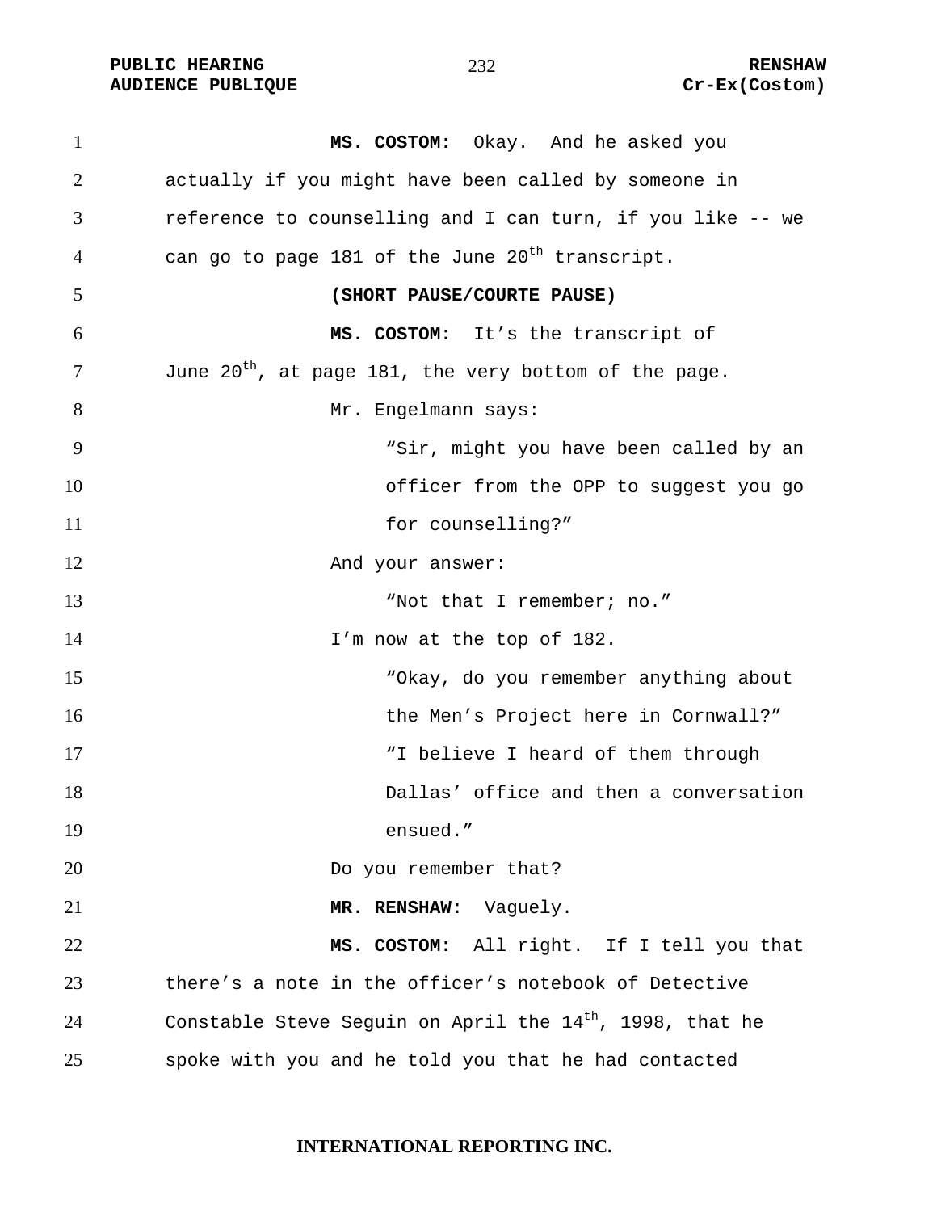**MS. COSTOM:** Okay. And he asked you actually if you might have been called by someone in reference to counselling and I can turn, if you like -- we can go to page 181 of the June 20th transcript.

**(SHORT PAUSE/COURTE PAUSE)**

**MS. COSTOM:** It's the transcript of June 20th, at page 181, the very bottom of the page.

Mr. Engelmann says:

> "Sir, might you have been called by an officer from the OPP to suggest you go for counselling?"

And your answer:

> "Not that I remember; no."

I'm now at the top of 182.

> "Okay, do you remember anything about the Men's Project here in Cornwall?"
>
> "I believe I heard of them through Dallas' office and then a conversation ensued."

Do you remember that?

**MR. RENSHAW:** Vaguely.

**MS. COSTOM:** All right. If I tell you that there's a note in the officer's notebook of Detective Constable Steve Seguin on April the 14th, 1998, that he spoke with you and he told you that he had contacted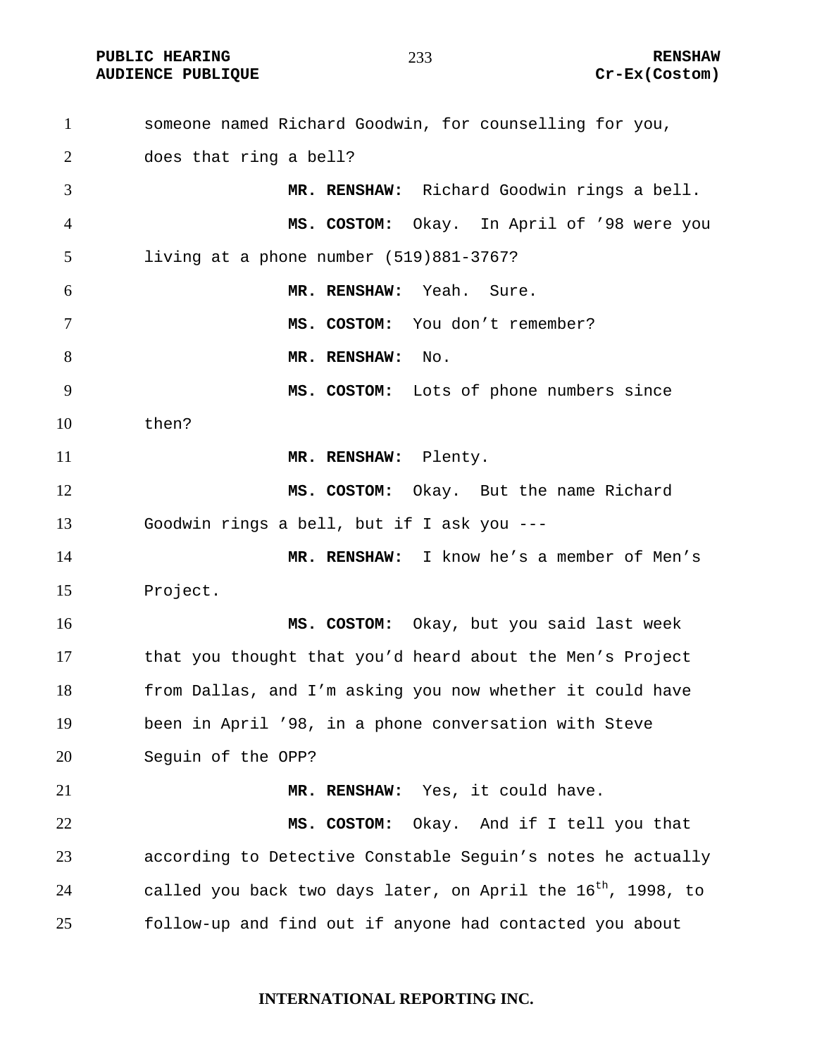someone named Richard Goodwin, for counselling for you, does that ring a bell?

**MR. RENSHAW:** Richard Goodwin rings a bell.

**MS. COSTOM:** Okay. In April of '98 were you living at a phone number (519)881-3767?

**MR. RENSHAW:** Yeah. Sure.

**MS. COSTOM:** You don't remember?

**MR. RENSHAW:** No.

**MS. COSTOM:** Lots of phone numbers since then?

**MR. RENSHAW:** Plenty.

**MS. COSTOM:** Okay. But the name Richard Goodwin rings a bell, but if I ask you ---

**MR. RENSHAW:** I know he's a member of Men's Project.

**MS. COSTOM:** Okay, but you said last week that you thought that you'd heard about the Men's Project from Dallas, and I'm asking you now whether it could have been in April '98, in a phone conversation with Steve Seguin of the OPP?

**MR. RENSHAW:** Yes, it could have.

**MS. COSTOM:** Okay. And if I tell you that according to Detective Constable Seguin's notes he actually called you back two days later, on April the 16th, 1998, to follow-up and find out if anyone had contacted you about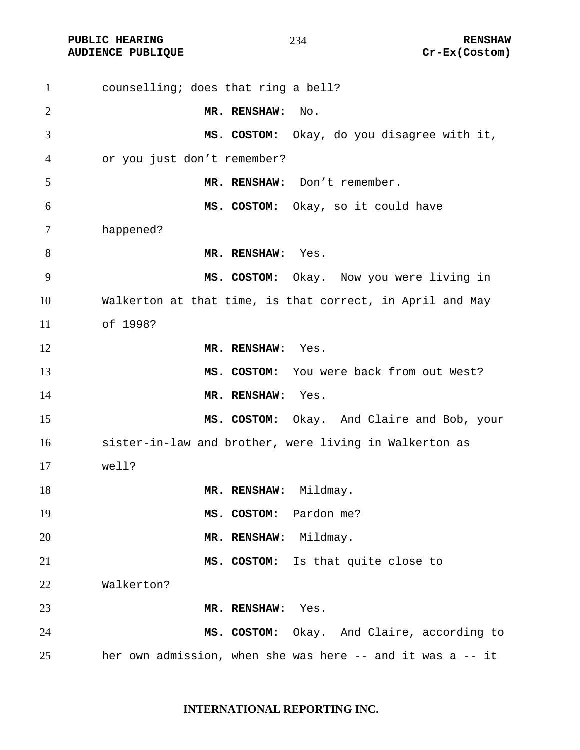counselling; does that ring a bell?

**MR. RENSHAW:** No.

**MS. COSTOM:** Okay, do you disagree with it, or you just don't remember?

**MR. RENSHAW:** Don't remember.

**MS. COSTOM:** Okay, so it could have happened?

**MR. RENSHAW:** Yes.

**MS. COSTOM:** Okay. Now you were living in Walkerton at that time, is that correct, in April and May of 1998?

**MR. RENSHAW:** Yes.

**MS. COSTOM:** You were back from out West?

**MR. RENSHAW:** Yes.

**MS. COSTOM:** Okay. And Claire and Bob, your sister-in-law and brother, were living in Walkerton as well?

**MR. RENSHAW:** Mildmay.

**MS. COSTOM:** Pardon me?

**MR. RENSHAW:** Mildmay.

**MS. COSTOM:** Is that quite close to Walkerton?

**MR. RENSHAW:** Yes.

**MS. COSTOM:** Okay. And Claire, according to her own admission, when she was here -- and it was a -- it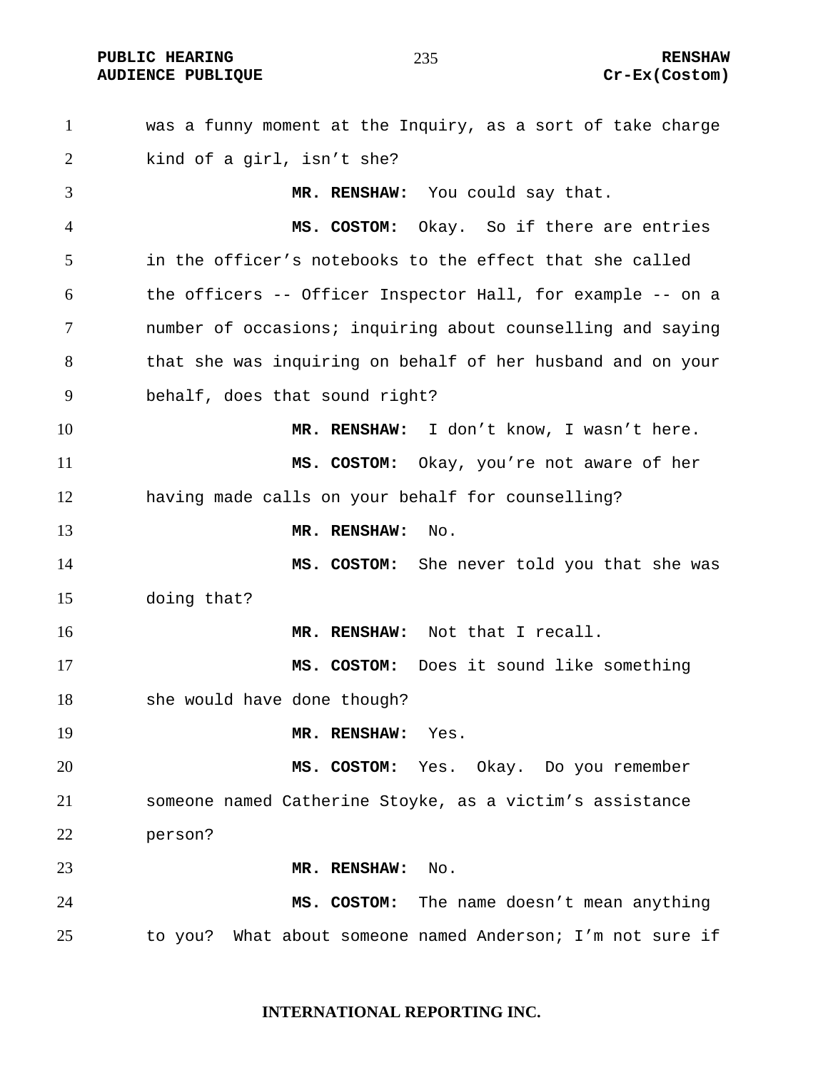was a funny moment at the Inquiry, as a sort of take charge kind of a girl, isn't she?

**MR. RENSHAW:** You could say that.

**MS. COSTOM:** Okay. So if there are entries in the officer's notebooks to the effect that she called the officers -- Officer Inspector Hall, for example -- on a number of occasions; inquiring about counselling and saying that she was inquiring on behalf of her husband and on your behalf, does that sound right?

**MR. RENSHAW:** I don't know, I wasn't here.

**MS. COSTOM:** Okay, you're not aware of her having made calls on your behalf for counselling?

**MR. RENSHAW:** No.

**MS. COSTOM:** She never told you that she was doing that?

**MR. RENSHAW:** Not that I recall.

**MS. COSTOM:** Does it sound like something she would have done though?

**MR. RENSHAW:** Yes.

**MS. COSTOM:** Yes. Okay. Do you remember someone named Catherine Stoyke, as a victim's assistance person?

**MR. RENSHAW:** No.

**MS. COSTOM:** The name doesn't mean anything to you? What about someone named Anderson; I'm not sure if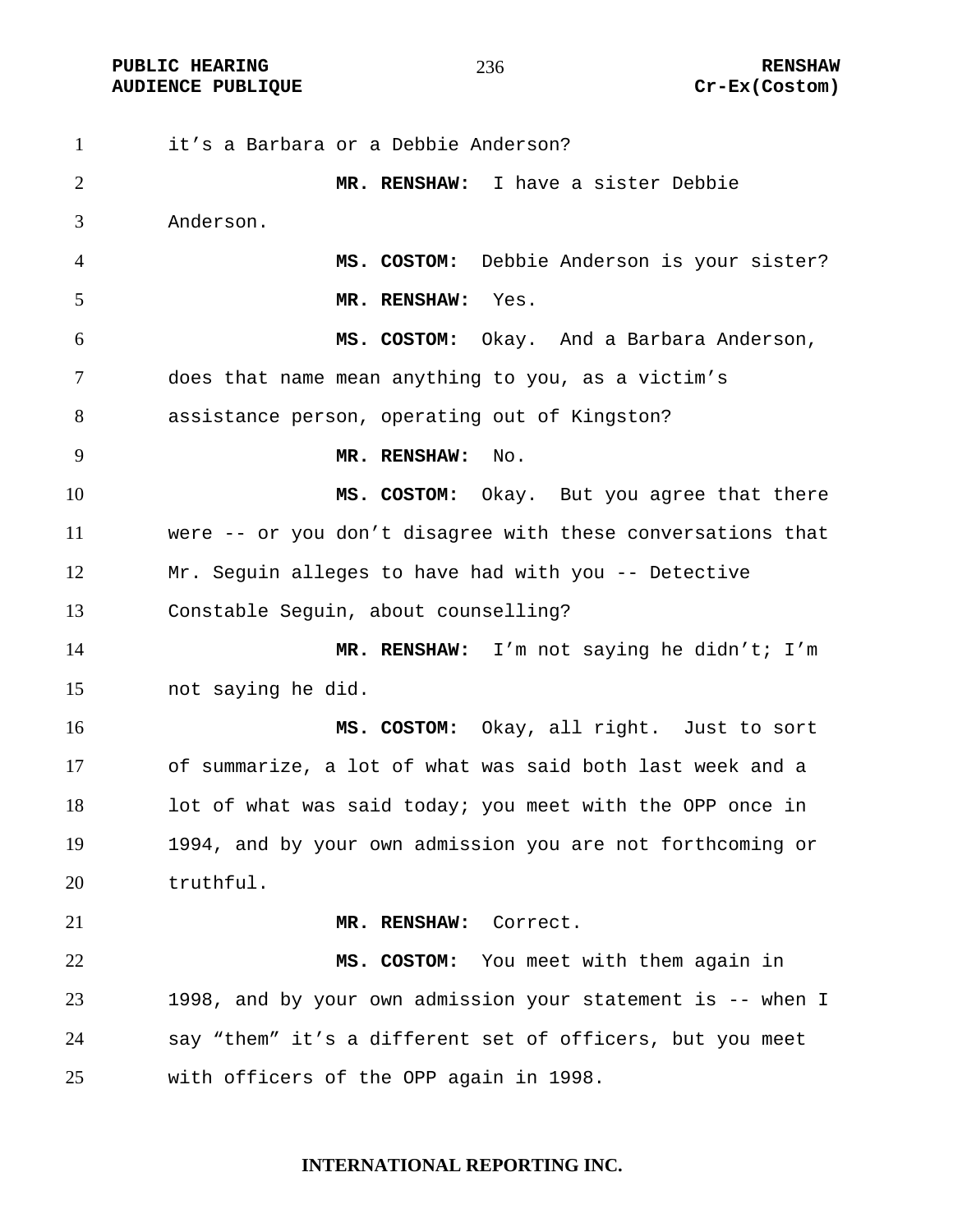it’s a Barbara or a Debbie Anderson?

**MR. RENSHAW:** I have a sister Debbie Anderson.

**MS. COSTOM:** Debbie Anderson is your sister?

**MR. RENSHAW:** Yes.

**MS. COSTOM:** Okay. And a Barbara Anderson, does that name mean anything to you, as a victim’s assistance person, operating out of Kingston?

**MR. RENSHAW:** No.

**MS. COSTOM:** Okay. But you agree that there were -- or you don’t disagree with these conversations that Mr. Seguin alleges to have had with you -- Detective Constable Seguin, about counselling?

**MR. RENSHAW:** I’m not saying he didn’t; I’m not saying he did.

**MS. COSTOM:** Okay, all right. Just to sort of summarize, a lot of what was said both last week and a lot of what was said today; you meet with the OPP once in 1994, and by your own admission you are not forthcoming or truthful.

**MR. RENSHAW:** Correct.

**MS. COSTOM:** You meet with them again in 1998, and by your own admission your statement is -- when I say “them” it’s a different set of officers, but you meet with officers of the OPP again in 1998.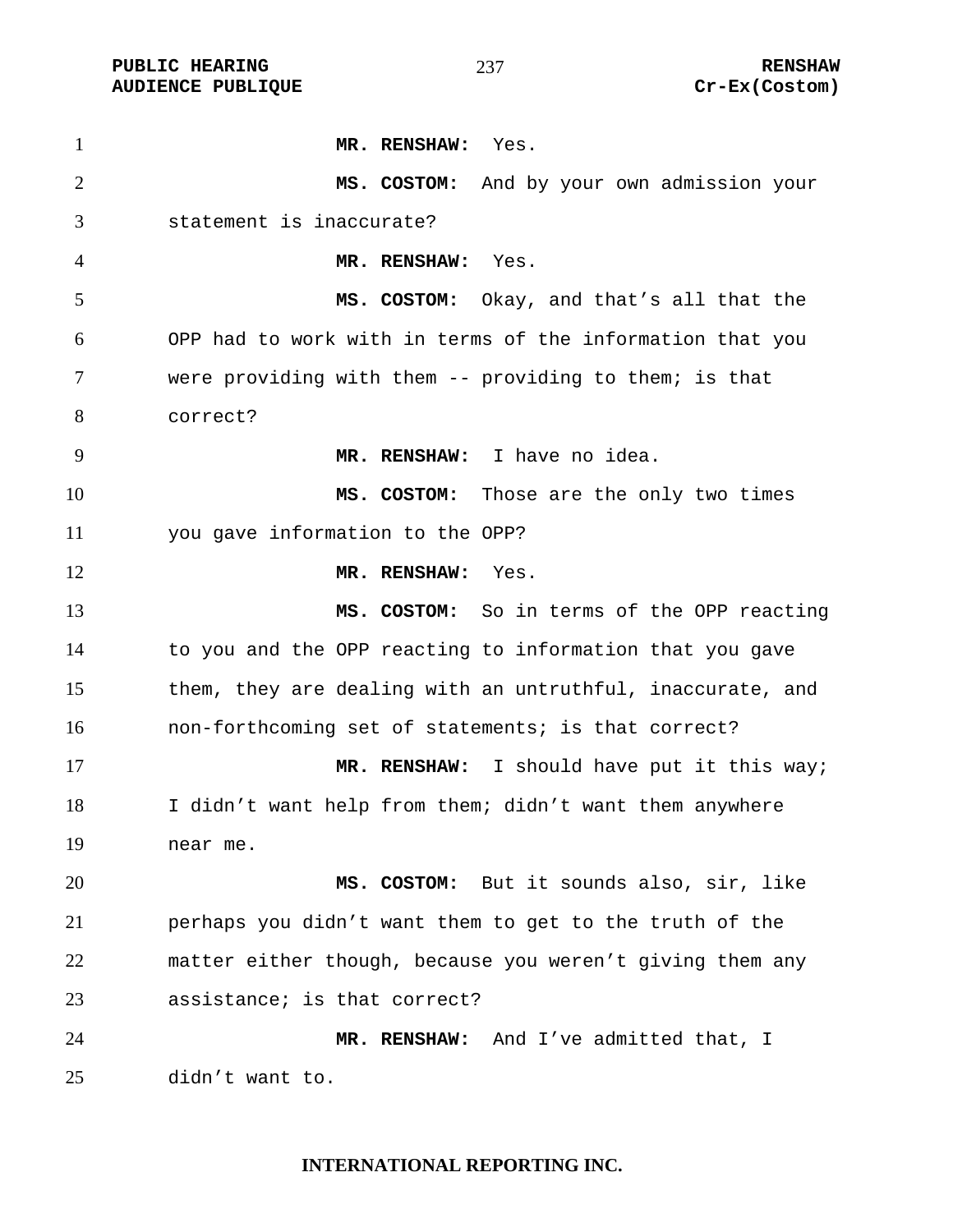**MR. RENSHAW:** Yes.

**MS. COSTOM:** And by your own admission your statement is inaccurate?

**MR. RENSHAW:** Yes.

**MS. COSTOM:** Okay, and that's all that the OPP had to work with in terms of the information that you were providing with them -- providing to them; is that correct?

**MR. RENSHAW:** I have no idea.

**MS. COSTOM:** Those are the only two times you gave information to the OPP?

**MR. RENSHAW:** Yes.

**MS. COSTOM:** So in terms of the OPP reacting to you and the OPP reacting to information that you gave them, they are dealing with an untruthful, inaccurate, and non-forthcoming set of statements; is that correct?

**MR. RENSHAW:** I should have put it this way; I didn't want help from them; didn't want them anywhere near me.

**MS. COSTOM:** But it sounds also, sir, like perhaps you didn't want them to get to the truth of the matter either though, because you weren't giving them any assistance; is that correct?

**MR. RENSHAW:** And I've admitted that, I didn't want to.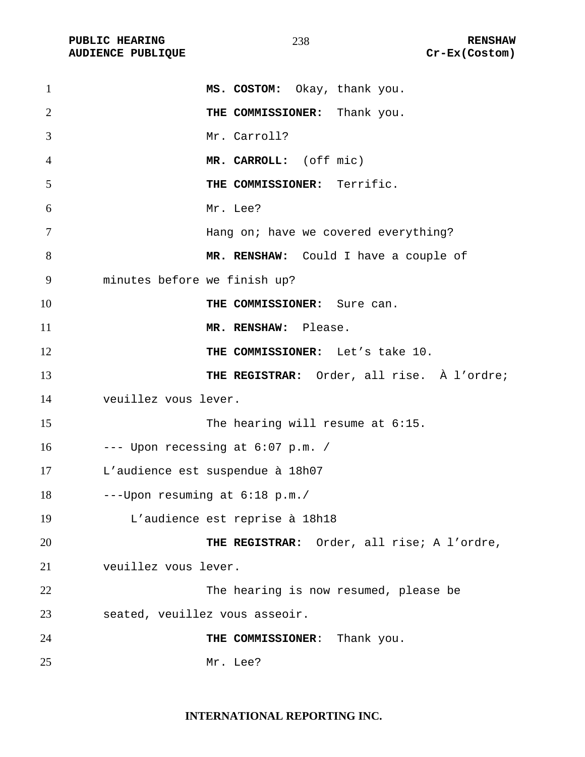**MS. COSTOM:** Okay, thank you.

**THE COMMISSIONER:** Thank you.

Mr. Carroll?

**MR. CARROLL:** (off mic)

**THE COMMISSIONER:** Terrific.

Mr. Lee?

Hang on; have we covered everything?

**MR. RENSHAW:** Could I have a couple of minutes before we finish up?

**THE COMMISSIONER:** Sure can.

**MR. RENSHAW:** Please.

**THE COMMISSIONER:** Let's take 10.

**THE REGISTRAR:** Order, all rise. À l'ordre; veuillez vous lever.

The hearing will resume at 6:15.

--- Upon recessing at 6:07 p.m. /
L'audience est suspendue à 18h07

---Upon resuming at 6:18 p.m./
L'audience est reprise à 18h18

**THE REGISTRAR:** Order, all rise; A l'ordre, veuillez vous lever.

The hearing is now resumed, please be seated, veuillez vous asseoir.

**THE COMMISSIONER**: Thank you.

Mr. Lee?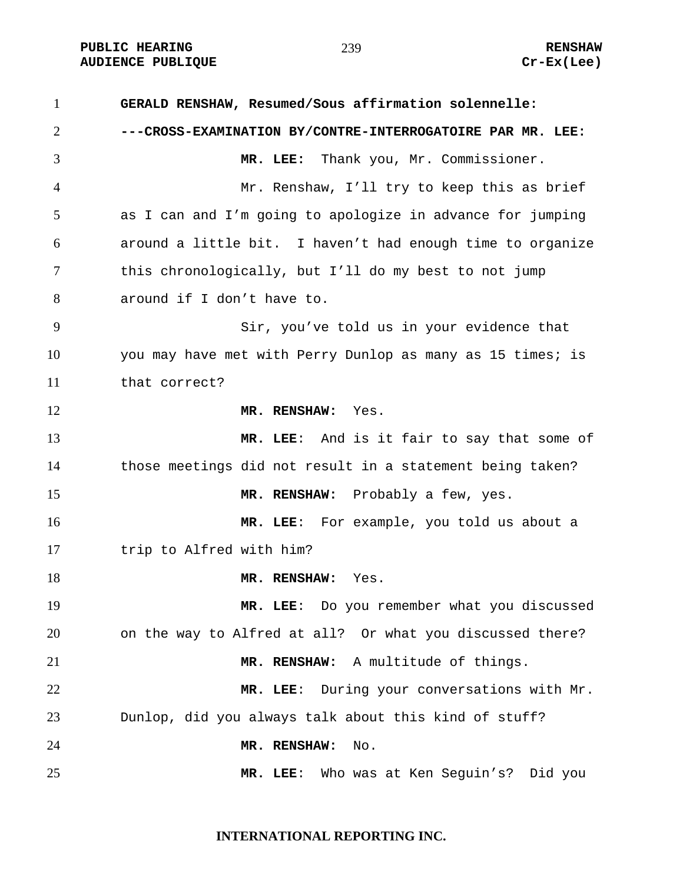**GERALD RENSHAW, Resumed/Sous affirmation solennelle:**

**---CROSS-EXAMINATION BY/CONTRE-INTERROGATOIRE PAR MR. LEE:**

**MR. LEE:** Thank you, Mr. Commissioner.

Mr. Renshaw, I'll try to keep this as brief as I can and I'm going to apologize in advance for jumping around a little bit. I haven't had enough time to organize this chronologically, but I'll do my best to not jump around if I don't have to.

Sir, you've told us in your evidence that you may have met with Perry Dunlop as many as 15 times; is that correct?

**MR. RENSHAW:** Yes.

**MR. LEE**: And is it fair to say that some of those meetings did not result in a statement being taken?

**MR. RENSHAW:** Probably a few, yes.

**MR. LEE**: For example, you told us about a trip to Alfred with him?

**MR. RENSHAW:** Yes.

**MR. LEE**: Do you remember what you discussed on the way to Alfred at all? Or what you discussed there?

**MR. RENSHAW:** A multitude of things.

**MR. LEE**: During your conversations with Mr. Dunlop, did you always talk about this kind of stuff?

**MR. RENSHAW:** No.

**MR. LEE**: Who was at Ken Seguin's? Did you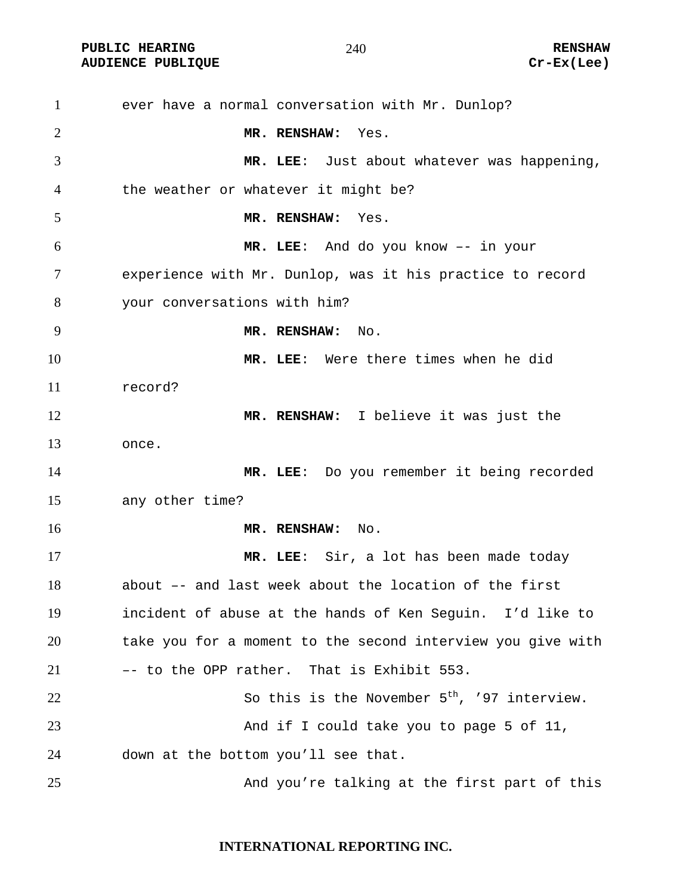ever have a normal conversation with Mr. Dunlop?

**MR. RENSHAW:** Yes.

**MR. LEE**: Just about whatever was happening, the weather or whatever it might be?

**MR. RENSHAW:** Yes.

**MR. LEE**: And do you know –- in your experience with Mr. Dunlop, was it his practice to record your conversations with him?

**MR. RENSHAW:** No.

**MR. LEE**: Were there times when he did record?

**MR. RENSHAW:** I believe it was just the once.

**MR. LEE**: Do you remember it being recorded any other time?

**MR. RENSHAW:** No.

**MR. LEE**: Sir, a lot has been made today about –- and last week about the location of the first incident of abuse at the hands of Ken Seguin. I'd like to take you for a moment to the second interview you give with –- to the OPP rather. That is Exhibit 553.

So this is the November 5th, '97 interview.

And if I could take you to page 5 of 11, down at the bottom you'll see that.

And you're talking at the first part of this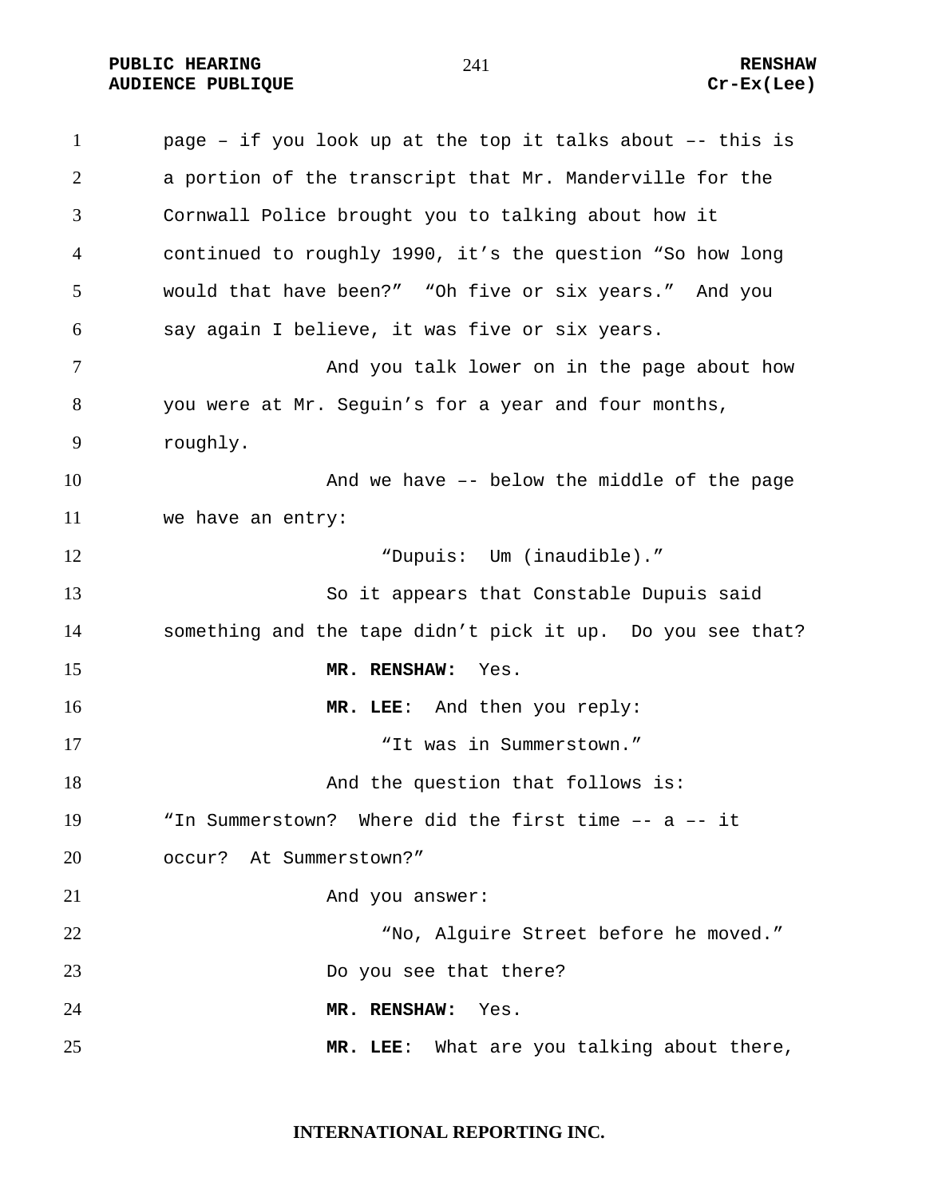page – if you look up at the top it talks about –- this is a portion of the transcript that Mr. Manderville for the Cornwall Police brought you to talking about how it continued to roughly 1990, it's the question "So how long would that have been?" "Oh five or six years." And you say again I believe, it was five or six years.

And you talk lower on in the page about how you were at Mr. Seguin's for a year and four months, roughly.

And we have –- below the middle of the page we have an entry:

"Dupuis: Um (inaudible)."

So it appears that Constable Dupuis said something and the tape didn't pick it up. Do you see that?

**MR. RENSHAW:** Yes.

**MR. LEE**: And then you reply:

"It was in Summerstown."

And the question that follows is:

"In Summerstown? Where did the first time –- a –- it occur? At Summerstown?"

And you answer:

"No, Alguire Street before he moved."

Do you see that there?

**MR. RENSHAW:** Yes.

**MR. LEE**: What are you talking about there,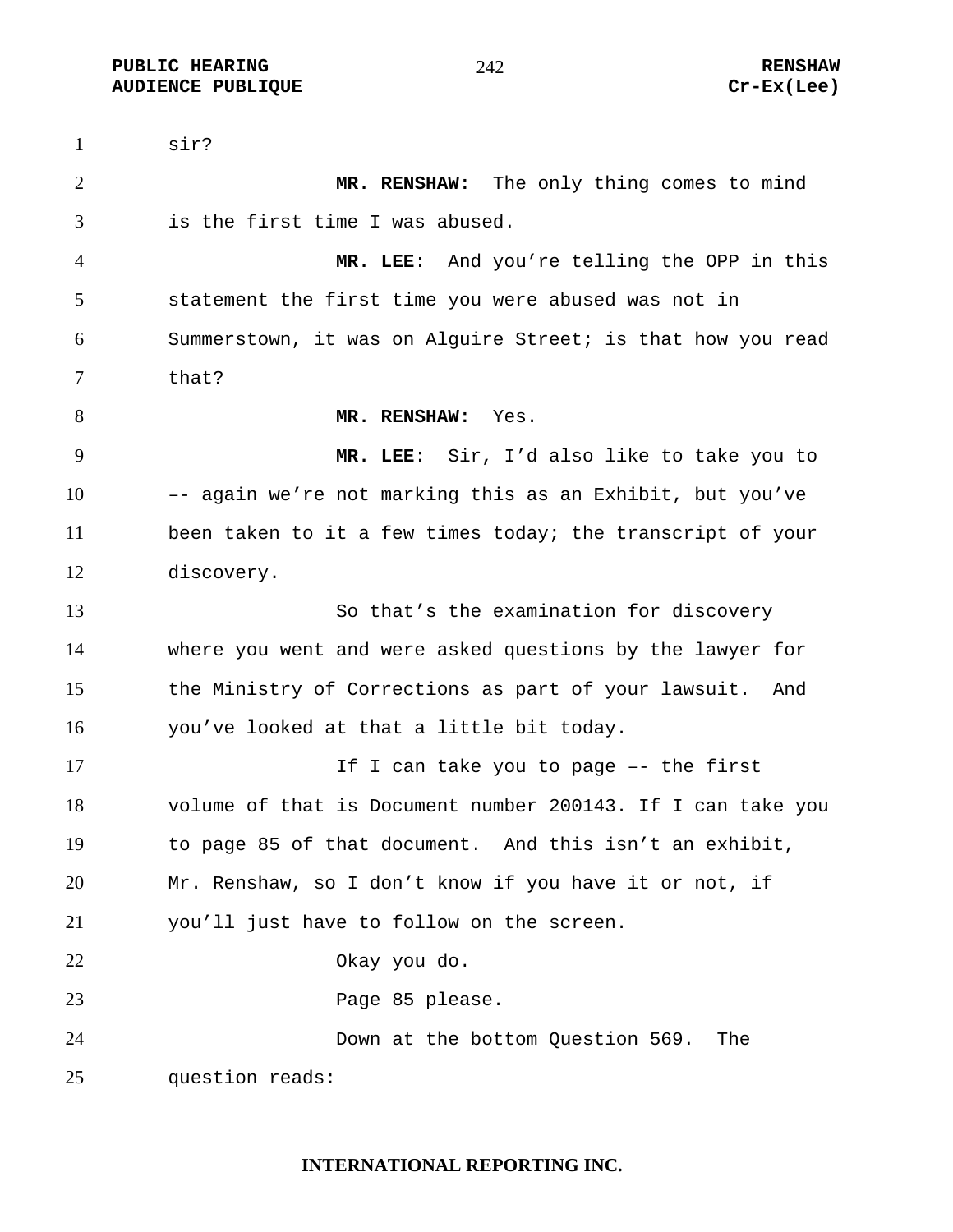sir?

**MR. RENSHAW:** The only thing comes to mind is the first time I was abused.

**MR. LEE**: And you're telling the OPP in this statement the first time you were abused was not in Summerstown, it was on Alguire Street; is that how you read that?

**MR. RENSHAW:** Yes.

**MR. LEE**: Sir, I'd also like to take you to –- again we're not marking this as an Exhibit, but you've been taken to it a few times today; the transcript of your discovery.

So that's the examination for discovery where you went and were asked questions by the lawyer for the Ministry of Corrections as part of your lawsuit. And you've looked at that a little bit today.

If I can take you to page –- the first volume of that is Document number 200143. If I can take you to page 85 of that document. And this isn't an exhibit, Mr. Renshaw, so I don't know if you have it or not, if you'll just have to follow on the screen.

Okay you do.

Page 85 please.

Down at the bottom Question 569. The question reads: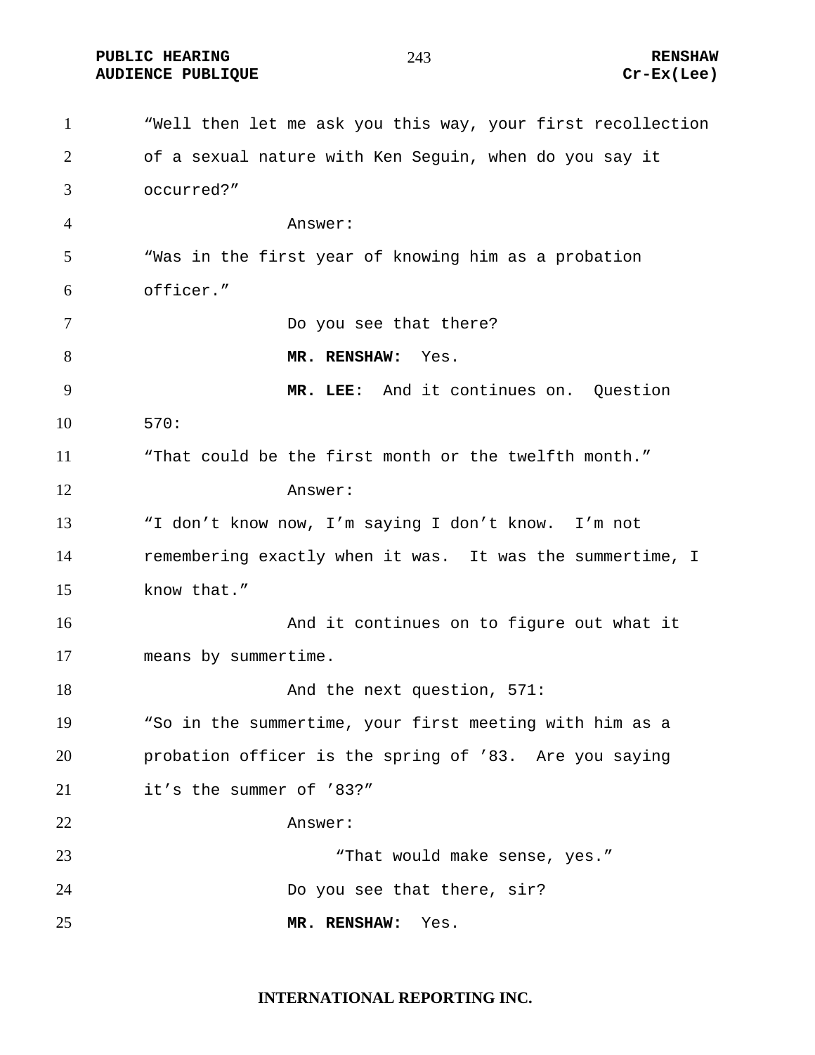"Well then let me ask you this way, your first recollection of a sexual nature with Ken Seguin, when do you say it occurred?"

Answer:

"Was in the first year of knowing him as a probation officer."

Do you see that there?

**MR. RENSHAW:** Yes.

**MR. LEE**: And it continues on. Question 570:

"That could be the first month or the twelfth month."

Answer:

"I don't know now, I'm saying I don't know. I'm not remembering exactly when it was. It was the summertime, I know that."

And it continues on to figure out what it means by summertime.

And the next question, 571:

"So in the summertime, your first meeting with him as a probation officer is the spring of '83. Are you saying it's the summer of '83?"

Answer:

"That would make sense, yes."

Do you see that there, sir?

**MR. RENSHAW:** Yes.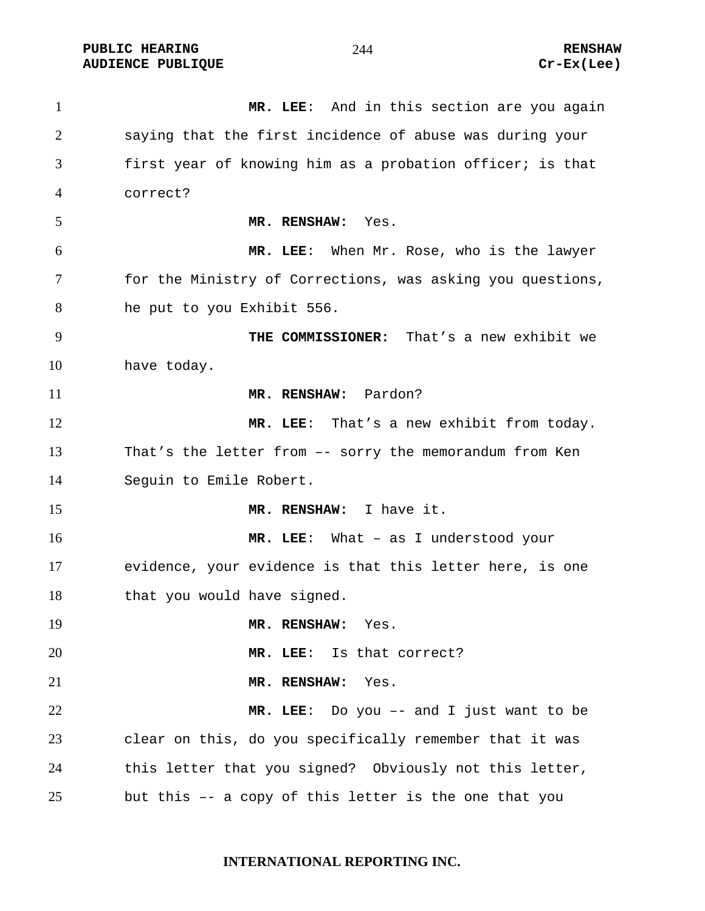**MR. LEE**: And in this section are you again saying that the first incidence of abuse was during your first year of knowing him as a probation officer; is that correct?

**MR. RENSHAW:** Yes.

**MR. LEE**: When Mr. Rose, who is the lawyer for the Ministry of Corrections, was asking you questions, he put to you Exhibit 556.

**THE COMMISSIONER:** That's a new exhibit we have today.

**MR. RENSHAW:** Pardon?

**MR. LEE**: That's a new exhibit from today. That's the letter from –- sorry the memorandum from Ken Seguin to Emile Robert.

**MR. RENSHAW:** I have it.

**MR. LEE**: What – as I understood your evidence, your evidence is that this letter here, is one that you would have signed.

**MR. RENSHAW:** Yes.

**MR. LEE**: Is that correct?

**MR. RENSHAW:** Yes.

**MR. LEE**: Do you –- and I just want to be clear on this, do you specifically remember that it was this letter that you signed? Obviously not this letter, but this –- a copy of this letter is the one that you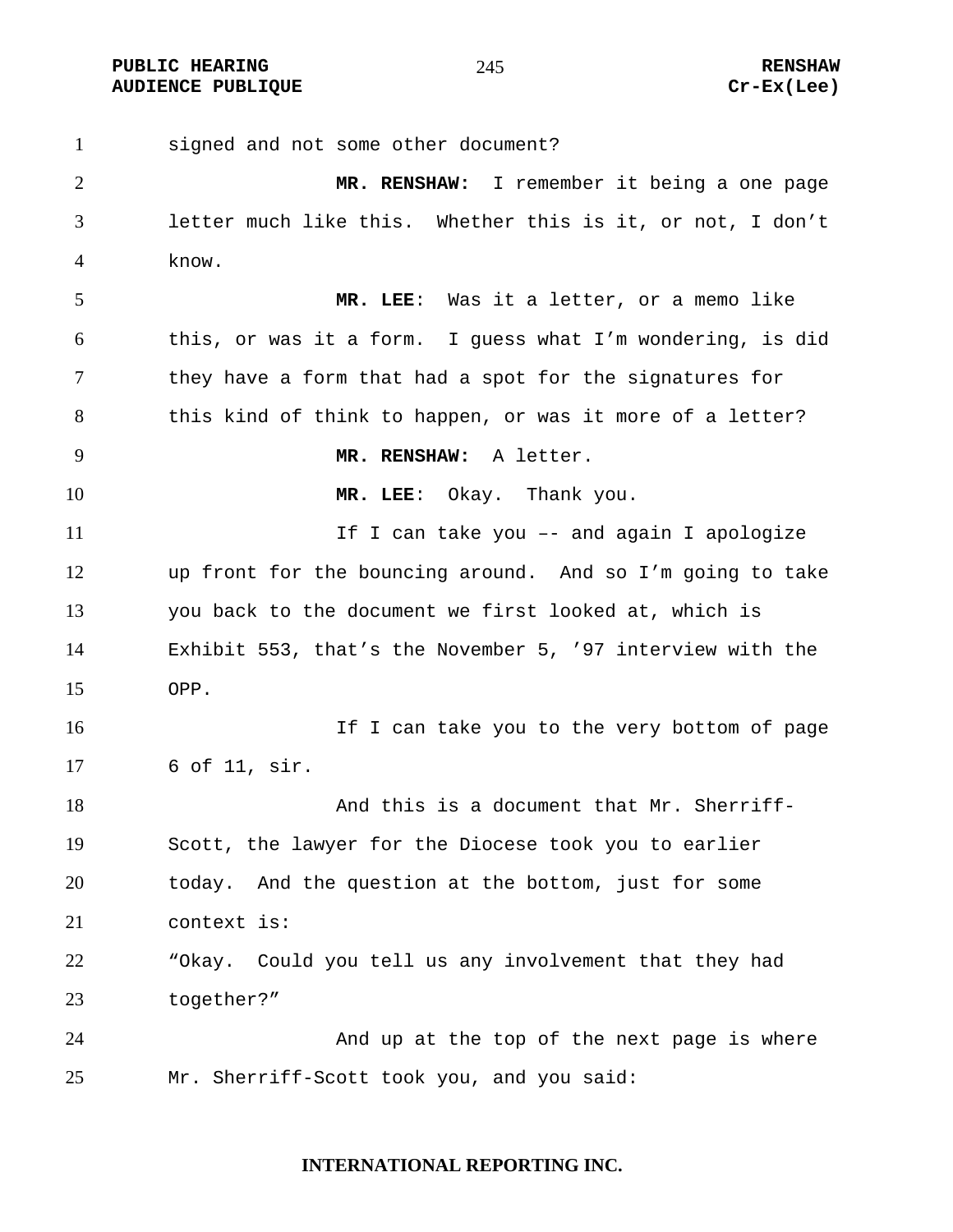signed and not some other document?

**MR. RENSHAW:** I remember it being a one page letter much like this. Whether this is it, or not, I don't know.

**MR. LEE**: Was it a letter, or a memo like this, or was it a form. I guess what I'm wondering, is did they have a form that had a spot for the signatures for this kind of think to happen, or was it more of a letter?

**MR. RENSHAW:** A letter.

**MR. LEE**: Okay. Thank you.

If I can take you –- and again I apologize up front for the bouncing around. And so I'm going to take you back to the document we first looked at, which is Exhibit 553, that's the November 5, '97 interview with the OPP.

If I can take you to the very bottom of page 6 of 11, sir.

And this is a document that Mr. Sherriff-Scott, the lawyer for the Diocese took you to earlier today. And the question at the bottom, just for some context is:

"Okay. Could you tell us any involvement that they had together?"

And up at the top of the next page is where Mr. Sherriff-Scott took you, and you said: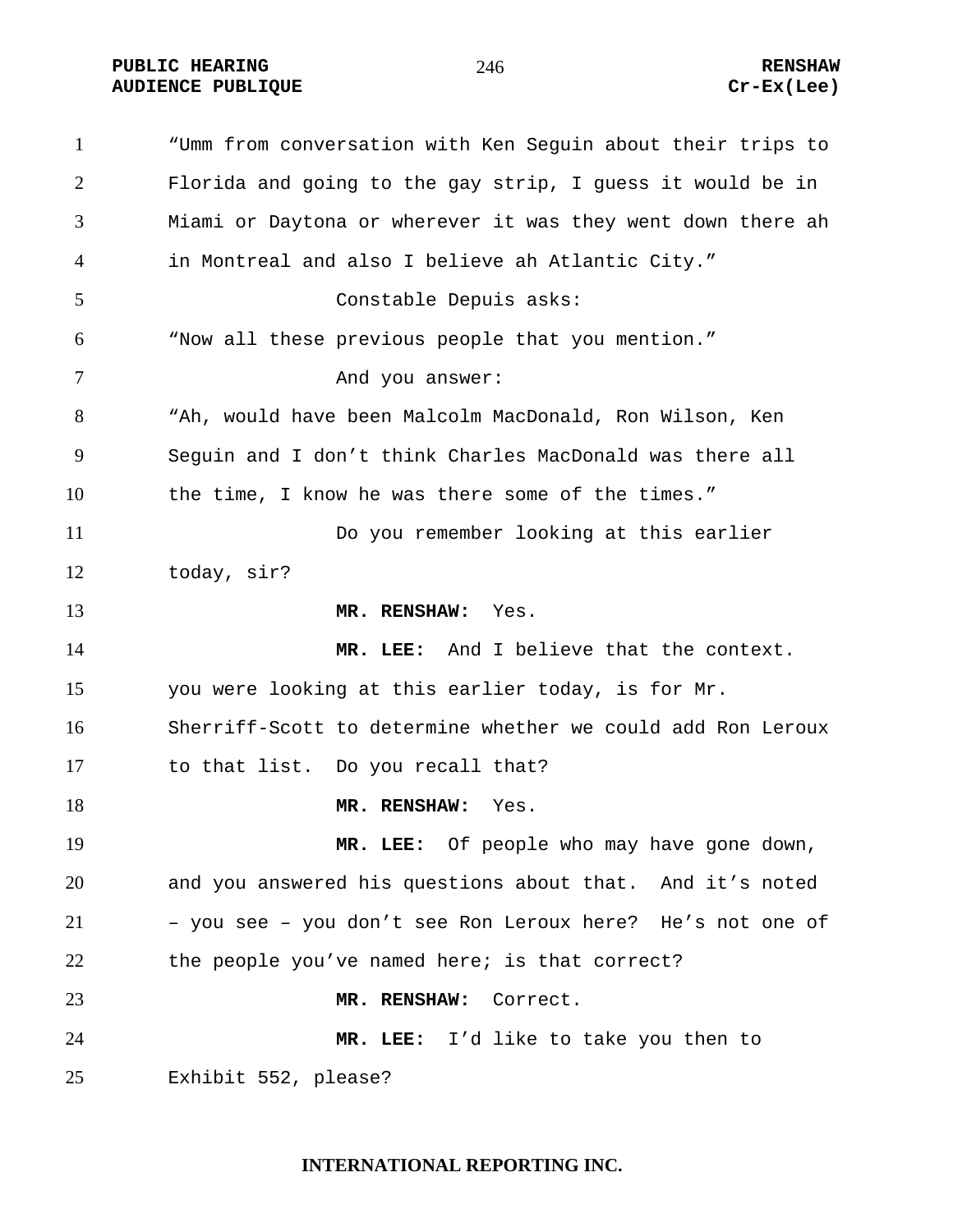"Umm from conversation with Ken Seguin about their trips to Florida and going to the gay strip, I guess it would be in Miami or Daytona or wherever it was they went down there ah in Montreal and also I believe ah Atlantic City."

Constable Depuis asks:

"Now all these previous people that you mention."

And you answer:

"Ah, would have been Malcolm MacDonald, Ron Wilson, Ken Seguin and I don't think Charles MacDonald was there all the time, I know he was there some of the times."

Do you remember looking at this earlier today, sir?

**MR. RENSHAW:** Yes.

**MR. LEE:** And I believe that the context. you were looking at this earlier today, is for Mr. Sherriff-Scott to determine whether we could add Ron Leroux to that list. Do you recall that?

**MR. RENSHAW:** Yes.

**MR. LEE:** Of people who may have gone down, and you answered his questions about that. And it's noted – you see – you don't see Ron Leroux here? He's not one of the people you've named here; is that correct?

**MR. RENSHAW:** Correct.

**MR. LEE:** I'd like to take you then to Exhibit 552, please?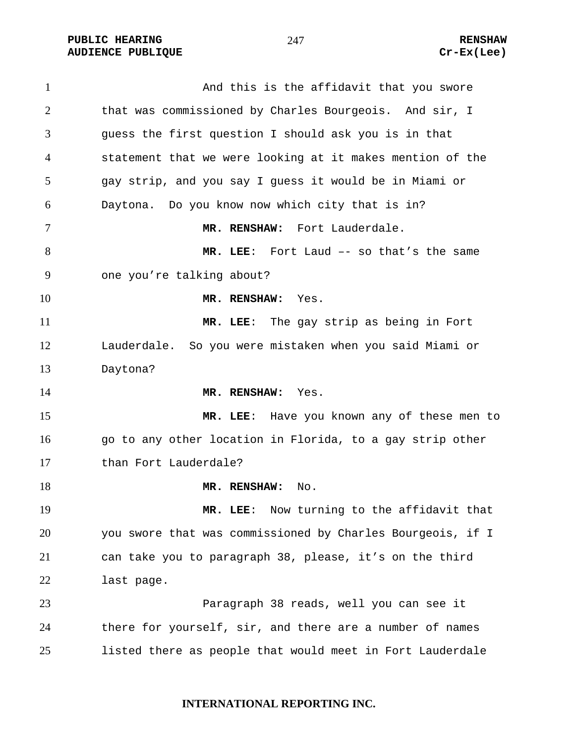And this is the affidavit that you swore that was commissioned by Charles Bourgeois. And sir, I guess the first question I should ask you is in that statement that we were looking at it makes mention of the gay strip, and you say I guess it would be in Miami or Daytona. Do you know now which city that is in?

**MR. RENSHAW:** Fort Lauderdale.

**MR. LEE**: Fort Laud –- so that's the same one you're talking about?

**MR. RENSHAW:** Yes.

**MR. LEE**: The gay strip as being in Fort Lauderdale. So you were mistaken when you said Miami or Daytona?

**MR. RENSHAW:** Yes.

**MR. LEE**: Have you known any of these men to go to any other location in Florida, to a gay strip other than Fort Lauderdale?

**MR. RENSHAW:** No.

**MR. LEE**: Now turning to the affidavit that you swore that was commissioned by Charles Bourgeois, if I can take you to paragraph 38, please, it's on the third last page.

Paragraph 38 reads, well you can see it there for yourself, sir, and there are a number of names listed there as people that would meet in Fort Lauderdale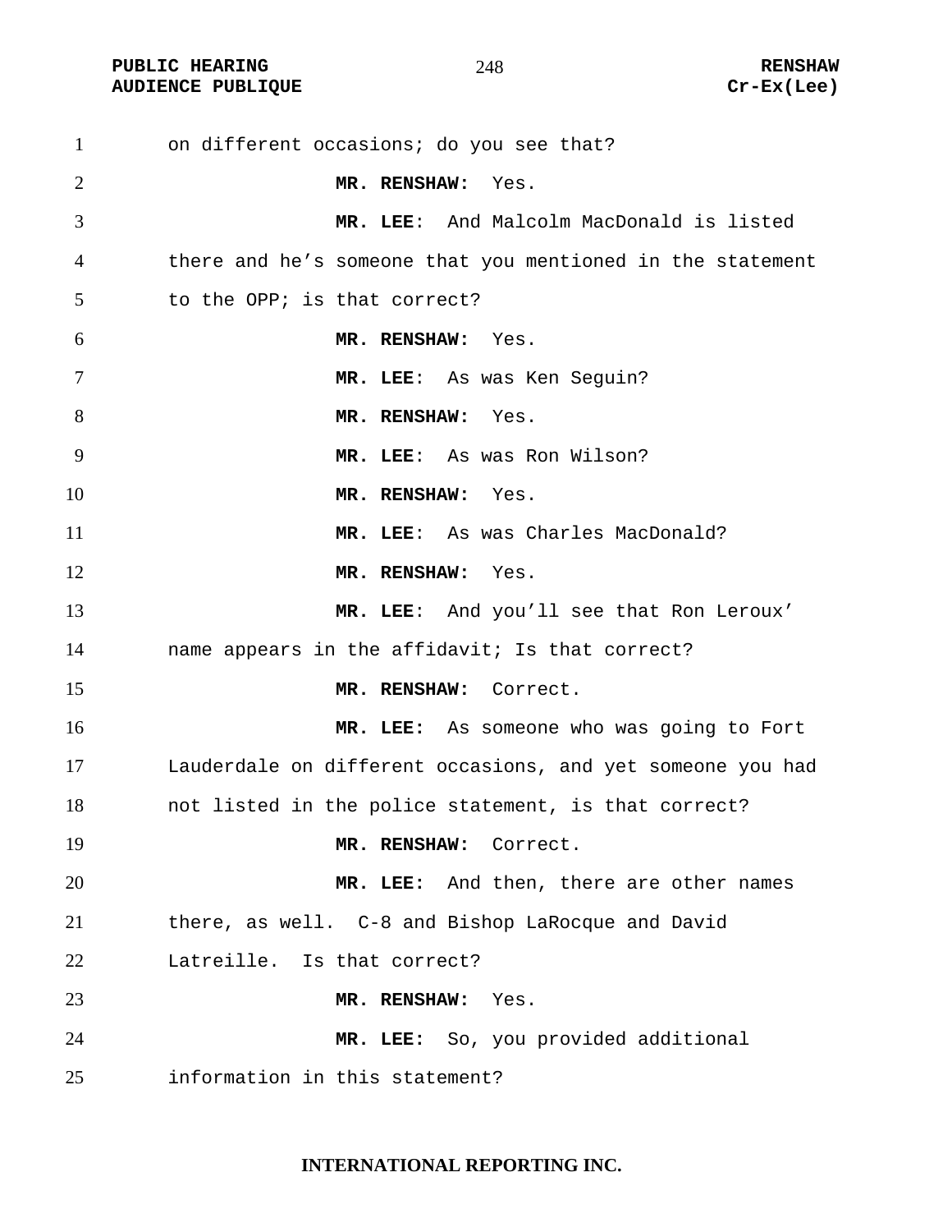on different occasions; do you see that?

**MR. RENSHAW:** Yes.

**MR. LEE**: And Malcolm MacDonald is listed there and he's someone that you mentioned in the statement to the OPP; is that correct?

**MR. RENSHAW:** Yes.

**MR. LEE**: As was Ken Seguin?

**MR. RENSHAW:** Yes.

**MR. LEE**: As was Ron Wilson?

**MR. RENSHAW:** Yes.

**MR. LEE**: As was Charles MacDonald?

**MR. RENSHAW:** Yes.

**MR. LEE**: And you'll see that Ron Leroux' name appears in the affidavit; Is that correct?

**MR. RENSHAW:** Correct.

**MR. LEE:** As someone who was going to Fort Lauderdale on different occasions, and yet someone you had not listed in the police statement, is that correct?

**MR. RENSHAW:** Correct.

**MR. LEE:** And then, there are other names there, as well. C-8 and Bishop LaRocque and David Latreille. Is that correct?

**MR. RENSHAW:** Yes.

**MR. LEE:** So, you provided additional information in this statement?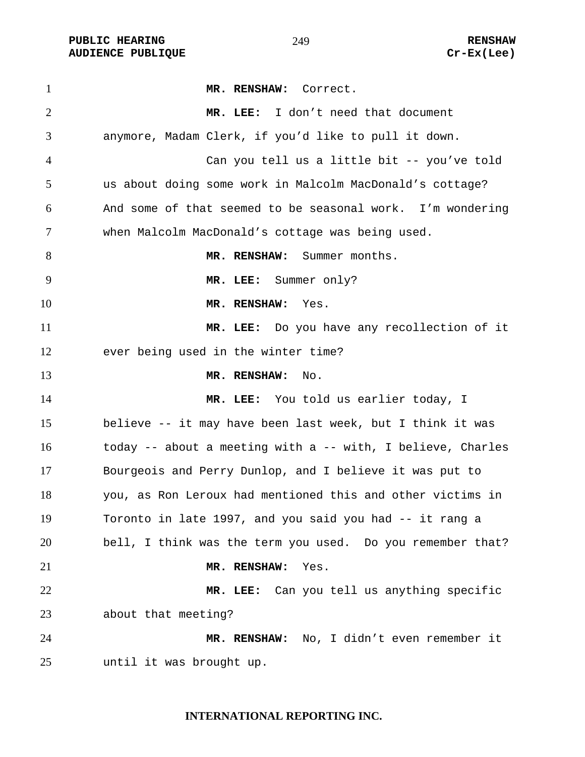**MR. RENSHAW:** Correct.

**MR. LEE:** I don't need that document anymore, Madam Clerk, if you'd like to pull it down.

Can you tell us a little bit -- you've told us about doing some work in Malcolm MacDonald's cottage? And some of that seemed to be seasonal work. I'm wondering when Malcolm MacDonald's cottage was being used.

**MR. RENSHAW:** Summer months.

**MR. LEE:** Summer only?

**MR. RENSHAW:** Yes.

**MR. LEE:** Do you have any recollection of it ever being used in the winter time?

**MR. RENSHAW:** No.

**MR. LEE:** You told us earlier today, I believe -- it may have been last week, but I think it was today -- about a meeting with a -- with, I believe, Charles Bourgeois and Perry Dunlop, and I believe it was put to you, as Ron Leroux had mentioned this and other victims in Toronto in late 1997, and you said you had -- it rang a bell, I think was the term you used. Do you remember that?

**MR. RENSHAW:** Yes.

**MR. LEE:** Can you tell us anything specific about that meeting?

**MR. RENSHAW:** No, I didn't even remember it until it was brought up.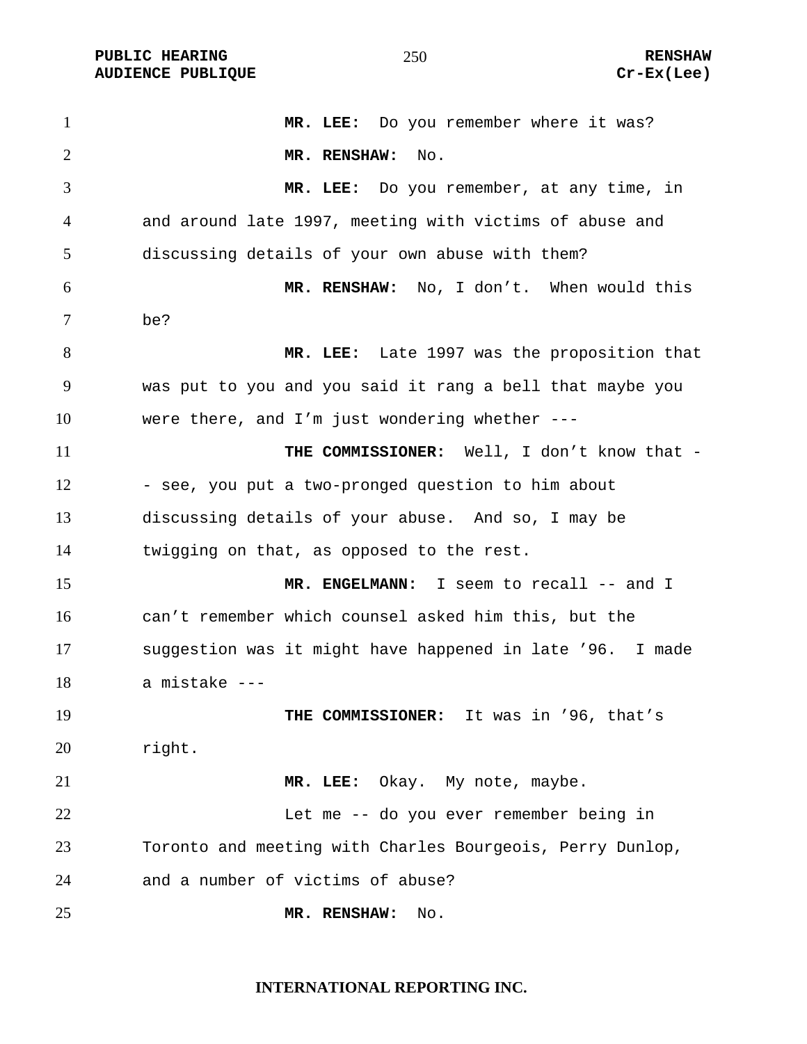**MR. LEE:** Do you remember where it was?

**MR. RENSHAW:** No.

**MR. LEE:** Do you remember, at any time, in and around late 1997, meeting with victims of abuse and discussing details of your own abuse with them?

**MR. RENSHAW:** No, I don't. When would this be?

**MR. LEE:** Late 1997 was the proposition that was put to you and you said it rang a bell that maybe you were there, and I'm just wondering whether ---

**THE COMMISSIONER:** Well, I don't know that -- see, you put a two-pronged question to him about discussing details of your abuse. And so, I may be twigging on that, as opposed to the rest.

**MR. ENGELMANN:** I seem to recall -- and I can't remember which counsel asked him this, but the suggestion was it might have happened in late '96. I made a mistake ---

**THE COMMISSIONER:** It was in '96, that's right.

**MR. LEE:** Okay. My note, maybe.

Let me -- do you ever remember being in Toronto and meeting with Charles Bourgeois, Perry Dunlop, and a number of victims of abuse?

**MR. RENSHAW:** No.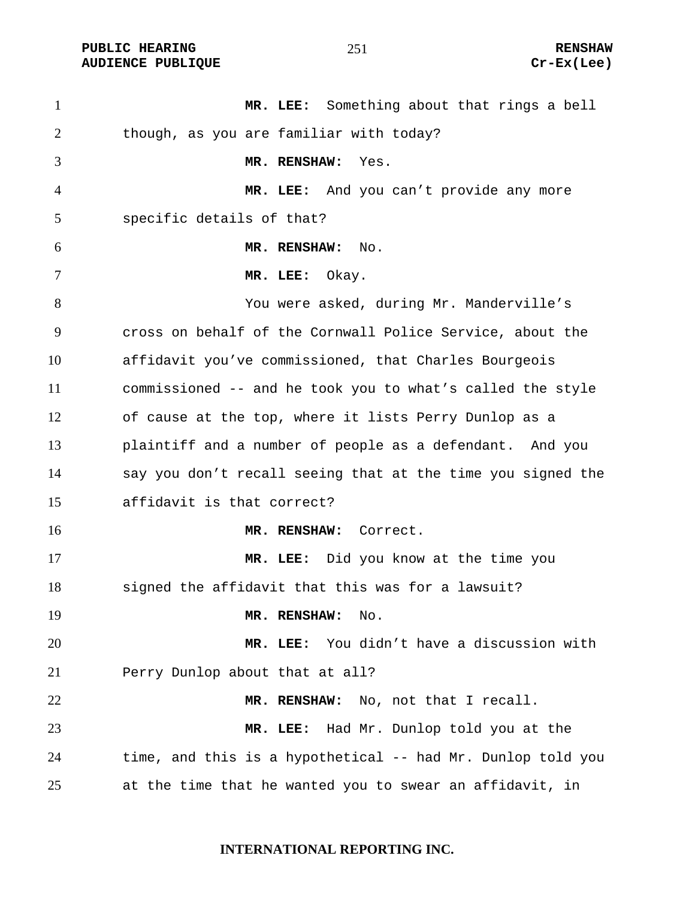**MR. LEE:** Something about that rings a bell though, as you are familiar with today?

**MR. RENSHAW:** Yes.

**MR. LEE:** And you can't provide any more specific details of that?

**MR. RENSHAW:** No.

**MR. LEE:** Okay.

You were asked, during Mr. Manderville's cross on behalf of the Cornwall Police Service, about the affidavit you've commissioned, that Charles Bourgeois commissioned -- and he took you to what's called the style of cause at the top, where it lists Perry Dunlop as a plaintiff and a number of people as a defendant. And you say you don't recall seeing that at the time you signed the affidavit is that correct?

**MR. RENSHAW:** Correct.

**MR. LEE:** Did you know at the time you signed the affidavit that this was for a lawsuit?

**MR. RENSHAW:** No.

**MR. LEE:** You didn't have a discussion with Perry Dunlop about that at all?

**MR. RENSHAW:** No, not that I recall.

**MR. LEE:** Had Mr. Dunlop told you at the time, and this is a hypothetical -- had Mr. Dunlop told you at the time that he wanted you to swear an affidavit, in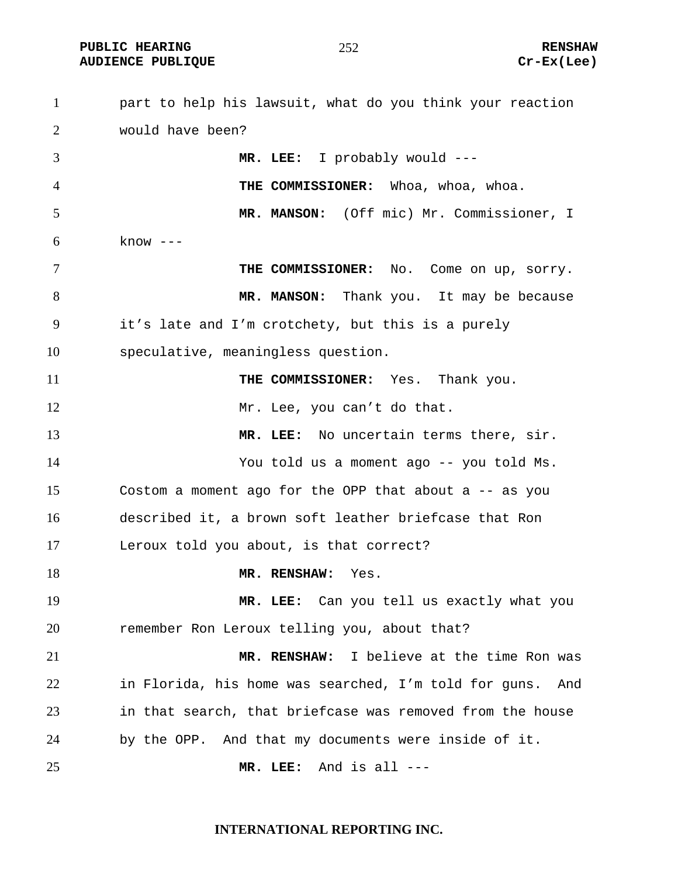part to help his lawsuit, what do you think your reaction would have been?

**MR. LEE:** I probably would ---

**THE COMMISSIONER:** Whoa, whoa, whoa.

**MR. MANSON:** (Off mic) Mr. Commissioner, I know ---

**THE COMMISSIONER:** No. Come on up, sorry.

**MR. MANSON:** Thank you. It may be because it's late and I'm crotchety, but this is a purely speculative, meaningless question.

**THE COMMISSIONER:** Yes. Thank you.

Mr. Lee, you can't do that.

**MR. LEE:** No uncertain terms there, sir.

You told us a moment ago -- you told Ms. Costom a moment ago for the OPP that about a -- as you described it, a brown soft leather briefcase that Ron Leroux told you about, is that correct?

**MR. RENSHAW:** Yes.

**MR. LEE:** Can you tell us exactly what you remember Ron Leroux telling you, about that?

**MR. RENSHAW:** I believe at the time Ron was in Florida, his home was searched, I'm told for guns. And in that search, that briefcase was removed from the house by the OPP. And that my documents were inside of it.

**MR. LEE:** And is all ---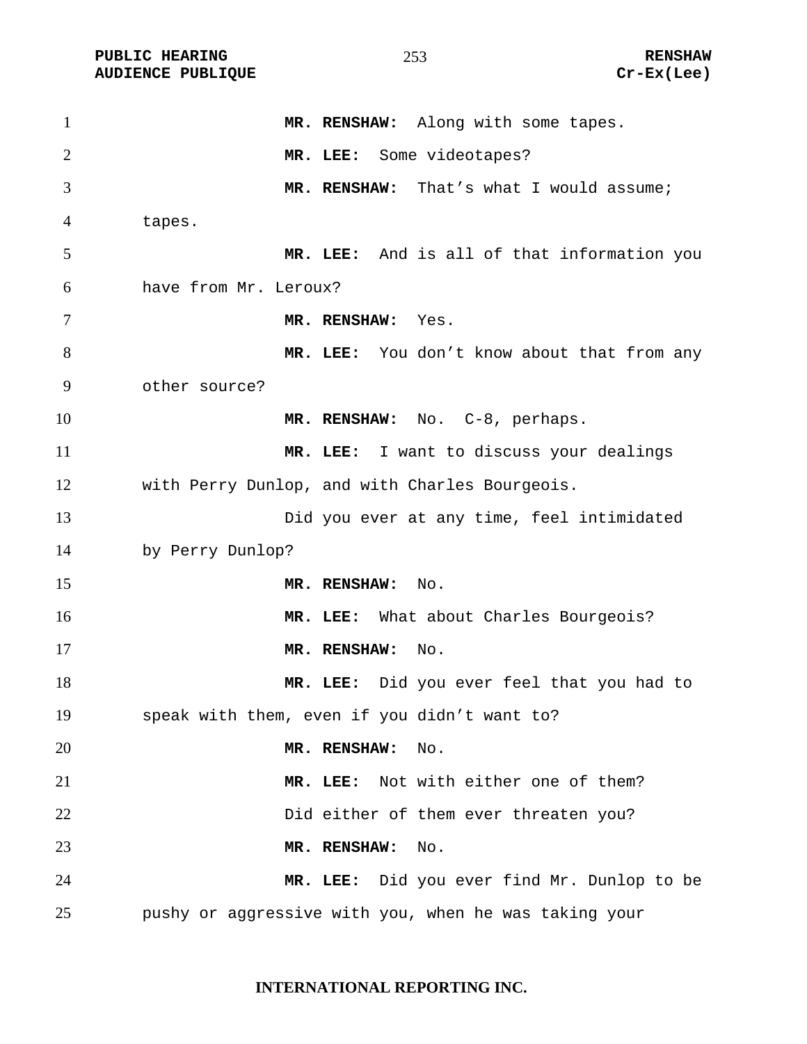**MR. RENSHAW:** Along with some tapes.

**MR. LEE:** Some videotapes?

**MR. RENSHAW:** That's what I would assume; tapes.

**MR. LEE:** And is all of that information you have from Mr. Leroux?

**MR. RENSHAW:** Yes.

**MR. LEE:** You don't know about that from any other source?

**MR. RENSHAW:** No. C-8, perhaps.

**MR. LEE:** I want to discuss your dealings with Perry Dunlop, and with Charles Bourgeois.

Did you ever at any time, feel intimidated by Perry Dunlop?

**MR. RENSHAW:** No.

**MR. LEE:** What about Charles Bourgeois?

**MR. RENSHAW:** No.

**MR. LEE:** Did you ever feel that you had to speak with them, even if you didn't want to?

**MR. RENSHAW:** No.

**MR. LEE:** Not with either one of them?

Did either of them ever threaten you?

**MR. RENSHAW:** No.

**MR. LEE:** Did you ever find Mr. Dunlop to be pushy or aggressive with you, when he was taking your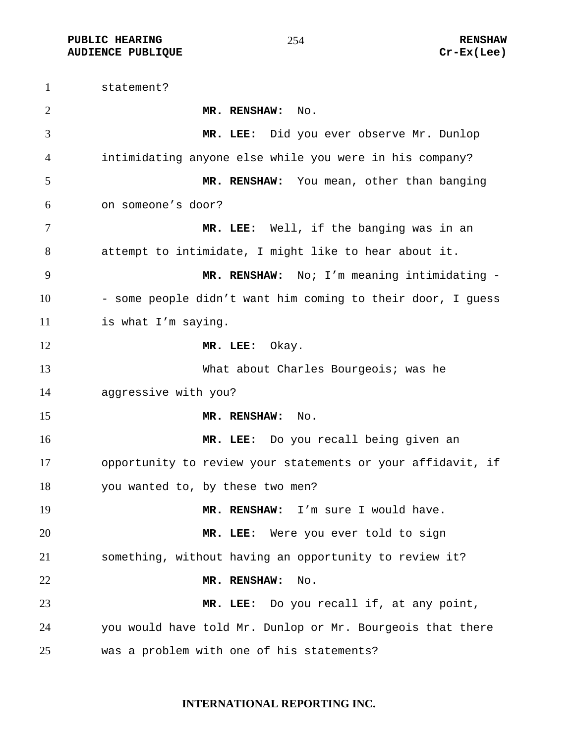statement?

**MR. RENSHAW:** No.

**MR. LEE:** Did you ever observe Mr. Dunlop intimidating anyone else while you were in his company?

**MR. RENSHAW:** You mean, other than banging on someone's door?

**MR. LEE:** Well, if the banging was in an attempt to intimidate, I might like to hear about it.

**MR. RENSHAW:** No; I'm meaning intimidating -- some people didn't want him coming to their door, I guess is what I'm saying.

**MR. LEE:** Okay.

What about Charles Bourgeois; was he aggressive with you?

**MR. RENSHAW:** No.

**MR. LEE:** Do you recall being given an opportunity to review your statements or your affidavit, if you wanted to, by these two men?

**MR. RENSHAW:** I'm sure I would have.

**MR. LEE:** Were you ever told to sign something, without having an opportunity to review it?

**MR. RENSHAW:** No.

**MR. LEE:** Do you recall if, at any point, you would have told Mr. Dunlop or Mr. Bourgeois that there was a problem with one of his statements?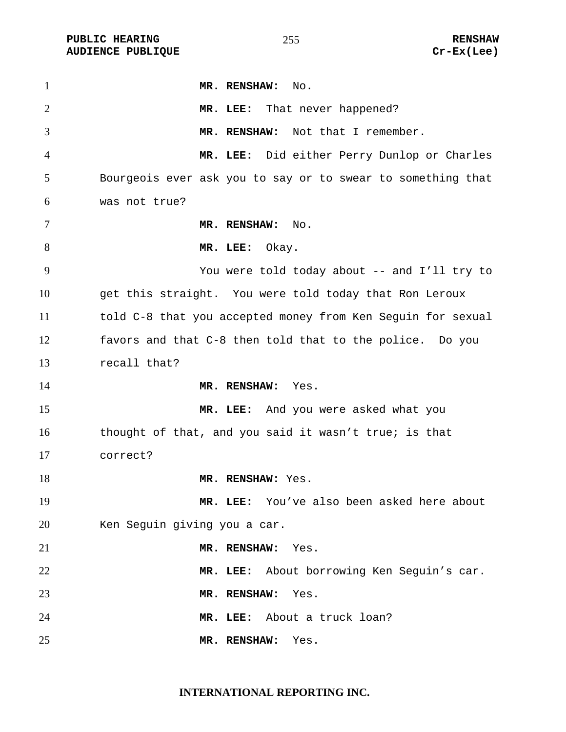**MR. RENSHAW:** No.

**MR. LEE:** That never happened?

**MR. RENSHAW:** Not that I remember.

**MR. LEE:** Did either Perry Dunlop or Charles Bourgeois ever ask you to say or to swear to something that was not true?

**MR. RENSHAW:** No.

**MR. LEE:** Okay.

You were told today about -- and I'll try to get this straight. You were told today that Ron Leroux told C-8 that you accepted money from Ken Seguin for sexual favors and that C-8 then told that to the police. Do you recall that?

**MR. RENSHAW:** Yes.

**MR. LEE:** And you were asked what you thought of that, and you said it wasn't true; is that correct?

**MR. RENSHAW:** Yes.

**MR. LEE:** You've also been asked here about Ken Seguin giving you a car.

**MR. RENSHAW:** Yes.

**MR. LEE:** About borrowing Ken Seguin's car.

**MR. RENSHAW:** Yes.

**MR. LEE:** About a truck loan?

**MR. RENSHAW:** Yes.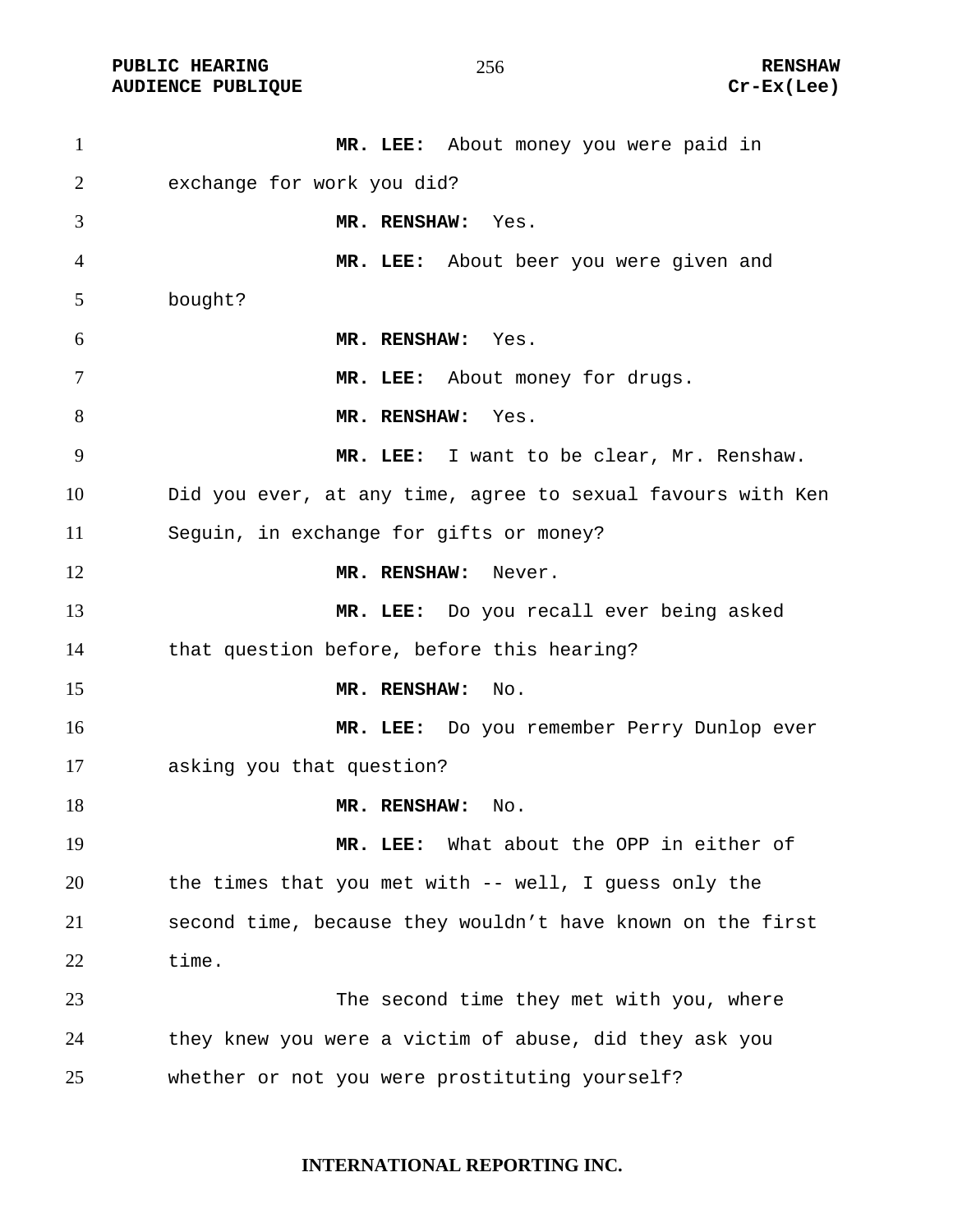**MR. LEE:** About money you were paid in exchange for work you did?

**MR. RENSHAW:** Yes.

**MR. LEE:** About beer you were given and bought?

**MR. RENSHAW:** Yes.

**MR. LEE:** About money for drugs.

**MR. RENSHAW:** Yes.

**MR. LEE:** I want to be clear, Mr. Renshaw. Did you ever, at any time, agree to sexual favours with Ken Seguin, in exchange for gifts or money?

**MR. RENSHAW:** Never.

**MR. LEE:** Do you recall ever being asked that question before, before this hearing?

**MR. RENSHAW:** No.

**MR. LEE:** Do you remember Perry Dunlop ever asking you that question?

**MR. RENSHAW:** No.

**MR. LEE:** What about the OPP in either of the times that you met with -- well, I guess only the second time, because they wouldn't have known on the first time.

The second time they met with you, where they knew you were a victim of abuse, did they ask you whether or not you were prostituting yourself?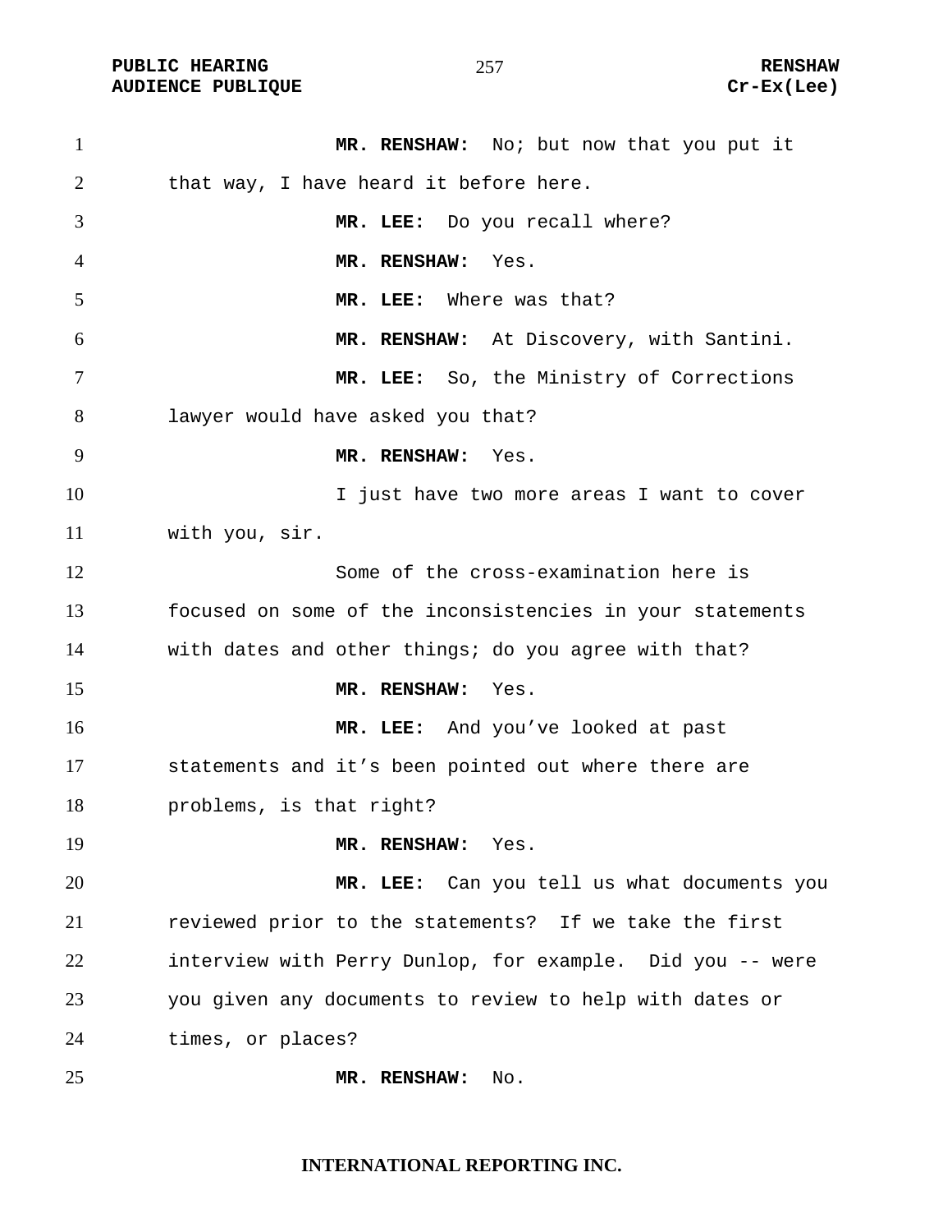**MR. RENSHAW:** No; but now that you put it that way, I have heard it before here.

**MR. LEE:** Do you recall where?

**MR. RENSHAW:** Yes.

**MR. LEE:** Where was that?

**MR. RENSHAW:** At Discovery, with Santini.

**MR. LEE:** So, the Ministry of Corrections lawyer would have asked you that?

**MR. RENSHAW:** Yes.

I just have two more areas I want to cover with you, sir.

Some of the cross-examination here is focused on some of the inconsistencies in your statements with dates and other things; do you agree with that?

**MR. RENSHAW:** Yes.

**MR. LEE:** And you've looked at past statements and it's been pointed out where there are problems, is that right?

**MR. RENSHAW:** Yes.

**MR. LEE:** Can you tell us what documents you reviewed prior to the statements? If we take the first interview with Perry Dunlop, for example. Did you -- were you given any documents to review to help with dates or times, or places?

**MR. RENSHAW:** No.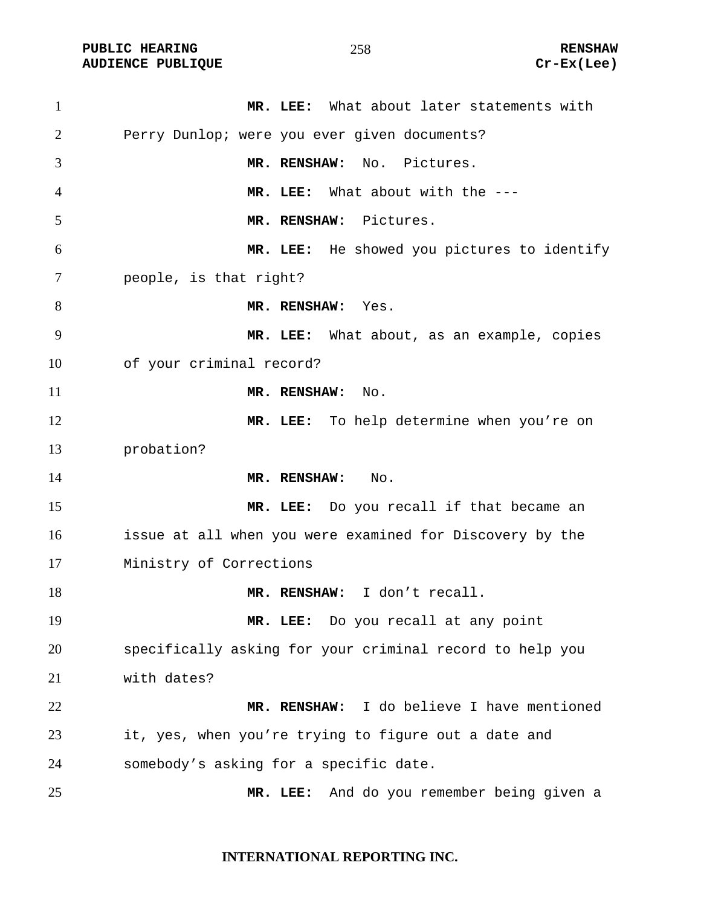**MR. LEE:** What about later statements with Perry Dunlop; were you ever given documents?

**MR. RENSHAW:** No. Pictures.

**MR. LEE:** What about with the ---

**MR. RENSHAW:** Pictures.

**MR. LEE:** He showed you pictures to identify people, is that right?

**MR. RENSHAW:** Yes.

**MR. LEE:** What about, as an example, copies of your criminal record?

**MR. RENSHAW:** No.

**MR. LEE:** To help determine when you're on probation?

**MR. RENSHAW:** No.

**MR. LEE:** Do you recall if that became an issue at all when you were examined for Discovery by the Ministry of Corrections

**MR. RENSHAW:** I don't recall.

**MR. LEE:** Do you recall at any point specifically asking for your criminal record to help you with dates?

**MR. RENSHAW:** I do believe I have mentioned it, yes, when you're trying to figure out a date and somebody's asking for a specific date.

**MR. LEE:** And do you remember being given a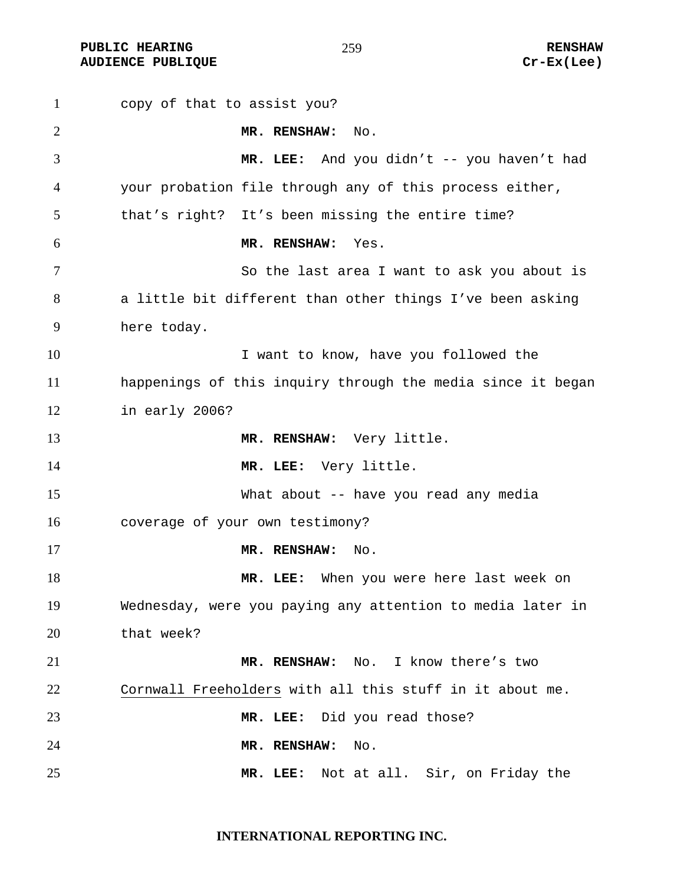copy of that to assist you?

**MR. RENSHAW:** No.

**MR. LEE:** And you didn't -- you haven't had your probation file through any of this process either, that's right? It's been missing the entire time?

**MR. RENSHAW:** Yes.

So the last area I want to ask you about is a little bit different than other things I've been asking here today.

I want to know, have you followed the happenings of this inquiry through the media since it began in early 2006?

**MR. RENSHAW:** Very little.

**MR. LEE:** Very little.

What about -- have you read any media coverage of your own testimony?

**MR. RENSHAW:** No.

**MR. LEE:** When you were here last week on Wednesday, were you paying any attention to media later in that week?

**MR. RENSHAW:** No. I know there's two Cornwall Freeholders with all this stuff in it about me.

**MR. LEE:** Did you read those?

**MR. RENSHAW:** No.

**MR. LEE:** Not at all. Sir, on Friday the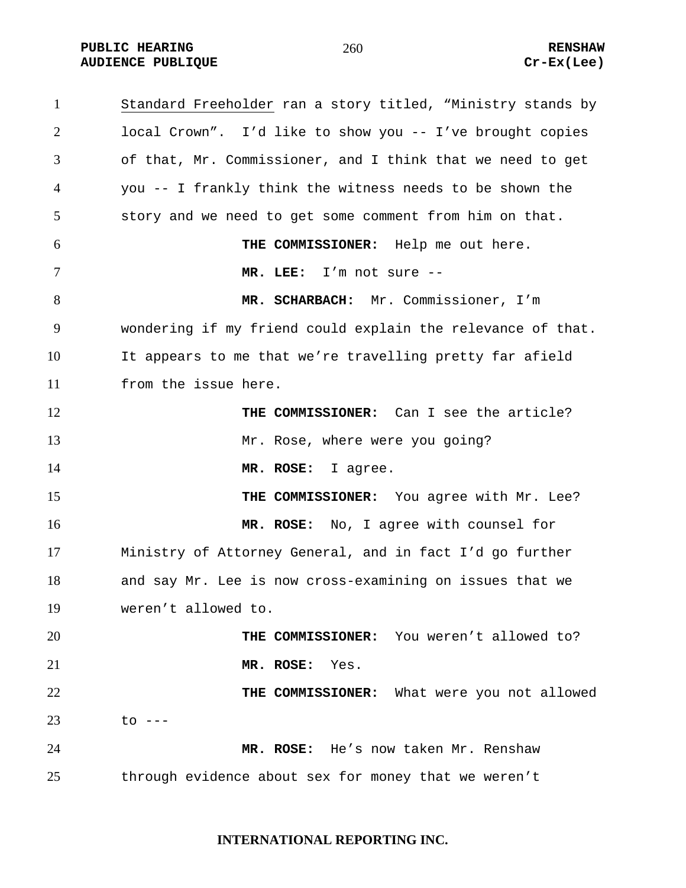Standard Freeholder ran a story titled, "Ministry stands by local Crown". I'd like to show you -- I've brought copies of that, Mr. Commissioner, and I think that we need to get you -- I frankly think the witness needs to be shown the story and we need to get some comment from him on that.

**THE COMMISSIONER:** Help me out here.

**MR. LEE:** I'm not sure --

**MR. SCHARBACH:** Mr. Commissioner, I'm wondering if my friend could explain the relevance of that. It appears to me that we're travelling pretty far afield from the issue here.

**THE COMMISSIONER:** Can I see the article?

Mr. Rose, where were you going?

**MR. ROSE:** I agree.

**THE COMMISSIONER:** You agree with Mr. Lee?

**MR. ROSE:** No, I agree with counsel for Ministry of Attorney General, and in fact I'd go further and say Mr. Lee is now cross-examining on issues that we weren't allowed to.

**THE COMMISSIONER:** You weren't allowed to?

**MR. ROSE:** Yes.

**THE COMMISSIONER:** What were you not allowed to ---

**MR. ROSE:** He's now taken Mr. Renshaw through evidence about sex for money that we weren't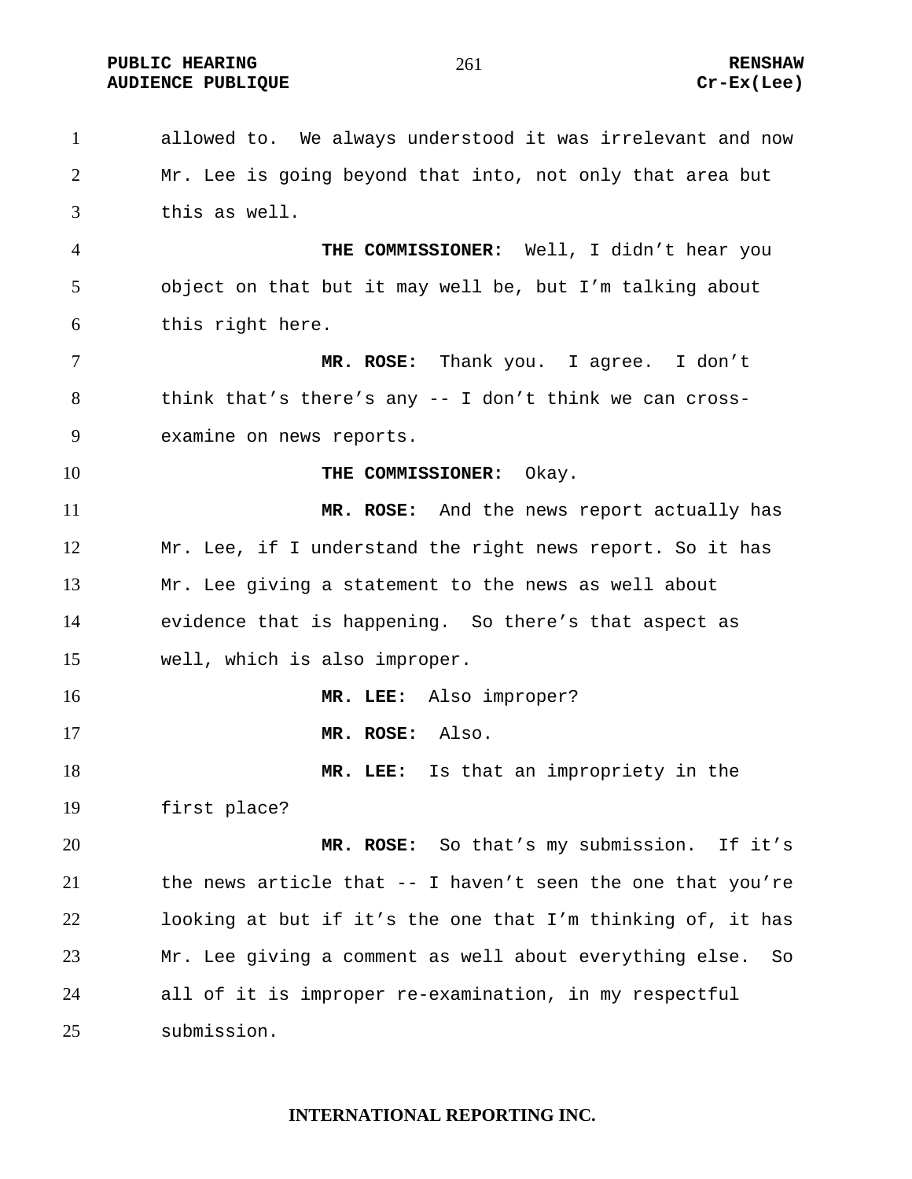allowed to. We always understood it was irrelevant and now Mr. Lee is going beyond that into, not only that area but this as well.

**THE COMMISSIONER:** Well, I didn't hear you object on that but it may well be, but I'm talking about this right here.

**MR. ROSE:** Thank you. I agree. I don't think that's there's any -- I don't think we can cross-examine on news reports.

**THE COMMISSIONER:** Okay.

**MR. ROSE:** And the news report actually has Mr. Lee, if I understand the right news report. So it has Mr. Lee giving a statement to the news as well about evidence that is happening. So there's that aspect as well, which is also improper.

**MR. LEE:** Also improper?

**MR. ROSE:** Also.

**MR. LEE:** Is that an impropriety in the first place?

**MR. ROSE:** So that's my submission. If it's the news article that -- I haven't seen the one that you're looking at but if it's the one that I'm thinking of, it has Mr. Lee giving a comment as well about everything else. So all of it is improper re-examination, in my respectful submission.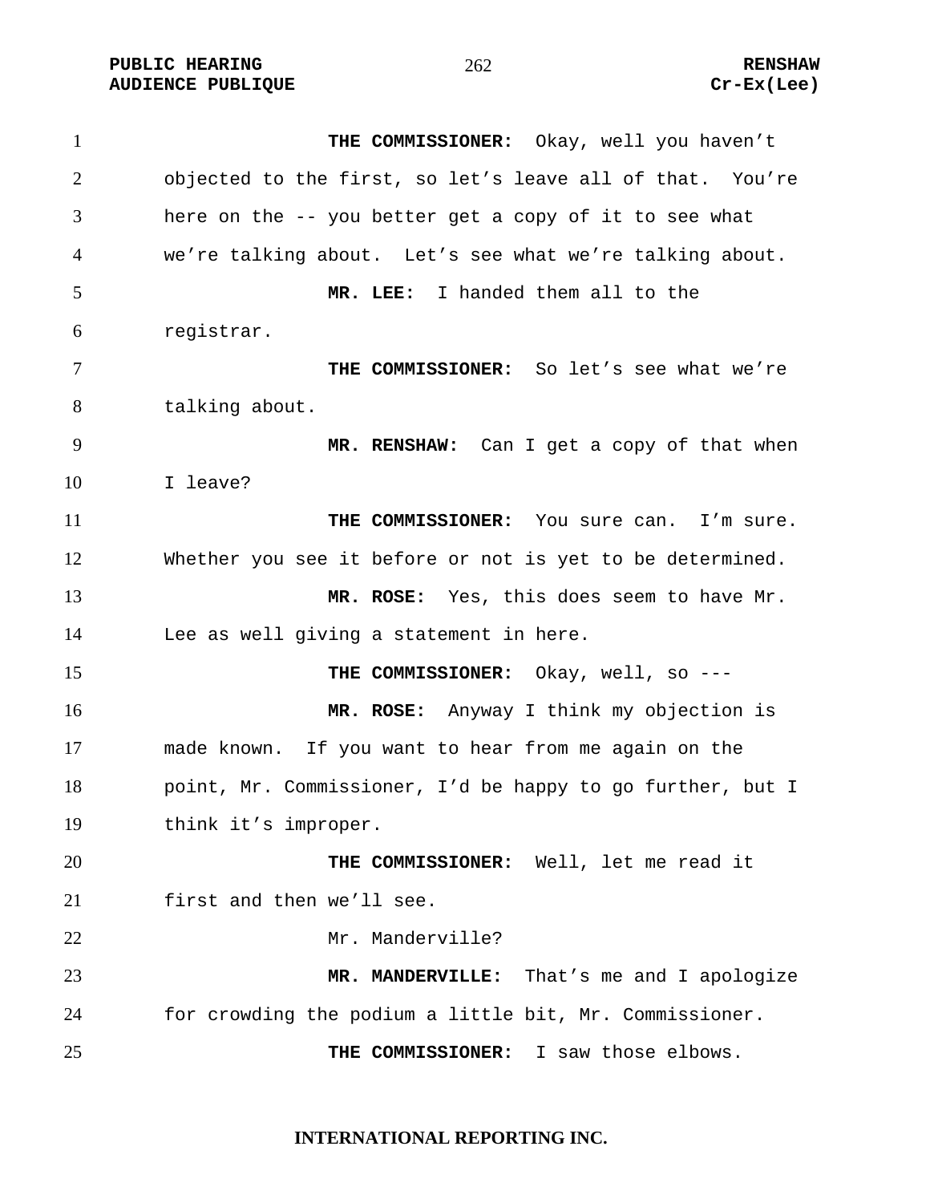**THE COMMISSIONER:** Okay, well you haven't objected to the first, so let's leave all of that. You're here on the -- you better get a copy of it to see what we're talking about. Let's see what we're talking about.

**MR. LEE:** I handed them all to the registrar.

**THE COMMISSIONER:** So let's see what we're talking about.

**MR. RENSHAW:** Can I get a copy of that when I leave?

**THE COMMISSIONER:** You sure can. I'm sure. Whether you see it before or not is yet to be determined.

**MR. ROSE:** Yes, this does seem to have Mr. Lee as well giving a statement in here.

**THE COMMISSIONER:** Okay, well, so ---

**MR. ROSE:** Anyway I think my objection is made known. If you want to hear from me again on the point, Mr. Commissioner, I'd be happy to go further, but I think it's improper.

**THE COMMISSIONER:** Well, let me read it first and then we'll see.

Mr. Manderville?

**MR. MANDERVILLE:** That's me and I apologize for crowding the podium a little bit, Mr. Commissioner.

**THE COMMISSIONER:** I saw those elbows.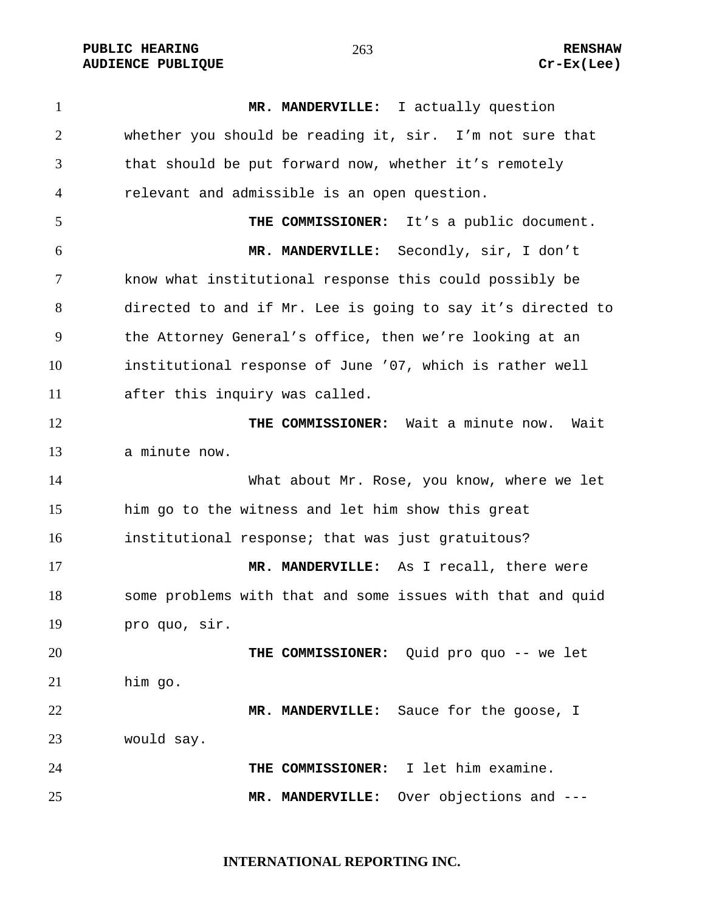**MR. MANDERVILLE:** I actually question whether you should be reading it, sir. I'm not sure that that should be put forward now, whether it's remotely relevant and admissible is an open question.

**THE COMMISSIONER:** It's a public document.

**MR. MANDERVILLE:** Secondly, sir, I don't know what institutional response this could possibly be directed to and if Mr. Lee is going to say it's directed to the Attorney General's office, then we're looking at an institutional response of June '07, which is rather well after this inquiry was called.

**THE COMMISSIONER:** Wait a minute now. Wait a minute now.

What about Mr. Rose, you know, where we let him go to the witness and let him show this great institutional response; that was just gratuitous?

**MR. MANDERVILLE:** As I recall, there were some problems with that and some issues with that and quid pro quo, sir.

**THE COMMISSIONER:** Quid pro quo -- we let him go.

**MR. MANDERVILLE:** Sauce for the goose, I would say.

**THE COMMISSIONER:** I let him examine.

**MR. MANDERVILLE:** Over objections and ---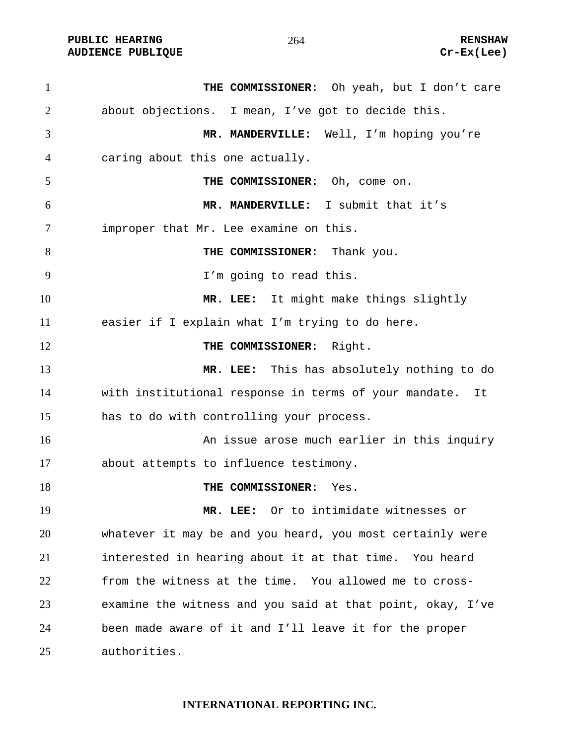**THE COMMISSIONER:** Oh yeah, but I don't care about objections. I mean, I've got to decide this.

**MR. MANDERVILLE:** Well, I'm hoping you're caring about this one actually.

**THE COMMISSIONER:** Oh, come on.

**MR. MANDERVILLE:** I submit that it's improper that Mr. Lee examine on this.

**THE COMMISSIONER:** Thank you.

I'm going to read this.

**MR. LEE:** It might make things slightly easier if I explain what I'm trying to do here.

**THE COMMISSIONER:** Right.

**MR. LEE:** This has absolutely nothing to do with institutional response in terms of your mandate. It has to do with controlling your process.

An issue arose much earlier in this inquiry about attempts to influence testimony.

**THE COMMISSIONER:** Yes.

**MR. LEE:** Or to intimidate witnesses or whatever it may be and you heard, you most certainly were interested in hearing about it at that time. You heard from the witness at the time. You allowed me to cross-examine the witness and you said at that point, okay, I've been made aware of it and I'll leave it for the proper authorities.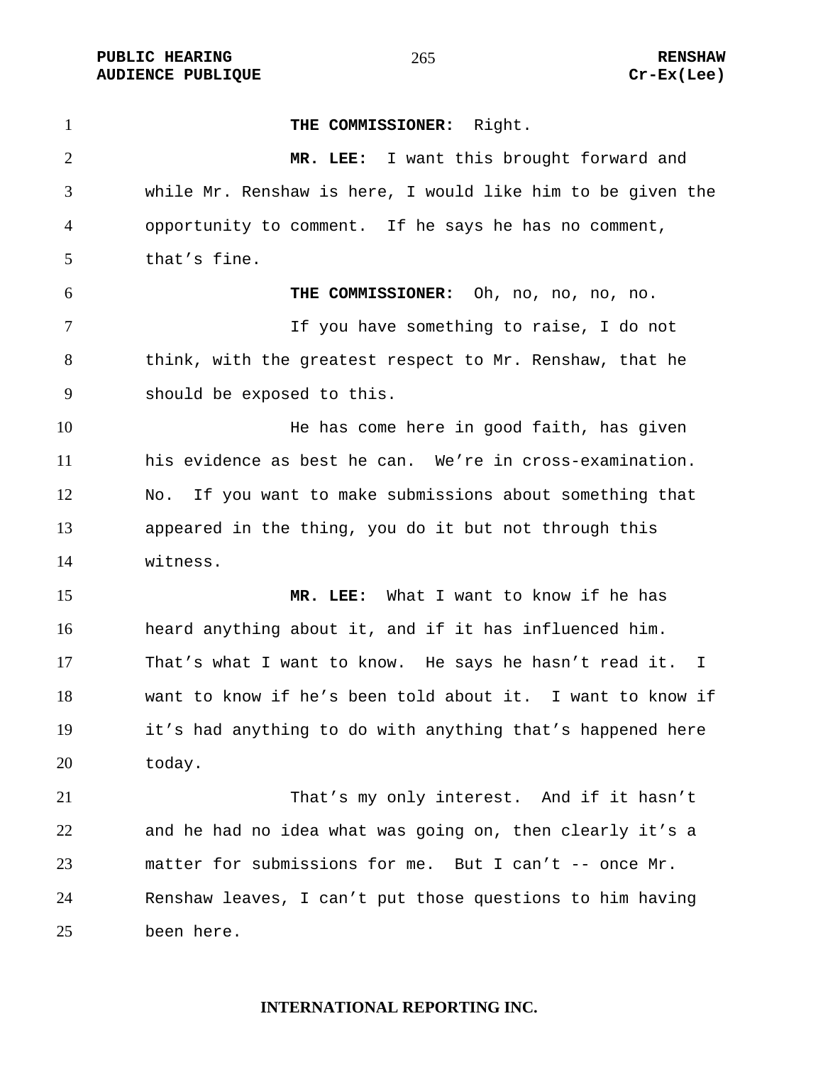**THE COMMISSIONER:** Right.

**MR. LEE:** I want this brought forward and while Mr. Renshaw is here, I would like him to be given the opportunity to comment. If he says he has no comment, that's fine.

**THE COMMISSIONER:** Oh, no, no, no, no.

If you have something to raise, I do not think, with the greatest respect to Mr. Renshaw, that he should be exposed to this.

He has come here in good faith, has given his evidence as best he can. We're in cross-examination. No. If you want to make submissions about something that appeared in the thing, you do it but not through this witness.

**MR. LEE:** What I want to know if he has heard anything about it, and if it has influenced him. That's what I want to know. He says he hasn't read it. I want to know if he's been told about it. I want to know if it's had anything to do with anything that's happened here today.

That's my only interest. And if it hasn't and he had no idea what was going on, then clearly it's a matter for submissions for me. But I can't -- once Mr. Renshaw leaves, I can't put those questions to him having been here.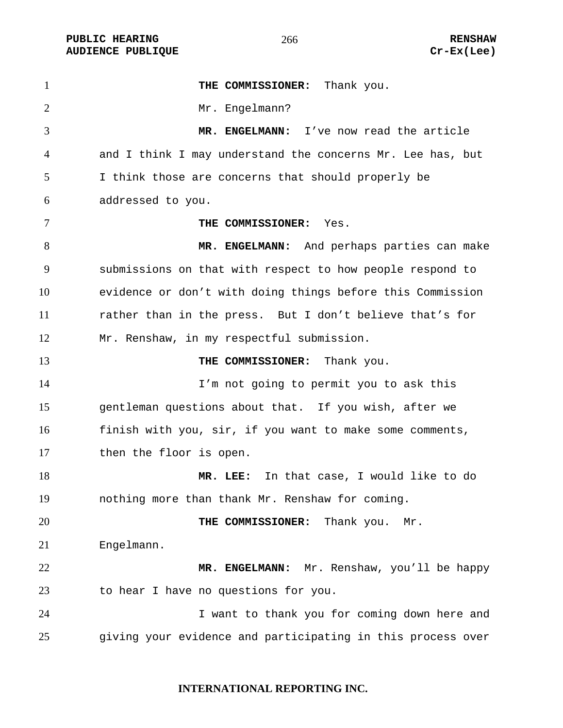**THE COMMISSIONER:** Thank you.

Mr. Engelmann?

**MR. ENGELMANN:** I've now read the article and I think I may understand the concerns Mr. Lee has, but I think those are concerns that should properly be addressed to you.

**THE COMMISSIONER:** Yes.

**MR. ENGELMANN:** And perhaps parties can make submissions on that with respect to how people respond to evidence or don't with doing things before this Commission rather than in the press. But I don't believe that's for Mr. Renshaw, in my respectful submission.

**THE COMMISSIONER:** Thank you.

I'm not going to permit you to ask this gentleman questions about that. If you wish, after we finish with you, sir, if you want to make some comments, then the floor is open.

**MR. LEE:** In that case, I would like to do nothing more than thank Mr. Renshaw for coming.

**THE COMMISSIONER:** Thank you. Mr. Engelmann.

**MR. ENGELMANN:** Mr. Renshaw, you'll be happy to hear I have no questions for you.

I want to thank you for coming down here and giving your evidence and participating in this process over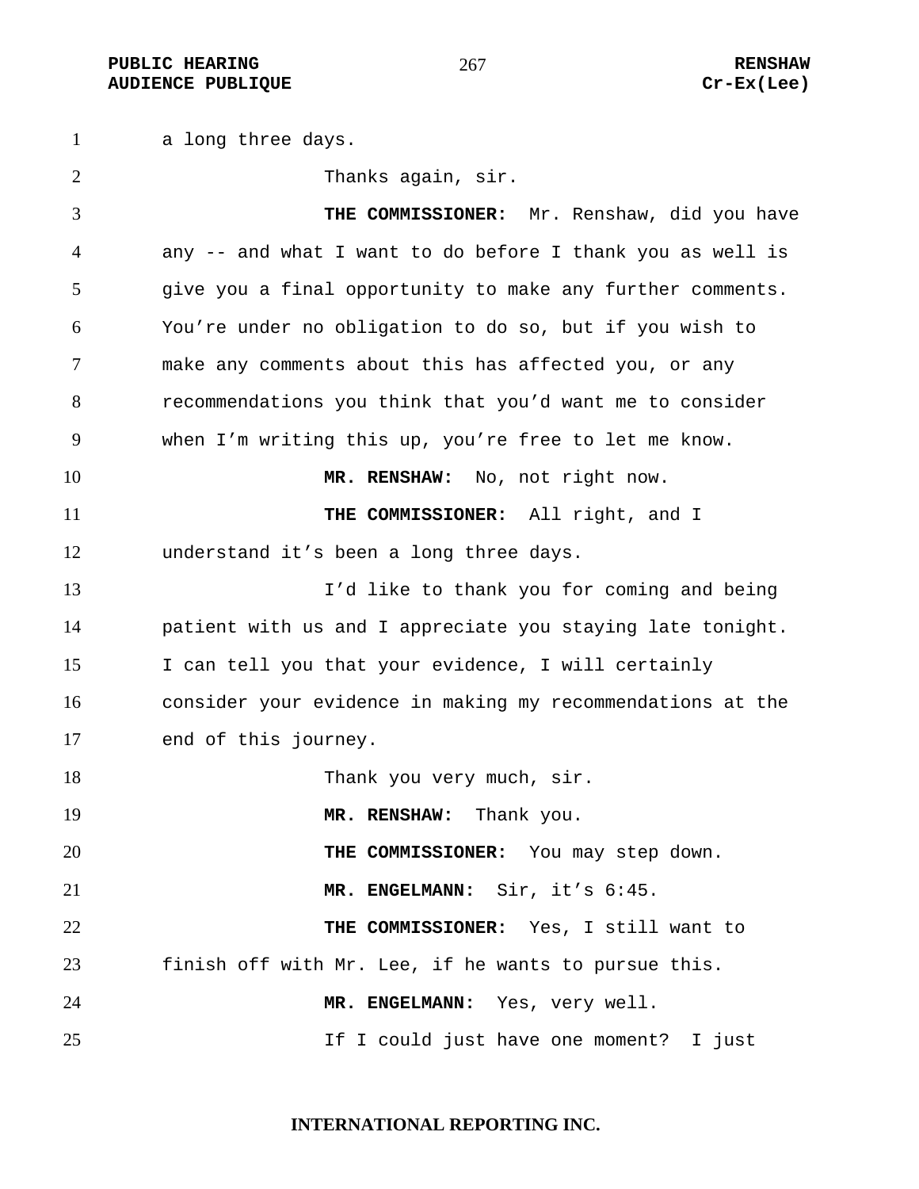a long three days.

Thanks again, sir.

**THE COMMISSIONER:** Mr. Renshaw, did you have any -- and what I want to do before I thank you as well is give you a final opportunity to make any further comments. You're under no obligation to do so, but if you wish to make any comments about this has affected you, or any recommendations you think that you'd want me to consider when I'm writing this up, you're free to let me know.

**MR. RENSHAW:** No, not right now.

**THE COMMISSIONER:** All right, and I understand it's been a long three days.

I'd like to thank you for coming and being patient with us and I appreciate you staying late tonight. I can tell you that your evidence, I will certainly consider your evidence in making my recommendations at the end of this journey.

Thank you very much, sir.

**MR. RENSHAW:** Thank you.

**THE COMMISSIONER:** You may step down.

**MR. ENGELMANN:** Sir, it's 6:45.

**THE COMMISSIONER:** Yes, I still want to finish off with Mr. Lee, if he wants to pursue this.

**MR. ENGELMANN:** Yes, very well.

If I could just have one moment? I just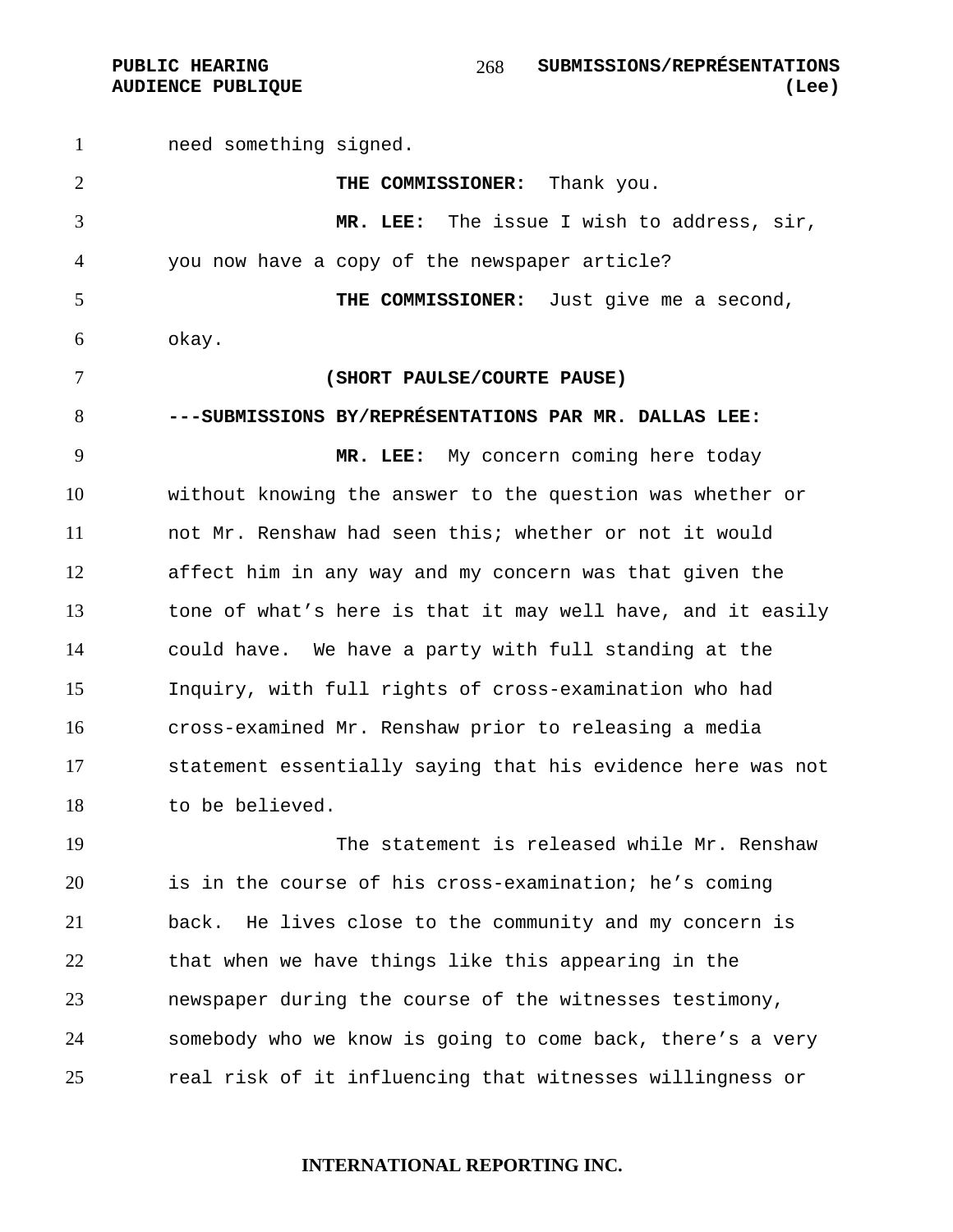need something signed.

**THE COMMISSIONER:** Thank you.

**MR. LEE:** The issue I wish to address, sir, you now have a copy of the newspaper article?

**THE COMMISSIONER:** Just give me a second, okay.

**(SHORT PAULSE/COURTE PAUSE)**

**---SUBMISSIONS BY/REPRÉSENTATIONS PAR MR. DALLAS LEE:**

**MR. LEE:** My concern coming here today without knowing the answer to the question was whether or not Mr. Renshaw had seen this; whether or not it would affect him in any way and my concern was that given the tone of what's here is that it may well have, and it easily could have. We have a party with full standing at the Inquiry, with full rights of cross-examination who had cross-examined Mr. Renshaw prior to releasing a media statement essentially saying that his evidence here was not to be believed.

The statement is released while Mr. Renshaw is in the course of his cross-examination; he's coming back. He lives close to the community and my concern is that when we have things like this appearing in the newspaper during the course of the witnesses testimony, somebody who we know is going to come back, there's a very real risk of it influencing that witnesses willingness or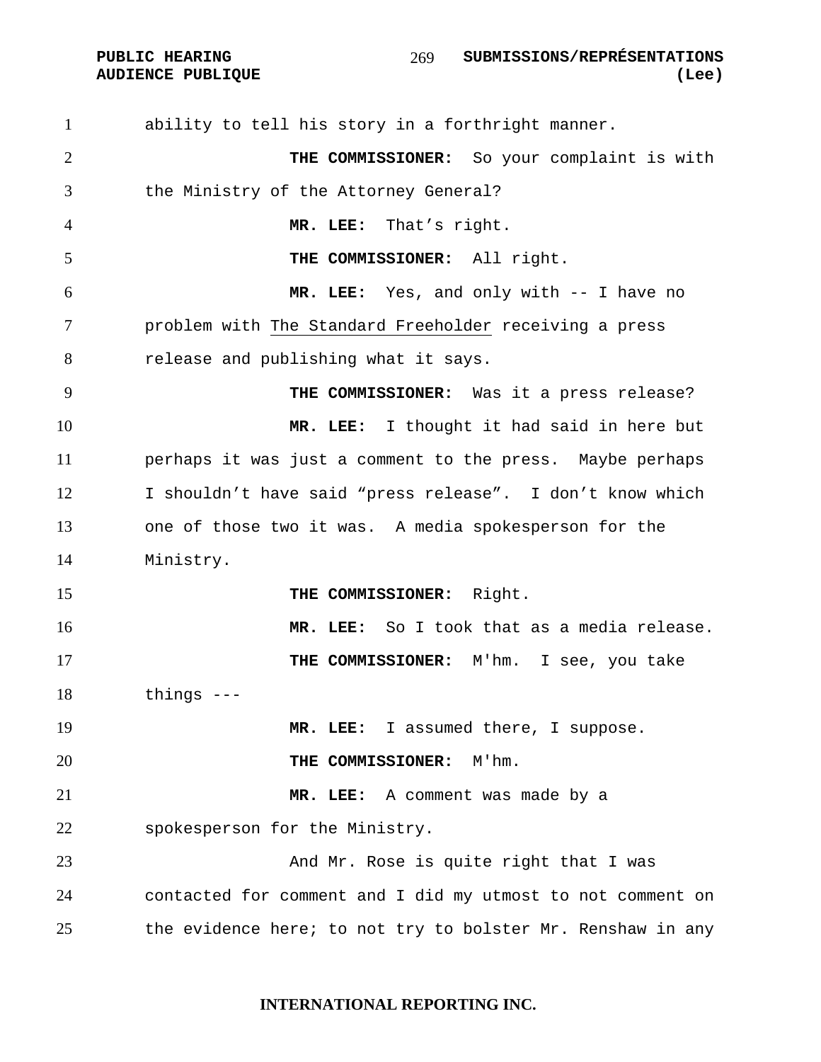ability to tell his story in a forthright manner.

**THE COMMISSIONER:** So your complaint is with the Ministry of the Attorney General?

**MR. LEE:** That's right.

**THE COMMISSIONER:** All right.

**MR. LEE:** Yes, and only with -- I have no problem with The Standard Freeholder receiving a press release and publishing what it says.

**THE COMMISSIONER:** Was it a press release?

**MR. LEE:** I thought it had said in here but perhaps it was just a comment to the press. Maybe perhaps I shouldn't have said "press release". I don't know which one of those two it was. A media spokesperson for the Ministry.

**THE COMMISSIONER:** Right.

**MR. LEE:** So I took that as a media release.

**THE COMMISSIONER:** M'hm. I see, you take things ---

**MR. LEE:** I assumed there, I suppose.

**THE COMMISSIONER:** M'hm.

**MR. LEE:** A comment was made by a spokesperson for the Ministry.

And Mr. Rose is quite right that I was contacted for comment and I did my utmost to not comment on the evidence here; to not try to bolster Mr. Renshaw in any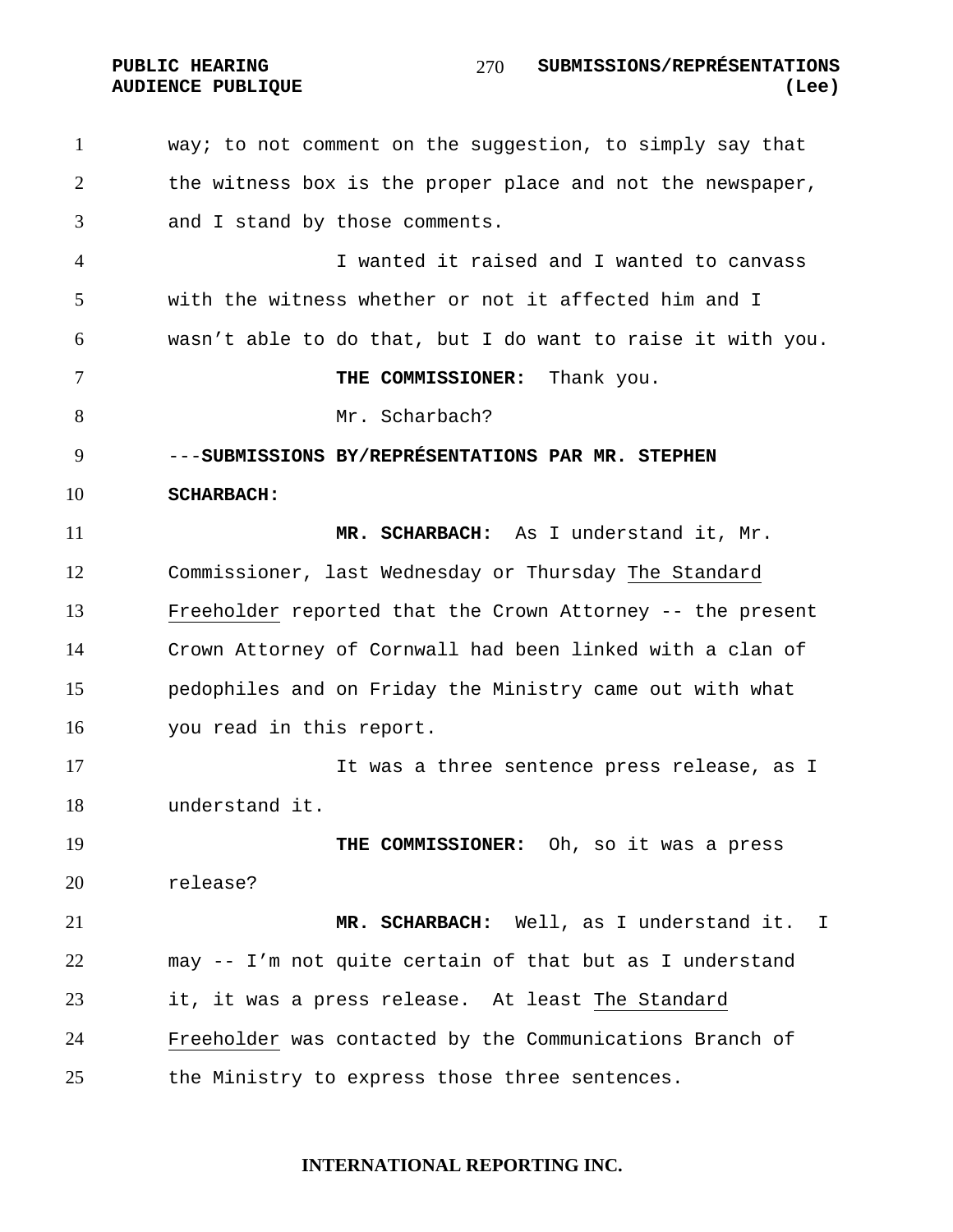way; to not comment on the suggestion, to simply say that the witness box is the proper place and not the newspaper, and I stand by those comments.

I wanted it raised and I wanted to canvass with the witness whether or not it affected him and I wasn't able to do that, but I do want to raise it with you.

**THE COMMISSIONER:** Thank you.

Mr. Scharbach?

---**SUBMISSIONS BY/REPRÉSENTATIONS PAR MR. STEPHEN SCHARBACH:**

**MR. SCHARBACH:** As I understand it, Mr. Commissioner, last Wednesday or Thursday The Standard Freeholder reported that the Crown Attorney -- the present Crown Attorney of Cornwall had been linked with a clan of pedophiles and on Friday the Ministry came out with what you read in this report.

It was a three sentence press release, as I understand it.

**THE COMMISSIONER:** Oh, so it was a press release?

**MR. SCHARBACH:** Well, as I understand it. I may -- I'm not quite certain of that but as I understand it, it was a press release. At least The Standard Freeholder was contacted by the Communications Branch of the Ministry to express those three sentences.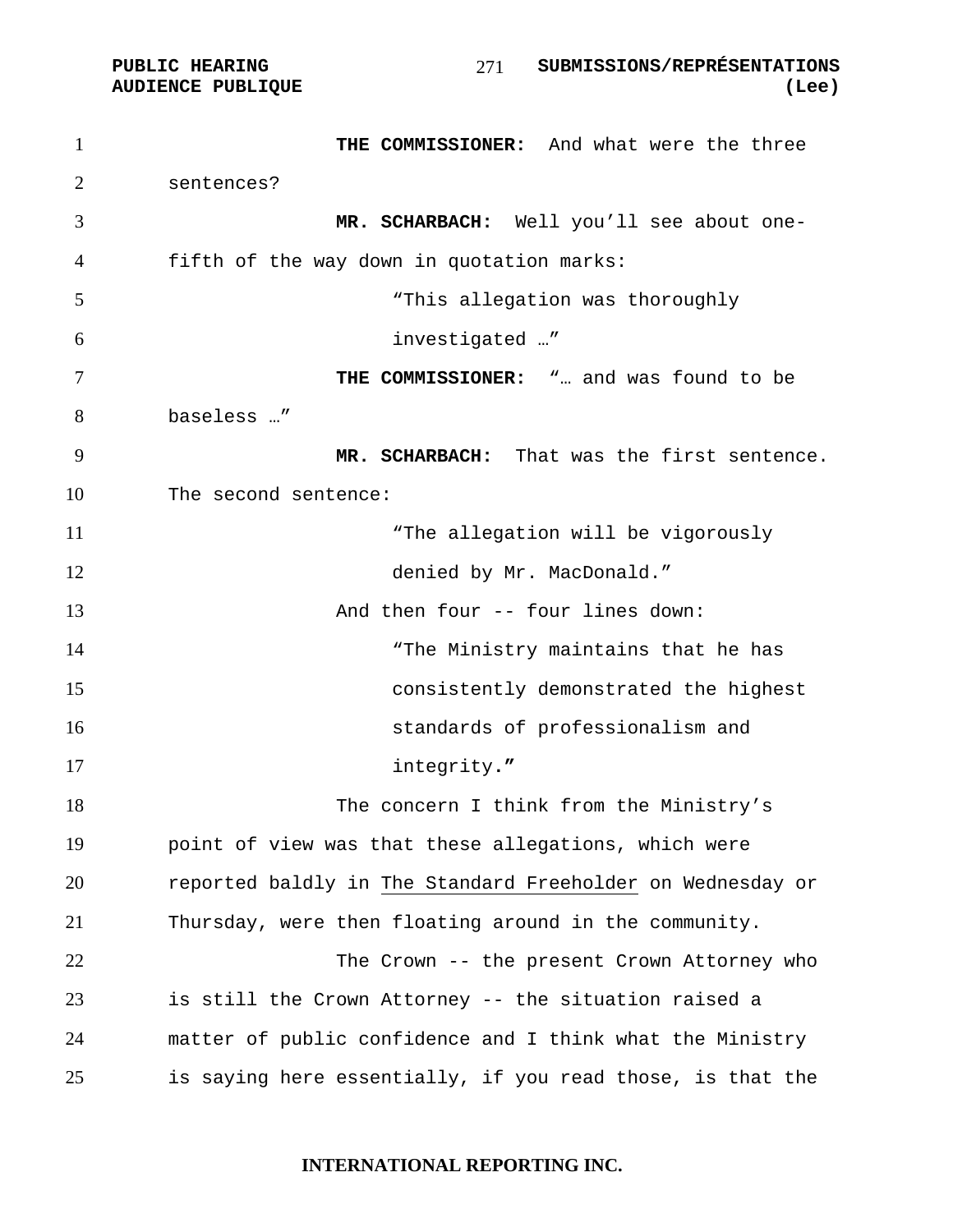**THE COMMISSIONER:** And what were the three sentences?

**MR. SCHARBACH:** Well you'll see about one-fifth of the way down in quotation marks:

> "This allegation was thoroughly investigated …"

**THE COMMISSIONER:** "… and was found to be baseless …"

**MR. SCHARBACH:** That was the first sentence. The second sentence:

> "The allegation will be vigorously denied by Mr. MacDonald."

And then four -- four lines down:

> "The Ministry maintains that he has consistently demonstrated the highest standards of professionalism and integrity."

The concern I think from the Ministry's point of view was that these allegations, which were reported baldly in The Standard Freeholder on Wednesday or Thursday, were then floating around in the community.

The Crown -- the present Crown Attorney who is still the Crown Attorney -- the situation raised a matter of public confidence and I think what the Ministry is saying here essentially, if you read those, is that the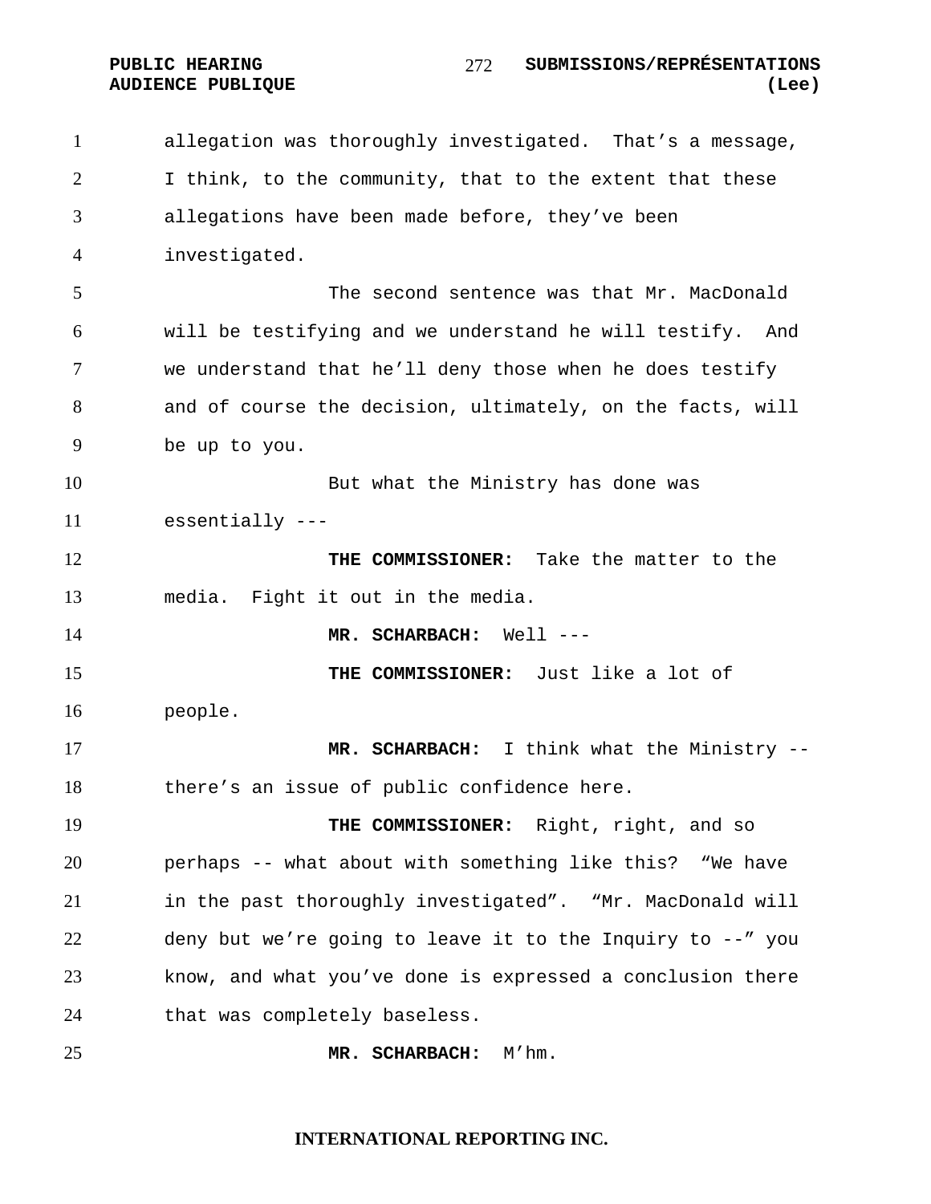allegation was thoroughly investigated. That's a message, I think, to the community, that to the extent that these allegations have been made before, they've been investigated.

The second sentence was that Mr. MacDonald will be testifying and we understand he will testify. And we understand that he'll deny those when he does testify and of course the decision, ultimately, on the facts, will be up to you.

But what the Ministry has done was essentially ---

**THE COMMISSIONER:** Take the matter to the media. Fight it out in the media.

**MR. SCHARBACH:** Well ---

**THE COMMISSIONER:** Just like a lot of people.

**MR. SCHARBACH:** I think what the Ministry -- there's an issue of public confidence here.

**THE COMMISSIONER:** Right, right, and so perhaps -- what about with something like this? "We have in the past thoroughly investigated". "Mr. MacDonald will deny but we're going to leave it to the Inquiry to --" you know, and what you've done is expressed a conclusion there that was completely baseless.

**MR. SCHARBACH:** M'hm.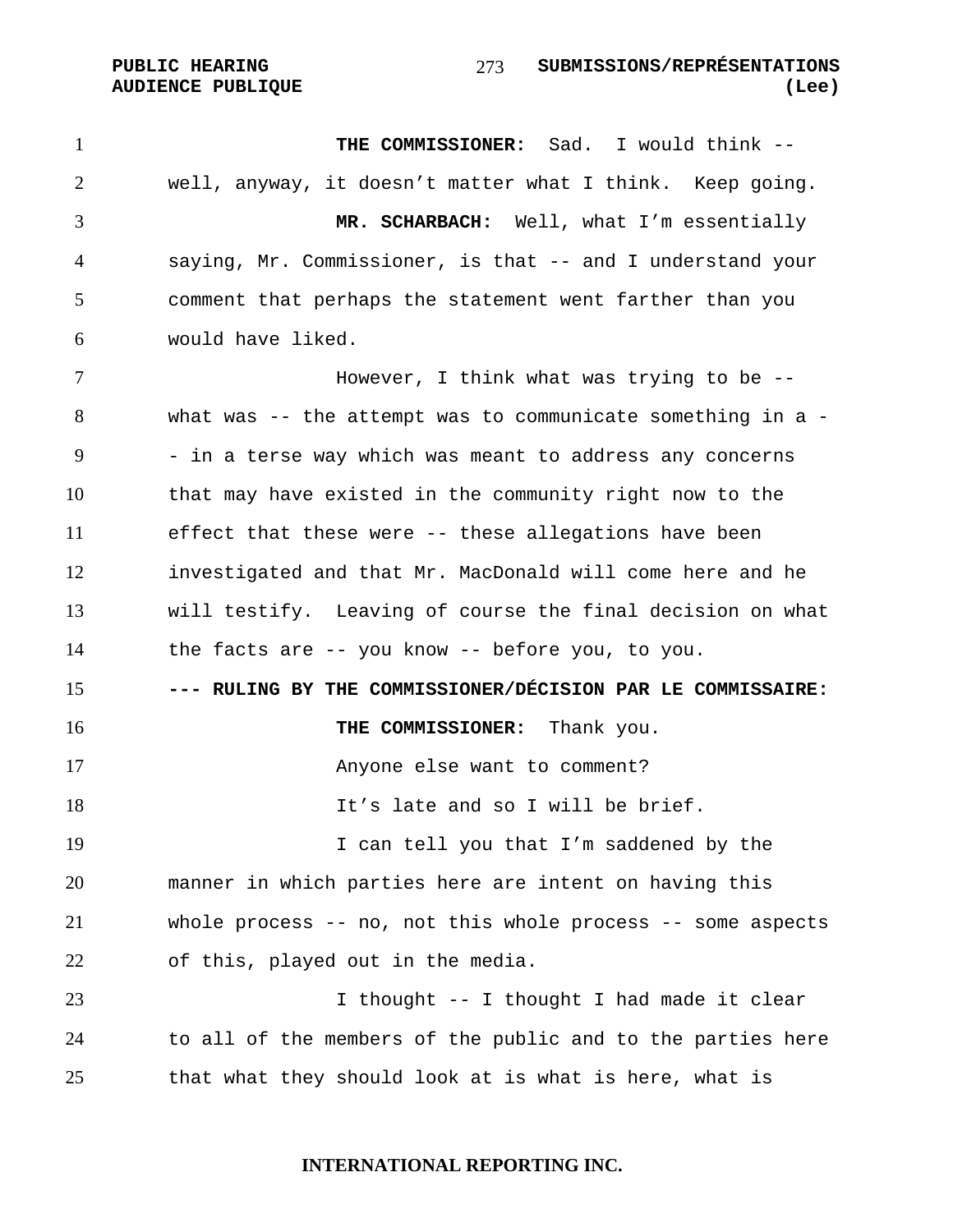**THE COMMISSIONER:** Sad. I would think -- well, anyway, it doesn't matter what I think. Keep going.

**MR. SCHARBACH:** Well, what I'm essentially saying, Mr. Commissioner, is that -- and I understand your comment that perhaps the statement went farther than you would have liked.

However, I think what was trying to be -- what was -- the attempt was to communicate something in a -- in a terse way which was meant to address any concerns that may have existed in the community right now to the effect that these were -- these allegations have been investigated and that Mr. MacDonald will come here and he will testify. Leaving of course the final decision on what the facts are -- you know -- before you, to you.

**--- RULING BY THE COMMISSIONER/DÉCISION PAR LE COMMISSAIRE:**

**THE COMMISSIONER:** Thank you.

Anyone else want to comment?

It's late and so I will be brief.

I can tell you that I'm saddened by the manner in which parties here are intent on having this whole process -- no, not this whole process -- some aspects of this, played out in the media.

I thought -- I thought I had made it clear to all of the members of the public and to the parties here that what they should look at is what is here, what is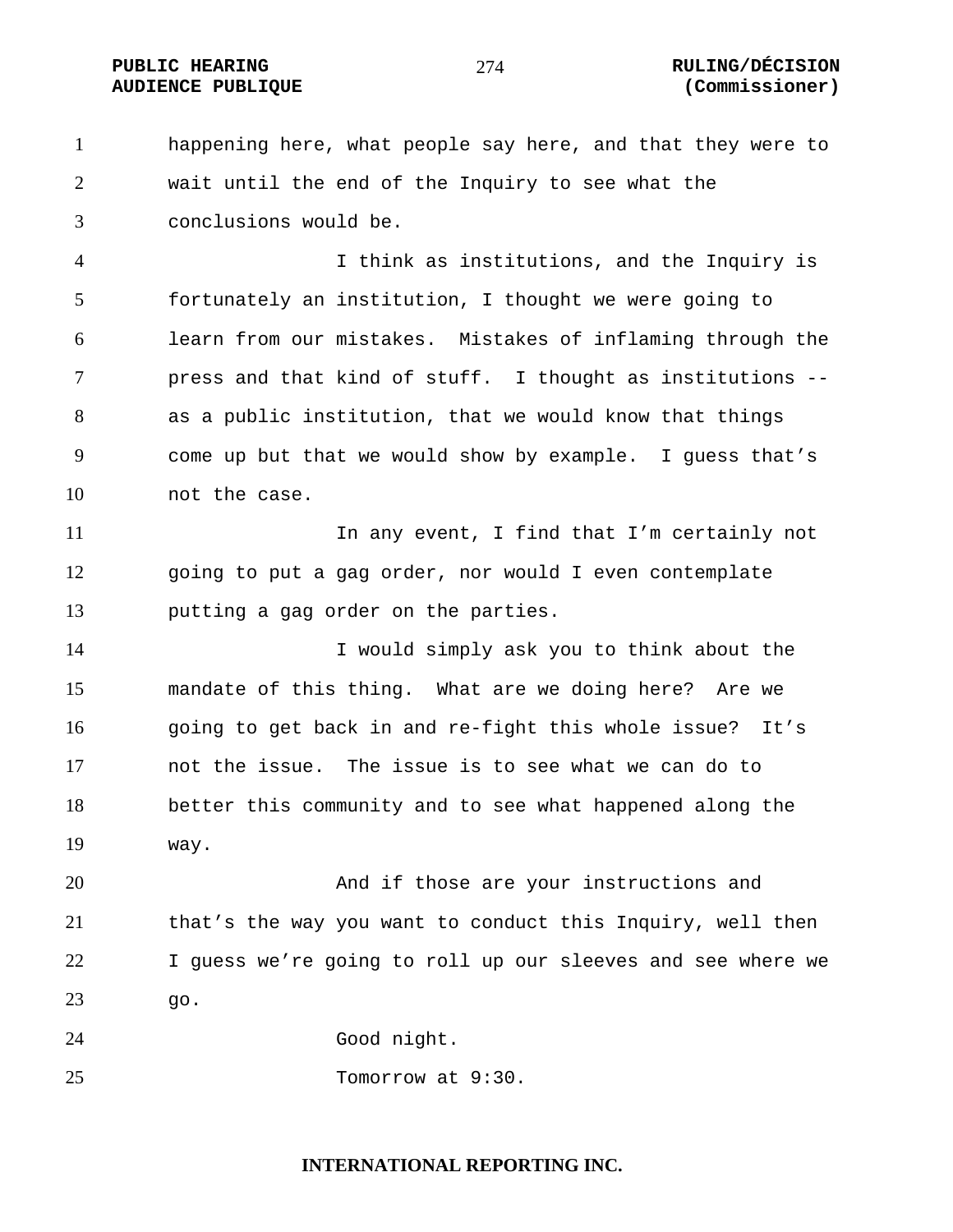happening here, what people say here, and that they were to wait until the end of the Inquiry to see what the conclusions would be.

I think as institutions, and the Inquiry is fortunately an institution, I thought we were going to learn from our mistakes. Mistakes of inflaming through the press and that kind of stuff. I thought as institutions -- as a public institution, that we would know that things come up but that we would show by example. I guess that's not the case.

In any event, I find that I'm certainly not going to put a gag order, nor would I even contemplate putting a gag order on the parties.

I would simply ask you to think about the mandate of this thing. What are we doing here? Are we going to get back in and re-fight this whole issue? It's not the issue. The issue is to see what we can do to better this community and to see what happened along the way.

And if those are your instructions and that's the way you want to conduct this Inquiry, well then I guess we're going to roll up our sleeves and see where we go.

Good night.

Tomorrow at 9:30.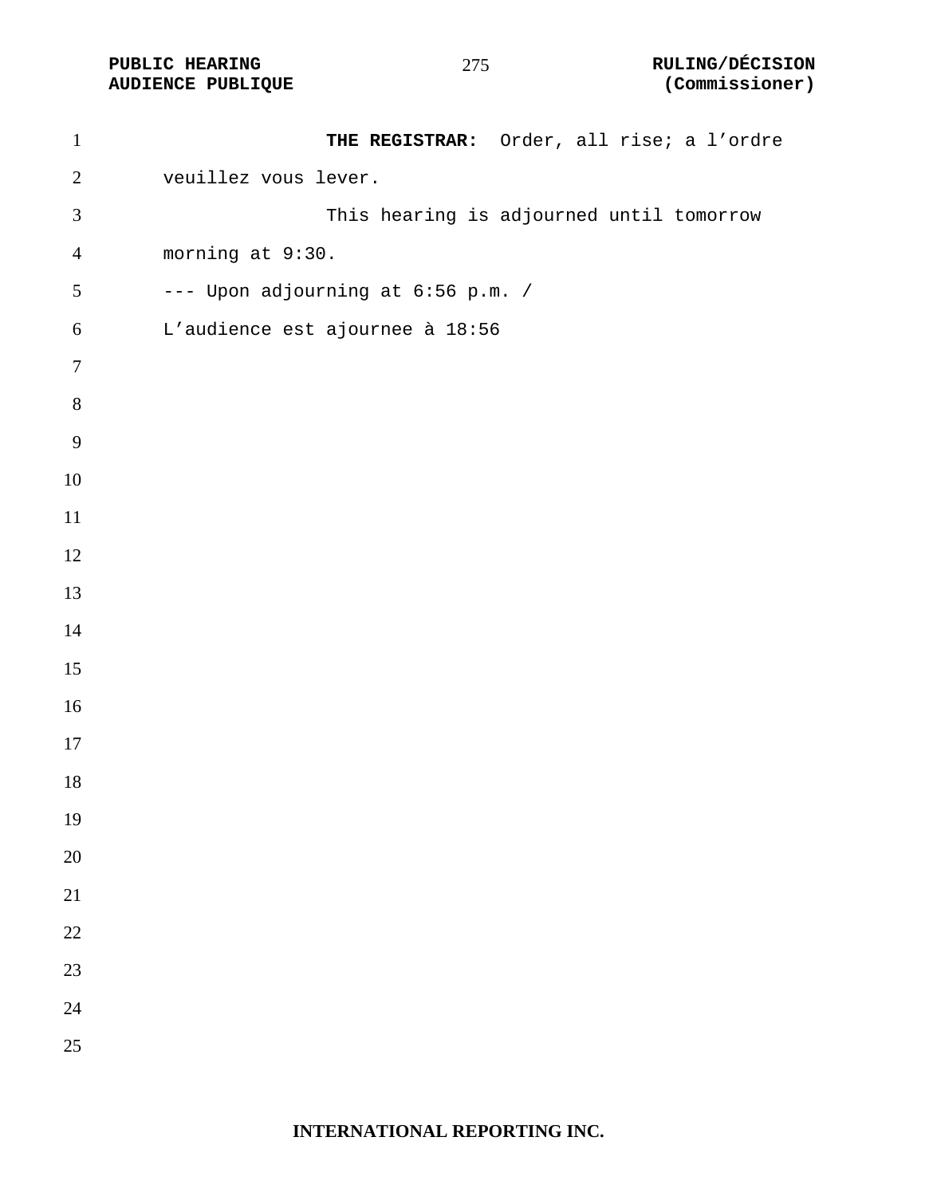**THE REGISTRAR:** Order, all rise; a l’ordre veuillez vous lever.

This hearing is adjourned until tomorrow morning at 9:30.

--- Upon adjourning at 6:56 p.m. / L’audience est ajournee à 18:56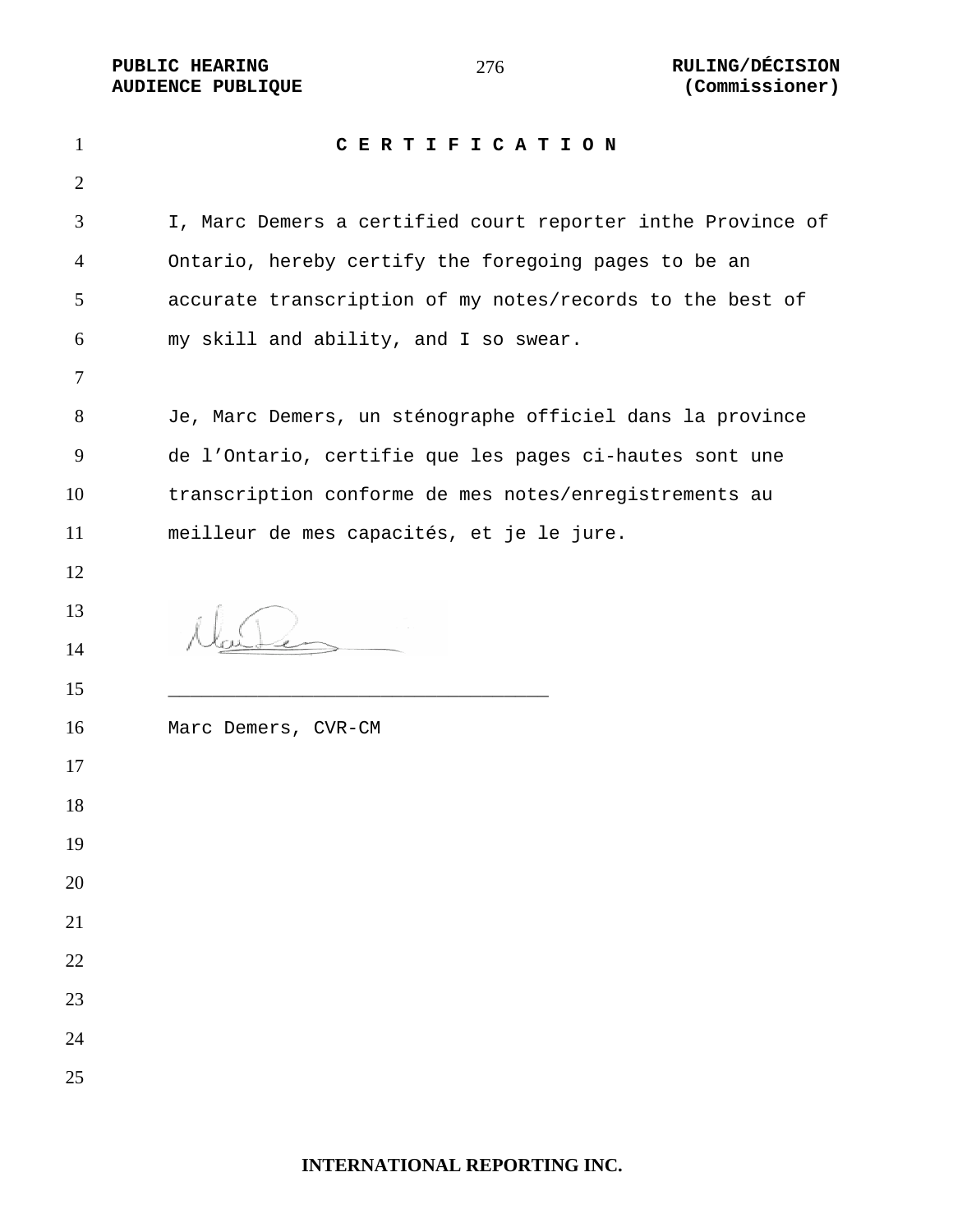# C E R T I F I C A T I O N

I, Marc Demers a certified court reporter inthe Province of Ontario, hereby certify the foregoing pages to be an accurate transcription of my notes/records to the best of my skill and ability, and I so swear.

Je, Marc Demers, un sténographe officiel dans la province de l'Ontario, certifie que les pages ci-hautes sont une transcription conforme de mes notes/enregistrements au meilleur de mes capacités, et je le jure.

\_\_\_\_\_\_\_\_\_\_\_\_\_\_\_\_\_\_\_\_\_\_\_\_\_\_\_\_\_\_\_\_\_\_

Marc Demers, CVR-CM